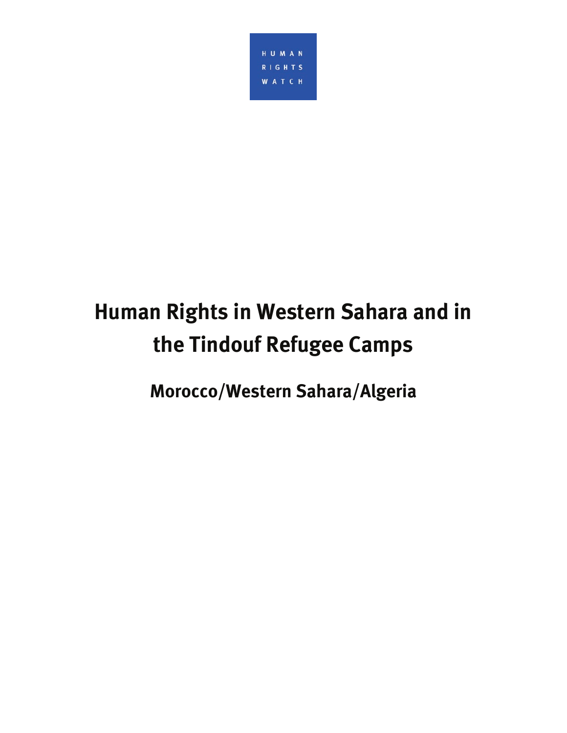HUMAN RIGHTS WATCH

# Human Rights in Western Sahara and in the Tindouf Refugee Camps

## Morocco/Western Sahara/Algeria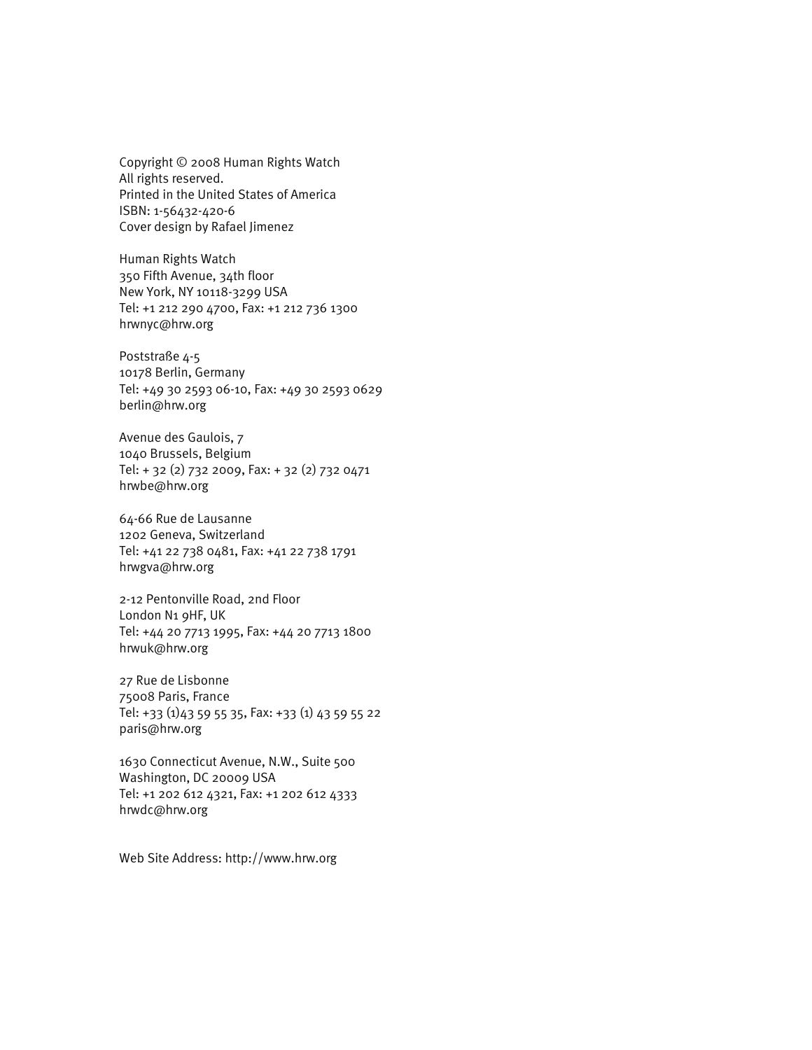Copyright © 2008 Human Rights Watch
All rights reserved.
Printed in the United States of America
ISBN: 1-56432-420-6
Cover design by Rafael Jimenez

Human Rights Watch
350 Fifth Avenue, 34th floor
New York, NY 10118-3299 USA
Tel: +1 212 290 4700, Fax: +1 212 736 1300
hrwnyc@hrw.org

Poststraße 4-5
10178 Berlin, Germany
Tel: +49 30 2593 06-10, Fax: +49 30 2593 0629
berlin@hrw.org

Avenue des Gaulois, 7
1040 Brussels, Belgium
Tel: + 32 (2) 732 2009, Fax: + 32 (2) 732 0471
hrwbe@hrw.org

64-66 Rue de Lausanne
1202 Geneva, Switzerland
Tel: +41 22 738 0481, Fax: +41 22 738 1791
hrwgva@hrw.org

2-12 Pentonville Road, 2nd Floor
London N1 9HF, UK
Tel: +44 20 7713 1995, Fax: +44 20 7713 1800
hrwuk@hrw.org

27 Rue de Lisbonne
75008 Paris, France
Tel: +33 (1)43 59 55 35, Fax: +33 (1) 43 59 55 22
paris@hrw.org

1630 Connecticut Avenue, N.W., Suite 500
Washington, DC 20009 USA
Tel: +1 202 612 4321, Fax: +1 202 612 4333
hrwdc@hrw.org

Web Site Address: http://www.hrw.org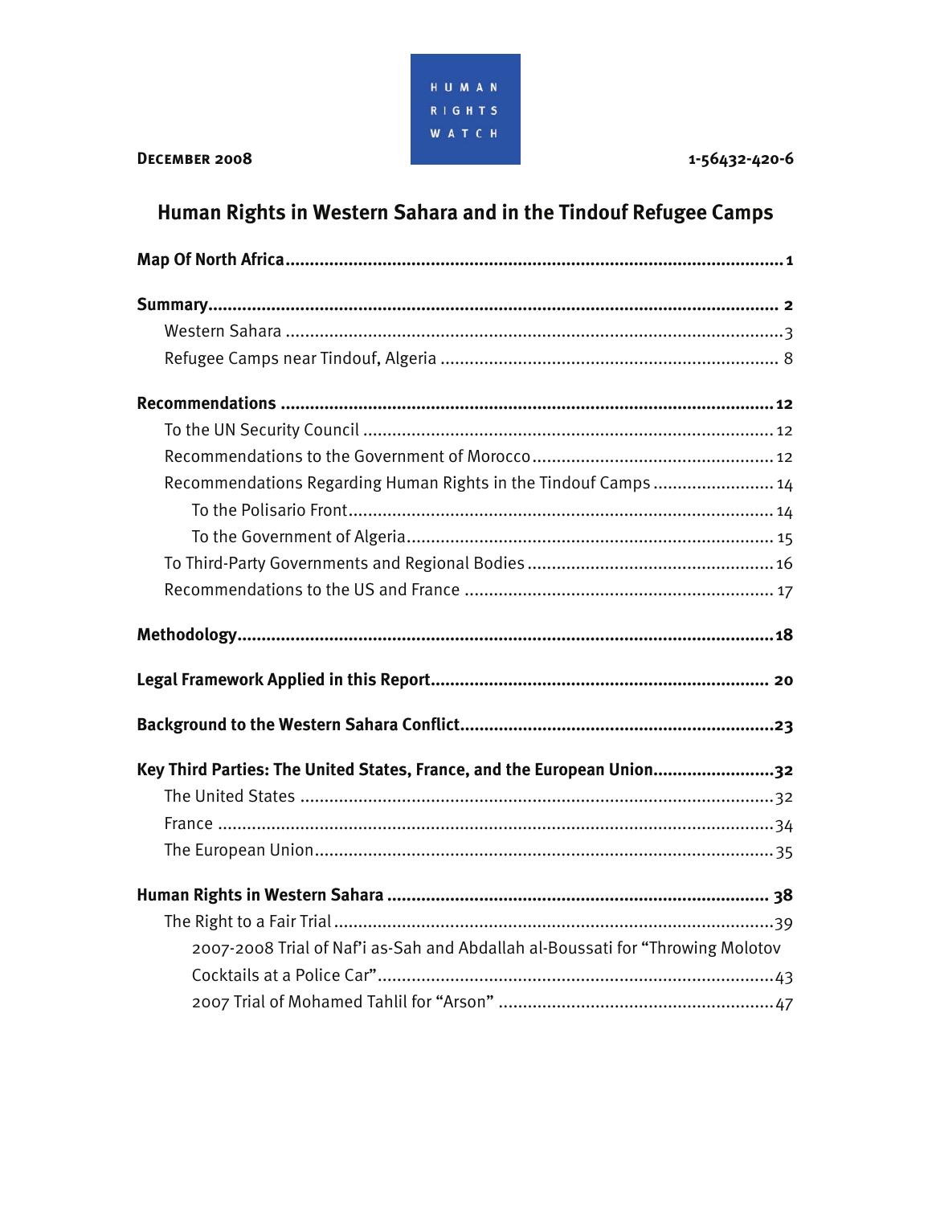HUMAN RIGHTS WATCH

**December 2008** 1-56432-420-6

# Human Rights in Western Sahara and in the Tindouf Refugee Camps

**Map Of North Africa** ..... 1

**Summary** ..... 2

- Western Sahara ..... 3
- Refugee Camps near Tindouf, Algeria ..... 8

**Recommendations** ..... 12

- To the UN Security Council ..... 12
- Recommendations to the Government of Morocco ..... 12
- Recommendations Regarding Human Rights in the Tindouf Camps ..... 14
  - To the Polisario Front ..... 14
  - To the Government of Algeria ..... 15
- To Third-Party Governments and Regional Bodies ..... 16
- Recommendations to the US and France ..... 17

**Methodology** ..... 18

**Legal Framework Applied in this Report** ..... 20

**Background to the Western Sahara Conflict** ..... 23

**Key Third Parties: The United States, France, and the European Union** ..... 32

- The United States ..... 32
- France ..... 34
- The European Union ..... 35

**Human Rights in Western Sahara** ..... 38

- The Right to a Fair Trial ..... 39
  - 2007-2008 Trial of Naf'i as-Sah and Abdallah al-Boussati for "Throwing Molotov Cocktails at a Police Car" ..... 43
  - 2007 Trial of Mohamed Tahlil for "Arson" ..... 47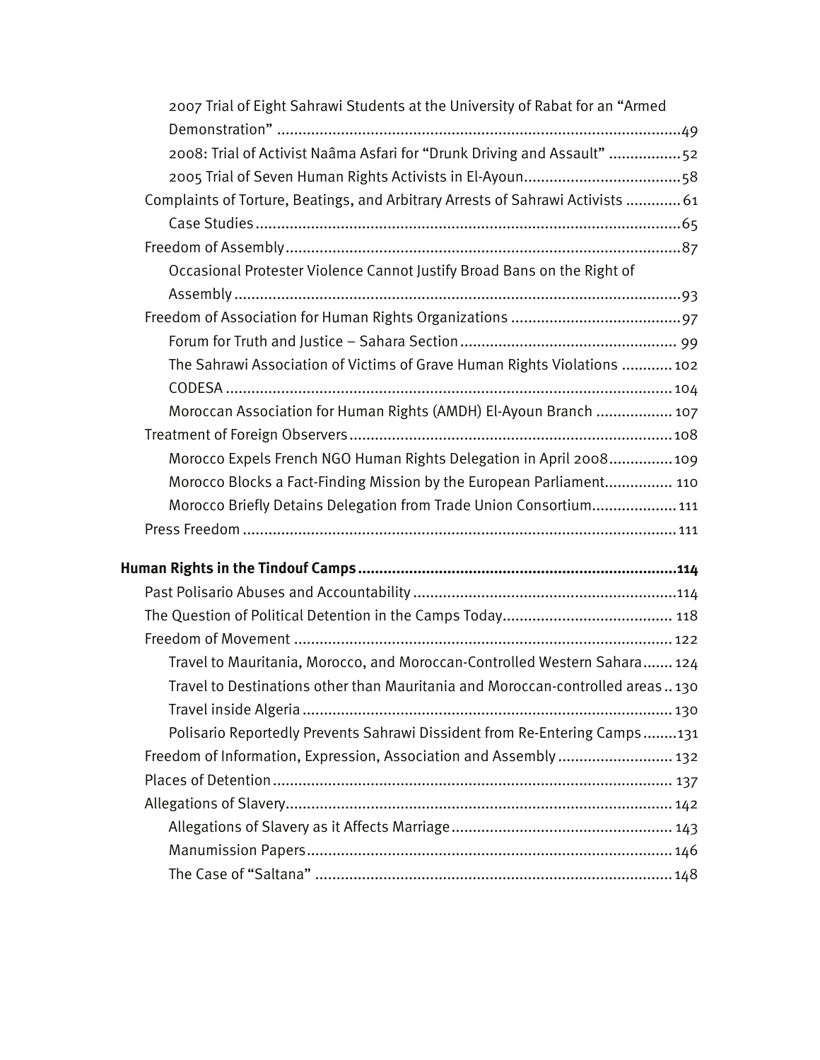2007 Trial of Eight Sahrawi Students at the University of Rabat for an "Armed Demonstration" ....................49

2008: Trial of Activist Naâma Asfari for "Drunk Driving and Assault" ....................52

2005 Trial of Seven Human Rights Activists in El-Ayoun....................58

Complaints of Torture, Beatings, and Arbitrary Arrests of Sahrawi Activists ....................61

Case Studies....................65

Freedom of Assembly....................87

Occasional Protester Violence Cannot Justify Broad Bans on the Right of Assembly....................93

Freedom of Association for Human Rights Organizations....................97

Forum for Truth and Justice – Sahara Section....................99

The Sahrawi Association of Victims of Grave Human Rights Violations ....................102

CODESA....................104

Moroccan Association for Human Rights (AMDH) El-Ayoun Branch ....................107

Treatment of Foreign Observers....................108

Morocco Expels French NGO Human Rights Delegation in April 2008....................109

Morocco Blocks a Fact-Finding Mission by the European Parliament....................110

Morocco Briefly Detains Delegation from Trade Union Consortium....................111

Press Freedom....................111

**Human Rights in the Tindouf Camps....................114**

Past Polisario Abuses and Accountability....................114

The Question of Political Detention in the Camps Today....................118

Freedom of Movement....................122

Travel to Mauritania, Morocco, and Moroccan-Controlled Western Sahara....................124

Travel to Destinations other than Mauritania and Moroccan-controlled areas....................130

Travel inside Algeria....................130

Polisario Reportedly Prevents Sahrawi Dissident from Re-Entering Camps....................131

Freedom of Information, Expression, Association and Assembly....................132

Places of Detention....................137

Allegations of Slavery....................142

Allegations of Slavery as it Affects Marriage....................143

Manumission Papers....................146

The Case of "Saltana"....................148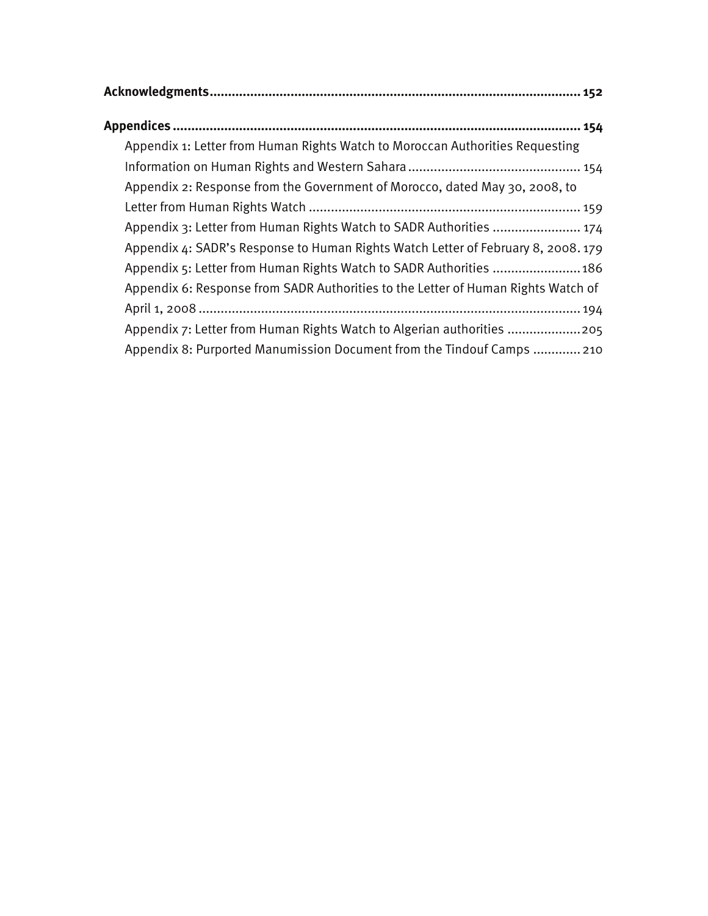**Acknowledgments.................................................................................................152**

**Appendices........................................................................................................154**

Appendix 1: Letter from Human Rights Watch to Moroccan Authorities Requesting Information on Human Rights and Western Sahara.............................................154

Appendix 2: Response from the Government of Morocco, dated May 30, 2008, to Letter from Human Rights Watch.........................................................................159

Appendix 3: Letter from Human Rights Watch to SADR Authorities........................174

Appendix 4: SADR's Response to Human Rights Watch Letter of February 8, 2008.179

Appendix 5: Letter from Human Rights Watch to SADR Authorities........................186

Appendix 6: Response from SADR Authorities to the Letter of Human Rights Watch of April 1, 2008........................................................................................................194

Appendix 7: Letter from Human Rights Watch to Algerian authorities....................205

Appendix 8: Purported Manumission Document from the Tindouf Camps.............210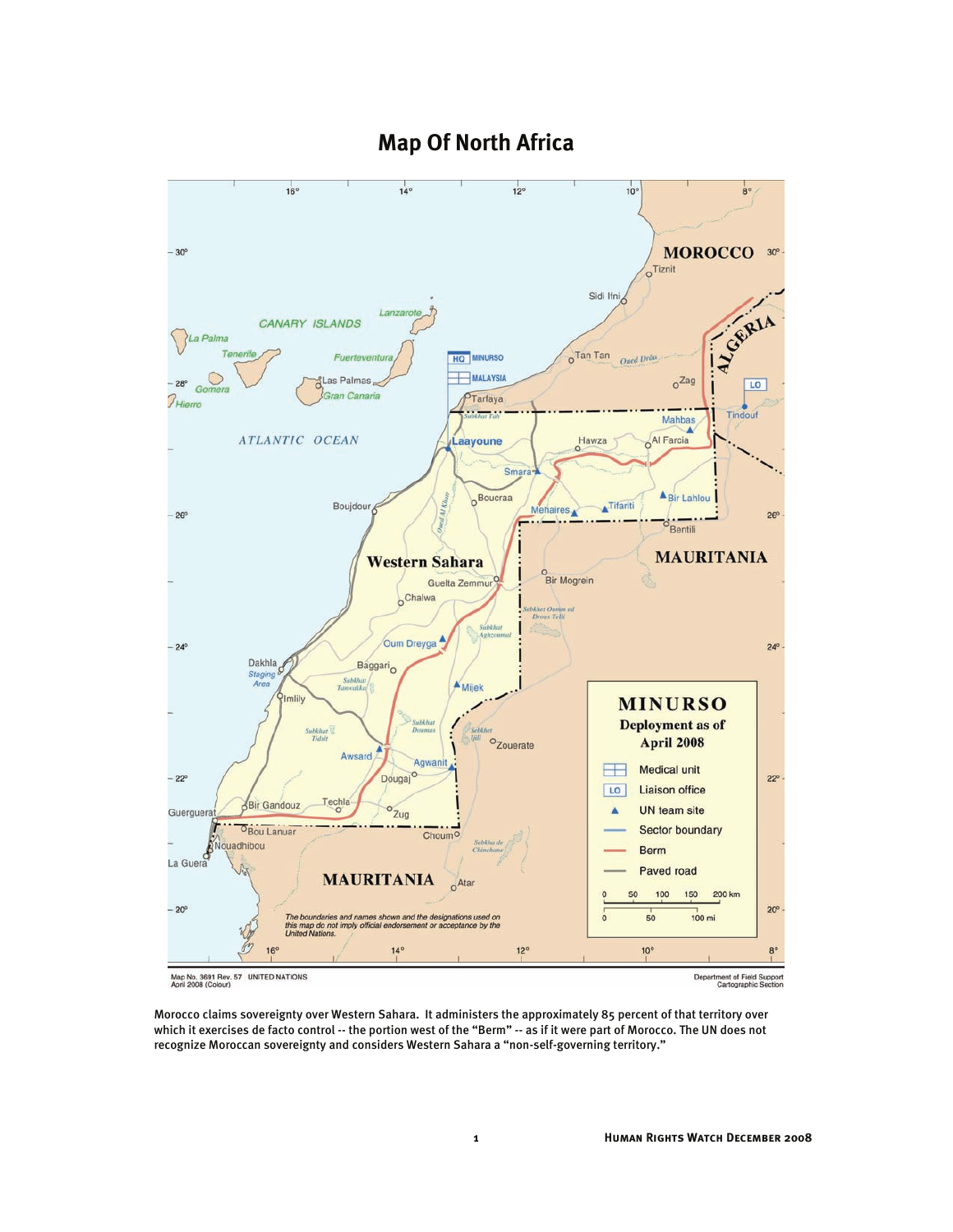# Map Of North Africa

MOROCCO

ALGERIA

MAURITANIA

Western Sahara

CANARY ISLANDS

ATLANTIC OCEAN

Tiznit

Sidi Ifni

Tan Tan

Zag

Tindouf

Tarfaya

Laayoune

Hawza

Al Farcia

Mahbas

Smara

Boucraa

Mehaires

Tifariti

Bir Lahlou

Bentili

Boujdour

Bir Mogrein

Guelta Zemmur

Chalwa

Oum Dreyga

Baggari

Dakhla

Staging Area

Imlily

Mijek

Zouerate

Awsard

Agwanit

Dougaj

Bir Gandouz

Techla

Zug

Guerguerat

Bou Lanuar

Choum

Nouadhibou

La Guera

Atar

La Palma

Tenerife

Gomera

Hierro

Las Palmas

Gran Canaria

Fuerteventura

Lanzarote

HQ MINURSO

MALAYSIA

LO

MINURSO

Deployment as of April 2008

Medical unit

Liaison office

UN team site

Sector boundary

Berm

Paved road

0 50 100 150 200 km

0 50 100 mi

The boundaries and names shown and the designations used on this map do not imply official endorsement or acceptance by the United Nations.

Map No. 3691 Rev. 57 UNITED NATIONS
April 2008 (Colour)

Department of Field Support
Cartographic Section

Morocco claims sovereignty over Western Sahara. It administers the approximately 85 percent of that territory over which it exercises de facto control -- the portion west of the "Berm" -- as if it were part of Morocco. The UN does not recognize Moroccan sovereignty and considers Western Sahara a "non-self-governing territory."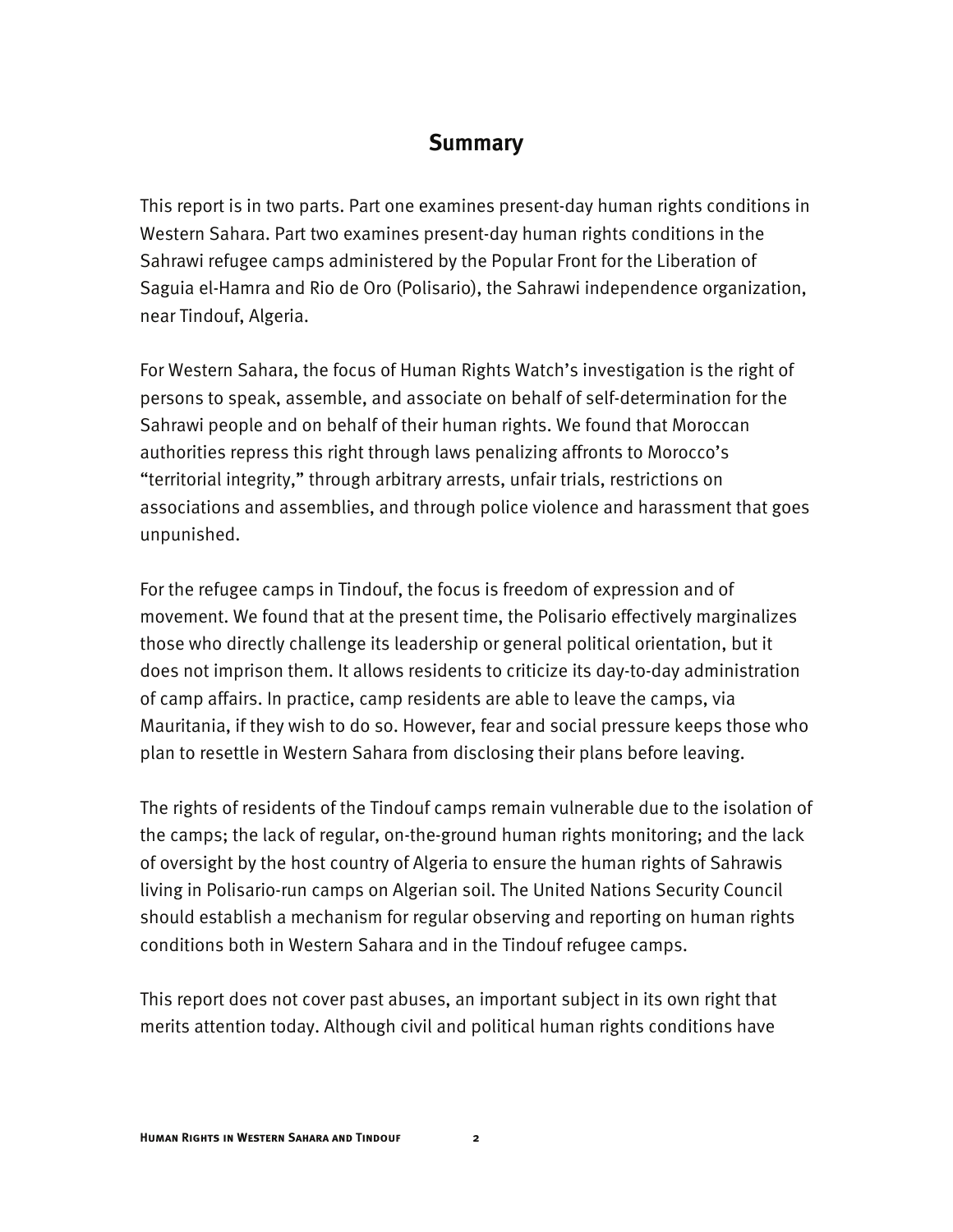## Summary

This report is in two parts. Part one examines present-day human rights conditions in Western Sahara. Part two examines present-day human rights conditions in the Sahrawi refugee camps administered by the Popular Front for the Liberation of Saguia el-Hamra and Rio de Oro (Polisario), the Sahrawi independence organization, near Tindouf, Algeria.

For Western Sahara, the focus of Human Rights Watch's investigation is the right of persons to speak, assemble, and associate on behalf of self-determination for the Sahrawi people and on behalf of their human rights. We found that Moroccan authorities repress this right through laws penalizing affronts to Morocco's "territorial integrity," through arbitrary arrests, unfair trials, restrictions on associations and assemblies, and through police violence and harassment that goes unpunished.

For the refugee camps in Tindouf, the focus is freedom of expression and of movement. We found that at the present time, the Polisario effectively marginalizes those who directly challenge its leadership or general political orientation, but it does not imprison them. It allows residents to criticize its day-to-day administration of camp affairs. In practice, camp residents are able to leave the camps, via Mauritania, if they wish to do so. However, fear and social pressure keeps those who plan to resettle in Western Sahara from disclosing their plans before leaving.

The rights of residents of the Tindouf camps remain vulnerable due to the isolation of the camps; the lack of regular, on-the-ground human rights monitoring; and the lack of oversight by the host country of Algeria to ensure the human rights of Sahrawis living in Polisario-run camps on Algerian soil. The United Nations Security Council should establish a mechanism for regular observing and reporting on human rights conditions both in Western Sahara and in the Tindouf refugee camps.

This report does not cover past abuses, an important subject in its own right that merits attention today. Although civil and political human rights conditions have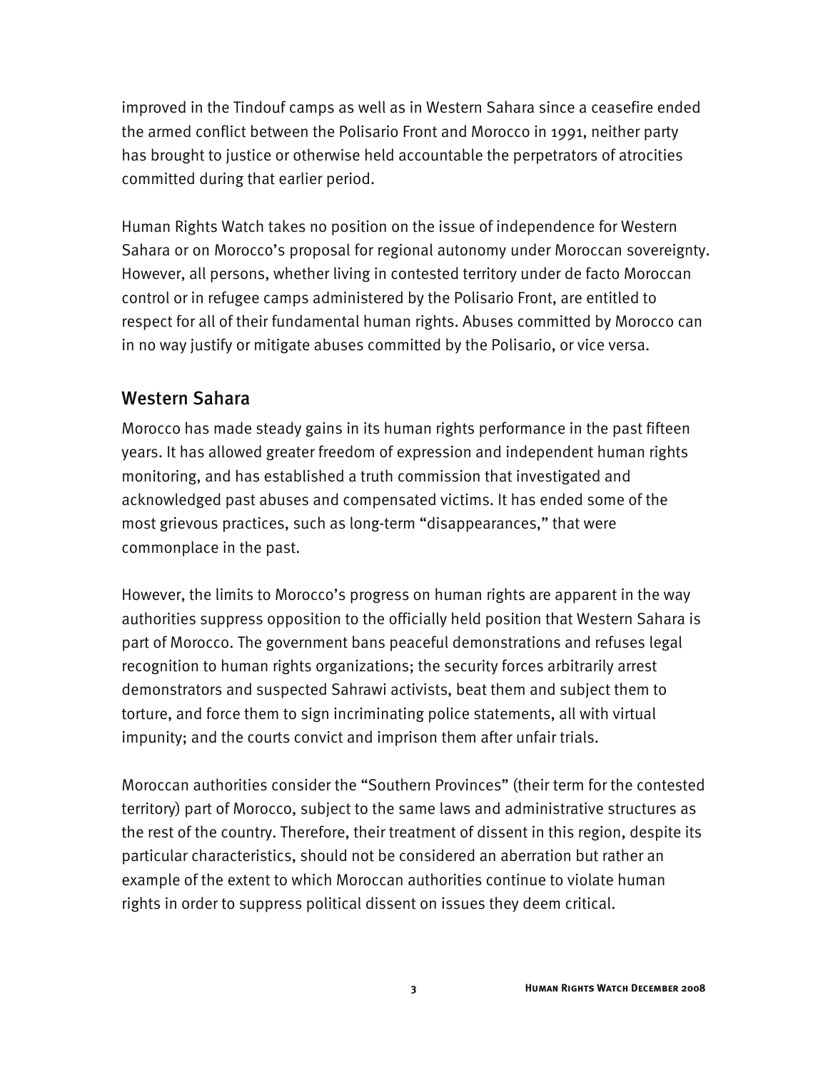improved in the Tindouf camps as well as in Western Sahara since a ceasefire ended the armed conflict between the Polisario Front and Morocco in 1991, neither party has brought to justice or otherwise held accountable the perpetrators of atrocities committed during that earlier period.

Human Rights Watch takes no position on the issue of independence for Western Sahara or on Morocco's proposal for regional autonomy under Moroccan sovereignty. However, all persons, whether living in contested territory under de facto Moroccan control or in refugee camps administered by the Polisario Front, are entitled to respect for all of their fundamental human rights. Abuses committed by Morocco can in no way justify or mitigate abuses committed by the Polisario, or vice versa.

## Western Sahara

Morocco has made steady gains in its human rights performance in the past fifteen years. It has allowed greater freedom of expression and independent human rights monitoring, and has established a truth commission that investigated and acknowledged past abuses and compensated victims. It has ended some of the most grievous practices, such as long-term "disappearances," that were commonplace in the past.

However, the limits to Morocco's progress on human rights are apparent in the way authorities suppress opposition to the officially held position that Western Sahara is part of Morocco. The government bans peaceful demonstrations and refuses legal recognition to human rights organizations; the security forces arbitrarily arrest demonstrators and suspected Sahrawi activists, beat them and subject them to torture, and force them to sign incriminating police statements, all with virtual impunity; and the courts convict and imprison them after unfair trials.

Moroccan authorities consider the "Southern Provinces" (their term for the contested territory) part of Morocco, subject to the same laws and administrative structures as the rest of the country. Therefore, their treatment of dissent in this region, despite its particular characteristics, should not be considered an aberration but rather an example of the extent to which Moroccan authorities continue to violate human rights in order to suppress political dissent on issues they deem critical.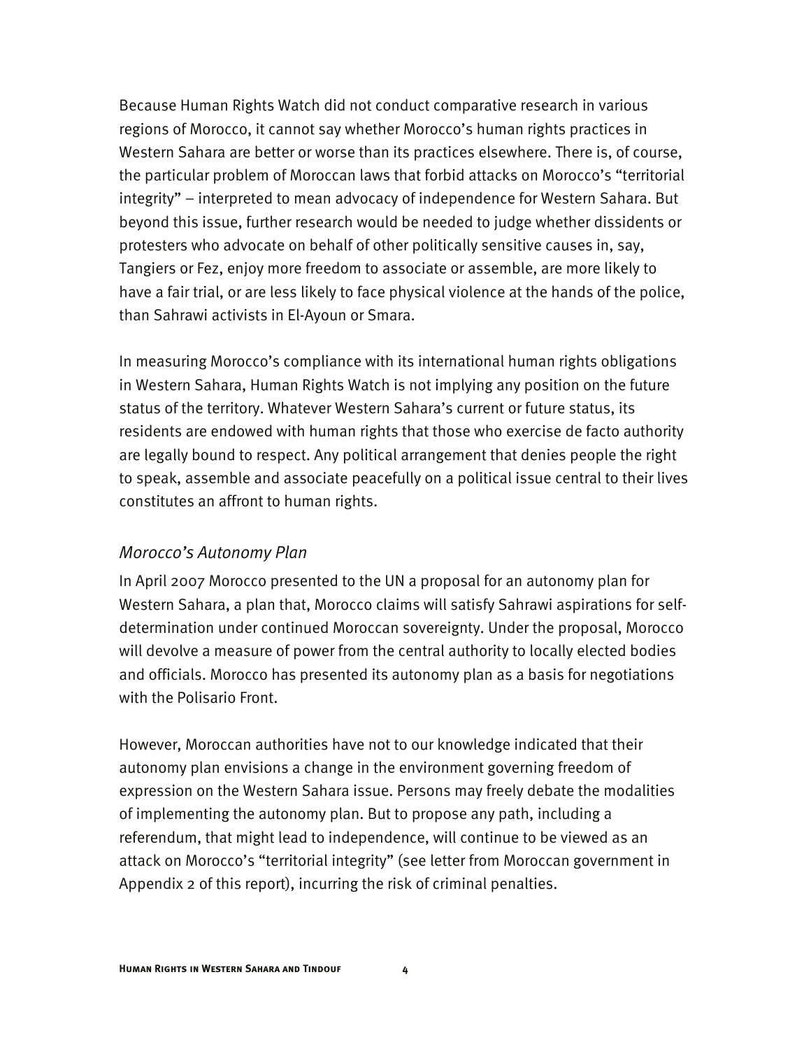Because Human Rights Watch did not conduct comparative research in various regions of Morocco, it cannot say whether Morocco's human rights practices in Western Sahara are better or worse than its practices elsewhere. There is, of course, the particular problem of Moroccan laws that forbid attacks on Morocco's "territorial integrity" – interpreted to mean advocacy of independence for Western Sahara. But beyond this issue, further research would be needed to judge whether dissidents or protesters who advocate on behalf of other politically sensitive causes in, say, Tangiers or Fez, enjoy more freedom to associate or assemble, are more likely to have a fair trial, or are less likely to face physical violence at the hands of the police, than Sahrawi activists in El-Ayoun or Smara.

In measuring Morocco's compliance with its international human rights obligations in Western Sahara, Human Rights Watch is not implying any position on the future status of the territory. Whatever Western Sahara's current or future status, its residents are endowed with human rights that those who exercise de facto authority are legally bound to respect. Any political arrangement that denies people the right to speak, assemble and associate peacefully on a political issue central to their lives constitutes an affront to human rights.

### *Morocco's Autonomy Plan*

In April 2007 Morocco presented to the UN a proposal for an autonomy plan for Western Sahara, a plan that, Morocco claims will satisfy Sahrawi aspirations for self-determination under continued Moroccan sovereignty. Under the proposal, Morocco will devolve a measure of power from the central authority to locally elected bodies and officials. Morocco has presented its autonomy plan as a basis for negotiations with the Polisario Front.

However, Moroccan authorities have not to our knowledge indicated that their autonomy plan envisions a change in the environment governing freedom of expression on the Western Sahara issue. Persons may freely debate the modalities of implementing the autonomy plan. But to propose any path, including a referendum, that might lead to independence, will continue to be viewed as an attack on Morocco's "territorial integrity" (see letter from Moroccan government in Appendix 2 of this report), incurring the risk of criminal penalties.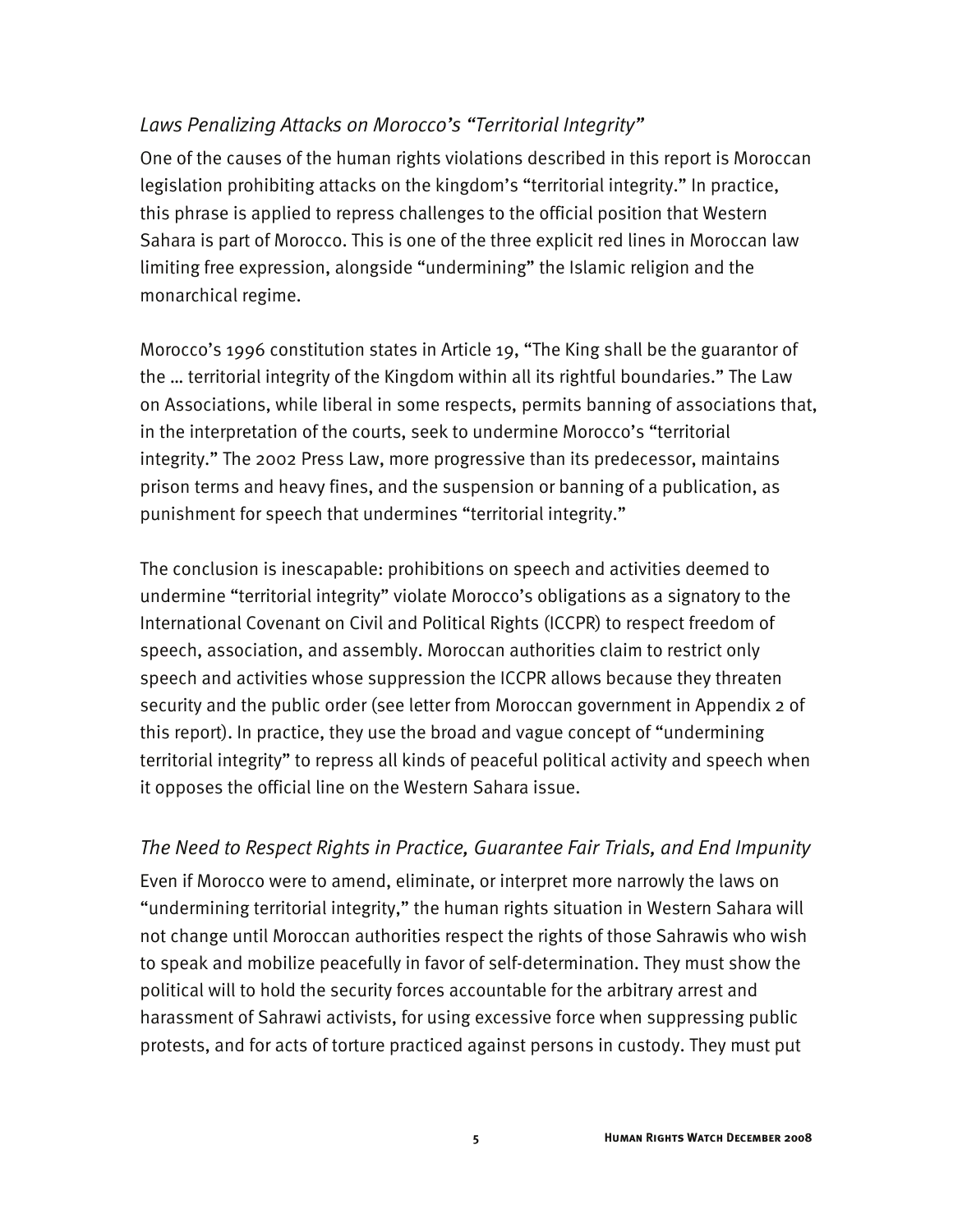### *Laws Penalizing Attacks on Morocco's "Territorial Integrity"*

One of the causes of the human rights violations described in this report is Moroccan legislation prohibiting attacks on the kingdom's "territorial integrity." In practice, this phrase is applied to repress challenges to the official position that Western Sahara is part of Morocco. This is one of the three explicit red lines in Moroccan law limiting free expression, alongside "undermining" the Islamic religion and the monarchical regime.

Morocco's 1996 constitution states in Article 19, "The King shall be the guarantor of the … territorial integrity of the Kingdom within all its rightful boundaries." The Law on Associations, while liberal in some respects, permits banning of associations that, in the interpretation of the courts, seek to undermine Morocco's "territorial integrity." The 2002 Press Law, more progressive than its predecessor, maintains prison terms and heavy fines, and the suspension or banning of a publication, as punishment for speech that undermines "territorial integrity."

The conclusion is inescapable: prohibitions on speech and activities deemed to undermine "territorial integrity" violate Morocco's obligations as a signatory to the International Covenant on Civil and Political Rights (ICCPR) to respect freedom of speech, association, and assembly. Moroccan authorities claim to restrict only speech and activities whose suppression the ICCPR allows because they threaten security and the public order (see letter from Moroccan government in Appendix 2 of this report). In practice, they use the broad and vague concept of "undermining territorial integrity" to repress all kinds of peaceful political activity and speech when it opposes the official line on the Western Sahara issue.

### *The Need to Respect Rights in Practice, Guarantee Fair Trials, and End Impunity*

Even if Morocco were to amend, eliminate, or interpret more narrowly the laws on "undermining territorial integrity," the human rights situation in Western Sahara will not change until Moroccan authorities respect the rights of those Sahrawis who wish to speak and mobilize peacefully in favor of self-determination. They must show the political will to hold the security forces accountable for the arbitrary arrest and harassment of Sahrawi activists, for using excessive force when suppressing public protests, and for acts of torture practiced against persons in custody. They must put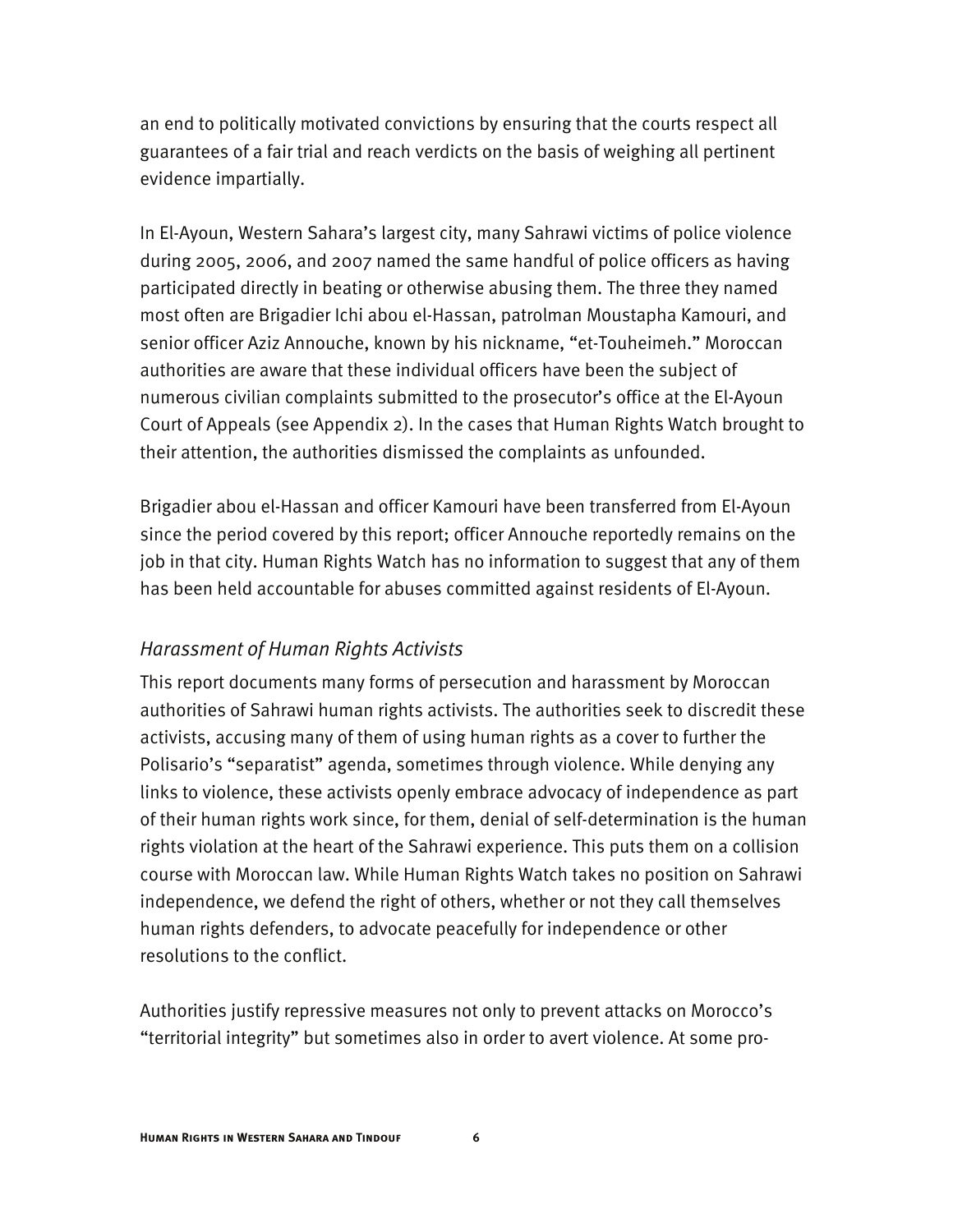an end to politically motivated convictions by ensuring that the courts respect all guarantees of a fair trial and reach verdicts on the basis of weighing all pertinent evidence impartially.

In El-Ayoun, Western Sahara's largest city, many Sahrawi victims of police violence during 2005, 2006, and 2007 named the same handful of police officers as having participated directly in beating or otherwise abusing them. The three they named most often are Brigadier Ichi abou el-Hassan, patrolman Moustapha Kamouri, and senior officer Aziz Annouche, known by his nickname, "et-Touheimeh." Moroccan authorities are aware that these individual officers have been the subject of numerous civilian complaints submitted to the prosecutor's office at the El-Ayoun Court of Appeals (see Appendix 2). In the cases that Human Rights Watch brought to their attention, the authorities dismissed the complaints as unfounded.

Brigadier abou el-Hassan and officer Kamouri have been transferred from El-Ayoun since the period covered by this report; officer Annouche reportedly remains on the job in that city. Human Rights Watch has no information to suggest that any of them has been held accountable for abuses committed against residents of El-Ayoun.

### *Harassment of Human Rights Activists*

This report documents many forms of persecution and harassment by Moroccan authorities of Sahrawi human rights activists. The authorities seek to discredit these activists, accusing many of them of using human rights as a cover to further the Polisario's "separatist" agenda, sometimes through violence. While denying any links to violence, these activists openly embrace advocacy of independence as part of their human rights work since, for them, denial of self-determination is the human rights violation at the heart of the Sahrawi experience. This puts them on a collision course with Moroccan law. While Human Rights Watch takes no position on Sahrawi independence, we defend the right of others, whether or not they call themselves human rights defenders, to advocate peacefully for independence or other resolutions to the conflict.

Authorities justify repressive measures not only to prevent attacks on Morocco's "territorial integrity" but sometimes also in order to avert violence. At some pro-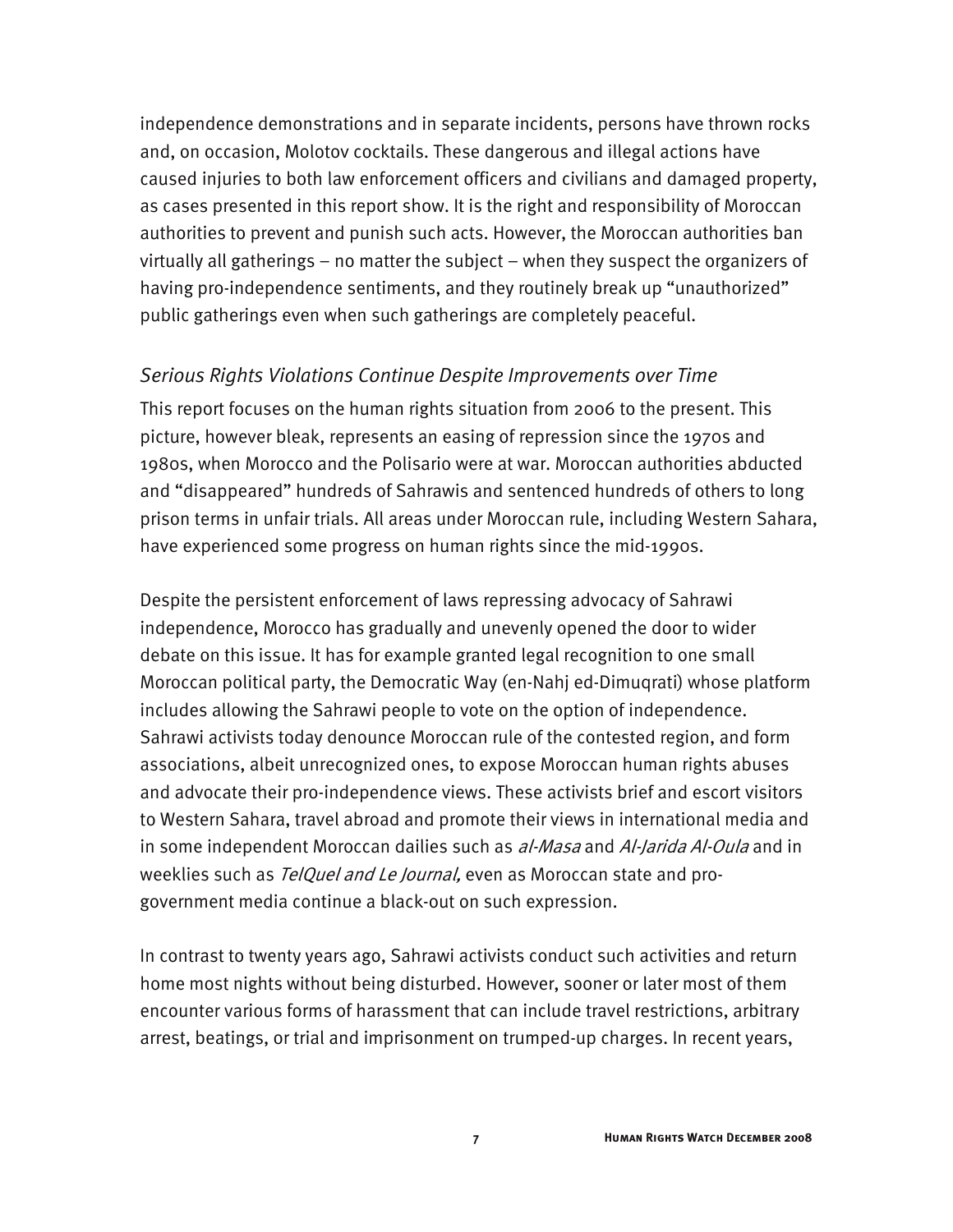independence demonstrations and in separate incidents, persons have thrown rocks and, on occasion, Molotov cocktails. These dangerous and illegal actions have caused injuries to both law enforcement officers and civilians and damaged property, as cases presented in this report show. It is the right and responsibility of Moroccan authorities to prevent and punish such acts. However, the Moroccan authorities ban virtually all gatherings – no matter the subject – when they suspect the organizers of having pro-independence sentiments, and they routinely break up "unauthorized" public gatherings even when such gatherings are completely peaceful.

### *Serious Rights Violations Continue Despite Improvements over Time*

This report focuses on the human rights situation from 2006 to the present. This picture, however bleak, represents an easing of repression since the 1970s and 1980s, when Morocco and the Polisario were at war. Moroccan authorities abducted and "disappeared" hundreds of Sahrawis and sentenced hundreds of others to long prison terms in unfair trials. All areas under Moroccan rule, including Western Sahara, have experienced some progress on human rights since the mid-1990s.

Despite the persistent enforcement of laws repressing advocacy of Sahrawi independence, Morocco has gradually and unevenly opened the door to wider debate on this issue. It has for example granted legal recognition to one small Moroccan political party, the Democratic Way (en-Nahj ed-Dimuqrati) whose platform includes allowing the Sahrawi people to vote on the option of independence. Sahrawi activists today denounce Moroccan rule of the contested region, and form associations, albeit unrecognized ones, to expose Moroccan human rights abuses and advocate their pro-independence views. These activists brief and escort visitors to Western Sahara, travel abroad and promote their views in international media and in some independent Moroccan dailies such as *al-Masa* and *Al-Jarida Al-Oula* and in weeklies such as *TelQuel and Le Journal,* even as Moroccan state and pro-government media continue a black-out on such expression.

In contrast to twenty years ago, Sahrawi activists conduct such activities and return home most nights without being disturbed. However, sooner or later most of them encounter various forms of harassment that can include travel restrictions, arbitrary arrest, beatings, or trial and imprisonment on trumped-up charges. In recent years,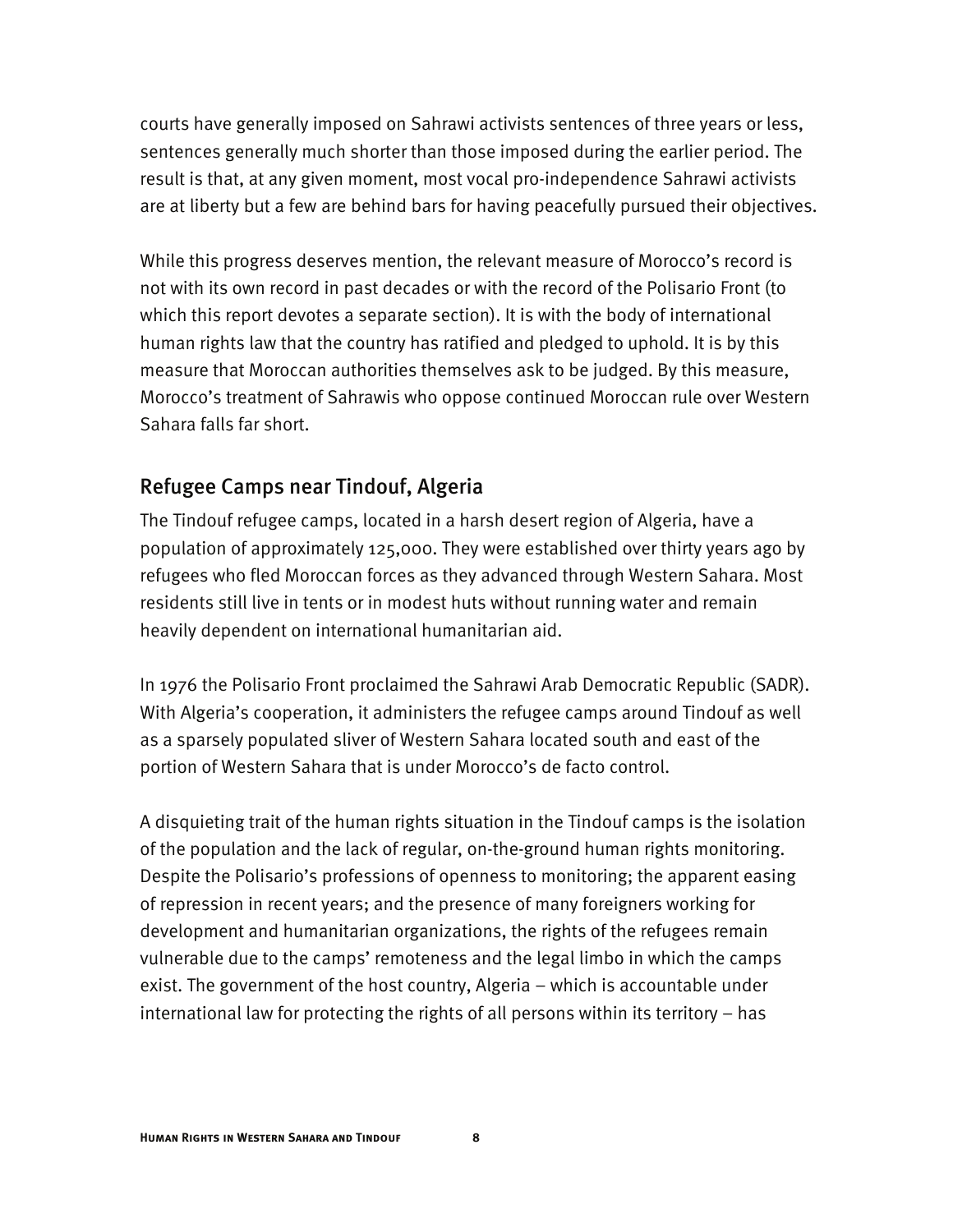courts have generally imposed on Sahrawi activists sentences of three years or less, sentences generally much shorter than those imposed during the earlier period. The result is that, at any given moment, most vocal pro-independence Sahrawi activists are at liberty but a few are behind bars for having peacefully pursued their objectives.

While this progress deserves mention, the relevant measure of Morocco's record is not with its own record in past decades or with the record of the Polisario Front (to which this report devotes a separate section). It is with the body of international human rights law that the country has ratified and pledged to uphold. It is by this measure that Moroccan authorities themselves ask to be judged. By this measure, Morocco's treatment of Sahrawis who oppose continued Moroccan rule over Western Sahara falls far short.

## Refugee Camps near Tindouf, Algeria

The Tindouf refugee camps, located in a harsh desert region of Algeria, have a population of approximately 125,000. They were established over thirty years ago by refugees who fled Moroccan forces as they advanced through Western Sahara. Most residents still live in tents or in modest huts without running water and remain heavily dependent on international humanitarian aid.

In 1976 the Polisario Front proclaimed the Sahrawi Arab Democratic Republic (SADR). With Algeria's cooperation, it administers the refugee camps around Tindouf as well as a sparsely populated sliver of Western Sahara located south and east of the portion of Western Sahara that is under Morocco's de facto control.

A disquieting trait of the human rights situation in the Tindouf camps is the isolation of the population and the lack of regular, on-the-ground human rights monitoring. Despite the Polisario's professions of openness to monitoring; the apparent easing of repression in recent years; and the presence of many foreigners working for development and humanitarian organizations, the rights of the refugees remain vulnerable due to the camps' remoteness and the legal limbo in which the camps exist. The government of the host country, Algeria – which is accountable under international law for protecting the rights of all persons within its territory – has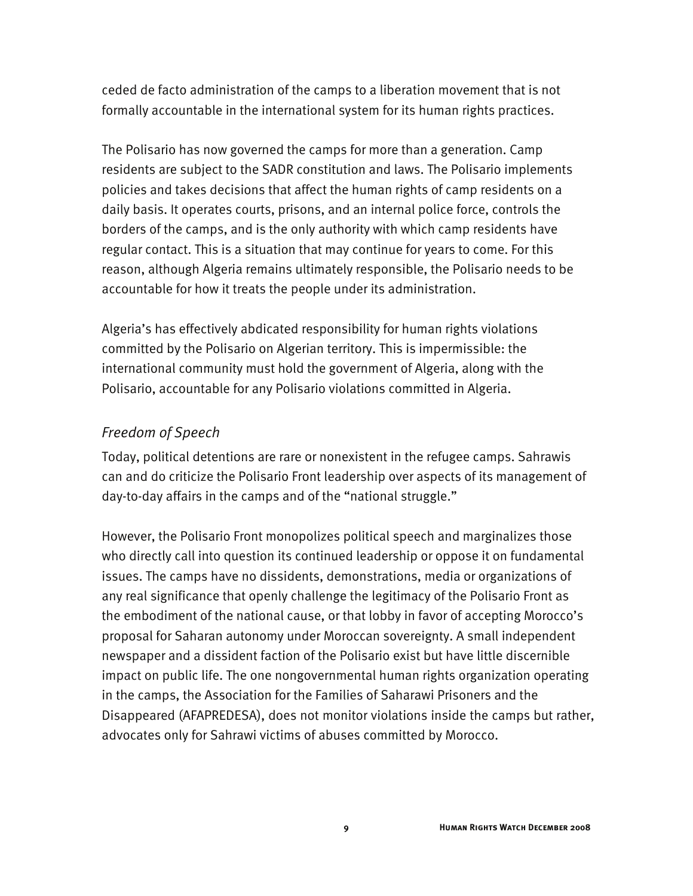ceded de facto administration of the camps to a liberation movement that is not formally accountable in the international system for its human rights practices.

The Polisario has now governed the camps for more than a generation. Camp residents are subject to the SADR constitution and laws. The Polisario implements policies and takes decisions that affect the human rights of camp residents on a daily basis. It operates courts, prisons, and an internal police force, controls the borders of the camps, and is the only authority with which camp residents have regular contact. This is a situation that may continue for years to come. For this reason, although Algeria remains ultimately responsible, the Polisario needs to be accountable for how it treats the people under its administration.

Algeria's has effectively abdicated responsibility for human rights violations committed by the Polisario on Algerian territory. This is impermissible: the international community must hold the government of Algeria, along with the Polisario, accountable for any Polisario violations committed in Algeria.

### *Freedom of Speech*

Today, political detentions are rare or nonexistent in the refugee camps. Sahrawis can and do criticize the Polisario Front leadership over aspects of its management of day-to-day affairs in the camps and of the "national struggle."

However, the Polisario Front monopolizes political speech and marginalizes those who directly call into question its continued leadership or oppose it on fundamental issues. The camps have no dissidents, demonstrations, media or organizations of any real significance that openly challenge the legitimacy of the Polisario Front as the embodiment of the national cause, or that lobby in favor of accepting Morocco's proposal for Saharan autonomy under Moroccan sovereignty. A small independent newspaper and a dissident faction of the Polisario exist but have little discernible impact on public life. The one nongovernmental human rights organization operating in the camps, the Association for the Families of Saharawi Prisoners and the Disappeared (AFAPREDESA), does not monitor violations inside the camps but rather, advocates only for Sahrawi victims of abuses committed by Morocco.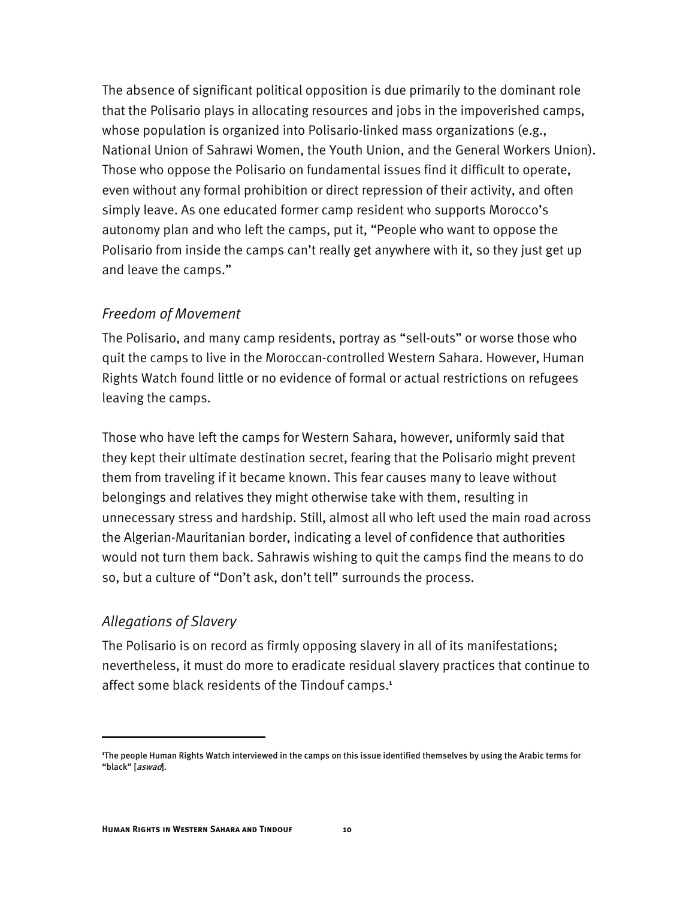The absence of significant political opposition is due primarily to the dominant role that the Polisario plays in allocating resources and jobs in the impoverished camps, whose population is organized into Polisario-linked mass organizations (e.g., National Union of Sahrawi Women, the Youth Union, and the General Workers Union). Those who oppose the Polisario on fundamental issues find it difficult to operate, even without any formal prohibition or direct repression of their activity, and often simply leave. As one educated former camp resident who supports Morocco's autonomy plan and who left the camps, put it, "People who want to oppose the Polisario from inside the camps can't really get anywhere with it, so they just get up and leave the camps."

### *Freedom of Movement*

The Polisario, and many camp residents, portray as "sell-outs" or worse those who quit the camps to live in the Moroccan-controlled Western Sahara. However, Human Rights Watch found little or no evidence of formal or actual restrictions on refugees leaving the camps.

Those who have left the camps for Western Sahara, however, uniformly said that they kept their ultimate destination secret, fearing that the Polisario might prevent them from traveling if it became known. This fear causes many to leave without belongings and relatives they might otherwise take with them, resulting in unnecessary stress and hardship. Still, almost all who left used the main road across the Algerian-Mauritanian border, indicating a level of confidence that authorities would not turn them back. Sahrawis wishing to quit the camps find the means to do so, but a culture of "Don't ask, don't tell" surrounds the process.

### *Allegations of Slavery*

The Polisario is on record as firmly opposing slavery in all of its manifestations; nevertheless, it must do more to eradicate residual slavery practices that continue to affect some black residents of the Tindouf camps.[1]

---

[1] The people Human Rights Watch interviewed in the camps on this issue identified themselves by using the Arabic terms for "black" [*aswad*].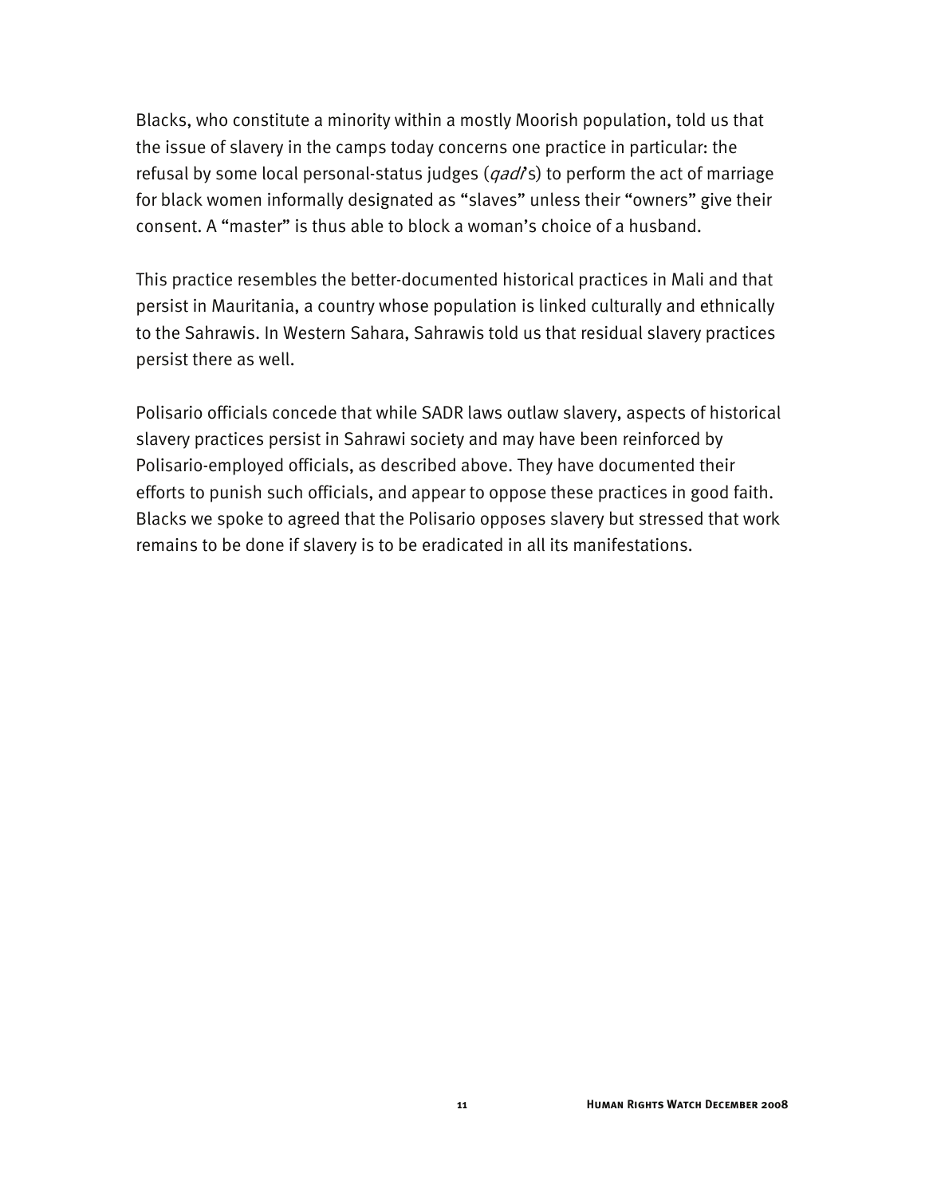Blacks, who constitute a minority within a mostly Moorish population, told us that the issue of slavery in the camps today concerns one practice in particular: the refusal by some local personal-status judges (*qadi*'s) to perform the act of marriage for black women informally designated as "slaves" unless their "owners" give their consent. A "master" is thus able to block a woman's choice of a husband.

This practice resembles the better-documented historical practices in Mali and that persist in Mauritania, a country whose population is linked culturally and ethnically to the Sahrawis. In Western Sahara, Sahrawis told us that residual slavery practices persist there as well.

Polisario officials concede that while SADR laws outlaw slavery, aspects of historical slavery practices persist in Sahrawi society and may have been reinforced by Polisario-employed officials, as described above. They have documented their efforts to punish such officials, and appear to oppose these practices in good faith. Blacks we spoke to agreed that the Polisario opposes slavery but stressed that work remains to be done if slavery is to be eradicated in all its manifestations.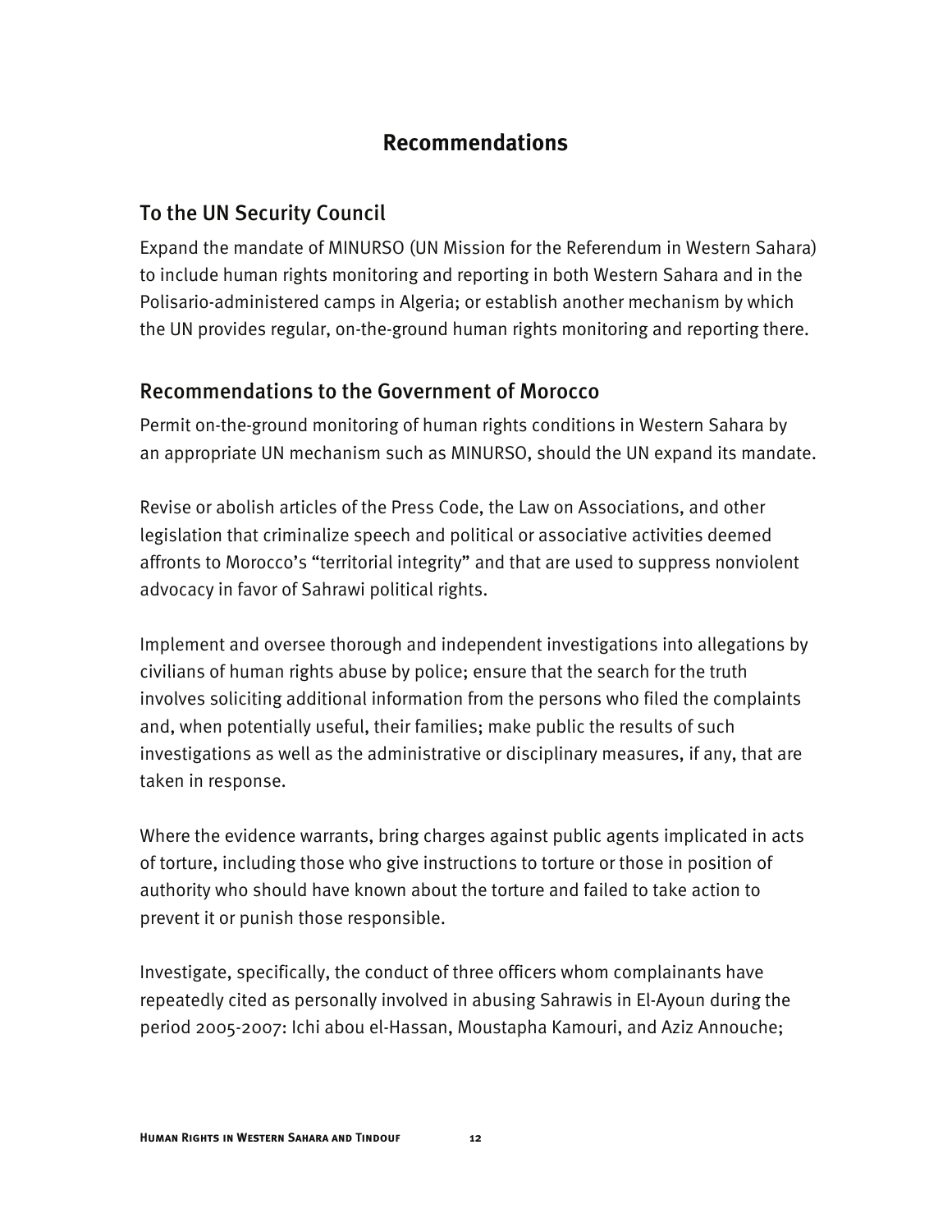# Recommendations

## To the UN Security Council

Expand the mandate of MINURSO (UN Mission for the Referendum in Western Sahara) to include human rights monitoring and reporting in both Western Sahara and in the Polisario-administered camps in Algeria; or establish another mechanism by which the UN provides regular, on-the-ground human rights monitoring and reporting there.

## Recommendations to the Government of Morocco

Permit on-the-ground monitoring of human rights conditions in Western Sahara by an appropriate UN mechanism such as MINURSO, should the UN expand its mandate.

Revise or abolish articles of the Press Code, the Law on Associations, and other legislation that criminalize speech and political or associative activities deemed affronts to Morocco's "territorial integrity" and that are used to suppress nonviolent advocacy in favor of Sahrawi political rights.

Implement and oversee thorough and independent investigations into allegations by civilians of human rights abuse by police; ensure that the search for the truth involves soliciting additional information from the persons who filed the complaints and, when potentially useful, their families; make public the results of such investigations as well as the administrative or disciplinary measures, if any, that are taken in response.

Where the evidence warrants, bring charges against public agents implicated in acts of torture, including those who give instructions to torture or those in position of authority who should have known about the torture and failed to take action to prevent it or punish those responsible.

Investigate, specifically, the conduct of three officers whom complainants have repeatedly cited as personally involved in abusing Sahrawis in El-Ayoun during the period 2005-2007: Ichi abou el-Hassan, Moustapha Kamouri, and Aziz Annouche;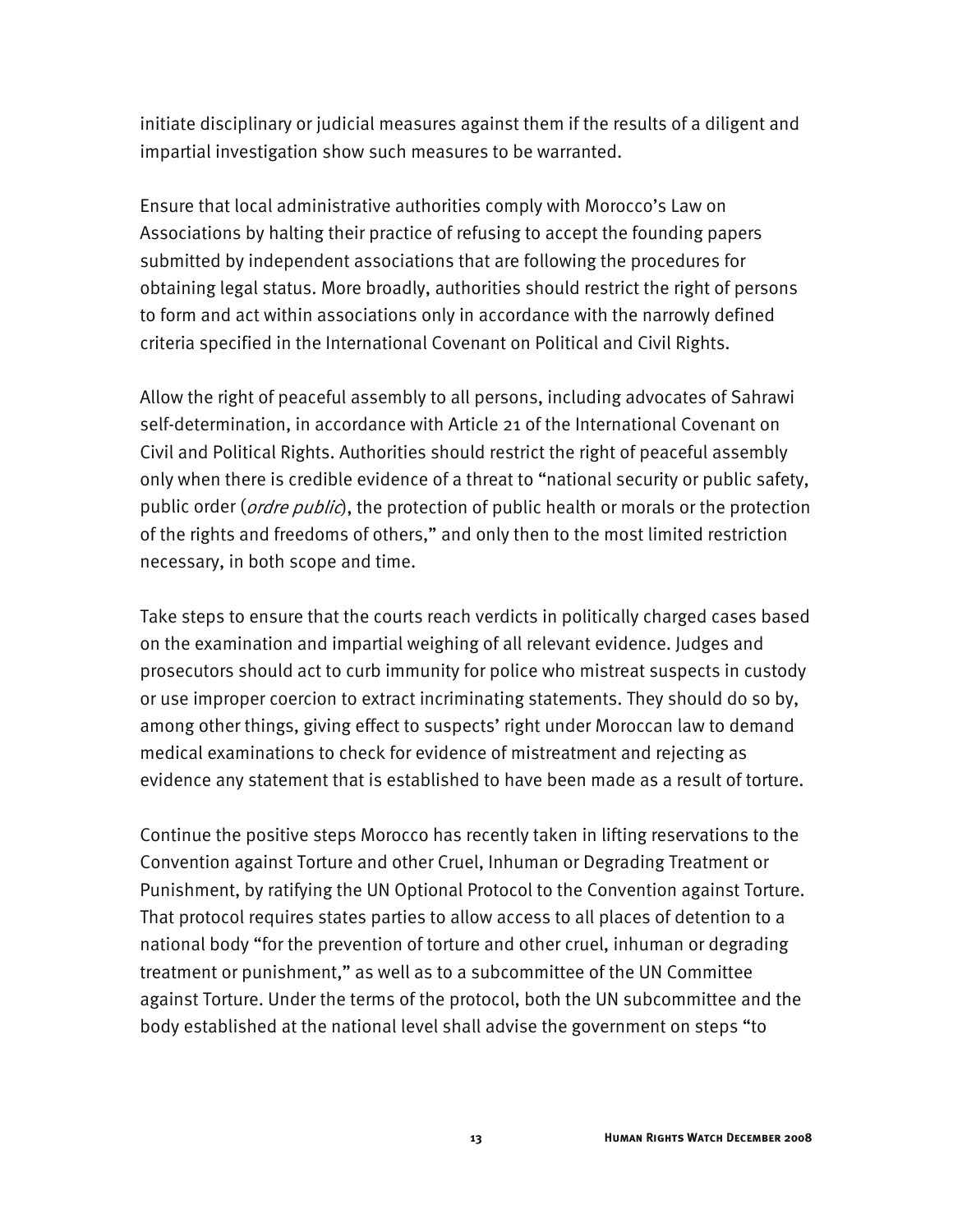initiate disciplinary or judicial measures against them if the results of a diligent and impartial investigation show such measures to be warranted.

Ensure that local administrative authorities comply with Morocco's Law on Associations by halting their practice of refusing to accept the founding papers submitted by independent associations that are following the procedures for obtaining legal status. More broadly, authorities should restrict the right of persons to form and act within associations only in accordance with the narrowly defined criteria specified in the International Covenant on Political and Civil Rights.

Allow the right of peaceful assembly to all persons, including advocates of Sahrawi self-determination, in accordance with Article 21 of the International Covenant on Civil and Political Rights. Authorities should restrict the right of peaceful assembly only when there is credible evidence of a threat to "national security or public safety, public order (*ordre public*), the protection of public health or morals or the protection of the rights and freedoms of others," and only then to the most limited restriction necessary, in both scope and time.

Take steps to ensure that the courts reach verdicts in politically charged cases based on the examination and impartial weighing of all relevant evidence. Judges and prosecutors should act to curb immunity for police who mistreat suspects in custody or use improper coercion to extract incriminating statements. They should do so by, among other things, giving effect to suspects' right under Moroccan law to demand medical examinations to check for evidence of mistreatment and rejecting as evidence any statement that is established to have been made as a result of torture.

Continue the positive steps Morocco has recently taken in lifting reservations to the Convention against Torture and other Cruel, Inhuman or Degrading Treatment or Punishment, by ratifying the UN Optional Protocol to the Convention against Torture. That protocol requires states parties to allow access to all places of detention to a national body "for the prevention of torture and other cruel, inhuman or degrading treatment or punishment," as well as to a subcommittee of the UN Committee against Torture. Under the terms of the protocol, both the UN subcommittee and the body established at the national level shall advise the government on steps "to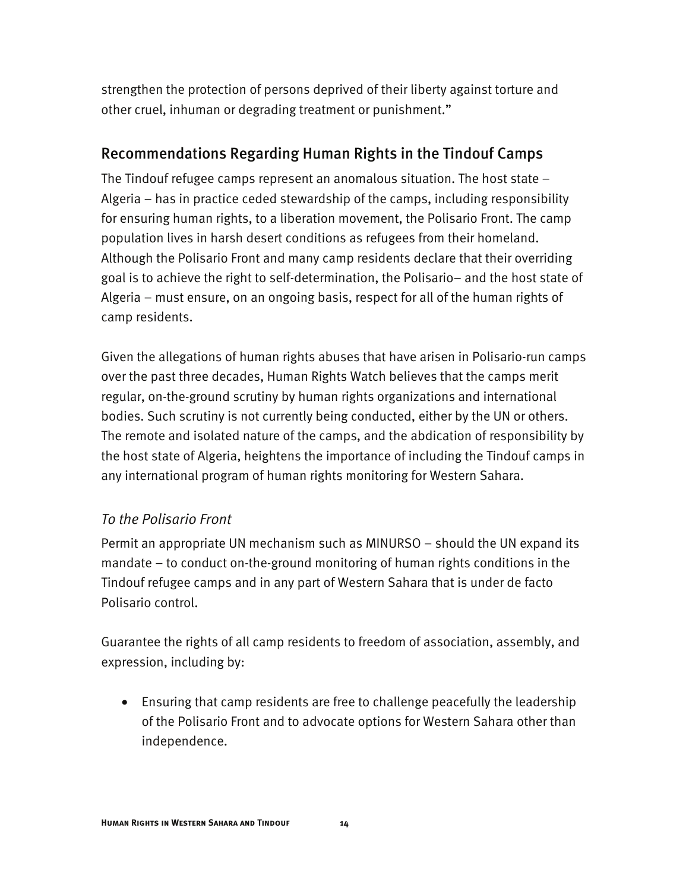strengthen the protection of persons deprived of their liberty against torture and other cruel, inhuman or degrading treatment or punishment."

## Recommendations Regarding Human Rights in the Tindouf Camps

The Tindouf refugee camps represent an anomalous situation. The host state – Algeria – has in practice ceded stewardship of the camps, including responsibility for ensuring human rights, to a liberation movement, the Polisario Front. The camp population lives in harsh desert conditions as refugees from their homeland. Although the Polisario Front and many camp residents declare that their overriding goal is to achieve the right to self-determination, the Polisario– and the host state of Algeria – must ensure, on an ongoing basis, respect for all of the human rights of camp residents.

Given the allegations of human rights abuses that have arisen in Polisario-run camps over the past three decades, Human Rights Watch believes that the camps merit regular, on-the-ground scrutiny by human rights organizations and international bodies. Such scrutiny is not currently being conducted, either by the UN or others. The remote and isolated nature of the camps, and the abdication of responsibility by the host state of Algeria, heightens the importance of including the Tindouf camps in any international program of human rights monitoring for Western Sahara.

### *To the Polisario Front*

Permit an appropriate UN mechanism such as MINURSO – should the UN expand its mandate – to conduct on-the-ground monitoring of human rights conditions in the Tindouf refugee camps and in any part of Western Sahara that is under de facto Polisario control.

Guarantee the rights of all camp residents to freedom of association, assembly, and expression, including by:

- Ensuring that camp residents are free to challenge peacefully the leadership of the Polisario Front and to advocate options for Western Sahara other than independence.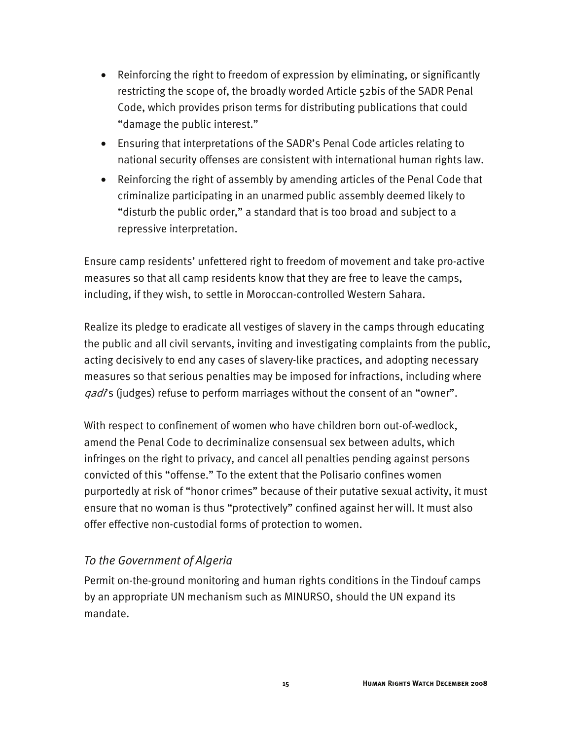- Reinforcing the right to freedom of expression by eliminating, or significantly restricting the scope of, the broadly worded Article 52bis of the SADR Penal Code, which provides prison terms for distributing publications that could "damage the public interest."
- Ensuring that interpretations of the SADR's Penal Code articles relating to national security offenses are consistent with international human rights law.
- Reinforcing the right of assembly by amending articles of the Penal Code that criminalize participating in an unarmed public assembly deemed likely to "disturb the public order," a standard that is too broad and subject to a repressive interpretation.

Ensure camp residents' unfettered right to freedom of movement and take pro-active measures so that all camp residents know that they are free to leave the camps, including, if they wish, to settle in Moroccan-controlled Western Sahara.

Realize its pledge to eradicate all vestiges of slavery in the camps through educating the public and all civil servants, inviting and investigating complaints from the public, acting decisively to end any cases of slavery-like practices, and adopting necessary measures so that serious penalties may be imposed for infractions, including where *qadi*'s (judges) refuse to perform marriages without the consent of an "owner".

With respect to confinement of women who have children born out-of-wedlock, amend the Penal Code to decriminalize consensual sex between adults, which infringes on the right to privacy, and cancel all penalties pending against persons convicted of this "offense." To the extent that the Polisario confines women purportedly at risk of "honor crimes" because of their putative sexual activity, it must ensure that no woman is thus "protectively" confined against her will. It must also offer effective non-custodial forms of protection to women.

### *To the Government of Algeria*

Permit on-the-ground monitoring and human rights conditions in the Tindouf camps by an appropriate UN mechanism such as MINURSO, should the UN expand its mandate.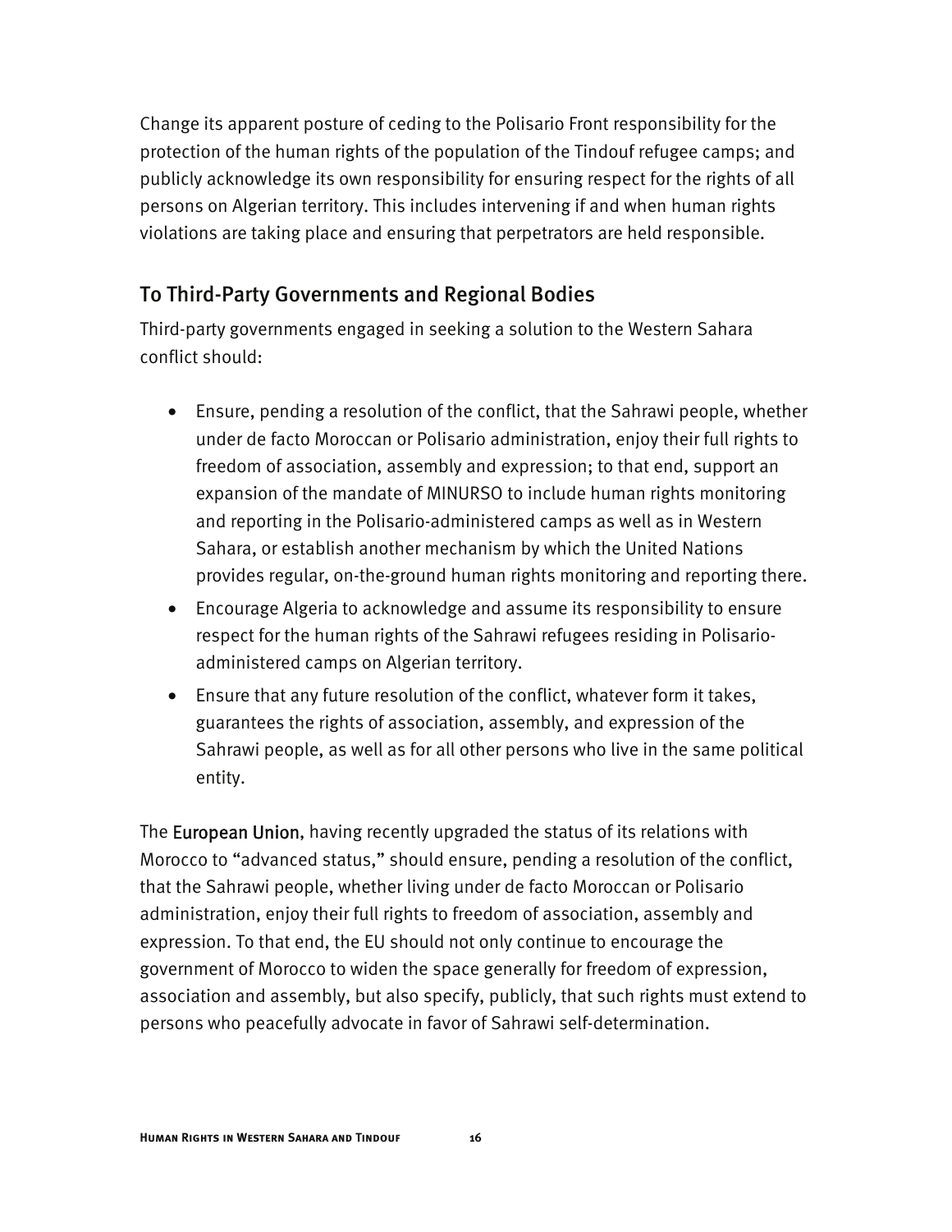Change its apparent posture of ceding to the Polisario Front responsibility for the protection of the human rights of the population of the Tindouf refugee camps; and publicly acknowledge its own responsibility for ensuring respect for the rights of all persons on Algerian territory. This includes intervening if and when human rights violations are taking place and ensuring that perpetrators are held responsible.

## To Third-Party Governments and Regional Bodies

Third-party governments engaged in seeking a solution to the Western Sahara conflict should:

- Ensure, pending a resolution of the conflict, that the Sahrawi people, whether under de facto Moroccan or Polisario administration, enjoy their full rights to freedom of association, assembly and expression; to that end, support an expansion of the mandate of MINURSO to include human rights monitoring and reporting in the Polisario-administered camps as well as in Western Sahara, or establish another mechanism by which the United Nations provides regular, on-the-ground human rights monitoring and reporting there.
- Encourage Algeria to acknowledge and assume its responsibility to ensure respect for the human rights of the Sahrawi refugees residing in Polisario-administered camps on Algerian territory.
- Ensure that any future resolution of the conflict, whatever form it takes, guarantees the rights of association, assembly, and expression of the Sahrawi people, as well as for all other persons who live in the same political entity.

The **European Union**, having recently upgraded the status of its relations with Morocco to "advanced status," should ensure, pending a resolution of the conflict, that the Sahrawi people, whether living under de facto Moroccan or Polisario administration, enjoy their full rights to freedom of association, assembly and expression. To that end, the EU should not only continue to encourage the government of Morocco to widen the space generally for freedom of expression, association and assembly, but also specify, publicly, that such rights must extend to persons who peacefully advocate in favor of Sahrawi self-determination.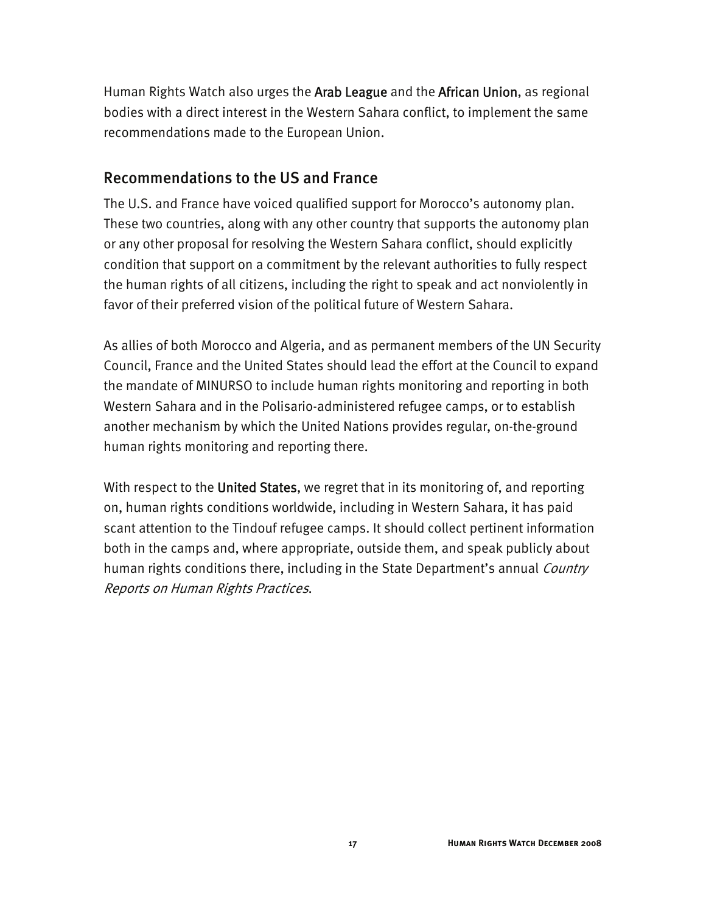Human Rights Watch also urges the **Arab League** and the **African Union**, as regional bodies with a direct interest in the Western Sahara conflict, to implement the same recommendations made to the European Union.

## Recommendations to the US and France

The U.S. and France have voiced qualified support for Morocco's autonomy plan. These two countries, along with any other country that supports the autonomy plan or any other proposal for resolving the Western Sahara conflict, should explicitly condition that support on a commitment by the relevant authorities to fully respect the human rights of all citizens, including the right to speak and act nonviolently in favor of their preferred vision of the political future of Western Sahara.

As allies of both Morocco and Algeria, and as permanent members of the UN Security Council, France and the United States should lead the effort at the Council to expand the mandate of MINURSO to include human rights monitoring and reporting in both Western Sahara and in the Polisario-administered refugee camps, or to establish another mechanism by which the United Nations provides regular, on-the-ground human rights monitoring and reporting there.

With respect to the **United States**, we regret that in its monitoring of, and reporting on, human rights conditions worldwide, including in Western Sahara, it has paid scant attention to the Tindouf refugee camps. It should collect pertinent information both in the camps and, where appropriate, outside them, and speak publicly about human rights conditions there, including in the State Department's annual *Country Reports on Human Rights Practices*.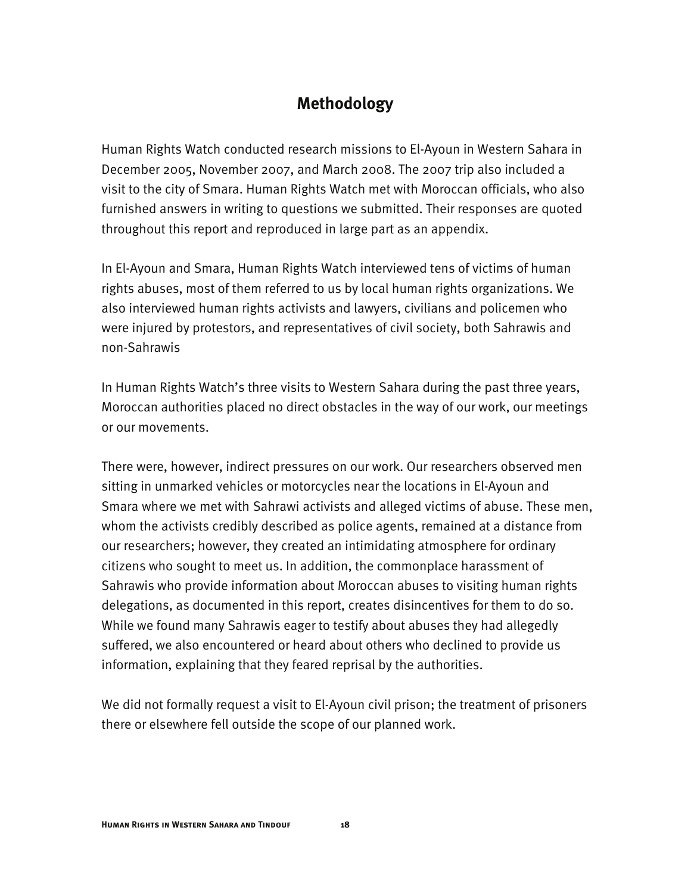## Methodology

Human Rights Watch conducted research missions to El-Ayoun in Western Sahara in December 2005, November 2007, and March 2008. The 2007 trip also included a visit to the city of Smara. Human Rights Watch met with Moroccan officials, who also furnished answers in writing to questions we submitted. Their responses are quoted throughout this report and reproduced in large part as an appendix.

In El-Ayoun and Smara, Human Rights Watch interviewed tens of victims of human rights abuses, most of them referred to us by local human rights organizations. We also interviewed human rights activists and lawyers, civilians and policemen who were injured by protestors, and representatives of civil society, both Sahrawis and non-Sahrawis

In Human Rights Watch's three visits to Western Sahara during the past three years, Moroccan authorities placed no direct obstacles in the way of our work, our meetings or our movements.

There were, however, indirect pressures on our work. Our researchers observed men sitting in unmarked vehicles or motorcycles near the locations in El-Ayoun and Smara where we met with Sahrawi activists and alleged victims of abuse. These men, whom the activists credibly described as police agents, remained at a distance from our researchers; however, they created an intimidating atmosphere for ordinary citizens who sought to meet us. In addition, the commonplace harassment of Sahrawis who provide information about Moroccan abuses to visiting human rights delegations, as documented in this report, creates disincentives for them to do so. While we found many Sahrawis eager to testify about abuses they had allegedly suffered, we also encountered or heard about others who declined to provide us information, explaining that they feared reprisal by the authorities.

We did not formally request a visit to El-Ayoun civil prison; the treatment of prisoners there or elsewhere fell outside the scope of our planned work.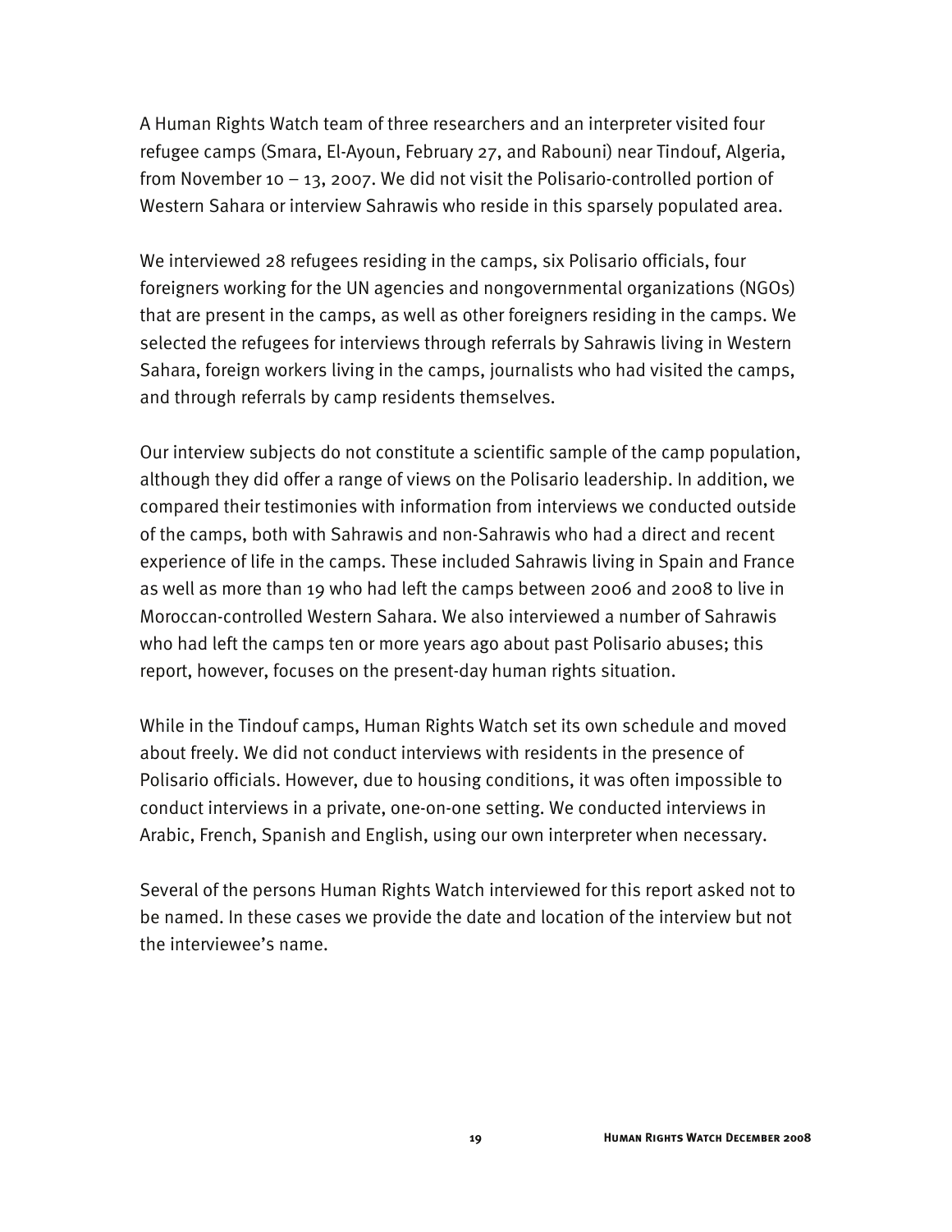A Human Rights Watch team of three researchers and an interpreter visited four refugee camps (Smara, El-Ayoun, February 27, and Rabouni) near Tindouf, Algeria, from November 10 – 13, 2007. We did not visit the Polisario-controlled portion of Western Sahara or interview Sahrawis who reside in this sparsely populated area.

We interviewed 28 refugees residing in the camps, six Polisario officials, four foreigners working for the UN agencies and nongovernmental organizations (NGOs) that are present in the camps, as well as other foreigners residing in the camps. We selected the refugees for interviews through referrals by Sahrawis living in Western Sahara, foreign workers living in the camps, journalists who had visited the camps, and through referrals by camp residents themselves.

Our interview subjects do not constitute a scientific sample of the camp population, although they did offer a range of views on the Polisario leadership. In addition, we compared their testimonies with information from interviews we conducted outside of the camps, both with Sahrawis and non-Sahrawis who had a direct and recent experience of life in the camps. These included Sahrawis living in Spain and France as well as more than 19 who had left the camps between 2006 and 2008 to live in Moroccan-controlled Western Sahara. We also interviewed a number of Sahrawis who had left the camps ten or more years ago about past Polisario abuses; this report, however, focuses on the present-day human rights situation.

While in the Tindouf camps, Human Rights Watch set its own schedule and moved about freely. We did not conduct interviews with residents in the presence of Polisario officials. However, due to housing conditions, it was often impossible to conduct interviews in a private, one-on-one setting. We conducted interviews in Arabic, French, Spanish and English, using our own interpreter when necessary.

Several of the persons Human Rights Watch interviewed for this report asked not to be named. In these cases we provide the date and location of the interview but not the interviewee's name.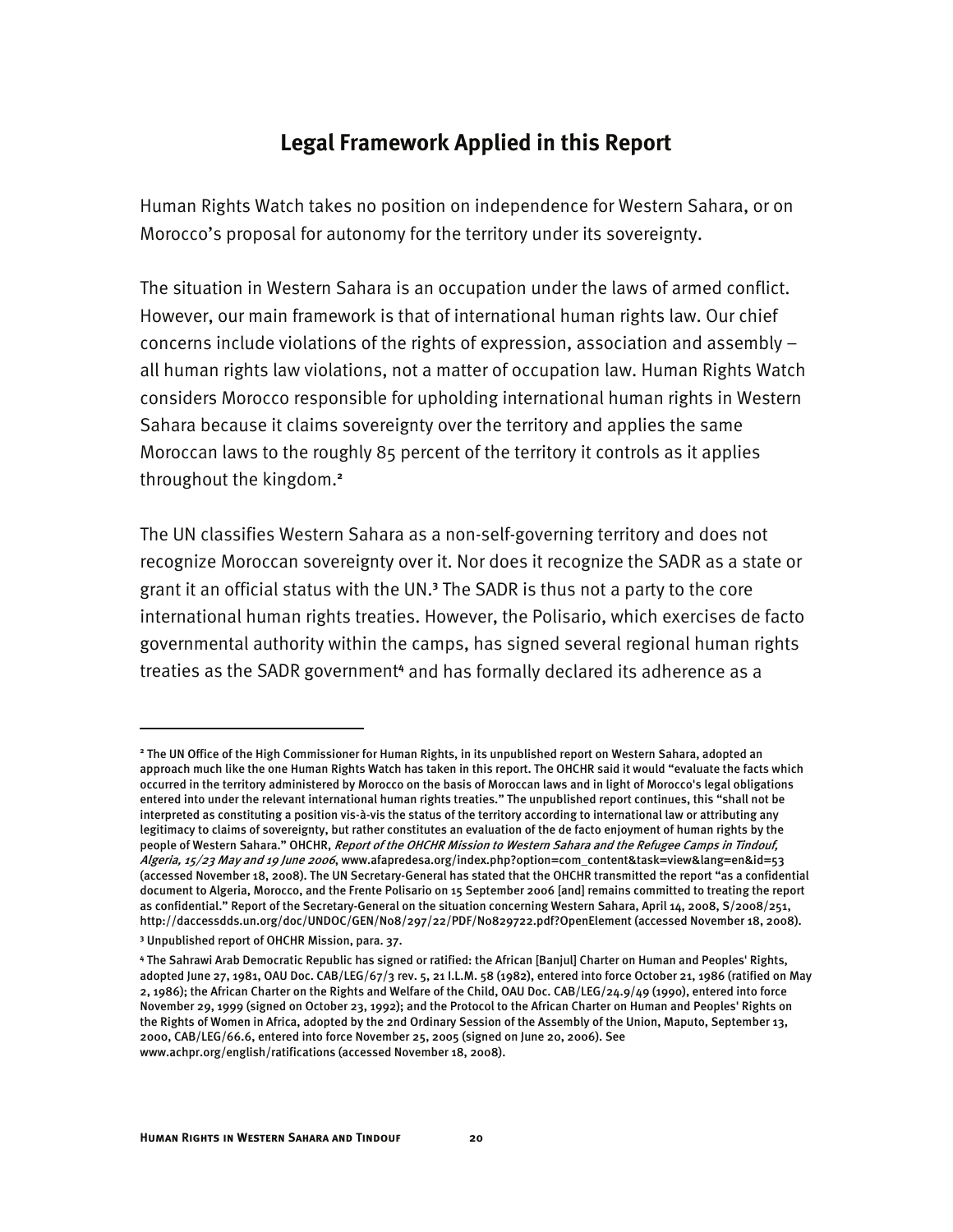## Legal Framework Applied in this Report

Human Rights Watch takes no position on independence for Western Sahara, or on Morocco's proposal for autonomy for the territory under its sovereignty.

The situation in Western Sahara is an occupation under the laws of armed conflict. However, our main framework is that of international human rights law. Our chief concerns include violations of the rights of expression, association and assembly – all human rights law violations, not a matter of occupation law. Human Rights Watch considers Morocco responsible for upholding international human rights in Western Sahara because it claims sovereignty over the territory and applies the same Moroccan laws to the roughly 85 percent of the territory it controls as it applies throughout the kingdom.[2]

The UN classifies Western Sahara as a non-self-governing territory and does not recognize Moroccan sovereignty over it. Nor does it recognize the SADR as a state or grant it an official status with the UN.[3] The SADR is thus not a party to the core international human rights treaties. However, the Polisario, which exercises de facto governmental authority within the camps, has signed several regional human rights treaties as the SADR government[4] and has formally declared its adherence as a

---

[2] The UN Office of the High Commissioner for Human Rights, in its unpublished report on Western Sahara, adopted an approach much like the one Human Rights Watch has taken in this report. The OHCHR said it would "evaluate the facts which occurred in the territory administered by Morocco on the basis of Moroccan laws and in light of Morocco's legal obligations entered into under the relevant international human rights treaties." The unpublished report continues, this "shall not be interpreted as constituting a position vis-à-vis the status of the territory according to international law or attributing any legitimacy to claims of sovereignty, but rather constitutes an evaluation of the de facto enjoyment of human rights by the people of Western Sahara." OHCHR, *Report of the OHCHR Mission to Western Sahara and the Refugee Camps in Tindouf, Algeria, 15/23 May and 19 June 2006*, www.afapredesa.org/index.php?option=com_content&task=view&lang=en&id=53 (accessed November 18, 2008). The UN Secretary-General has stated that the OHCHR transmitted the report "as a confidential document to Algeria, Morocco, and the Frente Polisario on 15 September 2006 [and] remains committed to treating the report as confidential." Report of the Secretary-General on the situation concerning Western Sahara, April 14, 2008, S/2008/251, http://daccessdds.un.org/doc/UNDOC/GEN/N08/297/22/PDF/N0829722.pdf?OpenElement (accessed November 18, 2008).

[3] Unpublished report of OHCHR Mission, para. 37.

[4] The Sahrawi Arab Democratic Republic has signed or ratified: the African [Banjul] Charter on Human and Peoples' Rights, adopted June 27, 1981, OAU Doc. CAB/LEG/67/3 rev. 5, 21 I.L.M. 58 (1982), entered into force October 21, 1986 (ratified on May 2, 1986); the African Charter on the Rights and Welfare of the Child, OAU Doc. CAB/LEG/24.9/49 (1990), entered into force November 29, 1999 (signed on October 23, 1992); and the Protocol to the African Charter on Human and Peoples' Rights on the Rights of Women in Africa, adopted by the 2nd Ordinary Session of the Assembly of the Union, Maputo, September 13, 2000, CAB/LEG/66.6, entered into force November 25, 2005 (signed on June 20, 2006). See www.achpr.org/english/ratifications (accessed November 18, 2008).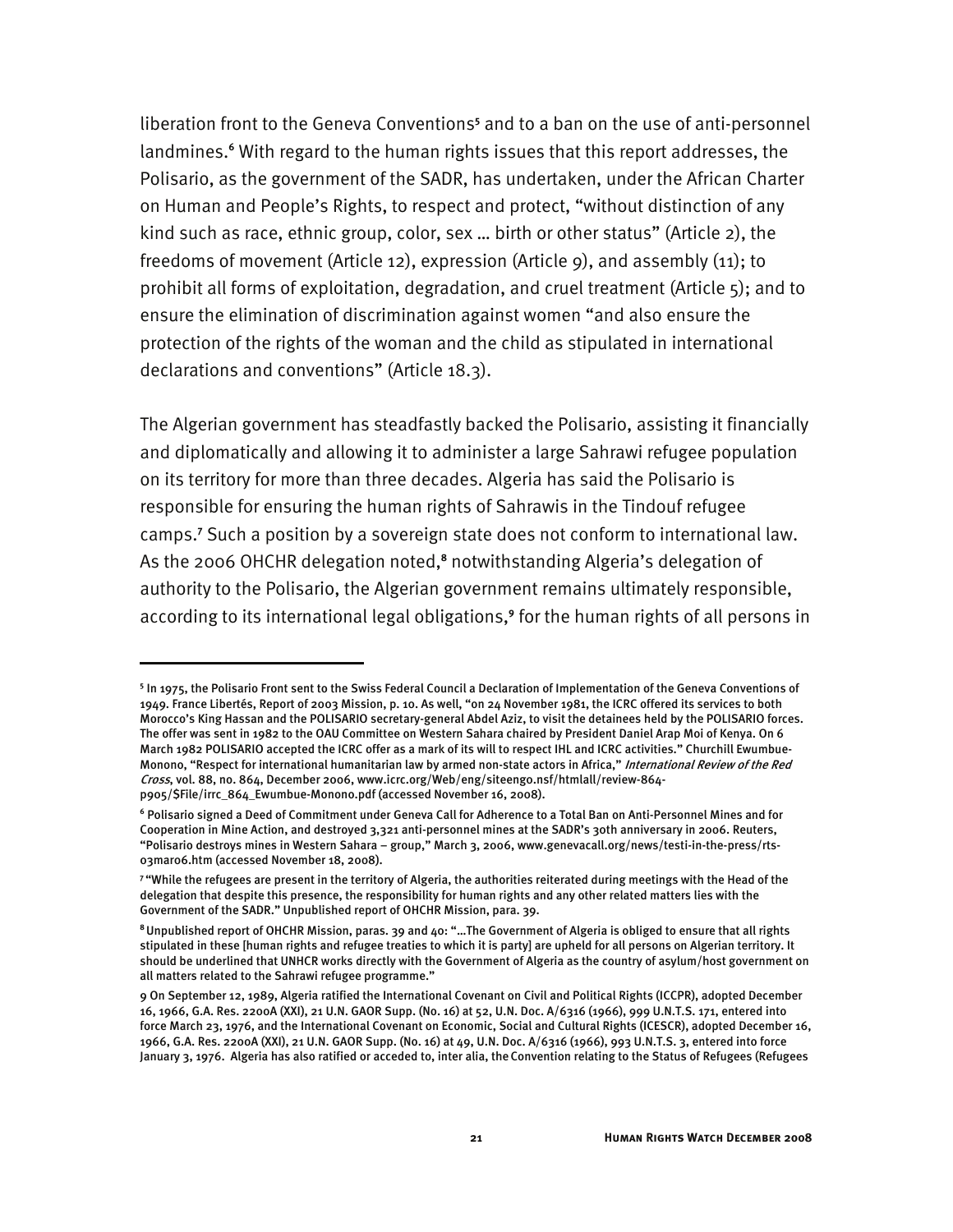liberation front to the Geneva Conventions[5] and to a ban on the use of anti-personnel landmines.[6] With regard to the human rights issues that this report addresses, the Polisario, as the government of the SADR, has undertaken, under the African Charter on Human and People's Rights, to respect and protect, "without distinction of any kind such as race, ethnic group, color, sex … birth or other status" (Article 2), the freedoms of movement (Article 12), expression (Article 9), and assembly (11); to prohibit all forms of exploitation, degradation, and cruel treatment (Article 5); and to ensure the elimination of discrimination against women "and also ensure the protection of the rights of the woman and the child as stipulated in international declarations and conventions" (Article 18.3).

The Algerian government has steadfastly backed the Polisario, assisting it financially and diplomatically and allowing it to administer a large Sahrawi refugee population on its territory for more than three decades. Algeria has said the Polisario is responsible for ensuring the human rights of Sahrawis in the Tindouf refugee camps.[7] Such a position by a sovereign state does not conform to international law. As the 2006 OHCHR delegation noted,[8] notwithstanding Algeria's delegation of authority to the Polisario, the Algerian government remains ultimately responsible, according to its international legal obligations,[9] for the human rights of all persons in

---

[5] In 1975, the Polisario Front sent to the Swiss Federal Council a Declaration of Implementation of the Geneva Conventions of 1949. France Libertés, Report of 2003 Mission, p. 10. As well, "on 24 November 1981, the ICRC offered its services to both Morocco's King Hassan and the POLISARIO secretary-general Abdel Aziz, to visit the detainees held by the POLISARIO forces. The offer was sent in 1982 to the OAU Committee on Western Sahara chaired by President Daniel Arap Moi of Kenya. On 6 March 1982 POLISARIO accepted the ICRC offer as a mark of its will to respect IHL and ICRC activities." Churchill Ewumbue-Monono, "Respect for international humanitarian law by armed non-state actors in Africa," *International Review of the Red Cross*, vol. 88, no. 864, December 2006, www.icrc.org/Web/eng/siteeng0.nsf/htmlall/review-864-p905/$File/irrc_864_Ewumbue-Monono.pdf (accessed November 16, 2008).

[6] Polisario signed a Deed of Commitment under Geneva Call for Adherence to a Total Ban on Anti-Personnel Mines and for Cooperation in Mine Action, and destroyed 3,321 anti-personnel mines at the SADR's 30th anniversary in 2006. Reuters, "Polisario destroys mines in Western Sahara – group," March 3, 2006, www.genevacall.org/news/testi-in-the-press/rts-03mar06.htm (accessed November 18, 2008).

[7] "While the refugees are present in the territory of Algeria, the authorities reiterated during meetings with the Head of the delegation that despite this presence, the responsibility for human rights and any other related matters lies with the Government of the SADR." Unpublished report of OHCHR Mission, para. 39.

[8] Unpublished report of OHCHR Mission, paras. 39 and 40: "…The Government of Algeria is obliged to ensure that all rights stipulated in these [human rights and refugee treaties to which it is party] are upheld for all persons on Algerian territory. It should be underlined that UNHCR works directly with the Government of Algeria as the country of asylum/host government on all matters related to the Sahrawi refugee programme."

[9] On September 12, 1989, Algeria ratified the International Covenant on Civil and Political Rights (ICCPR), adopted December 16, 1966, G.A. Res. 2200A (XXI), 21 U.N. GAOR Supp. (No. 16) at 52, U.N. Doc. A/6316 (1966), 999 U.N.T.S. 171, entered into force March 23, 1976, and the International Covenant on Economic, Social and Cultural Rights (ICESCR), adopted December 16, 1966, G.A. Res. 2200A (XXI), 21 U.N. GAOR Supp. (No. 16) at 49, U.N. Doc. A/6316 (1966), 993 U.N.T.S. 3, entered into force January 3, 1976. Algeria has also ratified or acceded to, inter alia, the Convention relating to the Status of Refugees (Refugees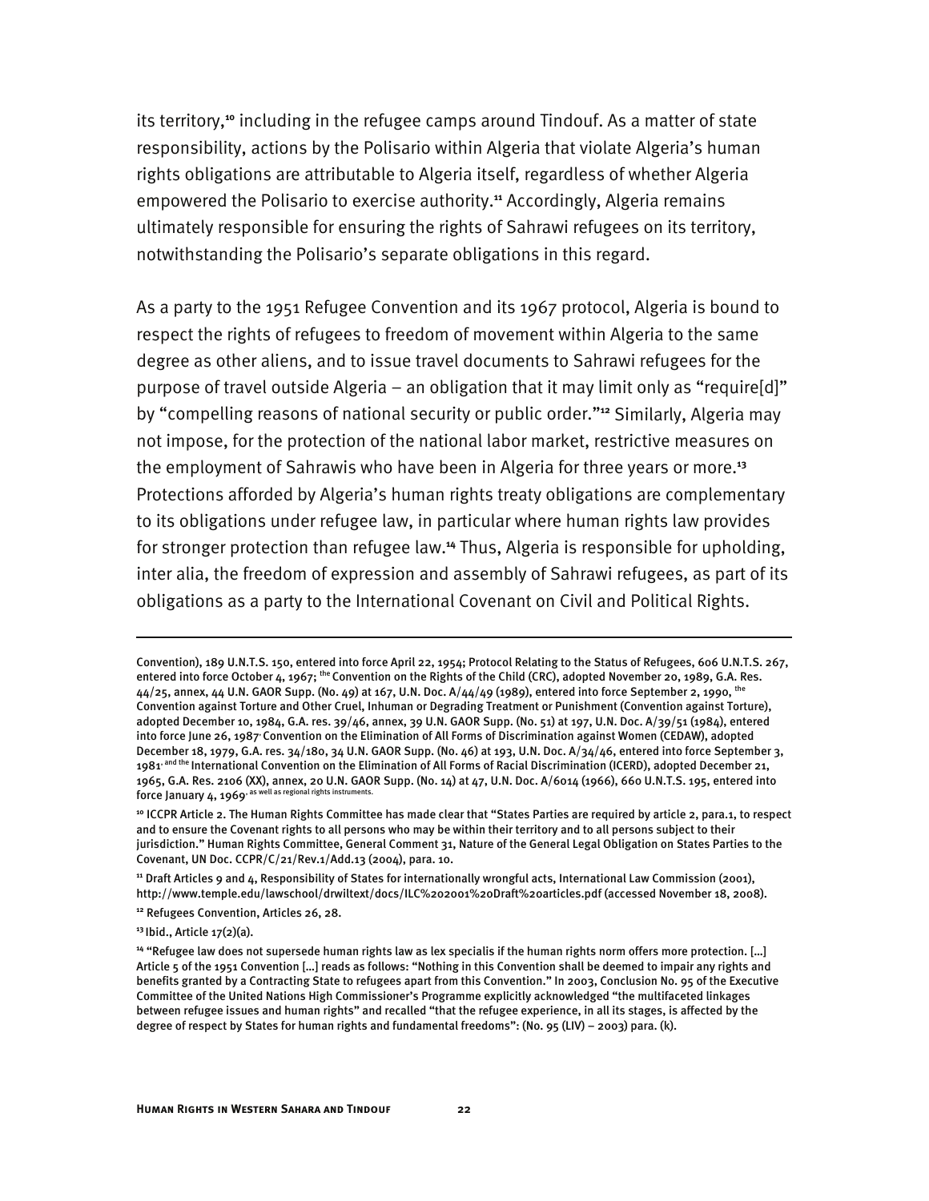its territory,[10] including in the refugee camps around Tindouf. As a matter of state responsibility, actions by the Polisario within Algeria that violate Algeria's human rights obligations are attributable to Algeria itself, regardless of whether Algeria empowered the Polisario to exercise authority.[11] Accordingly, Algeria remains ultimately responsible for ensuring the rights of Sahrawi refugees on its territory, notwithstanding the Polisario's separate obligations in this regard.

As a party to the 1951 Refugee Convention and its 1967 protocol, Algeria is bound to respect the rights of refugees to freedom of movement within Algeria to the same degree as other aliens, and to issue travel documents to Sahrawi refugees for the purpose of travel outside Algeria – an obligation that it may limit only as "require[d]" by "compelling reasons of national security or public order."[12] Similarly, Algeria may not impose, for the protection of the national labor market, restrictive measures on the employment of Sahrawis who have been in Algeria for three years or more.[13] Protections afforded by Algeria's human rights treaty obligations are complementary to its obligations under refugee law, in particular where human rights law provides for stronger protection than refugee law.[14] Thus, Algeria is responsible for upholding, inter alia, the freedom of expression and assembly of Sahrawi refugees, as part of its obligations as a party to the International Covenant on Civil and Political Rights.

---

Convention), 189 U.N.T.S. 150, entered into force April 22, 1954; Protocol Relating to the Status of Refugees, 606 U.N.T.S. 267, entered into force October 4, 1967; the Convention on the Rights of the Child (CRC), adopted November 20, 1989, G.A. Res. 44/25, annex, 44 U.N. GAOR Supp. (No. 49) at 167, U.N. Doc. A/44/49 (1989), entered into force September 2, 1990, the Convention against Torture and Other Cruel, Inhuman or Degrading Treatment or Punishment (Convention against Torture), adopted December 10, 1984, G.A. res. 39/46, annex, 39 U.N. GAOR Supp. (No. 51) at 197, U.N. Doc. A/39/51 (1984), entered into force June 26, 1987, Convention on the Elimination of All Forms of Discrimination against Women (CEDAW), adopted December 18, 1979, G.A. res. 34/180, 34 U.N. GAOR Supp. (No. 46) at 193, U.N. Doc. A/34/46, entered into force September 3, 1981, and the International Convention on the Elimination of All Forms of Racial Discrimination (ICERD), adopted December 21, 1965, G.A. Res. 2106 (XX), annex, 20 U.N. GAOR Supp. (No. 14) at 47, U.N. Doc. A/6014 (1966), 660 U.N.T.S. 195, entered into force January 4, 1969, as well as regional rights instruments.

[10] ICCPR Article 2. The Human Rights Committee has made clear that "States Parties are required by article 2, para.1, to respect and to ensure the Covenant rights to all persons who may be within their territory and to all persons subject to their jurisdiction." Human Rights Committee, General Comment 31, Nature of the General Legal Obligation on States Parties to the Covenant, UN Doc. CCPR/C/21/Rev.1/Add.13 (2004), para. 10.

[11] Draft Articles 9 and 4, Responsibility of States for internationally wrongful acts, International Law Commission (2001), http://www.temple.edu/lawschool/drwiltext/docs/ILC%202001%20Draft%20articles.pdf (accessed November 18, 2008).

[12] Refugees Convention, Articles 26, 28.

[13] Ibid., Article 17(2)(a).

[14] "Refugee law does not supersede human rights law as lex specialis if the human rights norm offers more protection. [...] Article 5 of the 1951 Convention [...] reads as follows: "Nothing in this Convention shall be deemed to impair any rights and benefits granted by a Contracting State to refugees apart from this Convention." In 2003, Conclusion No. 95 of the Executive Committee of the United Nations High Commissioner's Programme explicitly acknowledged "the multifaceted linkages between refugee issues and human rights" and recalled "that the refugee experience, in all its stages, is affected by the degree of respect by States for human rights and fundamental freedoms": (No. 95 (LIV) – 2003) para. (k).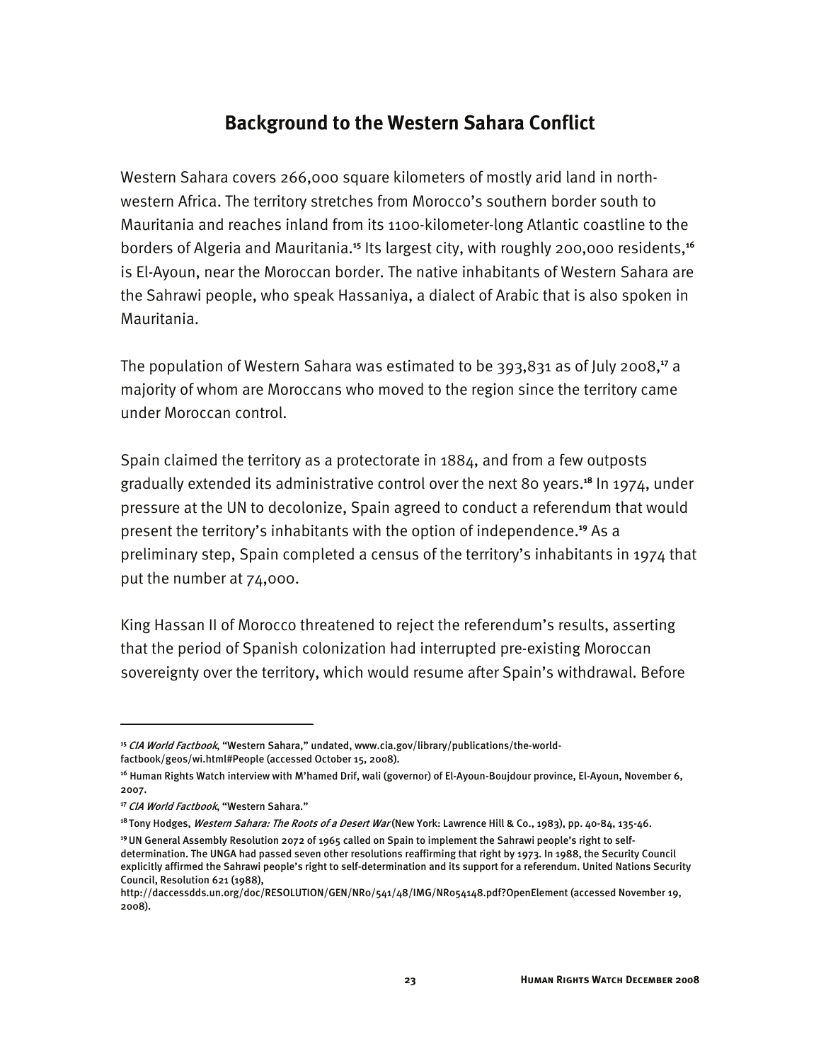## Background to the Western Sahara Conflict

Western Sahara covers 266,000 square kilometers of mostly arid land in north-western Africa. The territory stretches from Morocco's southern border south to Mauritania and reaches inland from its 1100-kilometer-long Atlantic coastline to the borders of Algeria and Mauritania.[15] Its largest city, with roughly 200,000 residents,[16] is El-Ayoun, near the Moroccan border. The native inhabitants of Western Sahara are the Sahrawi people, who speak Hassaniya, a dialect of Arabic that is also spoken in Mauritania.

The population of Western Sahara was estimated to be 393,831 as of July 2008,[17] a majority of whom are Moroccans who moved to the region since the territory came under Moroccan control.

Spain claimed the territory as a protectorate in 1884, and from a few outposts gradually extended its administrative control over the next 80 years.[18] In 1974, under pressure at the UN to decolonize, Spain agreed to conduct a referendum that would present the territory's inhabitants with the option of independence.[19] As a preliminary step, Spain completed a census of the territory's inhabitants in 1974 that put the number at 74,000.

King Hassan II of Morocco threatened to reject the referendum's results, asserting that the period of Spanish colonization had interrupted pre-existing Moroccan sovereignty over the territory, which would resume after Spain's withdrawal. Before

---

[15] *CIA World Factbook*, "Western Sahara," undated, www.cia.gov/library/publications/the-world-factbook/geos/wi.html#People (accessed October 15, 2008).

[16] Human Rights Watch interview with M'hamed Drif, wali (governor) of El-Ayoun-Boujdour province, El-Ayoun, November 6, 2007.

[17] *CIA World Factbook*, "Western Sahara."

[18] Tony Hodges, *Western Sahara: The Roots of a Desert War* (New York: Lawrence Hill & Co., 1983), pp. 40-84, 135-46.

[19] UN General Assembly Resolution 2072 of 1965 called on Spain to implement the Sahrawi people's right to self-determination. The UNGA had passed seven other resolutions reaffirming that right by 1973. In 1988, the Security Council explicitly affirmed the Sahrawi people's right to self-determination and its support for a referendum. United Nations Security Council, Resolution 621 (1988), http://daccessdds.un.org/doc/RESOLUTION/GEN/NR0/541/48/IMG/NR054148.pdf?OpenElement (accessed November 19, 2008).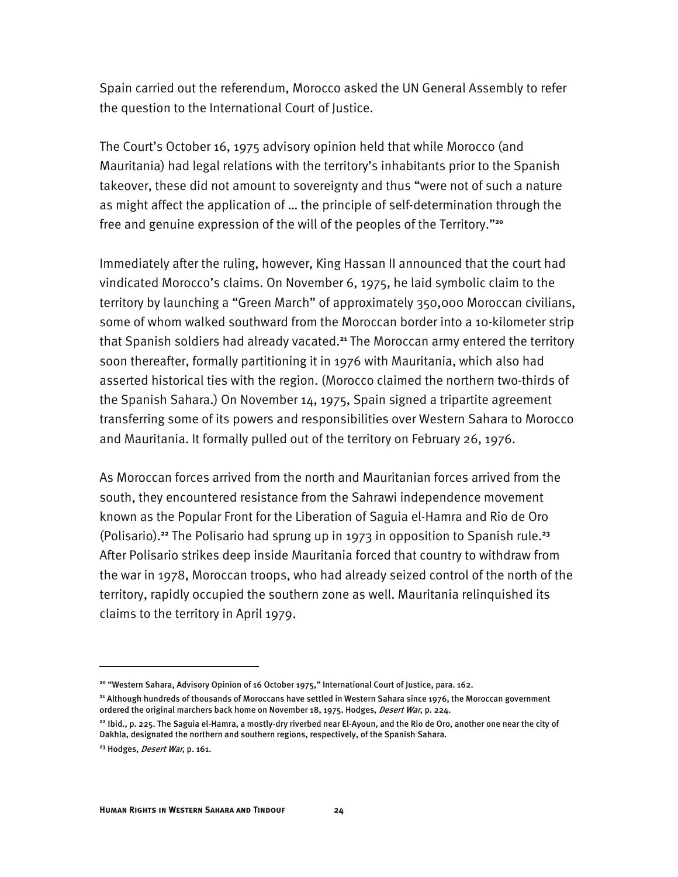Spain carried out the referendum, Morocco asked the UN General Assembly to refer the question to the International Court of Justice.

The Court's October 16, 1975 advisory opinion held that while Morocco (and Mauritania) had legal relations with the territory's inhabitants prior to the Spanish takeover, these did not amount to sovereignty and thus "were not of such a nature as might affect the application of … the principle of self-determination through the free and genuine expression of the will of the peoples of the Territory."[20]

Immediately after the ruling, however, King Hassan II announced that the court had vindicated Morocco's claims. On November 6, 1975, he laid symbolic claim to the territory by launching a "Green March" of approximately 350,000 Moroccan civilians, some of whom walked southward from the Moroccan border into a 10-kilometer strip that Spanish soldiers had already vacated.[21] The Moroccan army entered the territory soon thereafter, formally partitioning it in 1976 with Mauritania, which also had asserted historical ties with the region. (Morocco claimed the northern two-thirds of the Spanish Sahara.) On November 14, 1975, Spain signed a tripartite agreement transferring some of its powers and responsibilities over Western Sahara to Morocco and Mauritania. It formally pulled out of the territory on February 26, 1976.

As Moroccan forces arrived from the north and Mauritanian forces arrived from the south, they encountered resistance from the Sahrawi independence movement known as the Popular Front for the Liberation of Saguia el-Hamra and Rio de Oro (Polisario).[22] The Polisario had sprung up in 1973 in opposition to Spanish rule.[23] After Polisario strikes deep inside Mauritania forced that country to withdraw from the war in 1978, Moroccan troops, who had already seized control of the north of the territory, rapidly occupied the southern zone as well. Mauritania relinquished its claims to the territory in April 1979.

---

[20] "Western Sahara, Advisory Opinion of 16 October 1975," International Court of Justice, para. 162.

[21] Although hundreds of thousands of Moroccans have settled in Western Sahara since 1976, the Moroccan government ordered the original marchers back home on November 18, 1975. Hodges, *Desert War*, p. 224.

[22] Ibid., p. 225. The Saguia el-Hamra, a mostly-dry riverbed near El-Ayoun, and the Rio de Oro, another one near the city of Dakhla, designated the northern and southern regions, respectively, of the Spanish Sahara.

[23] Hodges, *Desert War*, p. 161.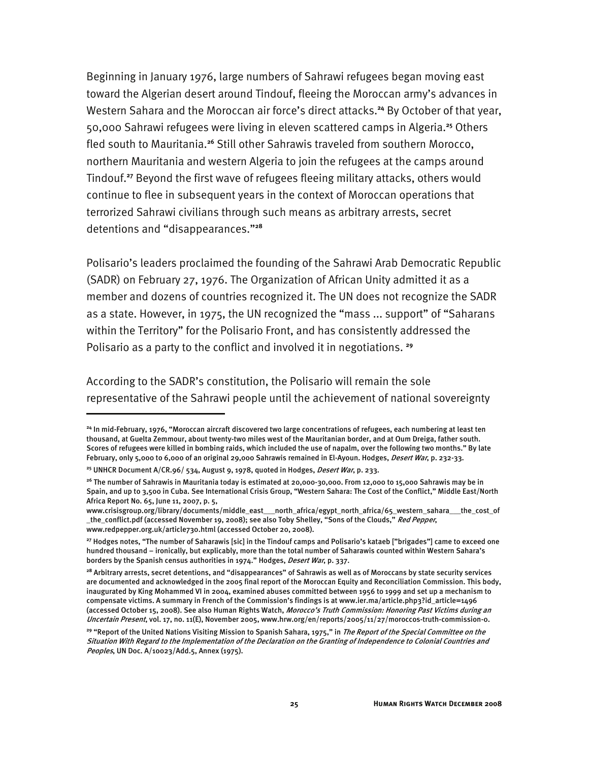Beginning in January 1976, large numbers of Sahrawi refugees began moving east toward the Algerian desert around Tindouf, fleeing the Moroccan army's advances in Western Sahara and the Moroccan air force's direct attacks.[24] By October of that year, 50,000 Sahrawi refugees were living in eleven scattered camps in Algeria.[25] Others fled south to Mauritania.[26] Still other Sahrawis traveled from southern Morocco, northern Mauritania and western Algeria to join the refugees at the camps around Tindouf.[27] Beyond the first wave of refugees fleeing military attacks, others would continue to flee in subsequent years in the context of Moroccan operations that terrorized Sahrawi civilians through such means as arbitrary arrests, secret detentions and "disappearances."[28]

Polisario's leaders proclaimed the founding of the Sahrawi Arab Democratic Republic (SADR) on February 27, 1976. The Organization of African Unity admitted it as a member and dozens of countries recognized it. The UN does not recognize the SADR as a state. However, in 1975, the UN recognized the "mass ... support" of "Saharans within the Territory" for the Polisario Front, and has consistently addressed the Polisario as a party to the conflict and involved it in negotiations. [29]

According to the SADR's constitution, the Polisario will remain the sole representative of the Sahrawi people until the achievement of national sovereignty

---

[24] In mid-February, 1976, "Moroccan aircraft discovered two large concentrations of refugees, each numbering at least ten thousand, at Guelta Zemmour, about twenty-two miles west of the Mauritanian border, and at Oum Dreiga, father south. Scores of refugees were killed in bombing raids, which included the use of napalm, over the following two months." By late February, only 5,000 to 6,000 of an original 29,000 Sahrawis remained in El-Ayoun. Hodges, *Desert War*, p. 232-33.

[25] UNHCR Document A/CR.96/ 534, August 9, 1978, quoted in Hodges, *Desert War*, p. 233.

[26] The number of Sahrawis in Mauritania today is estimated at 20,000-30,000. From 12,000 to 15,000 Sahrawis may be in Spain, and up to 3,500 in Cuba. See International Crisis Group, "Western Sahara: The Cost of the Conflict," Middle East/North Africa Report No. 65, June 11, 2007, p. 5, www.crisisgroup.org/library/documents/middle_east___north_africa/egypt_north_africa/65_western_sahara___the_cost_of_the_conflict.pdf (accessed November 19, 2008); see also Toby Shelley, "Sons of the Clouds," *Red Pepper*, www.redpepper.org.uk/article730.html (accessed October 20, 2008).

[27] Hodges notes, "The number of Saharawis [sic] in the Tindouf camps and Polisario's kataeb ["brigades"] came to exceed one hundred thousand – ironically, but explicably, more than the total number of Saharawis counted within Western Sahara's borders by the Spanish census authorities in 1974." Hodges, *Desert War*, p. 337.

[28] Arbitrary arrests, secret detentions, and "disappearances" of Sahrawis as well as of Moroccans by state security services are documented and acknowledged in the 2005 final report of the Moroccan Equity and Reconciliation Commission. This body, inaugurated by King Mohammed VI in 2004, examined abuses committed between 1956 to 1999 and set up a mechanism to compensate victims. A summary in French of the Commission's findings is at www.ier.ma/article.php3?id_article=1496 (accessed October 15, 2008). See also Human Rights Watch, *Morocco's Truth Commission: Honoring Past Victims during an Uncertain Present*, vol. 17, no. 11(E), November 2005, www.hrw.org/en/reports/2005/11/27/moroccos-truth-commission-0.

[29] "Report of the United Nations Visiting Mission to Spanish Sahara, 1975," in *The Report of the Special Committee on the Situation With Regard to the Implementation of the Declaration on the Granting of Independence to Colonial Countries and Peoples*, UN Doc. A/10023/Add.5, Annex (1975).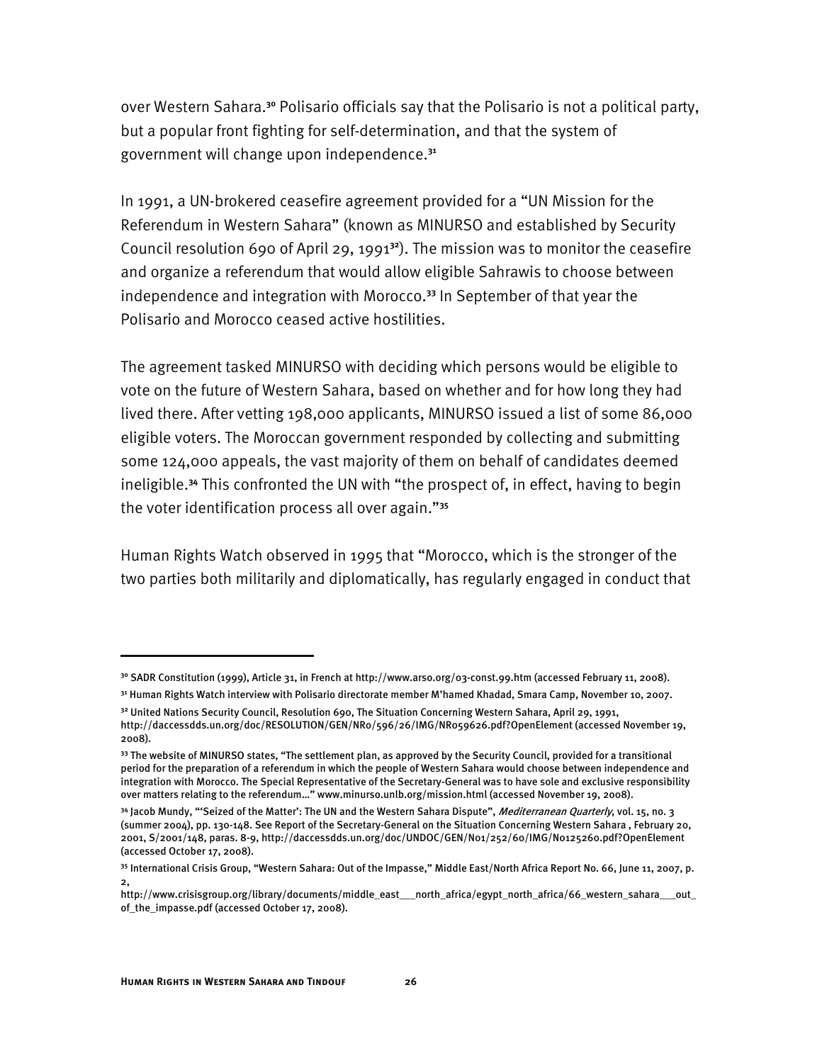over Western Sahara.[30] Polisario officials say that the Polisario is not a political party, but a popular front fighting for self-determination, and that the system of government will change upon independence.[31]

In 1991, a UN-brokered ceasefire agreement provided for a "UN Mission for the Referendum in Western Sahara" (known as MINURSO and established by Security Council resolution 690 of April 29, 1991[32]). The mission was to monitor the ceasefire and organize a referendum that would allow eligible Sahrawis to choose between independence and integration with Morocco.[33] In September of that year the Polisario and Morocco ceased active hostilities.

The agreement tasked MINURSO with deciding which persons would be eligible to vote on the future of Western Sahara, based on whether and for how long they had lived there. After vetting 198,000 applicants, MINURSO issued a list of some 86,000 eligible voters. The Moroccan government responded by collecting and submitting some 124,000 appeals, the vast majority of them on behalf of candidates deemed ineligible.[34] This confronted the UN with "the prospect of, in effect, having to begin the voter identification process all over again."[35]

Human Rights Watch observed in 1995 that "Morocco, which is the stronger of the two parties both militarily and diplomatically, has regularly engaged in conduct that

---

[30] SADR Constitution (1999), Article 31, in French at http://www.arso.org/03-const.99.htm (accessed February 11, 2008).

[31] Human Rights Watch interview with Polisario directorate member M'hamed Khadad, Smara Camp, November 10, 2007.

[32] United Nations Security Council, Resolution 690, The Situation Concerning Western Sahara, April 29, 1991, http://daccessdds.un.org/doc/RESOLUTION/GEN/NR0/596/26/IMG/NR059626.pdf?OpenElement (accessed November 19, 2008).

[33] The website of MINURSO states, "The settlement plan, as approved by the Security Council, provided for a transitional period for the preparation of a referendum in which the people of Western Sahara would choose between independence and integration with Morocco. The Special Representative of the Secretary-General was to have sole and exclusive responsibility over matters relating to the referendum…" www.minurso.unlb.org/mission.html (accessed November 19, 2008).

[34] Jacob Mundy, "'Seized of the Matter': The UN and the Western Sahara Dispute", *Mediterranean Quarterly*, vol. 15, no. 3 (summer 2004), pp. 130-148. See Report of the Secretary-General on the Situation Concerning Western Sahara , February 20, 2001, S/2001/148, paras. 8-9, http://daccessdds.un.org/doc/UNDOC/GEN/N01/252/60/IMG/N0125260.pdf?OpenElement (accessed October 17, 2008).

[35] International Crisis Group, "Western Sahara: Out of the Impasse," Middle East/North Africa Report No. 66, June 11, 2007, p. 2, http://www.crisisgroup.org/library/documents/middle_east___north_africa/egypt_north_africa/66_western_sahara___out_of_the_impasse.pdf (accessed October 17, 2008).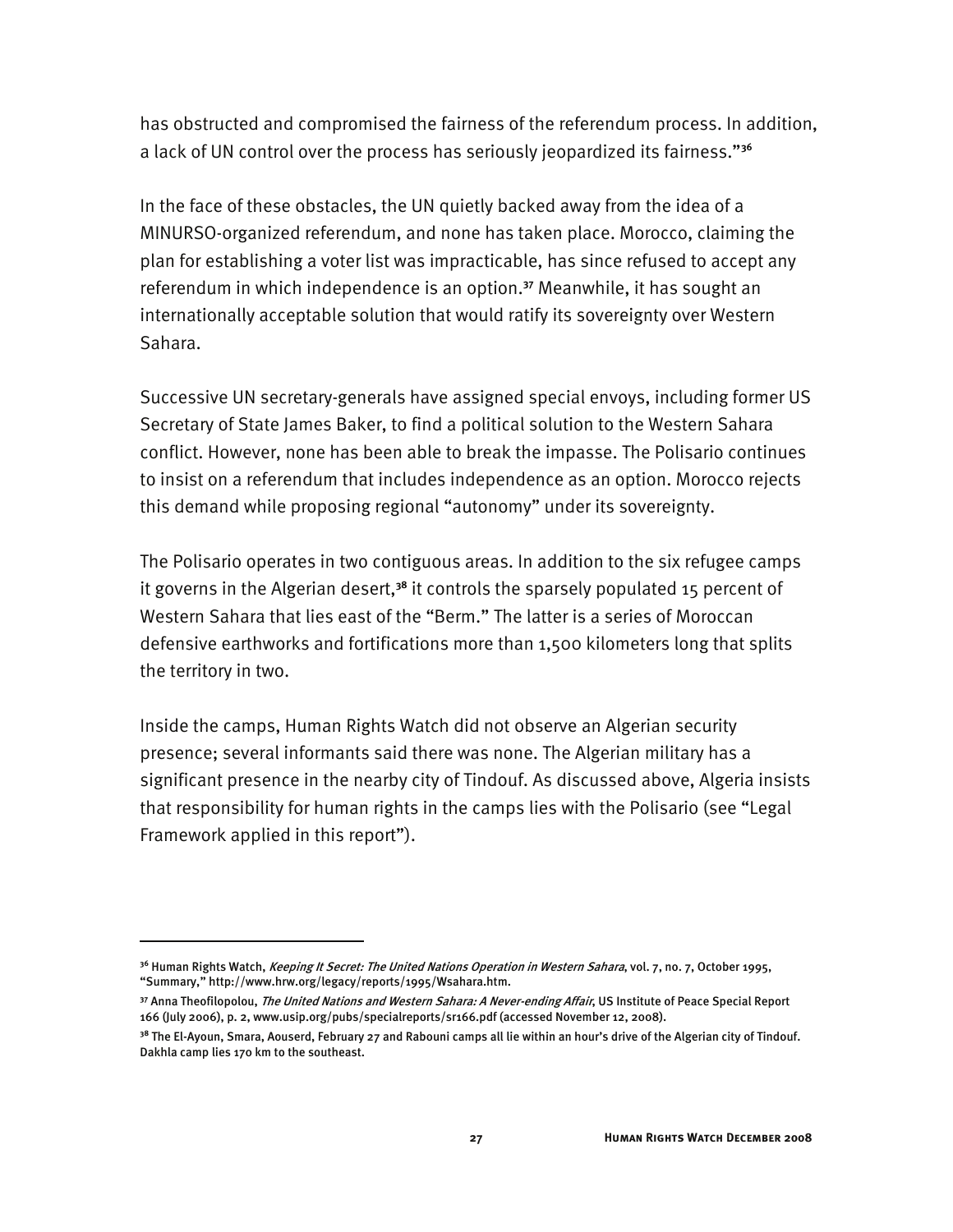has obstructed and compromised the fairness of the referendum process. In addition, a lack of UN control over the process has seriously jeopardized its fairness."[36]

In the face of these obstacles, the UN quietly backed away from the idea of a MINURSO-organized referendum, and none has taken place. Morocco, claiming the plan for establishing a voter list was impracticable, has since refused to accept any referendum in which independence is an option.[37] Meanwhile, it has sought an internationally acceptable solution that would ratify its sovereignty over Western Sahara.

Successive UN secretary-generals have assigned special envoys, including former US Secretary of State James Baker, to find a political solution to the Western Sahara conflict. However, none has been able to break the impasse. The Polisario continues to insist on a referendum that includes independence as an option. Morocco rejects this demand while proposing regional "autonomy" under its sovereignty.

The Polisario operates in two contiguous areas. In addition to the six refugee camps it governs in the Algerian desert,[38] it controls the sparsely populated 15 percent of Western Sahara that lies east of the "Berm." The latter is a series of Moroccan defensive earthworks and fortifications more than 1,500 kilometers long that splits the territory in two.

Inside the camps, Human Rights Watch did not observe an Algerian security presence; several informants said there was none. The Algerian military has a significant presence in the nearby city of Tindouf. As discussed above, Algeria insists that responsibility for human rights in the camps lies with the Polisario (see "Legal Framework applied in this report").

---

[36] Human Rights Watch, *Keeping It Secret: The United Nations Operation in Western Sahara*, vol. 7, no. 7, October 1995, "Summary," http://www.hrw.org/legacy/reports/1995/Wsahara.htm.

[37] Anna Theofilopolou, *The United Nations and Western Sahara: A Never-ending Affair*, US Institute of Peace Special Report 166 (July 2006), p. 2, www.usip.org/pubs/specialreports/sr166.pdf (accessed November 12, 2008).

[38] The El-Ayoun, Smara, Aouserd, February 27 and Rabouni camps all lie within an hour's drive of the Algerian city of Tindouf. Dakhla camp lies 170 km to the southeast.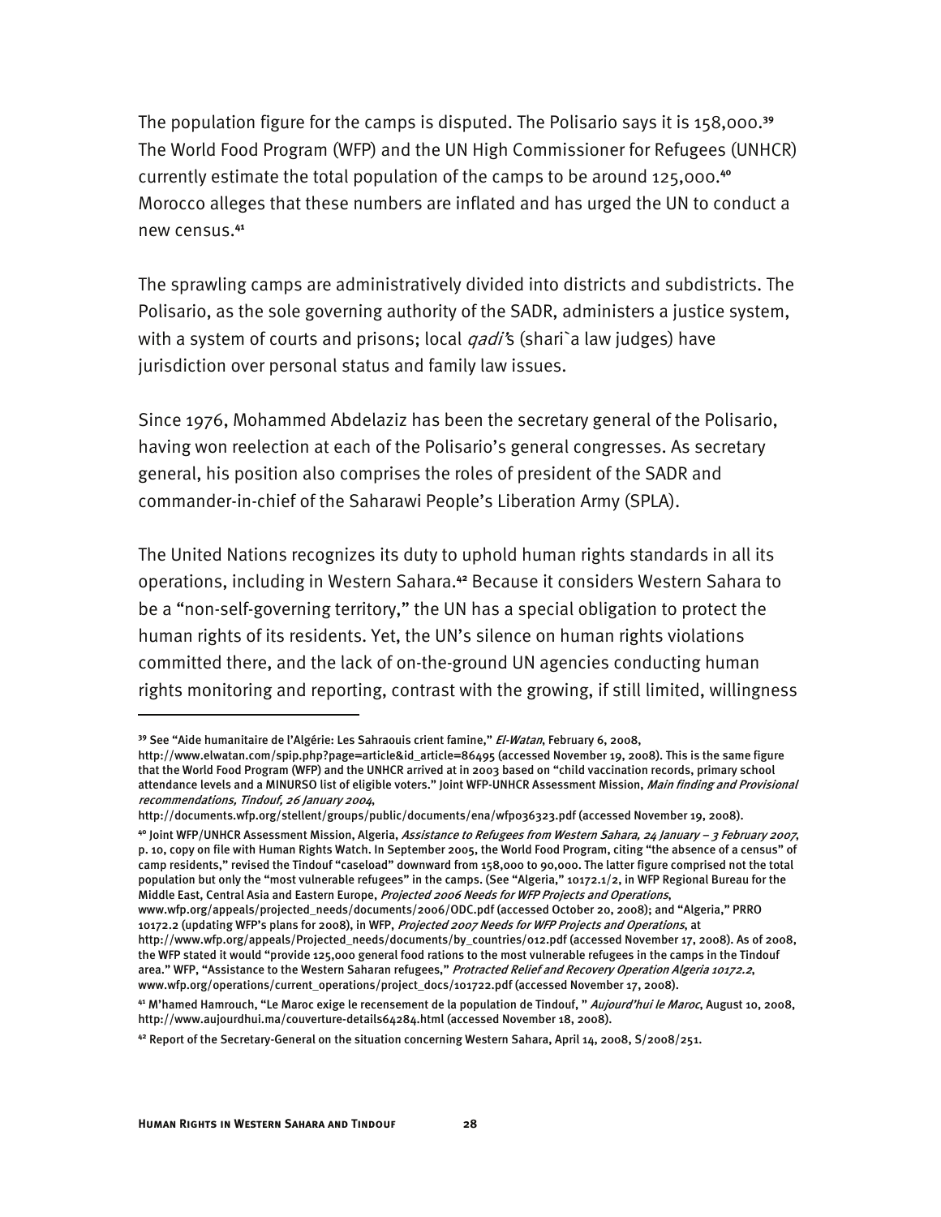The population figure for the camps is disputed. The Polisario says it is 158,000.[39] The World Food Program (WFP) and the UN High Commissioner for Refugees (UNHCR) currently estimate the total population of the camps to be around 125,000.[40] Morocco alleges that these numbers are inflated and has urged the UN to conduct a new census.[41]

The sprawling camps are administratively divided into districts and subdistricts. The Polisario, as the sole governing authority of the SADR, administers a justice system, with a system of courts and prisons; local *qadi*'s (shari`a law judges) have jurisdiction over personal status and family law issues.

Since 1976, Mohammed Abdelaziz has been the secretary general of the Polisario, having won reelection at each of the Polisario's general congresses. As secretary general, his position also comprises the roles of president of the SADR and commander-in-chief of the Saharawi People's Liberation Army (SPLA).

The United Nations recognizes its duty to uphold human rights standards in all its operations, including in Western Sahara.[42] Because it considers Western Sahara to be a "non-self-governing territory," the UN has a special obligation to protect the human rights of its residents. Yet, the UN's silence on human rights violations committed there, and the lack of on-the-ground UN agencies conducting human rights monitoring and reporting, contrast with the growing, if still limited, willingness

---

[39] See "Aide humanitaire de l'Algérie: Les Sahraouis crient famine," *El-Watan*, February 6, 2008, http://www.elwatan.com/spip.php?page=article&id_article=86495 (accessed November 19, 2008). This is the same figure that the World Food Program (WFP) and the UNHCR arrived at in 2003 based on "child vaccination records, primary school attendance levels and a MINURSO list of eligible voters." Joint WFP-UNHCR Assessment Mission, *Main finding and Provisional recommendations, Tindouf, 26 January 2004*, http://documents.wfp.org/stellent/groups/public/documents/ena/wfp036323.pdf (accessed November 19, 2008).

[40] Joint WFP/UNHCR Assessment Mission, Algeria, *Assistance to Refugees from Western Sahara, 24 January – 3 February 2007*, p. 10, copy on file with Human Rights Watch. In September 2005, the World Food Program, citing "the absence of a census" of camp residents," revised the Tindouf "caseload" downward from 158,000 to 90,000. The latter figure comprised not the total population but only the "most vulnerable refugees" in the camps. (See "Algeria," 10172.1/2, in WFP Regional Bureau for the Middle East, Central Asia and Eastern Europe, *Projected 2006 Needs for WFP Projects and Operations*, www.wfp.org/appeals/projected_needs/documents/2006/ODC.pdf (accessed October 20, 2008); and "Algeria," PRRO 10172.2 (updating WFP's plans for 2008), in WFP, *Projected 2007 Needs for WFP Projects and Operations*, at http://www.wfp.org/appeals/Projected_needs/documents/by_countries/012.pdf (accessed November 17, 2008). As of 2008, the WFP stated it would "provide 125,000 general food rations to the most vulnerable refugees in the camps in the Tindouf area." WFP, "Assistance to the Western Saharan refugees," *Protracted Relief and Recovery Operation Algeria 10172.2*, www.wfp.org/operations/current_operations/project_docs/101722.pdf (accessed November 17, 2008).

[41] M'hamed Hamrouch, "Le Maroc exige le recensement de la population de Tindouf, " *Aujourd'hui le Maroc*, August 10, 2008, http://www.aujourdhui.ma/couverture-details64284.html (accessed November 18, 2008).

[42] Report of the Secretary-General on the situation concerning Western Sahara, April 14, 2008, S/2008/251.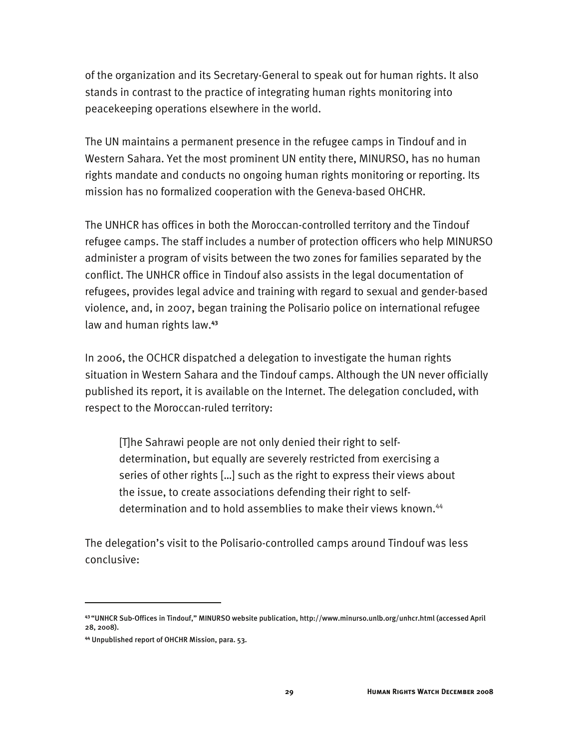of the organization and its Secretary-General to speak out for human rights. It also stands in contrast to the practice of integrating human rights monitoring into peacekeeping operations elsewhere in the world.

The UN maintains a permanent presence in the refugee camps in Tindouf and in Western Sahara. Yet the most prominent UN entity there, MINURSO, has no human rights mandate and conducts no ongoing human rights monitoring or reporting. Its mission has no formalized cooperation with the Geneva-based OHCHR.

The UNHCR has offices in both the Moroccan-controlled territory and the Tindouf refugee camps. The staff includes a number of protection officers who help MINURSO administer a program of visits between the two zones for families separated by the conflict. The UNHCR office in Tindouf also assists in the legal documentation of refugees, provides legal advice and training with regard to sexual and gender-based violence, and, in 2007, began training the Polisario police on international refugee law and human rights law.[43]

In 2006, the OCHCR dispatched a delegation to investigate the human rights situation in Western Sahara and the Tindouf camps. Although the UN never officially published its report, it is available on the Internet. The delegation concluded, with respect to the Moroccan-ruled territory:

> [T]he Sahrawi people are not only denied their right to self-determination, but equally are severely restricted from exercising a series of other rights […] such as the right to express their views about the issue, to create associations defending their right to self-determination and to hold assemblies to make their views known.[44]

The delegation's visit to the Polisario-controlled camps around Tindouf was less conclusive:

---

[43] "UNHCR Sub-Offices in Tindouf," MINURSO website publication, http://www.minurso.unlb.org/unhcr.html (accessed April 28, 2008).

[44] Unpublished report of OHCHR Mission, para. 53.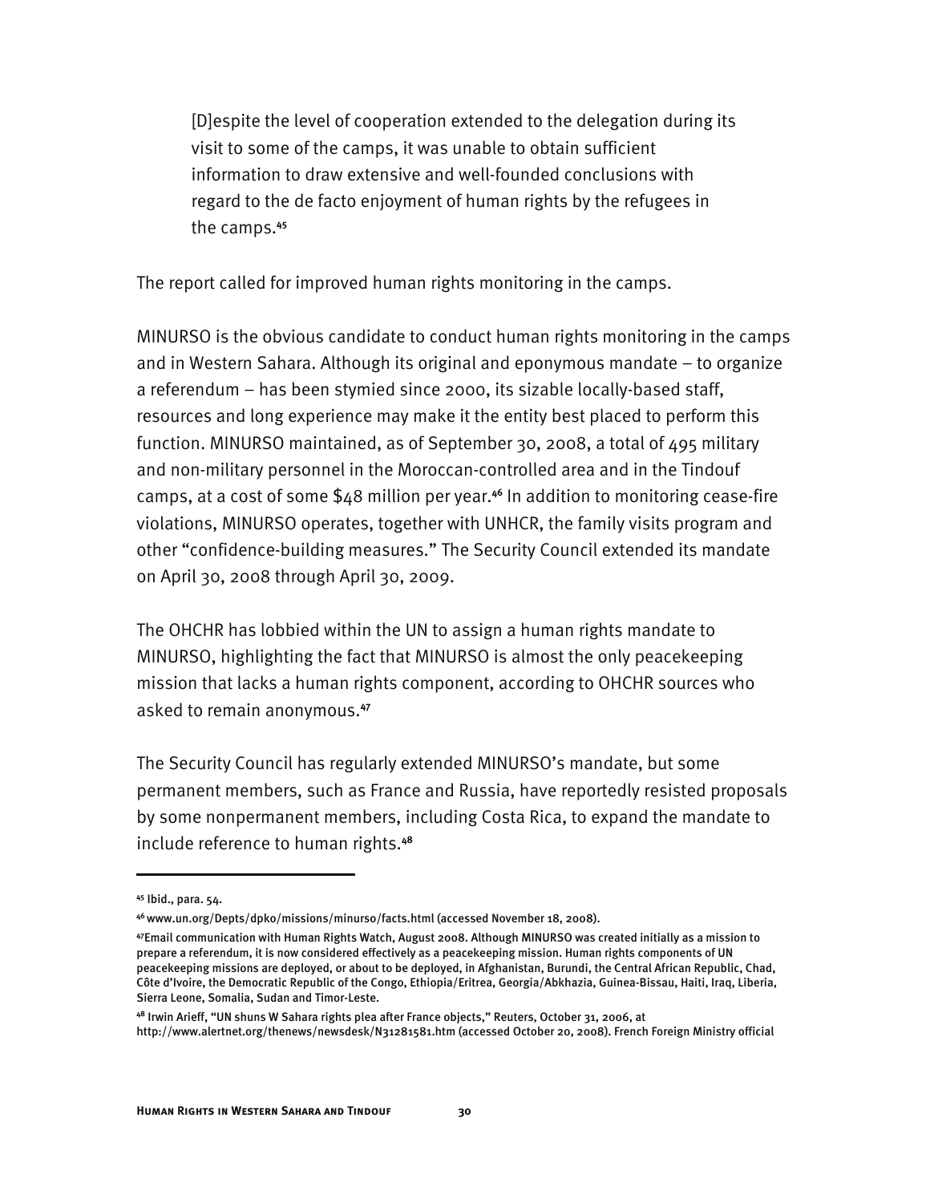> [D]espite the level of cooperation extended to the delegation during its visit to some of the camps, it was unable to obtain sufficient information to draw extensive and well-founded conclusions with regard to the de facto enjoyment of human rights by the refugees in the camps.[45]

The report called for improved human rights monitoring in the camps.

MINURSO is the obvious candidate to conduct human rights monitoring in the camps and in Western Sahara. Although its original and eponymous mandate – to organize a referendum – has been stymied since 2000, its sizable locally-based staff, resources and long experience may make it the entity best placed to perform this function. MINURSO maintained, as of September 30, 2008, a total of 495 military and non-military personnel in the Moroccan-controlled area and in the Tindouf camps, at a cost of some $48 million per year.[46] In addition to monitoring cease-fire violations, MINURSO operates, together with UNHCR, the family visits program and other "confidence-building measures." The Security Council extended its mandate on April 30, 2008 through April 30, 2009.

The OHCHR has lobbied within the UN to assign a human rights mandate to MINURSO, highlighting the fact that MINURSO is almost the only peacekeeping mission that lacks a human rights component, according to OHCHR sources who asked to remain anonymous.[47]

The Security Council has regularly extended MINURSO's mandate, but some permanent members, such as France and Russia, have reportedly resisted proposals by some nonpermanent members, including Costa Rica, to expand the mandate to include reference to human rights.[48]

---

[45] Ibid., para. 54.

[46] www.un.org/Depts/dpko/missions/minurso/facts.html (accessed November 18, 2008).

[47] Email communication with Human Rights Watch, August 2008. Although MINURSO was created initially as a mission to prepare a referendum, it is now considered effectively as a peacekeeping mission. Human rights components of UN peacekeeping missions are deployed, or about to be deployed, in Afghanistan, Burundi, the Central African Republic, Chad, Côte d'Ivoire, the Democratic Republic of the Congo, Ethiopia/Eritrea, Georgia/Abkhazia, Guinea-Bissau, Haiti, Iraq, Liberia, Sierra Leone, Somalia, Sudan and Timor-Leste.

[48] Irwin Arieff, "UN shuns W Sahara rights plea after France objects," Reuters, October 31, 2006, at http://www.alertnet.org/thenews/newsdesk/N31281581.htm (accessed October 20, 2008). French Foreign Ministry official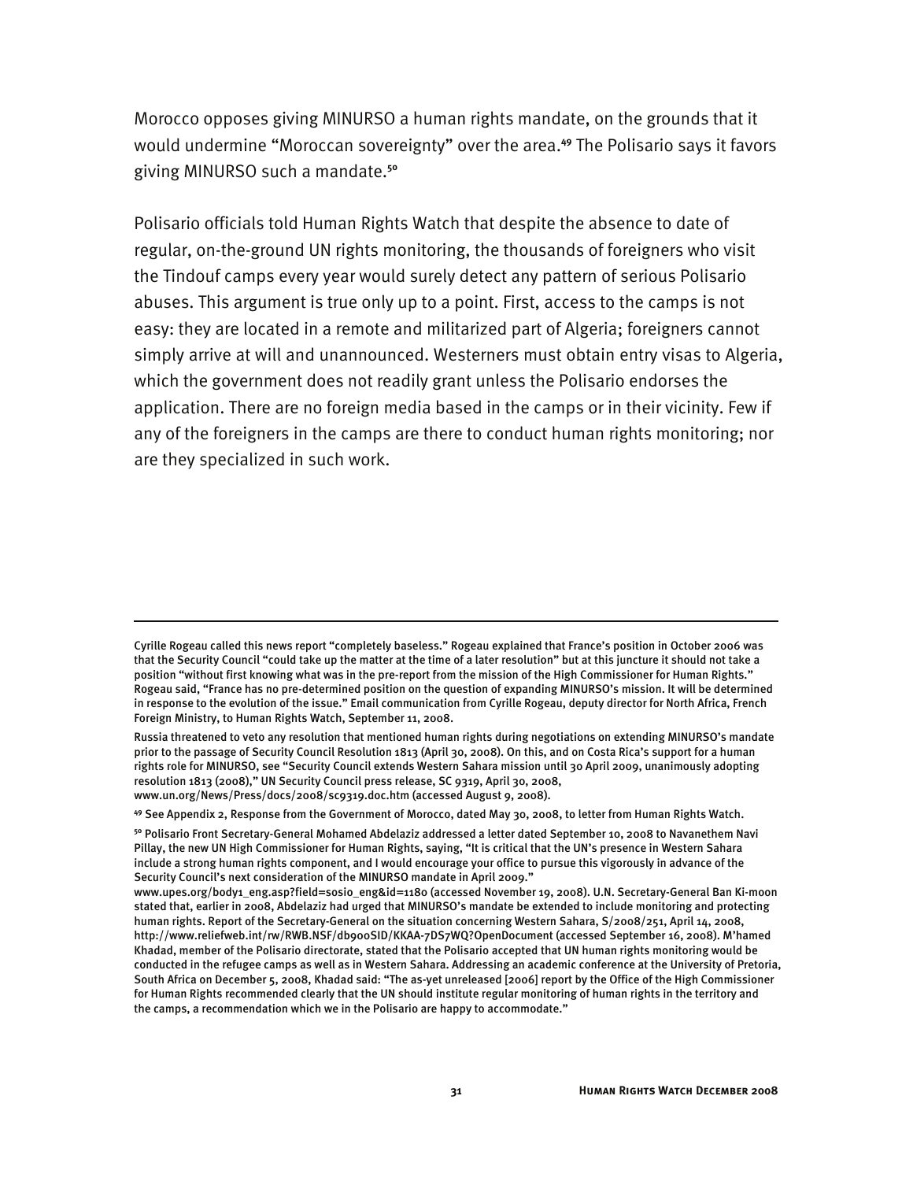Morocco opposes giving MINURSO a human rights mandate, on the grounds that it would undermine "Moroccan sovereignty" over the area.[49] The Polisario says it favors giving MINURSO such a mandate.[50]

Polisario officials told Human Rights Watch that despite the absence to date of regular, on-the-ground UN rights monitoring, the thousands of foreigners who visit the Tindouf camps every year would surely detect any pattern of serious Polisario abuses. This argument is true only up to a point. First, access to the camps is not easy: they are located in a remote and militarized part of Algeria; foreigners cannot simply arrive at will and unannounced. Westerners must obtain entry visas to Algeria, which the government does not readily grant unless the Polisario endorses the application. There are no foreign media based in the camps or in their vicinity. Few if any of the foreigners in the camps are there to conduct human rights monitoring; nor are they specialized in such work.

---

Cyrille Rogeau called this news report "completely baseless." Rogeau explained that France's position in October 2006 was that the Security Council "could take up the matter at the time of a later resolution" but at this juncture it should not take a position "without first knowing what was in the pre-report from the mission of the High Commissioner for Human Rights." Rogeau said, "France has no pre-determined position on the question of expanding MINURSO's mission. It will be determined in response to the evolution of the issue." Email communication from Cyrille Rogeau, deputy director for North Africa, French Foreign Ministry, to Human Rights Watch, September 11, 2008.

Russia threatened to veto any resolution that mentioned human rights during negotiations on extending MINURSO's mandate prior to the passage of Security Council Resolution 1813 (April 30, 2008). On this, and on Costa Rica's support for a human rights role for MINURSO, see "Security Council extends Western Sahara mission until 30 April 2009, unanimously adopting resolution 1813 (2008)," UN Security Council press release, SC 9319, April 30, 2008, www.un.org/News/Press/docs/2008/sc9319.doc.htm (accessed August 9, 2008).

[49] See Appendix 2, Response from the Government of Morocco, dated May 30, 2008, to letter from Human Rights Watch.

[50] Polisario Front Secretary-General Mohamed Abdelaziz addressed a letter dated September 10, 2008 to Navanethem Navi Pillay, the new UN High Commissioner for Human Rights, saying, "It is critical that the UN's presence in Western Sahara include a strong human rights component, and I would encourage your office to pursue this vigorously in advance of the Security Council's next consideration of the MINURSO mandate in April 2009." www.upes.org/body1_eng.asp?field=sosio_eng&id=1180 (accessed November 19, 2008). U.N. Secretary-General Ban Ki-moon stated that, earlier in 2008, Abdelaziz had urged that MINURSO's mandate be extended to include monitoring and protecting human rights. Report of the Secretary-General on the situation concerning Western Sahara, S/2008/251, April 14, 2008, http://www.reliefweb.int/rw/RWB.NSF/db900SID/KKAA-7DS7WQ?OpenDocument (accessed September 16, 2008). M'hamed Khadad, member of the Polisario directorate, stated that the Polisario accepted that UN human rights monitoring would be conducted in the refugee camps as well as in Western Sahara. Addressing an academic conference at the University of Pretoria, South Africa on December 5, 2008, Khadad said: "The as-yet unreleased [2006] report by the Office of the High Commissioner for Human Rights recommended clearly that the UN should institute regular monitoring of human rights in the territory and the camps, a recommendation which we in the Polisario are happy to accommodate."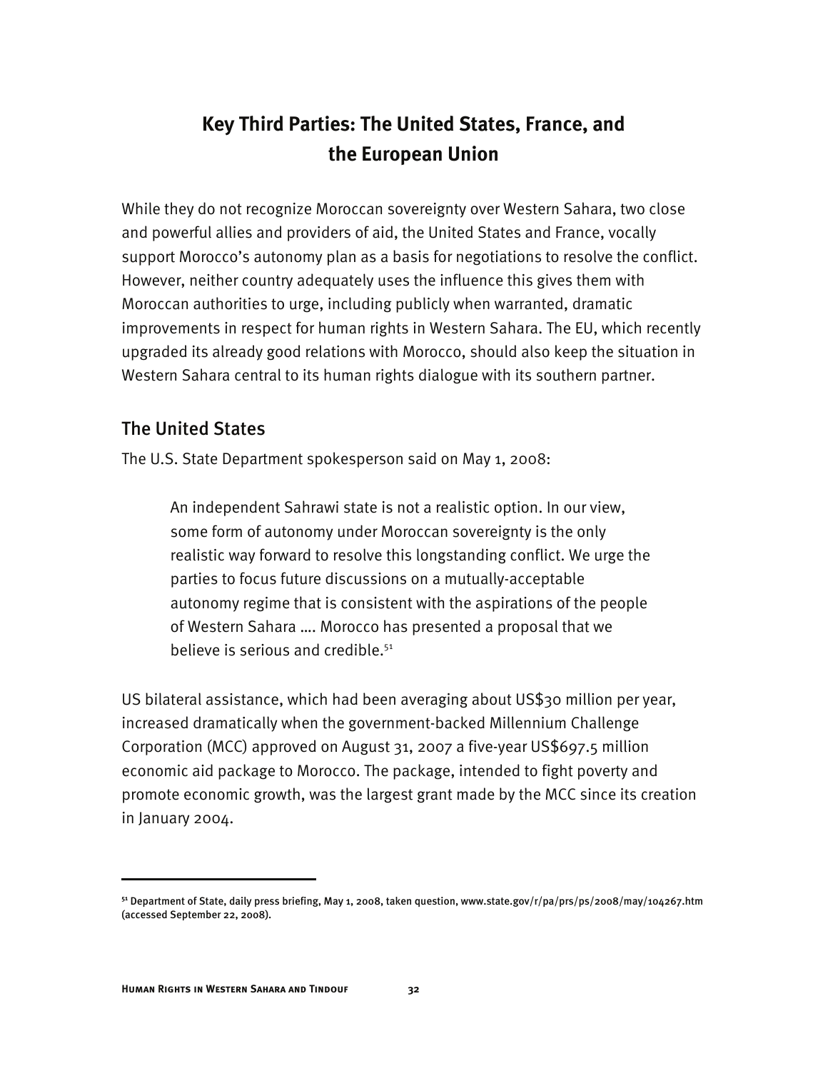# Key Third Parties: The United States, France, and the European Union

While they do not recognize Moroccan sovereignty over Western Sahara, two close and powerful allies and providers of aid, the United States and France, vocally support Morocco's autonomy plan as a basis for negotiations to resolve the conflict. However, neither country adequately uses the influence this gives them with Moroccan authorities to urge, including publicly when warranted, dramatic improvements in respect for human rights in Western Sahara. The EU, which recently upgraded its already good relations with Morocco, should also keep the situation in Western Sahara central to its human rights dialogue with its southern partner.

## The United States

The U.S. State Department spokesperson said on May 1, 2008:

> An independent Sahrawi state is not a realistic option. In our view, some form of autonomy under Moroccan sovereignty is the only realistic way forward to resolve this longstanding conflict. We urge the parties to focus future discussions on a mutually-acceptable autonomy regime that is consistent with the aspirations of the people of Western Sahara …. Morocco has presented a proposal that we believe is serious and credible.[51]

US bilateral assistance, which had been averaging about US$30 million per year, increased dramatically when the government-backed Millennium Challenge Corporation (MCC) approved on August 31, 2007 a five-year US$697.5 million economic aid package to Morocco. The package, intended to fight poverty and promote economic growth, was the largest grant made by the MCC since its creation in January 2004.

---

[51] Department of State, daily press briefing, May 1, 2008, taken question, www.state.gov/r/pa/prs/ps/2008/may/104267.htm (accessed September 22, 2008).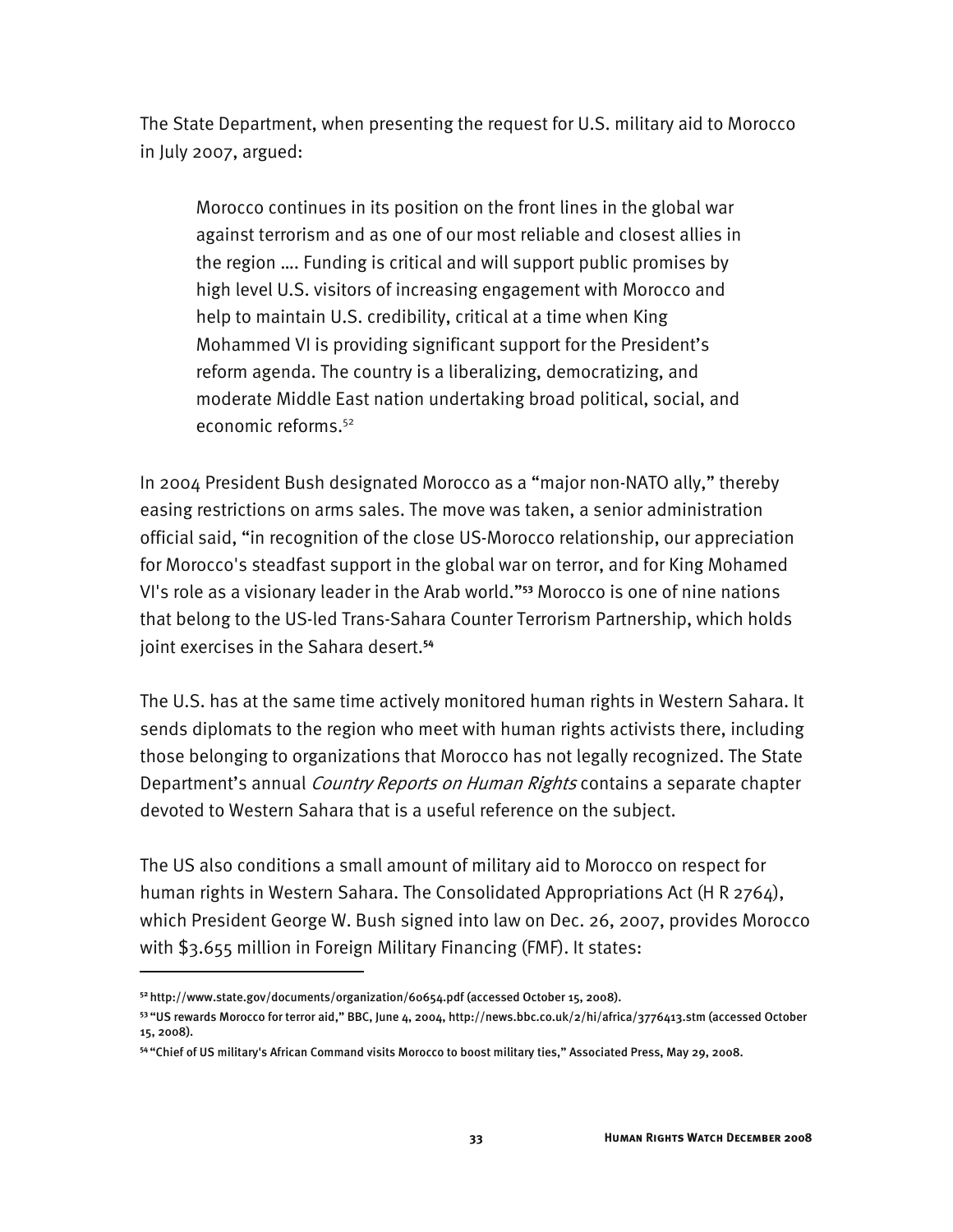The State Department, when presenting the request for U.S. military aid to Morocco in July 2007, argued:

> Morocco continues in its position on the front lines in the global war against terrorism and as one of our most reliable and closest allies in the region …. Funding is critical and will support public promises by high level U.S. visitors of increasing engagement with Morocco and help to maintain U.S. credibility, critical at a time when King Mohammed VI is providing significant support for the President's reform agenda. The country is a liberalizing, democratizing, and moderate Middle East nation undertaking broad political, social, and economic reforms.[52]

In 2004 President Bush designated Morocco as a "major non-NATO ally," thereby easing restrictions on arms sales. The move was taken, a senior administration official said, "in recognition of the close US-Morocco relationship, our appreciation for Morocco's steadfast support in the global war on terror, and for King Mohamed VI's role as a visionary leader in the Arab world."[53] Morocco is one of nine nations that belong to the US-led Trans-Sahara Counter Terrorism Partnership, which holds joint exercises in the Sahara desert.[54]

The U.S. has at the same time actively monitored human rights in Western Sahara. It sends diplomats to the region who meet with human rights activists there, including those belonging to organizations that Morocco has not legally recognized. The State Department's annual *Country Reports on Human Rights* contains a separate chapter devoted to Western Sahara that is a useful reference on the subject.

The US also conditions a small amount of military aid to Morocco on respect for human rights in Western Sahara. The Consolidated Appropriations Act (H R 2764), which President George W. Bush signed into law on Dec. 26, 2007, provides Morocco with $3.655 million in Foreign Military Financing (FMF). It states:

---

[52] http://www.state.gov/documents/organization/60654.pdf (accessed October 15, 2008).

[53] "US rewards Morocco for terror aid," BBC, June 4, 2004, http://news.bbc.co.uk/2/hi/africa/3776413.stm (accessed October 15, 2008).

[54] "Chief of US military's African Command visits Morocco to boost military ties," Associated Press, May 29, 2008.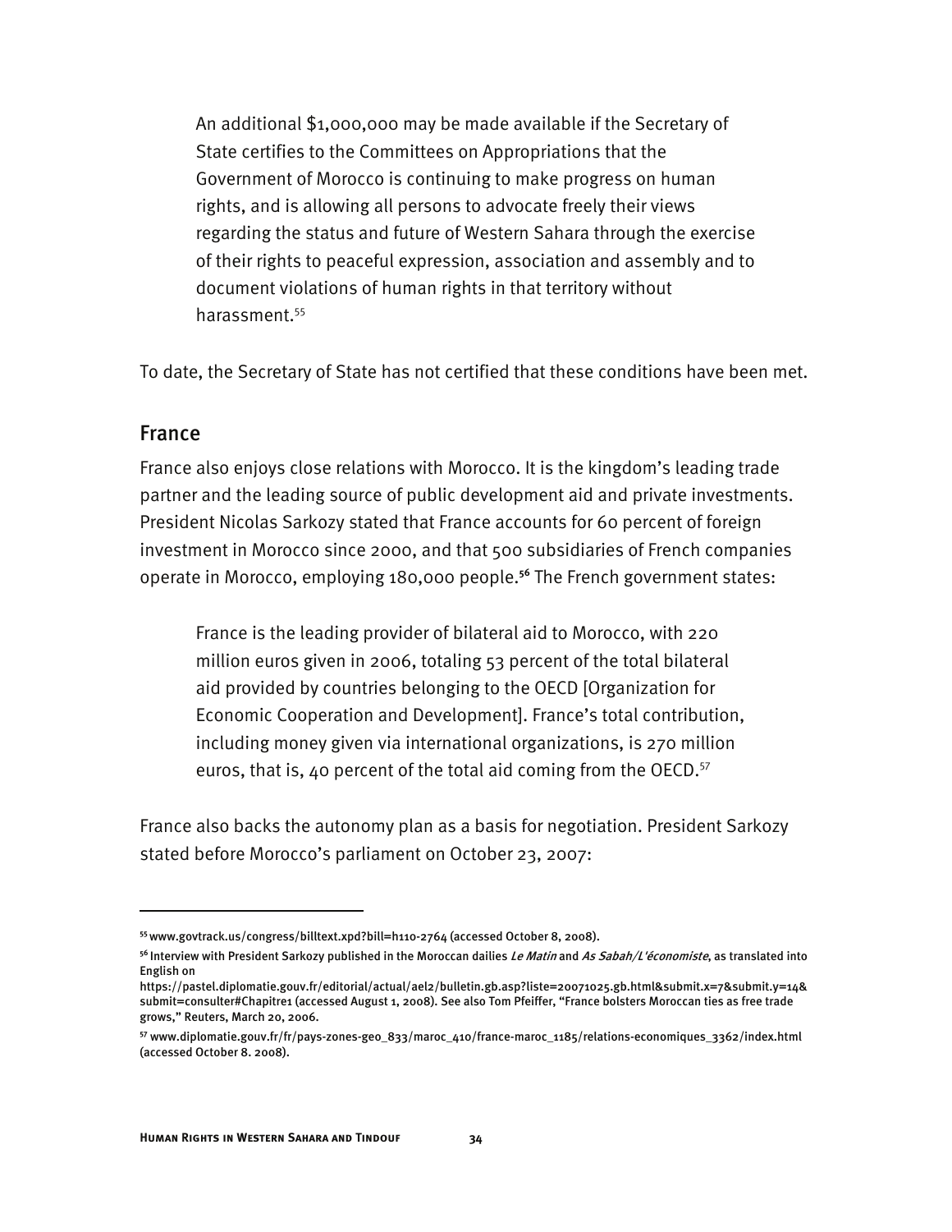> An additional $1,000,000 may be made available if the Secretary of State certifies to the Committees on Appropriations that the Government of Morocco is continuing to make progress on human rights, and is allowing all persons to advocate freely their views regarding the status and future of Western Sahara through the exercise of their rights to peaceful expression, association and assembly and to document violations of human rights in that territory without harassment.[55]

To date, the Secretary of State has not certified that these conditions have been met.

## France

France also enjoys close relations with Morocco. It is the kingdom's leading trade partner and the leading source of public development aid and private investments. President Nicolas Sarkozy stated that France accounts for 60 percent of foreign investment in Morocco since 2000, and that 500 subsidiaries of French companies operate in Morocco, employing 180,000 people.[56] The French government states:

> France is the leading provider of bilateral aid to Morocco, with 220 million euros given in 2006, totaling 53 percent of the total bilateral aid provided by countries belonging to the OECD [Organization for Economic Cooperation and Development]. France's total contribution, including money given via international organizations, is 270 million euros, that is, 40 percent of the total aid coming from the OECD.[57]

France also backs the autonomy plan as a basis for negotiation. President Sarkozy stated before Morocco's parliament on October 23, 2007:

---

[55] www.govtrack.us/congress/billtext.xpd?bill=h110-2764 (accessed October 8, 2008).

[56] Interview with President Sarkozy published in the Moroccan dailies *Le Matin* and *As Sabah/L'économiste*, as translated into English on https://pastel.diplomatie.gouv.fr/editorial/actual/ael2/bulletin.gb.asp?liste=20071025.gb.html&submit.x=7&submit.y=14&submit=consulter#Chapitre1 (accessed August 1, 2008). See also Tom Pfeiffer, "France bolsters Moroccan ties as free trade grows," Reuters, March 20, 2006.

[57] www.diplomatie.gouv.fr/fr/pays-zones-geo_833/maroc_410/france-maroc_1185/relations-economiques_3362/index.html (accessed October 8. 2008).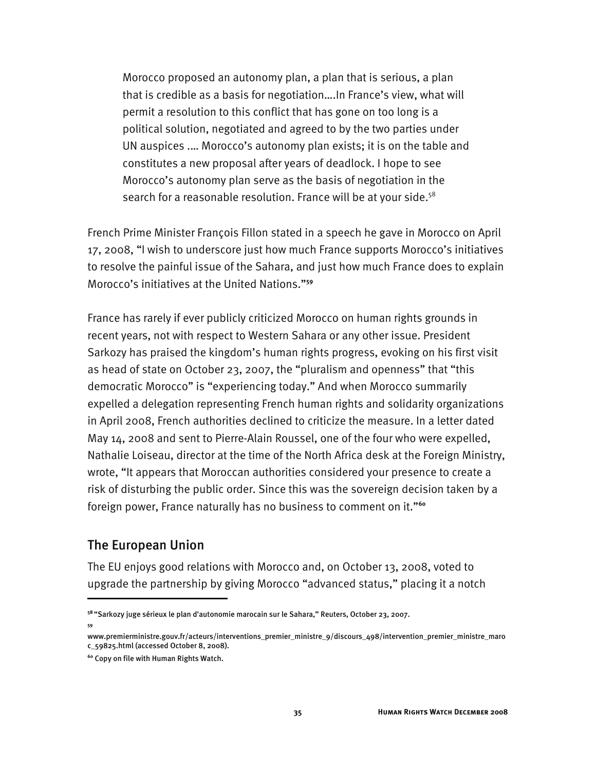> Morocco proposed an autonomy plan, a plan that is serious, a plan that is credible as a basis for negotiation….In France's view, what will permit a resolution to this conflict that has gone on too long is a political solution, negotiated and agreed to by the two parties under UN auspices …. Morocco's autonomy plan exists; it is on the table and constitutes a new proposal after years of deadlock. I hope to see Morocco's autonomy plan serve as the basis of negotiation in the search for a reasonable resolution. France will be at your side.[58]

French Prime Minister François Fillon stated in a speech he gave in Morocco on April 17, 2008, "I wish to underscore just how much France supports Morocco's initiatives to resolve the painful issue of the Sahara, and just how much France does to explain Morocco's initiatives at the United Nations."[59]

France has rarely if ever publicly criticized Morocco on human rights grounds in recent years, not with respect to Western Sahara or any other issue. President Sarkozy has praised the kingdom's human rights progress, evoking on his first visit as head of state on October 23, 2007, the "pluralism and openness" that "this democratic Morocco" is "experiencing today." And when Morocco summarily expelled a delegation representing French human rights and solidarity organizations in April 2008, French authorities declined to criticize the measure. In a letter dated May 14, 2008 and sent to Pierre-Alain Roussel, one of the four who were expelled, Nathalie Loiseau, director at the time of the North Africa desk at the Foreign Ministry, wrote, "It appears that Moroccan authorities considered your presence to create a risk of disturbing the public order. Since this was the sovereign decision taken by a foreign power, France naturally has no business to comment on it."[60]

## The European Union

The EU enjoys good relations with Morocco and, on October 13, 2008, voted to upgrade the partnership by giving Morocco "advanced status," placing it a notch

---

[58] "Sarkozy juge sérieux le plan d'autonomie marocain sur le Sahara," Reuters, October 23, 2007.

[59] www.premierministre.gouv.fr/acteurs/interventions_premier_ministre_9/discours_498/intervention_premier_ministre_maroc_59825.html (accessed October 8, 2008).

[60] Copy on file with Human Rights Watch.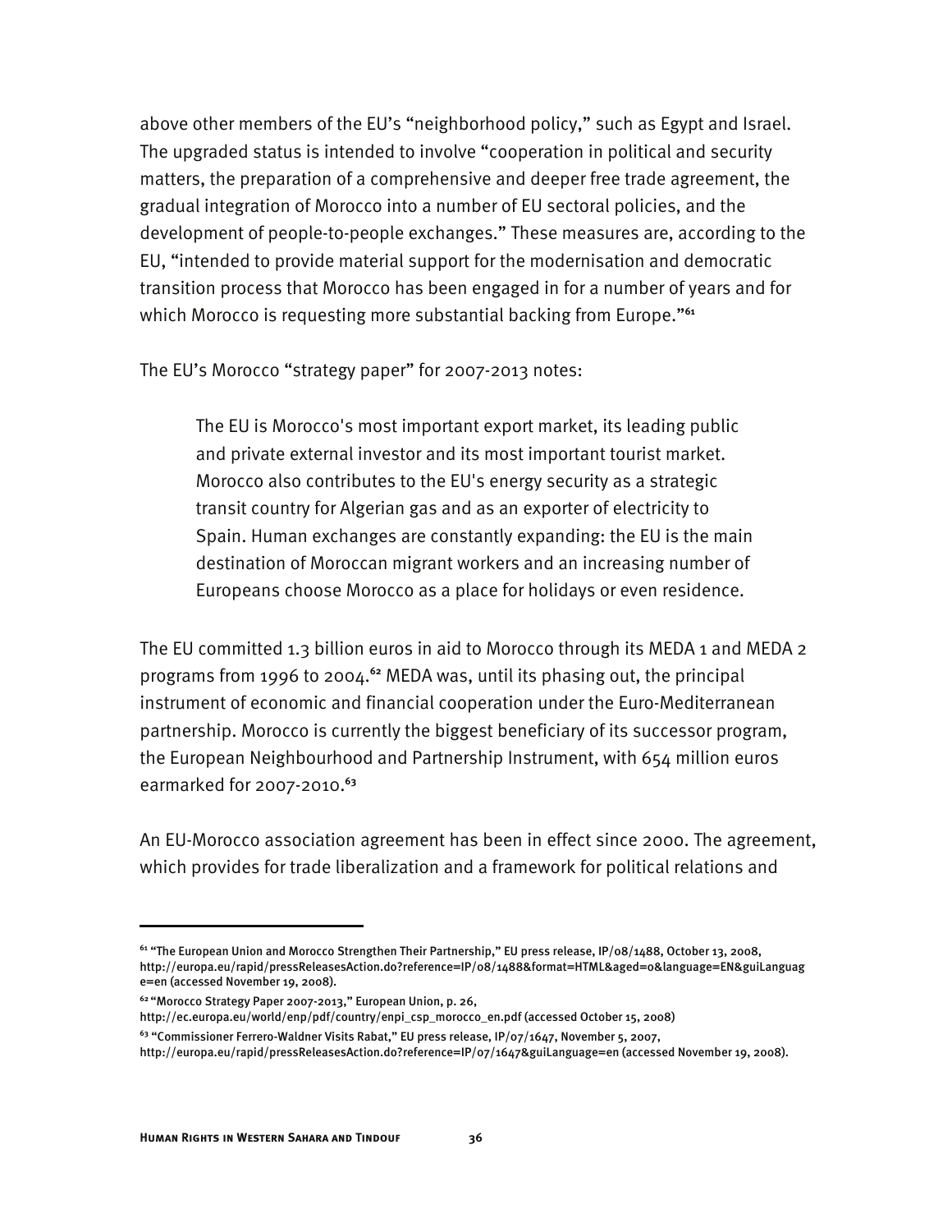above other members of the EU's "neighborhood policy," such as Egypt and Israel. The upgraded status is intended to involve "cooperation in political and security matters, the preparation of a comprehensive and deeper free trade agreement, the gradual integration of Morocco into a number of EU sectoral policies, and the development of people-to-people exchanges." These measures are, according to the EU, "intended to provide material support for the modernisation and democratic transition process that Morocco has been engaged in for a number of years and for which Morocco is requesting more substantial backing from Europe."[61]

The EU's Morocco "strategy paper" for 2007-2013 notes:

> The EU is Morocco's most important export market, its leading public and private external investor and its most important tourist market. Morocco also contributes to the EU's energy security as a strategic transit country for Algerian gas and as an exporter of electricity to Spain. Human exchanges are constantly expanding: the EU is the main destination of Moroccan migrant workers and an increasing number of Europeans choose Morocco as a place for holidays or even residence.

The EU committed 1.3 billion euros in aid to Morocco through its MEDA 1 and MEDA 2 programs from 1996 to 2004.[62] MEDA was, until its phasing out, the principal instrument of economic and financial cooperation under the Euro-Mediterranean partnership. Morocco is currently the biggest beneficiary of its successor program, the European Neighbourhood and Partnership Instrument, with 654 million euros earmarked for 2007-2010.[63]

An EU-Morocco association agreement has been in effect since 2000. The agreement, which provides for trade liberalization and a framework for political relations and

---

[61] "The European Union and Morocco Strengthen Their Partnership," EU press release, IP/08/1488, October 13, 2008, http://europa.eu/rapid/pressReleasesAction.do?reference=IP/08/1488&format=HTML&aged=0&language=EN&guiLanguage=en (accessed November 19, 2008).

[62] "Morocco Strategy Paper 2007-2013," European Union, p. 26, http://ec.europa.eu/world/enp/pdf/country/enpi_csp_morocco_en.pdf (accessed October 15, 2008)

[63] "Commissioner Ferrero-Waldner Visits Rabat," EU press release, IP/07/1647, November 5, 2007, http://europa.eu/rapid/pressReleasesAction.do?reference=IP/07/1647&guiLanguage=en (accessed November 19, 2008).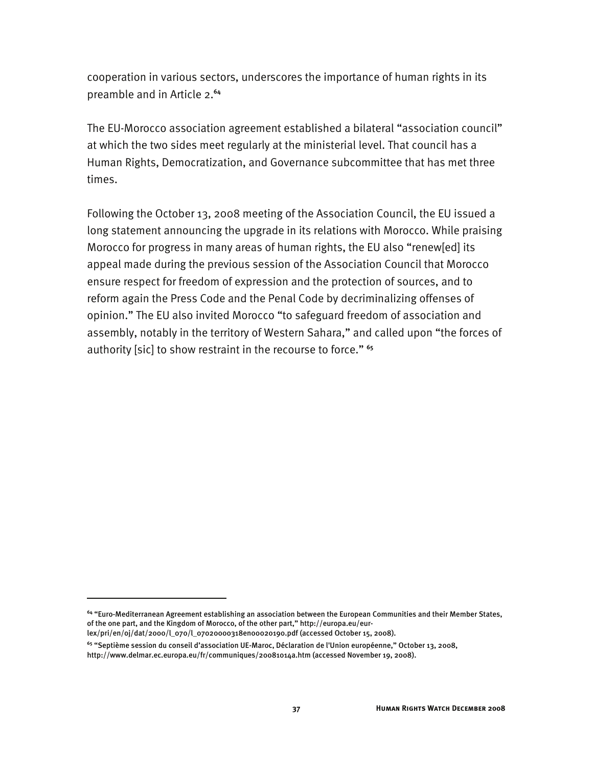cooperation in various sectors, underscores the importance of human rights in its preamble and in Article 2.[64]

The EU-Morocco association agreement established a bilateral "association council" at which the two sides meet regularly at the ministerial level. That council has a Human Rights, Democratization, and Governance subcommittee that has met three times.

Following the October 13, 2008 meeting of the Association Council, the EU issued a long statement announcing the upgrade in its relations with Morocco. While praising Morocco for progress in many areas of human rights, the EU also "renew[ed] its appeal made during the previous session of the Association Council that Morocco ensure respect for freedom of expression and the protection of sources, and to reform again the Press Code and the Penal Code by decriminalizing offenses of opinion." The EU also invited Morocco "to safeguard freedom of association and assembly, notably in the territory of Western Sahara," and called upon "the forces of authority [sic] to show restraint in the recourse to force." [65]

---

[64] "Euro-Mediterranean Agreement establishing an association between the European Communities and their Member States, of the one part, and the Kingdom of Morocco, of the other part," http://europa.eu/eur-lex/pri/en/oj/dat/2000/l_070/l_07020000318en00020190.pdf (accessed October 15, 2008).

[65] "Septième session du conseil d'association UE-Maroc, Déclaration de l'Union européenne," October 13, 2008, http://www.delmar.ec.europa.eu/fr/communiques/20081014a.htm (accessed November 19, 2008).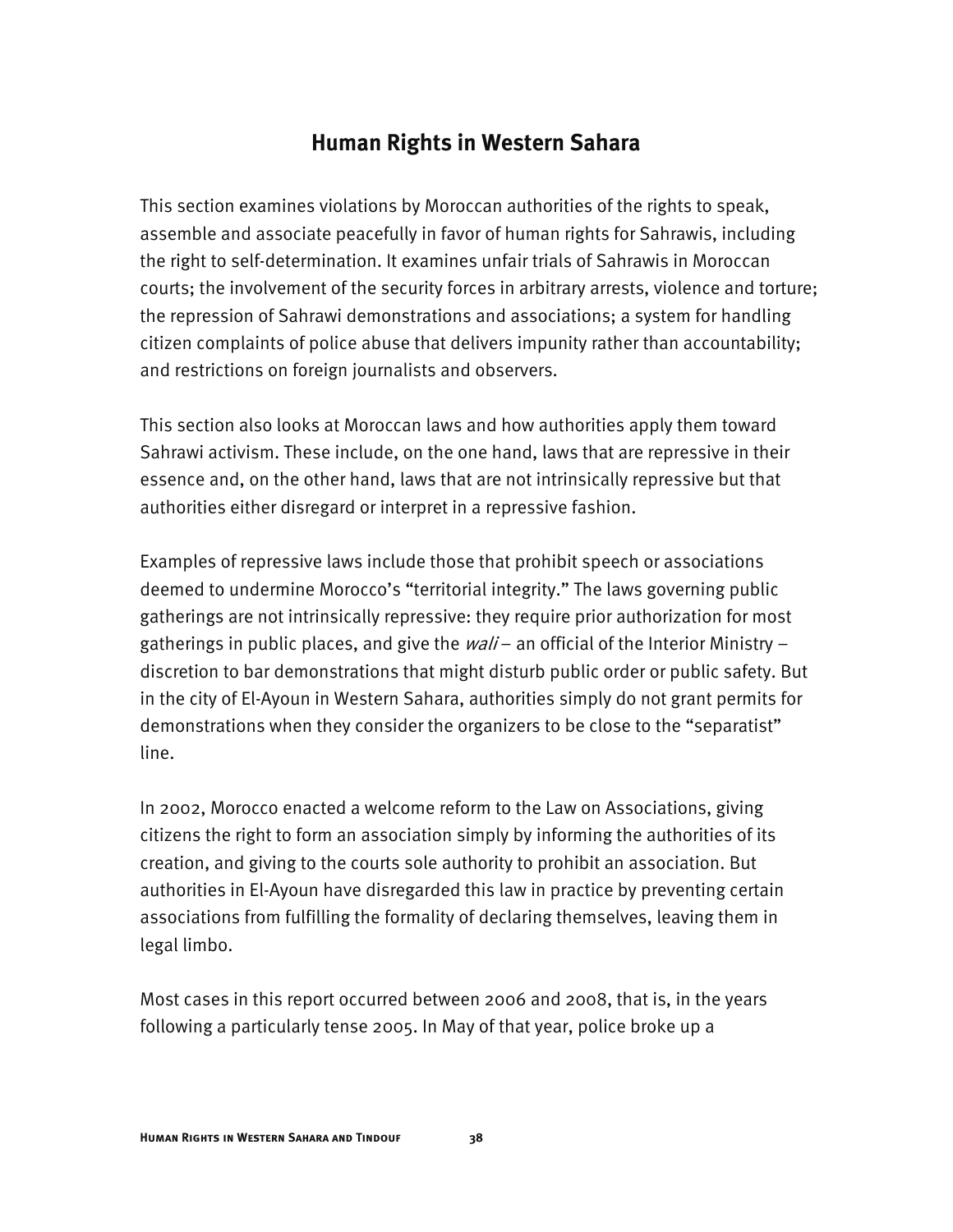## Human Rights in Western Sahara

This section examines violations by Moroccan authorities of the rights to speak, assemble and associate peacefully in favor of human rights for Sahrawis, including the right to self-determination. It examines unfair trials of Sahrawis in Moroccan courts; the involvement of the security forces in arbitrary arrests, violence and torture; the repression of Sahrawi demonstrations and associations; a system for handling citizen complaints of police abuse that delivers impunity rather than accountability; and restrictions on foreign journalists and observers.

This section also looks at Moroccan laws and how authorities apply them toward Sahrawi activism. These include, on the one hand, laws that are repressive in their essence and, on the other hand, laws that are not intrinsically repressive but that authorities either disregard or interpret in a repressive fashion.

Examples of repressive laws include those that prohibit speech or associations deemed to undermine Morocco's "territorial integrity." The laws governing public gatherings are not intrinsically repressive: they require prior authorization for most gatherings in public places, and give the *wali* – an official of the Interior Ministry – discretion to bar demonstrations that might disturb public order or public safety. But in the city of El-Ayoun in Western Sahara, authorities simply do not grant permits for demonstrations when they consider the organizers to be close to the "separatist" line.

In 2002, Morocco enacted a welcome reform to the Law on Associations, giving citizens the right to form an association simply by informing the authorities of its creation, and giving to the courts sole authority to prohibit an association. But authorities in El-Ayoun have disregarded this law in practice by preventing certain associations from fulfilling the formality of declaring themselves, leaving them in legal limbo.

Most cases in this report occurred between 2006 and 2008, that is, in the years following a particularly tense 2005. In May of that year, police broke up a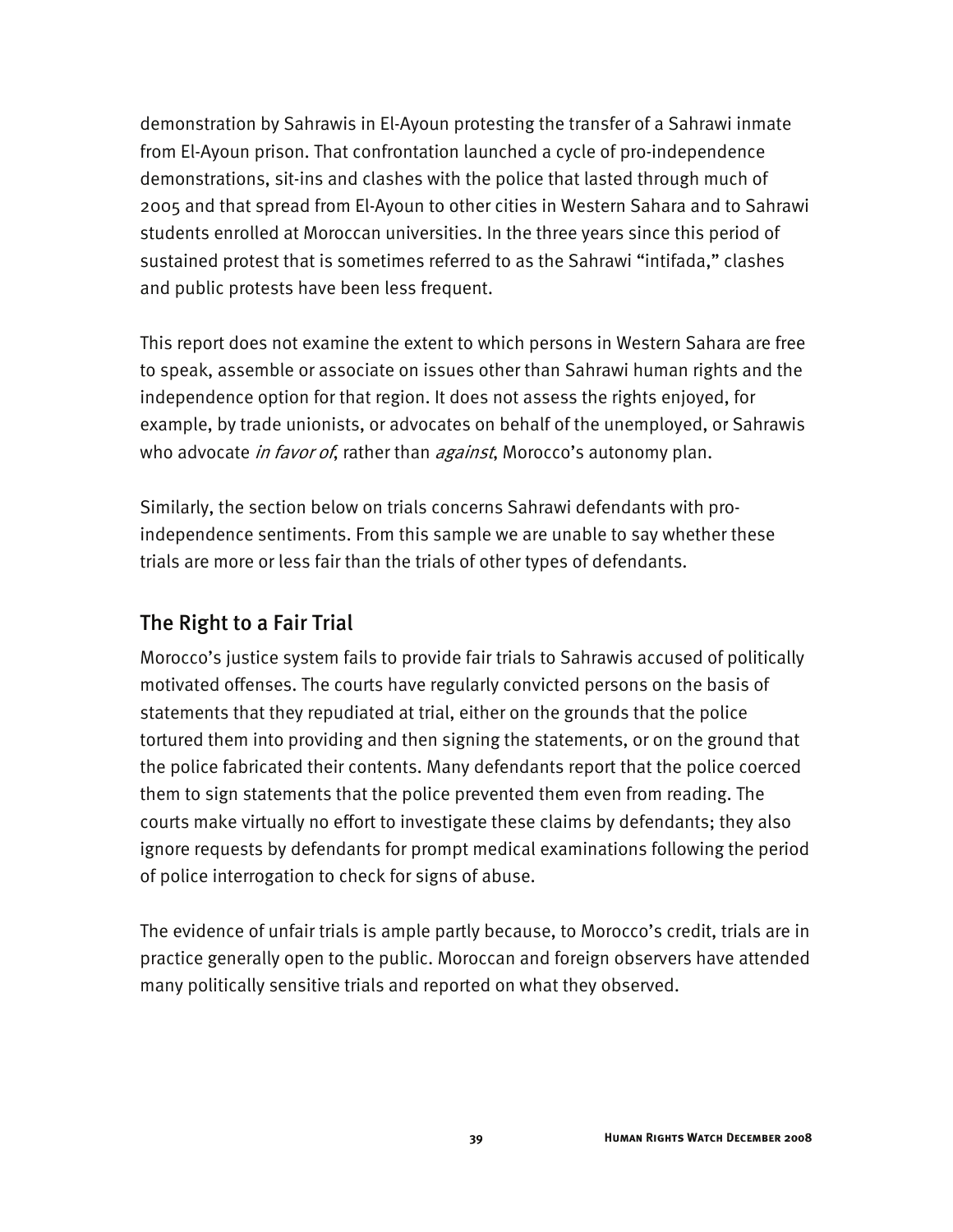demonstration by Sahrawis in El-Ayoun protesting the transfer of a Sahrawi inmate from El-Ayoun prison. That confrontation launched a cycle of pro-independence demonstrations, sit-ins and clashes with the police that lasted through much of 2005 and that spread from El-Ayoun to other cities in Western Sahara and to Sahrawi students enrolled at Moroccan universities. In the three years since this period of sustained protest that is sometimes referred to as the Sahrawi "intifada," clashes and public protests have been less frequent.

This report does not examine the extent to which persons in Western Sahara are free to speak, assemble or associate on issues other than Sahrawi human rights and the independence option for that region. It does not assess the rights enjoyed, for example, by trade unionists, or advocates on behalf of the unemployed, or Sahrawis who advocate *in favor of*, rather than *against*, Morocco's autonomy plan.

Similarly, the section below on trials concerns Sahrawi defendants with pro-independence sentiments. From this sample we are unable to say whether these trials are more or less fair than the trials of other types of defendants.

## The Right to a Fair Trial

Morocco's justice system fails to provide fair trials to Sahrawis accused of politically motivated offenses. The courts have regularly convicted persons on the basis of statements that they repudiated at trial, either on the grounds that the police tortured them into providing and then signing the statements, or on the ground that the police fabricated their contents. Many defendants report that the police coerced them to sign statements that the police prevented them even from reading. The courts make virtually no effort to investigate these claims by defendants; they also ignore requests by defendants for prompt medical examinations following the period of police interrogation to check for signs of abuse.

The evidence of unfair trials is ample partly because, to Morocco's credit, trials are in practice generally open to the public. Moroccan and foreign observers have attended many politically sensitive trials and reported on what they observed.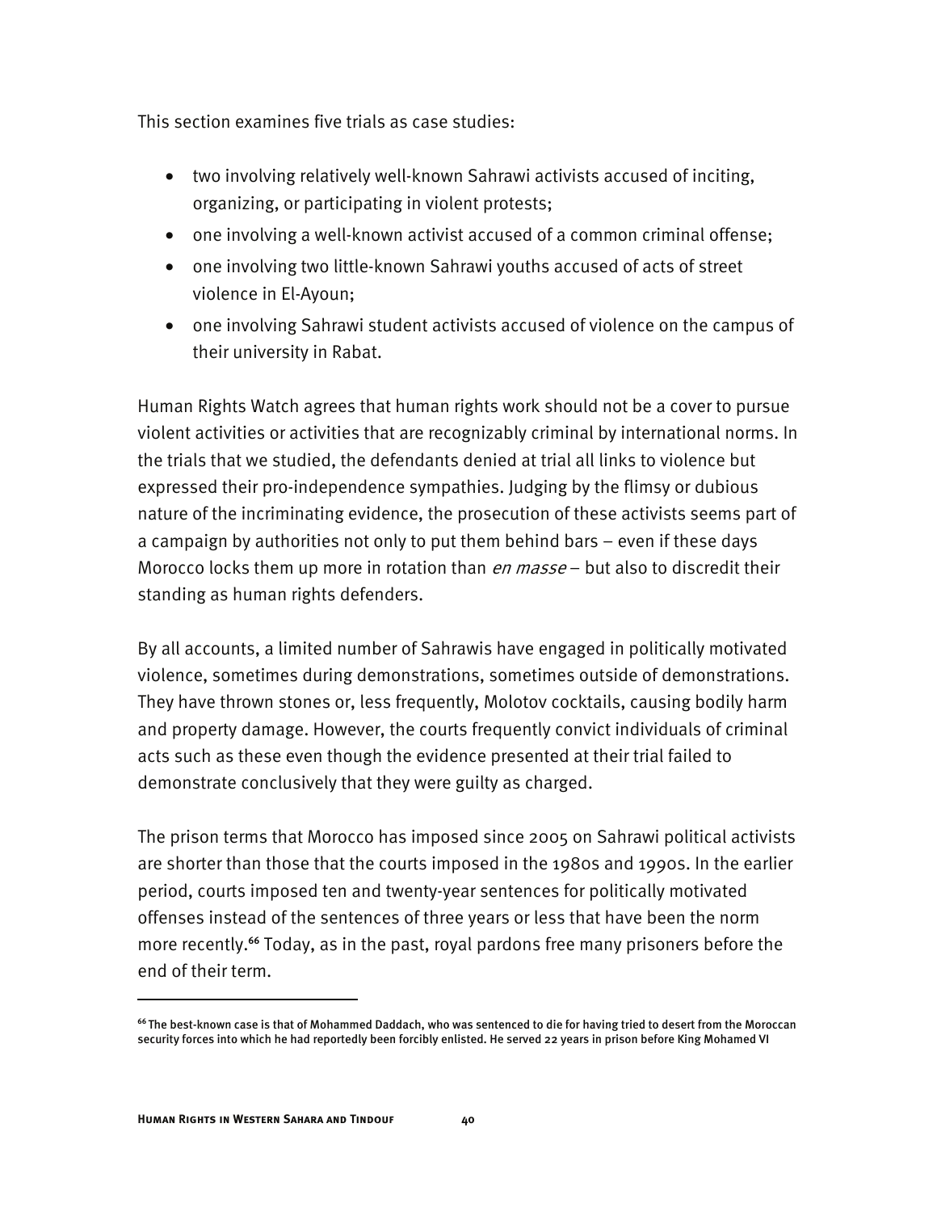This section examines five trials as case studies:

- two involving relatively well-known Sahrawi activists accused of inciting, organizing, or participating in violent protests;
- one involving a well-known activist accused of a common criminal offense;
- one involving two little-known Sahrawi youths accused of acts of street violence in El-Ayoun;
- one involving Sahrawi student activists accused of violence on the campus of their university in Rabat.

Human Rights Watch agrees that human rights work should not be a cover to pursue violent activities or activities that are recognizably criminal by international norms. In the trials that we studied, the defendants denied at trial all links to violence but expressed their pro-independence sympathies. Judging by the flimsy or dubious nature of the incriminating evidence, the prosecution of these activists seems part of a campaign by authorities not only to put them behind bars – even if these days Morocco locks them up more in rotation than *en masse* – but also to discredit their standing as human rights defenders.

By all accounts, a limited number of Sahrawis have engaged in politically motivated violence, sometimes during demonstrations, sometimes outside of demonstrations. They have thrown stones or, less frequently, Molotov cocktails, causing bodily harm and property damage. However, the courts frequently convict individuals of criminal acts such as these even though the evidence presented at their trial failed to demonstrate conclusively that they were guilty as charged.

The prison terms that Morocco has imposed since 2005 on Sahrawi political activists are shorter than those that the courts imposed in the 1980s and 1990s. In the earlier period, courts imposed ten and twenty-year sentences for politically motivated offenses instead of the sentences of three years or less that have been the norm more recently.[66] Today, as in the past, royal pardons free many prisoners before the end of their term.

---

[66] The best-known case is that of Mohammed Daddach, who was sentenced to die for having tried to desert from the Moroccan security forces into which he had reportedly been forcibly enlisted. He served 22 years in prison before King Mohamed VI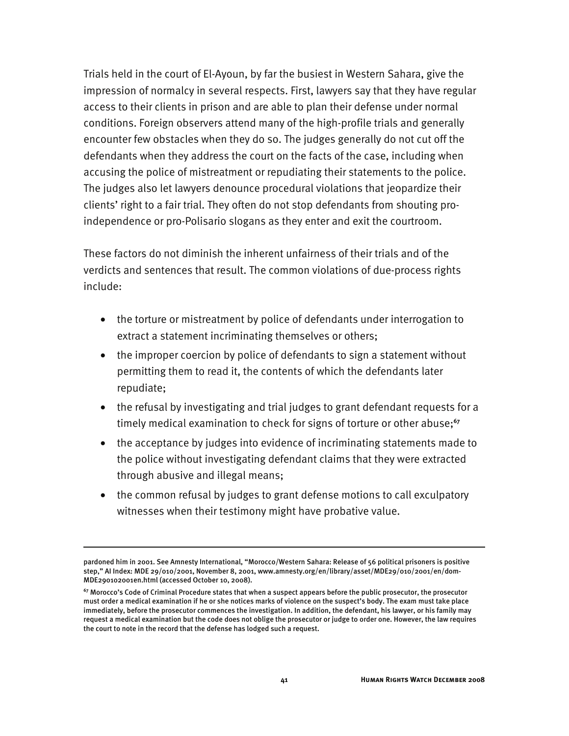Trials held in the court of El-Ayoun, by far the busiest in Western Sahara, give the impression of normalcy in several respects. First, lawyers say that they have regular access to their clients in prison and are able to plan their defense under normal conditions. Foreign observers attend many of the high-profile trials and generally encounter few obstacles when they do so. The judges generally do not cut off the defendants when they address the court on the facts of the case, including when accusing the police of mistreatment or repudiating their statements to the police. The judges also let lawyers denounce procedural violations that jeopardize their clients' right to a fair trial. They often do not stop defendants from shouting pro-independence or pro-Polisario slogans as they enter and exit the courtroom.

These factors do not diminish the inherent unfairness of their trials and of the verdicts and sentences that result. The common violations of due-process rights include:

- the torture or mistreatment by police of defendants under interrogation to extract a statement incriminating themselves or others;
- the improper coercion by police of defendants to sign a statement without permitting them to read it, the contents of which the defendants later repudiate;
- the refusal by investigating and trial judges to grant defendant requests for a timely medical examination to check for signs of torture or other abuse;[67]
- the acceptance by judges into evidence of incriminating statements made to the police without investigating defendant claims that they were extracted through abusive and illegal means;
- the common refusal by judges to grant defense motions to call exculpatory witnesses when their testimony might have probative value.

---

pardoned him in 2001. See Amnesty International, "Morocco/Western Sahara: Release of 56 political prisoners is positive step," AI Index: MDE 29/010/2001, November 8, 2001, www.amnesty.org/en/library/asset/MDE29/010/2001/en/dom-MDE290102001en.html (accessed October 10, 2008).

[67] Morocco's Code of Criminal Procedure states that when a suspect appears before the public prosecutor, the prosecutor must order a medical examination if he or she notices marks of violence on the suspect's body. The exam must take place immediately, before the prosecutor commences the investigation. In addition, the defendant, his lawyer, or his family may request a medical examination but the code does not oblige the prosecutor or judge to order one. However, the law requires the court to note in the record that the defense has lodged such a request.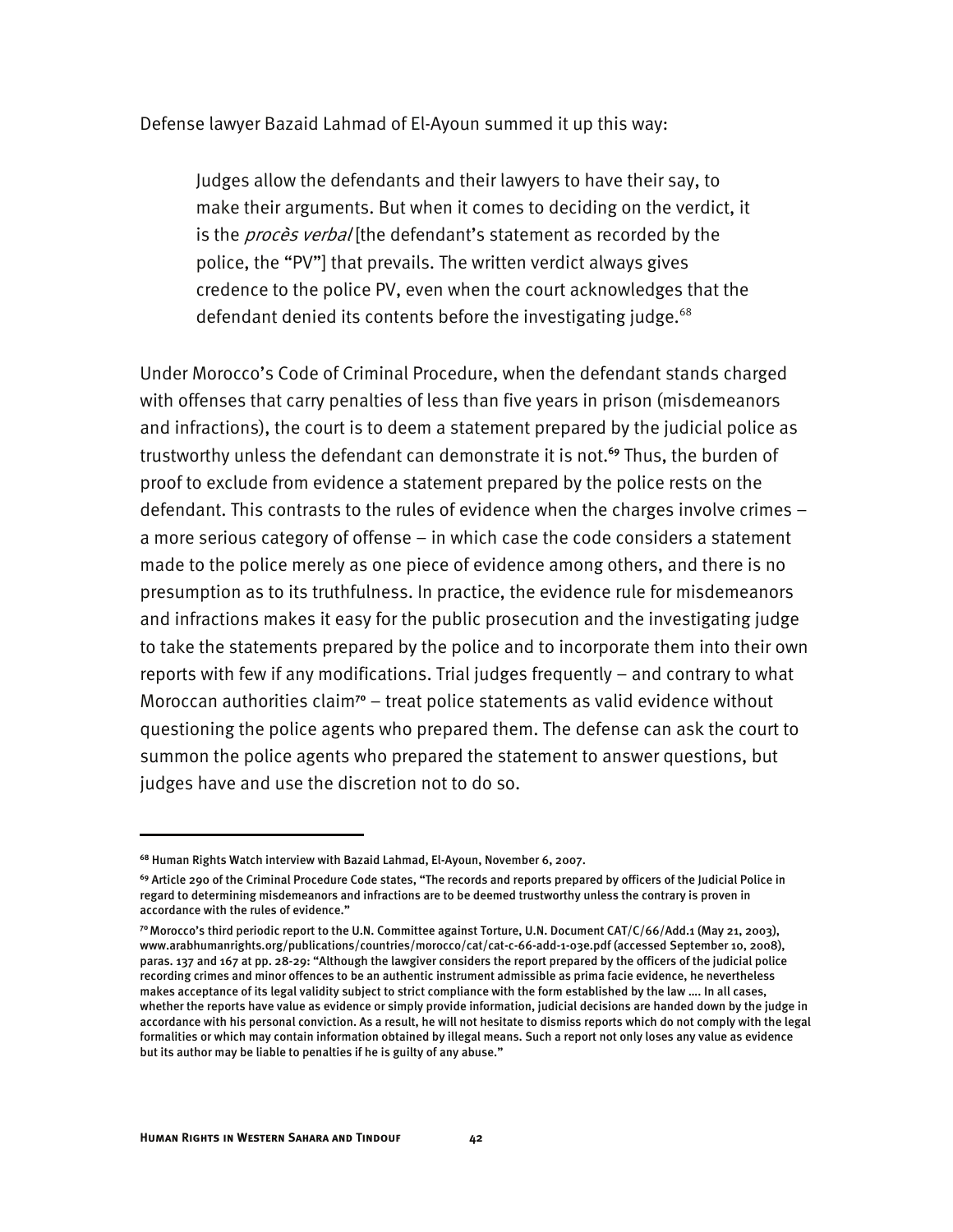Defense lawyer Bazaid Lahmad of El-Ayoun summed it up this way:

> Judges allow the defendants and their lawyers to have their say, to make their arguments. But when it comes to deciding on the verdict, it is the *procès verbal* [the defendant's statement as recorded by the police, the "PV"] that prevails. The written verdict always gives credence to the police PV, even when the court acknowledges that the defendant denied its contents before the investigating judge.[68]

Under Morocco's Code of Criminal Procedure, when the defendant stands charged with offenses that carry penalties of less than five years in prison (misdemeanors and infractions), the court is to deem a statement prepared by the judicial police as trustworthy unless the defendant can demonstrate it is not.[69] Thus, the burden of proof to exclude from evidence a statement prepared by the police rests on the defendant. This contrasts to the rules of evidence when the charges involve crimes – a more serious category of offense – in which case the code considers a statement made to the police merely as one piece of evidence among others, and there is no presumption as to its truthfulness. In practice, the evidence rule for misdemeanors and infractions makes it easy for the public prosecution and the investigating judge to take the statements prepared by the police and to incorporate them into their own reports with few if any modifications. Trial judges frequently – and contrary to what Moroccan authorities claim[70] – treat police statements as valid evidence without questioning the police agents who prepared them. The defense can ask the court to summon the police agents who prepared the statement to answer questions, but judges have and use the discretion not to do so.

---

[68] Human Rights Watch interview with Bazaid Lahmad, El-Ayoun, November 6, 2007.

[69] Article 290 of the Criminal Procedure Code states, "The records and reports prepared by officers of the Judicial Police in regard to determining misdemeanors and infractions are to be deemed trustworthy unless the contrary is proven in accordance with the rules of evidence."

[70] Morocco's third periodic report to the U.N. Committee against Torture, U.N. Document CAT/C/66/Add.1 (May 21, 2003), www.arabhumanrights.org/publications/countries/morocco/cat/cat-c-66-add-1-03e.pdf (accessed September 10, 2008), paras. 137 and 167 at pp. 28-29: "Although the lawgiver considers the report prepared by the officers of the judicial police recording crimes and minor offences to be an authentic instrument admissible as prima facie evidence, he nevertheless makes acceptance of its legal validity subject to strict compliance with the form established by the law .... In all cases, whether the reports have value as evidence or simply provide information, judicial decisions are handed down by the judge in accordance with his personal conviction. As a result, he will not hesitate to dismiss reports which do not comply with the legal formalities or which may contain information obtained by illegal means. Such a report not only loses any value as evidence but its author may be liable to penalties if he is guilty of any abuse."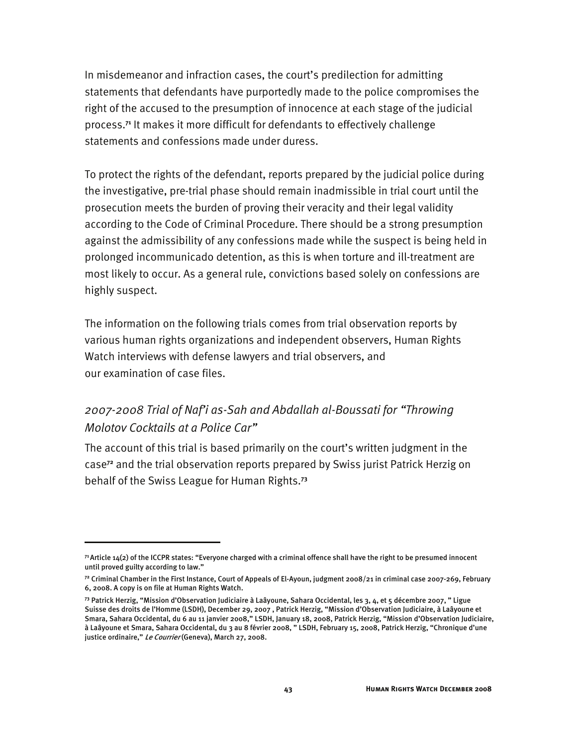In misdemeanor and infraction cases, the court's predilection for admitting statements that defendants have purportedly made to the police compromises the right of the accused to the presumption of innocence at each stage of the judicial process.[71] It makes it more difficult for defendants to effectively challenge statements and confessions made under duress.

To protect the rights of the defendant, reports prepared by the judicial police during the investigative, pre-trial phase should remain inadmissible in trial court until the prosecution meets the burden of proving their veracity and their legal validity according to the Code of Criminal Procedure. There should be a strong presumption against the admissibility of any confessions made while the suspect is being held in prolonged incommunicado detention, as this is when torture and ill-treatment are most likely to occur. As a general rule, convictions based solely on confessions are highly suspect.

The information on the following trials comes from trial observation reports by various human rights organizations and independent observers, Human Rights Watch interviews with defense lawyers and trial observers, and our examination of case files.

### *2007-2008 Trial of Naf'i as-Sah and Abdallah al-Boussati for "Throwing Molotov Cocktails at a Police Car"*

The account of this trial is based primarily on the court's written judgment in the case[72] and the trial observation reports prepared by Swiss jurist Patrick Herzig on behalf of the Swiss League for Human Rights.[73]

---

[71] Article 14(2) of the ICCPR states: "Everyone charged with a criminal offence shall have the right to be presumed innocent until proved guilty according to law."

[72] Criminal Chamber in the First Instance, Court of Appeals of El-Ayoun, judgment 2008/21 in criminal case 2007-269, February 6, 2008. A copy is on file at Human Rights Watch.

[73] Patrick Herzig, "Mission d'Observation Judiciaire à Laâyoune, Sahara Occidental, les 3, 4, et 5 décembre 2007, " Ligue Suisse des droits de l'Homme (LSDH), December 29, 2007 , Patrick Herzig, "Mission d'Observation Judiciaire, à Laâyoune et Smara, Sahara Occidental, du 6 au 11 janvier 2008," LSDH, January 18, 2008, Patrick Herzig, "Mission d'Observation Judiciaire, à Laâyoune et Smara, Sahara Occidental, du 3 au 8 février 2008, " LSDH, February 15, 2008, Patrick Herzig, "Chronique d'une justice ordinaire," *Le Courrier* (Geneva), March 27, 2008.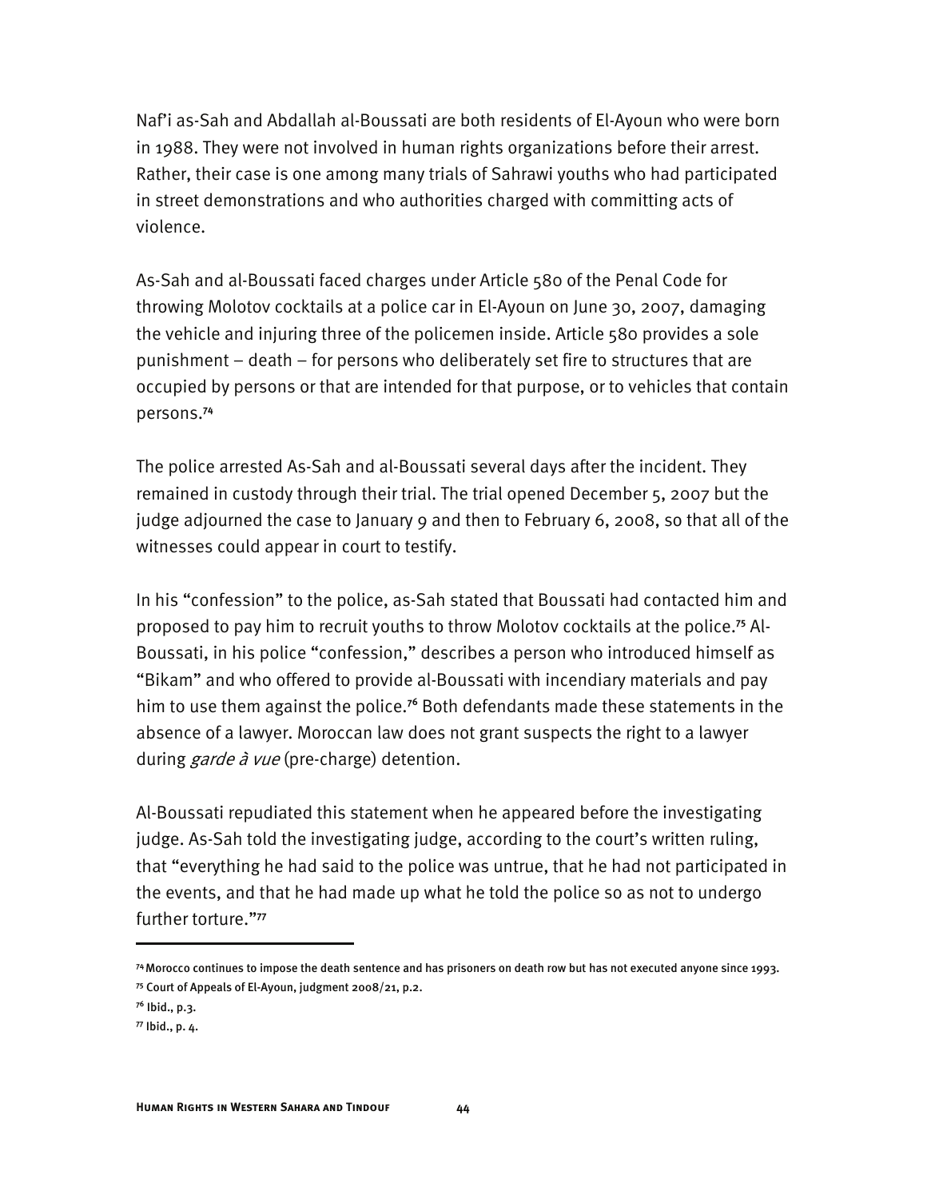Naf'i as-Sah and Abdallah al-Boussati are both residents of El-Ayoun who were born in 1988. They were not involved in human rights organizations before their arrest. Rather, their case is one among many trials of Sahrawi youths who had participated in street demonstrations and who authorities charged with committing acts of violence.

As-Sah and al-Boussati faced charges under Article 580 of the Penal Code for throwing Molotov cocktails at a police car in El-Ayoun on June 30, 2007, damaging the vehicle and injuring three of the policemen inside. Article 580 provides a sole punishment – death – for persons who deliberately set fire to structures that are occupied by persons or that are intended for that purpose, or to vehicles that contain persons.[74]

The police arrested As-Sah and al-Boussati several days after the incident. They remained in custody through their trial. The trial opened December 5, 2007 but the judge adjourned the case to January 9 and then to February 6, 2008, so that all of the witnesses could appear in court to testify.

In his "confession" to the police, as-Sah stated that Boussati had contacted him and proposed to pay him to recruit youths to throw Molotov cocktails at the police.[75] Al-Boussati, in his police "confession," describes a person who introduced himself as "Bikam" and who offered to provide al-Boussati with incendiary materials and pay him to use them against the police.[76] Both defendants made these statements in the absence of a lawyer. Moroccan law does not grant suspects the right to a lawyer during *garde à vue* (pre-charge) detention.

Al-Boussati repudiated this statement when he appeared before the investigating judge. As-Sah told the investigating judge, according to the court's written ruling, that "everything he had said to the police was untrue, that he had not participated in the events, and that he had made up what he told the police so as not to undergo further torture."[77]

---

[74] Morocco continues to impose the death sentence and has prisoners on death row but has not executed anyone since 1993.

[75] Court of Appeals of El-Ayoun, judgment 2008/21, p.2.

[76] Ibid., p.3.

[77] Ibid., p. 4.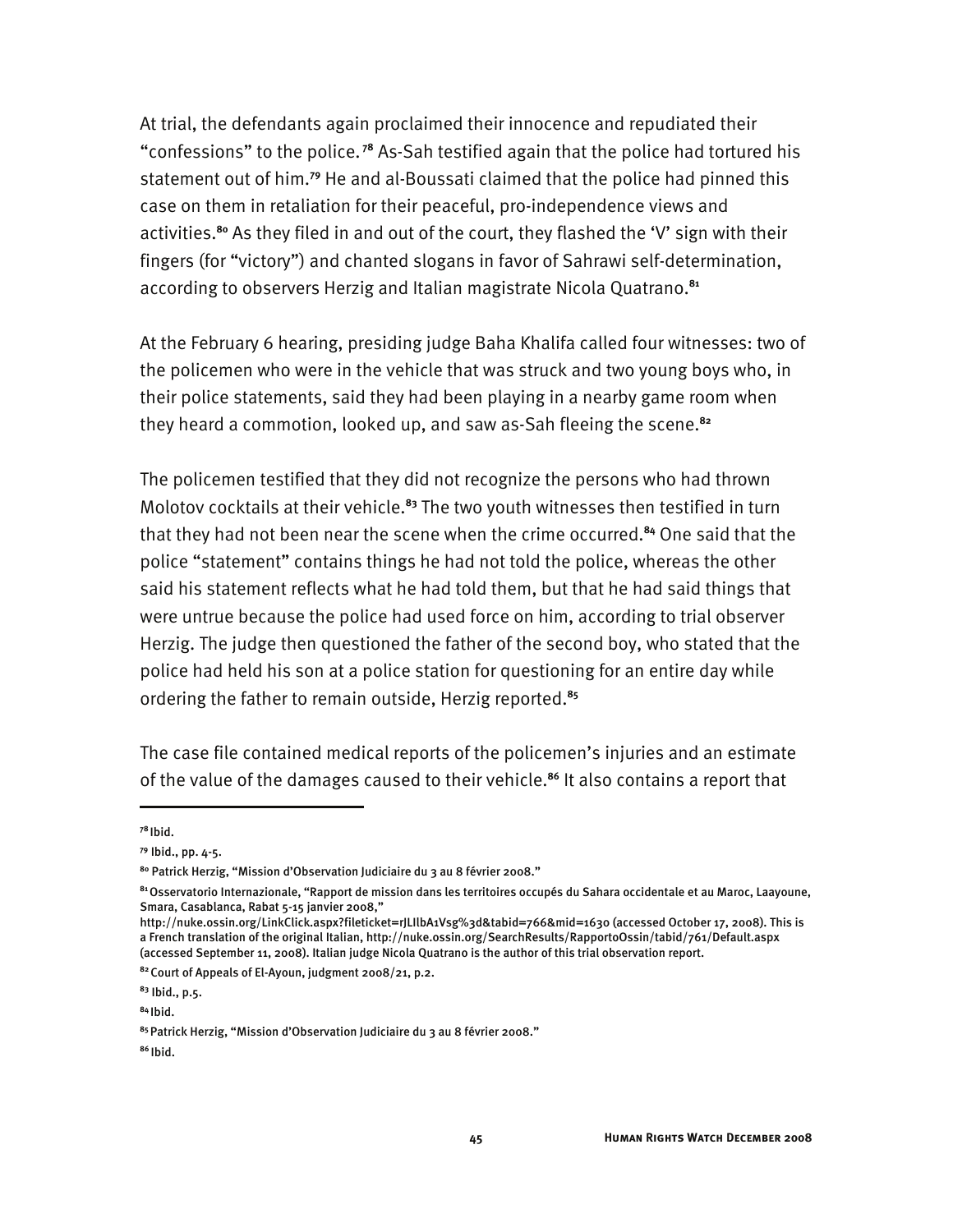At trial, the defendants again proclaimed their innocence and repudiated their "confessions" to the police.[78] As-Sah testified again that the police had tortured his statement out of him.[79] He and al-Boussati claimed that the police had pinned this case on them in retaliation for their peaceful, pro-independence views and activities.[80] As they filed in and out of the court, they flashed the 'V' sign with their fingers (for "victory") and chanted slogans in favor of Sahrawi self-determination, according to observers Herzig and Italian magistrate Nicola Quatrano.[81]

At the February 6 hearing, presiding judge Baha Khalifa called four witnesses: two of the policemen who were in the vehicle that was struck and two young boys who, in their police statements, said they had been playing in a nearby game room when they heard a commotion, looked up, and saw as-Sah fleeing the scene.[82]

The policemen testified that they did not recognize the persons who had thrown Molotov cocktails at their vehicle.[83] The two youth witnesses then testified in turn that they had not been near the scene when the crime occurred.[84] One said that the police "statement" contains things he had not told the police, whereas the other said his statement reflects what he had told them, but that he had said things that were untrue because the police had used force on him, according to trial observer Herzig. The judge then questioned the father of the second boy, who stated that the police had held his son at a police station for questioning for an entire day while ordering the father to remain outside, Herzig reported.[85]

The case file contained medical reports of the policemen's injuries and an estimate of the value of the damages caused to their vehicle.[86] It also contains a report that

---

[78] Ibid.

[79] Ibid., pp. 4-5.

[80] Patrick Herzig, "Mission d'Observation Judiciaire du 3 au 8 février 2008."

[81] Osservatorio Internazionale, "Rapport de mission dans les territoires occupés du Sahara occidentale et au Maroc, Laayoune, Smara, Casablanca, Rabat 5-15 janvier 2008," http://nuke.ossin.org/LinkClick.aspx?fileticket=rJLIlbA1Vsg%3d&tabid=766&mid=1630 (accessed October 17, 2008). This is a French translation of the original Italian, http://nuke.ossin.org/SearchResults/RapportoOssin/tabid/761/Default.aspx (accessed September 11, 2008). Italian judge Nicola Quatrano is the author of this trial observation report.

[82] Court of Appeals of El-Ayoun, judgment 2008/21, p.2.

[83] Ibid., p.5.

[84] Ibid.

[85] Patrick Herzig, "Mission d'Observation Judiciaire du 3 au 8 février 2008."

[86] Ibid.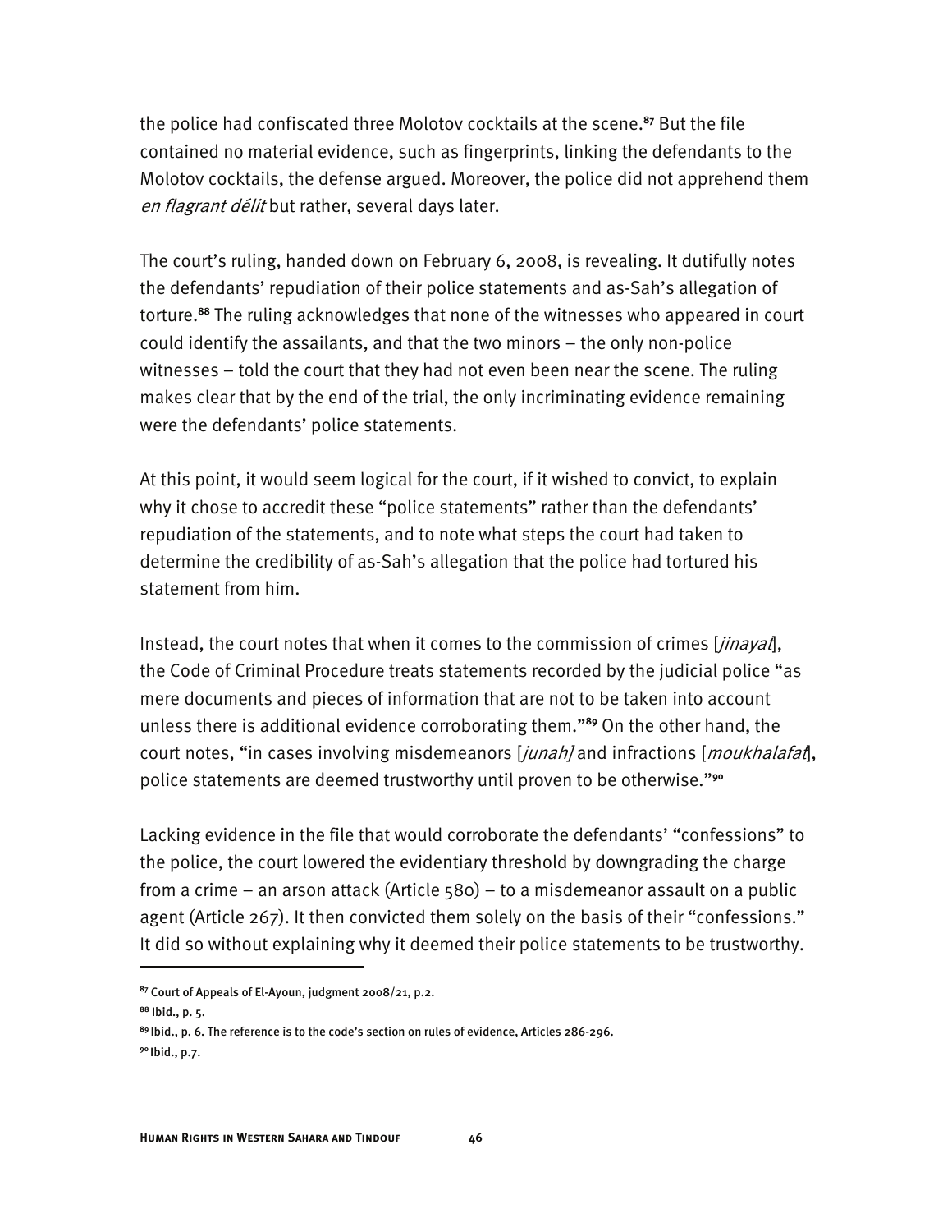the police had confiscated three Molotov cocktails at the scene.[87] But the file contained no material evidence, such as fingerprints, linking the defendants to the Molotov cocktails, the defense argued. Moreover, the police did not apprehend them *en flagrant délit* but rather, several days later.

The court's ruling, handed down on February 6, 2008, is revealing. It dutifully notes the defendants' repudiation of their police statements and as-Sah's allegation of torture.[88] The ruling acknowledges that none of the witnesses who appeared in court could identify the assailants, and that the two minors – the only non-police witnesses – told the court that they had not even been near the scene. The ruling makes clear that by the end of the trial, the only incriminating evidence remaining were the defendants' police statements.

At this point, it would seem logical for the court, if it wished to convict, to explain why it chose to accredit these "police statements" rather than the defendants' repudiation of the statements, and to note what steps the court had taken to determine the credibility of as-Sah's allegation that the police had tortured his statement from him.

Instead, the court notes that when it comes to the commission of crimes [*jinayat*], the Code of Criminal Procedure treats statements recorded by the judicial police "as mere documents and pieces of information that are not to be taken into account unless there is additional evidence corroborating them."[89] On the other hand, the court notes, "in cases involving misdemeanors [*junah]* and infractions [*moukhalafat*], police statements are deemed trustworthy until proven to be otherwise."[90]

Lacking evidence in the file that would corroborate the defendants' "confessions" to the police, the court lowered the evidentiary threshold by downgrading the charge from a crime – an arson attack (Article 580) – to a misdemeanor assault on a public agent (Article 267). It then convicted them solely on the basis of their "confessions." It did so without explaining why it deemed their police statements to be trustworthy.

---

[87] Court of Appeals of El-Ayoun, judgment 2008/21, p.2.

[88] Ibid., p. 5.

[89] Ibid., p. 6. The reference is to the code's section on rules of evidence, Articles 286-296.

[90] Ibid., p.7.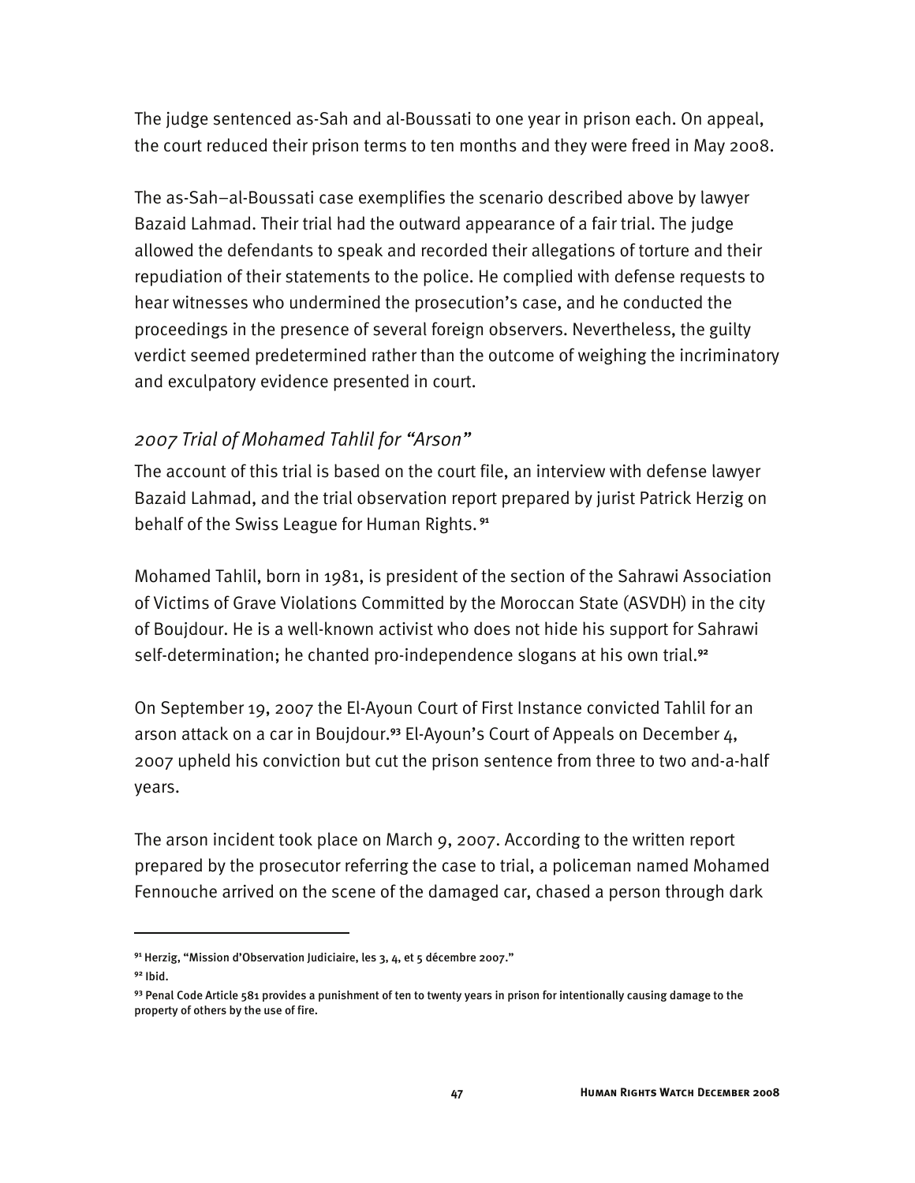The judge sentenced as-Sah and al-Boussati to one year in prison each. On appeal, the court reduced their prison terms to ten months and they were freed in May 2008.

The as-Sah–al-Boussati case exemplifies the scenario described above by lawyer Bazaid Lahmad. Their trial had the outward appearance of a fair trial. The judge allowed the defendants to speak and recorded their allegations of torture and their repudiation of their statements to the police. He complied with defense requests to hear witnesses who undermined the prosecution's case, and he conducted the proceedings in the presence of several foreign observers. Nevertheless, the guilty verdict seemed predetermined rather than the outcome of weighing the incriminatory and exculpatory evidence presented in court.

### *2007 Trial of Mohamed Tahlil for "Arson"*

The account of this trial is based on the court file, an interview with defense lawyer Bazaid Lahmad, and the trial observation report prepared by jurist Patrick Herzig on behalf of the Swiss League for Human Rights. [91]

Mohamed Tahlil, born in 1981, is president of the section of the Sahrawi Association of Victims of Grave Violations Committed by the Moroccan State (ASVDH) in the city of Boujdour. He is a well-known activist who does not hide his support for Sahrawi self-determination; he chanted pro-independence slogans at his own trial.[92]

On September 19, 2007 the El-Ayoun Court of First Instance convicted Tahlil for an arson attack on a car in Boujdour.[93] El-Ayoun's Court of Appeals on December 4, 2007 upheld his conviction but cut the prison sentence from three to two and-a-half years.

The arson incident took place on March 9, 2007. According to the written report prepared by the prosecutor referring the case to trial, a policeman named Mohamed Fennouche arrived on the scene of the damaged car, chased a person through dark

---

[91] Herzig, "Mission d'Observation Judiciaire, les 3, 4, et 5 décembre 2007."

[92] Ibid.

[93] Penal Code Article 581 provides a punishment of ten to twenty years in prison for intentionally causing damage to the property of others by the use of fire.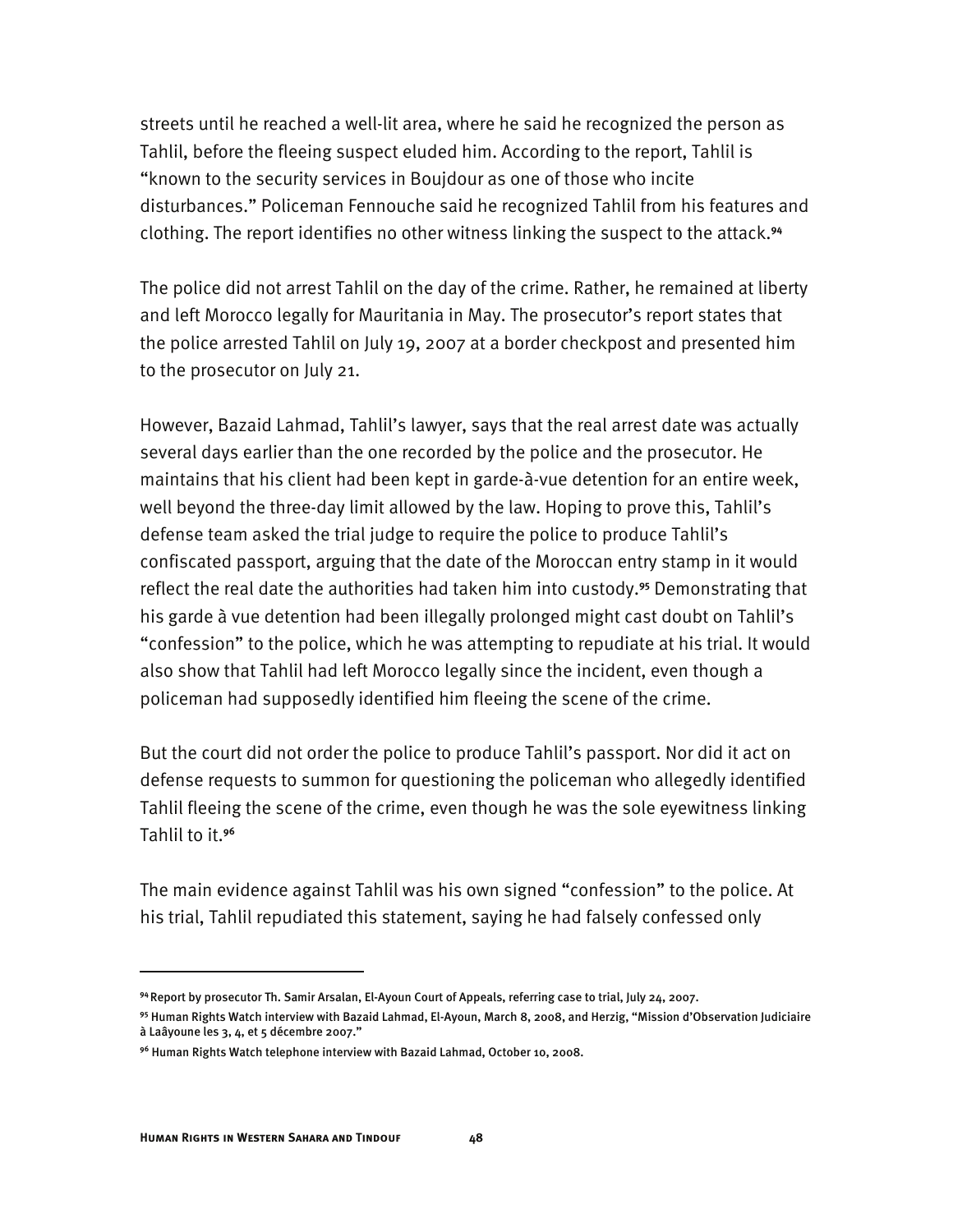streets until he reached a well-lit area, where he said he recognized the person as Tahlil, before the fleeing suspect eluded him. According to the report, Tahlil is "known to the security services in Boujdour as one of those who incite disturbances." Policeman Fennouche said he recognized Tahlil from his features and clothing. The report identifies no other witness linking the suspect to the attack.[94]

The police did not arrest Tahlil on the day of the crime. Rather, he remained at liberty and left Morocco legally for Mauritania in May. The prosecutor's report states that the police arrested Tahlil on July 19, 2007 at a border checkpost and presented him to the prosecutor on July 21.

However, Bazaid Lahmad, Tahlil's lawyer, says that the real arrest date was actually several days earlier than the one recorded by the police and the prosecutor. He maintains that his client had been kept in garde-à-vue detention for an entire week, well beyond the three-day limit allowed by the law. Hoping to prove this, Tahlil's defense team asked the trial judge to require the police to produce Tahlil's confiscated passport, arguing that the date of the Moroccan entry stamp in it would reflect the real date the authorities had taken him into custody.[95] Demonstrating that his garde à vue detention had been illegally prolonged might cast doubt on Tahlil's "confession" to the police, which he was attempting to repudiate at his trial. It would also show that Tahlil had left Morocco legally since the incident, even though a policeman had supposedly identified him fleeing the scene of the crime.

But the court did not order the police to produce Tahlil's passport. Nor did it act on defense requests to summon for questioning the policeman who allegedly identified Tahlil fleeing the scene of the crime, even though he was the sole eyewitness linking Tahlil to it.[96]

The main evidence against Tahlil was his own signed "confession" to the police. At his trial, Tahlil repudiated this statement, saying he had falsely confessed only

---

[94] Report by prosecutor Th. Samir Arsalan, El-Ayoun Court of Appeals, referring case to trial, July 24, 2007.

[95] Human Rights Watch interview with Bazaid Lahmad, El-Ayoun, March 8, 2008, and Herzig, "Mission d'Observation Judiciaire à Laâyoune les 3, 4, et 5 décembre 2007."

[96] Human Rights Watch telephone interview with Bazaid Lahmad, October 10, 2008.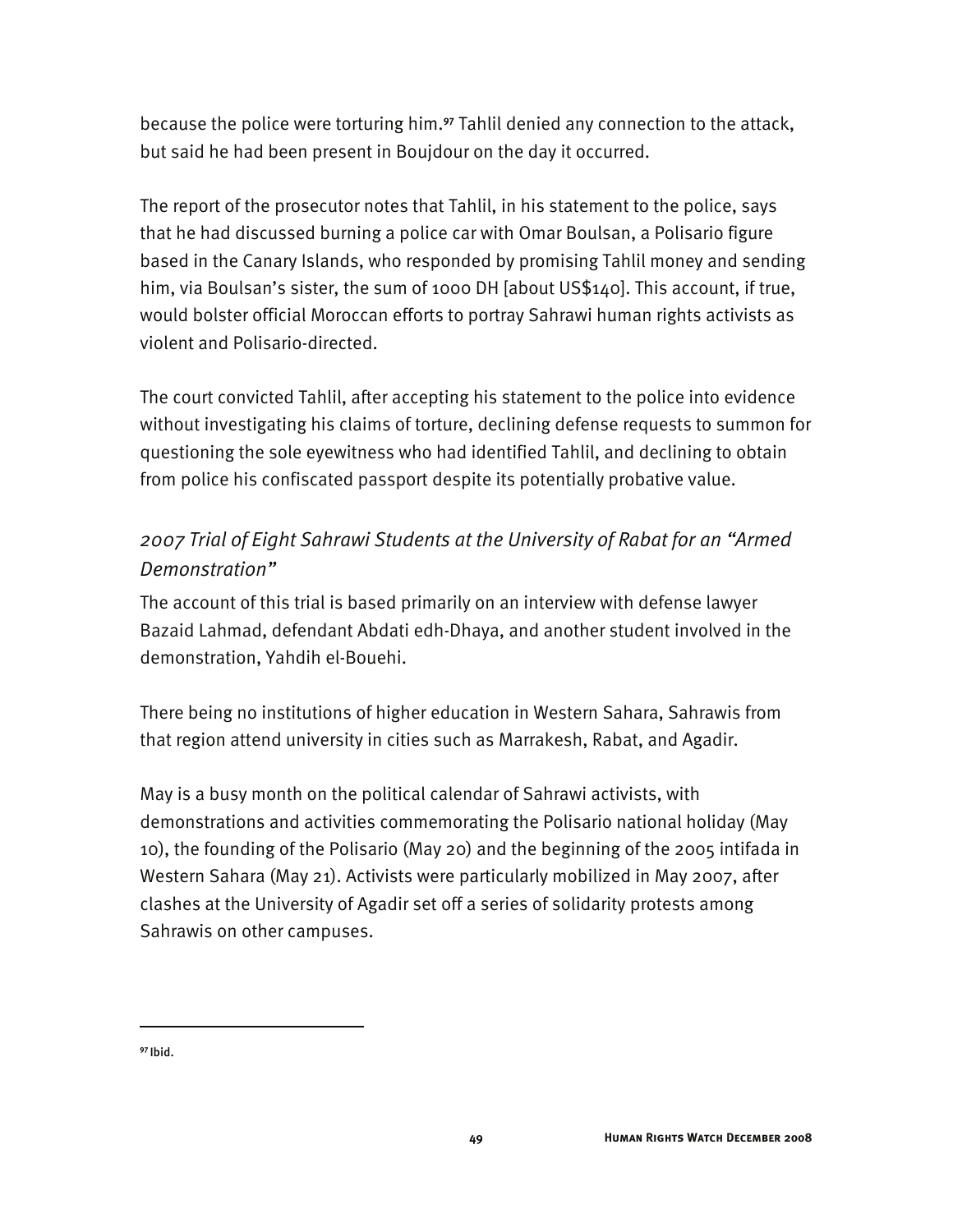because the police were torturing him.[97] Tahlil denied any connection to the attack, but said he had been present in Boujdour on the day it occurred.

The report of the prosecutor notes that Tahlil, in his statement to the police, says that he had discussed burning a police car with Omar Boulsan, a Polisario figure based in the Canary Islands, who responded by promising Tahlil money and sending him, via Boulsan's sister, the sum of 1000 DH [about US$140]. This account, if true, would bolster official Moroccan efforts to portray Sahrawi human rights activists as violent and Polisario-directed.

The court convicted Tahlil, after accepting his statement to the police into evidence without investigating his claims of torture, declining defense requests to summon for questioning the sole eyewitness who had identified Tahlil, and declining to obtain from police his confiscated passport despite its potentially probative value.

### *2007 Trial of Eight Sahrawi Students at the University of Rabat for an "Armed Demonstration"*

The account of this trial is based primarily on an interview with defense lawyer Bazaid Lahmad, defendant Abdati edh-Dhaya, and another student involved in the demonstration, Yahdih el-Bouehi.

There being no institutions of higher education in Western Sahara, Sahrawis from that region attend university in cities such as Marrakesh, Rabat, and Agadir.

May is a busy month on the political calendar of Sahrawi activists, with demonstrations and activities commemorating the Polisario national holiday (May 10), the founding of the Polisario (May 20) and the beginning of the 2005 intifada in Western Sahara (May 21). Activists were particularly mobilized in May 2007, after clashes at the University of Agadir set off a series of solidarity protests among Sahrawis on other campuses.

---

[97] Ibid.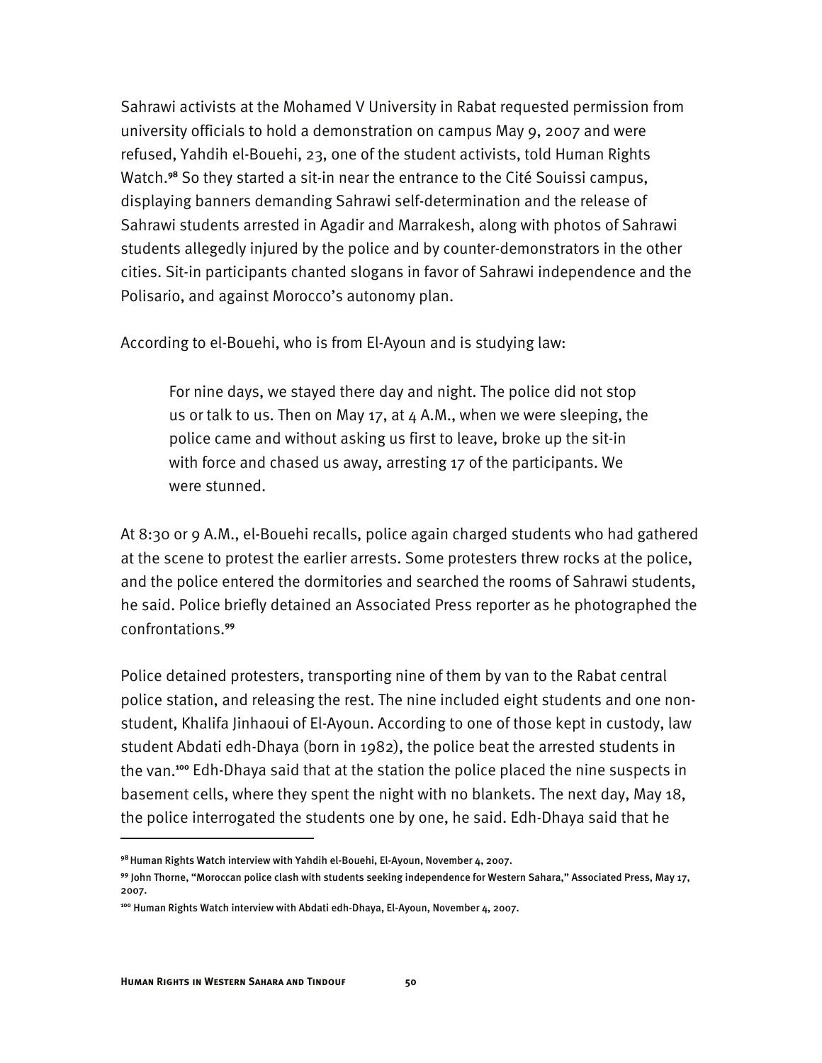Sahrawi activists at the Mohamed V University in Rabat requested permission from university officials to hold a demonstration on campus May 9, 2007 and were refused, Yahdih el-Bouehi, 23, one of the student activists, told Human Rights Watch.[98] So they started a sit-in near the entrance to the Cité Souissi campus, displaying banners demanding Sahrawi self-determination and the release of Sahrawi students arrested in Agadir and Marrakesh, along with photos of Sahrawi students allegedly injured by the police and by counter-demonstrators in the other cities. Sit-in participants chanted slogans in favor of Sahrawi independence and the Polisario, and against Morocco's autonomy plan.

According to el-Bouehi, who is from El-Ayoun and is studying law:

> For nine days, we stayed there day and night. The police did not stop us or talk to us. Then on May 17, at 4 A.M., when we were sleeping, the police came and without asking us first to leave, broke up the sit-in with force and chased us away, arresting 17 of the participants. We were stunned.

At 8:30 or 9 A.M., el-Bouehi recalls, police again charged students who had gathered at the scene to protest the earlier arrests. Some protesters threw rocks at the police, and the police entered the dormitories and searched the rooms of Sahrawi students, he said. Police briefly detained an Associated Press reporter as he photographed the confrontations.[99]

Police detained protesters, transporting nine of them by van to the Rabat central police station, and releasing the rest. The nine included eight students and one non-student, Khalifa Jinhaoui of El-Ayoun. According to one of those kept in custody, law student Abdati edh-Dhaya (born in 1982), the police beat the arrested students in the van.[100] Edh-Dhaya said that at the station the police placed the nine suspects in basement cells, where they spent the night with no blankets. The next day, May 18, the police interrogated the students one by one, he said. Edh-Dhaya said that he

---

[98] Human Rights Watch interview with Yahdih el-Bouehi, El-Ayoun, November 4, 2007.

[99] John Thorne, "Moroccan police clash with students seeking independence for Western Sahara," Associated Press, May 17, 2007.

[100] Human Rights Watch interview with Abdati edh-Dhaya, El-Ayoun, November 4, 2007.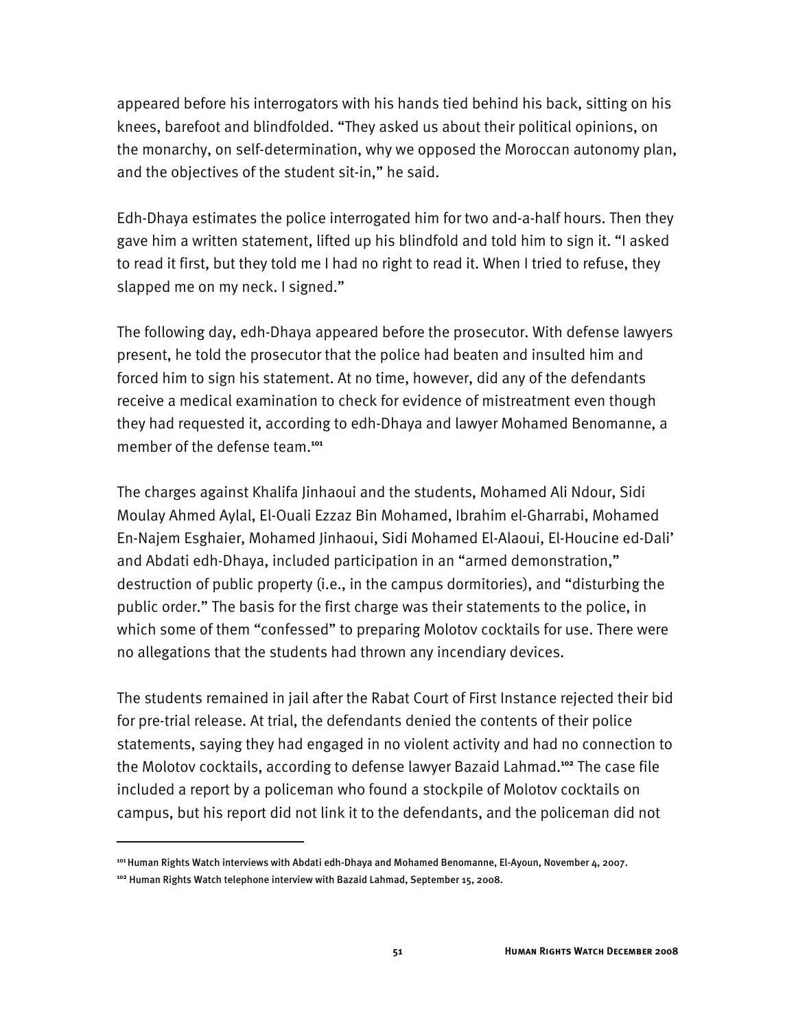appeared before his interrogators with his hands tied behind his back, sitting on his knees, barefoot and blindfolded. "They asked us about their political opinions, on the monarchy, on self-determination, why we opposed the Moroccan autonomy plan, and the objectives of the student sit-in," he said.

Edh-Dhaya estimates the police interrogated him for two and-a-half hours. Then they gave him a written statement, lifted up his blindfold and told him to sign it. "I asked to read it first, but they told me I had no right to read it. When I tried to refuse, they slapped me on my neck. I signed."

The following day, edh-Dhaya appeared before the prosecutor. With defense lawyers present, he told the prosecutor that the police had beaten and insulted him and forced him to sign his statement. At no time, however, did any of the defendants receive a medical examination to check for evidence of mistreatment even though they had requested it, according to edh-Dhaya and lawyer Mohamed Benomanne, a member of the defense team.[101]

The charges against Khalifa Jinhaoui and the students, Mohamed Ali Ndour, Sidi Moulay Ahmed Aylal, El-Ouali Ezzaz Bin Mohamed, Ibrahim el-Gharrabi, Mohamed En-Najem Esghaier, Mohamed Jinhaoui, Sidi Mohamed El-Alaoui, El-Houcine ed-Dali' and Abdati edh-Dhaya, included participation in an "armed demonstration," destruction of public property (i.e., in the campus dormitories), and "disturbing the public order." The basis for the first charge was their statements to the police, in which some of them "confessed" to preparing Molotov cocktails for use. There were no allegations that the students had thrown any incendiary devices.

The students remained in jail after the Rabat Court of First Instance rejected their bid for pre-trial release. At trial, the defendants denied the contents of their police statements, saying they had engaged in no violent activity and had no connection to the Molotov cocktails, according to defense lawyer Bazaid Lahmad.[102] The case file included a report by a policeman who found a stockpile of Molotov cocktails on campus, but his report did not link it to the defendants, and the policeman did not

[101] Human Rights Watch interviews with Abdati edh-Dhaya and Mohamed Benomanne, El-Ayoun, November 4, 2007.

[102] Human Rights Watch telephone interview with Bazaid Lahmad, September 15, 2008.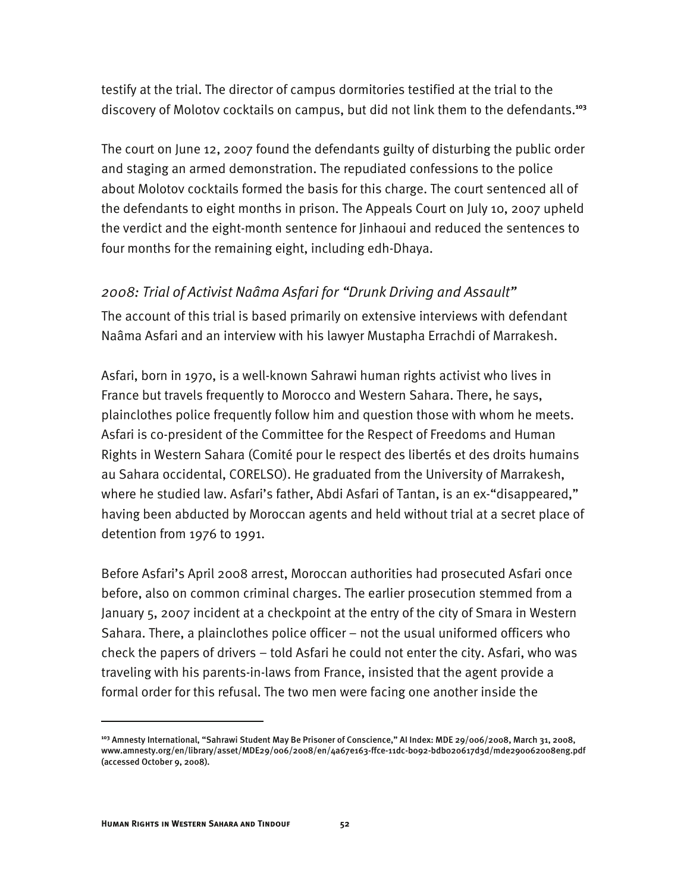testify at the trial. The director of campus dormitories testified at the trial to the discovery of Molotov cocktails on campus, but did not link them to the defendants.[103]

The court on June 12, 2007 found the defendants guilty of disturbing the public order and staging an armed demonstration. The repudiated confessions to the police about Molotov cocktails formed the basis for this charge. The court sentenced all of the defendants to eight months in prison. The Appeals Court on July 10, 2007 upheld the verdict and the eight-month sentence for Jinhaoui and reduced the sentences to four months for the remaining eight, including edh-Dhaya.

### *2008: Trial of Activist Naâma Asfari for "Drunk Driving and Assault"*

The account of this trial is based primarily on extensive interviews with defendant Naâma Asfari and an interview with his lawyer Mustapha Errachdi of Marrakesh.

Asfari, born in 1970, is a well-known Sahrawi human rights activist who lives in France but travels frequently to Morocco and Western Sahara. There, he says, plainclothes police frequently follow him and question those with whom he meets. Asfari is co-president of the Committee for the Respect of Freedoms and Human Rights in Western Sahara (Comité pour le respect des libertés et des droits humains au Sahara occidental, CORELSO). He graduated from the University of Marrakesh, where he studied law. Asfari's father, Abdi Asfari of Tantan, is an ex-"disappeared," having been abducted by Moroccan agents and held without trial at a secret place of detention from 1976 to 1991.

Before Asfari's April 2008 arrest, Moroccan authorities had prosecuted Asfari once before, also on common criminal charges. The earlier prosecution stemmed from a January 5, 2007 incident at a checkpoint at the entry of the city of Smara in Western Sahara. There, a plainclothes police officer – not the usual uniformed officers who check the papers of drivers – told Asfari he could not enter the city. Asfari, who was traveling with his parents-in-laws from France, insisted that the agent provide a formal order for this refusal. The two men were facing one another inside the

---

[103] Amnesty International, "Sahrawi Student May Be Prisoner of Conscience," AI Index: MDE 29/006/2008, March 31, 2008, www.amnesty.org/en/library/asset/MDE29/006/2008/en/4a67e163-ffce-11dc-b092-bdb020617d3d/mde290062008eng.pdf (accessed October 9, 2008).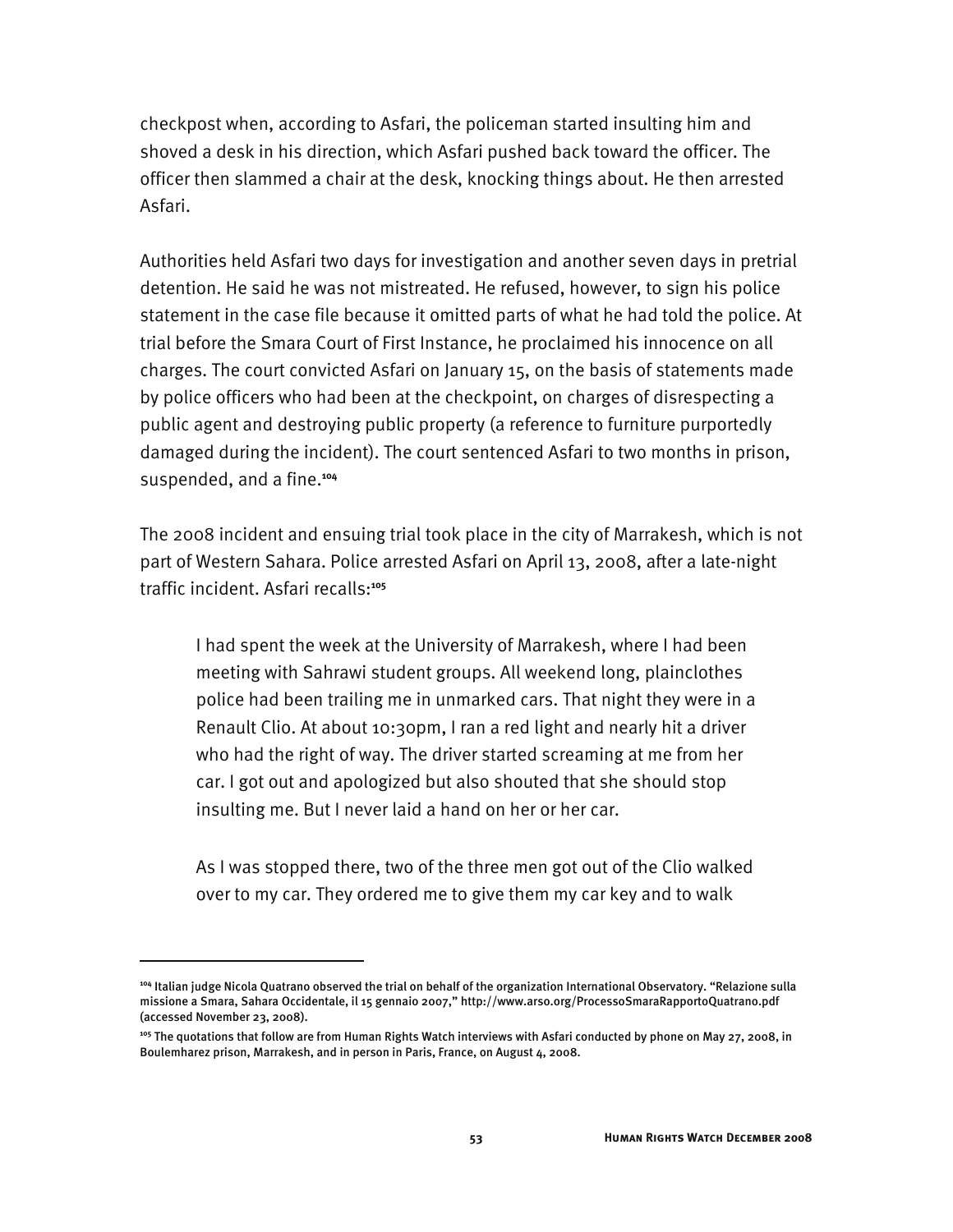checkpost when, according to Asfari, the policeman started insulting him and shoved a desk in his direction, which Asfari pushed back toward the officer. The officer then slammed a chair at the desk, knocking things about. He then arrested Asfari.

Authorities held Asfari two days for investigation and another seven days in pretrial detention. He said he was not mistreated. He refused, however, to sign his police statement in the case file because it omitted parts of what he had told the police. At trial before the Smara Court of First Instance, he proclaimed his innocence on all charges. The court convicted Asfari on January 15, on the basis of statements made by police officers who had been at the checkpoint, on charges of disrespecting a public agent and destroying public property (a reference to furniture purportedly damaged during the incident). The court sentenced Asfari to two months in prison, suspended, and a fine.[104]

The 2008 incident and ensuing trial took place in the city of Marrakesh, which is not part of Western Sahara. Police arrested Asfari on April 13, 2008, after a late-night traffic incident. Asfari recalls:[105]

> I had spent the week at the University of Marrakesh, where I had been meeting with Sahrawi student groups. All weekend long, plainclothes police had been trailing me in unmarked cars. That night they were in a Renault Clio. At about 10:30pm, I ran a red light and nearly hit a driver who had the right of way. The driver started screaming at me from her car. I got out and apologized but also shouted that she should stop insulting me. But I never laid a hand on her or her car.
>
> As I was stopped there, two of the three men got out of the Clio walked over to my car. They ordered me to give them my car key and to walk

---

[104] Italian judge Nicola Quatrano observed the trial on behalf of the organization International Observatory. "Relazione sulla missione a Smara, Sahara Occidentale, il 15 gennaio 2007," http://www.arso.org/ProcessoSmaraRapportoQuatrano.pdf (accessed November 23, 2008).

[105] The quotations that follow are from Human Rights Watch interviews with Asfari conducted by phone on May 27, 2008, in Boulemharez prison, Marrakesh, and in person in Paris, France, on August 4, 2008.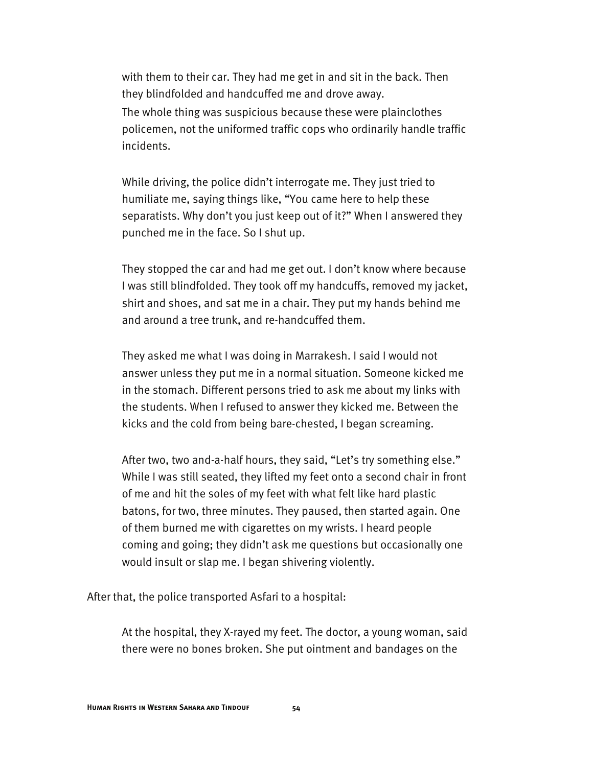> with them to their car. They had me get in and sit in the back. Then they blindfolded and handcuffed me and drove away.
> The whole thing was suspicious because these were plainclothes policemen, not the uniformed traffic cops who ordinarily handle traffic incidents.
>
> While driving, the police didn't interrogate me. They just tried to humiliate me, saying things like, "You came here to help these separatists. Why don't you just keep out of it?" When I answered they punched me in the face. So I shut up.
>
> They stopped the car and had me get out. I don't know where because I was still blindfolded. They took off my handcuffs, removed my jacket, shirt and shoes, and sat me in a chair. They put my hands behind me and around a tree trunk, and re-handcuffed them.
>
> They asked me what I was doing in Marrakesh. I said I would not answer unless they put me in a normal situation. Someone kicked me in the stomach. Different persons tried to ask me about my links with the students. When I refused to answer they kicked me. Between the kicks and the cold from being bare-chested, I began screaming.
>
> After two, two and-a-half hours, they said, "Let's try something else." While I was still seated, they lifted my feet onto a second chair in front of me and hit the soles of my feet with what felt like hard plastic batons, for two, three minutes. They paused, then started again. One of them burned me with cigarettes on my wrists. I heard people coming and going; they didn't ask me questions but occasionally one would insult or slap me. I began shivering violently.

After that, the police transported Asfari to a hospital:

> At the hospital, they X-rayed my feet. The doctor, a young woman, said there were no bones broken. She put ointment and bandages on the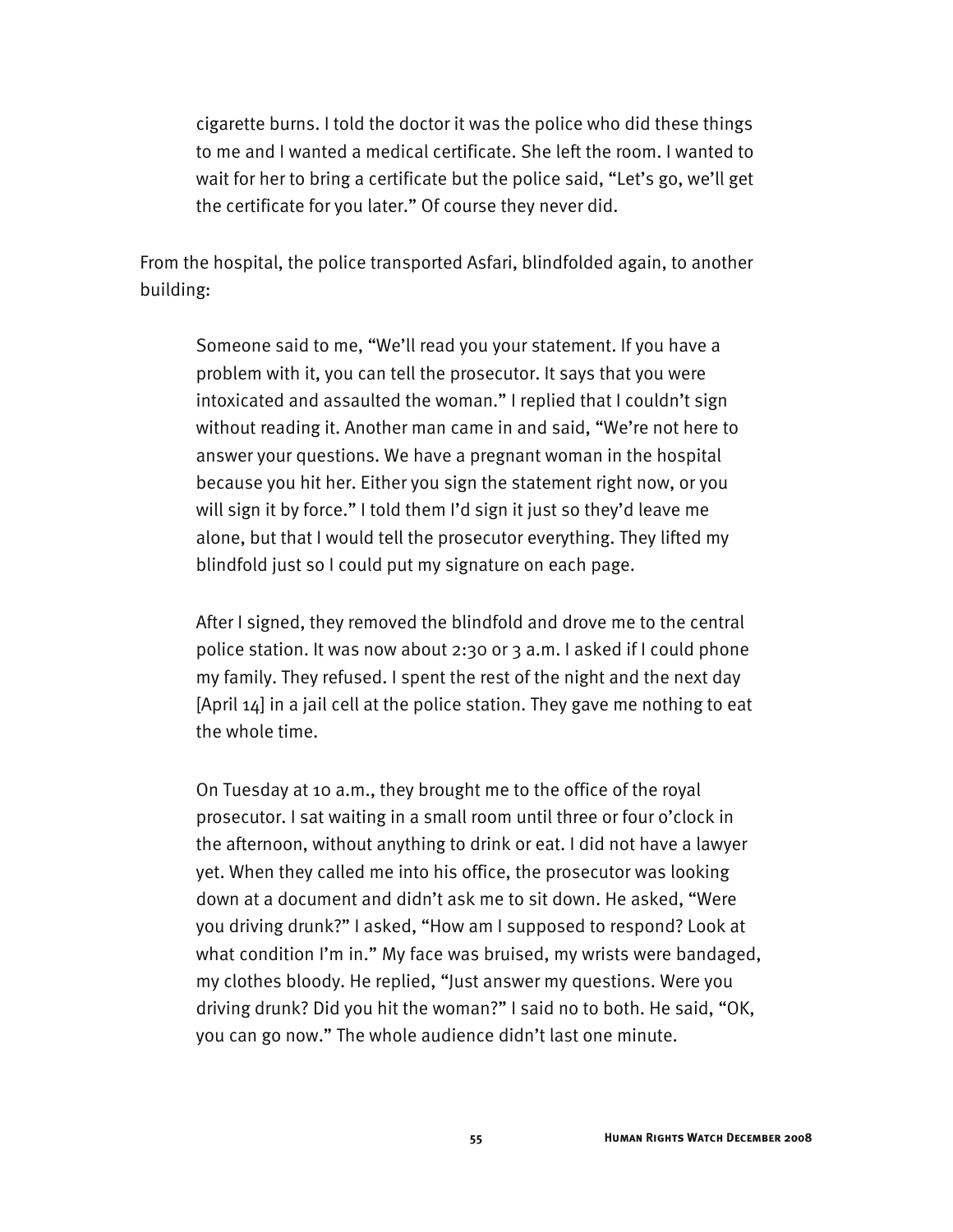> cigarette burns. I told the doctor it was the police who did these things to me and I wanted a medical certificate. She left the room. I wanted to wait for her to bring a certificate but the police said, "Let's go, we'll get the certificate for you later." Of course they never did.

From the hospital, the police transported Asfari, blindfolded again, to another building:

> Someone said to me, "We'll read you your statement. If you have a problem with it, you can tell the prosecutor. It says that you were intoxicated and assaulted the woman." I replied that I couldn't sign without reading it. Another man came in and said, "We're not here to answer your questions. We have a pregnant woman in the hospital because you hit her. Either you sign the statement right now, or you will sign it by force." I told them I'd sign it just so they'd leave me alone, but that I would tell the prosecutor everything. They lifted my blindfold just so I could put my signature on each page.
>
> After I signed, they removed the blindfold and drove me to the central police station. It was now about 2:30 or 3 a.m. I asked if I could phone my family. They refused. I spent the rest of the night and the next day [April 14] in a jail cell at the police station. They gave me nothing to eat the whole time.
>
> On Tuesday at 10 a.m., they brought me to the office of the royal prosecutor. I sat waiting in a small room until three or four o'clock in the afternoon, without anything to drink or eat. I did not have a lawyer yet. When they called me into his office, the prosecutor was looking down at a document and didn't ask me to sit down. He asked, "Were you driving drunk?" I asked, "How am I supposed to respond? Look at what condition I'm in." My face was bruised, my wrists were bandaged, my clothes bloody. He replied, "Just answer my questions. Were you driving drunk? Did you hit the woman?" I said no to both. He said, "OK, you can go now." The whole audience didn't last one minute.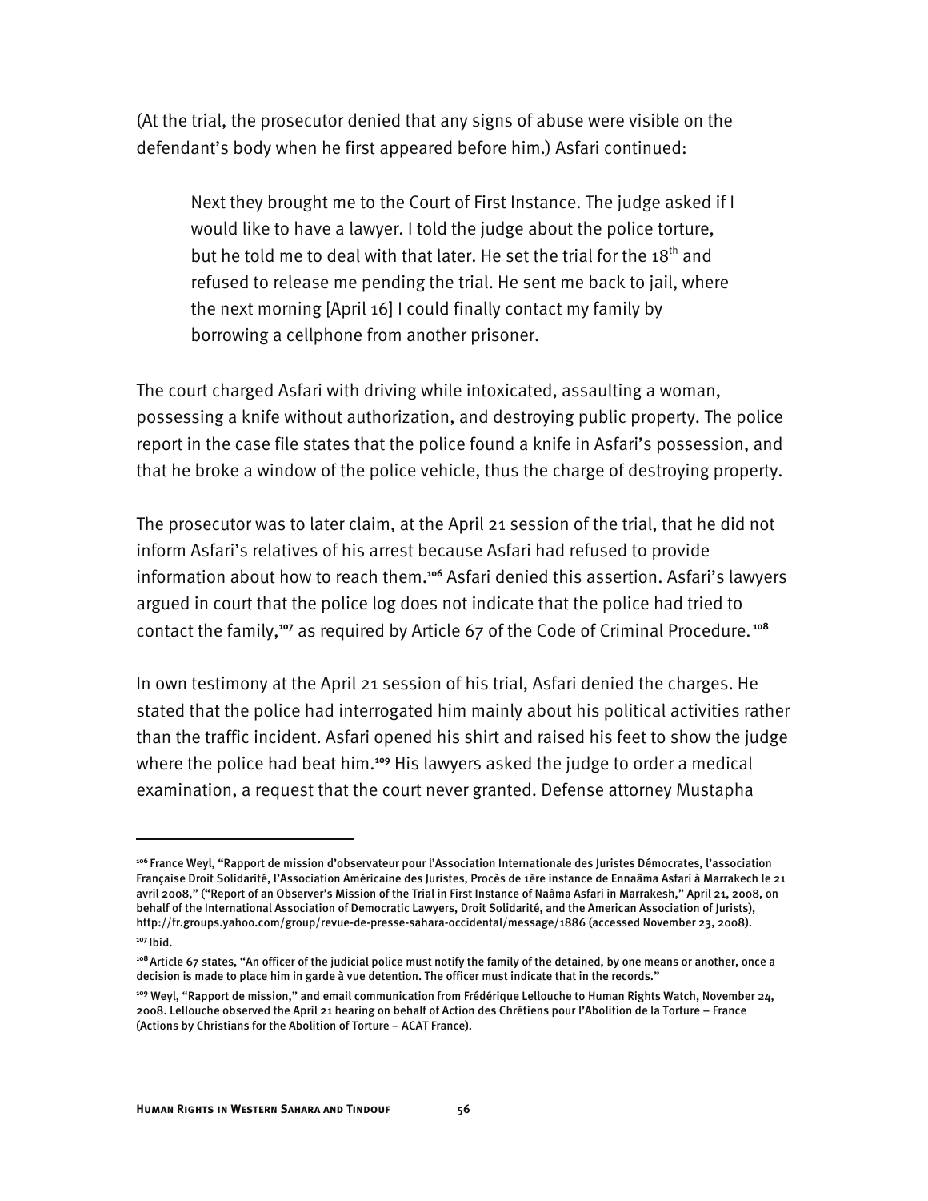(At the trial, the prosecutor denied that any signs of abuse were visible on the defendant's body when he first appeared before him.) Asfari continued:

> Next they brought me to the Court of First Instance. The judge asked if I would like to have a lawyer. I told the judge about the police torture, but he told me to deal with that later. He set the trial for the 18th and refused to release me pending the trial. He sent me back to jail, where the next morning [April 16] I could finally contact my family by borrowing a cellphone from another prisoner.

The court charged Asfari with driving while intoxicated, assaulting a woman, possessing a knife without authorization, and destroying public property. The police report in the case file states that the police found a knife in Asfari's possession, and that he broke a window of the police vehicle, thus the charge of destroying property.

The prosecutor was to later claim, at the April 21 session of the trial, that he did not inform Asfari's relatives of his arrest because Asfari had refused to provide information about how to reach them.[106] Asfari denied this assertion. Asfari's lawyers argued in court that the police log does not indicate that the police had tried to contact the family,[107] as required by Article 67 of the Code of Criminal Procedure.[108]

In own testimony at the April 21 session of his trial, Asfari denied the charges. He stated that the police had interrogated him mainly about his political activities rather than the traffic incident. Asfari opened his shirt and raised his feet to show the judge where the police had beat him.[109] His lawyers asked the judge to order a medical examination, a request that the court never granted. Defense attorney Mustapha

---

[106] France Weyl, "Rapport de mission d'observateur pour l'Association Internationale des Juristes Démocrates, l'association Française Droit Solidarité, l'Association Américaine des Juristes, Procès de 1ère instance de Ennaâma Asfari à Marrakech le 21 avril 2008," ("Report of an Observer's Mission of the Trial in First Instance of Naâma Asfari in Marrakesh," April 21, 2008, on behalf of the International Association of Democratic Lawyers, Droit Solidarité, and the American Association of Jurists), http://fr.groups.yahoo.com/group/revue-de-presse-sahara-occidental/message/1886 (accessed November 23, 2008).

[107] Ibid.

[108] Article 67 states, "An officer of the judicial police must notify the family of the detained, by one means or another, once a decision is made to place him in garde à vue detention. The officer must indicate that in the records."

[109] Weyl, "Rapport de mission," and email communication from Frédérique Lellouche to Human Rights Watch, November 24, 2008. Lellouche observed the April 21 hearing on behalf of Action des Chrétiens pour l'Abolition de la Torture – France (Actions by Christians for the Abolition of Torture – ACAT France).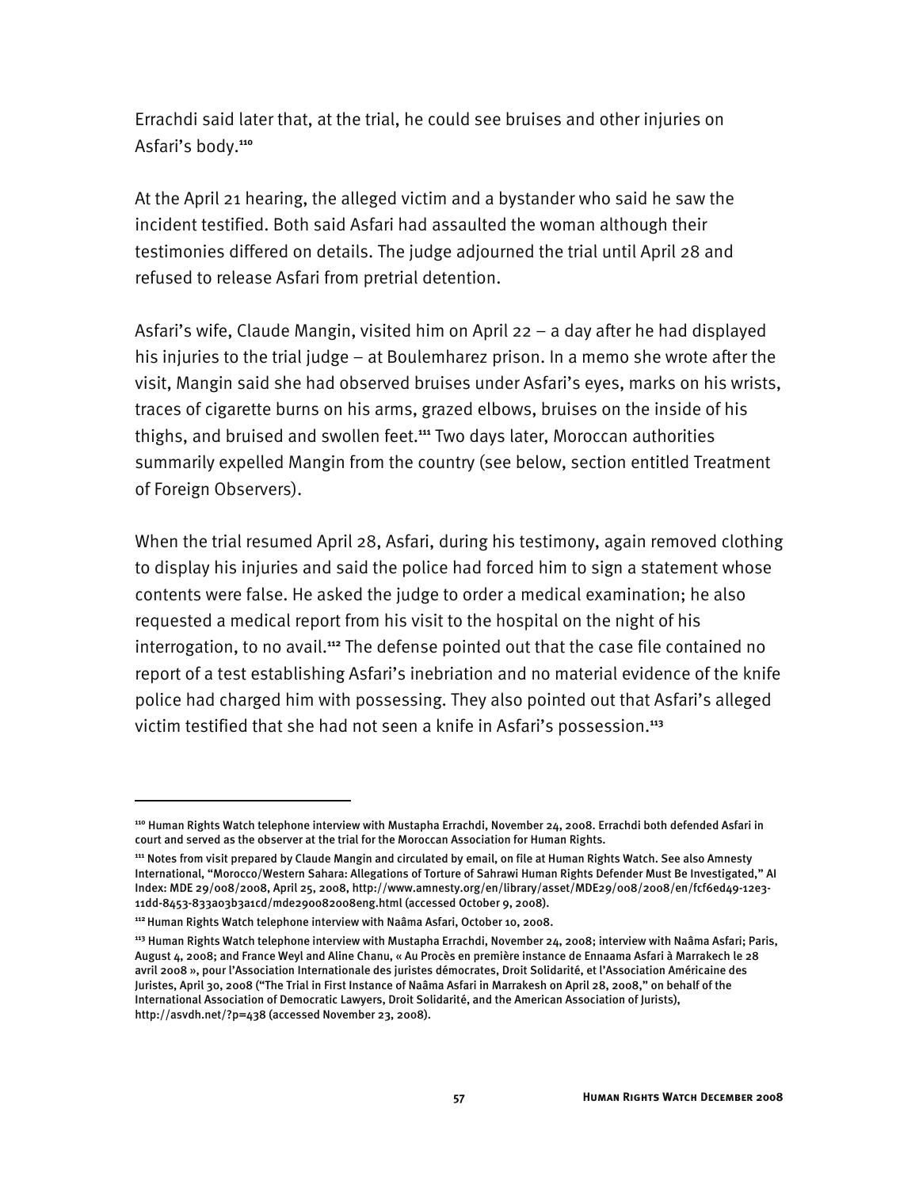Errachdi said later that, at the trial, he could see bruises and other injuries on Asfari's body.[110]

At the April 21 hearing, the alleged victim and a bystander who said he saw the incident testified. Both said Asfari had assaulted the woman although their testimonies differed on details. The judge adjourned the trial until April 28 and refused to release Asfari from pretrial detention.

Asfari's wife, Claude Mangin, visited him on April 22 – a day after he had displayed his injuries to the trial judge – at Boulemharez prison. In a memo she wrote after the visit, Mangin said she had observed bruises under Asfari's eyes, marks on his wrists, traces of cigarette burns on his arms, grazed elbows, bruises on the inside of his thighs, and bruised and swollen feet.[111] Two days later, Moroccan authorities summarily expelled Mangin from the country (see below, section entitled Treatment of Foreign Observers).

When the trial resumed April 28, Asfari, during his testimony, again removed clothing to display his injuries and said the police had forced him to sign a statement whose contents were false. He asked the judge to order a medical examination; he also requested a medical report from his visit to the hospital on the night of his interrogation, to no avail.[112] The defense pointed out that the case file contained no report of a test establishing Asfari's inebriation and no material evidence of the knife police had charged him with possessing. They also pointed out that Asfari's alleged victim testified that she had not seen a knife in Asfari's possession.[113]

---

[110] Human Rights Watch telephone interview with Mustapha Errachdi, November 24, 2008. Errachdi both defended Asfari in court and served as the observer at the trial for the Moroccan Association for Human Rights.

[111] Notes from visit prepared by Claude Mangin and circulated by email, on file at Human Rights Watch. See also Amnesty International, "Morocco/Western Sahara: Allegations of Torture of Sahrawi Human Rights Defender Must Be Investigated," AI Index: MDE 29/008/2008, April 25, 2008, http://www.amnesty.org/en/library/asset/MDE29/008/2008/en/fcf6ed49-12e3-11dd-8453-833a03b3a1cd/mde290082008eng.html (accessed October 9, 2008).

[112] Human Rights Watch telephone interview with Naâma Asfari, October 10, 2008.

[113] Human Rights Watch telephone interview with Mustapha Errachdi, November 24, 2008; interview with Naâma Asfari; Paris, August 4, 2008; and France Weyl and Aline Chanu, « Au Procès en première instance de Ennaama Asfari à Marrakech le 28 avril 2008 », pour l'Association Internationale des juristes démocrates, Droit Solidarité, et l'Association Américaine des Juristes, April 30, 2008 ("The Trial in First Instance of Naâma Asfari in Marrakesh on April 28, 2008," on behalf of the International Association of Democratic Lawyers, Droit Solidarité, and the American Association of Jurists), http://asvdh.net/?p=438 (accessed November 23, 2008).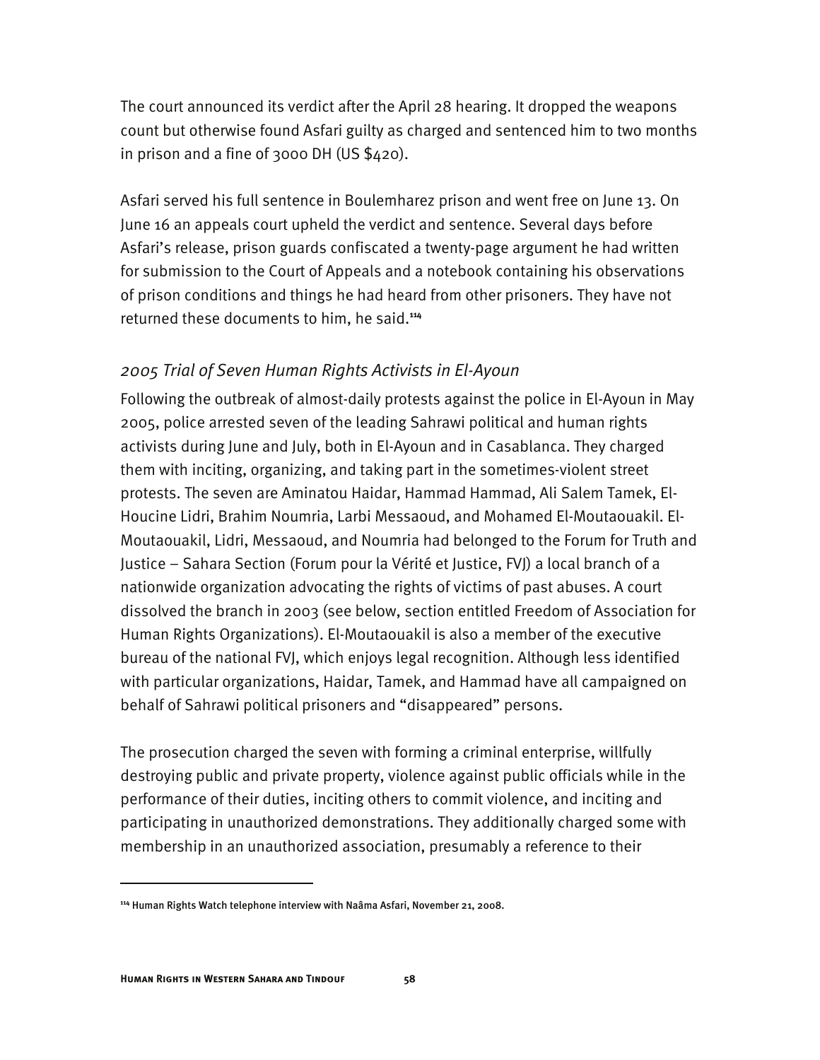The court announced its verdict after the April 28 hearing. It dropped the weapons count but otherwise found Asfari guilty as charged and sentenced him to two months in prison and a fine of 3000 DH (US $420).

Asfari served his full sentence in Boulemharez prison and went free on June 13. On June 16 an appeals court upheld the verdict and sentence. Several days before Asfari's release, prison guards confiscated a twenty-page argument he had written for submission to the Court of Appeals and a notebook containing his observations of prison conditions and things he had heard from other prisoners. They have not returned these documents to him, he said.[114]

### *2005 Trial of Seven Human Rights Activists in El-Ayoun*

Following the outbreak of almost-daily protests against the police in El-Ayoun in May 2005, police arrested seven of the leading Sahrawi political and human rights activists during June and July, both in El-Ayoun and in Casablanca. They charged them with inciting, organizing, and taking part in the sometimes-violent street protests. The seven are Aminatou Haidar, Hammad Hammad, Ali Salem Tamek, El-Houcine Lidri, Brahim Noumria, Larbi Messaoud, and Mohamed El-Moutaouakil. El-Moutaouakil, Lidri, Messaoud, and Noumria had belonged to the Forum for Truth and Justice – Sahara Section (Forum pour la Vérité et Justice, FVJ) a local branch of a nationwide organization advocating the rights of victims of past abuses. A court dissolved the branch in 2003 (see below, section entitled Freedom of Association for Human Rights Organizations). El-Moutaouakil is also a member of the executive bureau of the national FVJ, which enjoys legal recognition. Although less identified with particular organizations, Haidar, Tamek, and Hammad have all campaigned on behalf of Sahrawi political prisoners and "disappeared" persons.

The prosecution charged the seven with forming a criminal enterprise, willfully destroying public and private property, violence against public officials while in the performance of their duties, inciting others to commit violence, and inciting and participating in unauthorized demonstrations. They additionally charged some with membership in an unauthorized association, presumably a reference to their

[114] Human Rights Watch telephone interview with Naâma Asfari, November 21, 2008.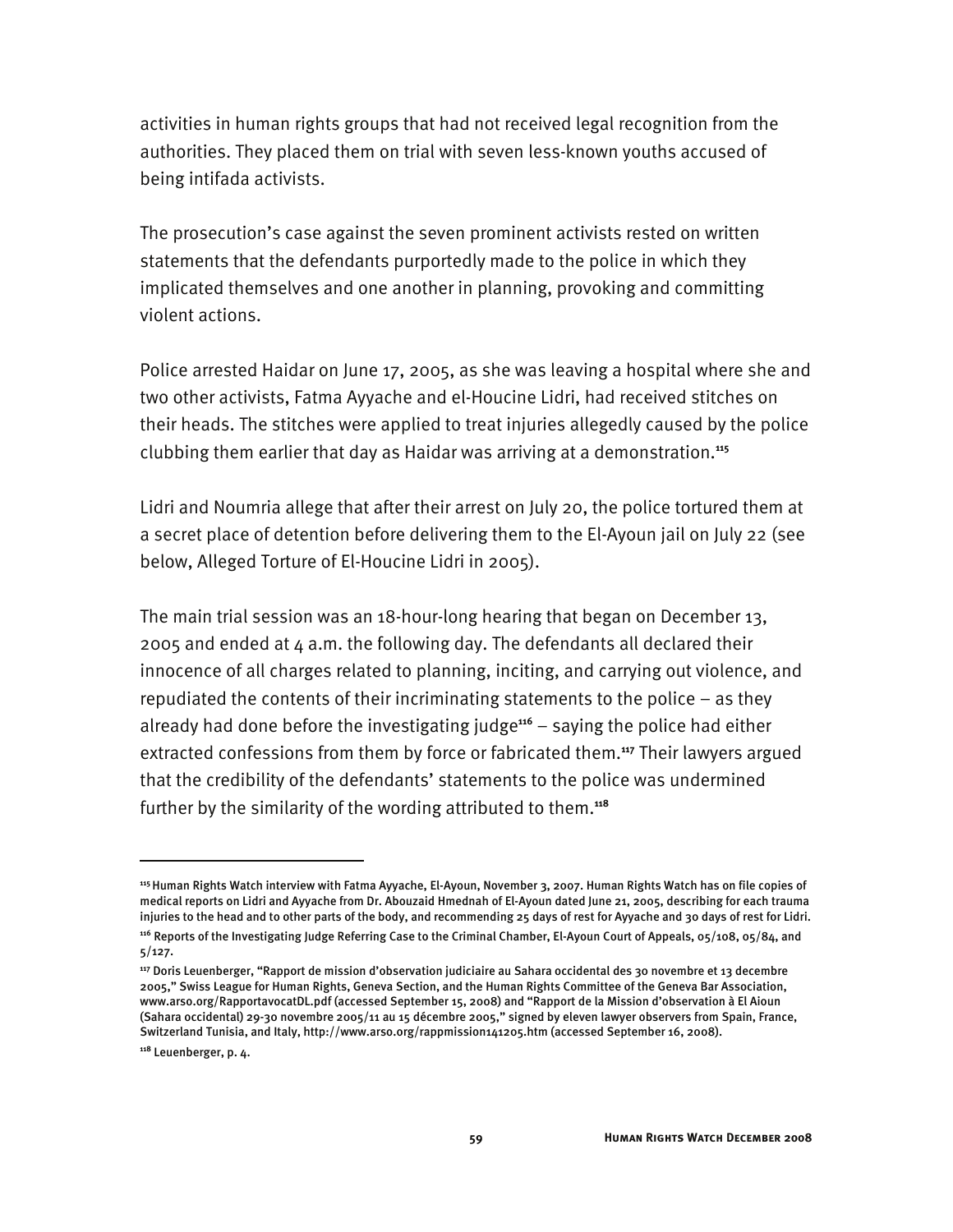activities in human rights groups that had not received legal recognition from the authorities. They placed them on trial with seven less-known youths accused of being intifada activists.

The prosecution's case against the seven prominent activists rested on written statements that the defendants purportedly made to the police in which they implicated themselves and one another in planning, provoking and committing violent actions.

Police arrested Haidar on June 17, 2005, as she was leaving a hospital where she and two other activists, Fatma Ayyache and el-Houcine Lidri, had received stitches on their heads. The stitches were applied to treat injuries allegedly caused by the police clubbing them earlier that day as Haidar was arriving at a demonstration.[115]

Lidri and Noumria allege that after their arrest on July 20, the police tortured them at a secret place of detention before delivering them to the El-Ayoun jail on July 22 (see below, Alleged Torture of El-Houcine Lidri in 2005).

The main trial session was an 18-hour-long hearing that began on December 13, 2005 and ended at 4 a.m. the following day. The defendants all declared their innocence of all charges related to planning, inciting, and carrying out violence, and repudiated the contents of their incriminating statements to the police – as they already had done before the investigating judge[116] – saying the police had either extracted confessions from them by force or fabricated them.[117] Their lawyers argued that the credibility of the defendants' statements to the police was undermined further by the similarity of the wording attributed to them.[118]

---

[115] Human Rights Watch interview with Fatma Ayyache, El-Ayoun, November 3, 2007. Human Rights Watch has on file copies of medical reports on Lidri and Ayyache from Dr. Abouzaid Hmednah of El-Ayoun dated June 21, 2005, describing for each trauma injuries to the head and to other parts of the body, and recommending 25 days of rest for Ayyache and 30 days of rest for Lidri.

[116] Reports of the Investigating Judge Referring Case to the Criminal Chamber, El-Ayoun Court of Appeals, 05/108, 05/84, and 5/127.

[117] Doris Leuenberger, "Rapport de mission d'observation judiciaire au Sahara occidental des 30 novembre et 13 decembre 2005," Swiss League for Human Rights, Geneva Section, and the Human Rights Committee of the Geneva Bar Association, www.arso.org/RapportavocatDL.pdf (accessed September 15, 2008) and "Rapport de la Mission d'observation à El Aioun (Sahara occidental) 29-30 novembre 2005/11 au 15 décembre 2005," signed by eleven lawyer observers from Spain, France, Switzerland Tunisia, and Italy, http://www.arso.org/rappmission141205.htm (accessed September 16, 2008).

[118] Leuenberger, p. 4.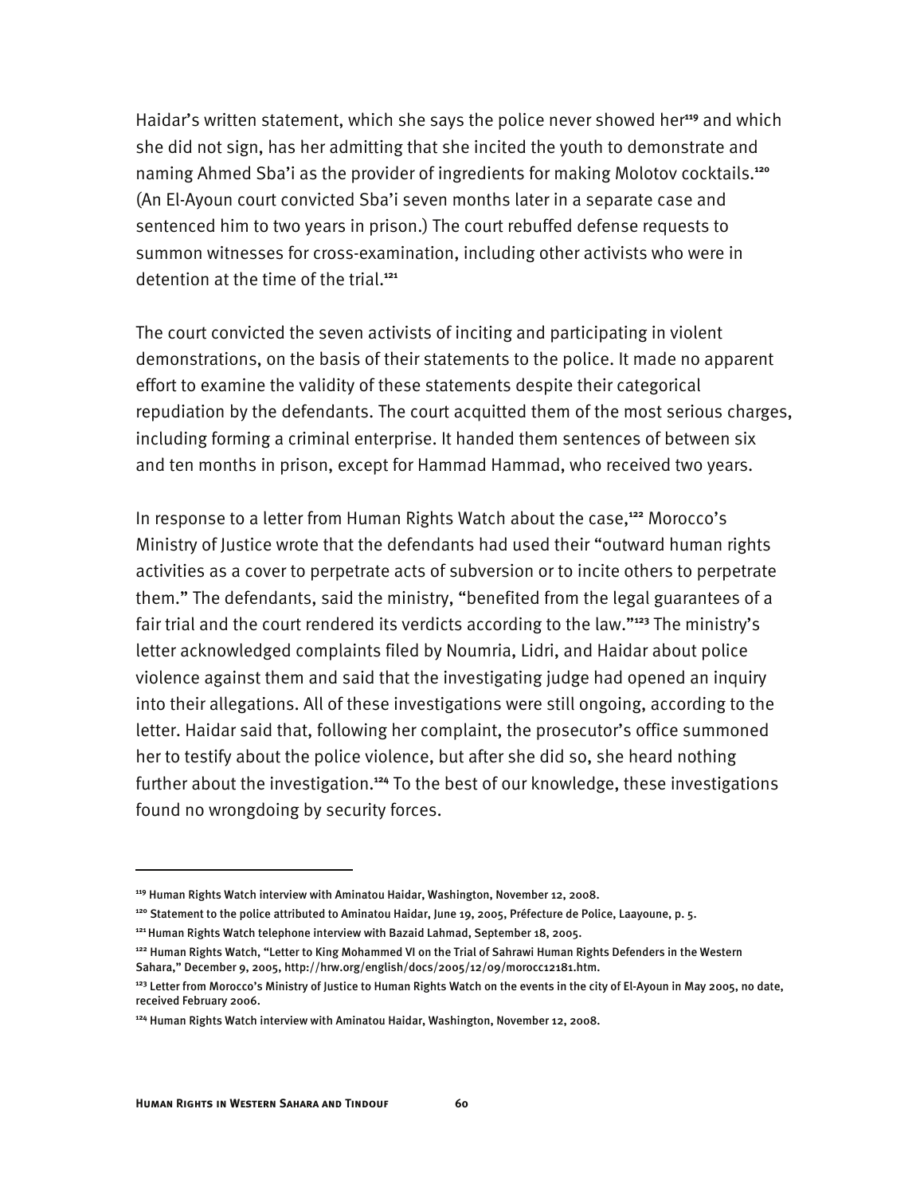Haidar's written statement, which she says the police never showed her[119] and which she did not sign, has her admitting that she incited the youth to demonstrate and naming Ahmed Sba'i as the provider of ingredients for making Molotov cocktails.[120] (An El-Ayoun court convicted Sba'i seven months later in a separate case and sentenced him to two years in prison.) The court rebuffed defense requests to summon witnesses for cross-examination, including other activists who were in detention at the time of the trial.[121]

The court convicted the seven activists of inciting and participating in violent demonstrations, on the basis of their statements to the police. It made no apparent effort to examine the validity of these statements despite their categorical repudiation by the defendants. The court acquitted them of the most serious charges, including forming a criminal enterprise. It handed them sentences of between six and ten months in prison, except for Hammad Hammad, who received two years.

In response to a letter from Human Rights Watch about the case,[122] Morocco's Ministry of Justice wrote that the defendants had used their "outward human rights activities as a cover to perpetrate acts of subversion or to incite others to perpetrate them." The defendants, said the ministry, "benefited from the legal guarantees of a fair trial and the court rendered its verdicts according to the law."[123] The ministry's letter acknowledged complaints filed by Noumria, Lidri, and Haidar about police violence against them and said that the investigating judge had opened an inquiry into their allegations. All of these investigations were still ongoing, according to the letter. Haidar said that, following her complaint, the prosecutor's office summoned her to testify about the police violence, but after she did so, she heard nothing further about the investigation.[124] To the best of our knowledge, these investigations found no wrongdoing by security forces.

---

[119] Human Rights Watch interview with Aminatou Haidar, Washington, November 12, 2008.

[120] Statement to the police attributed to Aminatou Haidar, June 19, 2005, Préfecture de Police, Laayoune, p. 5.

[121] Human Rights Watch telephone interview with Bazaid Lahmad, September 18, 2005.

[122] Human Rights Watch, "Letter to King Mohammed VI on the Trial of Sahrawi Human Rights Defenders in the Western Sahara," December 9, 2005, http://hrw.org/english/docs/2005/12/09/morocc12181.htm.

[123] Letter from Morocco's Ministry of Justice to Human Rights Watch on the events in the city of El-Ayoun in May 2005, no date, received February 2006.

[124] Human Rights Watch interview with Aminatou Haidar, Washington, November 12, 2008.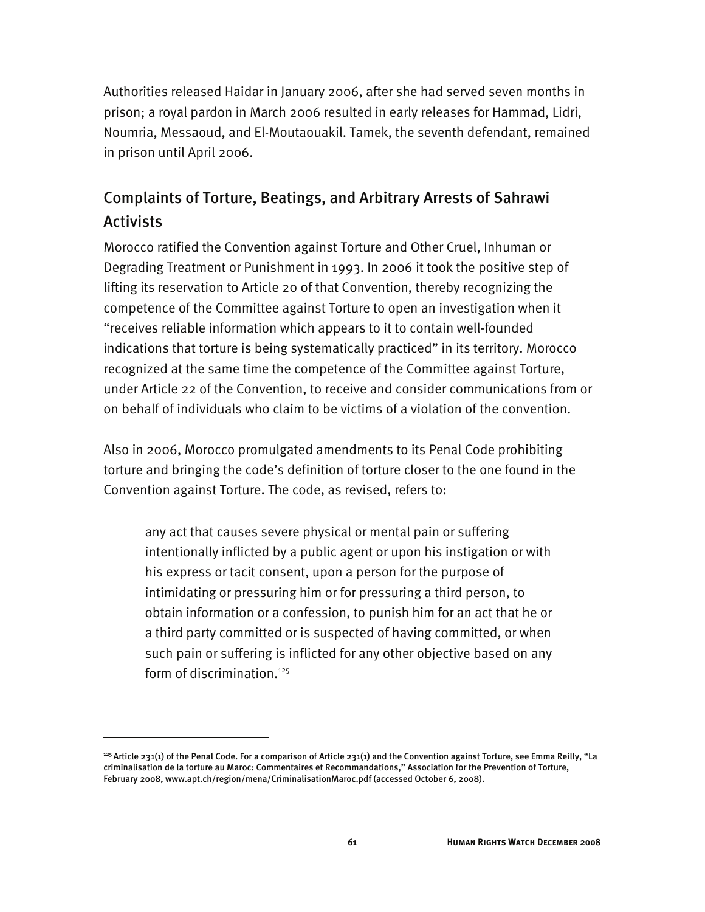Authorities released Haidar in January 2006, after she had served seven months in prison; a royal pardon in March 2006 resulted in early releases for Hammad, Lidri, Noumria, Messaoud, and El-Moutaouakil. Tamek, the seventh defendant, remained in prison until April 2006.

## Complaints of Torture, Beatings, and Arbitrary Arrests of Sahrawi Activists

Morocco ratified the Convention against Torture and Other Cruel, Inhuman or Degrading Treatment or Punishment in 1993. In 2006 it took the positive step of lifting its reservation to Article 20 of that Convention, thereby recognizing the competence of the Committee against Torture to open an investigation when it "receives reliable information which appears to it to contain well-founded indications that torture is being systematically practiced" in its territory. Morocco recognized at the same time the competence of the Committee against Torture, under Article 22 of the Convention, to receive and consider communications from or on behalf of individuals who claim to be victims of a violation of the convention.

Also in 2006, Morocco promulgated amendments to its Penal Code prohibiting torture and bringing the code's definition of torture closer to the one found in the Convention against Torture. The code, as revised, refers to:

> any act that causes severe physical or mental pain or suffering intentionally inflicted by a public agent or upon his instigation or with his express or tacit consent, upon a person for the purpose of intimidating or pressuring him or for pressuring a third person, to obtain information or a confession, to punish him for an act that he or a third party committed or is suspected of having committed, or when such pain or suffering is inflicted for any other objective based on any form of discrimination.[125]

---

[125] Article 231(1) of the Penal Code. For a comparison of Article 231(1) and the Convention against Torture, see Emma Reilly, "La criminalisation de la torture au Maroc: Commentaires et Recommandations," Association for the Prevention of Torture, February 2008, www.apt.ch/region/mena/CriminalisationMaroc.pdf (accessed October 6, 2008).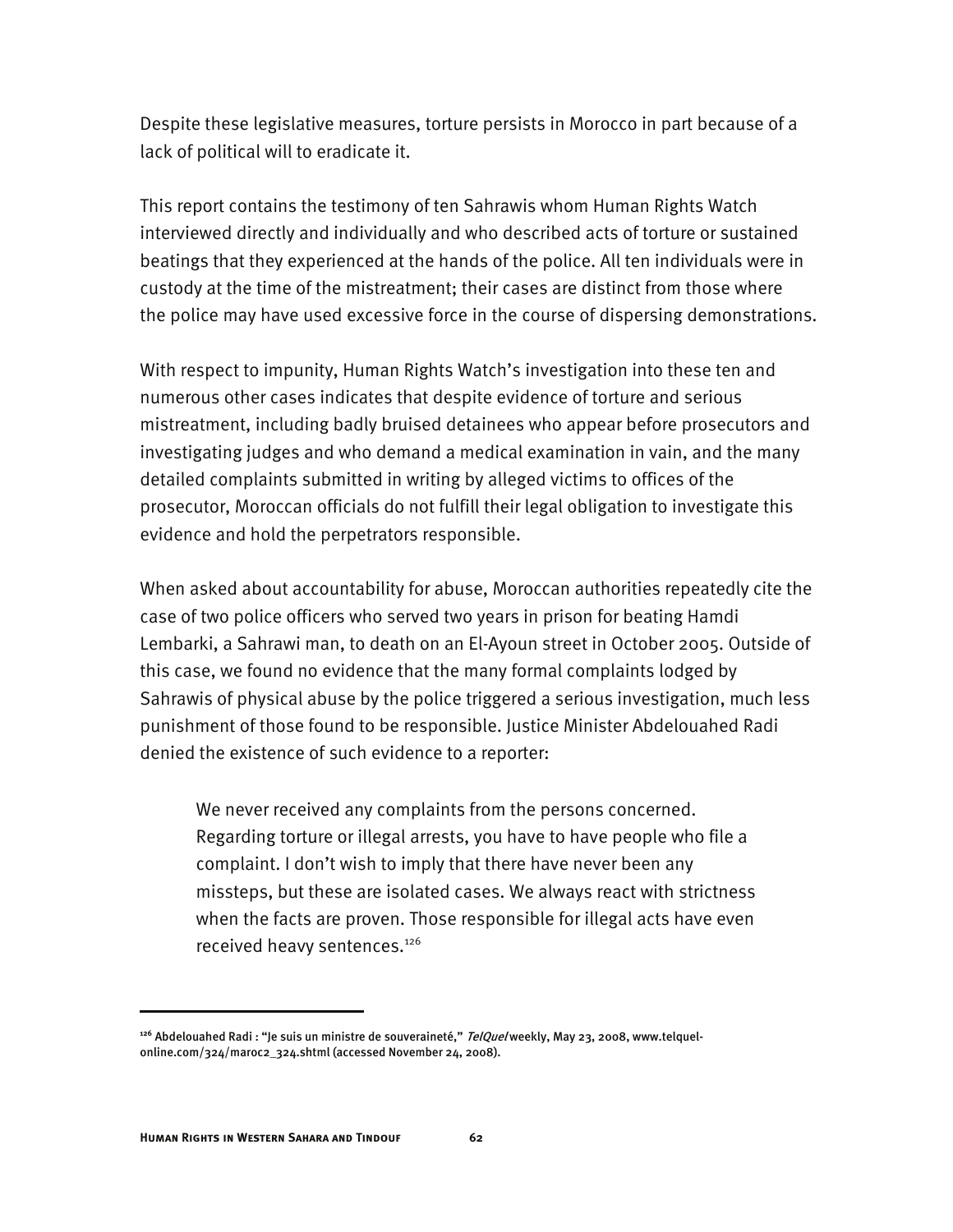Despite these legislative measures, torture persists in Morocco in part because of a lack of political will to eradicate it.

This report contains the testimony of ten Sahrawis whom Human Rights Watch interviewed directly and individually and who described acts of torture or sustained beatings that they experienced at the hands of the police. All ten individuals were in custody at the time of the mistreatment; their cases are distinct from those where the police may have used excessive force in the course of dispersing demonstrations.

With respect to impunity, Human Rights Watch's investigation into these ten and numerous other cases indicates that despite evidence of torture and serious mistreatment, including badly bruised detainees who appear before prosecutors and investigating judges and who demand a medical examination in vain, and the many detailed complaints submitted in writing by alleged victims to offices of the prosecutor, Moroccan officials do not fulfill their legal obligation to investigate this evidence and hold the perpetrators responsible.

When asked about accountability for abuse, Moroccan authorities repeatedly cite the case of two police officers who served two years in prison for beating Hamdi Lembarki, a Sahrawi man, to death on an El-Ayoun street in October 2005. Outside of this case, we found no evidence that the many formal complaints lodged by Sahrawis of physical abuse by the police triggered a serious investigation, much less punishment of those found to be responsible. Justice Minister Abdelouahed Radi denied the existence of such evidence to a reporter:

> We never received any complaints from the persons concerned. Regarding torture or illegal arrests, you have to have people who file a complaint. I don't wish to imply that there have never been any missteps, but these are isolated cases. We always react with strictness when the facts are proven. Those responsible for illegal acts have even received heavy sentences.[126]

---

[126] Abdelouahed Radi : "Je suis un ministre de souveraineté," *TelQuel* weekly, May 23, 2008, www.telquel-online.com/324/maroc2_324.shtml (accessed November 24, 2008).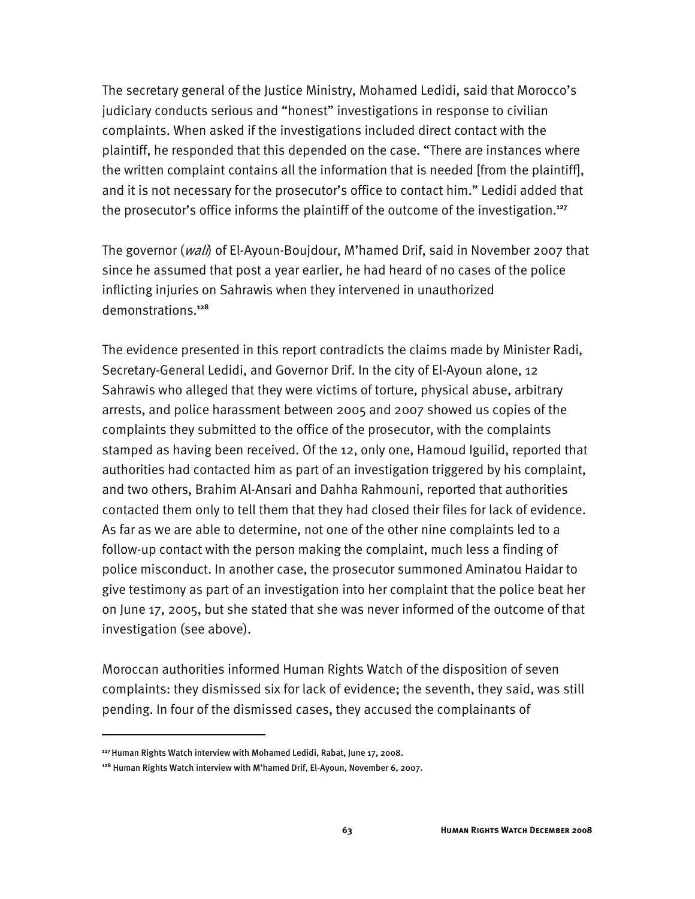The secretary general of the Justice Ministry, Mohamed Ledidi, said that Morocco's judiciary conducts serious and "honest" investigations in response to civilian complaints. When asked if the investigations included direct contact with the plaintiff, he responded that this depended on the case. "There are instances where the written complaint contains all the information that is needed [from the plaintiff], and it is not necessary for the prosecutor's office to contact him." Ledidi added that the prosecutor's office informs the plaintiff of the outcome of the investigation.[127]

The governor (*wali*) of El-Ayoun-Boujdour, M'hamed Drif, said in November 2007 that since he assumed that post a year earlier, he had heard of no cases of the police inflicting injuries on Sahrawis when they intervened in unauthorized demonstrations.[128]

The evidence presented in this report contradicts the claims made by Minister Radi, Secretary-General Ledidi, and Governor Drif. In the city of El-Ayoun alone, 12 Sahrawis who alleged that they were victims of torture, physical abuse, arbitrary arrests, and police harassment between 2005 and 2007 showed us copies of the complaints they submitted to the office of the prosecutor, with the complaints stamped as having been received. Of the 12, only one, Hamoud Iguilid, reported that authorities had contacted him as part of an investigation triggered by his complaint, and two others, Brahim Al-Ansari and Dahha Rahmouni, reported that authorities contacted them only to tell them that they had closed their files for lack of evidence. As far as we are able to determine, not one of the other nine complaints led to a follow-up contact with the person making the complaint, much less a finding of police misconduct. In another case, the prosecutor summoned Aminatou Haidar to give testimony as part of an investigation into her complaint that the police beat her on June 17, 2005, but she stated that she was never informed of the outcome of that investigation (see above).

Moroccan authorities informed Human Rights Watch of the disposition of seven complaints: they dismissed six for lack of evidence; the seventh, they said, was still pending. In four of the dismissed cases, they accused the complainants of

---

[127] Human Rights Watch interview with Mohamed Ledidi, Rabat, June 17, 2008.

[128] Human Rights Watch interview with M'hamed Drif, El-Ayoun, November 6, 2007.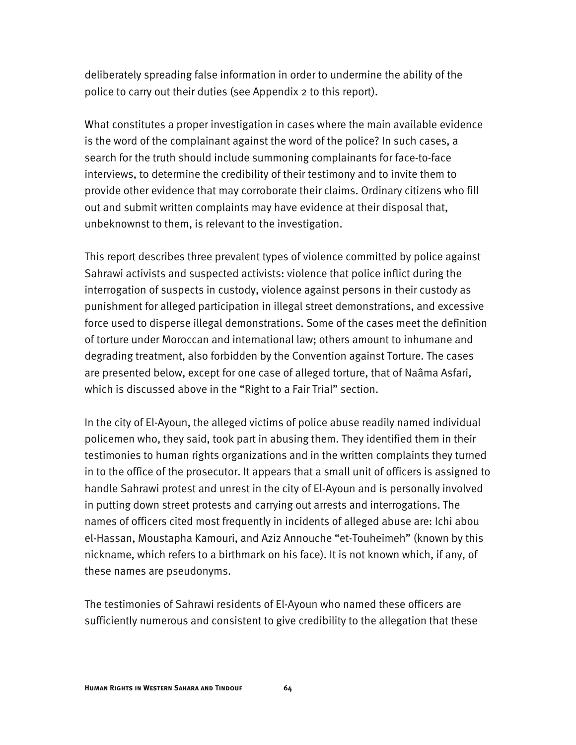deliberately spreading false information in order to undermine the ability of the police to carry out their duties (see Appendix 2 to this report).

What constitutes a proper investigation in cases where the main available evidence is the word of the complainant against the word of the police? In such cases, a search for the truth should include summoning complainants for face-to-face interviews, to determine the credibility of their testimony and to invite them to provide other evidence that may corroborate their claims. Ordinary citizens who fill out and submit written complaints may have evidence at their disposal that, unbeknownst to them, is relevant to the investigation.

This report describes three prevalent types of violence committed by police against Sahrawi activists and suspected activists: violence that police inflict during the interrogation of suspects in custody, violence against persons in their custody as punishment for alleged participation in illegal street demonstrations, and excessive force used to disperse illegal demonstrations. Some of the cases meet the definition of torture under Moroccan and international law; others amount to inhumane and degrading treatment, also forbidden by the Convention against Torture. The cases are presented below, except for one case of alleged torture, that of Naâma Asfari, which is discussed above in the "Right to a Fair Trial" section.

In the city of El-Ayoun, the alleged victims of police abuse readily named individual policemen who, they said, took part in abusing them. They identified them in their testimonies to human rights organizations and in the written complaints they turned in to the office of the prosecutor. It appears that a small unit of officers is assigned to handle Sahrawi protest and unrest in the city of El-Ayoun and is personally involved in putting down street protests and carrying out arrests and interrogations. The names of officers cited most frequently in incidents of alleged abuse are: Ichi abou el-Hassan, Moustapha Kamouri, and Aziz Annouche "et-Touheimeh" (known by this nickname, which refers to a birthmark on his face). It is not known which, if any, of these names are pseudonyms.

The testimonies of Sahrawi residents of El-Ayoun who named these officers are sufficiently numerous and consistent to give credibility to the allegation that these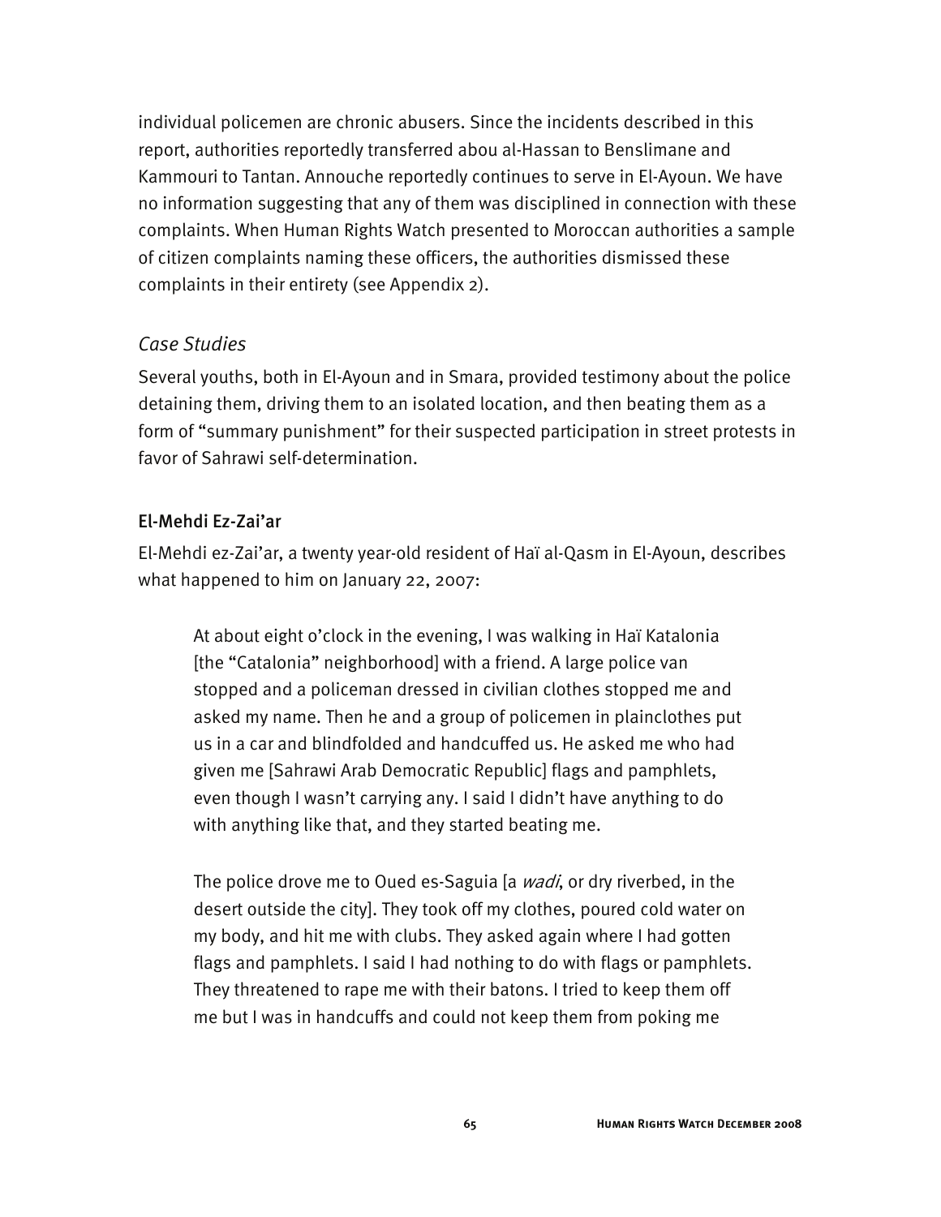individual policemen are chronic abusers. Since the incidents described in this report, authorities reportedly transferred abou al-Hassan to Benslimane and Kammouri to Tantan. Annouche reportedly continues to serve in El-Ayoun. We have no information suggesting that any of them was disciplined in connection with these complaints. When Human Rights Watch presented to Moroccan authorities a sample of citizen complaints naming these officers, the authorities dismissed these complaints in their entirety (see Appendix 2).

### *Case Studies*

Several youths, both in El-Ayoun and in Smara, provided testimony about the police detaining them, driving them to an isolated location, and then beating them as a form of "summary punishment" for their suspected participation in street protests in favor of Sahrawi self-determination.

#### El-Mehdi Ez-Zai'ar

El-Mehdi ez-Zai'ar, a twenty year-old resident of Haï al-Qasm in El-Ayoun, describes what happened to him on January 22, 2007:

> At about eight o'clock in the evening, I was walking in Haï Katalonia [the "Catalonia" neighborhood] with a friend. A large police van stopped and a policeman dressed in civilian clothes stopped me and asked my name. Then he and a group of policemen in plainclothes put us in a car and blindfolded and handcuffed us. He asked me who had given me [Sahrawi Arab Democratic Republic] flags and pamphlets, even though I wasn't carrying any. I said I didn't have anything to do with anything like that, and they started beating me.
>
> The police drove me to Oued es-Saguia [a *wadi*, or dry riverbed, in the desert outside the city]. They took off my clothes, poured cold water on my body, and hit me with clubs. They asked again where I had gotten flags and pamphlets. I said I had nothing to do with flags or pamphlets. They threatened to rape me with their batons. I tried to keep them off me but I was in handcuffs and could not keep them from poking me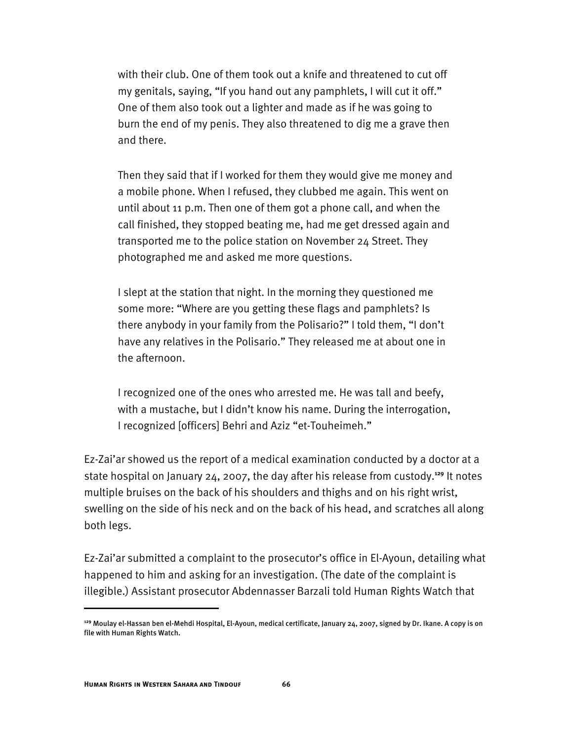> with their club. One of them took out a knife and threatened to cut off my genitals, saying, "If you hand out any pamphlets, I will cut it off." One of them also took out a lighter and made as if he was going to burn the end of my penis. They also threatened to dig me a grave then and there.
>
> Then they said that if I worked for them they would give me money and a mobile phone. When I refused, they clubbed me again. This went on until about 11 p.m. Then one of them got a phone call, and when the call finished, they stopped beating me, had me get dressed again and transported me to the police station on November 24 Street. They photographed me and asked me more questions.
>
> I slept at the station that night. In the morning they questioned me some more: "Where are you getting these flags and pamphlets? Is there anybody in your family from the Polisario?" I told them, "I don't have any relatives in the Polisario." They released me at about one in the afternoon.
>
> I recognized one of the ones who arrested me. He was tall and beefy, with a mustache, but I didn't know his name. During the interrogation, I recognized [officers] Behri and Aziz "et-Touheimeh."

Ez-Zai'ar showed us the report of a medical examination conducted by a doctor at a state hospital on January 24, 2007, the day after his release from custody.[129] It notes multiple bruises on the back of his shoulders and thighs and on his right wrist, swelling on the side of his neck and on the back of his head, and scratches all along both legs.

Ez-Zai'ar submitted a complaint to the prosecutor's office in El-Ayoun, detailing what happened to him and asking for an investigation. (The date of the complaint is illegible.) Assistant prosecutor Abdennasser Barzali told Human Rights Watch that

---

[129] Moulay el-Hassan ben el-Mehdi Hospital, El-Ayoun, medical certificate, January 24, 2007, signed by Dr. Ikane. A copy is on file with Human Rights Watch.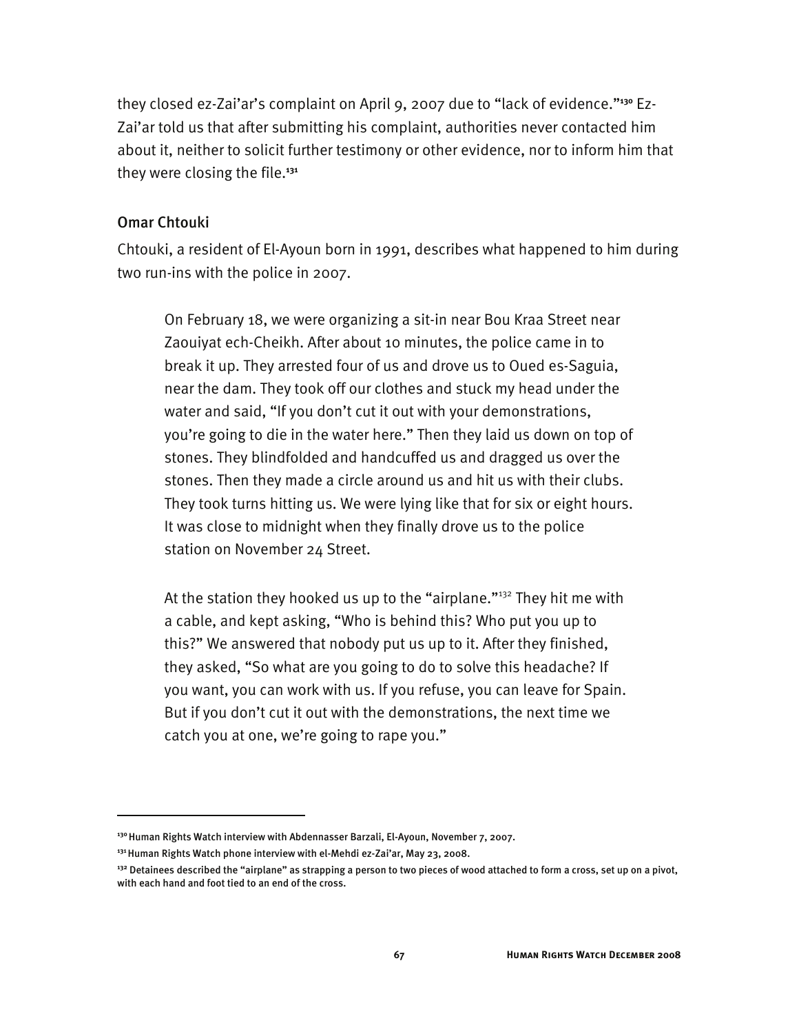they closed ez-Zai'ar's complaint on April 9, 2007 due to "lack of evidence."[130] Ez-Zai'ar told us that after submitting his complaint, authorities never contacted him about it, neither to solicit further testimony or other evidence, nor to inform him that they were closing the file.[131]

### Omar Chtouki

Chtouki, a resident of El-Ayoun born in 1991, describes what happened to him during two run-ins with the police in 2007.

> On February 18, we were organizing a sit-in near Bou Kraa Street near Zaouiyat ech-Cheikh. After about 10 minutes, the police came in to break it up. They arrested four of us and drove us to Oued es-Saguia, near the dam. They took off our clothes and stuck my head under the water and said, "If you don't cut it out with your demonstrations, you're going to die in the water here." Then they laid us down on top of stones. They blindfolded and handcuffed us and dragged us over the stones. Then they made a circle around us and hit us with their clubs. They took turns hitting us. We were lying like that for six or eight hours. It was close to midnight when they finally drove us to the police station on November 24 Street.
>
> At the station they hooked us up to the "airplane."[132] They hit me with a cable, and kept asking, "Who is behind this? Who put you up to this?" We answered that nobody put us up to it. After they finished, they asked, "So what are you going to do to solve this headache? If you want, you can work with us. If you refuse, you can leave for Spain. But if you don't cut it out with the demonstrations, the next time we catch you at one, we're going to rape you."

---

[130] Human Rights Watch interview with Abdennasser Barzali, El-Ayoun, November 7, 2007.

[131] Human Rights Watch phone interview with el-Mehdi ez-Zai'ar, May 23, 2008.

[132] Detainees described the "airplane" as strapping a person to two pieces of wood attached to form a cross, set up on a pivot, with each hand and foot tied to an end of the cross.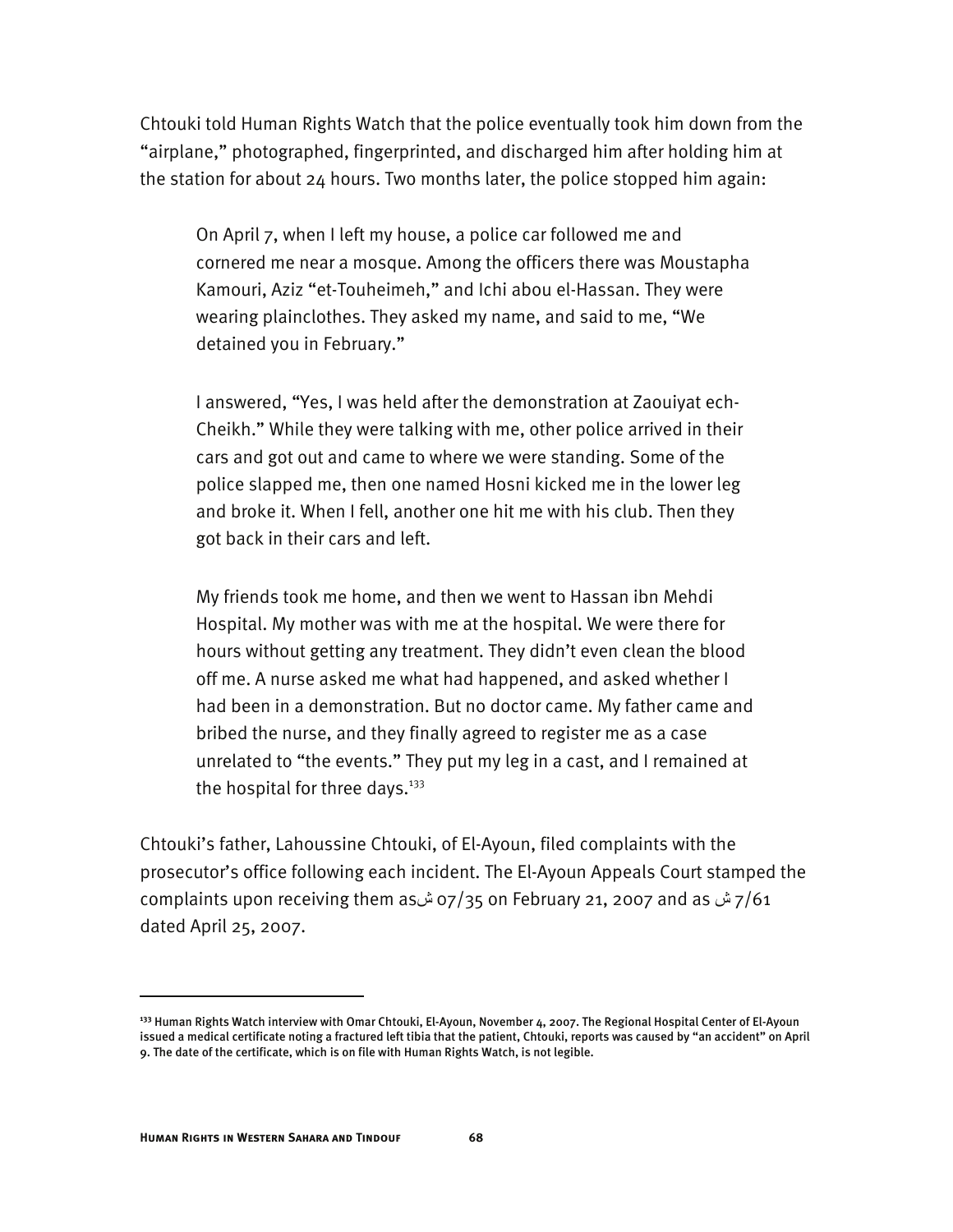Chtouki told Human Rights Watch that the police eventually took him down from the "airplane," photographed, fingerprinted, and discharged him after holding him at the station for about 24 hours. Two months later, the police stopped him again:

> On April 7, when I left my house, a police car followed me and cornered me near a mosque. Among the officers there was Moustapha Kamouri, Aziz "et-Touheimeh," and Ichi abou el-Hassan. They were wearing plainclothes. They asked my name, and said to me, "We detained you in February."
>
> I answered, "Yes, I was held after the demonstration at Zaouiyat ech-Cheikh." While they were talking with me, other police arrived in their cars and got out and came to where we were standing. Some of the police slapped me, then one named Hosni kicked me in the lower leg and broke it. When I fell, another one hit me with his club. Then they got back in their cars and left.
>
> My friends took me home, and then we went to Hassan ibn Mehdi Hospital. My mother was with me at the hospital. We were there for hours without getting any treatment. They didn't even clean the blood off me. A nurse asked me what had happened, and asked whether I had been in a demonstration. But no doctor came. My father came and bribed the nurse, and they finally agreed to register me as a case unrelated to "the events." They put my leg in a cast, and I remained at the hospital for three days.[133]

Chtouki's father, Lahoussine Chtouki, of El-Ayoun, filed complaints with the prosecutor's office following each incident. The El-Ayoun Appeals Court stamped the complaints upon receiving them asش 07/35 on February 21, 2007 and as ش 7/61 dated April 25, 2007.

---

[133] Human Rights Watch interview with Omar Chtouki, El-Ayoun, November 4, 2007. The Regional Hospital Center of El-Ayoun issued a medical certificate noting a fractured left tibia that the patient, Chtouki, reports was caused by "an accident" on April 9. The date of the certificate, which is on file with Human Rights Watch, is not legible.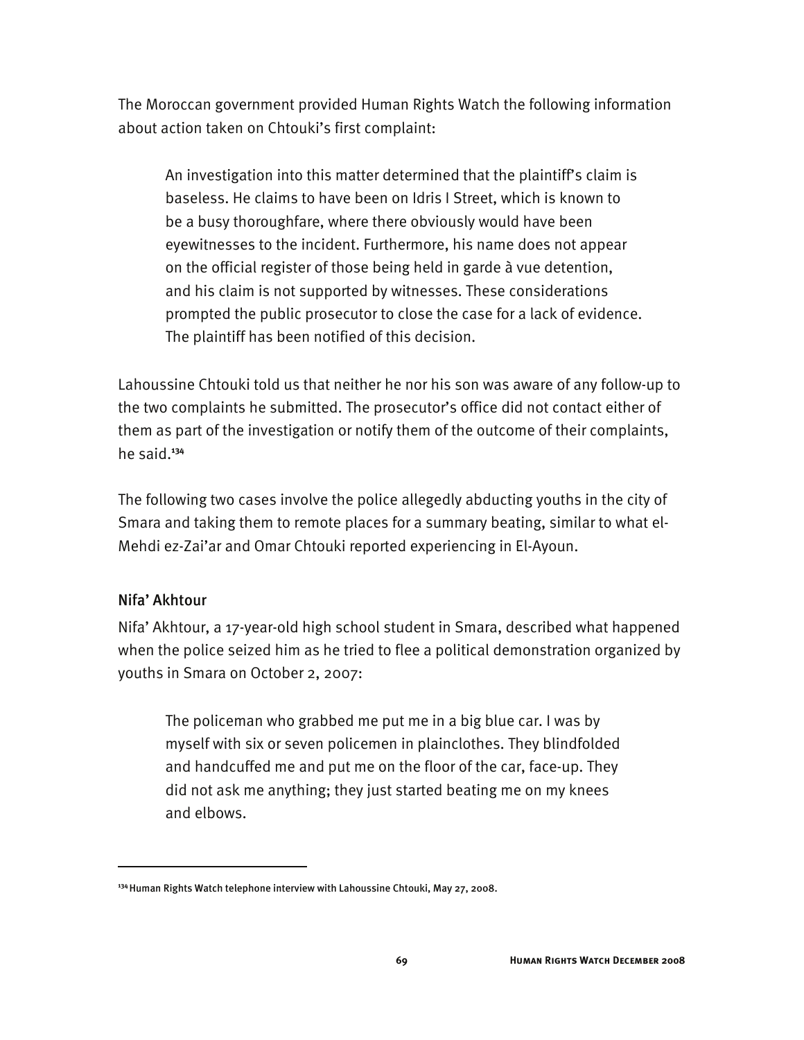The Moroccan government provided Human Rights Watch the following information about action taken on Chtouki's first complaint:

> An investigation into this matter determined that the plaintiff's claim is baseless. He claims to have been on Idris I Street, which is known to be a busy thoroughfare, where there obviously would have been eyewitnesses to the incident. Furthermore, his name does not appear on the official register of those being held in garde à vue detention, and his claim is not supported by witnesses. These considerations prompted the public prosecutor to close the case for a lack of evidence. The plaintiff has been notified of this decision.

Lahoussine Chtouki told us that neither he nor his son was aware of any follow-up to the two complaints he submitted. The prosecutor's office did not contact either of them as part of the investigation or notify them of the outcome of their complaints, he said.[134]

The following two cases involve the police allegedly abducting youths in the city of Smara and taking them to remote places for a summary beating, similar to what el-Mehdi ez-Zai'ar and Omar Chtouki reported experiencing in El-Ayoun.

### Nifa' Akhtour

Nifa' Akhtour, a 17-year-old high school student in Smara, described what happened when the police seized him as he tried to flee a political demonstration organized by youths in Smara on October 2, 2007:

> The policeman who grabbed me put me in a big blue car. I was by myself with six or seven policemen in plainclothes. They blindfolded and handcuffed me and put me on the floor of the car, face-up. They did not ask me anything; they just started beating me on my knees and elbows.

---

[134] Human Rights Watch telephone interview with Lahoussine Chtouki, May 27, 2008.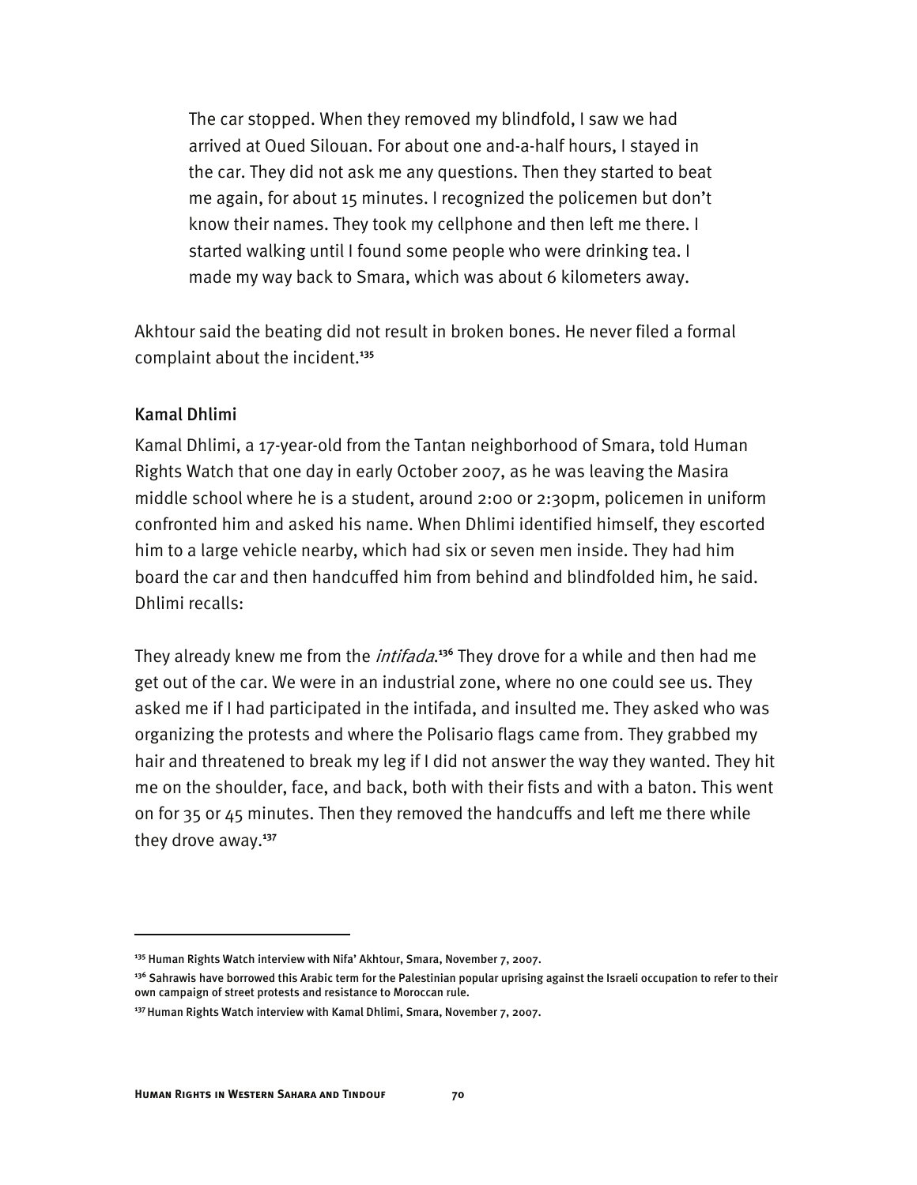> The car stopped. When they removed my blindfold, I saw we had arrived at Oued Silouan. For about one and-a-half hours, I stayed in the car. They did not ask me any questions. Then they started to beat me again, for about 15 minutes. I recognized the policemen but don't know their names. They took my cellphone and then left me there. I started walking until I found some people who were drinking tea. I made my way back to Smara, which was about 6 kilometers away.

Akhtour said the beating did not result in broken bones. He never filed a formal complaint about the incident.[135]

### Kamal Dhlimi

Kamal Dhlimi, a 17-year-old from the Tantan neighborhood of Smara, told Human Rights Watch that one day in early October 2007, as he was leaving the Masira middle school where he is a student, around 2:00 or 2:30pm, policemen in uniform confronted him and asked his name. When Dhlimi identified himself, they escorted him to a large vehicle nearby, which had six or seven men inside. They had him board the car and then handcuffed him from behind and blindfolded him, he said. Dhlimi recalls:

They already knew me from the *intifada*.[136] They drove for a while and then had me get out of the car. We were in an industrial zone, where no one could see us. They asked me if I had participated in the intifada, and insulted me. They asked who was organizing the protests and where the Polisario flags came from. They grabbed my hair and threatened to break my leg if I did not answer the way they wanted. They hit me on the shoulder, face, and back, both with their fists and with a baton. This went on for 35 or 45 minutes. Then they removed the handcuffs and left me there while they drove away.[137]

---

[135] Human Rights Watch interview with Nifa' Akhtour, Smara, November 7, 2007.

[136] Sahrawis have borrowed this Arabic term for the Palestinian popular uprising against the Israeli occupation to refer to their own campaign of street protests and resistance to Moroccan rule.

[137] Human Rights Watch interview with Kamal Dhlimi, Smara, November 7, 2007.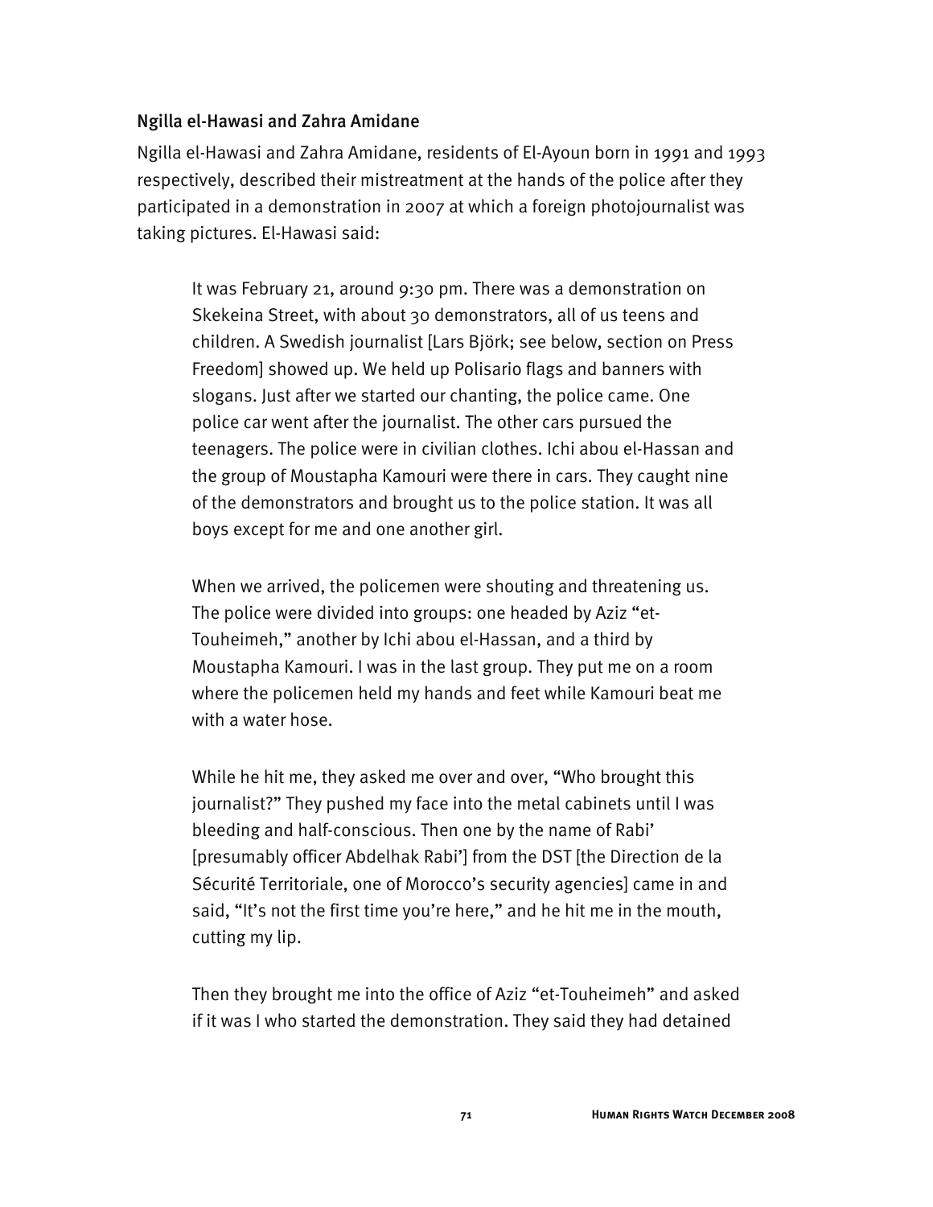### Ngilla el-Hawasi and Zahra Amidane

Ngilla el-Hawasi and Zahra Amidane, residents of El-Ayoun born in 1991 and 1993 respectively, described their mistreatment at the hands of the police after they participated in a demonstration in 2007 at which a foreign photojournalist was taking pictures. El-Hawasi said:

> It was February 21, around 9:30 pm. There was a demonstration on Skekeina Street, with about 30 demonstrators, all of us teens and children. A Swedish journalist [Lars Björk; see below, section on Press Freedom] showed up. We held up Polisario flags and banners with slogans. Just after we started our chanting, the police came. One police car went after the journalist. The other cars pursued the teenagers. The police were in civilian clothes. Ichi abou el-Hassan and the group of Moustapha Kamouri were there in cars. They caught nine of the demonstrators and brought us to the police station. It was all boys except for me and one another girl.
>
> When we arrived, the policemen were shouting and threatening us. The police were divided into groups: one headed by Aziz "et-Touheimeh," another by Ichi abou el-Hassan, and a third by Moustapha Kamouri. I was in the last group. They put me on a room where the policemen held my hands and feet while Kamouri beat me with a water hose.
>
> While he hit me, they asked me over and over, "Who brought this journalist?" They pushed my face into the metal cabinets until I was bleeding and half-conscious. Then one by the name of Rabi' [presumably officer Abdelhak Rabi'] from the DST [the Direction de la Sécurité Territoriale, one of Morocco's security agencies] came in and said, "It's not the first time you're here," and he hit me in the mouth, cutting my lip.
>
> Then they brought me into the office of Aziz "et-Touheimeh" and asked if it was I who started the demonstration. They said they had detained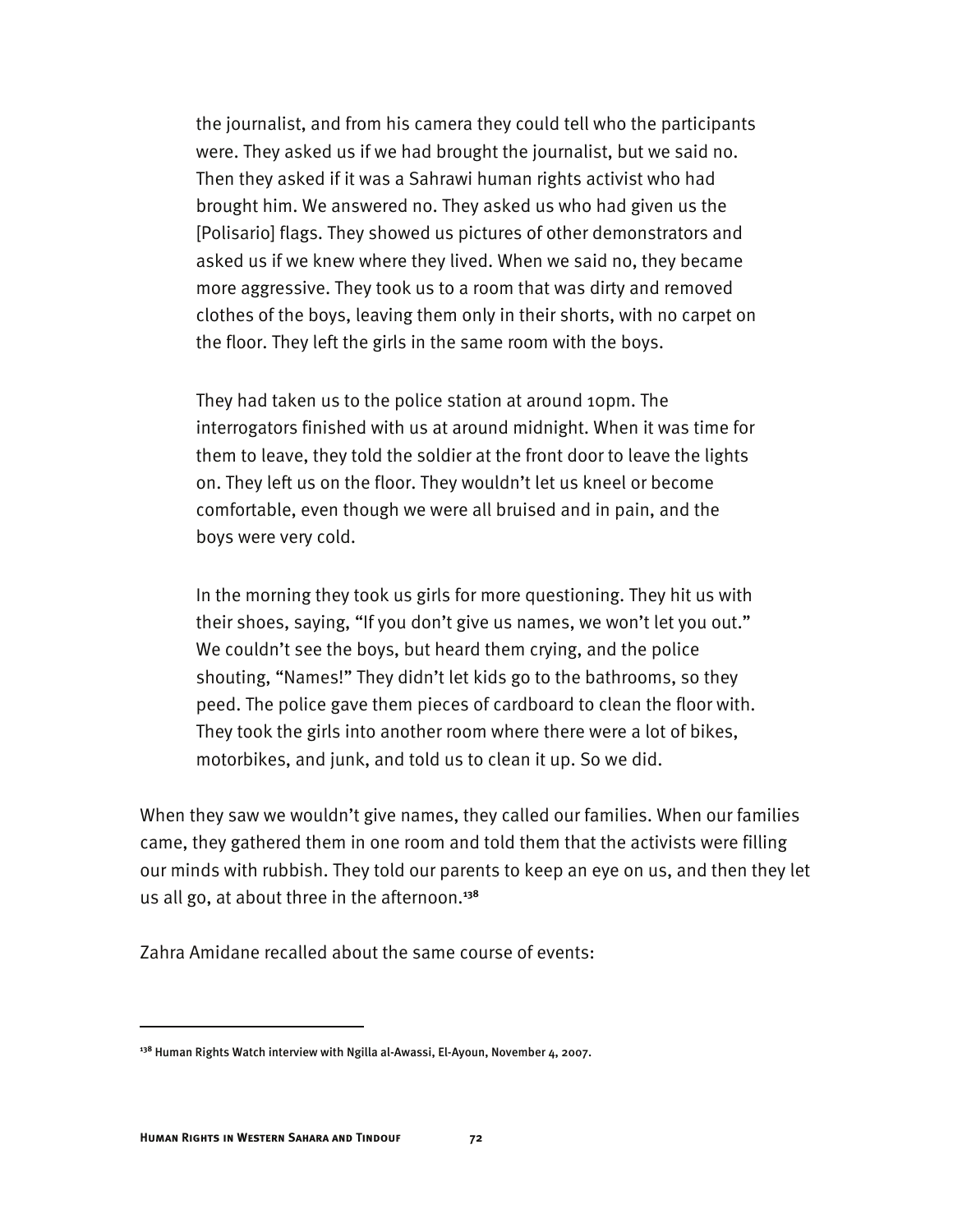> the journalist, and from his camera they could tell who the participants were. They asked us if we had brought the journalist, but we said no. Then they asked if it was a Sahrawi human rights activist who had brought him. We answered no. They asked us who had given us the [Polisario] flags. They showed us pictures of other demonstrators and asked us if we knew where they lived. When we said no, they became more aggressive. They took us to a room that was dirty and removed clothes of the boys, leaving them only in their shorts, with no carpet on the floor. They left the girls in the same room with the boys.
>
> They had taken us to the police station at around 10pm. The interrogators finished with us at around midnight. When it was time for them to leave, they told the soldier at the front door to leave the lights on. They left us on the floor. They wouldn't let us kneel or become comfortable, even though we were all bruised and in pain, and the boys were very cold.
>
> In the morning they took us girls for more questioning. They hit us with their shoes, saying, "If you don't give us names, we won't let you out." We couldn't see the boys, but heard them crying, and the police shouting, "Names!" They didn't let kids go to the bathrooms, so they peed. The police gave them pieces of cardboard to clean the floor with. They took the girls into another room where there were a lot of bikes, motorbikes, and junk, and told us to clean it up. So we did.

When they saw we wouldn't give names, they called our families. When our families came, they gathered them in one room and told them that the activists were filling our minds with rubbish. They told our parents to keep an eye on us, and then they let us all go, at about three in the afternoon.[138]

Zahra Amidane recalled about the same course of events:

---

[138] Human Rights Watch interview with Ngilla al-Awassi, El-Ayoun, November 4, 2007.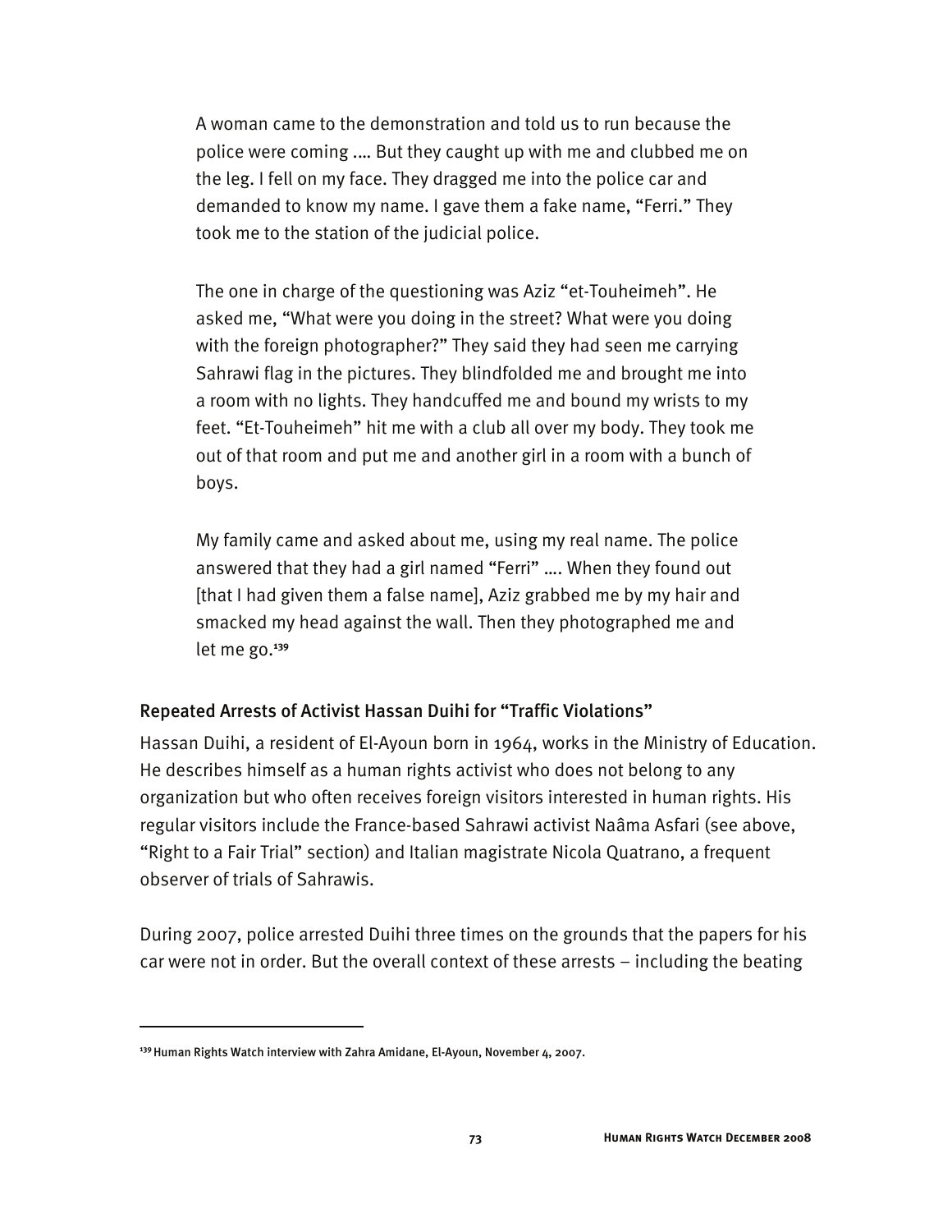> A woman came to the demonstration and told us to run because the police were coming …. But they caught up with me and clubbed me on the leg. I fell on my face. They dragged me into the police car and demanded to know my name. I gave them a fake name, "Ferri." They took me to the station of the judicial police.
>
> The one in charge of the questioning was Aziz "et-Touheimeh". He asked me, "What were you doing in the street? What were you doing with the foreign photographer?" They said they had seen me carrying Sahrawi flag in the pictures. They blindfolded me and brought me into a room with no lights. They handcuffed me and bound my wrists to my feet. "Et-Touheimeh" hit me with a club all over my body. They took me out of that room and put me and another girl in a room with a bunch of boys.
>
> My family came and asked about me, using my real name. The police answered that they had a girl named "Ferri" …. When they found out [that I had given them a false name], Aziz grabbed me by my hair and smacked my head against the wall. Then they photographed me and let me go.[139]

### Repeated Arrests of Activist Hassan Duihi for "Traffic Violations"

Hassan Duihi, a resident of El-Ayoun born in 1964, works in the Ministry of Education. He describes himself as a human rights activist who does not belong to any organization but who often receives foreign visitors interested in human rights. His regular visitors include the France-based Sahrawi activist Naâma Asfari (see above, "Right to a Fair Trial" section) and Italian magistrate Nicola Quatrano, a frequent observer of trials of Sahrawis.

During 2007, police arrested Duihi three times on the grounds that the papers for his car were not in order. But the overall context of these arrests – including the beating

---

[139] Human Rights Watch interview with Zahra Amidane, El-Ayoun, November 4, 2007.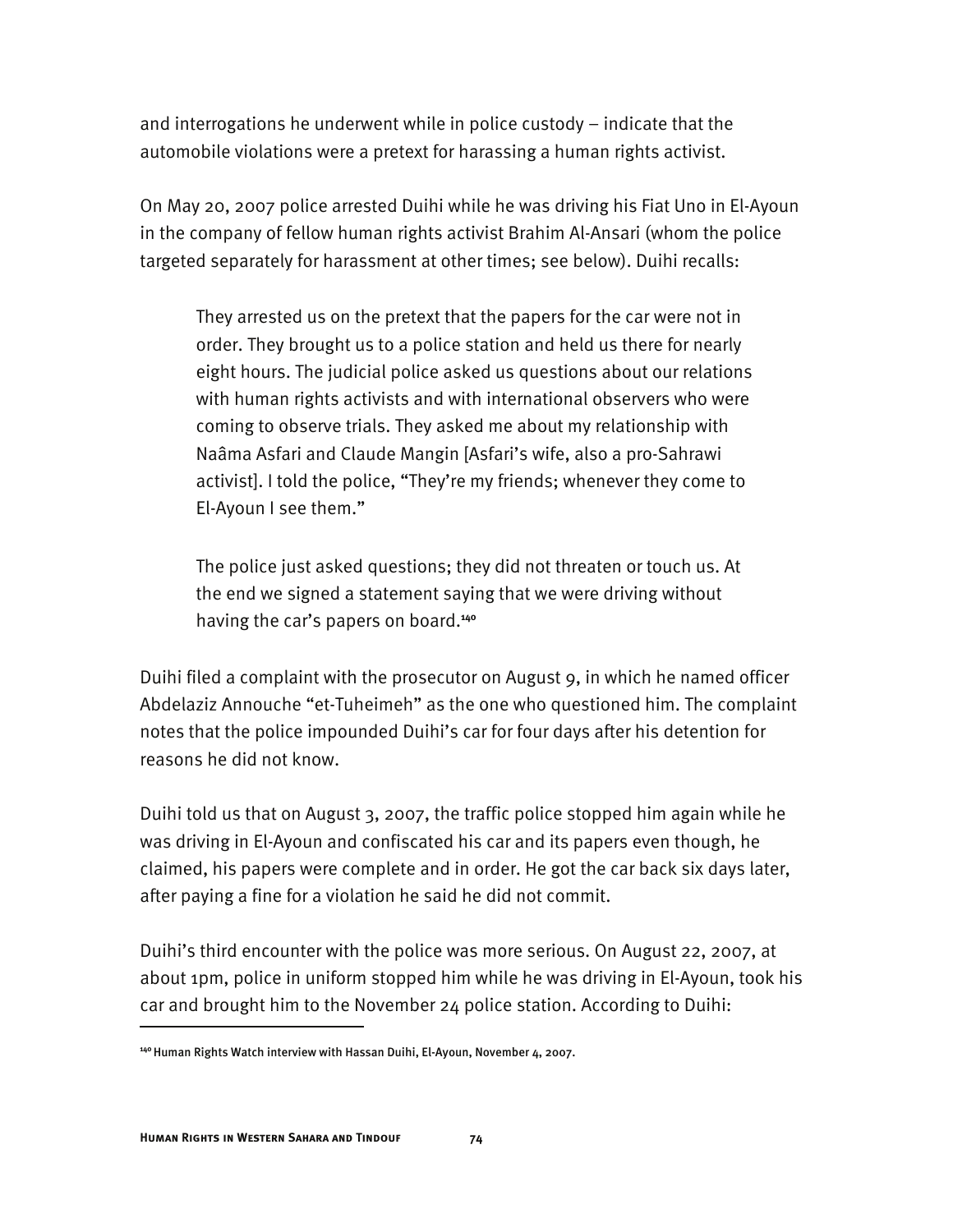and interrogations he underwent while in police custody – indicate that the automobile violations were a pretext for harassing a human rights activist.

On May 20, 2007 police arrested Duihi while he was driving his Fiat Uno in El-Ayoun in the company of fellow human rights activist Brahim Al-Ansari (whom the police targeted separately for harassment at other times; see below). Duihi recalls:

> They arrested us on the pretext that the papers for the car were not in order. They brought us to a police station and held us there for nearly eight hours. The judicial police asked us questions about our relations with human rights activists and with international observers who were coming to observe trials. They asked me about my relationship with Naâma Asfari and Claude Mangin [Asfari's wife, also a pro-Sahrawi activist]. I told the police, "They're my friends; whenever they come to El-Ayoun I see them."
>
> The police just asked questions; they did not threaten or touch us. At the end we signed a statement saying that we were driving without having the car's papers on board.[140]

Duihi filed a complaint with the prosecutor on August 9, in which he named officer Abdelaziz Annouche "et-Tuheimeh" as the one who questioned him. The complaint notes that the police impounded Duihi's car for four days after his detention for reasons he did not know.

Duihi told us that on August 3, 2007, the traffic police stopped him again while he was driving in El-Ayoun and confiscated his car and its papers even though, he claimed, his papers were complete and in order. He got the car back six days later, after paying a fine for a violation he said he did not commit.

Duihi's third encounter with the police was more serious. On August 22, 2007, at about 1pm, police in uniform stopped him while he was driving in El-Ayoun, took his car and brought him to the November 24 police station. According to Duihi:

---

[140] Human Rights Watch interview with Hassan Duihi, El-Ayoun, November 4, 2007.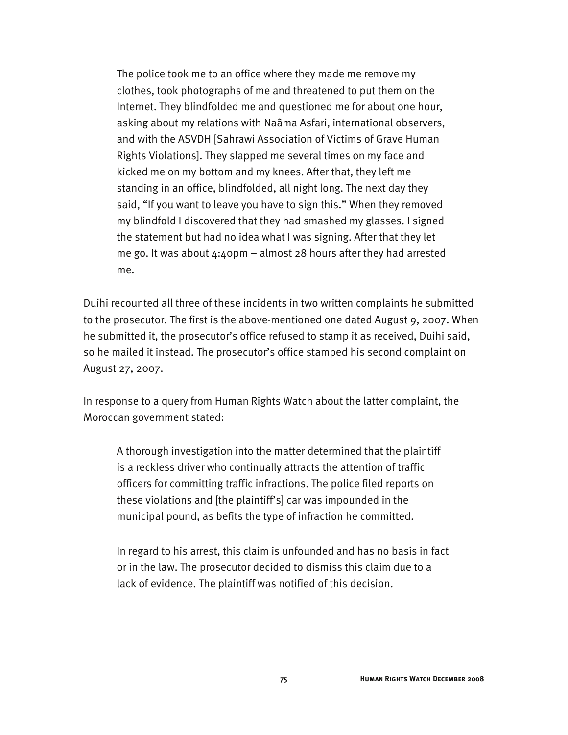> The police took me to an office where they made me remove my clothes, took photographs of me and threatened to put them on the Internet. They blindfolded me and questioned me for about one hour, asking about my relations with Naâma Asfari, international observers, and with the ASVDH [Sahrawi Association of Victims of Grave Human Rights Violations]. They slapped me several times on my face and kicked me on my bottom and my knees. After that, they left me standing in an office, blindfolded, all night long. The next day they said, "If you want to leave you have to sign this." When they removed my blindfold I discovered that they had smashed my glasses. I signed the statement but had no idea what I was signing. After that they let me go. It was about 4:40pm – almost 28 hours after they had arrested me.

Duihi recounted all three of these incidents in two written complaints he submitted to the prosecutor. The first is the above-mentioned one dated August 9, 2007. When he submitted it, the prosecutor's office refused to stamp it as received, Duihi said, so he mailed it instead. The prosecutor's office stamped his second complaint on August 27, 2007.

In response to a query from Human Rights Watch about the latter complaint, the Moroccan government stated:

> A thorough investigation into the matter determined that the plaintiff is a reckless driver who continually attracts the attention of traffic officers for committing traffic infractions. The police filed reports on these violations and [the plaintiff's] car was impounded in the municipal pound, as befits the type of infraction he committed.
>
> In regard to his arrest, this claim is unfounded and has no basis in fact or in the law. The prosecutor decided to dismiss this claim due to a lack of evidence. The plaintiff was notified of this decision.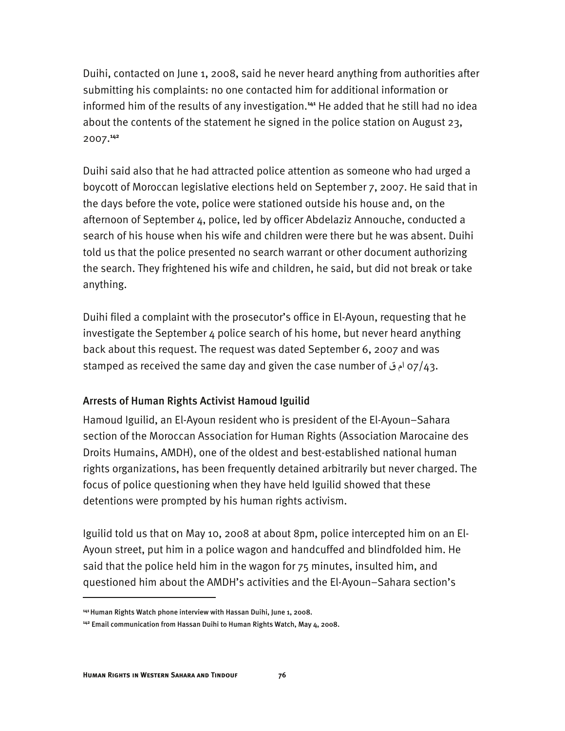Duihi, contacted on June 1, 2008, said he never heard anything from authorities after submitting his complaints: no one contacted him for additional information or informed him of the results of any investigation.[141] He added that he still had no idea about the contents of the statement he signed in the police station on August 23, 2007.[142]

Duihi said also that he had attracted police attention as someone who had urged a boycott of Moroccan legislative elections held on September 7, 2007. He said that in the days before the vote, police were stationed outside his house and, on the afternoon of September 4, police, led by officer Abdelaziz Annouche, conducted a search of his house when his wife and children were there but he was absent. Duihi told us that the police presented no search warrant or other document authorizing the search. They frightened his wife and children, he said, but did not break or take anything.

Duihi filed a complaint with the prosecutor's office in El-Ayoun, requesting that he investigate the September 4 police search of his home, but never heard anything back about this request. The request was dated September 6, 2007 and was stamped as received the same day and given the case number of ام ق 07/43.

## Arrests of Human Rights Activist Hamoud Iguilid

Hamoud Iguilid, an El-Ayoun resident who is president of the El-Ayoun–Sahara section of the Moroccan Association for Human Rights (Association Marocaine des Droits Humains, AMDH), one of the oldest and best-established national human rights organizations, has been frequently detained arbitrarily but never charged. The focus of police questioning when they have held Iguilid showed that these detentions were prompted by his human rights activism.

Iguilid told us that on May 10, 2008 at about 8pm, police intercepted him on an El-Ayoun street, put him in a police wagon and handcuffed and blindfolded him. He said that the police held him in the wagon for 75 minutes, insulted him, and questioned him about the AMDH's activities and the El-Ayoun–Sahara section's

---

[141] Human Rights Watch phone interview with Hassan Duihi, June 1, 2008.

[142] Email communication from Hassan Duihi to Human Rights Watch, May 4, 2008.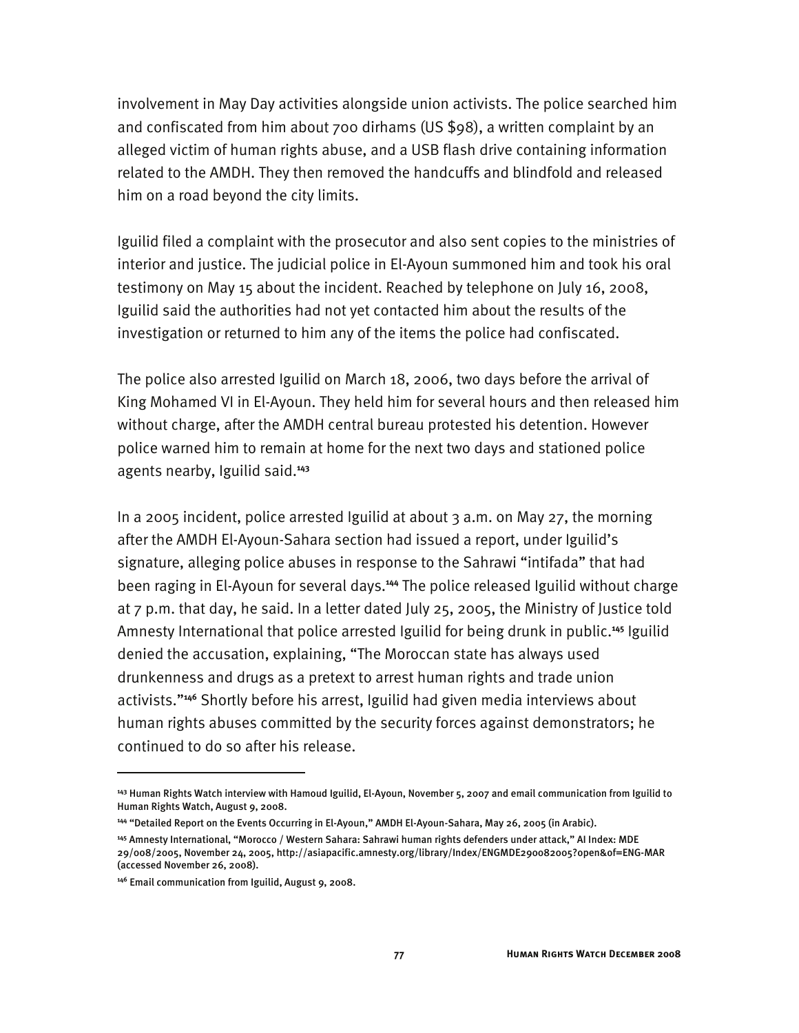involvement in May Day activities alongside union activists. The police searched him and confiscated from him about 700 dirhams (US $98), a written complaint by an alleged victim of human rights abuse, and a USB flash drive containing information related to the AMDH. They then removed the handcuffs and blindfold and released him on a road beyond the city limits.

Iguilid filed a complaint with the prosecutor and also sent copies to the ministries of interior and justice. The judicial police in El-Ayoun summoned him and took his oral testimony on May 15 about the incident. Reached by telephone on July 16, 2008, Iguilid said the authorities had not yet contacted him about the results of the investigation or returned to him any of the items the police had confiscated.

The police also arrested Iguilid on March 18, 2006, two days before the arrival of King Mohamed VI in El-Ayoun. They held him for several hours and then released him without charge, after the AMDH central bureau protested his detention. However police warned him to remain at home for the next two days and stationed police agents nearby, Iguilid said.[143]

In a 2005 incident, police arrested Iguilid at about 3 a.m. on May 27, the morning after the AMDH El-Ayoun-Sahara section had issued a report, under Iguilid's signature, alleging police abuses in response to the Sahrawi "intifada" that had been raging in El-Ayoun for several days.[144] The police released Iguilid without charge at 7 p.m. that day, he said. In a letter dated July 25, 2005, the Ministry of Justice told Amnesty International that police arrested Iguilid for being drunk in public.[145] Iguilid denied the accusation, explaining, "The Moroccan state has always used drunkenness and drugs as a pretext to arrest human rights and trade union activists."[146] Shortly before his arrest, Iguilid had given media interviews about human rights abuses committed by the security forces against demonstrators; he continued to do so after his release.

---

[143] Human Rights Watch interview with Hamoud Iguilid, El-Ayoun, November 5, 2007 and email communication from Iguilid to Human Rights Watch, August 9, 2008.

[144] "Detailed Report on the Events Occurring in El-Ayoun," AMDH El-Ayoun-Sahara, May 26, 2005 (in Arabic).

[145] Amnesty International, "Morocco / Western Sahara: Sahrawi human rights defenders under attack," AI Index: MDE 29/008/2005, November 24, 2005, http://asiapacific.amnesty.org/library/Index/ENGMDE290082005?open&of=ENG-MAR (accessed November 26, 2008).

[146] Email communication from Iguilid, August 9, 2008.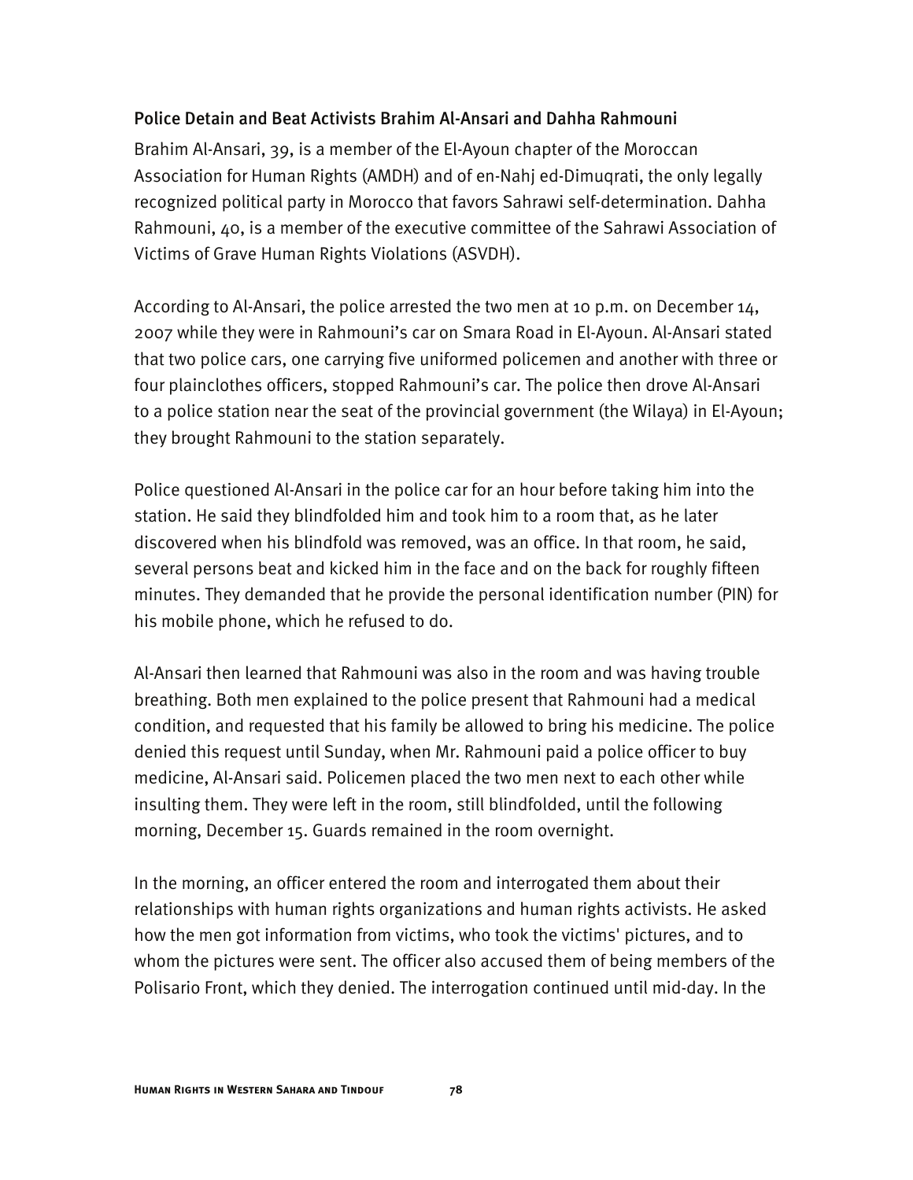### Police Detain and Beat Activists Brahim Al-Ansari and Dahha Rahmouni

Brahim Al-Ansari, 39, is a member of the El-Ayoun chapter of the Moroccan Association for Human Rights (AMDH) and of en-Nahj ed-Dimuqrati, the only legally recognized political party in Morocco that favors Sahrawi self-determination. Dahha Rahmouni, 40, is a member of the executive committee of the Sahrawi Association of Victims of Grave Human Rights Violations (ASVDH).

According to Al-Ansari, the police arrested the two men at 10 p.m. on December 14, 2007 while they were in Rahmouni's car on Smara Road in El-Ayoun. Al-Ansari stated that two police cars, one carrying five uniformed policemen and another with three or four plainclothes officers, stopped Rahmouni's car. The police then drove Al-Ansari to a police station near the seat of the provincial government (the Wilaya) in El-Ayoun; they brought Rahmouni to the station separately.

Police questioned Al-Ansari in the police car for an hour before taking him into the station. He said they blindfolded him and took him to a room that, as he later discovered when his blindfold was removed, was an office. In that room, he said, several persons beat and kicked him in the face and on the back for roughly fifteen minutes. They demanded that he provide the personal identification number (PIN) for his mobile phone, which he refused to do.

Al-Ansari then learned that Rahmouni was also in the room and was having trouble breathing. Both men explained to the police present that Rahmouni had a medical condition, and requested that his family be allowed to bring his medicine. The police denied this request until Sunday, when Mr. Rahmouni paid a police officer to buy medicine, Al-Ansari said. Policemen placed the two men next to each other while insulting them. They were left in the room, still blindfolded, until the following morning, December 15. Guards remained in the room overnight.

In the morning, an officer entered the room and interrogated them about their relationships with human rights organizations and human rights activists. He asked how the men got information from victims, who took the victims' pictures, and to whom the pictures were sent. The officer also accused them of being members of the Polisario Front, which they denied. The interrogation continued until mid-day. In the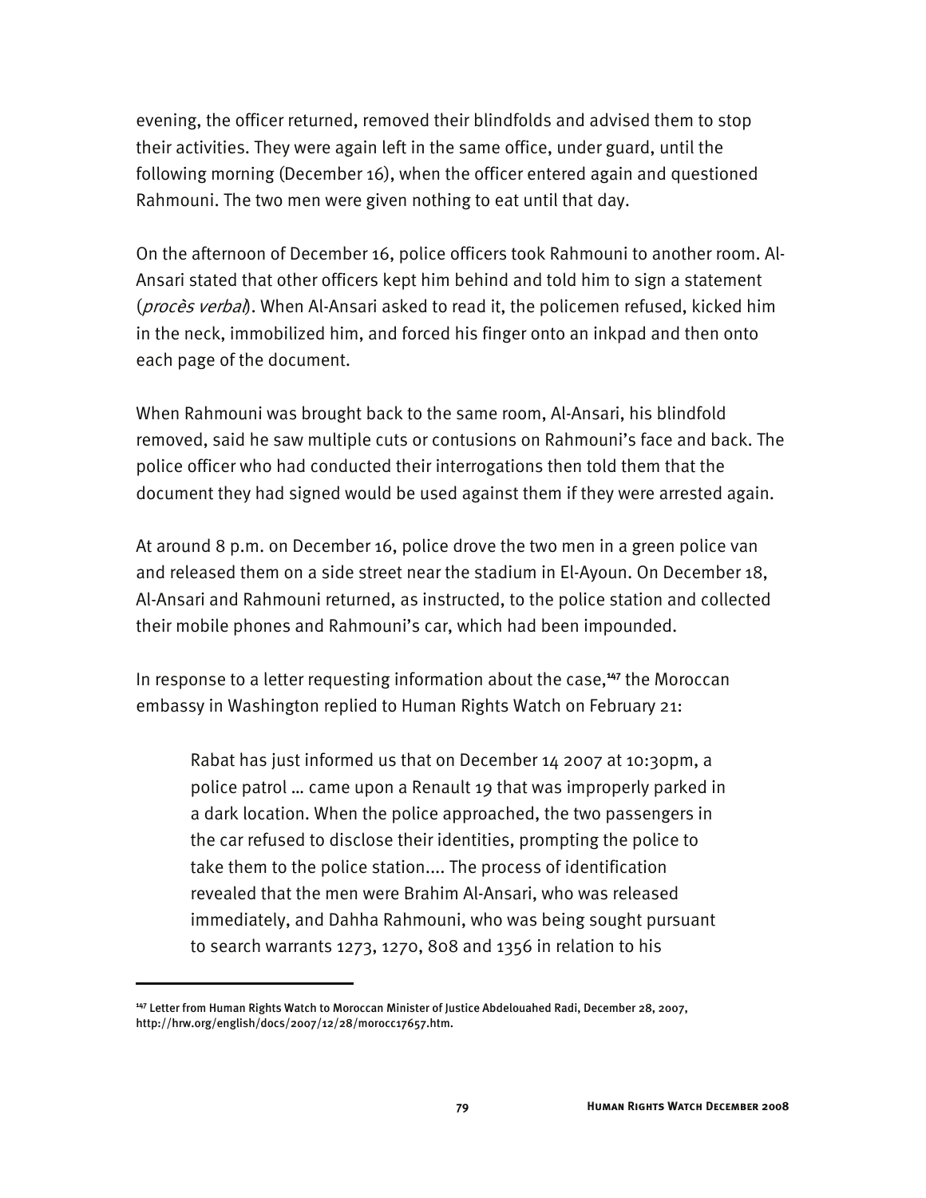evening, the officer returned, removed their blindfolds and advised them to stop their activities. They were again left in the same office, under guard, until the following morning (December 16), when the officer entered again and questioned Rahmouni. The two men were given nothing to eat until that day.

On the afternoon of December 16, police officers took Rahmouni to another room. Al-Ansari stated that other officers kept him behind and told him to sign a statement (*procès verbal*). When Al-Ansari asked to read it, the policemen refused, kicked him in the neck, immobilized him, and forced his finger onto an inkpad and then onto each page of the document.

When Rahmouni was brought back to the same room, Al-Ansari, his blindfold removed, said he saw multiple cuts or contusions on Rahmouni's face and back. The police officer who had conducted their interrogations then told them that the document they had signed would be used against them if they were arrested again.

At around 8 p.m. on December 16, police drove the two men in a green police van and released them on a side street near the stadium in El-Ayoun. On December 18, Al-Ansari and Rahmouni returned, as instructed, to the police station and collected their mobile phones and Rahmouni's car, which had been impounded.

In response to a letter requesting information about the case,[147] the Moroccan embassy in Washington replied to Human Rights Watch on February 21:

> Rabat has just informed us that on December 14 2007 at 10:30pm, a police patrol … came upon a Renault 19 that was improperly parked in a dark location. When the police approached, the two passengers in the car refused to disclose their identities, prompting the police to take them to the police station.... The process of identification revealed that the men were Brahim Al-Ansari, who was released immediately, and Dahha Rahmouni, who was being sought pursuant to search warrants 1273, 1270, 808 and 1356 in relation to his

[147] Letter from Human Rights Watch to Moroccan Minister of Justice Abdelouahed Radi, December 28, 2007, http://hrw.org/english/docs/2007/12/28/morocc17657.htm.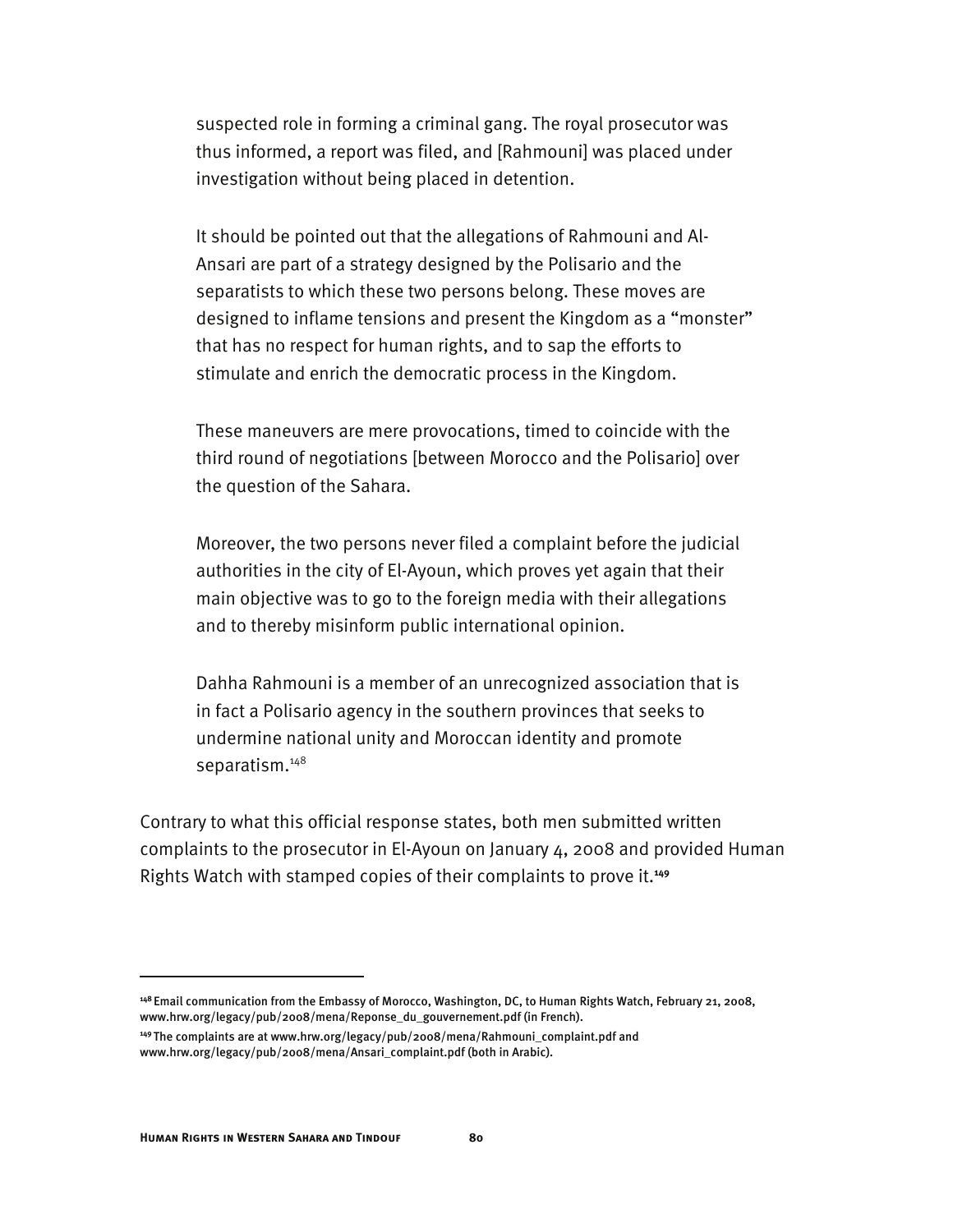> suspected role in forming a criminal gang. The royal prosecutor was thus informed, a report was filed, and [Rahmouni] was placed under investigation without being placed in detention.
>
> It should be pointed out that the allegations of Rahmouni and Al-Ansari are part of a strategy designed by the Polisario and the separatists to which these two persons belong. These moves are designed to inflame tensions and present the Kingdom as a "monster" that has no respect for human rights, and to sap the efforts to stimulate and enrich the democratic process in the Kingdom.
>
> These maneuvers are mere provocations, timed to coincide with the third round of negotiations [between Morocco and the Polisario] over the question of the Sahara.
>
> Moreover, the two persons never filed a complaint before the judicial authorities in the city of El-Ayoun, which proves yet again that their main objective was to go to the foreign media with their allegations and to thereby misinform public international opinion.
>
> Dahha Rahmouni is a member of an unrecognized association that is in fact a Polisario agency in the southern provinces that seeks to undermine national unity and Moroccan identity and promote separatism.[148]

Contrary to what this official response states, both men submitted written complaints to the prosecutor in El-Ayoun on January 4, 2008 and provided Human Rights Watch with stamped copies of their complaints to prove it.[149]

---

[148] Email communication from the Embassy of Morocco, Washington, DC, to Human Rights Watch, February 21, 2008, www.hrw.org/legacy/pub/2008/mena/Reponse_du_gouvernement.pdf (in French).

[149] The complaints are at www.hrw.org/legacy/pub/2008/mena/Rahmouni_complaint.pdf and www.hrw.org/legacy/pub/2008/mena/Ansari_complaint.pdf (both in Arabic).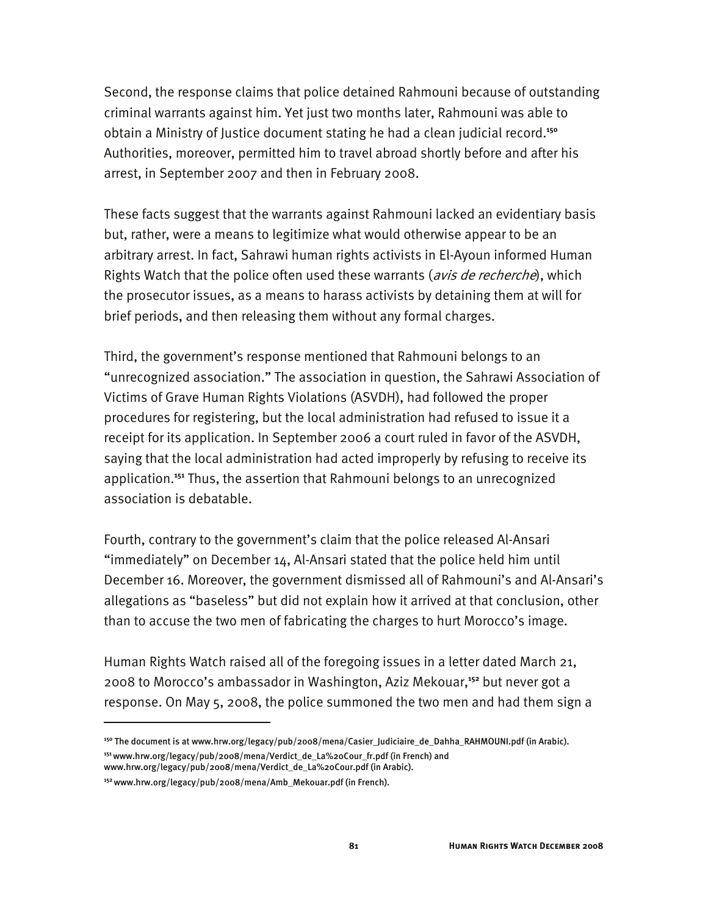Second, the response claims that police detained Rahmouni because of outstanding criminal warrants against him. Yet just two months later, Rahmouni was able to obtain a Ministry of Justice document stating he had a clean judicial record.[150] Authorities, moreover, permitted him to travel abroad shortly before and after his arrest, in September 2007 and then in February 2008.

These facts suggest that the warrants against Rahmouni lacked an evidentiary basis but, rather, were a means to legitimize what would otherwise appear to be an arbitrary arrest. In fact, Sahrawi human rights activists in El-Ayoun informed Human Rights Watch that the police often used these warrants (*avis de recherche*), which the prosecutor issues, as a means to harass activists by detaining them at will for brief periods, and then releasing them without any formal charges.

Third, the government's response mentioned that Rahmouni belongs to an "unrecognized association." The association in question, the Sahrawi Association of Victims of Grave Human Rights Violations (ASVDH), had followed the proper procedures for registering, but the local administration had refused to issue it a receipt for its application. In September 2006 a court ruled in favor of the ASVDH, saying that the local administration had acted improperly by refusing to receive its application.[151] Thus, the assertion that Rahmouni belongs to an unrecognized association is debatable.

Fourth, contrary to the government's claim that the police released Al-Ansari "immediately" on December 14, Al-Ansari stated that the police held him until December 16. Moreover, the government dismissed all of Rahmouni's and Al-Ansari's allegations as "baseless" but did not explain how it arrived at that conclusion, other than to accuse the two men of fabricating the charges to hurt Morocco's image.

Human Rights Watch raised all of the foregoing issues in a letter dated March 21, 2008 to Morocco's ambassador in Washington, Aziz Mekouar,[152] but never got a response. On May 5, 2008, the police summoned the two men and had them sign a

---

[150] The document is at www.hrw.org/legacy/pub/2008/mena/Casier_Judiciaire_de_Dahha_RAHMOUNI.pdf (in Arabic).

[151] www.hrw.org/legacy/pub/2008/mena/Verdict_de_La%20Cour_fr.pdf (in French) and www.hrw.org/legacy/pub/2008/mena/Verdict_de_La%20Cour.pdf (in Arabic).

[152] www.hrw.org/legacy/pub/2008/mena/Amb_Mekouar.pdf (in French).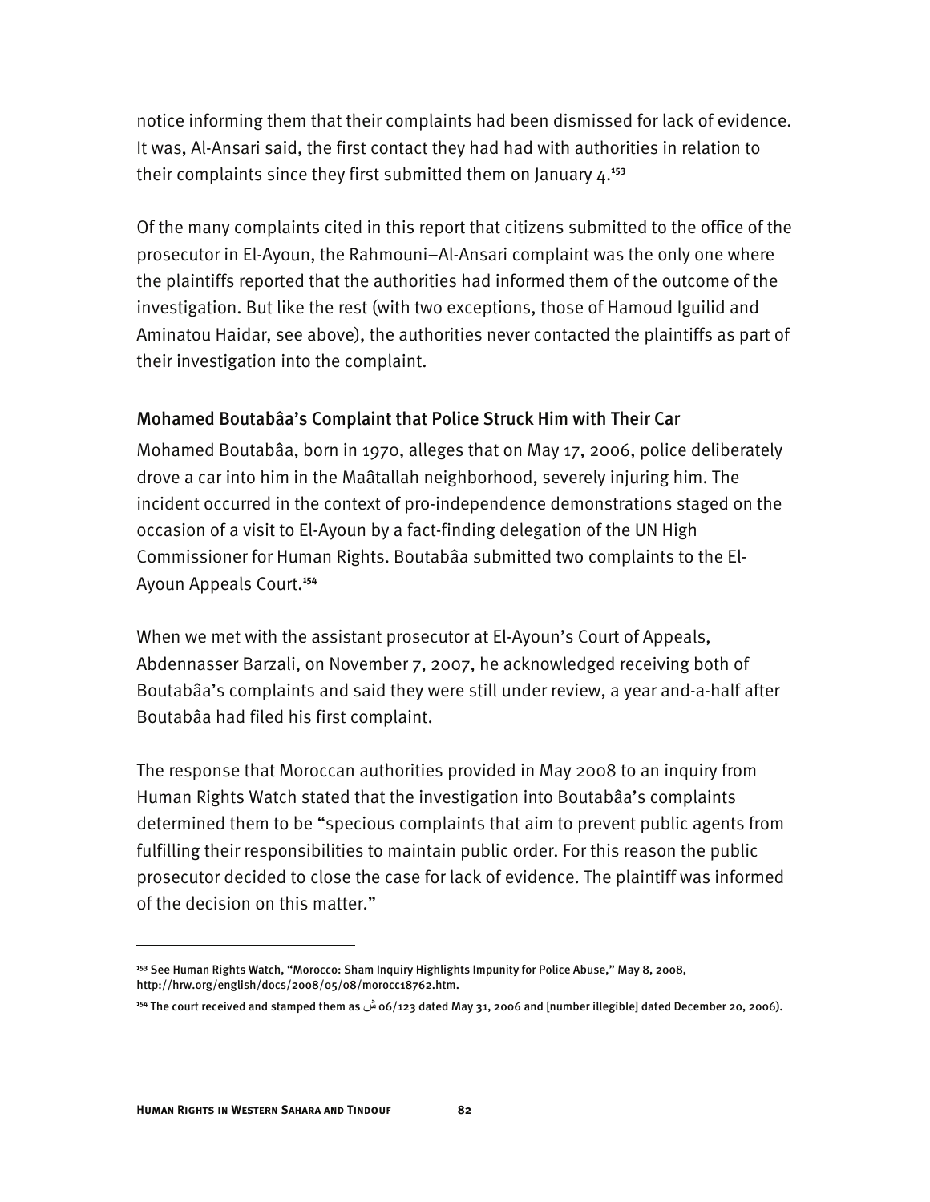notice informing them that their complaints had been dismissed for lack of evidence. It was, Al-Ansari said, the first contact they had had with authorities in relation to their complaints since they first submitted them on January 4.[153]

Of the many complaints cited in this report that citizens submitted to the office of the prosecutor in El-Ayoun, the Rahmouni–Al-Ansari complaint was the only one where the plaintiffs reported that the authorities had informed them of the outcome of the investigation. But like the rest (with two exceptions, those of Hamoud Iguilid and Aminatou Haidar, see above), the authorities never contacted the plaintiffs as part of their investigation into the complaint.

### Mohamed Boutabâa's Complaint that Police Struck Him with Their Car

Mohamed Boutabâa, born in 1970, alleges that on May 17, 2006, police deliberately drove a car into him in the Maâtallah neighborhood, severely injuring him. The incident occurred in the context of pro-independence demonstrations staged on the occasion of a visit to El-Ayoun by a fact-finding delegation of the UN High Commissioner for Human Rights. Boutabâa submitted two complaints to the El-Ayoun Appeals Court.[154]

When we met with the assistant prosecutor at El-Ayoun's Court of Appeals, Abdennasser Barzali, on November 7, 2007, he acknowledged receiving both of Boutabâa's complaints and said they were still under review, a year and-a-half after Boutabâa had filed his first complaint.

The response that Moroccan authorities provided in May 2008 to an inquiry from Human Rights Watch stated that the investigation into Boutabâa's complaints determined them to be "specious complaints that aim to prevent public agents from fulfilling their responsibilities to maintain public order. For this reason the public prosecutor decided to close the case for lack of evidence. The plaintiff was informed of the decision on this matter."

---

[153] See Human Rights Watch, "Morocco: Sham Inquiry Highlights Impunity for Police Abuse," May 8, 2008, http://hrw.org/english/docs/2008/05/08/morocc18762.htm.

[154] The court received and stamped them as ش 06/123 dated May 31, 2006 and [number illegible] dated December 20, 2006).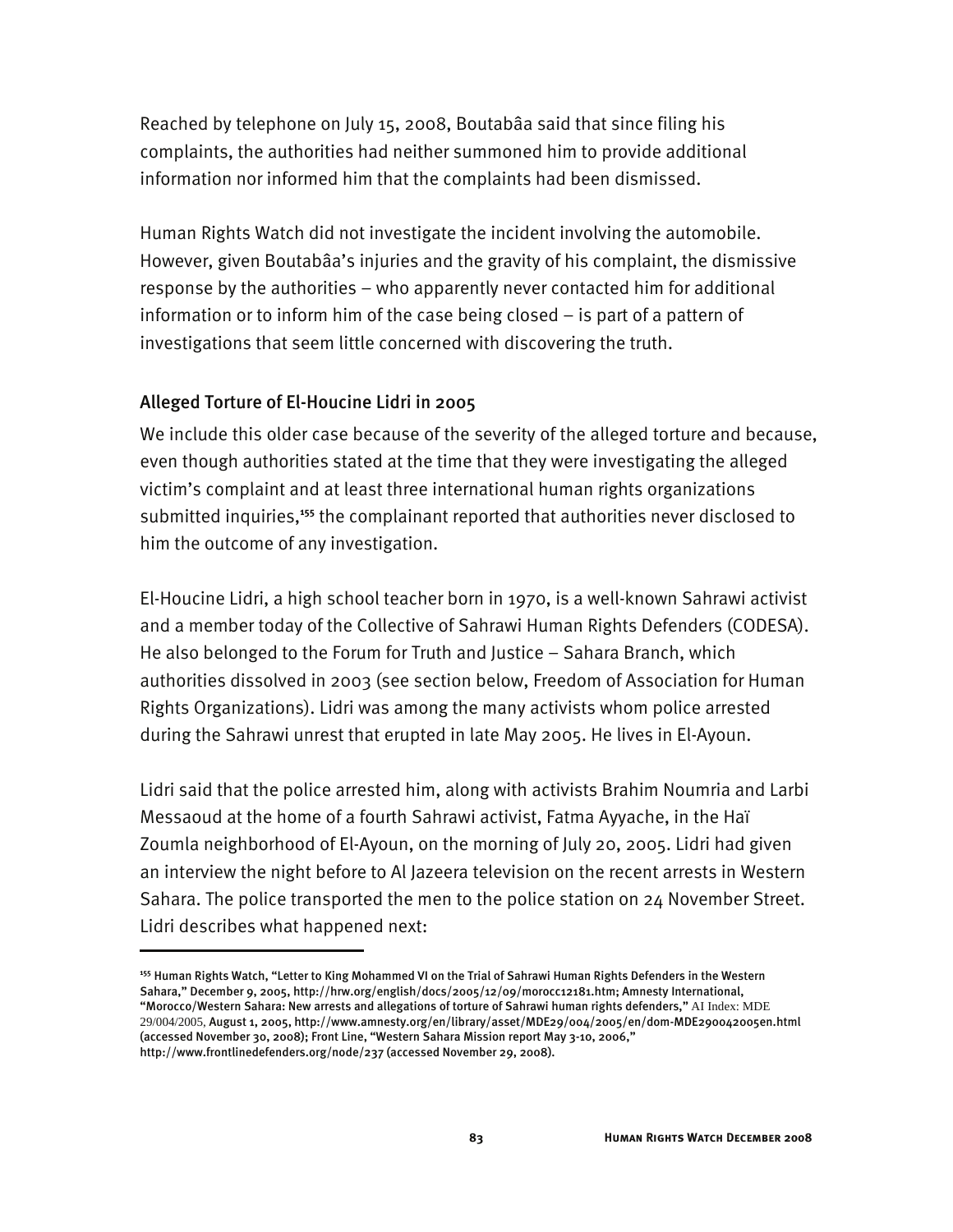Reached by telephone on July 15, 2008, Boutabâa said that since filing his complaints, the authorities had neither summoned him to provide additional information nor informed him that the complaints had been dismissed.

Human Rights Watch did not investigate the incident involving the automobile. However, given Boutabâa's injuries and the gravity of his complaint, the dismissive response by the authorities – who apparently never contacted him for additional information or to inform him of the case being closed – is part of a pattern of investigations that seem little concerned with discovering the truth.

### Alleged Torture of El-Houcine Lidri in 2005

We include this older case because of the severity of the alleged torture and because, even though authorities stated at the time that they were investigating the alleged victim's complaint and at least three international human rights organizations submitted inquiries,[155] the complainant reported that authorities never disclosed to him the outcome of any investigation.

El-Houcine Lidri, a high school teacher born in 1970, is a well-known Sahrawi activist and a member today of the Collective of Sahrawi Human Rights Defenders (CODESA). He also belonged to the Forum for Truth and Justice – Sahara Branch, which authorities dissolved in 2003 (see section below, Freedom of Association for Human Rights Organizations). Lidri was among the many activists whom police arrested during the Sahrawi unrest that erupted in late May 2005. He lives in El-Ayoun.

Lidri said that the police arrested him, along with activists Brahim Noumria and Larbi Messaoud at the home of a fourth Sahrawi activist, Fatma Ayyache, in the Haï Zoumla neighborhood of El-Ayoun, on the morning of July 20, 2005. Lidri had given an interview the night before to Al Jazeera television on the recent arrests in Western Sahara. The police transported the men to the police station on 24 November Street. Lidri describes what happened next:

---

[155] Human Rights Watch, "Letter to King Mohammed VI on the Trial of Sahrawi Human Rights Defenders in the Western Sahara," December 9, 2005, http://hrw.org/english/docs/2005/12/09/morocc12181.htm; Amnesty International, "Morocco/Western Sahara: New arrests and allegations of torture of Sahrawi human rights defenders," AI Index: MDE 29/004/2005, August 1, 2005, http://www.amnesty.org/en/library/asset/MDE29/004/2005/en/dom-MDE290042005en.html (accessed November 30, 2008); Front Line, "Western Sahara Mission report May 3-10, 2006," http://www.frontlinedefenders.org/node/237 (accessed November 29, 2008).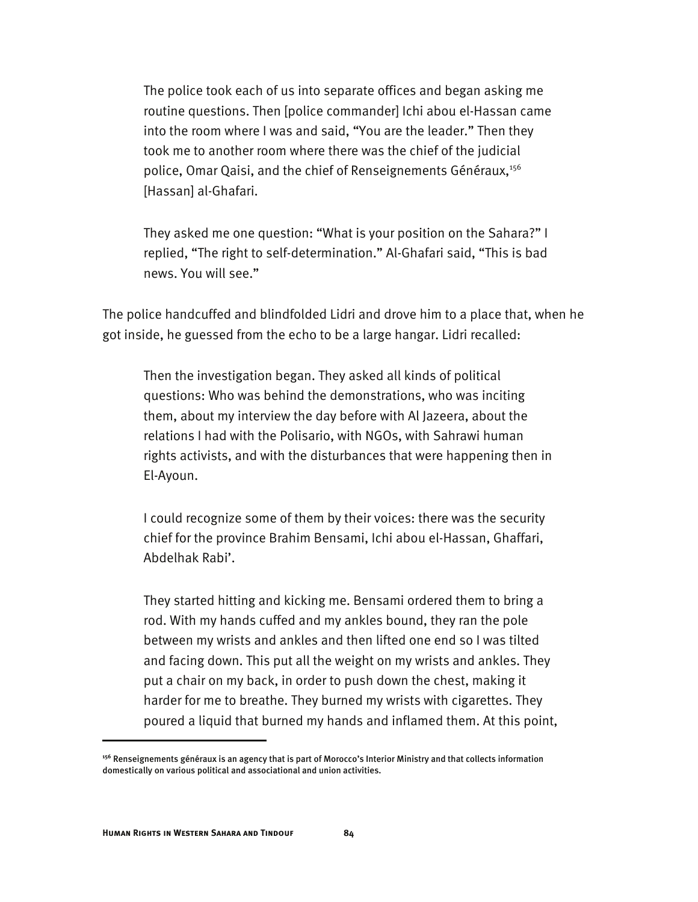> The police took each of us into separate offices and began asking me routine questions. Then [police commander] Ichi abou el-Hassan came into the room where I was and said, "You are the leader." Then they took me to another room where there was the chief of the judicial police, Omar Qaisi, and the chief of Renseignements Généraux,[156] [Hassan] al-Ghafari.
>
> They asked me one question: "What is your position on the Sahara?" I replied, "The right to self-determination." Al-Ghafari said, "This is bad news. You will see."

The police handcuffed and blindfolded Lidri and drove him to a place that, when he got inside, he guessed from the echo to be a large hangar. Lidri recalled:

> Then the investigation began. They asked all kinds of political questions: Who was behind the demonstrations, who was inciting them, about my interview the day before with Al Jazeera, about the relations I had with the Polisario, with NGOs, with Sahrawi human rights activists, and with the disturbances that were happening then in El-Ayoun.
>
> I could recognize some of them by their voices: there was the security chief for the province Brahim Bensami, Ichi abou el-Hassan, Ghaffari, Abdelhak Rabi'.
>
> They started hitting and kicking me. Bensami ordered them to bring a rod. With my hands cuffed and my ankles bound, they ran the pole between my wrists and ankles and then lifted one end so I was tilted and facing down. This put all the weight on my wrists and ankles. They put a chair on my back, in order to push down the chest, making it harder for me to breathe. They burned my wrists with cigarettes. They poured a liquid that burned my hands and inflamed them. At this point,

[156] Renseignements généraux is an agency that is part of Morocco's Interior Ministry and that collects information domestically on various political and associational and union activities.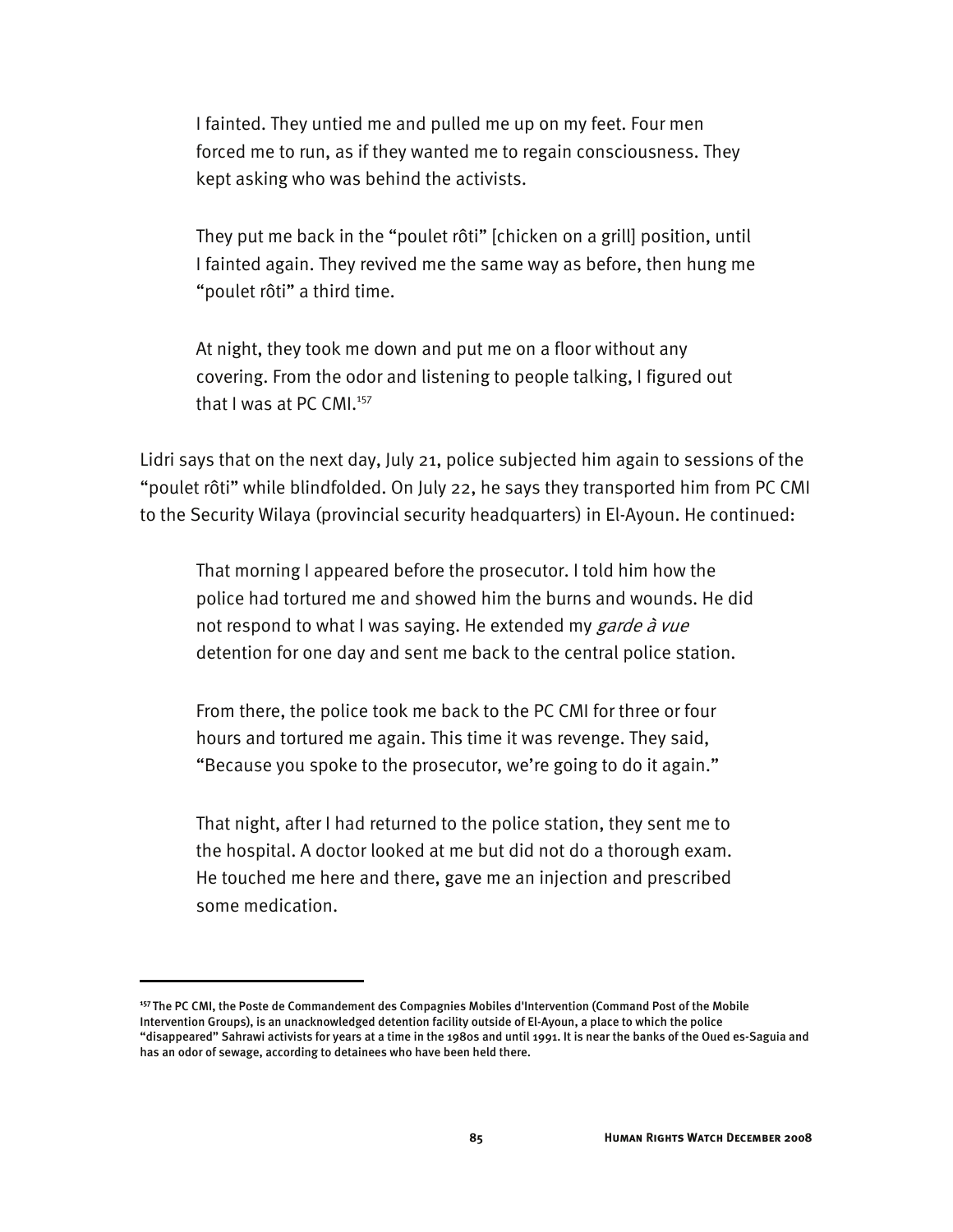> I fainted. They untied me and pulled me up on my feet. Four men forced me to run, as if they wanted me to regain consciousness. They kept asking who was behind the activists.
>
> They put me back in the "poulet rôti" [chicken on a grill] position, until I fainted again. They revived me the same way as before, then hung me "poulet rôti" a third time.
>
> At night, they took me down and put me on a floor without any covering. From the odor and listening to people talking, I figured out that I was at PC CMI.[157]

Lidri says that on the next day, July 21, police subjected him again to sessions of the "poulet rôti" while blindfolded. On July 22, he says they transported him from PC CMI to the Security Wilaya (provincial security headquarters) in El-Ayoun. He continued:

> That morning I appeared before the prosecutor. I told him how the police had tortured me and showed him the burns and wounds. He did not respond to what I was saying. He extended my *garde à vue* detention for one day and sent me back to the central police station.
>
> From there, the police took me back to the PC CMI for three or four hours and tortured me again. This time it was revenge. They said, "Because you spoke to the prosecutor, we're going to do it again."
>
> That night, after I had returned to the police station, they sent me to the hospital. A doctor looked at me but did not do a thorough exam. He touched me here and there, gave me an injection and prescribed some medication.

---

[157] The PC CMI, the Poste de Commandement des Compagnies Mobiles d'Intervention (Command Post of the Mobile Intervention Groups), is an unacknowledged detention facility outside of El-Ayoun, a place to which the police "disappeared" Sahrawi activists for years at a time in the 1980s and until 1991. It is near the banks of the Oued es-Saguia and has an odor of sewage, according to detainees who have been held there.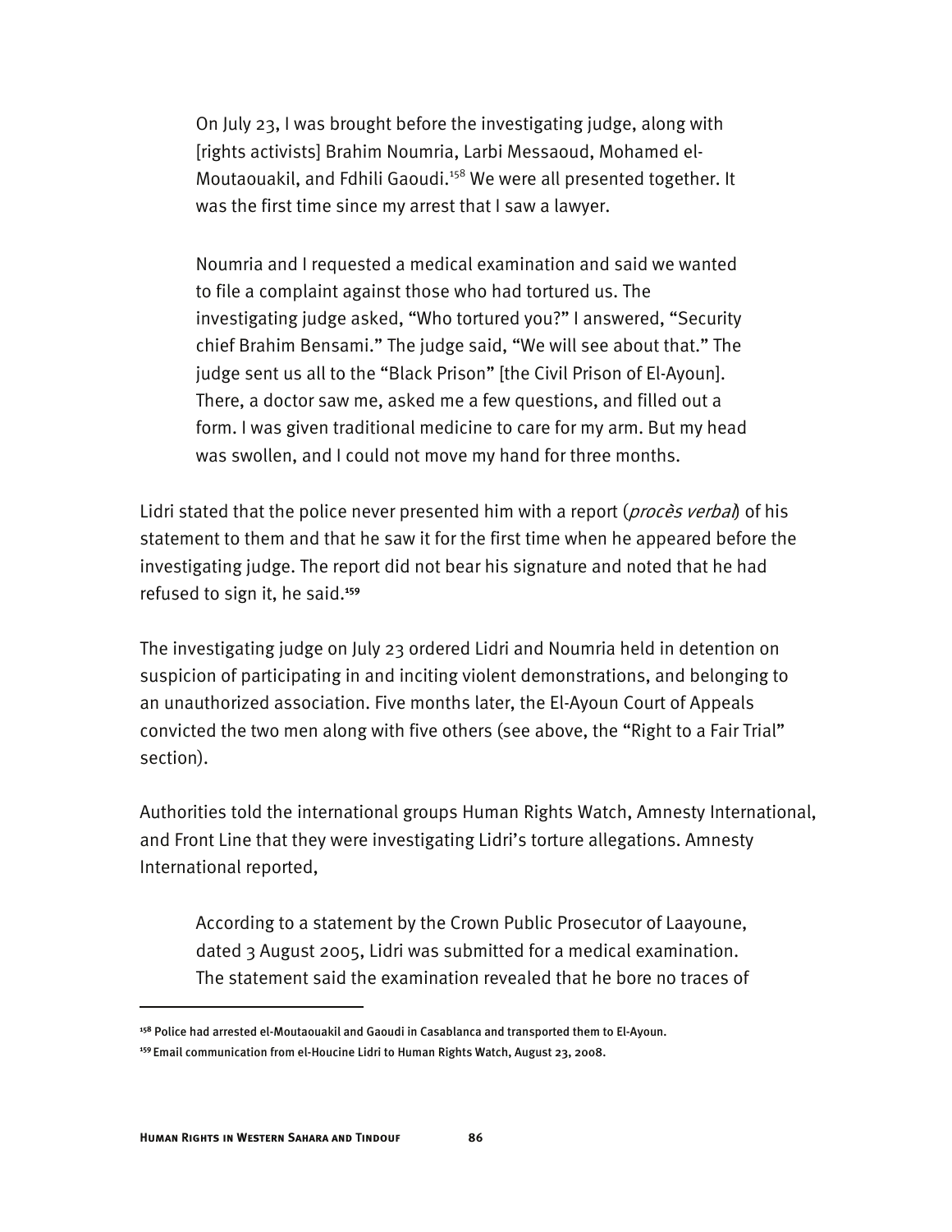> On July 23, I was brought before the investigating judge, along with [rights activists] Brahim Noumria, Larbi Messaoud, Mohamed el-Moutaouakil, and Fdhili Gaoudi.[158] We were all presented together. It was the first time since my arrest that I saw a lawyer.
>
> Noumria and I requested a medical examination and said we wanted to file a complaint against those who had tortured us. The investigating judge asked, "Who tortured you?" I answered, "Security chief Brahim Bensami." The judge said, "We will see about that." The judge sent us all to the "Black Prison" [the Civil Prison of El-Ayoun]. There, a doctor saw me, asked me a few questions, and filled out a form. I was given traditional medicine to care for my arm. But my head was swollen, and I could not move my hand for three months.

Lidri stated that the police never presented him with a report (*procès verbal*) of his statement to them and that he saw it for the first time when he appeared before the investigating judge. The report did not bear his signature and noted that he had refused to sign it, he said.[159]

The investigating judge on July 23 ordered Lidri and Noumria held in detention on suspicion of participating in and inciting violent demonstrations, and belonging to an unauthorized association. Five months later, the El-Ayoun Court of Appeals convicted the two men along with five others (see above, the "Right to a Fair Trial" section).

Authorities told the international groups Human Rights Watch, Amnesty International, and Front Line that they were investigating Lidri's torture allegations. Amnesty International reported,

> According to a statement by the Crown Public Prosecutor of Laayoune, dated 3 August 2005, Lidri was submitted for a medical examination. The statement said the examination revealed that he bore no traces of

---

[158] Police had arrested el-Moutaouakil and Gaoudi in Casablanca and transported them to El-Ayoun.

[159] Email communication from el-Houcine Lidri to Human Rights Watch, August 23, 2008.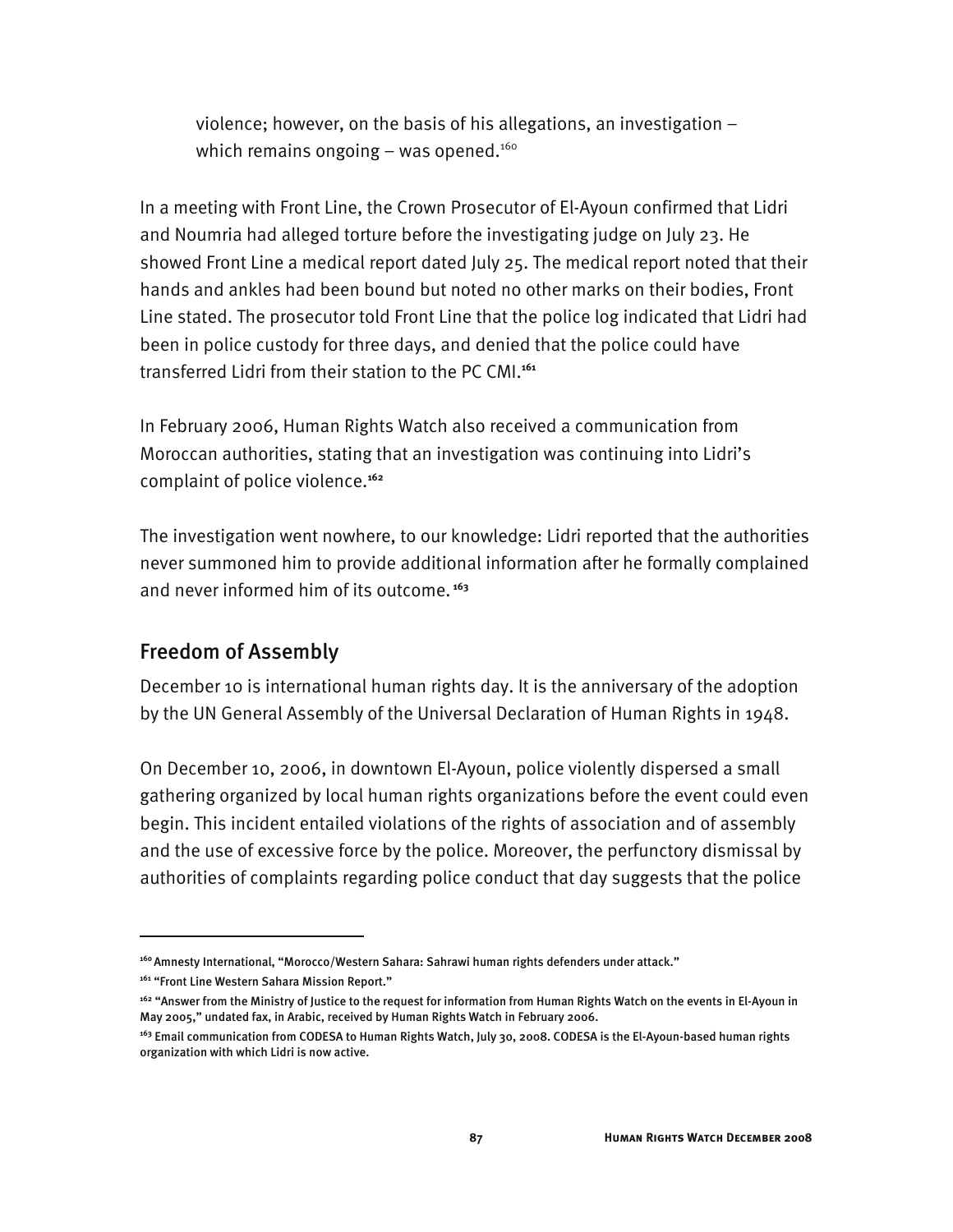violence; however, on the basis of his allegations, an investigation – which remains ongoing – was opened.[160]

In a meeting with Front Line, the Crown Prosecutor of El-Ayoun confirmed that Lidri and Noumria had alleged torture before the investigating judge on July 23. He showed Front Line a medical report dated July 25. The medical report noted that their hands and ankles had been bound but noted no other marks on their bodies, Front Line stated. The prosecutor told Front Line that the police log indicated that Lidri had been in police custody for three days, and denied that the police could have transferred Lidri from their station to the PC CMI.[161]

In February 2006, Human Rights Watch also received a communication from Moroccan authorities, stating that an investigation was continuing into Lidri's complaint of police violence.[162]

The investigation went nowhere, to our knowledge: Lidri reported that the authorities never summoned him to provide additional information after he formally complained and never informed him of its outcome.[163]

## Freedom of Assembly

December 10 is international human rights day. It is the anniversary of the adoption by the UN General Assembly of the Universal Declaration of Human Rights in 1948.

On December 10, 2006, in downtown El-Ayoun, police violently dispersed a small gathering organized by local human rights organizations before the event could even begin. This incident entailed violations of the rights of association and of assembly and the use of excessive force by the police. Moreover, the perfunctory dismissal by authorities of complaints regarding police conduct that day suggests that the police

---

[160] Amnesty International, "Morocco/Western Sahara: Sahrawi human rights defenders under attack."

[161] "Front Line Western Sahara Mission Report."

[162] "Answer from the Ministry of Justice to the request for information from Human Rights Watch on the events in El-Ayoun in May 2005," undated fax, in Arabic, received by Human Rights Watch in February 2006.

[163] Email communication from CODESA to Human Rights Watch, July 30, 2008. CODESA is the El-Ayoun-based human rights organization with which Lidri is now active.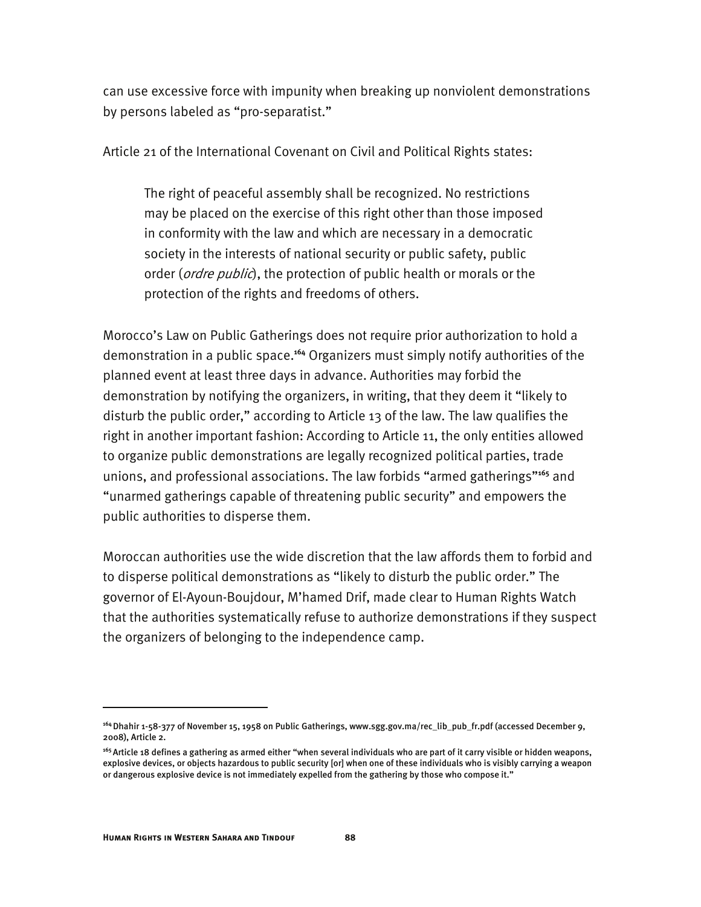can use excessive force with impunity when breaking up nonviolent demonstrations by persons labeled as "pro-separatist."

Article 21 of the International Covenant on Civil and Political Rights states:

> The right of peaceful assembly shall be recognized. No restrictions may be placed on the exercise of this right other than those imposed in conformity with the law and which are necessary in a democratic society in the interests of national security or public safety, public order (*ordre public*), the protection of public health or morals or the protection of the rights and freedoms of others.

Morocco's Law on Public Gatherings does not require prior authorization to hold a demonstration in a public space.[164] Organizers must simply notify authorities of the planned event at least three days in advance. Authorities may forbid the demonstration by notifying the organizers, in writing, that they deem it "likely to disturb the public order," according to Article 13 of the law. The law qualifies the right in another important fashion: According to Article 11, the only entities allowed to organize public demonstrations are legally recognized political parties, trade unions, and professional associations. The law forbids "armed gatherings"[165] and "unarmed gatherings capable of threatening public security" and empowers the public authorities to disperse them.

Moroccan authorities use the wide discretion that the law affords them to forbid and to disperse political demonstrations as "likely to disturb the public order." The governor of El-Ayoun-Boujdour, M'hamed Drif, made clear to Human Rights Watch that the authorities systematically refuse to authorize demonstrations if they suspect the organizers of belonging to the independence camp.

---

[164] Dhahir 1-58-377 of November 15, 1958 on Public Gatherings, www.sgg.gov.ma/rec_lib_pub_fr.pdf (accessed December 9, 2008), Article 2.

[165] Article 18 defines a gathering as armed either "when several individuals who are part of it carry visible or hidden weapons, explosive devices, or objects hazardous to public security [or] when one of these individuals who is visibly carrying a weapon or dangerous explosive device is not immediately expelled from the gathering by those who compose it."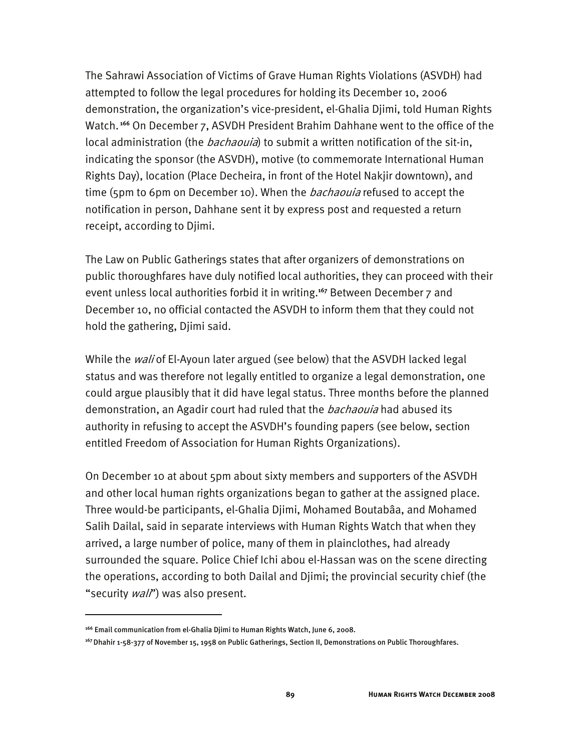The Sahrawi Association of Victims of Grave Human Rights Violations (ASVDH) had attempted to follow the legal procedures for holding its December 10, 2006 demonstration, the organization's vice-president, el-Ghalia Djimi, told Human Rights Watch.[166] On December 7, ASVDH President Brahim Dahhane went to the office of the local administration (the *bachaouia*) to submit a written notification of the sit-in, indicating the sponsor (the ASVDH), motive (to commemorate International Human Rights Day), location (Place Decheira, in front of the Hotel Nakjir downtown), and time (5pm to 6pm on December 10). When the *bachaouia* refused to accept the notification in person, Dahhane sent it by express post and requested a return receipt, according to Djimi.

The Law on Public Gatherings states that after organizers of demonstrations on public thoroughfares have duly notified local authorities, they can proceed with their event unless local authorities forbid it in writing.[167] Between December 7 and December 10, no official contacted the ASVDH to inform them that they could not hold the gathering, Djimi said.

While the *wali* of El-Ayoun later argued (see below) that the ASVDH lacked legal status and was therefore not legally entitled to organize a legal demonstration, one could argue plausibly that it did have legal status. Three months before the planned demonstration, an Agadir court had ruled that the *bachaouia* had abused its authority in refusing to accept the ASVDH's founding papers (see below, section entitled Freedom of Association for Human Rights Organizations).

On December 10 at about 5pm about sixty members and supporters of the ASVDH and other local human rights organizations began to gather at the assigned place. Three would-be participants, el-Ghalia Djimi, Mohamed Boutabâa, and Mohamed Salih Dailal, said in separate interviews with Human Rights Watch that when they arrived, a large number of police, many of them in plainclothes, had already surrounded the square. Police Chief Ichi abou el-Hassan was on the scene directing the operations, according to both Dailal and Djimi; the provincial security chief (the "security *wali*") was also present.

---

[166] Email communication from el-Ghalia Djimi to Human Rights Watch, June 6, 2008.

[167] Dhahir 1-58-377 of November 15, 1958 on Public Gatherings, Section II, Demonstrations on Public Thoroughfares.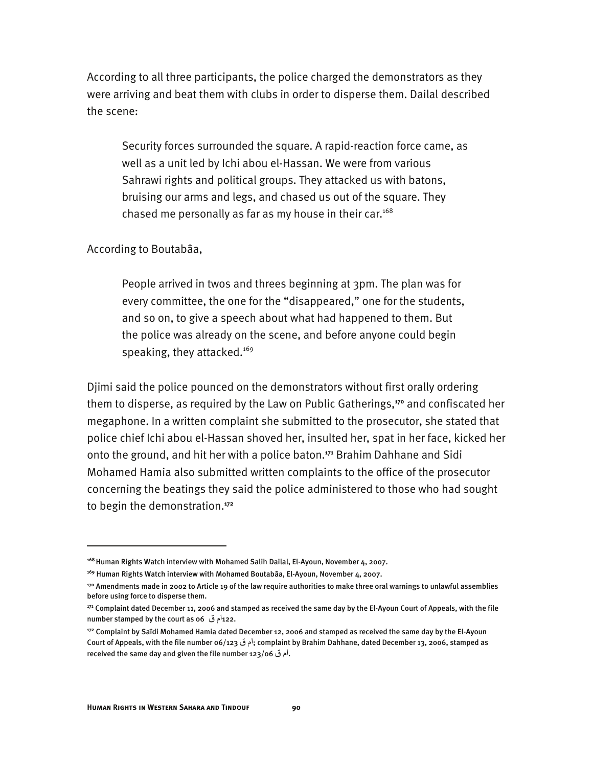According to all three participants, the police charged the demonstrators as they were arriving and beat them with clubs in order to disperse them. Dailal described the scene:

> Security forces surrounded the square. A rapid-reaction force came, as well as a unit led by Ichi abou el-Hassan. We were from various Sahrawi rights and political groups. They attacked us with batons, bruising our arms and legs, and chased us out of the square. They chased me personally as far as my house in their car.[168]

According to Boutabâa,

> People arrived in twos and threes beginning at 3pm. The plan was for every committee, the one for the "disappeared," one for the students, and so on, to give a speech about what had happened to them. But the police was already on the scene, and before anyone could begin speaking, they attacked.[169]

Djimi said the police pounced on the demonstrators without first orally ordering them to disperse, as required by the Law on Public Gatherings,[170] and confiscated her megaphone. In a written complaint she submitted to the prosecutor, she stated that police chief Ichi abou el-Hassan shoved her, insulted her, spat in her face, kicked her onto the ground, and hit her with a police baton.[171] Brahim Dahhane and Sidi Mohamed Hamia also submitted written complaints to the office of the prosecutor concerning the beatings they said the police administered to those who had sought to begin the demonstration.[172]

---

[168] Human Rights Watch interview with Mohamed Salih Dailal, El-Ayoun, November 4, 2007.

[169] Human Rights Watch interview with Mohamed Boutabâa, El-Ayoun, November 4, 2007.

[170] Amendments made in 2002 to Article 19 of the law require authorities to make three oral warnings to unlawful assemblies before using force to disperse them.

[171] Complaint dated December 11, 2006 and stamped as received the same day by the El-Ayoun Court of Appeals, with the file number stamped by the court as 06 ام ق122.

[172] Complaint by Saïdi Mohamed Hamia dated December 12, 2006 and stamped as received the same day by the El-Ayoun Court of Appeals, with the file number 06/123 ام ق; complaint by Brahim Dahhane, dated December 13, 2006, stamped as received the same day and given the file number 123/06 ام ق.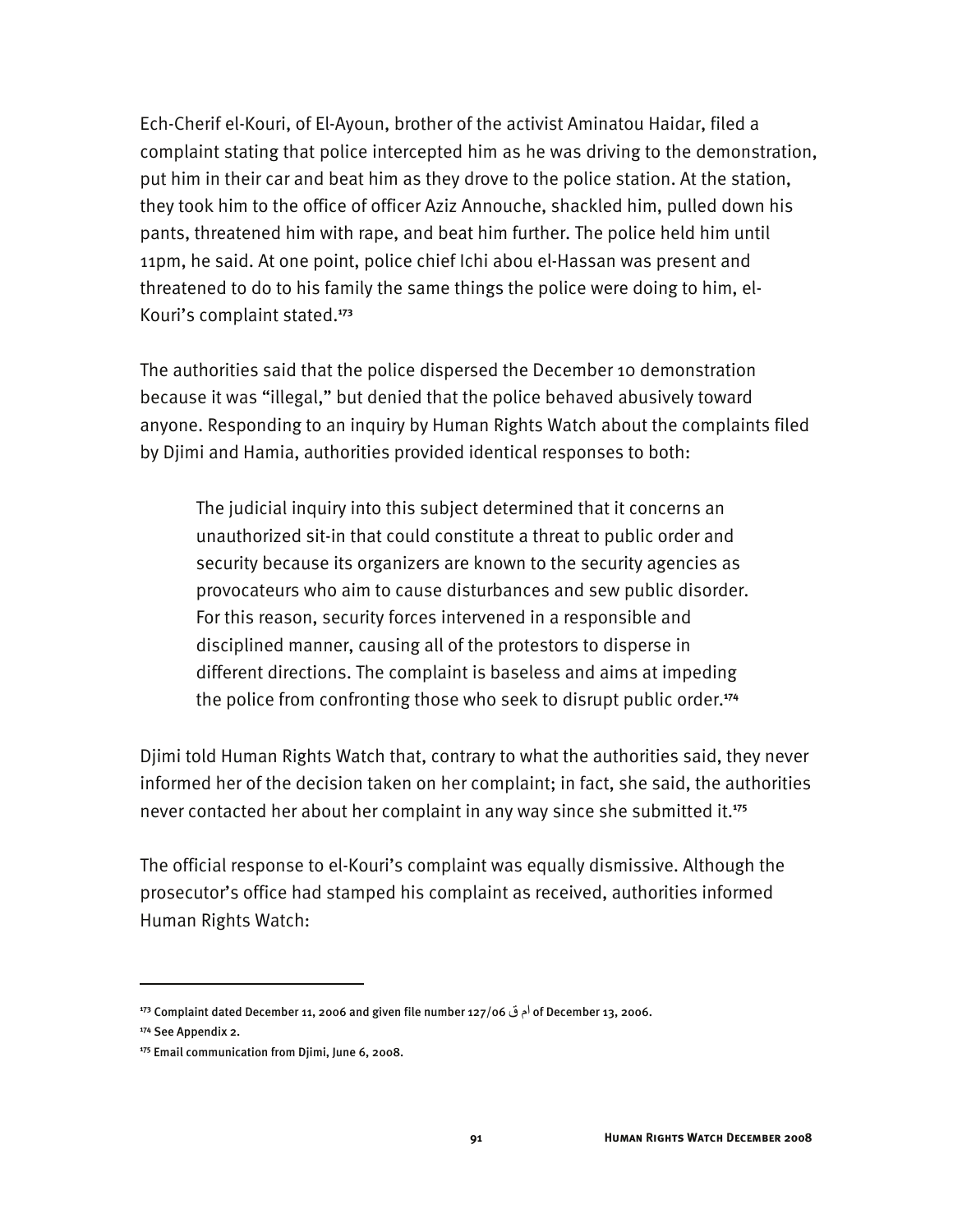Ech-Cherif el-Kouri, of El-Ayoun, brother of the activist Aminatou Haidar, filed a complaint stating that police intercepted him as he was driving to the demonstration, put him in their car and beat him as they drove to the police station. At the station, they took him to the office of officer Aziz Annouche, shackled him, pulled down his pants, threatened him with rape, and beat him further. The police held him until 11pm, he said. At one point, police chief Ichi abou el-Hassan was present and threatened to do to his family the same things the police were doing to him, el-Kouri's complaint stated.[173]

The authorities said that the police dispersed the December 10 demonstration because it was "illegal," but denied that the police behaved abusively toward anyone. Responding to an inquiry by Human Rights Watch about the complaints filed by Djimi and Hamia, authorities provided identical responses to both:

> The judicial inquiry into this subject determined that it concerns an unauthorized sit-in that could constitute a threat to public order and security because its organizers are known to the security agencies as provocateurs who aim to cause disturbances and sew public disorder. For this reason, security forces intervened in a responsible and disciplined manner, causing all of the protestors to disperse in different directions. The complaint is baseless and aims at impeding the police from confronting those who seek to disrupt public order.[174]

Djimi told Human Rights Watch that, contrary to what the authorities said, they never informed her of the decision taken on her complaint; in fact, she said, the authorities never contacted her about her complaint in any way since she submitted it.[175]

The official response to el-Kouri's complaint was equally dismissive. Although the prosecutor's office had stamped his complaint as received, authorities informed Human Rights Watch:

---

[173] Complaint dated December 11, 2006 and given file number 127/06 ق ام of December 13, 2006.

[174] See Appendix 2.

[175] Email communication from Djimi, June 6, 2008.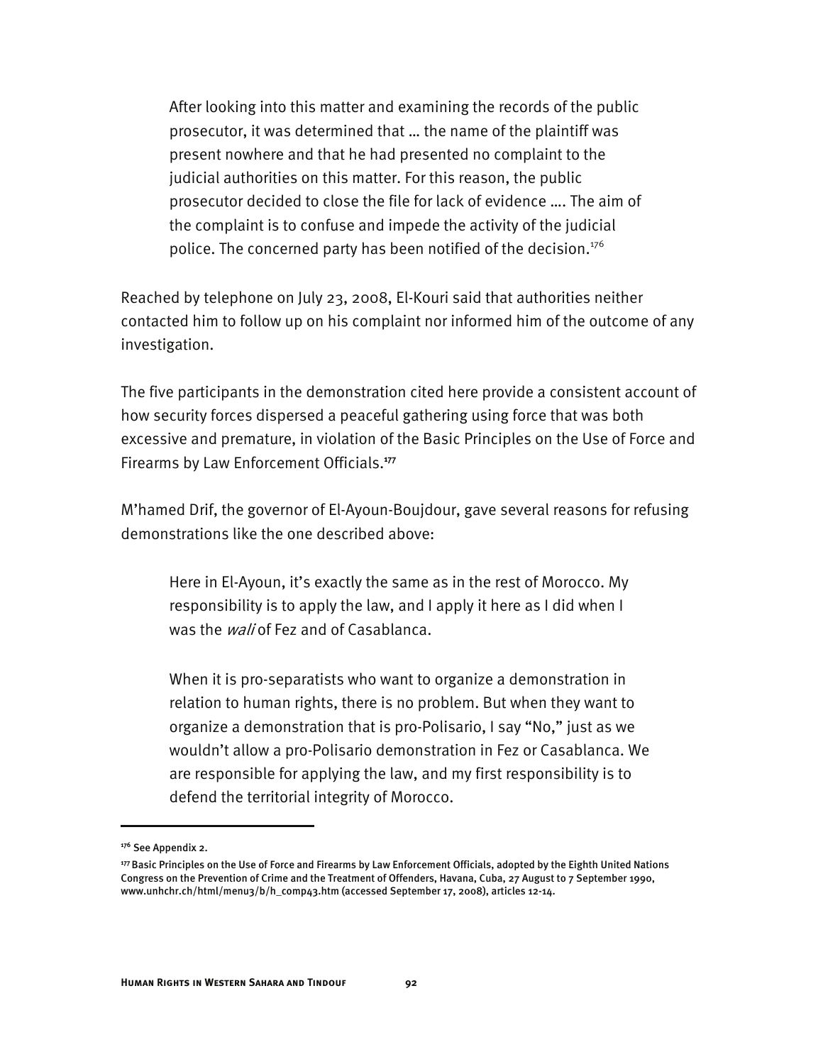> After looking into this matter and examining the records of the public prosecutor, it was determined that … the name of the plaintiff was present nowhere and that he had presented no complaint to the judicial authorities on this matter. For this reason, the public prosecutor decided to close the file for lack of evidence …. The aim of the complaint is to confuse and impede the activity of the judicial police. The concerned party has been notified of the decision.[176]

Reached by telephone on July 23, 2008, El-Kouri said that authorities neither contacted him to follow up on his complaint nor informed him of the outcome of any investigation.

The five participants in the demonstration cited here provide a consistent account of how security forces dispersed a peaceful gathering using force that was both excessive and premature, in violation of the Basic Principles on the Use of Force and Firearms by Law Enforcement Officials.[177]

M'hamed Drif, the governor of El-Ayoun-Boujdour, gave several reasons for refusing demonstrations like the one described above:

> Here in El-Ayoun, it's exactly the same as in the rest of Morocco. My responsibility is to apply the law, and I apply it here as I did when I was the *wali* of Fez and of Casablanca.
>
> When it is pro-separatists who want to organize a demonstration in relation to human rights, there is no problem. But when they want to organize a demonstration that is pro-Polisario, I say "No," just as we wouldn't allow a pro-Polisario demonstration in Fez or Casablanca. We are responsible for applying the law, and my first responsibility is to defend the territorial integrity of Morocco.

---

[176] See Appendix 2.

[177] Basic Principles on the Use of Force and Firearms by Law Enforcement Officials, adopted by the Eighth United Nations Congress on the Prevention of Crime and the Treatment of Offenders, Havana, Cuba, 27 August to 7 September 1990, www.unhchr.ch/html/menu3/b/h_comp43.htm (accessed September 17, 2008), articles 12-14.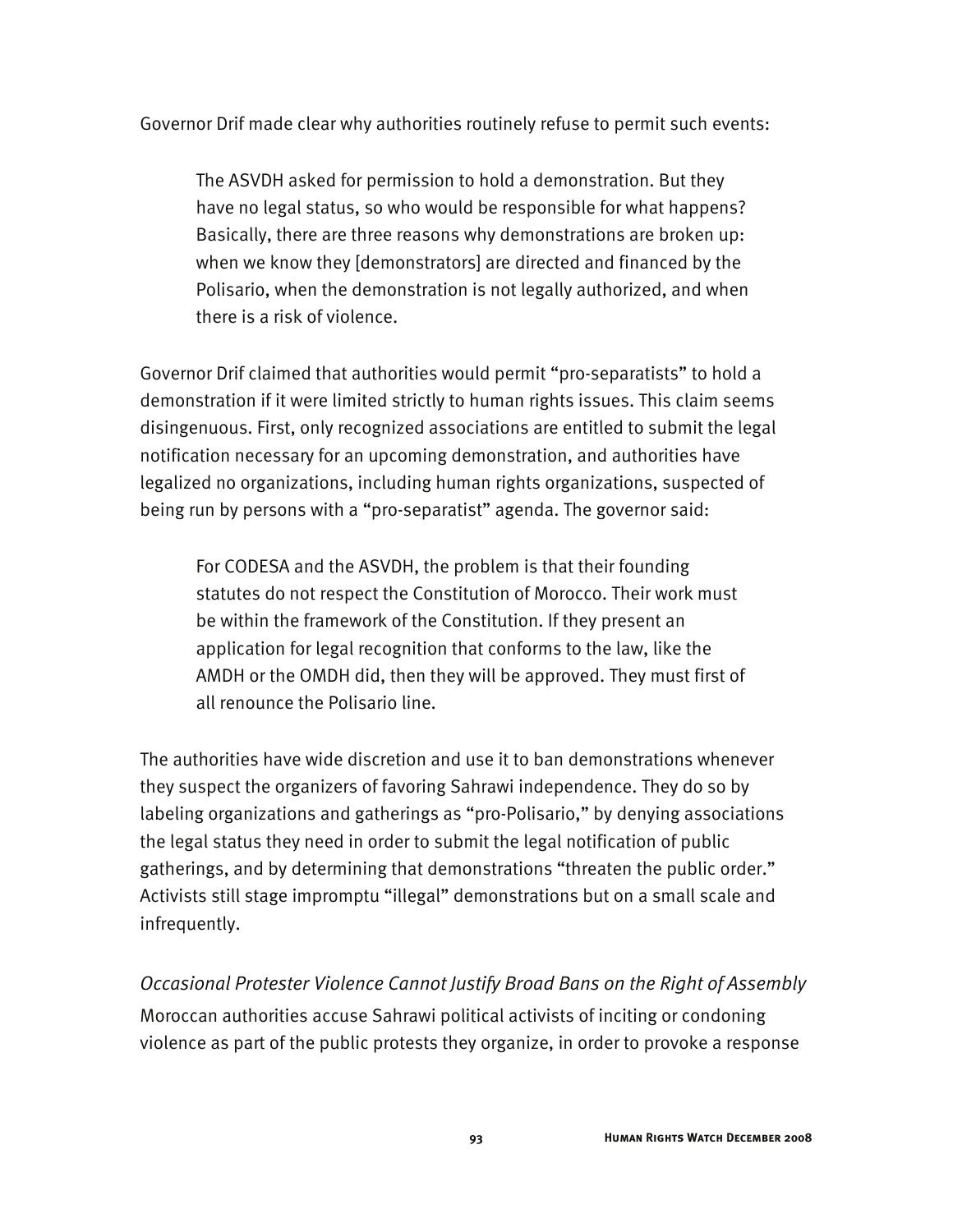Governor Drif made clear why authorities routinely refuse to permit such events:

> The ASVDH asked for permission to hold a demonstration. But they have no legal status, so who would be responsible for what happens? Basically, there are three reasons why demonstrations are broken up: when we know they [demonstrators] are directed and financed by the Polisario, when the demonstration is not legally authorized, and when there is a risk of violence.

Governor Drif claimed that authorities would permit "pro-separatists" to hold a demonstration if it were limited strictly to human rights issues. This claim seems disingenuous. First, only recognized associations are entitled to submit the legal notification necessary for an upcoming demonstration, and authorities have legalized no organizations, including human rights organizations, suspected of being run by persons with a "pro-separatist" agenda. The governor said:

> For CODESA and the ASVDH, the problem is that their founding statutes do not respect the Constitution of Morocco. Their work must be within the framework of the Constitution. If they present an application for legal recognition that conforms to the law, like the AMDH or the OMDH did, then they will be approved. They must first of all renounce the Polisario line.

The authorities have wide discretion and use it to ban demonstrations whenever they suspect the organizers of favoring Sahrawi independence. They do so by labeling organizations and gatherings as "pro-Polisario," by denying associations the legal status they need in order to submit the legal notification of public gatherings, and by determining that demonstrations "threaten the public order." Activists still stage impromptu "illegal" demonstrations but on a small scale and infrequently.

### *Occasional Protester Violence Cannot Justify Broad Bans on the Right of Assembly*

Moroccan authorities accuse Sahrawi political activists of inciting or condoning violence as part of the public protests they organize, in order to provoke a response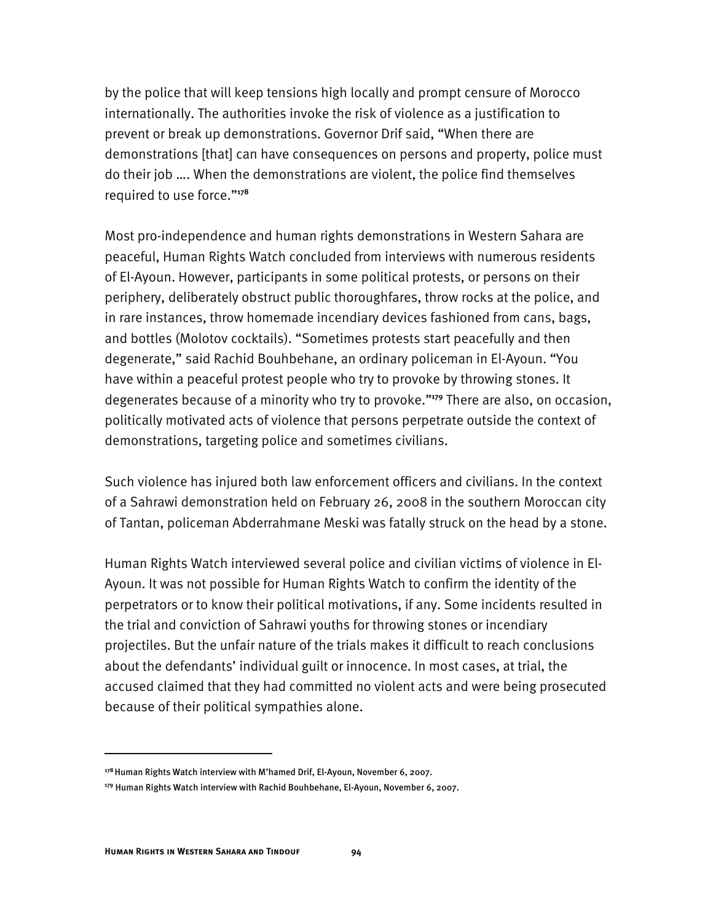by the police that will keep tensions high locally and prompt censure of Morocco internationally. The authorities invoke the risk of violence as a justification to prevent or break up demonstrations. Governor Drif said, "When there are demonstrations [that] can have consequences on persons and property, police must do their job …. When the demonstrations are violent, the police find themselves required to use force."[178]

Most pro-independence and human rights demonstrations in Western Sahara are peaceful, Human Rights Watch concluded from interviews with numerous residents of El-Ayoun. However, participants in some political protests, or persons on their periphery, deliberately obstruct public thoroughfares, throw rocks at the police, and in rare instances, throw homemade incendiary devices fashioned from cans, bags, and bottles (Molotov cocktails). "Sometimes protests start peacefully and then degenerate," said Rachid Bouhbehane, an ordinary policeman in El-Ayoun. "You have within a peaceful protest people who try to provoke by throwing stones. It degenerates because of a minority who try to provoke."[179] There are also, on occasion, politically motivated acts of violence that persons perpetrate outside the context of demonstrations, targeting police and sometimes civilians.

Such violence has injured both law enforcement officers and civilians. In the context of a Sahrawi demonstration held on February 26, 2008 in the southern Moroccan city of Tantan, policeman Abderrahmane Meski was fatally struck on the head by a stone.

Human Rights Watch interviewed several police and civilian victims of violence in El-Ayoun. It was not possible for Human Rights Watch to confirm the identity of the perpetrators or to know their political motivations, if any. Some incidents resulted in the trial and conviction of Sahrawi youths for throwing stones or incendiary projectiles. But the unfair nature of the trials makes it difficult to reach conclusions about the defendants' individual guilt or innocence. In most cases, at trial, the accused claimed that they had committed no violent acts and were being prosecuted because of their political sympathies alone.

---

[178] Human Rights Watch interview with M'hamed Drif, El-Ayoun, November 6, 2007.

[179] Human Rights Watch interview with Rachid Bouhbehane, El-Ayoun, November 6, 2007.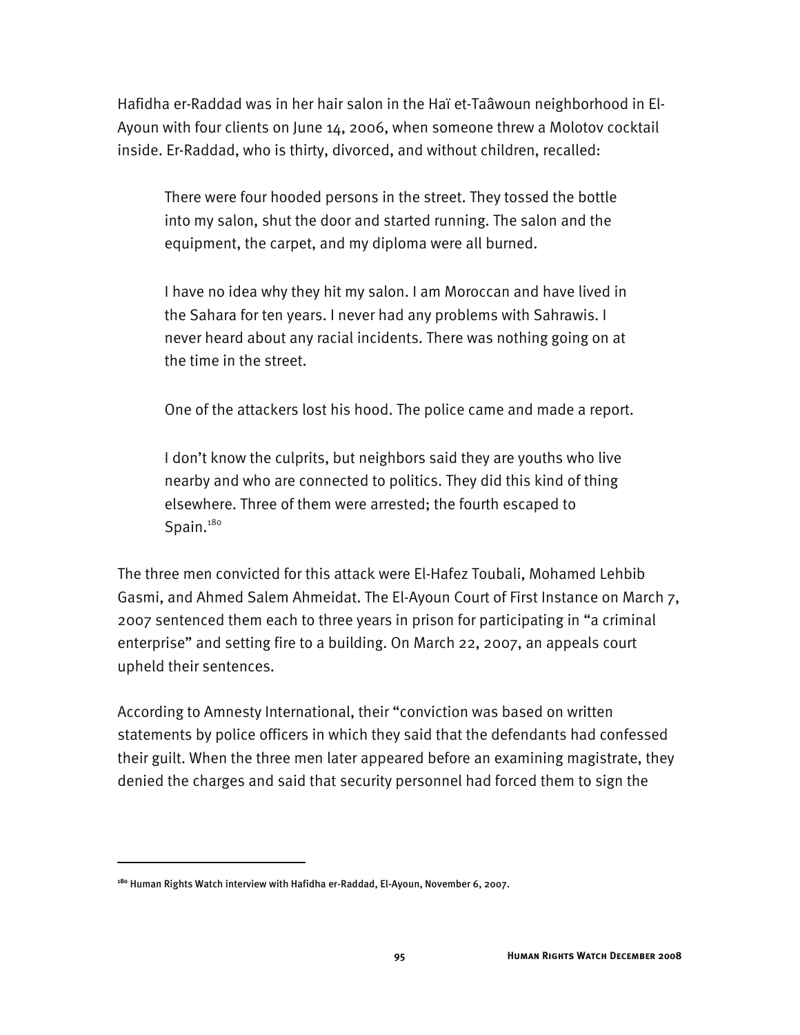Hafidha er-Raddad was in her hair salon in the Haï et-Taâwoun neighborhood in El-Ayoun with four clients on June 14, 2006, when someone threw a Molotov cocktail inside. Er-Raddad, who is thirty, divorced, and without children, recalled:

> There were four hooded persons in the street. They tossed the bottle into my salon, shut the door and started running. The salon and the equipment, the carpet, and my diploma were all burned.
>
> I have no idea why they hit my salon. I am Moroccan and have lived in the Sahara for ten years. I never had any problems with Sahrawis. I never heard about any racial incidents. There was nothing going on at the time in the street.
>
> One of the attackers lost his hood. The police came and made a report.
>
> I don't know the culprits, but neighbors said they are youths who live nearby and who are connected to politics. They did this kind of thing elsewhere. Three of them were arrested; the fourth escaped to Spain.[180]

The three men convicted for this attack were El-Hafez Toubali, Mohamed Lehbib Gasmi, and Ahmed Salem Ahmeidat. The El-Ayoun Court of First Instance on March 7, 2007 sentenced them each to three years in prison for participating in "a criminal enterprise" and setting fire to a building. On March 22, 2007, an appeals court upheld their sentences.

According to Amnesty International, their "conviction was based on written statements by police officers in which they said that the defendants had confessed their guilt. When the three men later appeared before an examining magistrate, they denied the charges and said that security personnel had forced them to sign the

---

[180] Human Rights Watch interview with Hafidha er-Raddad, El-Ayoun, November 6, 2007.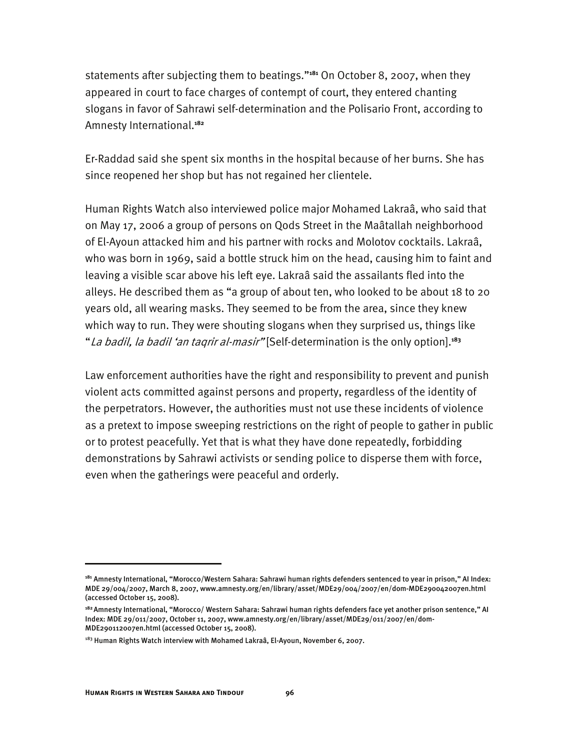statements after subjecting them to beatings."[181] On October 8, 2007, when they appeared in court to face charges of contempt of court, they entered chanting slogans in favor of Sahrawi self-determination and the Polisario Front, according to Amnesty International.[182]

Er-Raddad said she spent six months in the hospital because of her burns. She has since reopened her shop but has not regained her clientele.

Human Rights Watch also interviewed police major Mohamed Lakraâ, who said that on May 17, 2006 a group of persons on Qods Street in the Maâtallah neighborhood of El-Ayoun attacked him and his partner with rocks and Molotov cocktails. Lakraâ, who was born in 1969, said a bottle struck him on the head, causing him to faint and leaving a visible scar above his left eye. Lakraâ said the assailants fled into the alleys. He described them as "a group of about ten, who looked to be about 18 to 20 years old, all wearing masks. They seemed to be from the area, since they knew which way to run. They were shouting slogans when they surprised us, things like "*La badil, la badil 'an taqrir al-masir"* [Self-determination is the only option].[183]

Law enforcement authorities have the right and responsibility to prevent and punish violent acts committed against persons and property, regardless of the identity of the perpetrators. However, the authorities must not use these incidents of violence as a pretext to impose sweeping restrictions on the right of people to gather in public or to protest peacefully. Yet that is what they have done repeatedly, forbidding demonstrations by Sahrawi activists or sending police to disperse them with force, even when the gatherings were peaceful and orderly.

---

[181] Amnesty International, "Morocco/Western Sahara: Sahrawi human rights defenders sentenced to year in prison," AI Index: MDE 29/004/2007, March 8, 2007, www.amnesty.org/en/library/asset/MDE29/004/2007/en/dom-MDE290042007en.html (accessed October 15, 2008).

[182] Amnesty International, "Morocco/ Western Sahara: Sahrawi human rights defenders face yet another prison sentence," AI Index: MDE 29/011/2007, October 11, 2007, www.amnesty.org/en/library/asset/MDE29/011/2007/en/dom-MDE290112007en.html (accessed October 15, 2008).

[183] Human Rights Watch interview with Mohamed Lakraâ, El-Ayoun, November 6, 2007.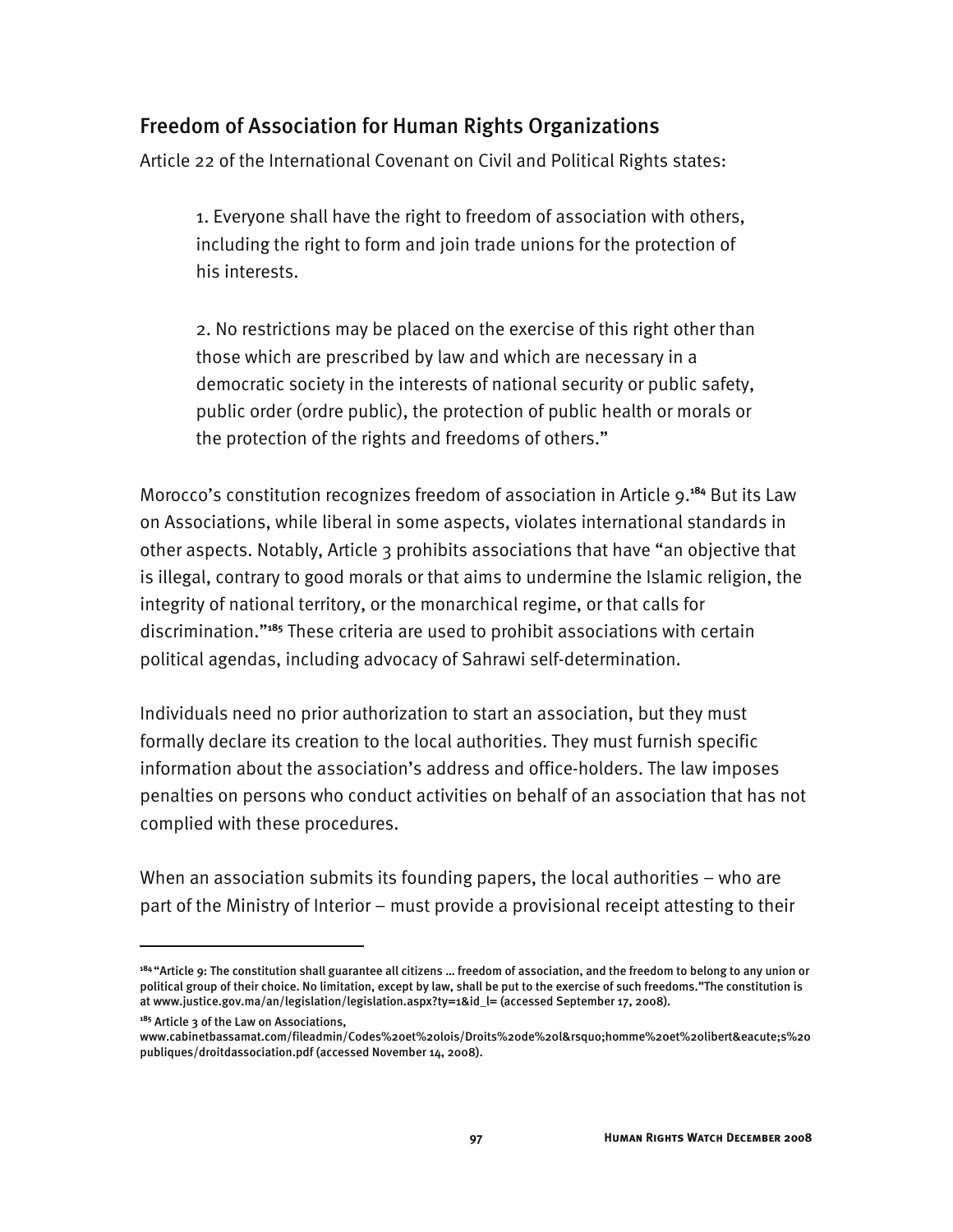## Freedom of Association for Human Rights Organizations

Article 22 of the International Covenant on Civil and Political Rights states:

> 1. Everyone shall have the right to freedom of association with others, including the right to form and join trade unions for the protection of his interests.
>
> 2. No restrictions may be placed on the exercise of this right other than those which are prescribed by law and which are necessary in a democratic society in the interests of national security or public safety, public order (ordre public), the protection of public health or morals or the protection of the rights and freedoms of others."

Morocco's constitution recognizes freedom of association in Article 9.[184] But its Law on Associations, while liberal in some aspects, violates international standards in other aspects. Notably, Article 3 prohibits associations that have "an objective that is illegal, contrary to good morals or that aims to undermine the Islamic religion, the integrity of national territory, or the monarchical regime, or that calls for discrimination."[185] These criteria are used to prohibit associations with certain political agendas, including advocacy of Sahrawi self-determination.

Individuals need no prior authorization to start an association, but they must formally declare its creation to the local authorities. They must furnish specific information about the association's address and office-holders. The law imposes penalties on persons who conduct activities on behalf of an association that has not complied with these procedures.

When an association submits its founding papers, the local authorities – who are part of the Ministry of Interior – must provide a provisional receipt attesting to their

---

[184] "Article 9: The constitution shall guarantee all citizens … freedom of association, and the freedom to belong to any union or political group of their choice. No limitation, except by law, shall be put to the exercise of such freedoms."The constitution is at www.justice.gov.ma/an/legislation/legislation.aspx?ty=1&id_l= (accessed September 17, 2008).

[185] Article 3 of the Law on Associations, www.cabinetbassamat.com/fileadmin/Codes%20et%20lois/Droits%20de%20l&rsquo;homme%20et%20libert&eacute;s%20publiques/droitdassociation.pdf (accessed November 14, 2008).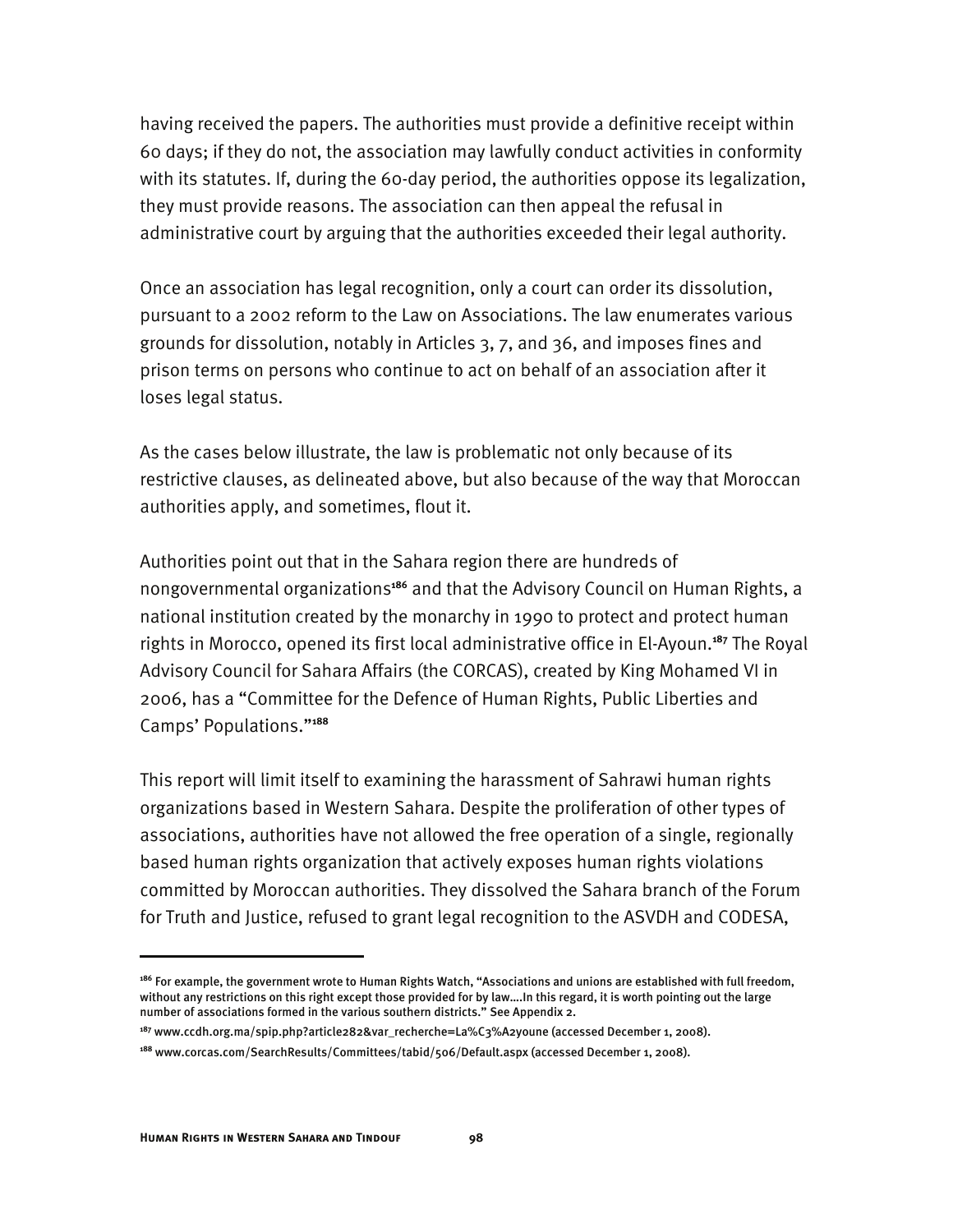having received the papers. The authorities must provide a definitive receipt within 60 days; if they do not, the association may lawfully conduct activities in conformity with its statutes. If, during the 60-day period, the authorities oppose its legalization, they must provide reasons. The association can then appeal the refusal in administrative court by arguing that the authorities exceeded their legal authority.

Once an association has legal recognition, only a court can order its dissolution, pursuant to a 2002 reform to the Law on Associations. The law enumerates various grounds for dissolution, notably in Articles 3, 7, and 36, and imposes fines and prison terms on persons who continue to act on behalf of an association after it loses legal status.

As the cases below illustrate, the law is problematic not only because of its restrictive clauses, as delineated above, but also because of the way that Moroccan authorities apply, and sometimes, flout it.

Authorities point out that in the Sahara region there are hundreds of nongovernmental organizations[186] and that the Advisory Council on Human Rights, a national institution created by the monarchy in 1990 to protect and protect human rights in Morocco, opened its first local administrative office in El-Ayoun.[187] The Royal Advisory Council for Sahara Affairs (the CORCAS), created by King Mohamed VI in 2006, has a "Committee for the Defence of Human Rights, Public Liberties and Camps' Populations."[188]

This report will limit itself to examining the harassment of Sahrawi human rights organizations based in Western Sahara. Despite the proliferation of other types of associations, authorities have not allowed the free operation of a single, regionally based human rights organization that actively exposes human rights violations committed by Moroccan authorities. They dissolved the Sahara branch of the Forum for Truth and Justice, refused to grant legal recognition to the ASVDH and CODESA,

---

[186] For example, the government wrote to Human Rights Watch, "Associations and unions are established with full freedom, without any restrictions on this right except those provided for by law….In this regard, it is worth pointing out the large number of associations formed in the various southern districts." See Appendix 2.

[187] www.ccdh.org.ma/spip.php?article282&var_recherche=La%C3%A2youne (accessed December 1, 2008).

[188] www.corcas.com/SearchResults/Committees/tabid/506/Default.aspx (accessed December 1, 2008).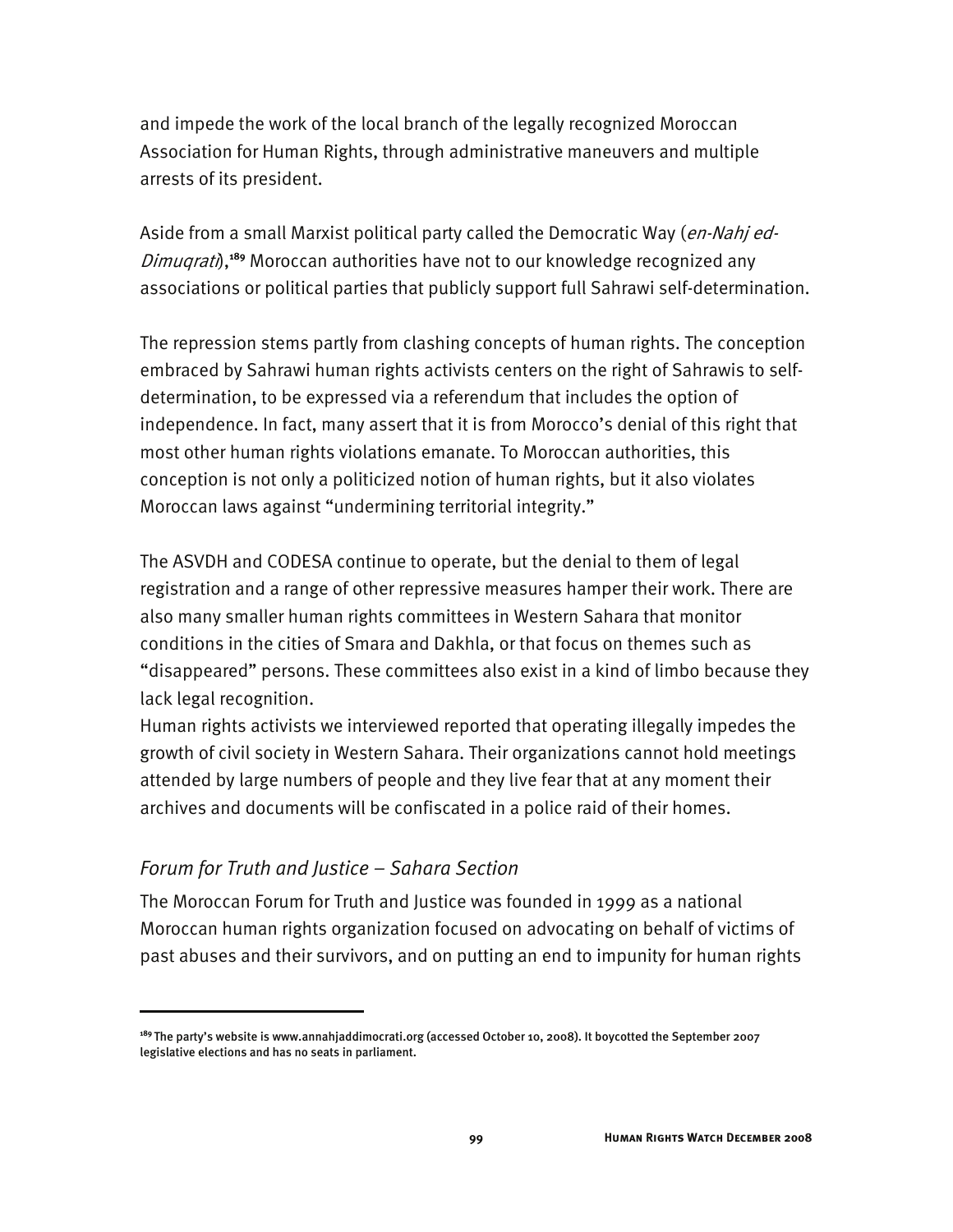and impede the work of the local branch of the legally recognized Moroccan Association for Human Rights, through administrative maneuvers and multiple arrests of its president.

Aside from a small Marxist political party called the Democratic Way (*en-Nahj ed-Dimuqrati*),[189] Moroccan authorities have not to our knowledge recognized any associations or political parties that publicly support full Sahrawi self-determination.

The repression stems partly from clashing concepts of human rights. The conception embraced by Sahrawi human rights activists centers on the right of Sahrawis to self-determination, to be expressed via a referendum that includes the option of independence. In fact, many assert that it is from Morocco's denial of this right that most other human rights violations emanate. To Moroccan authorities, this conception is not only a politicized notion of human rights, but it also violates Moroccan laws against "undermining territorial integrity."

The ASVDH and CODESA continue to operate, but the denial to them of legal registration and a range of other repressive measures hamper their work. There are also many smaller human rights committees in Western Sahara that monitor conditions in the cities of Smara and Dakhla, or that focus on themes such as "disappeared" persons. These committees also exist in a kind of limbo because they lack legal recognition.

Human rights activists we interviewed reported that operating illegally impedes the growth of civil society in Western Sahara. Their organizations cannot hold meetings attended by large numbers of people and they live fear that at any moment their archives and documents will be confiscated in a police raid of their homes.

### *Forum for Truth and Justice – Sahara Section*

The Moroccan Forum for Truth and Justice was founded in 1999 as a national Moroccan human rights organization focused on advocating on behalf of victims of past abuses and their survivors, and on putting an end to impunity for human rights

---

[189] The party's website is www.annahjaddimocrati.org (accessed October 10, 2008). It boycotted the September 2007 legislative elections and has no seats in parliament.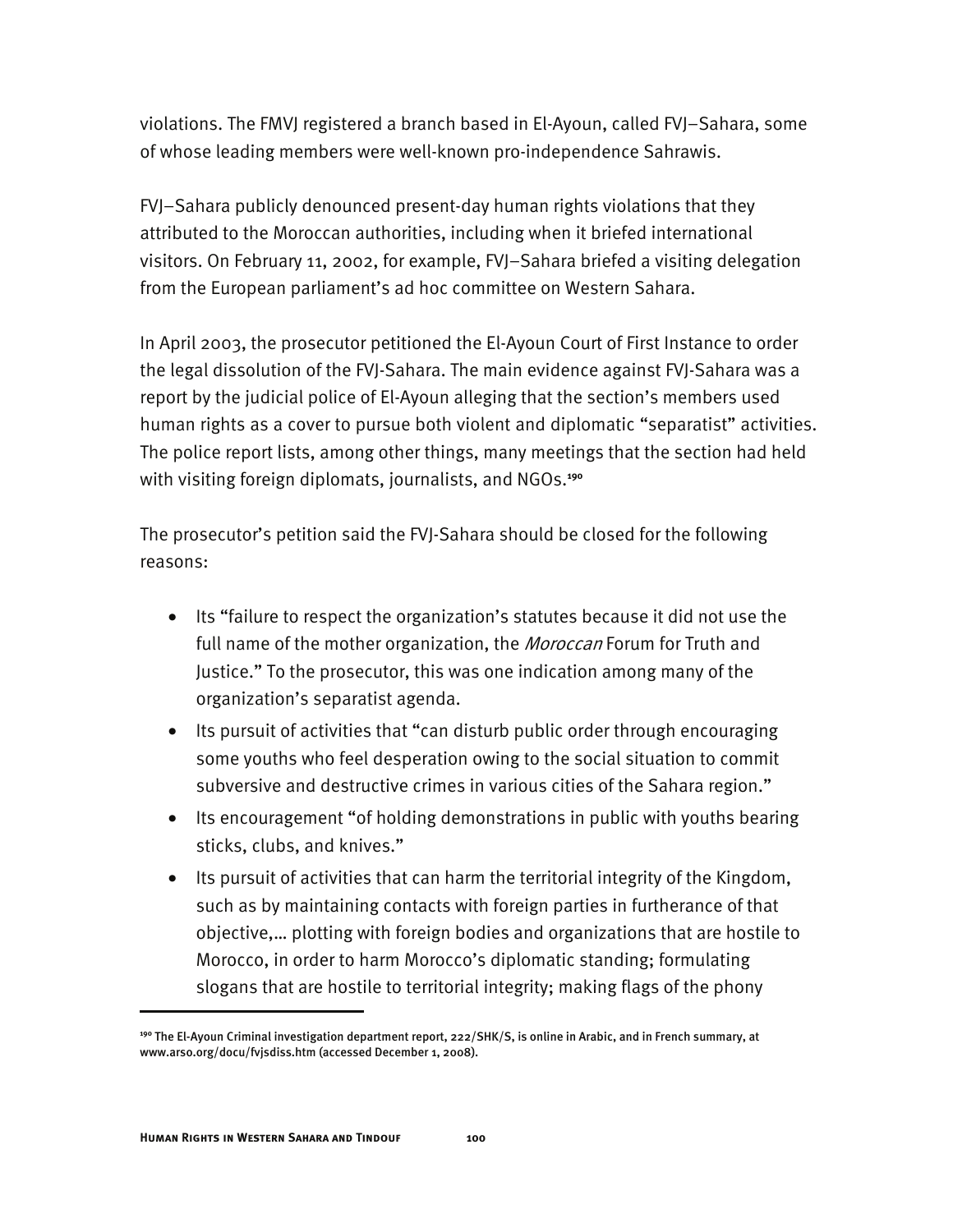violations. The FMVJ registered a branch based in El-Ayoun, called FVJ–Sahara, some of whose leading members were well-known pro-independence Sahrawis.

FVJ–Sahara publicly denounced present-day human rights violations that they attributed to the Moroccan authorities, including when it briefed international visitors. On February 11, 2002, for example, FVJ–Sahara briefed a visiting delegation from the European parliament's ad hoc committee on Western Sahara.

In April 2003, the prosecutor petitioned the El-Ayoun Court of First Instance to order the legal dissolution of the FVJ-Sahara. The main evidence against FVJ-Sahara was a report by the judicial police of El-Ayoun alleging that the section's members used human rights as a cover to pursue both violent and diplomatic "separatist" activities. The police report lists, among other things, many meetings that the section had held with visiting foreign diplomats, journalists, and NGOs.[190]

The prosecutor's petition said the FVJ-Sahara should be closed for the following reasons:

- Its "failure to respect the organization's statutes because it did not use the full name of the mother organization, the *Moroccan* Forum for Truth and Justice." To the prosecutor, this was one indication among many of the organization's separatist agenda.
- Its pursuit of activities that "can disturb public order through encouraging some youths who feel desperation owing to the social situation to commit subversive and destructive crimes in various cities of the Sahara region."
- Its encouragement "of holding demonstrations in public with youths bearing sticks, clubs, and knives."
- Its pursuit of activities that can harm the territorial integrity of the Kingdom, such as by maintaining contacts with foreign parties in furtherance of that objective,… plotting with foreign bodies and organizations that are hostile to Morocco, in order to harm Morocco's diplomatic standing; formulating slogans that are hostile to territorial integrity; making flags of the phony

[190] The El-Ayoun Criminal investigation department report, 222/SHK/S, is online in Arabic, and in French summary, at www.arso.org/docu/fvjsdiss.htm (accessed December 1, 2008).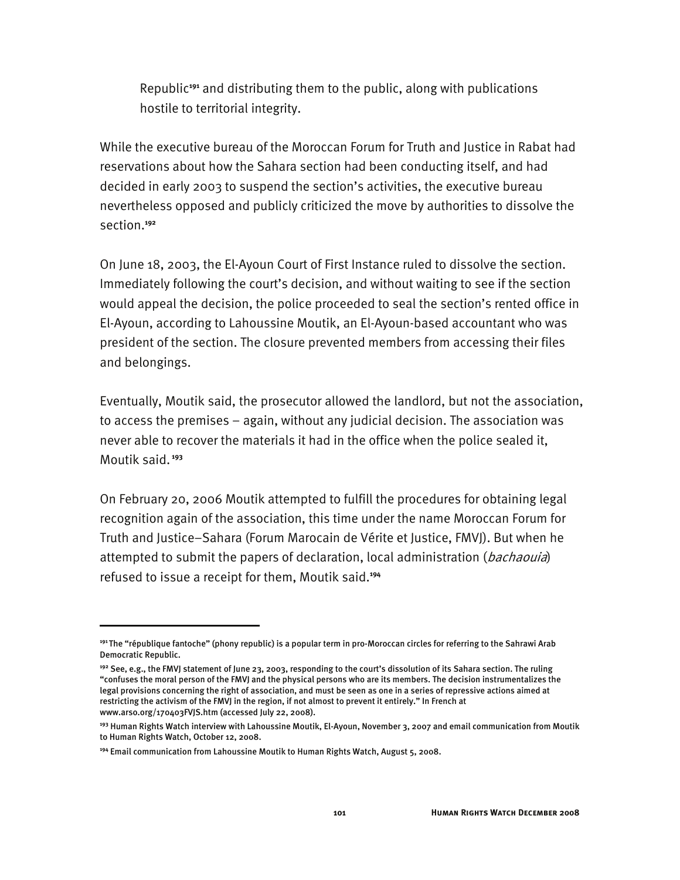Republic[191] and distributing them to the public, along with publications hostile to territorial integrity.

While the executive bureau of the Moroccan Forum for Truth and Justice in Rabat had reservations about how the Sahara section had been conducting itself, and had decided in early 2003 to suspend the section's activities, the executive bureau nevertheless opposed and publicly criticized the move by authorities to dissolve the section.[192]

On June 18, 2003, the El-Ayoun Court of First Instance ruled to dissolve the section. Immediately following the court's decision, and without waiting to see if the section would appeal the decision, the police proceeded to seal the section's rented office in El-Ayoun, according to Lahoussine Moutik, an El-Ayoun-based accountant who was president of the section. The closure prevented members from accessing their files and belongings.

Eventually, Moutik said, the prosecutor allowed the landlord, but not the association, to access the premises – again, without any judicial decision. The association was never able to recover the materials it had in the office when the police sealed it, Moutik said.[193]

On February 20, 2006 Moutik attempted to fulfill the procedures for obtaining legal recognition again of the association, this time under the name Moroccan Forum for Truth and Justice–Sahara (Forum Marocain de Vérite et Justice, FMVJ). But when he attempted to submit the papers of declaration, local administration (*bachaouia*) refused to issue a receipt for them, Moutik said.[194]

---

[191] The "république fantoche" (phony republic) is a popular term in pro-Moroccan circles for referring to the Sahrawi Arab Democratic Republic.

[192] See, e.g., the FMVJ statement of June 23, 2003, responding to the court's dissolution of its Sahara section. The ruling "confuses the moral person of the FMVJ and the physical persons who are its members. The decision instrumentalizes the legal provisions concerning the right of association, and must be seen as one in a series of repressive actions aimed at restricting the activism of the FMVJ in the region, if not almost to prevent it entirely." In French at www.arso.org/170403FVJS.htm (accessed July 22, 2008).

[193] Human Rights Watch interview with Lahoussine Moutik, El-Ayoun, November 3, 2007 and email communication from Moutik to Human Rights Watch, October 12, 2008.

[194] Email communication from Lahoussine Moutik to Human Rights Watch, August 5, 2008.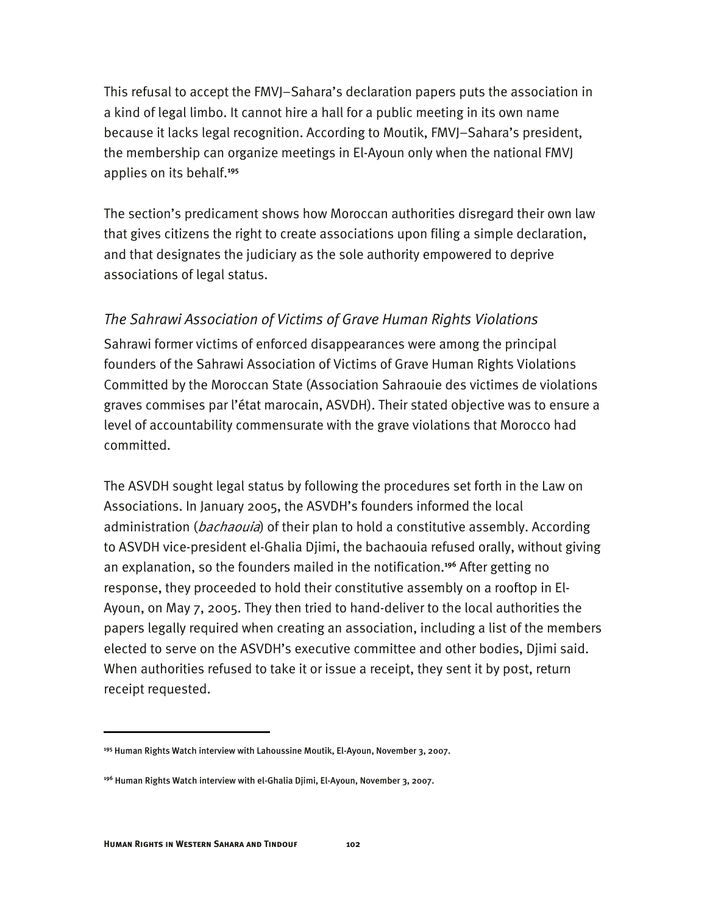This refusal to accept the FMVJ–Sahara's declaration papers puts the association in a kind of legal limbo. It cannot hire a hall for a public meeting in its own name because it lacks legal recognition. According to Moutik, FMVJ–Sahara's president, the membership can organize meetings in El-Ayoun only when the national FMVJ applies on its behalf.[195]

The section's predicament shows how Moroccan authorities disregard their own law that gives citizens the right to create associations upon filing a simple declaration, and that designates the judiciary as the sole authority empowered to deprive associations of legal status.

### *The Sahrawi Association of Victims of Grave Human Rights Violations*

Sahrawi former victims of enforced disappearances were among the principal founders of the Sahrawi Association of Victims of Grave Human Rights Violations Committed by the Moroccan State (Association Sahraouie des victimes de violations graves commises par l'état marocain, ASVDH). Their stated objective was to ensure a level of accountability commensurate with the grave violations that Morocco had committed.

The ASVDH sought legal status by following the procedures set forth in the Law on Associations. In January 2005, the ASVDH's founders informed the local administration (*bachaouia*) of their plan to hold a constitutive assembly. According to ASVDH vice-president el-Ghalia Djimi, the bachaouia refused orally, without giving an explanation, so the founders mailed in the notification.[196] After getting no response, they proceeded to hold their constitutive assembly on a rooftop in El-Ayoun, on May 7, 2005. They then tried to hand-deliver to the local authorities the papers legally required when creating an association, including a list of the members elected to serve on the ASVDH's executive committee and other bodies, Djimi said. When authorities refused to take it or issue a receipt, they sent it by post, return receipt requested.

---

[195] Human Rights Watch interview with Lahoussine Moutik, El-Ayoun, November 3, 2007.

[196] Human Rights Watch interview with el-Ghalia Djimi, El-Ayoun, November 3, 2007.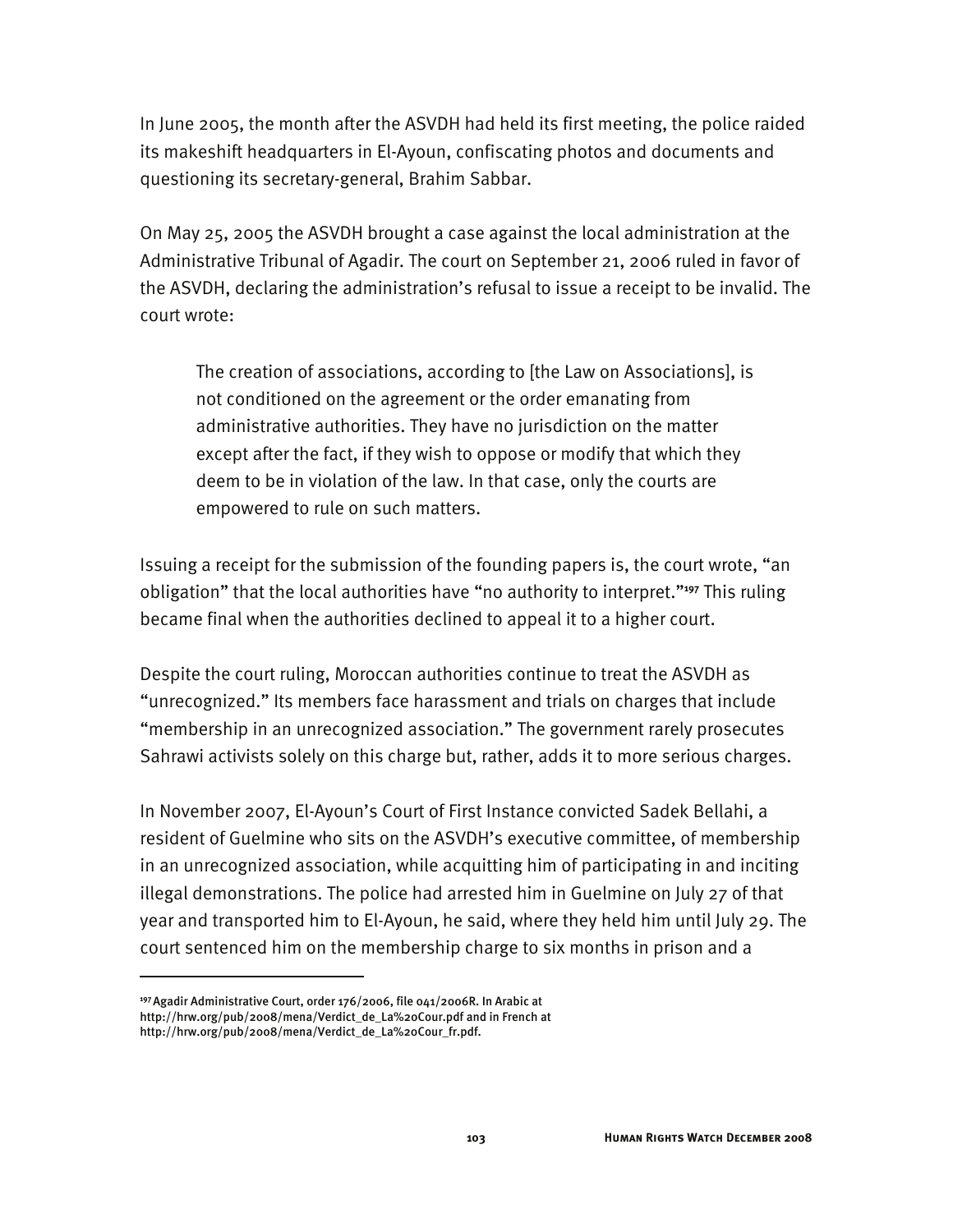In June 2005, the month after the ASVDH had held its first meeting, the police raided its makeshift headquarters in El-Ayoun, confiscating photos and documents and questioning its secretary-general, Brahim Sabbar.

On May 25, 2005 the ASVDH brought a case against the local administration at the Administrative Tribunal of Agadir. The court on September 21, 2006 ruled in favor of the ASVDH, declaring the administration's refusal to issue a receipt to be invalid. The court wrote:

> The creation of associations, according to [the Law on Associations], is not conditioned on the agreement or the order emanating from administrative authorities. They have no jurisdiction on the matter except after the fact, if they wish to oppose or modify that which they deem to be in violation of the law. In that case, only the courts are empowered to rule on such matters.

Issuing a receipt for the submission of the founding papers is, the court wrote, "an obligation" that the local authorities have "no authority to interpret."[197] This ruling became final when the authorities declined to appeal it to a higher court.

Despite the court ruling, Moroccan authorities continue to treat the ASVDH as "unrecognized." Its members face harassment and trials on charges that include "membership in an unrecognized association." The government rarely prosecutes Sahrawi activists solely on this charge but, rather, adds it to more serious charges.

In November 2007, El-Ayoun's Court of First Instance convicted Sadek Bellahi, a resident of Guelmine who sits on the ASVDH's executive committee, of membership in an unrecognized association, while acquitting him of participating in and inciting illegal demonstrations. The police had arrested him in Guelmine on July 27 of that year and transported him to El-Ayoun, he said, where they held him until July 29. The court sentenced him on the membership charge to six months in prison and a

---

[197] Agadir Administrative Court, order 176/2006, file 041/2006R. In Arabic at http://hrw.org/pub/2008/mena/Verdict_de_La%20Cour.pdf and in French at http://hrw.org/pub/2008/mena/Verdict_de_La%20Cour_fr.pdf.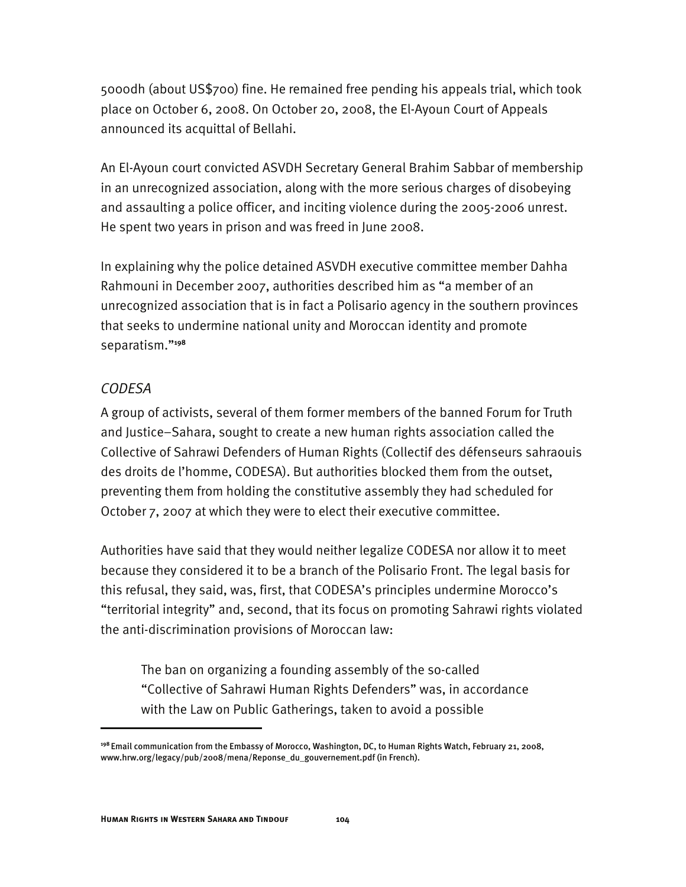5000dh (about US$700) fine. He remained free pending his appeals trial, which took place on October 6, 2008. On October 20, 2008, the El-Ayoun Court of Appeals announced its acquittal of Bellahi.

An El-Ayoun court convicted ASVDH Secretary General Brahim Sabbar of membership in an unrecognized association, along with the more serious charges of disobeying and assaulting a police officer, and inciting violence during the 2005-2006 unrest. He spent two years in prison and was freed in June 2008.

In explaining why the police detained ASVDH executive committee member Dahha Rahmouni in December 2007, authorities described him as "a member of an unrecognized association that is in fact a Polisario agency in the southern provinces that seeks to undermine national unity and Moroccan identity and promote separatism."[198]

### *CODESA*

A group of activists, several of them former members of the banned Forum for Truth and Justice–Sahara, sought to create a new human rights association called the Collective of Sahrawi Defenders of Human Rights (Collectif des défenseurs sahraouis des droits de l'homme, CODESA). But authorities blocked them from the outset, preventing them from holding the constitutive assembly they had scheduled for October 7, 2007 at which they were to elect their executive committee.

Authorities have said that they would neither legalize CODESA nor allow it to meet because they considered it to be a branch of the Polisario Front. The legal basis for this refusal, they said, was, first, that CODESA's principles undermine Morocco's "territorial integrity" and, second, that its focus on promoting Sahrawi rights violated the anti-discrimination provisions of Moroccan law:

> The ban on organizing a founding assembly of the so-called "Collective of Sahrawi Human Rights Defenders" was, in accordance with the Law on Public Gatherings, taken to avoid a possible

---

[198] Email communication from the Embassy of Morocco, Washington, DC, to Human Rights Watch, February 21, 2008, www.hrw.org/legacy/pub/2008/mena/Reponse_du_gouvernement.pdf (in French).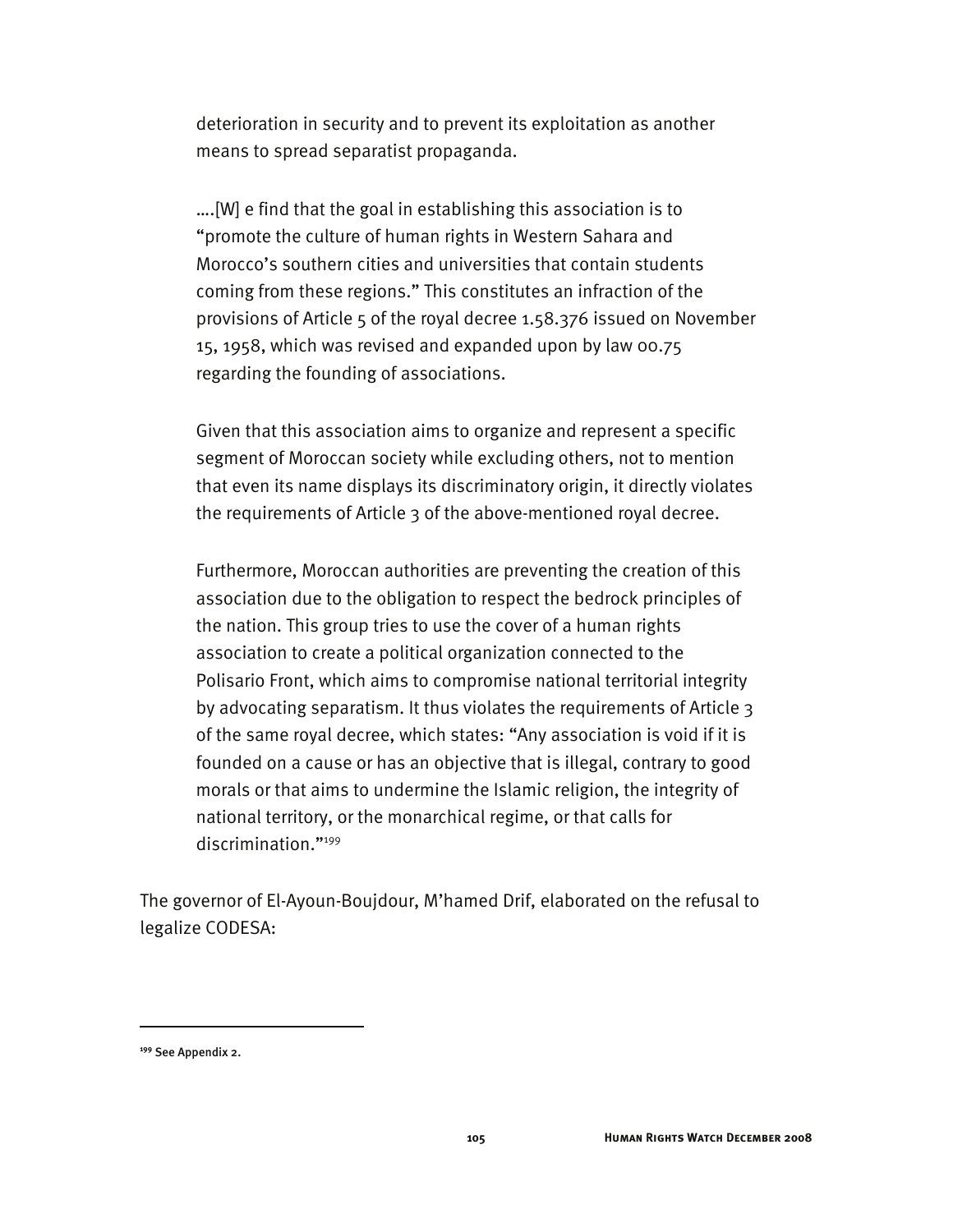deterioration in security and to prevent its exploitation as another means to spread separatist propaganda.

….[W] e find that the goal in establishing this association is to "promote the culture of human rights in Western Sahara and Morocco's southern cities and universities that contain students coming from these regions." This constitutes an infraction of the provisions of Article 5 of the royal decree 1.58.376 issued on November 15, 1958, which was revised and expanded upon by law 00.75 regarding the founding of associations.

Given that this association aims to organize and represent a specific segment of Moroccan society while excluding others, not to mention that even its name displays its discriminatory origin, it directly violates the requirements of Article 3 of the above-mentioned royal decree.

Furthermore, Moroccan authorities are preventing the creation of this association due to the obligation to respect the bedrock principles of the nation. This group tries to use the cover of a human rights association to create a political organization connected to the Polisario Front, which aims to compromise national territorial integrity by advocating separatism. It thus violates the requirements of Article 3 of the same royal decree, which states: "Any association is void if it is founded on a cause or has an objective that is illegal, contrary to good morals or that aims to undermine the Islamic religion, the integrity of national territory, or the monarchical regime, or that calls for discrimination."[199]

The governor of El-Ayoun-Boujdour, M'hamed Drif, elaborated on the refusal to legalize CODESA:

---

[199] See Appendix 2.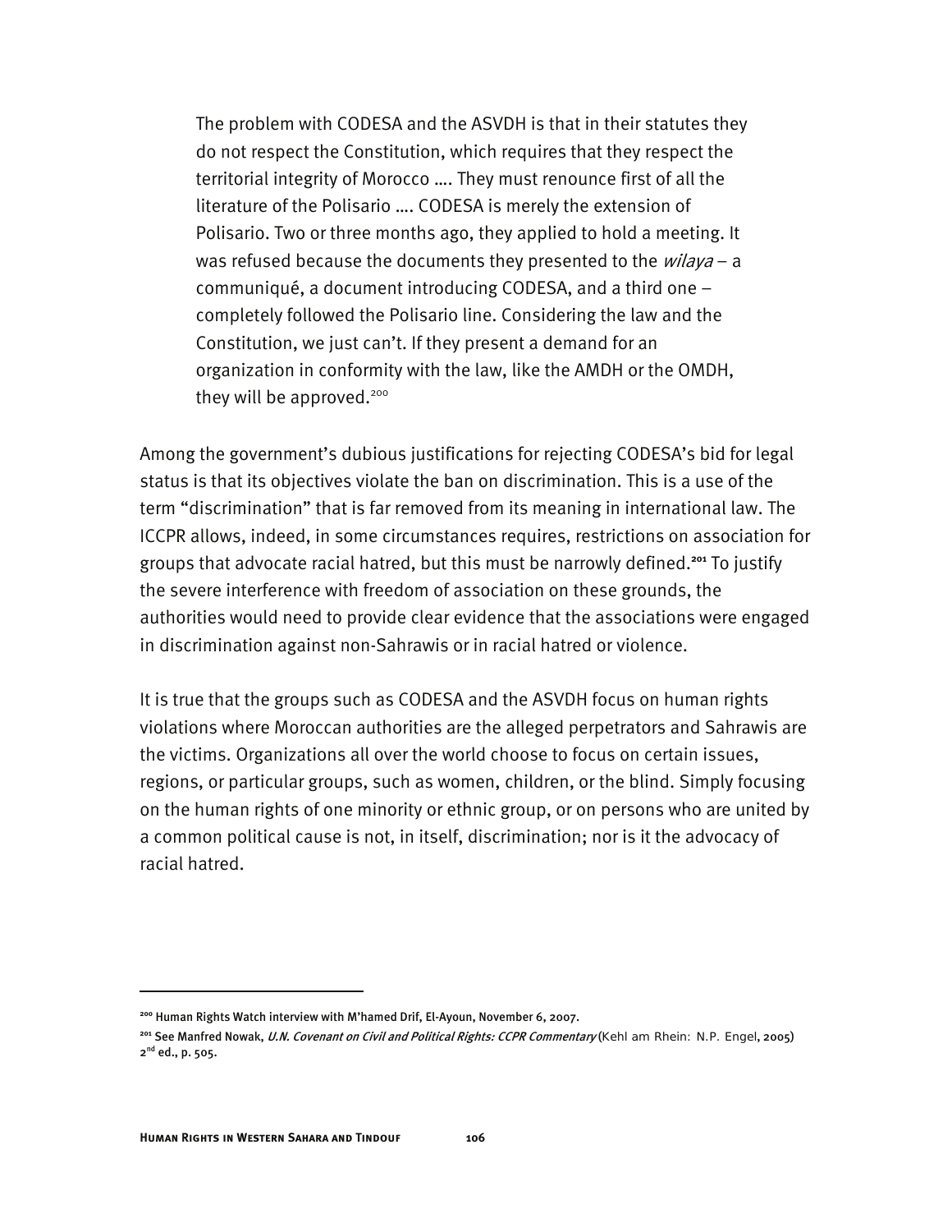> The problem with CODESA and the ASVDH is that in their statutes they do not respect the Constitution, which requires that they respect the territorial integrity of Morocco …. They must renounce first of all the literature of the Polisario …. CODESA is merely the extension of Polisario. Two or three months ago, they applied to hold a meeting. It was refused because the documents they presented to the *wilaya* – a communiqué, a document introducing CODESA, and a third one – completely followed the Polisario line. Considering the law and the Constitution, we just can't. If they present a demand for an organization in conformity with the law, like the AMDH or the OMDH, they will be approved.[200]

Among the government's dubious justifications for rejecting CODESA's bid for legal status is that its objectives violate the ban on discrimination. This is a use of the term "discrimination" that is far removed from its meaning in international law. The ICCPR allows, indeed, in some circumstances requires, restrictions on association for groups that advocate racial hatred, but this must be narrowly defined.[201] To justify the severe interference with freedom of association on these grounds, the authorities would need to provide clear evidence that the associations were engaged in discrimination against non-Sahrawis or in racial hatred or violence.

It is true that the groups such as CODESA and the ASVDH focus on human rights violations where Moroccan authorities are the alleged perpetrators and Sahrawis are the victims. Organizations all over the world choose to focus on certain issues, regions, or particular groups, such as women, children, or the blind. Simply focusing on the human rights of one minority or ethnic group, or on persons who are united by a common political cause is not, in itself, discrimination; nor is it the advocacy of racial hatred.

---

[200] Human Rights Watch interview with M'hamed Drif, El-Ayoun, November 6, 2007.

[201] See Manfred Nowak, *U.N. Covenant on Civil and Political Rights: CCPR Commentary* (Kehl am Rhein: N.P. Engel, 2005) 2nd ed., p. 505.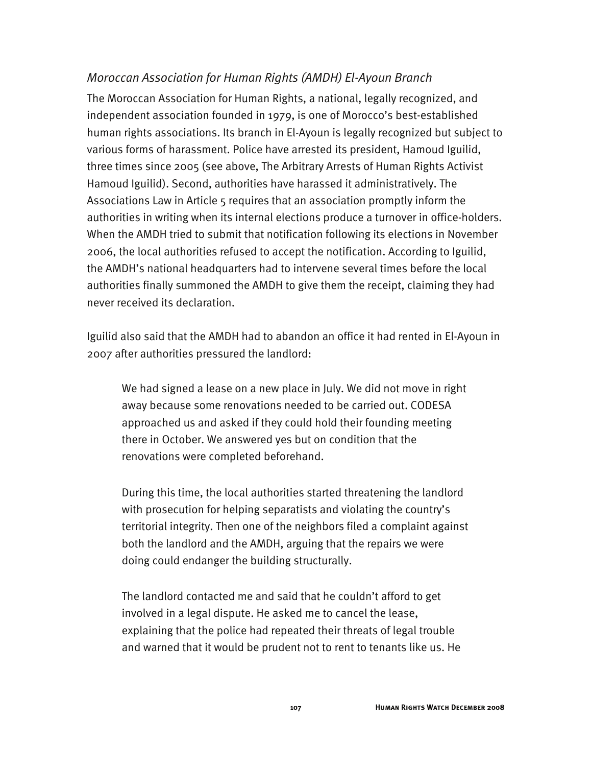*Moroccan Association for Human Rights (AMDH) El-Ayoun Branch*

The Moroccan Association for Human Rights, a national, legally recognized, and independent association founded in 1979, is one of Morocco's best-established human rights associations. Its branch in El-Ayoun is legally recognized but subject to various forms of harassment. Police have arrested its president, Hamoud Iguilid, three times since 2005 (see above, The Arbitrary Arrests of Human Rights Activist Hamoud Iguilid). Second, authorities have harassed it administratively. The Associations Law in Article 5 requires that an association promptly inform the authorities in writing when its internal elections produce a turnover in office-holders. When the AMDH tried to submit that notification following its elections in November 2006, the local authorities refused to accept the notification. According to Iguilid, the AMDH's national headquarters had to intervene several times before the local authorities finally summoned the AMDH to give them the receipt, claiming they had never received its declaration.

Iguilid also said that the AMDH had to abandon an office it had rented in El-Ayoun in 2007 after authorities pressured the landlord:

> We had signed a lease on a new place in July. We did not move in right away because some renovations needed to be carried out. CODESA approached us and asked if they could hold their founding meeting there in October. We answered yes but on condition that the renovations were completed beforehand.
>
> During this time, the local authorities started threatening the landlord with prosecution for helping separatists and violating the country's territorial integrity. Then one of the neighbors filed a complaint against both the landlord and the AMDH, arguing that the repairs we were doing could endanger the building structurally.
>
> The landlord contacted me and said that he couldn't afford to get involved in a legal dispute. He asked me to cancel the lease, explaining that the police had repeated their threats of legal trouble and warned that it would be prudent not to rent to tenants like us. He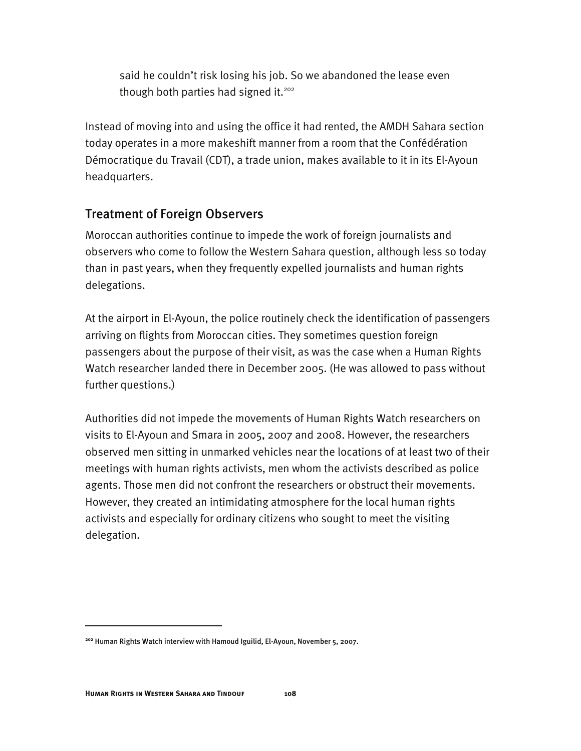> said he couldn't risk losing his job. So we abandoned the lease even though both parties had signed it.[202]

Instead of moving into and using the office it had rented, the AMDH Sahara section today operates in a more makeshift manner from a room that the Confédération Démocratique du Travail (CDT), a trade union, makes available to it in its El-Ayoun headquarters.

## Treatment of Foreign Observers

Moroccan authorities continue to impede the work of foreign journalists and observers who come to follow the Western Sahara question, although less so today than in past years, when they frequently expelled journalists and human rights delegations.

At the airport in El-Ayoun, the police routinely check the identification of passengers arriving on flights from Moroccan cities. They sometimes question foreign passengers about the purpose of their visit, as was the case when a Human Rights Watch researcher landed there in December 2005. (He was allowed to pass without further questions.)

Authorities did not impede the movements of Human Rights Watch researchers on visits to El-Ayoun and Smara in 2005, 2007 and 2008. However, the researchers observed men sitting in unmarked vehicles near the locations of at least two of their meetings with human rights activists, men whom the activists described as police agents. Those men did not confront the researchers or obstruct their movements. However, they created an intimidating atmosphere for the local human rights activists and especially for ordinary citizens who sought to meet the visiting delegation.

---

[202] Human Rights Watch interview with Hamoud Iguilid, El-Ayoun, November 5, 2007.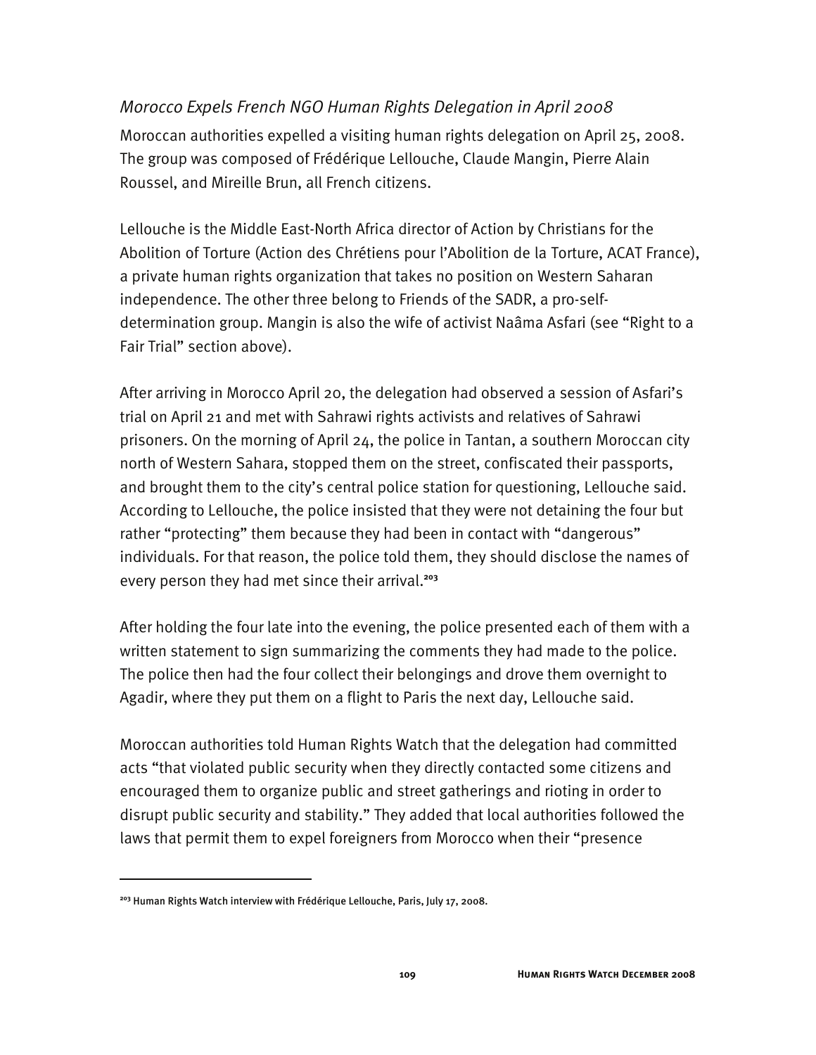### *Morocco Expels French NGO Human Rights Delegation in April 2008*

Moroccan authorities expelled a visiting human rights delegation on April 25, 2008. The group was composed of Frédérique Lellouche, Claude Mangin, Pierre Alain Roussel, and Mireille Brun, all French citizens.

Lellouche is the Middle East-North Africa director of Action by Christians for the Abolition of Torture (Action des Chrétiens pour l'Abolition de la Torture, ACAT France), a private human rights organization that takes no position on Western Saharan independence. The other three belong to Friends of the SADR, a pro-self-determination group. Mangin is also the wife of activist Naâma Asfari (see "Right to a Fair Trial" section above).

After arriving in Morocco April 20, the delegation had observed a session of Asfari's trial on April 21 and met with Sahrawi rights activists and relatives of Sahrawi prisoners. On the morning of April 24, the police in Tantan, a southern Moroccan city north of Western Sahara, stopped them on the street, confiscated their passports, and brought them to the city's central police station for questioning, Lellouche said. According to Lellouche, the police insisted that they were not detaining the four but rather "protecting" them because they had been in contact with "dangerous" individuals. For that reason, the police told them, they should disclose the names of every person they had met since their arrival.[203]

After holding the four late into the evening, the police presented each of them with a written statement to sign summarizing the comments they had made to the police. The police then had the four collect their belongings and drove them overnight to Agadir, where they put them on a flight to Paris the next day, Lellouche said.

Moroccan authorities told Human Rights Watch that the delegation had committed acts "that violated public security when they directly contacted some citizens and encouraged them to organize public and street gatherings and rioting in order to disrupt public security and stability." They added that local authorities followed the laws that permit them to expel foreigners from Morocco when their "presence

---

[203] Human Rights Watch interview with Frédérique Lellouche, Paris, July 17, 2008.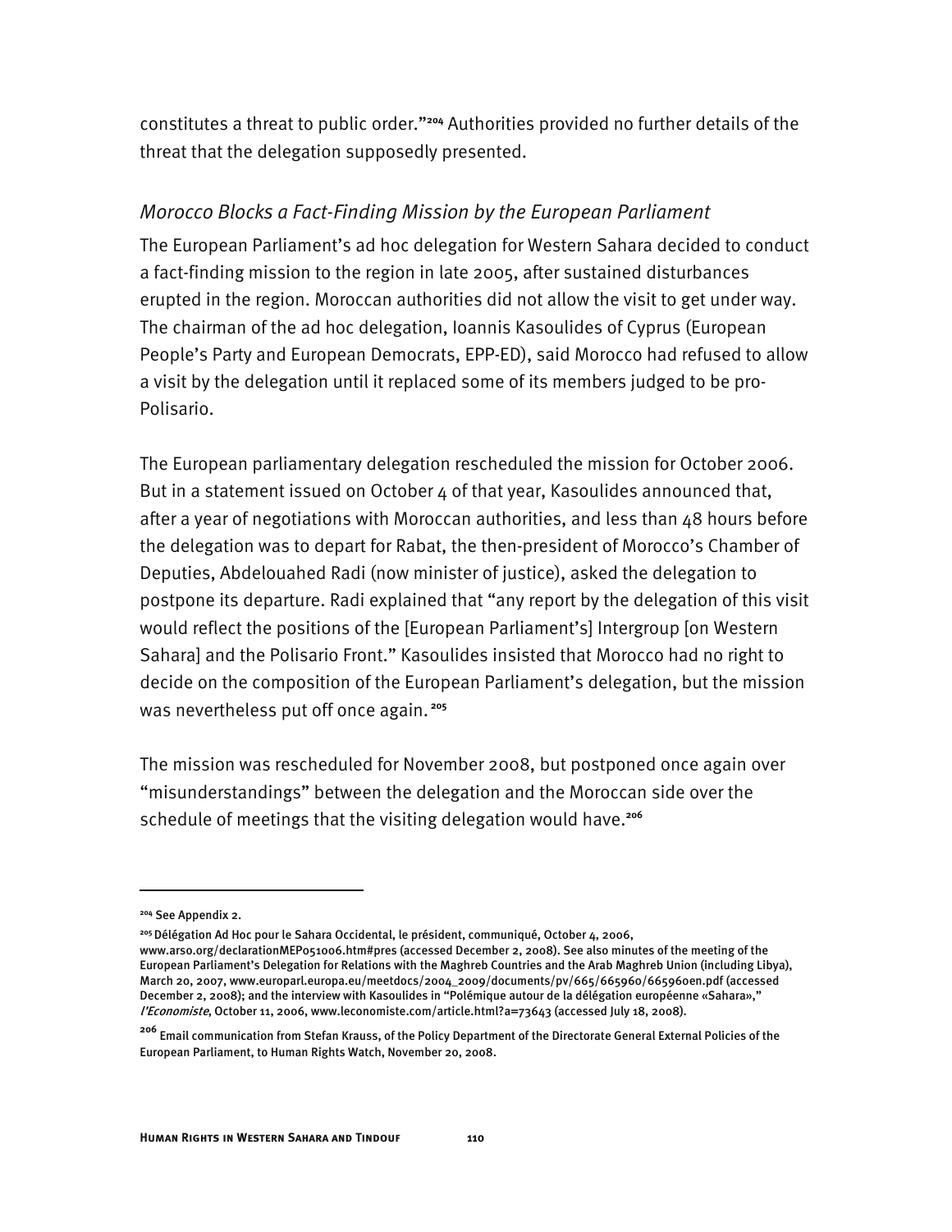constitutes a threat to public order."[204] Authorities provided no further details of the threat that the delegation supposedly presented.

### *Morocco Blocks a Fact-Finding Mission by the European Parliament*

The European Parliament's ad hoc delegation for Western Sahara decided to conduct a fact-finding mission to the region in late 2005, after sustained disturbances erupted in the region. Moroccan authorities did not allow the visit to get under way. The chairman of the ad hoc delegation, Ioannis Kasoulides of Cyprus (European People's Party and European Democrats, EPP-ED), said Morocco had refused to allow a visit by the delegation until it replaced some of its members judged to be pro-Polisario.

The European parliamentary delegation rescheduled the mission for October 2006. But in a statement issued on October 4 of that year, Kasoulides announced that, after a year of negotiations with Moroccan authorities, and less than 48 hours before the delegation was to depart for Rabat, the then-president of Morocco's Chamber of Deputies, Abdelouahed Radi (now minister of justice), asked the delegation to postpone its departure. Radi explained that "any report by the delegation of this visit would reflect the positions of the [European Parliament's] Intergroup [on Western Sahara] and the Polisario Front." Kasoulides insisted that Morocco had no right to decide on the composition of the European Parliament's delegation, but the mission was nevertheless put off once again.[205]

The mission was rescheduled for November 2008, but postponed once again over "misunderstandings" between the delegation and the Moroccan side over the schedule of meetings that the visiting delegation would have.[206]

---

[204] See Appendix 2.

[205] Délégation Ad Hoc pour le Sahara Occidental, le président, communiqué, October 4, 2006, www.arso.org/declarationMEP051006.htm#pres (accessed December 2, 2008). See also minutes of the meeting of the European Parliament's Delegation for Relations with the Maghreb Countries and the Arab Maghreb Union (including Libya), March 20, 2007, www.europarl.europa.eu/meetdocs/2004_2009/documents/pv/665/665960/665960en.pdf (accessed December 2, 2008); and the interview with Kasoulides in "Polémique autour de la délégation européenne «Sahara»," *l'Economiste*, October 11, 2006, www.leconomiste.com/article.html?a=73643 (accessed July 18, 2008).

[206] Email communication from Stefan Krauss, of the Policy Department of the Directorate General External Policies of the European Parliament, to Human Rights Watch, November 20, 2008.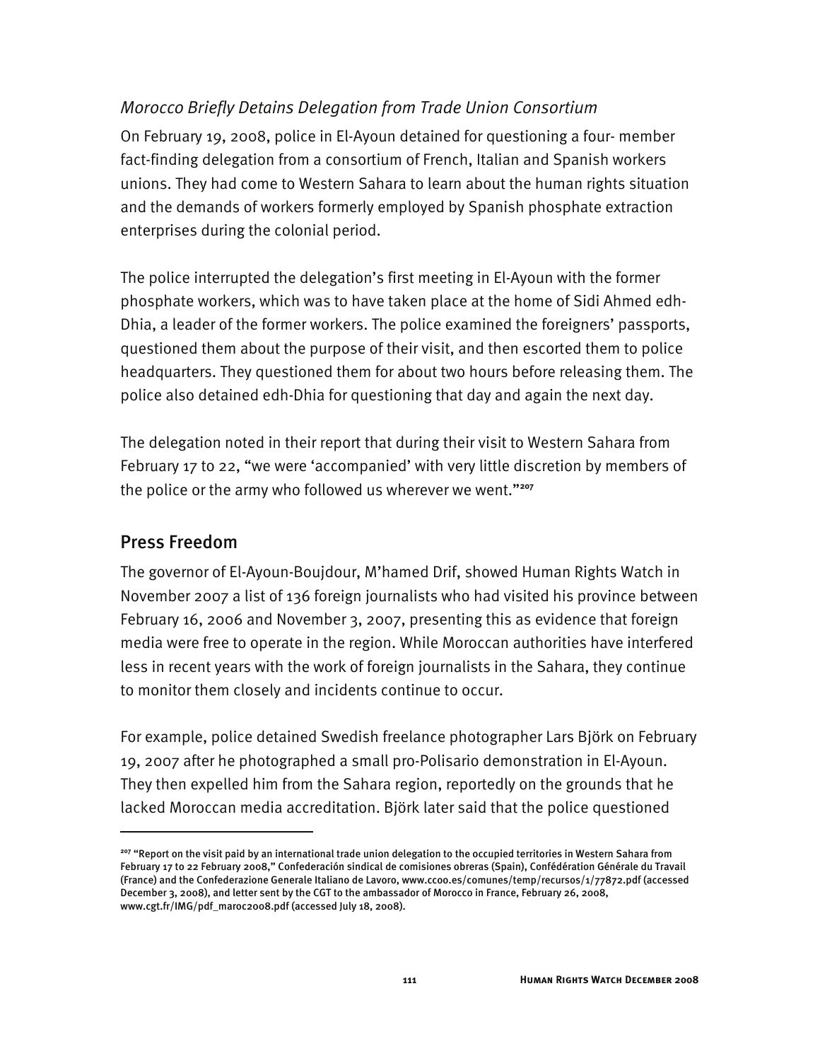### *Morocco Briefly Detains Delegation from Trade Union Consortium*

On February 19, 2008, police in El-Ayoun detained for questioning a four- member fact-finding delegation from a consortium of French, Italian and Spanish workers unions. They had come to Western Sahara to learn about the human rights situation and the demands of workers formerly employed by Spanish phosphate extraction enterprises during the colonial period.

The police interrupted the delegation's first meeting in El-Ayoun with the former phosphate workers, which was to have taken place at the home of Sidi Ahmed edh-Dhia, a leader of the former workers. The police examined the foreigners' passports, questioned them about the purpose of their visit, and then escorted them to police headquarters. They questioned them for about two hours before releasing them. The police also detained edh-Dhia for questioning that day and again the next day.

The delegation noted in their report that during their visit to Western Sahara from February 17 to 22, "we were 'accompanied' with very little discretion by members of the police or the army who followed us wherever we went."[207]

## Press Freedom

The governor of El-Ayoun-Boujdour, M'hamed Drif, showed Human Rights Watch in November 2007 a list of 136 foreign journalists who had visited his province between February 16, 2006 and November 3, 2007, presenting this as evidence that foreign media were free to operate in the region. While Moroccan authorities have interfered less in recent years with the work of foreign journalists in the Sahara, they continue to monitor them closely and incidents continue to occur.

For example, police detained Swedish freelance photographer Lars Björk on February 19, 2007 after he photographed a small pro-Polisario demonstration in El-Ayoun. They then expelled him from the Sahara region, reportedly on the grounds that he lacked Moroccan media accreditation. Björk later said that the police questioned

---

[207] "Report on the visit paid by an international trade union delegation to the occupied territories in Western Sahara from February 17 to 22 February 2008," Confederación sindical de comisiones obreras (Spain), Confédération Générale du Travail (France) and the Confederazione Generale Italiano de Lavoro, www.ccoo.es/comunes/temp/recursos/1/77872.pdf (accessed December 3, 2008), and letter sent by the CGT to the ambassador of Morocco in France, February 26, 2008, www.cgt.fr/IMG/pdf_maroc2008.pdf (accessed July 18, 2008).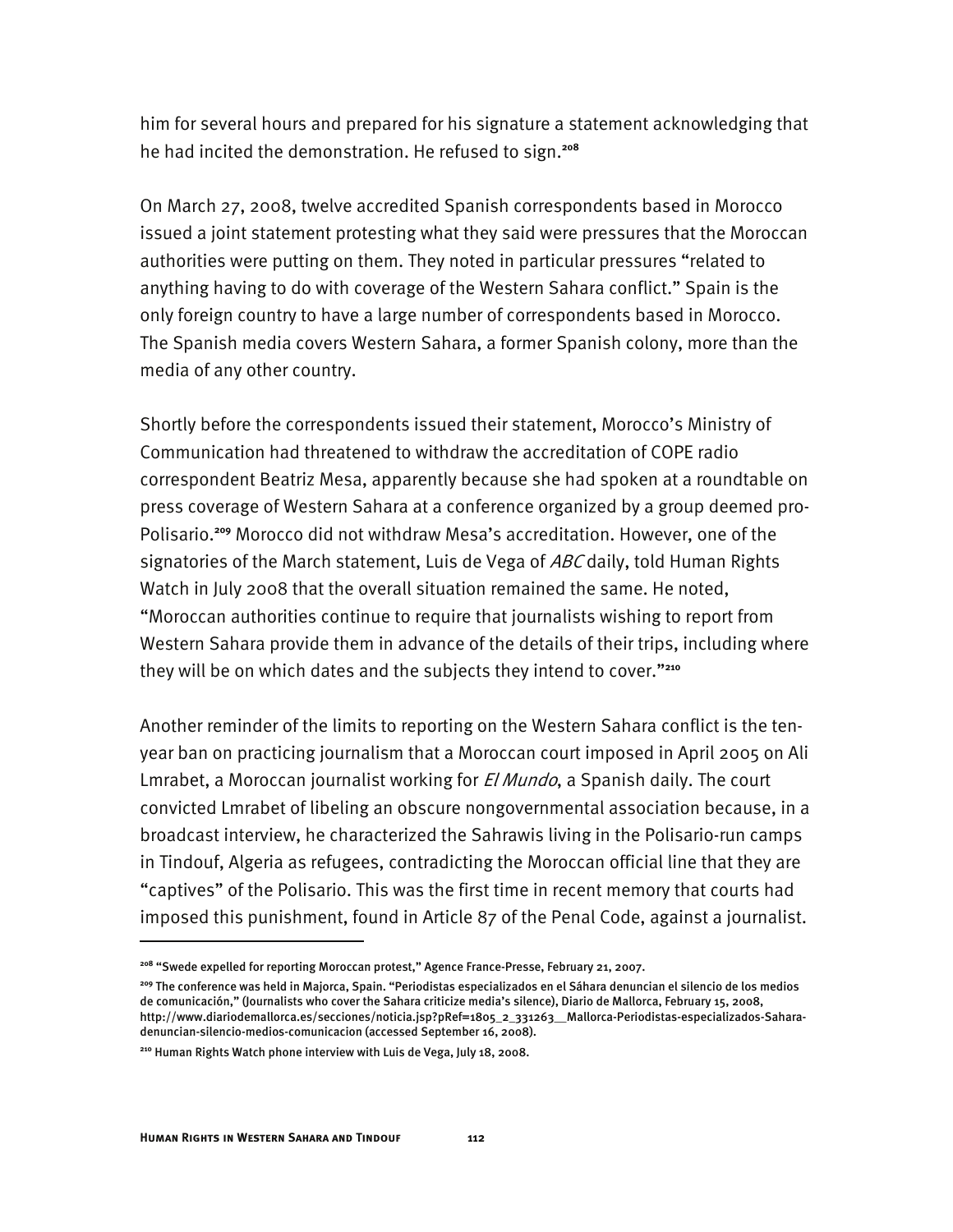him for several hours and prepared for his signature a statement acknowledging that he had incited the demonstration. He refused to sign.[208]

On March 27, 2008, twelve accredited Spanish correspondents based in Morocco issued a joint statement protesting what they said were pressures that the Moroccan authorities were putting on them. They noted in particular pressures "related to anything having to do with coverage of the Western Sahara conflict." Spain is the only foreign country to have a large number of correspondents based in Morocco. The Spanish media covers Western Sahara, a former Spanish colony, more than the media of any other country.

Shortly before the correspondents issued their statement, Morocco's Ministry of Communication had threatened to withdraw the accreditation of COPE radio correspondent Beatriz Mesa, apparently because she had spoken at a roundtable on press coverage of Western Sahara at a conference organized by a group deemed pro-Polisario.[209] Morocco did not withdraw Mesa's accreditation. However, one of the signatories of the March statement, Luis de Vega of *ABC* daily, told Human Rights Watch in July 2008 that the overall situation remained the same. He noted, "Moroccan authorities continue to require that journalists wishing to report from Western Sahara provide them in advance of the details of their trips, including where they will be on which dates and the subjects they intend to cover."[210]

Another reminder of the limits to reporting on the Western Sahara conflict is the ten-year ban on practicing journalism that a Moroccan court imposed in April 2005 on Ali Lmrabet, a Moroccan journalist working for *El Mundo*, a Spanish daily. The court convicted Lmrabet of libeling an obscure nongovernmental association because, in a broadcast interview, he characterized the Sahrawis living in the Polisario-run camps in Tindouf, Algeria as refugees, contradicting the Moroccan official line that they are "captives" of the Polisario. This was the first time in recent memory that courts had imposed this punishment, found in Article 87 of the Penal Code, against a journalist.

---

[208] "Swede expelled for reporting Moroccan protest," Agence France-Presse, February 21, 2007.

[209] The conference was held in Majorca, Spain. "Periodistas especializados en el Sáhara denuncian el silencio de los medios de comunicación," (Journalists who cover the Sahara criticize media's silence), Diario de Mallorca, February 15, 2008, http://www.diariodemallorca.es/secciones/noticia.jsp?pRef=1805_2_331263__Mallorca-Periodistas-especializados-Sahara-denuncian-silencio-medios-comunicacion (accessed September 16, 2008).

[210] Human Rights Watch phone interview with Luis de Vega, July 18, 2008.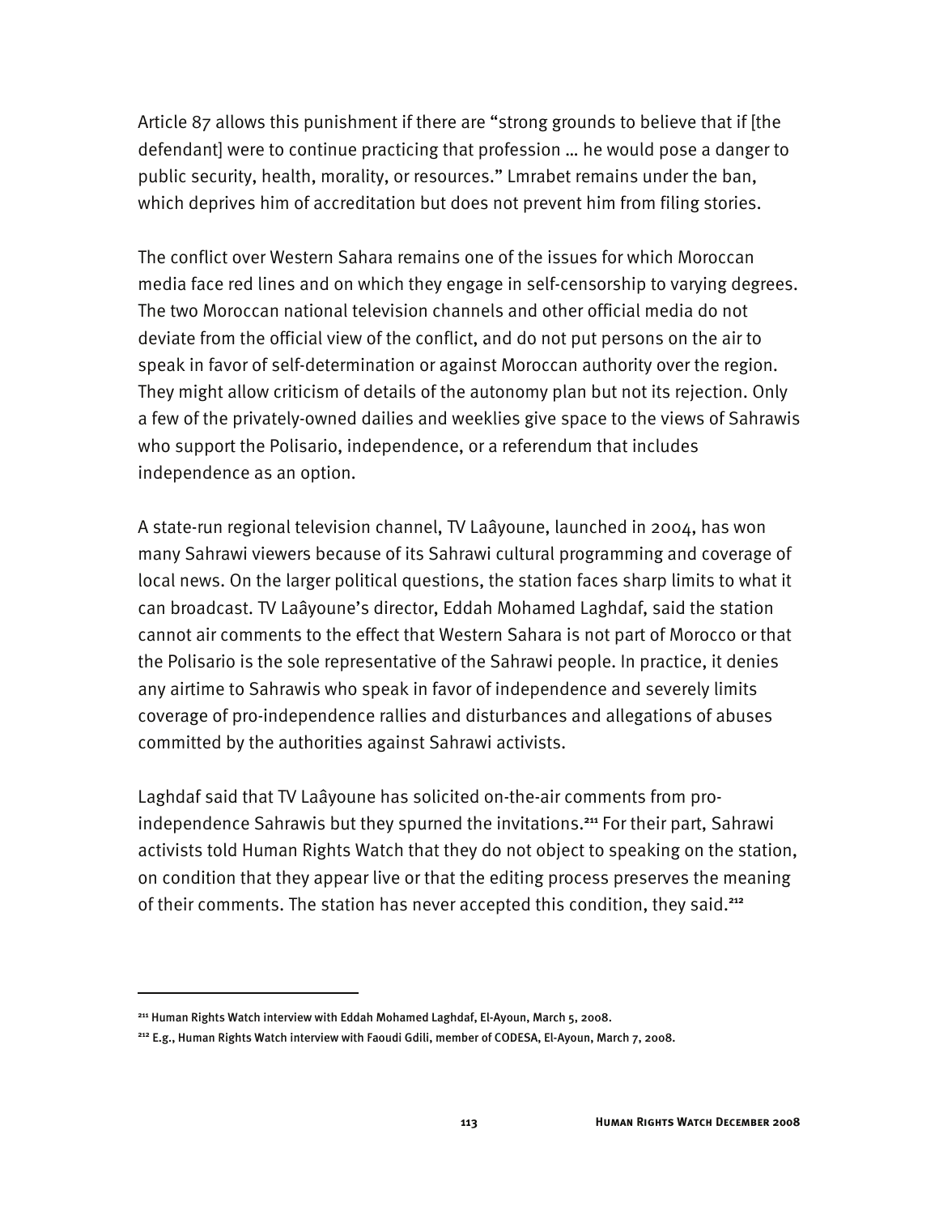Article 87 allows this punishment if there are "strong grounds to believe that if [the defendant] were to continue practicing that profession … he would pose a danger to public security, health, morality, or resources." Lmrabet remains under the ban, which deprives him of accreditation but does not prevent him from filing stories.

The conflict over Western Sahara remains one of the issues for which Moroccan media face red lines and on which they engage in self-censorship to varying degrees. The two Moroccan national television channels and other official media do not deviate from the official view of the conflict, and do not put persons on the air to speak in favor of self-determination or against Moroccan authority over the region. They might allow criticism of details of the autonomy plan but not its rejection. Only a few of the privately-owned dailies and weeklies give space to the views of Sahrawis who support the Polisario, independence, or a referendum that includes independence as an option.

A state-run regional television channel, TV Laâyoune, launched in 2004, has won many Sahrawi viewers because of its Sahrawi cultural programming and coverage of local news. On the larger political questions, the station faces sharp limits to what it can broadcast. TV Laâyoune's director, Eddah Mohamed Laghdaf, said the station cannot air comments to the effect that Western Sahara is not part of Morocco or that the Polisario is the sole representative of the Sahrawi people. In practice, it denies any airtime to Sahrawis who speak in favor of independence and severely limits coverage of pro-independence rallies and disturbances and allegations of abuses committed by the authorities against Sahrawi activists.

Laghdaf said that TV Laâyoune has solicited on-the-air comments from pro-independence Sahrawis but they spurned the invitations.[211] For their part, Sahrawi activists told Human Rights Watch that they do not object to speaking on the station, on condition that they appear live or that the editing process preserves the meaning of their comments. The station has never accepted this condition, they said.[212]

---

[211] Human Rights Watch interview with Eddah Mohamed Laghdaf, El-Ayoun, March 5, 2008.

[212] E.g., Human Rights Watch interview with Faoudi Gdili, member of CODESA, El-Ayoun, March 7, 2008.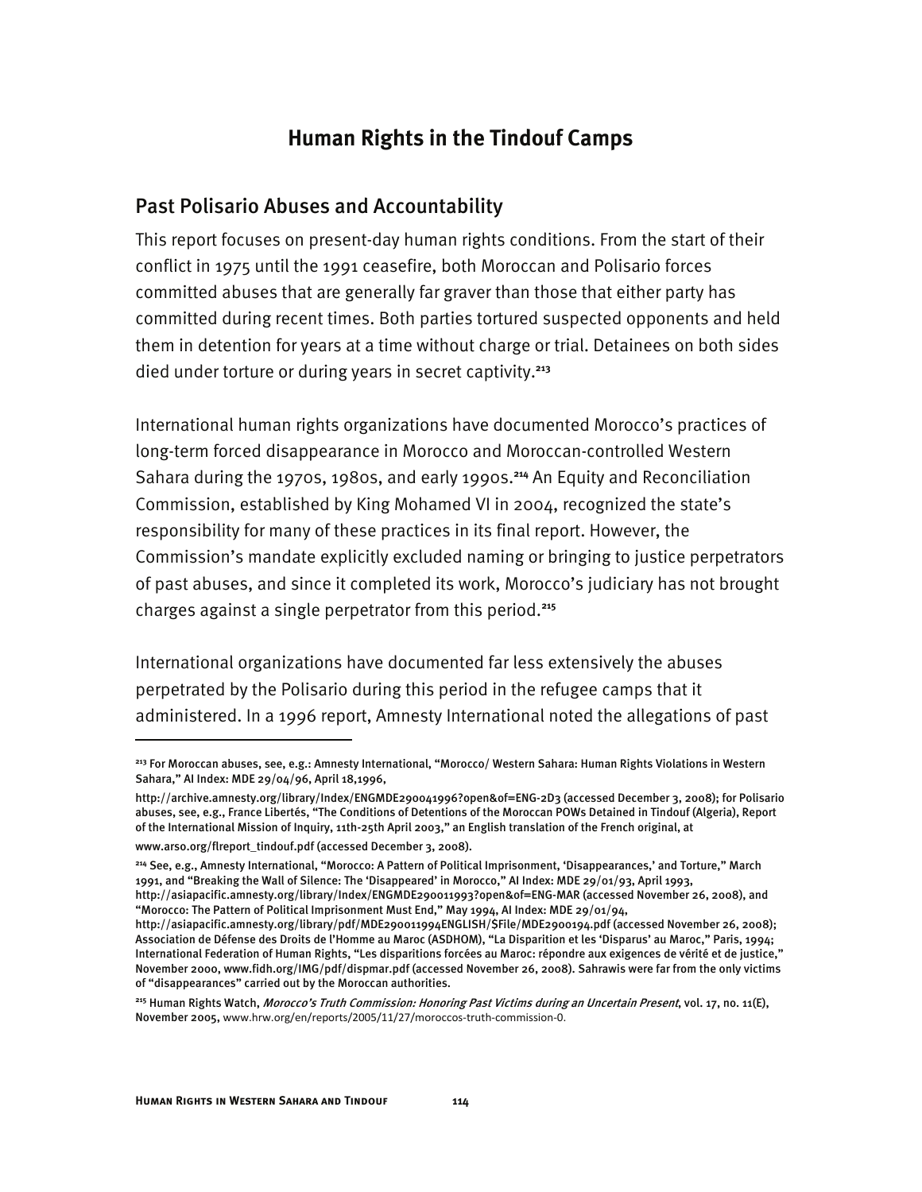# Human Rights in the Tindouf Camps

## Past Polisario Abuses and Accountability

This report focuses on present-day human rights conditions. From the start of their conflict in 1975 until the 1991 ceasefire, both Moroccan and Polisario forces committed abuses that are generally far graver than those that either party has committed during recent times. Both parties tortured suspected opponents and held them in detention for years at a time without charge or trial. Detainees on both sides died under torture or during years in secret captivity.[213]

International human rights organizations have documented Morocco's practices of long-term forced disappearance in Morocco and Moroccan-controlled Western Sahara during the 1970s, 1980s, and early 1990s.[214] An Equity and Reconciliation Commission, established by King Mohamed VI in 2004, recognized the state's responsibility for many of these practices in its final report. However, the Commission's mandate explicitly excluded naming or bringing to justice perpetrators of past abuses, and since it completed its work, Morocco's judiciary has not brought charges against a single perpetrator from this period.[215]

International organizations have documented far less extensively the abuses perpetrated by the Polisario during this period in the refugee camps that it administered. In a 1996 report, Amnesty International noted the allegations of past

---

[213] For Moroccan abuses, see, e.g.: Amnesty International, "Morocco/ Western Sahara: Human Rights Violations in Western Sahara," AI Index: MDE 29/04/96, April 18,1996, http://archive.amnesty.org/library/Index/ENGMDE290041996?open&of=ENG-2D3 (accessed December 3, 2008); for Polisario abuses, see, e.g., France Libertés, "The Conditions of Detentions of the Moroccan POWs Detained in Tindouf (Algeria), Report of the International Mission of Inquiry, 11th-25th April 2003," an English translation of the French original, at www.arso.org/flreport_tindouf.pdf (accessed December 3, 2008).

[214] See, e.g., Amnesty International, "Morocco: A Pattern of Political Imprisonment, 'Disappearances,' and Torture," March 1991, and "Breaking the Wall of Silence: The 'Disappeared' in Morocco," AI Index: MDE 29/01/93, April 1993, http://asiapacific.amnesty.org/library/Index/ENGMDE290011993?open&of=ENG-MAR (accessed November 26, 2008), and "Morocco: The Pattern of Political Imprisonment Must End," May 1994, AI Index: MDE 29/01/94, http://asiapacific.amnesty.org/library/pdf/MDE290011994ENGLISH/$File/MDE2900194.pdf (accessed November 26, 2008); Association de Défense des Droits de l'Homme au Maroc (ASDHOM), "La Disparition et les 'Disparus' au Maroc," Paris, 1994; International Federation of Human Rights, "Les disparitions forcées au Maroc: répondre aux exigences de vérité et de justice," November 2000, www.fidh.org/IMG/pdf/dispmar.pdf (accessed November 26, 2008). Sahrawis were far from the only victims of "disappearances" carried out by the Moroccan authorities.

[215] Human Rights Watch, *Morocco's Truth Commission: Honoring Past Victims during an Uncertain Present*, vol. 17, no. 11(E), November 2005, www.hrw.org/en/reports/2005/11/27/moroccos-truth-commission-0.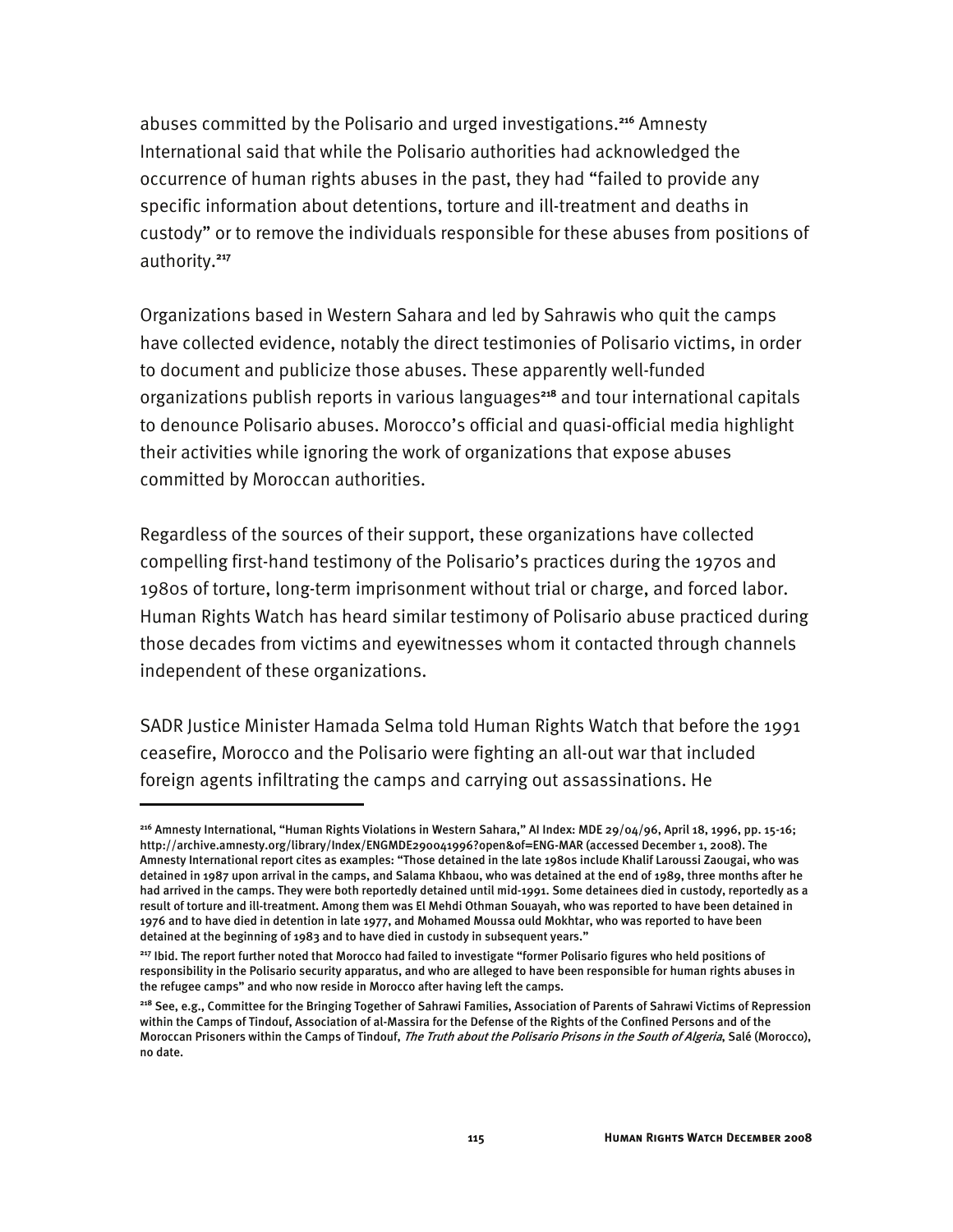abuses committed by the Polisario and urged investigations.[216] Amnesty International said that while the Polisario authorities had acknowledged the occurrence of human rights abuses in the past, they had "failed to provide any specific information about detentions, torture and ill-treatment and deaths in custody" or to remove the individuals responsible for these abuses from positions of authority.[217]

Organizations based in Western Sahara and led by Sahrawis who quit the camps have collected evidence, notably the direct testimonies of Polisario victims, in order to document and publicize those abuses. These apparently well-funded organizations publish reports in various languages[218] and tour international capitals to denounce Polisario abuses. Morocco's official and quasi-official media highlight their activities while ignoring the work of organizations that expose abuses committed by Moroccan authorities.

Regardless of the sources of their support, these organizations have collected compelling first-hand testimony of the Polisario's practices during the 1970s and 1980s of torture, long-term imprisonment without trial or charge, and forced labor. Human Rights Watch has heard similar testimony of Polisario abuse practiced during those decades from victims and eyewitnesses whom it contacted through channels independent of these organizations.

SADR Justice Minister Hamada Selma told Human Rights Watch that before the 1991 ceasefire, Morocco and the Polisario were fighting an all-out war that included foreign agents infiltrating the camps and carrying out assassinations. He

---

[216] Amnesty International, "Human Rights Violations in Western Sahara," AI Index: MDE 29/04/96, April 18, 1996, pp. 15-16; http://archive.amnesty.org/library/Index/ENGMDE290041996?open&of=ENG-MAR (accessed December 1, 2008). The Amnesty International report cites as examples: "Those detained in the late 1980s include Khalif Laroussi Zaougai, who was detained in 1987 upon arrival in the camps, and Salama Khbaou, who was detained at the end of 1989, three months after he had arrived in the camps. They were both reportedly detained until mid-1991. Some detainees died in custody, reportedly as a result of torture and ill-treatment. Among them was El Mehdi Othman Souayah, who was reported to have been detained in 1976 and to have died in detention in late 1977, and Mohamed Moussa ould Mokhtar, who was reported to have been detained at the beginning of 1983 and to have died in custody in subsequent years."

[217] Ibid. The report further noted that Morocco had failed to investigate "former Polisario figures who held positions of responsibility in the Polisario security apparatus, and who are alleged to have been responsible for human rights abuses in the refugee camps" and who now reside in Morocco after having left the camps.

[218] See, e.g., Committee for the Bringing Together of Sahrawi Families, Association of Parents of Sahrawi Victims of Repression within the Camps of Tindouf, Association of al-Massira for the Defense of the Rights of the Confined Persons and of the Moroccan Prisoners within the Camps of Tindouf, *The Truth about the Polisario Prisons in the South of Algeria*, Salé (Morocco), no date.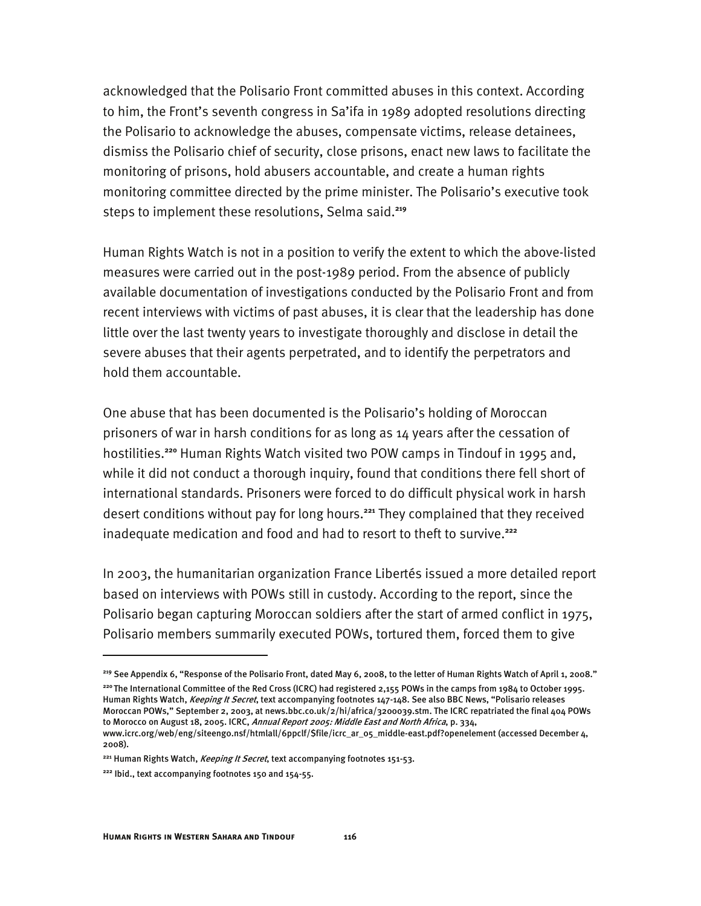acknowledged that the Polisario Front committed abuses in this context. According to him, the Front's seventh congress in Sa'ifa in 1989 adopted resolutions directing the Polisario to acknowledge the abuses, compensate victims, release detainees, dismiss the Polisario chief of security, close prisons, enact new laws to facilitate the monitoring of prisons, hold abusers accountable, and create a human rights monitoring committee directed by the prime minister. The Polisario's executive took steps to implement these resolutions, Selma said.[219]

Human Rights Watch is not in a position to verify the extent to which the above-listed measures were carried out in the post-1989 period. From the absence of publicly available documentation of investigations conducted by the Polisario Front and from recent interviews with victims of past abuses, it is clear that the leadership has done little over the last twenty years to investigate thoroughly and disclose in detail the severe abuses that their agents perpetrated, and to identify the perpetrators and hold them accountable.

One abuse that has been documented is the Polisario's holding of Moroccan prisoners of war in harsh conditions for as long as 14 years after the cessation of hostilities.[220] Human Rights Watch visited two POW camps in Tindouf in 1995 and, while it did not conduct a thorough inquiry, found that conditions there fell short of international standards. Prisoners were forced to do difficult physical work in harsh desert conditions without pay for long hours.[221] They complained that they received inadequate medication and food and had to resort to theft to survive.[222]

In 2003, the humanitarian organization France Libertés issued a more detailed report based on interviews with POWs still in custody. According to the report, since the Polisario began capturing Moroccan soldiers after the start of armed conflict in 1975, Polisario members summarily executed POWs, tortured them, forced them to give

---

[219] See Appendix 6, "Response of the Polisario Front, dated May 6, 2008, to the letter of Human Rights Watch of April 1, 2008."

[220] The International Committee of the Red Cross (ICRC) had registered 2,155 POWs in the camps from 1984 to October 1995. Human Rights Watch, *Keeping It Secret*, text accompanying footnotes 147-148. See also BBC News, "Polisario releases Moroccan POWs," September 2, 2003, at news.bbc.co.uk/2/hi/africa/3200039.stm. The ICRC repatriated the final 404 POWs to Morocco on August 18, 2005. ICRC, *Annual Report 2005: Middle East and North Africa*, p. 334, www.icrc.org/web/eng/siteengo.nsf/htmlall/6ppclf/$file/icrc_ar_05_middle-east.pdf?openelement (accessed December 4, 2008).

[221] Human Rights Watch, *Keeping It Secret*, text accompanying footnotes 151-53.

[222] Ibid., text accompanying footnotes 150 and 154-55.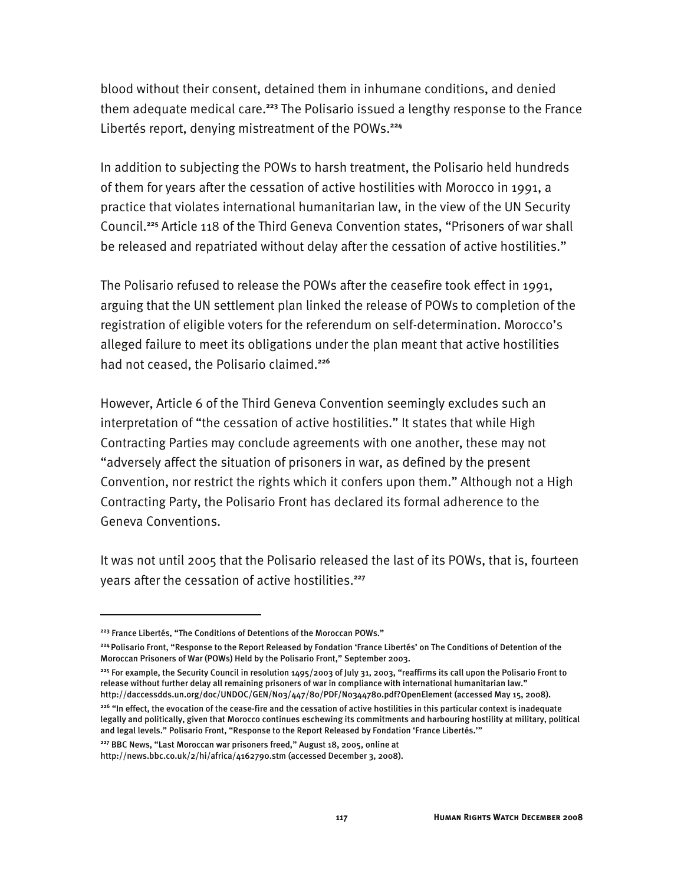blood without their consent, detained them in inhumane conditions, and denied them adequate medical care.[223] The Polisario issued a lengthy response to the France Libertés report, denying mistreatment of the POWs.[224]

In addition to subjecting the POWs to harsh treatment, the Polisario held hundreds of them for years after the cessation of active hostilities with Morocco in 1991, a practice that violates international humanitarian law, in the view of the UN Security Council.[225] Article 118 of the Third Geneva Convention states, "Prisoners of war shall be released and repatriated without delay after the cessation of active hostilities."

The Polisario refused to release the POWs after the ceasefire took effect in 1991, arguing that the UN settlement plan linked the release of POWs to completion of the registration of eligible voters for the referendum on self-determination. Morocco's alleged failure to meet its obligations under the plan meant that active hostilities had not ceased, the Polisario claimed.[226]

However, Article 6 of the Third Geneva Convention seemingly excludes such an interpretation of "the cessation of active hostilities." It states that while High Contracting Parties may conclude agreements with one another, these may not "adversely affect the situation of prisoners in war, as defined by the present Convention, nor restrict the rights which it confers upon them." Although not a High Contracting Party, the Polisario Front has declared its formal adherence to the Geneva Conventions.

It was not until 2005 that the Polisario released the last of its POWs, that is, fourteen years after the cessation of active hostilities.[227]

---

[223] France Libertés, "The Conditions of Detentions of the Moroccan POWs."

[224] Polisario Front, "Response to the Report Released by Fondation 'France Libertés' on The Conditions of Detention of the Moroccan Prisoners of War (POWs) Held by the Polisario Front," September 2003.

[225] For example, the Security Council in resolution 1495/2003 of July 31, 2003, "reaffirms its call upon the Polisario Front to release without further delay all remaining prisoners of war in compliance with international humanitarian law." http://daccessdds.un.org/doc/UNDOC/GEN/N03/447/80/PDF/N0344780.pdf?OpenElement (accessed May 15, 2008).

[226] "In effect, the evocation of the cease-fire and the cessation of active hostilities in this particular context is inadequate legally and politically, given that Morocco continues eschewing its commitments and harbouring hostility at military, political and legal levels." Polisario Front, "Response to the Report Released by Fondation 'France Libertés.'"

[227] BBC News, "Last Moroccan war prisoners freed," August 18, 2005, online at http://news.bbc.co.uk/2/hi/africa/4162790.stm (accessed December 3, 2008).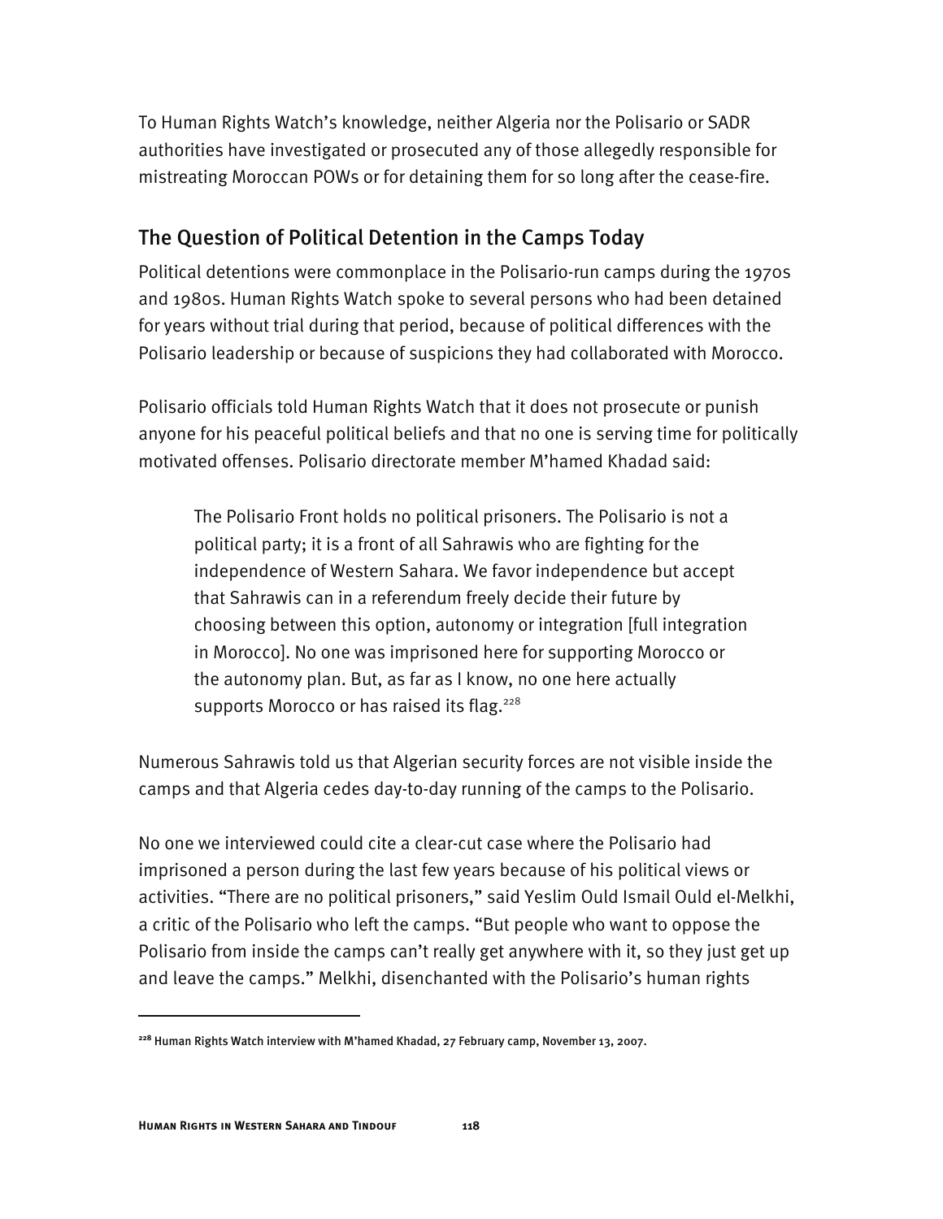To Human Rights Watch's knowledge, neither Algeria nor the Polisario or SADR authorities have investigated or prosecuted any of those allegedly responsible for mistreating Moroccan POWs or for detaining them for so long after the cease-fire.

## The Question of Political Detention in the Camps Today

Political detentions were commonplace in the Polisario-run camps during the 1970s and 1980s. Human Rights Watch spoke to several persons who had been detained for years without trial during that period, because of political differences with the Polisario leadership or because of suspicions they had collaborated with Morocco.

Polisario officials told Human Rights Watch that it does not prosecute or punish anyone for his peaceful political beliefs and that no one is serving time for politically motivated offenses. Polisario directorate member M'hamed Khadad said:

> The Polisario Front holds no political prisoners. The Polisario is not a political party; it is a front of all Sahrawis who are fighting for the independence of Western Sahara. We favor independence but accept that Sahrawis can in a referendum freely decide their future by choosing between this option, autonomy or integration [full integration in Morocco]. No one was imprisoned here for supporting Morocco or the autonomy plan. But, as far as I know, no one here actually supports Morocco or has raised its flag.[228]

Numerous Sahrawis told us that Algerian security forces are not visible inside the camps and that Algeria cedes day-to-day running of the camps to the Polisario.

No one we interviewed could cite a clear-cut case where the Polisario had imprisoned a person during the last few years because of his political views or activities. "There are no political prisoners," said Yeslim Ould Ismail Ould el-Melkhi, a critic of the Polisario who left the camps. "But people who want to oppose the Polisario from inside the camps can't really get anywhere with it, so they just get up and leave the camps." Melkhi, disenchanted with the Polisario's human rights

---

[228] Human Rights Watch interview with M'hamed Khadad, 27 February camp, November 13, 2007.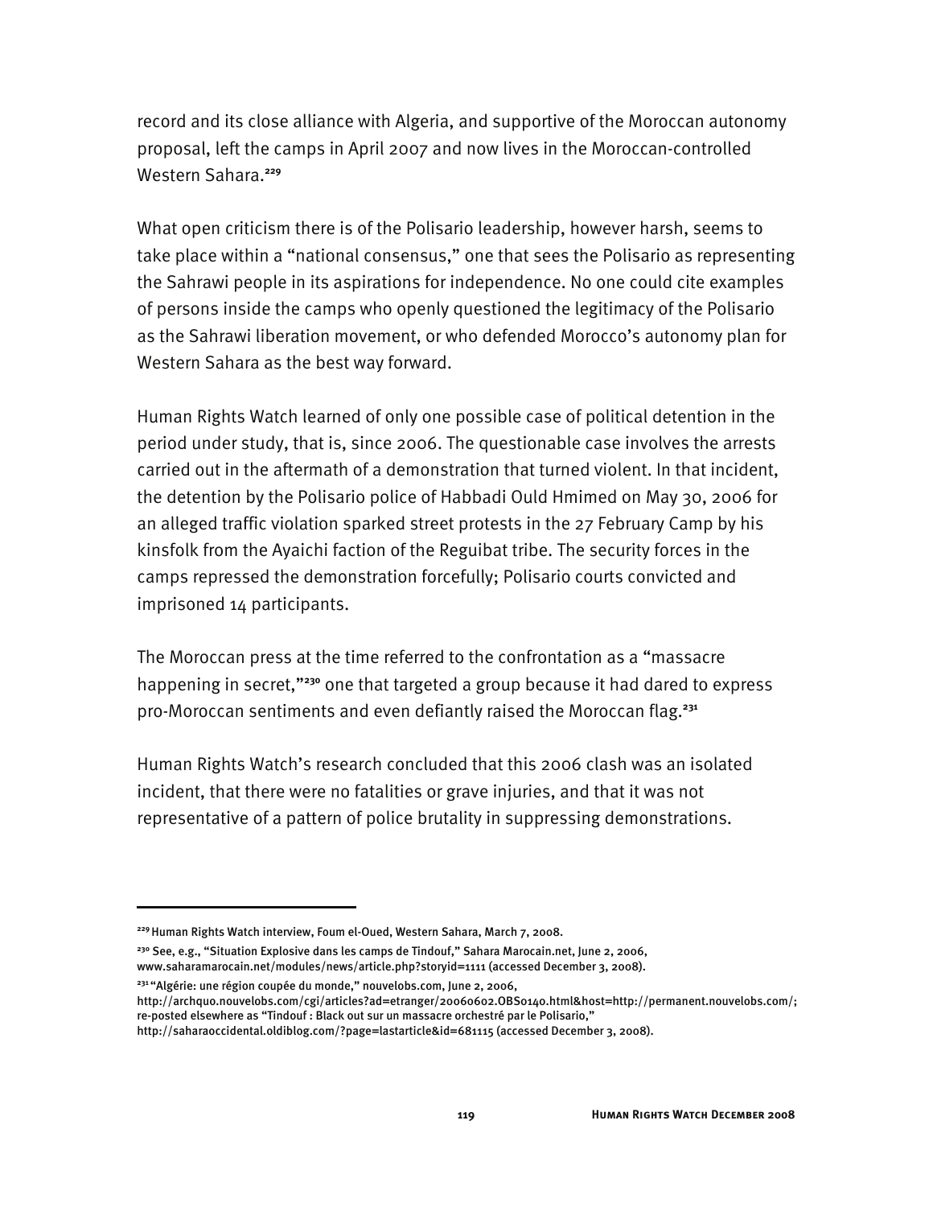record and its close alliance with Algeria, and supportive of the Moroccan autonomy proposal, left the camps in April 2007 and now lives in the Moroccan-controlled Western Sahara.[229]

What open criticism there is of the Polisario leadership, however harsh, seems to take place within a "national consensus," one that sees the Polisario as representing the Sahrawi people in its aspirations for independence. No one could cite examples of persons inside the camps who openly questioned the legitimacy of the Polisario as the Sahrawi liberation movement, or who defended Morocco's autonomy plan for Western Sahara as the best way forward.

Human Rights Watch learned of only one possible case of political detention in the period under study, that is, since 2006. The questionable case involves the arrests carried out in the aftermath of a demonstration that turned violent. In that incident, the detention by the Polisario police of Habbadi Ould Hmimed on May 30, 2006 for an alleged traffic violation sparked street protests in the 27 February Camp by his kinsfolk from the Ayaichi faction of the Reguibat tribe. The security forces in the camps repressed the demonstration forcefully; Polisario courts convicted and imprisoned 14 participants.

The Moroccan press at the time referred to the confrontation as a "massacre happening in secret,"[230] one that targeted a group because it had dared to express pro-Moroccan sentiments and even defiantly raised the Moroccan flag.[231]

Human Rights Watch's research concluded that this 2006 clash was an isolated incident, that there were no fatalities or grave injuries, and that it was not representative of a pattern of police brutality in suppressing demonstrations.

---

[229] Human Rights Watch interview, Foum el-Oued, Western Sahara, March 7, 2008.

[230] See, e.g., "Situation Explosive dans les camps de Tindouf," Sahara Marocain.net, June 2, 2006, www.saharamarocain.net/modules/news/article.php?storyid=1111 (accessed December 3, 2008).

[231] "Algérie: une région coupée du monde," nouvelobs.com, June 2, 2006, http://archquo.nouvelobs.com/cgi/articles?ad=etranger/20060602.OBS0140.html&host=http://permanent.nouvelobs.com/; re-posted elsewhere as "Tindouf : Black out sur un massacre orchestré par le Polisario," http://saharaoccidental.oldiblog.com/?page=lastarticle&id=681115 (accessed December 3, 2008).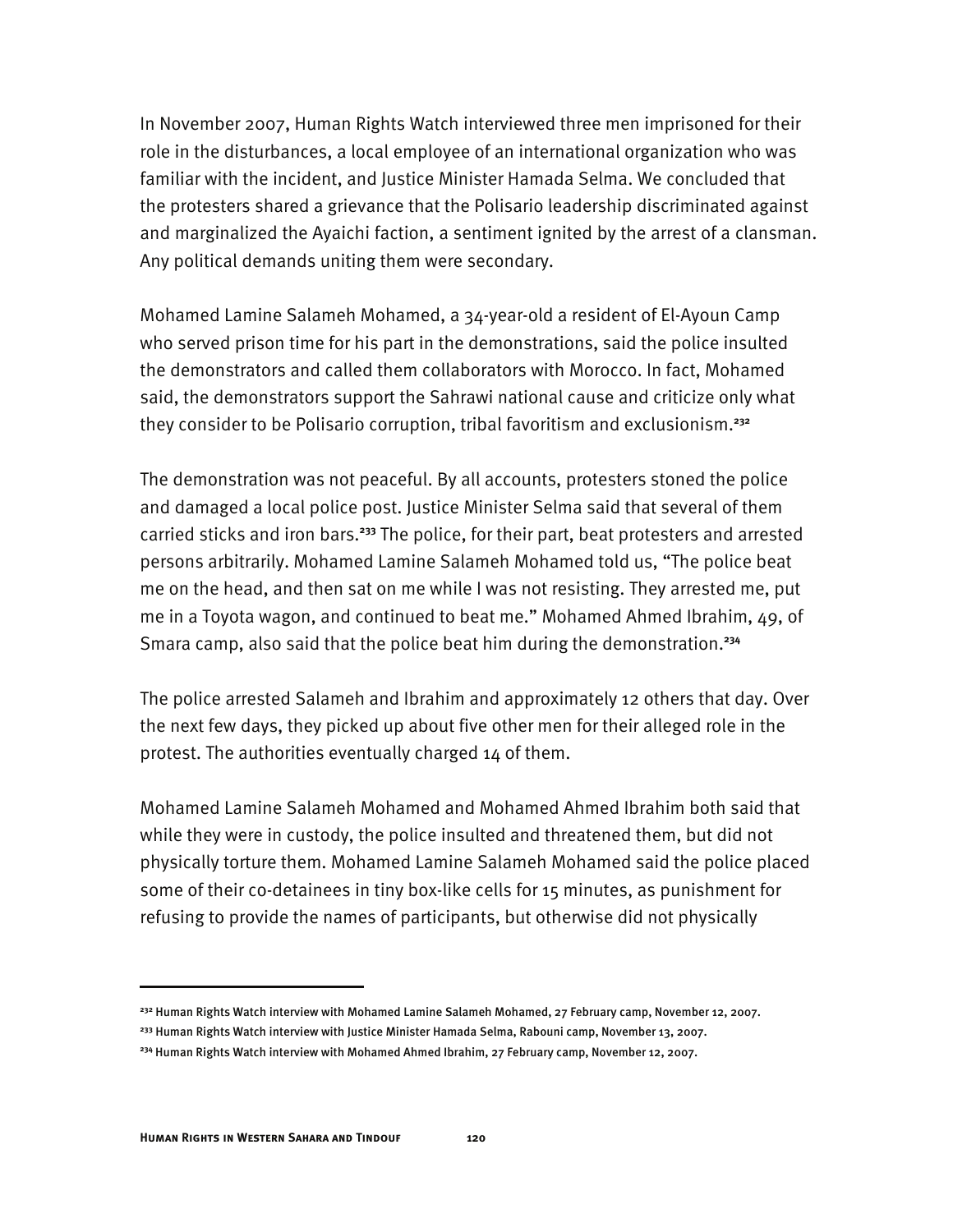In November 2007, Human Rights Watch interviewed three men imprisoned for their role in the disturbances, a local employee of an international organization who was familiar with the incident, and Justice Minister Hamada Selma. We concluded that the protesters shared a grievance that the Polisario leadership discriminated against and marginalized the Ayaichi faction, a sentiment ignited by the arrest of a clansman. Any political demands uniting them were secondary.

Mohamed Lamine Salameh Mohamed, a 34-year-old a resident of El-Ayoun Camp who served prison time for his part in the demonstrations, said the police insulted the demonstrators and called them collaborators with Morocco. In fact, Mohamed said, the demonstrators support the Sahrawi national cause and criticize only what they consider to be Polisario corruption, tribal favoritism and exclusionism.[232]

The demonstration was not peaceful. By all accounts, protesters stoned the police and damaged a local police post. Justice Minister Selma said that several of them carried sticks and iron bars.[233] The police, for their part, beat protesters and arrested persons arbitrarily. Mohamed Lamine Salameh Mohamed told us, "The police beat me on the head, and then sat on me while I was not resisting. They arrested me, put me in a Toyota wagon, and continued to beat me." Mohamed Ahmed Ibrahim, 49, of Smara camp, also said that the police beat him during the demonstration.[234]

The police arrested Salameh and Ibrahim and approximately 12 others that day. Over the next few days, they picked up about five other men for their alleged role in the protest. The authorities eventually charged 14 of them.

Mohamed Lamine Salameh Mohamed and Mohamed Ahmed Ibrahim both said that while they were in custody, the police insulted and threatened them, but did not physically torture them. Mohamed Lamine Salameh Mohamed said the police placed some of their co-detainees in tiny box-like cells for 15 minutes, as punishment for refusing to provide the names of participants, but otherwise did not physically

---

[232] Human Rights Watch interview with Mohamed Lamine Salameh Mohamed, 27 February camp, November 12, 2007.

[233] Human Rights Watch interview with Justice Minister Hamada Selma, Rabouni camp, November 13, 2007.

[234] Human Rights Watch interview with Mohamed Ahmed Ibrahim, 27 February camp, November 12, 2007.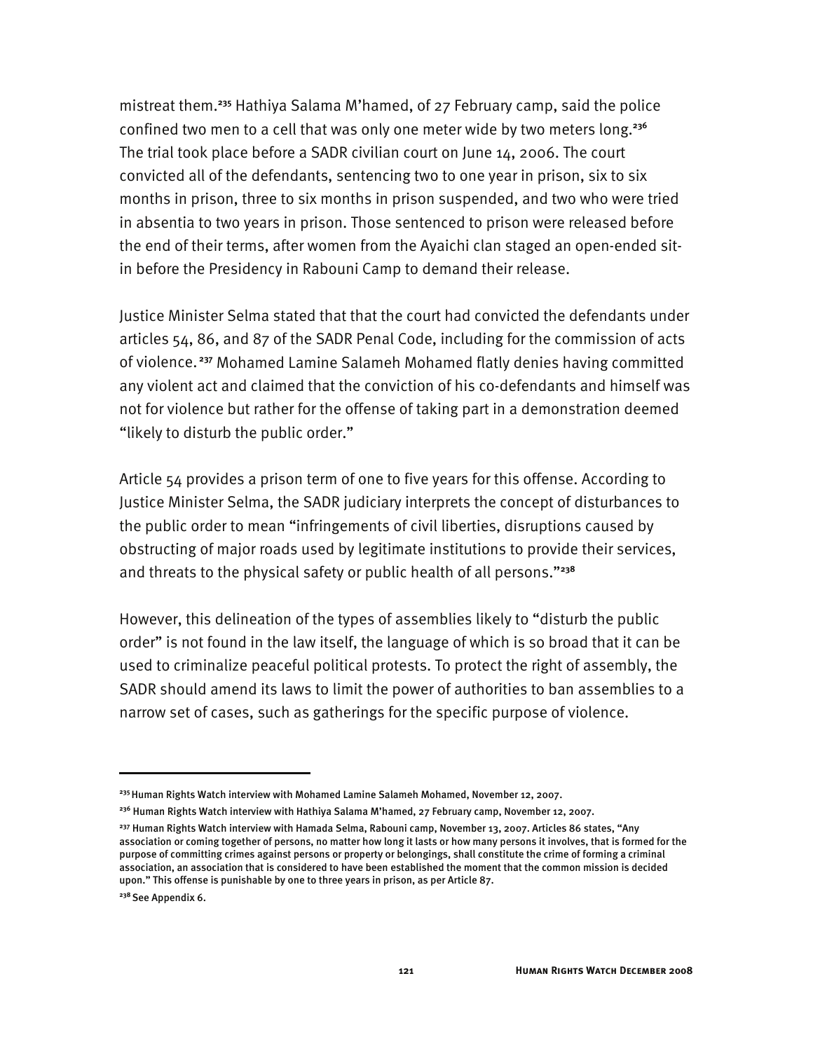mistreat them.[235] Hathiya Salama M'hamed, of 27 February camp, said the police confined two men to a cell that was only one meter wide by two meters long.[236] The trial took place before a SADR civilian court on June 14, 2006. The court convicted all of the defendants, sentencing two to one year in prison, six to six months in prison, three to six months in prison suspended, and two who were tried in absentia to two years in prison. Those sentenced to prison were released before the end of their terms, after women from the Ayaichi clan staged an open-ended sit-in before the Presidency in Rabouni Camp to demand their release.

Justice Minister Selma stated that that the court had convicted the defendants under articles 54, 86, and 87 of the SADR Penal Code, including for the commission of acts of violence.[237] Mohamed Lamine Salameh Mohamed flatly denies having committed any violent act and claimed that the conviction of his co-defendants and himself was not for violence but rather for the offense of taking part in a demonstration deemed "likely to disturb the public order."

Article 54 provides a prison term of one to five years for this offense. According to Justice Minister Selma, the SADR judiciary interprets the concept of disturbances to the public order to mean "infringements of civil liberties, disruptions caused by obstructing of major roads used by legitimate institutions to provide their services, and threats to the physical safety or public health of all persons."[238]

However, this delineation of the types of assemblies likely to "disturb the public order" is not found in the law itself, the language of which is so broad that it can be used to criminalize peaceful political protests. To protect the right of assembly, the SADR should amend its laws to limit the power of authorities to ban assemblies to a narrow set of cases, such as gatherings for the specific purpose of violence.

---

[235] Human Rights Watch interview with Mohamed Lamine Salameh Mohamed, November 12, 2007.

[236] Human Rights Watch interview with Hathiya Salama M'hamed, 27 February camp, November 12, 2007.

[237] Human Rights Watch interview with Hamada Selma, Rabouni camp, November 13, 2007. Articles 86 states, "Any association or coming together of persons, no matter how long it lasts or how many persons it involves, that is formed for the purpose of committing crimes against persons or property or belongings, shall constitute the crime of forming a criminal association, an association that is considered to have been established the moment that the common mission is decided upon." This offense is punishable by one to three years in prison, as per Article 87.

[238] See Appendix 6.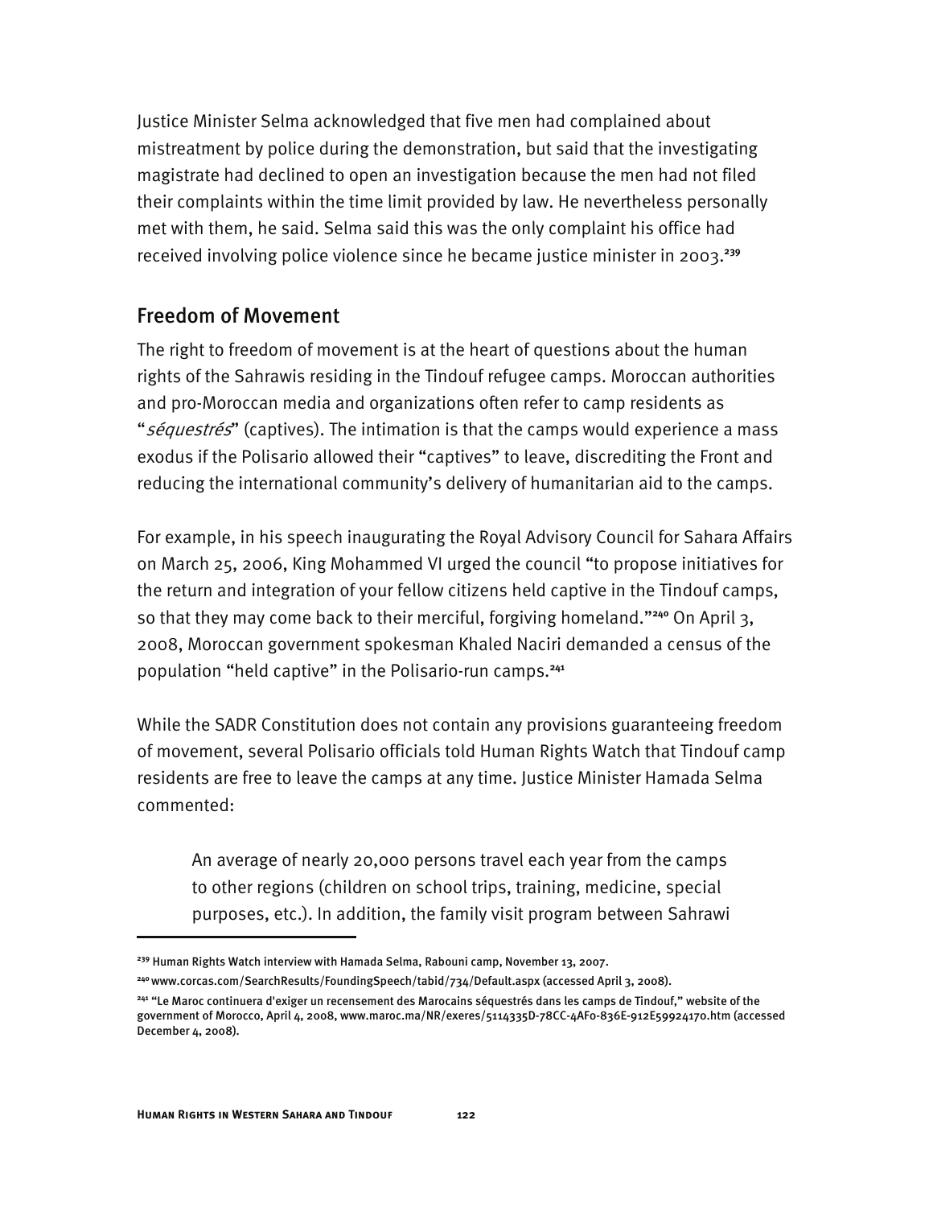Justice Minister Selma acknowledged that five men had complained about mistreatment by police during the demonstration, but said that the investigating magistrate had declined to open an investigation because the men had not filed their complaints within the time limit provided by law. He nevertheless personally met with them, he said. Selma said this was the only complaint his office had received involving police violence since he became justice minister in 2003.[239]

## Freedom of Movement

The right to freedom of movement is at the heart of questions about the human rights of the Sahrawis residing in the Tindouf refugee camps. Moroccan authorities and pro-Moroccan media and organizations often refer to camp residents as "*séquestrés*" (captives). The intimation is that the camps would experience a mass exodus if the Polisario allowed their "captives" to leave, discrediting the Front and reducing the international community's delivery of humanitarian aid to the camps.

For example, in his speech inaugurating the Royal Advisory Council for Sahara Affairs on March 25, 2006, King Mohammed VI urged the council "to propose initiatives for the return and integration of your fellow citizens held captive in the Tindouf camps, so that they may come back to their merciful, forgiving homeland."[240] On April 3, 2008, Moroccan government spokesman Khaled Naciri demanded a census of the population "held captive" in the Polisario-run camps.[241]

While the SADR Constitution does not contain any provisions guaranteeing freedom of movement, several Polisario officials told Human Rights Watch that Tindouf camp residents are free to leave the camps at any time. Justice Minister Hamada Selma commented:

> An average of nearly 20,000 persons travel each year from the camps to other regions (children on school trips, training, medicine, special purposes, etc.). In addition, the family visit program between Sahrawi

---

[239] Human Rights Watch interview with Hamada Selma, Rabouni camp, November 13, 2007.

[240] www.corcas.com/SearchResults/FoundingSpeech/tabid/734/Default.aspx (accessed April 3, 2008).

[241] "Le Maroc continuera d'exiger un recensement des Marocains séquestrés dans les camps de Tindouf," website of the government of Morocco, April 4, 2008, www.maroc.ma/NR/exeres/5114335D-78CC-4AF0-836E-912E59924170.htm (accessed December 4, 2008).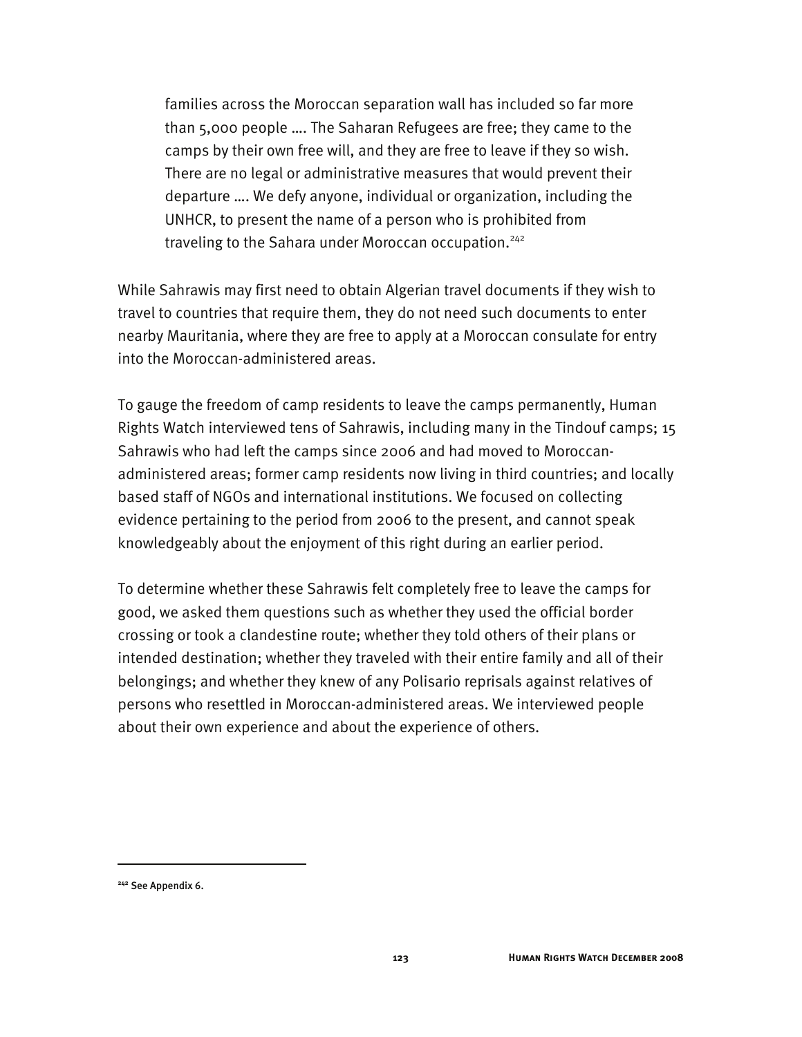> families across the Moroccan separation wall has included so far more than 5,000 people …. The Saharan Refugees are free; they came to the camps by their own free will, and they are free to leave if they so wish. There are no legal or administrative measures that would prevent their departure …. We defy anyone, individual or organization, including the UNHCR, to present the name of a person who is prohibited from traveling to the Sahara under Moroccan occupation.[242]

While Sahrawis may first need to obtain Algerian travel documents if they wish to travel to countries that require them, they do not need such documents to enter nearby Mauritania, where they are free to apply at a Moroccan consulate for entry into the Moroccan-administered areas.

To gauge the freedom of camp residents to leave the camps permanently, Human Rights Watch interviewed tens of Sahrawis, including many in the Tindouf camps; 15 Sahrawis who had left the camps since 2006 and had moved to Moroccan-administered areas; former camp residents now living in third countries; and locally based staff of NGOs and international institutions. We focused on collecting evidence pertaining to the period from 2006 to the present, and cannot speak knowledgeably about the enjoyment of this right during an earlier period.

To determine whether these Sahrawis felt completely free to leave the camps for good, we asked them questions such as whether they used the official border crossing or took a clandestine route; whether they told others of their plans or intended destination; whether they traveled with their entire family and all of their belongings; and whether they knew of any Polisario reprisals against relatives of persons who resettled in Moroccan-administered areas. We interviewed people about their own experience and about the experience of others.

---

[242] See Appendix 6.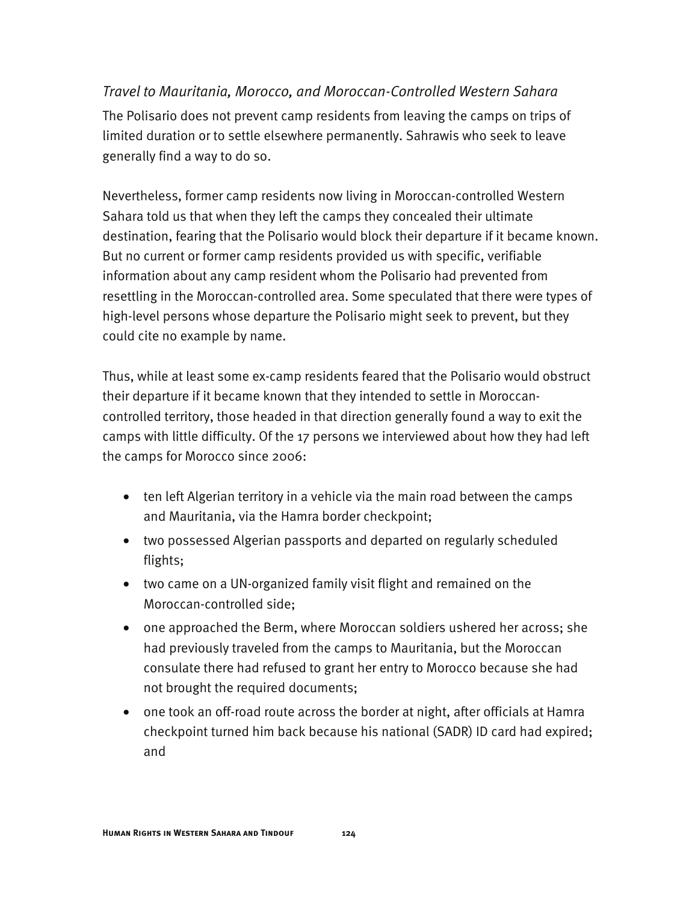### *Travel to Mauritania, Morocco, and Moroccan-Controlled Western Sahara*

The Polisario does not prevent camp residents from leaving the camps on trips of limited duration or to settle elsewhere permanently. Sahrawis who seek to leave generally find a way to do so.

Nevertheless, former camp residents now living in Moroccan-controlled Western Sahara told us that when they left the camps they concealed their ultimate destination, fearing that the Polisario would block their departure if it became known. But no current or former camp residents provided us with specific, verifiable information about any camp resident whom the Polisario had prevented from resettling in the Moroccan-controlled area. Some speculated that there were types of high-level persons whose departure the Polisario might seek to prevent, but they could cite no example by name.

Thus, while at least some ex-camp residents feared that the Polisario would obstruct their departure if it became known that they intended to settle in Moroccan-controlled territory, those headed in that direction generally found a way to exit the camps with little difficulty. Of the 17 persons we interviewed about how they had left the camps for Morocco since 2006:

- ten left Algerian territory in a vehicle via the main road between the camps and Mauritania, via the Hamra border checkpoint;
- two possessed Algerian passports and departed on regularly scheduled flights;
- two came on a UN-organized family visit flight and remained on the Moroccan-controlled side;
- one approached the Berm, where Moroccan soldiers ushered her across; she had previously traveled from the camps to Mauritania, but the Moroccan consulate there had refused to grant her entry to Morocco because she had not brought the required documents;
- one took an off-road route across the border at night, after officials at Hamra checkpoint turned him back because his national (SADR) ID card had expired; and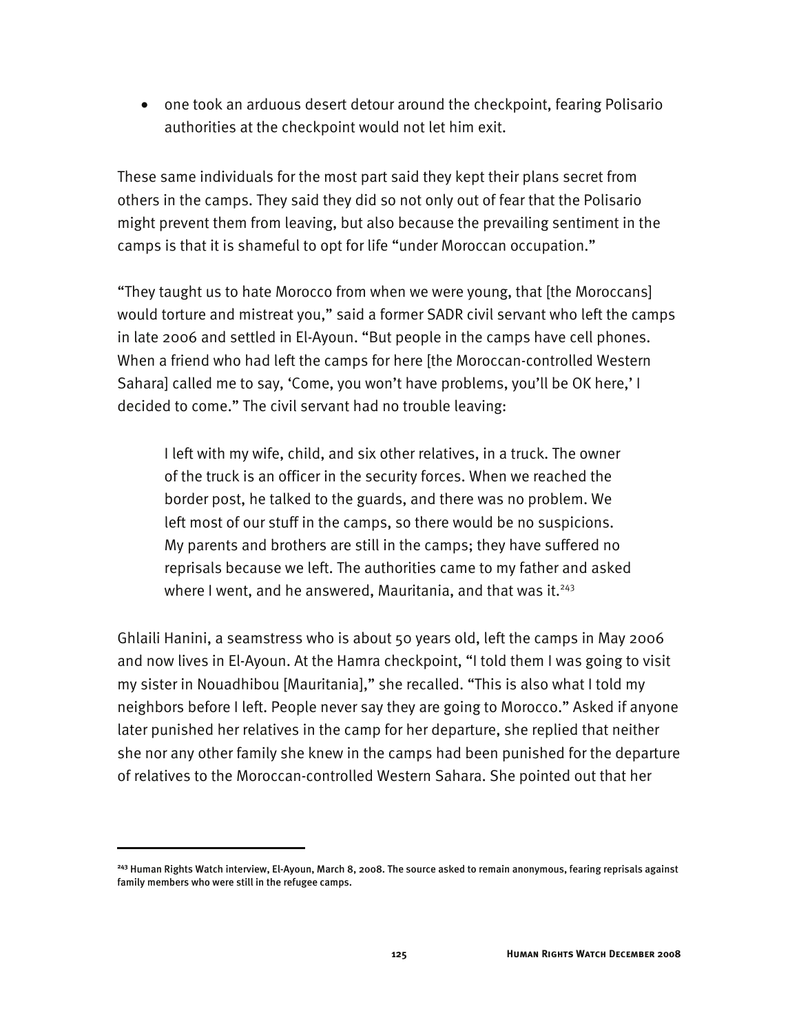- one took an arduous desert detour around the checkpoint, fearing Polisario authorities at the checkpoint would not let him exit.

These same individuals for the most part said they kept their plans secret from others in the camps. They said they did so not only out of fear that the Polisario might prevent them from leaving, but also because the prevailing sentiment in the camps is that it is shameful to opt for life "under Moroccan occupation."

"They taught us to hate Morocco from when we were young, that [the Moroccans] would torture and mistreat you," said a former SADR civil servant who left the camps in late 2006 and settled in El-Ayoun. "But people in the camps have cell phones. When a friend who had left the camps for here [the Moroccan-controlled Western Sahara] called me to say, 'Come, you won't have problems, you'll be OK here,' I decided to come." The civil servant had no trouble leaving:

> I left with my wife, child, and six other relatives, in a truck. The owner of the truck is an officer in the security forces. When we reached the border post, he talked to the guards, and there was no problem. We left most of our stuff in the camps, so there would be no suspicions. My parents and brothers are still in the camps; they have suffered no reprisals because we left. The authorities came to my father and asked where I went, and he answered, Mauritania, and that was it.[243]

Ghlaili Hanini, a seamstress who is about 50 years old, left the camps in May 2006 and now lives in El-Ayoun. At the Hamra checkpoint, "I told them I was going to visit my sister in Nouadhibou [Mauritania]," she recalled. "This is also what I told my neighbors before I left. People never say they are going to Morocco." Asked if anyone later punished her relatives in the camp for her departure, she replied that neither she nor any other family she knew in the camps had been punished for the departure of relatives to the Moroccan-controlled Western Sahara. She pointed out that her

---

[243] Human Rights Watch interview, El-Ayoun, March 8, 2008. The source asked to remain anonymous, fearing reprisals against family members who were still in the refugee camps.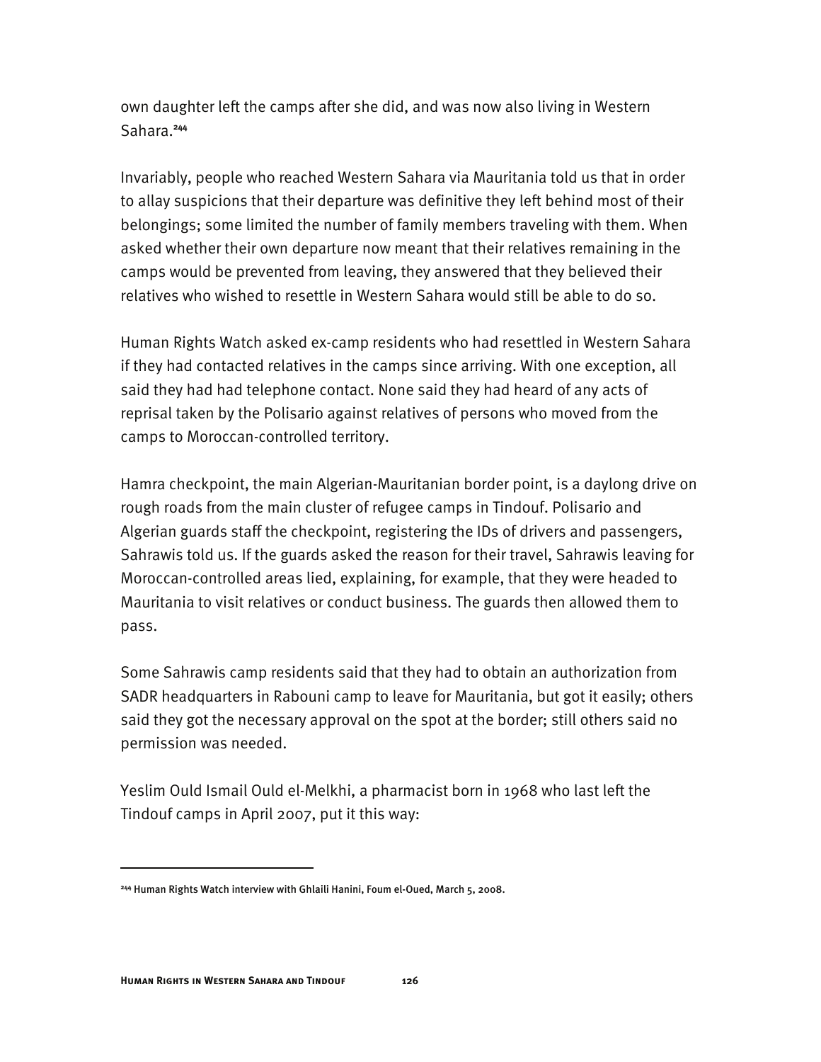own daughter left the camps after she did, and was now also living in Western Sahara.[244]

Invariably, people who reached Western Sahara via Mauritania told us that in order to allay suspicions that their departure was definitive they left behind most of their belongings; some limited the number of family members traveling with them. When asked whether their own departure now meant that their relatives remaining in the camps would be prevented from leaving, they answered that they believed their relatives who wished to resettle in Western Sahara would still be able to do so.

Human Rights Watch asked ex-camp residents who had resettled in Western Sahara if they had contacted relatives in the camps since arriving. With one exception, all said they had had telephone contact. None said they had heard of any acts of reprisal taken by the Polisario against relatives of persons who moved from the camps to Moroccan-controlled territory.

Hamra checkpoint, the main Algerian-Mauritanian border point, is a daylong drive on rough roads from the main cluster of refugee camps in Tindouf. Polisario and Algerian guards staff the checkpoint, registering the IDs of drivers and passengers, Sahrawis told us. If the guards asked the reason for their travel, Sahrawis leaving for Moroccan-controlled areas lied, explaining, for example, that they were headed to Mauritania to visit relatives or conduct business. The guards then allowed them to pass.

Some Sahrawis camp residents said that they had to obtain an authorization from SADR headquarters in Rabouni camp to leave for Mauritania, but got it easily; others said they got the necessary approval on the spot at the border; still others said no permission was needed.

Yeslim Ould Ismail Ould el-Melkhi, a pharmacist born in 1968 who last left the Tindouf camps in April 2007, put it this way:

---

[244] Human Rights Watch interview with Ghlaili Hanini, Foum el-Oued, March 5, 2008.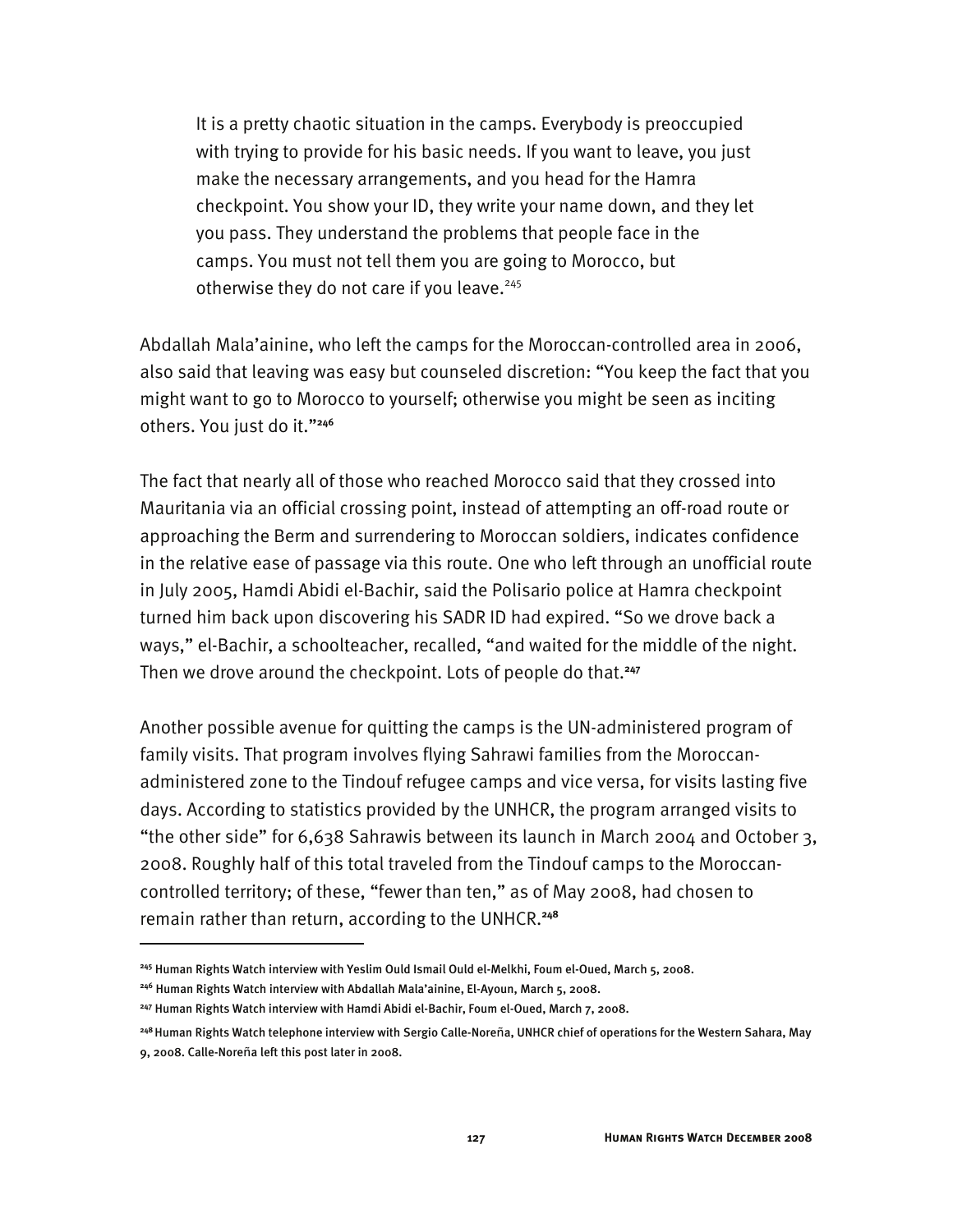> It is a pretty chaotic situation in the camps. Everybody is preoccupied with trying to provide for his basic needs. If you want to leave, you just make the necessary arrangements, and you head for the Hamra checkpoint. You show your ID, they write your name down, and they let you pass. They understand the problems that people face in the camps. You must not tell them you are going to Morocco, but otherwise they do not care if you leave.[245]

Abdallah Mala'ainine, who left the camps for the Moroccan-controlled area in 2006, also said that leaving was easy but counseled discretion: "You keep the fact that you might want to go to Morocco to yourself; otherwise you might be seen as inciting others. You just do it."[246]

The fact that nearly all of those who reached Morocco said that they crossed into Mauritania via an official crossing point, instead of attempting an off-road route or approaching the Berm and surrendering to Moroccan soldiers, indicates confidence in the relative ease of passage via this route. One who left through an unofficial route in July 2005, Hamdi Abidi el-Bachir, said the Polisario police at Hamra checkpoint turned him back upon discovering his SADR ID had expired. "So we drove back a ways," el-Bachir, a schoolteacher, recalled, "and waited for the middle of the night. Then we drove around the checkpoint. Lots of people do that.[247]

Another possible avenue for quitting the camps is the UN-administered program of family visits. That program involves flying Sahrawi families from the Moroccan-administered zone to the Tindouf refugee camps and vice versa, for visits lasting five days. According to statistics provided by the UNHCR, the program arranged visits to "the other side" for 6,638 Sahrawis between its launch in March 2004 and October 3, 2008. Roughly half of this total traveled from the Tindouf camps to the Moroccan-controlled territory; of these, "fewer than ten," as of May 2008, had chosen to remain rather than return, according to the UNHCR.[248]

---

[245] Human Rights Watch interview with Yeslim Ould Ismail Ould el-Melkhi, Foum el-Oued, March 5, 2008.

[246] Human Rights Watch interview with Abdallah Mala'ainine, El-Ayoun, March 5, 2008.

[247] Human Rights Watch interview with Hamdi Abidi el-Bachir, Foum el-Oued, March 7, 2008.

[248] Human Rights Watch telephone interview with Sergio Calle-Noreña, UNHCR chief of operations for the Western Sahara, May 9, 2008. Calle-Noreña left this post later in 2008.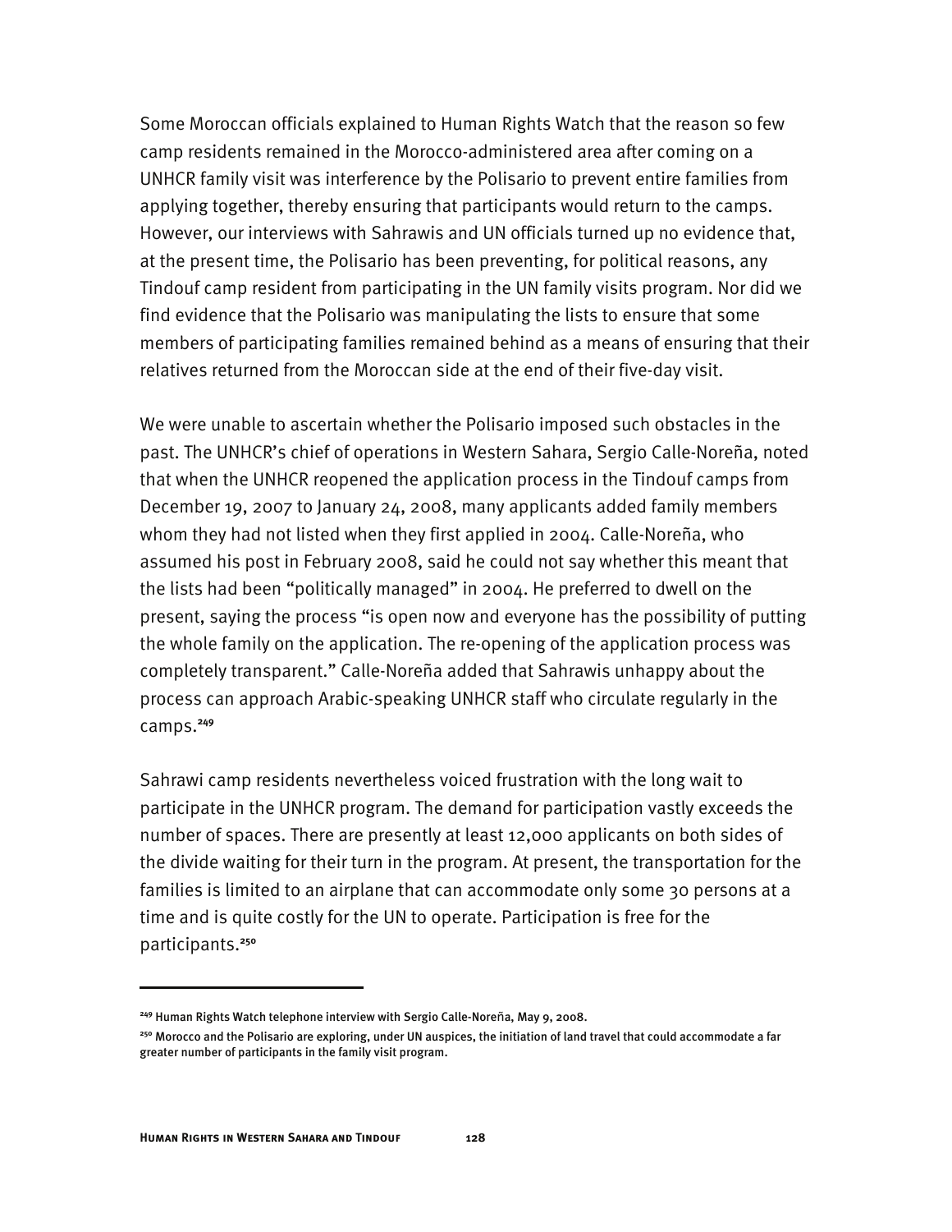Some Moroccan officials explained to Human Rights Watch that the reason so few camp residents remained in the Morocco-administered area after coming on a UNHCR family visit was interference by the Polisario to prevent entire families from applying together, thereby ensuring that participants would return to the camps. However, our interviews with Sahrawis and UN officials turned up no evidence that, at the present time, the Polisario has been preventing, for political reasons, any Tindouf camp resident from participating in the UN family visits program. Nor did we find evidence that the Polisario was manipulating the lists to ensure that some members of participating families remained behind as a means of ensuring that their relatives returned from the Moroccan side at the end of their five-day visit.

We were unable to ascertain whether the Polisario imposed such obstacles in the past. The UNHCR's chief of operations in Western Sahara, Sergio Calle-Noreña, noted that when the UNHCR reopened the application process in the Tindouf camps from December 19, 2007 to January 24, 2008, many applicants added family members whom they had not listed when they first applied in 2004. Calle-Noreña, who assumed his post in February 2008, said he could not say whether this meant that the lists had been "politically managed" in 2004. He preferred to dwell on the present, saying the process "is open now and everyone has the possibility of putting the whole family on the application. The re-opening of the application process was completely transparent." Calle-Noreña added that Sahrawis unhappy about the process can approach Arabic-speaking UNHCR staff who circulate regularly in the camps.[249]

Sahrawi camp residents nevertheless voiced frustration with the long wait to participate in the UNHCR program. The demand for participation vastly exceeds the number of spaces. There are presently at least 12,000 applicants on both sides of the divide waiting for their turn in the program. At present, the transportation for the families is limited to an airplane that can accommodate only some 30 persons at a time and is quite costly for the UN to operate. Participation is free for the participants.[250]

---

[249] Human Rights Watch telephone interview with Sergio Calle-Noreña, May 9, 2008.

[250] Morocco and the Polisario are exploring, under UN auspices, the initiation of land travel that could accommodate a far greater number of participants in the family visit program.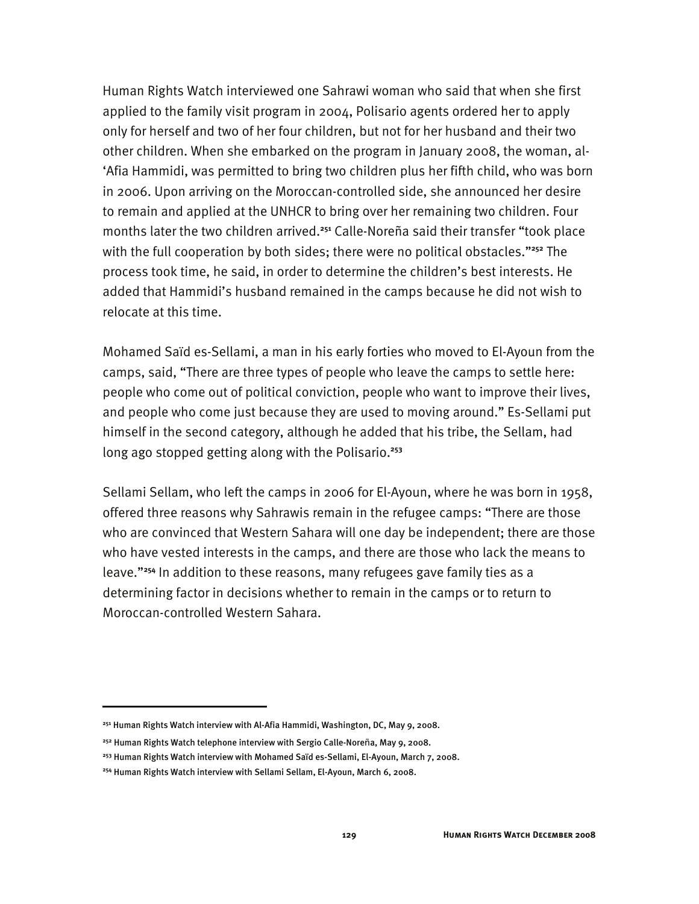Human Rights Watch interviewed one Sahrawi woman who said that when she first applied to the family visit program in 2004, Polisario agents ordered her to apply only for herself and two of her four children, but not for her husband and their two other children. When she embarked on the program in January 2008, the woman, al-'Afia Hammidi, was permitted to bring two children plus her fifth child, who was born in 2006. Upon arriving on the Moroccan-controlled side, she announced her desire to remain and applied at the UNHCR to bring over her remaining two children. Four months later the two children arrived.[251] Calle-Noreña said their transfer "took place with the full cooperation by both sides; there were no political obstacles."[252] The process took time, he said, in order to determine the children's best interests. He added that Hammidi's husband remained in the camps because he did not wish to relocate at this time.

Mohamed Saïd es-Sellami, a man in his early forties who moved to El-Ayoun from the camps, said, "There are three types of people who leave the camps to settle here: people who come out of political conviction, people who want to improve their lives, and people who come just because they are used to moving around." Es-Sellami put himself in the second category, although he added that his tribe, the Sellam, had long ago stopped getting along with the Polisario.[253]

Sellami Sellam, who left the camps in 2006 for El-Ayoun, where he was born in 1958, offered three reasons why Sahrawis remain in the refugee camps: "There are those who are convinced that Western Sahara will one day be independent; there are those who have vested interests in the camps, and there are those who lack the means to leave."[254] In addition to these reasons, many refugees gave family ties as a determining factor in decisions whether to remain in the camps or to return to Moroccan-controlled Western Sahara.

---

[251] Human Rights Watch interview with Al-Afia Hammidi, Washington, DC, May 9, 2008.

[252] Human Rights Watch telephone interview with Sergio Calle-Noreña, May 9, 2008.

[253] Human Rights Watch interview with Mohamed Saïd es-Sellami, El-Ayoun, March 7, 2008.

[254] Human Rights Watch interview with Sellami Sellam, El-Ayoun, March 6, 2008.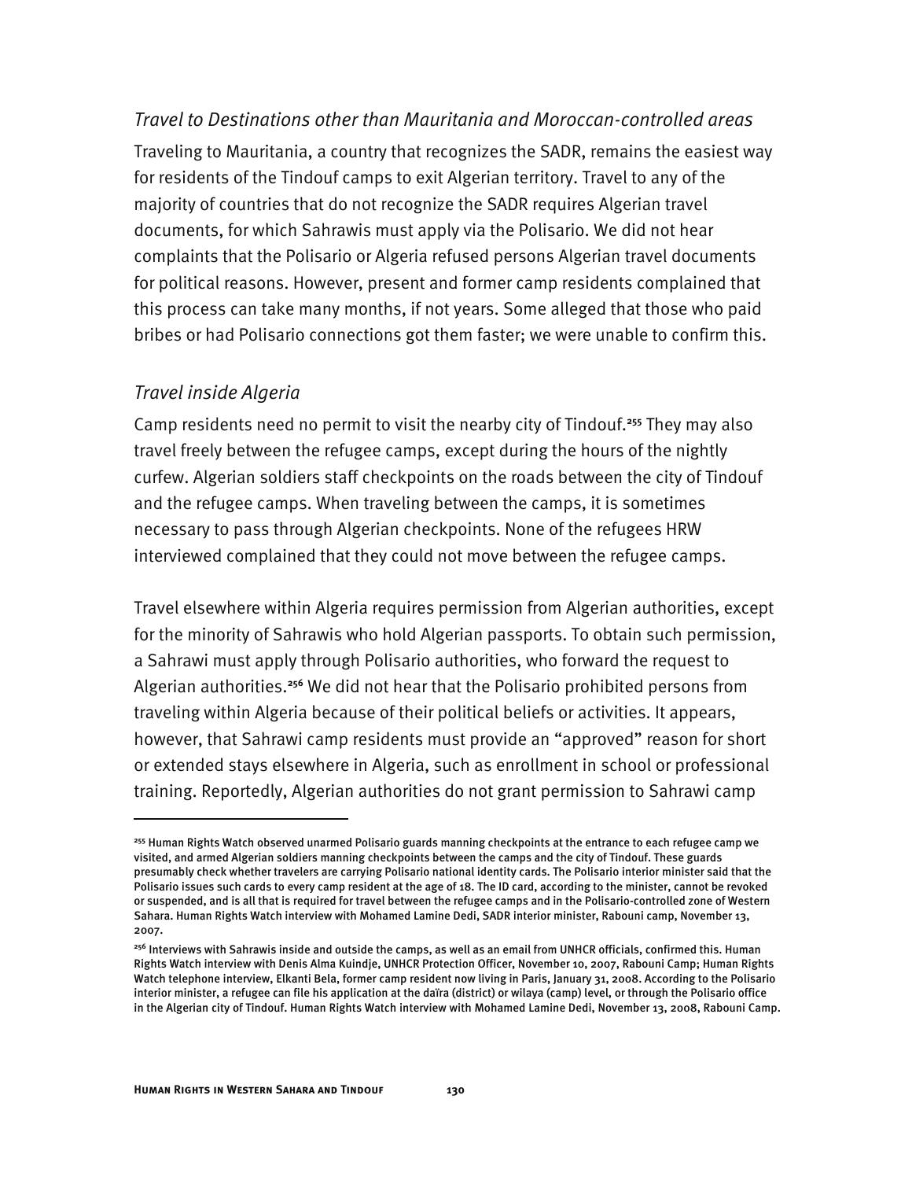### *Travel to Destinations other than Mauritania and Moroccan-controlled areas*

Traveling to Mauritania, a country that recognizes the SADR, remains the easiest way for residents of the Tindouf camps to exit Algerian territory. Travel to any of the majority of countries that do not recognize the SADR requires Algerian travel documents, for which Sahrawis must apply via the Polisario. We did not hear complaints that the Polisario or Algeria refused persons Algerian travel documents for political reasons. However, present and former camp residents complained that this process can take many months, if not years. Some alleged that those who paid bribes or had Polisario connections got them faster; we were unable to confirm this.

### *Travel inside Algeria*

Camp residents need no permit to visit the nearby city of Tindouf.[255] They may also travel freely between the refugee camps, except during the hours of the nightly curfew. Algerian soldiers staff checkpoints on the roads between the city of Tindouf and the refugee camps. When traveling between the camps, it is sometimes necessary to pass through Algerian checkpoints. None of the refugees HRW interviewed complained that they could not move between the refugee camps.

Travel elsewhere within Algeria requires permission from Algerian authorities, except for the minority of Sahrawis who hold Algerian passports. To obtain such permission, a Sahrawi must apply through Polisario authorities, who forward the request to Algerian authorities.[256] We did not hear that the Polisario prohibited persons from traveling within Algeria because of their political beliefs or activities. It appears, however, that Sahrawi camp residents must provide an "approved" reason for short or extended stays elsewhere in Algeria, such as enrollment in school or professional training. Reportedly, Algerian authorities do not grant permission to Sahrawi camp

---

[255] Human Rights Watch observed unarmed Polisario guards manning checkpoints at the entrance to each refugee camp we visited, and armed Algerian soldiers manning checkpoints between the camps and the city of Tindouf. These guards presumably check whether travelers are carrying Polisario national identity cards. The Polisario interior minister said that the Polisario issues such cards to every camp resident at the age of 18. The ID card, according to the minister, cannot be revoked or suspended, and is all that is required for travel between the refugee camps and in the Polisario-controlled zone of Western Sahara. Human Rights Watch interview with Mohamed Lamine Dedi, SADR interior minister, Rabouni camp, November 13, 2007.

[256] Interviews with Sahrawis inside and outside the camps, as well as an email from UNHCR officials, confirmed this. Human Rights Watch interview with Denis Alma Kuindje, UNHCR Protection Officer, November 10, 2007, Rabouni Camp; Human Rights Watch telephone interview, Elkanti Bela, former camp resident now living in Paris, January 31, 2008. According to the Polisario interior minister, a refugee can file his application at the daïra (district) or wilaya (camp) level, or through the Polisario office in the Algerian city of Tindouf. Human Rights Watch interview with Mohamed Lamine Dedi, November 13, 2008, Rabouni Camp.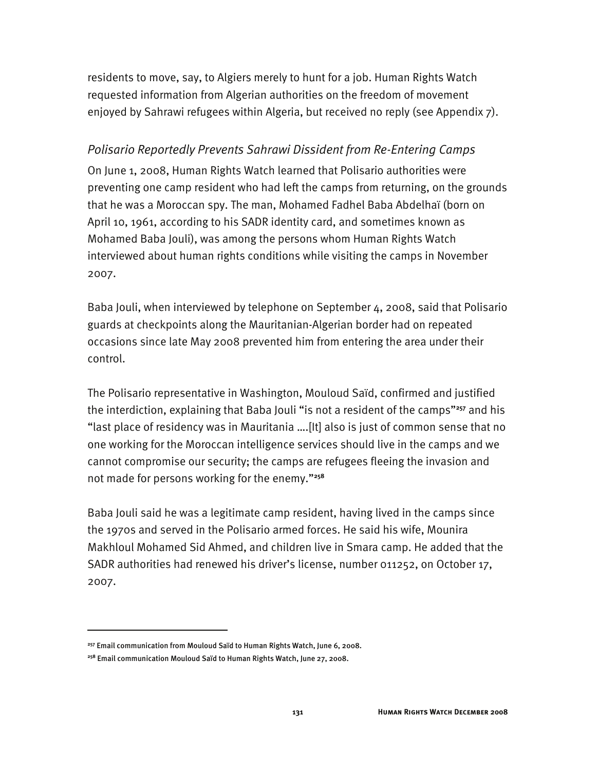residents to move, say, to Algiers merely to hunt for a job. Human Rights Watch requested information from Algerian authorities on the freedom of movement enjoyed by Sahrawi refugees within Algeria, but received no reply (see Appendix 7).

### *Polisario Reportedly Prevents Sahrawi Dissident from Re-Entering Camps*

On June 1, 2008, Human Rights Watch learned that Polisario authorities were preventing one camp resident who had left the camps from returning, on the grounds that he was a Moroccan spy. The man, Mohamed Fadhel Baba Abdelhaï (born on April 10, 1961, according to his SADR identity card, and sometimes known as Mohamed Baba Jouli), was among the persons whom Human Rights Watch interviewed about human rights conditions while visiting the camps in November 2007.

Baba Jouli, when interviewed by telephone on September 4, 2008, said that Polisario guards at checkpoints along the Mauritanian-Algerian border had on repeated occasions since late May 2008 prevented him from entering the area under their control.

The Polisario representative in Washington, Mouloud Saïd, confirmed and justified the interdiction, explaining that Baba Jouli "is not a resident of the camps"[257] and his "last place of residency was in Mauritania ….[It] also is just of common sense that no one working for the Moroccan intelligence services should live in the camps and we cannot compromise our security; the camps are refugees fleeing the invasion and not made for persons working for the enemy."[258]

Baba Jouli said he was a legitimate camp resident, having lived in the camps since the 1970s and served in the Polisario armed forces. He said his wife, Mounira Makhloul Mohamed Sid Ahmed, and children live in Smara camp. He added that the SADR authorities had renewed his driver's license, number 011252, on October 17, 2007.

---

[257] Email communication from Mouloud Saïd to Human Rights Watch, June 6, 2008.

[258] Email communication Mouloud Saïd to Human Rights Watch, June 27, 2008.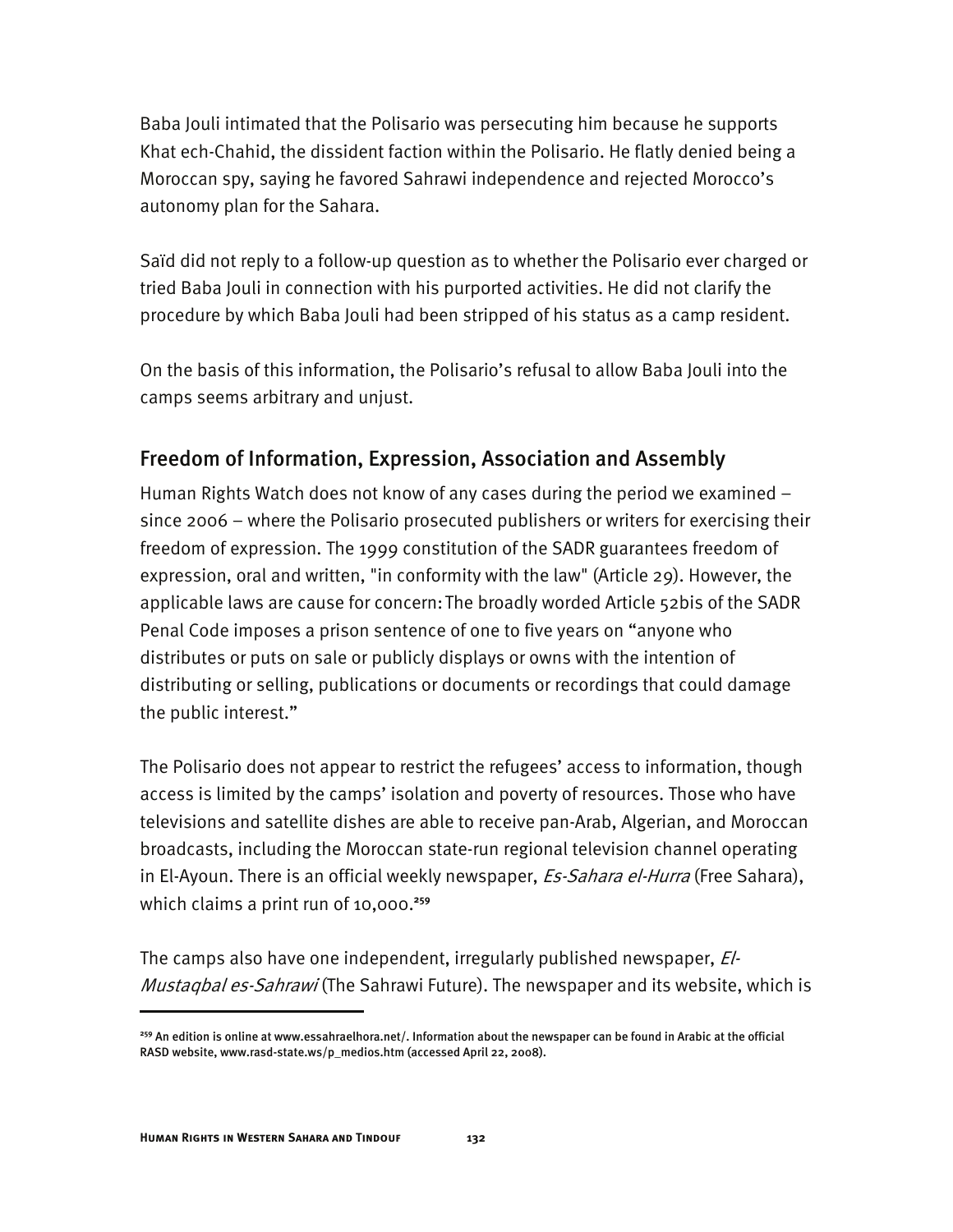Baba Jouli intimated that the Polisario was persecuting him because he supports Khat ech-Chahid, the dissident faction within the Polisario. He flatly denied being a Moroccan spy, saying he favored Sahrawi independence and rejected Morocco's autonomy plan for the Sahara.

Saïd did not reply to a follow-up question as to whether the Polisario ever charged or tried Baba Jouli in connection with his purported activities. He did not clarify the procedure by which Baba Jouli had been stripped of his status as a camp resident.

On the basis of this information, the Polisario's refusal to allow Baba Jouli into the camps seems arbitrary and unjust.

## Freedom of Information, Expression, Association and Assembly

Human Rights Watch does not know of any cases during the period we examined – since 2006 – where the Polisario prosecuted publishers or writers for exercising their freedom of expression. The 1999 constitution of the SADR guarantees freedom of expression, oral and written, "in conformity with the law" (Article 29). However, the applicable laws are cause for concern: The broadly worded Article 52bis of the SADR Penal Code imposes a prison sentence of one to five years on "anyone who distributes or puts on sale or publicly displays or owns with the intention of distributing or selling, publications or documents or recordings that could damage the public interest."

The Polisario does not appear to restrict the refugees' access to information, though access is limited by the camps' isolation and poverty of resources. Those who have televisions and satellite dishes are able to receive pan-Arab, Algerian, and Moroccan broadcasts, including the Moroccan state-run regional television channel operating in El-Ayoun. There is an official weekly newspaper, *Es-Sahara el-Hurra* (Free Sahara), which claims a print run of 10,000.[259]

The camps also have one independent, irregularly published newspaper, *El-Mustaqbal es-Sahrawi* (The Sahrawi Future). The newspaper and its website, which is

[259] An edition is online at www.essahraelhora.net/. Information about the newspaper can be found in Arabic at the official RASD website, www.rasd-state.ws/p_medios.htm (accessed April 22, 2008).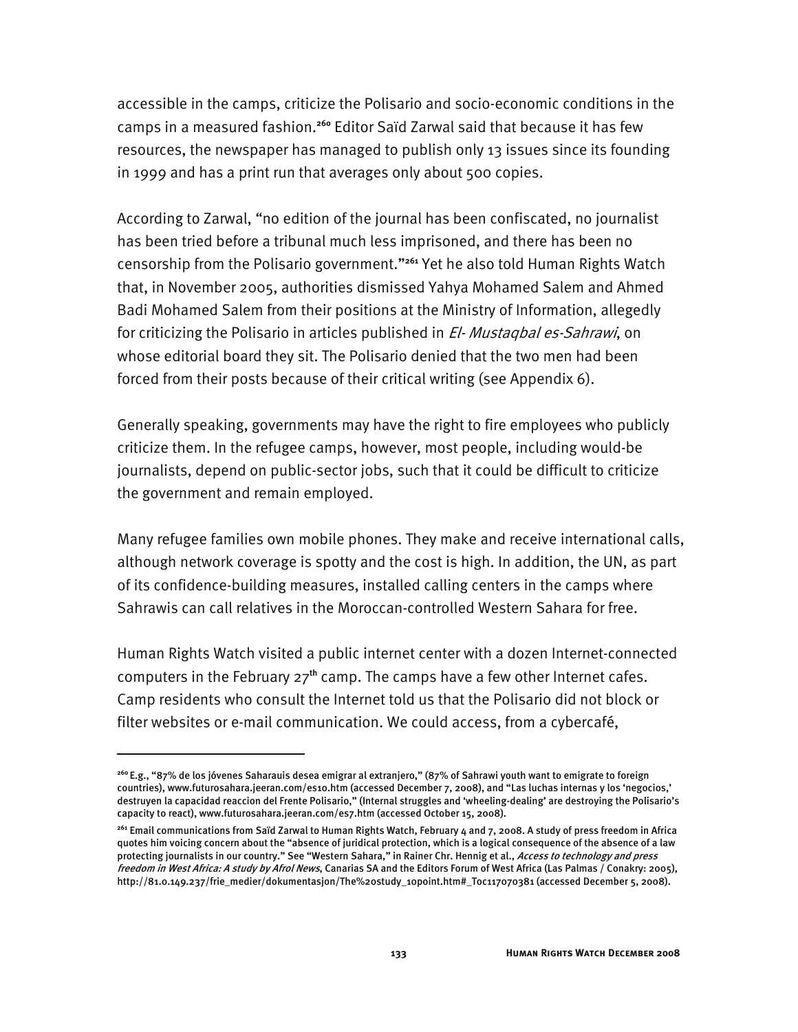accessible in the camps, criticize the Polisario and socio-economic conditions in the camps in a measured fashion.[260] Editor Saïd Zarwal said that because it has few resources, the newspaper has managed to publish only 13 issues since its founding in 1999 and has a print run that averages only about 500 copies.

According to Zarwal, "no edition of the journal has been confiscated, no journalist has been tried before a tribunal much less imprisoned, and there has been no censorship from the Polisario government."[261] Yet he also told Human Rights Watch that, in November 2005, authorities dismissed Yahya Mohamed Salem and Ahmed Badi Mohamed Salem from their positions at the Ministry of Information, allegedly for criticizing the Polisario in articles published in *El- Mustaqbal es-Sahrawi*, on whose editorial board they sit. The Polisario denied that the two men had been forced from their posts because of their critical writing (see Appendix 6).

Generally speaking, governments may have the right to fire employees who publicly criticize them. In the refugee camps, however, most people, including would-be journalists, depend on public-sector jobs, such that it could be difficult to criticize the government and remain employed.

Many refugee families own mobile phones. They make and receive international calls, although network coverage is spotty and the cost is high. In addition, the UN, as part of its confidence-building measures, installed calling centers in the camps where Sahrawis can call relatives in the Moroccan-controlled Western Sahara for free.

Human Rights Watch visited a public internet center with a dozen Internet-connected computers in the February 27th camp. The camps have a few other Internet cafes. Camp residents who consult the Internet told us that the Polisario did not block or filter websites or e-mail communication. We could access, from a cybercafé,

---

[260] E.g., "87% de los jóvenes Saharauis desea emigrar al extranjero," (87% of Sahrawi youth want to emigrate to foreign countries), www.futurosahara.jeeran.com/es10.htm (accessed December 7, 2008), and "Las luchas internas y los 'negocios,' destruyen la capacidad reaccion del Frente Polisario," (Internal struggles and 'wheeling-dealing' are destroying the Polisario's capacity to react), www.futurosahara.jeeran.com/es7.htm (accessed October 15, 2008).

[261] Email communications from Saïd Zarwal to Human Rights Watch, February 4 and 7, 2008. A study of press freedom in Africa quotes him voicing concern about the "absence of juridical protection, which is a logical consequence of the absence of a law protecting journalists in our country." See "Western Sahara," in Rainer Chr. Hennig et al., *Access to technology and press freedom in West Africa: A study by Afrol News*, Canarias SA and the Editors Forum of West Africa (Las Palmas / Conakry: 2005), http://81.0.149.237/frie_medier/dokumentasjon/The%20study_10point.htm#_Toc117070381 (accessed December 5, 2008).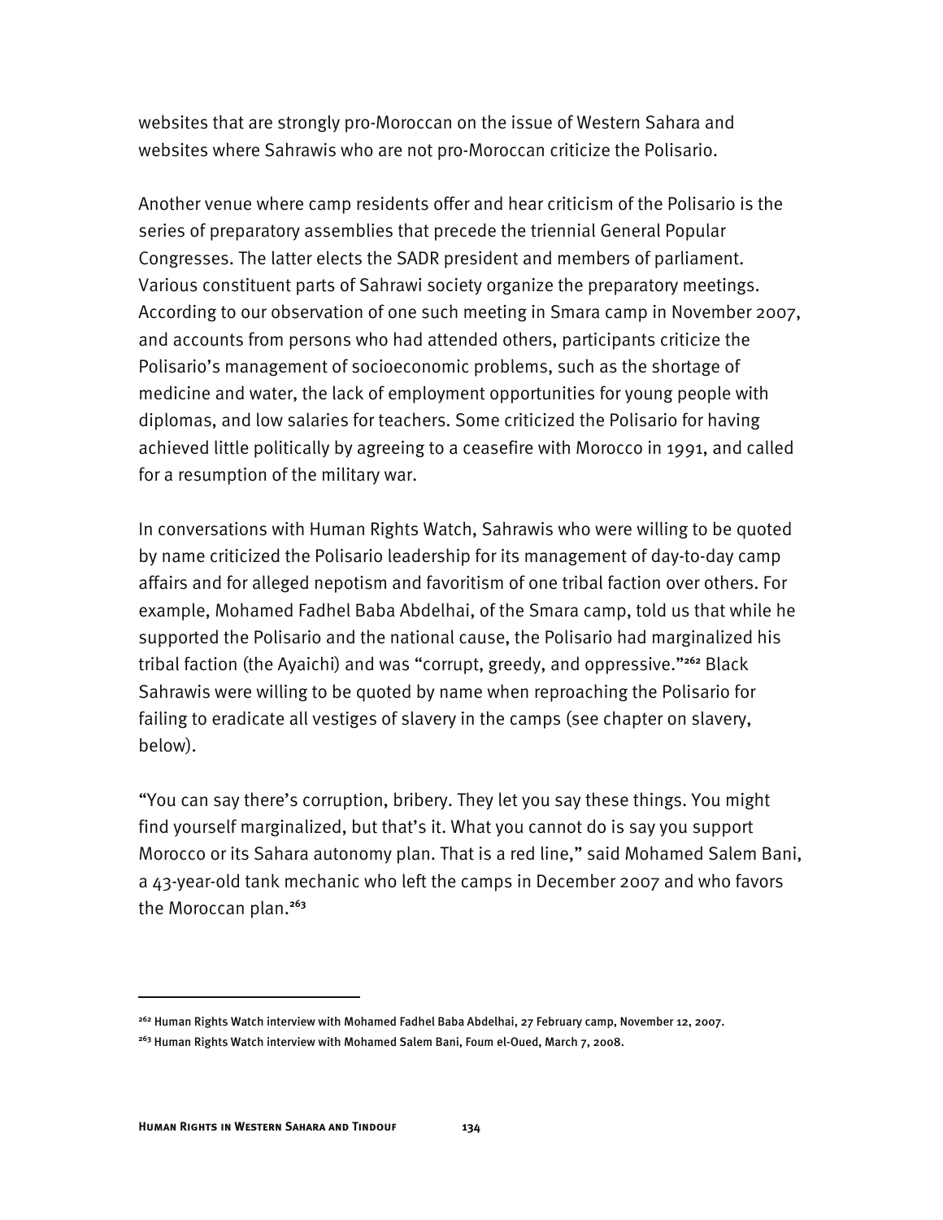websites that are strongly pro-Moroccan on the issue of Western Sahara and websites where Sahrawis who are not pro-Moroccan criticize the Polisario.

Another venue where camp residents offer and hear criticism of the Polisario is the series of preparatory assemblies that precede the triennial General Popular Congresses. The latter elects the SADR president and members of parliament. Various constituent parts of Sahrawi society organize the preparatory meetings. According to our observation of one such meeting in Smara camp in November 2007, and accounts from persons who had attended others, participants criticize the Polisario's management of socioeconomic problems, such as the shortage of medicine and water, the lack of employment opportunities for young people with diplomas, and low salaries for teachers. Some criticized the Polisario for having achieved little politically by agreeing to a ceasefire with Morocco in 1991, and called for a resumption of the military war.

In conversations with Human Rights Watch, Sahrawis who were willing to be quoted by name criticized the Polisario leadership for its management of day-to-day camp affairs and for alleged nepotism and favoritism of one tribal faction over others. For example, Mohamed Fadhel Baba Abdelhai, of the Smara camp, told us that while he supported the Polisario and the national cause, the Polisario had marginalized his tribal faction (the Ayaichi) and was "corrupt, greedy, and oppressive."[262] Black Sahrawis were willing to be quoted by name when reproaching the Polisario for failing to eradicate all vestiges of slavery in the camps (see chapter on slavery, below).

"You can say there's corruption, bribery. They let you say these things. You might find yourself marginalized, but that's it. What you cannot do is say you support Morocco or its Sahara autonomy plan. That is a red line," said Mohamed Salem Bani, a 43-year-old tank mechanic who left the camps in December 2007 and who favors the Moroccan plan.[263]

---

[262] Human Rights Watch interview with Mohamed Fadhel Baba Abdelhai, 27 February camp, November 12, 2007.

[263] Human Rights Watch interview with Mohamed Salem Bani, Foum el-Oued, March 7, 2008.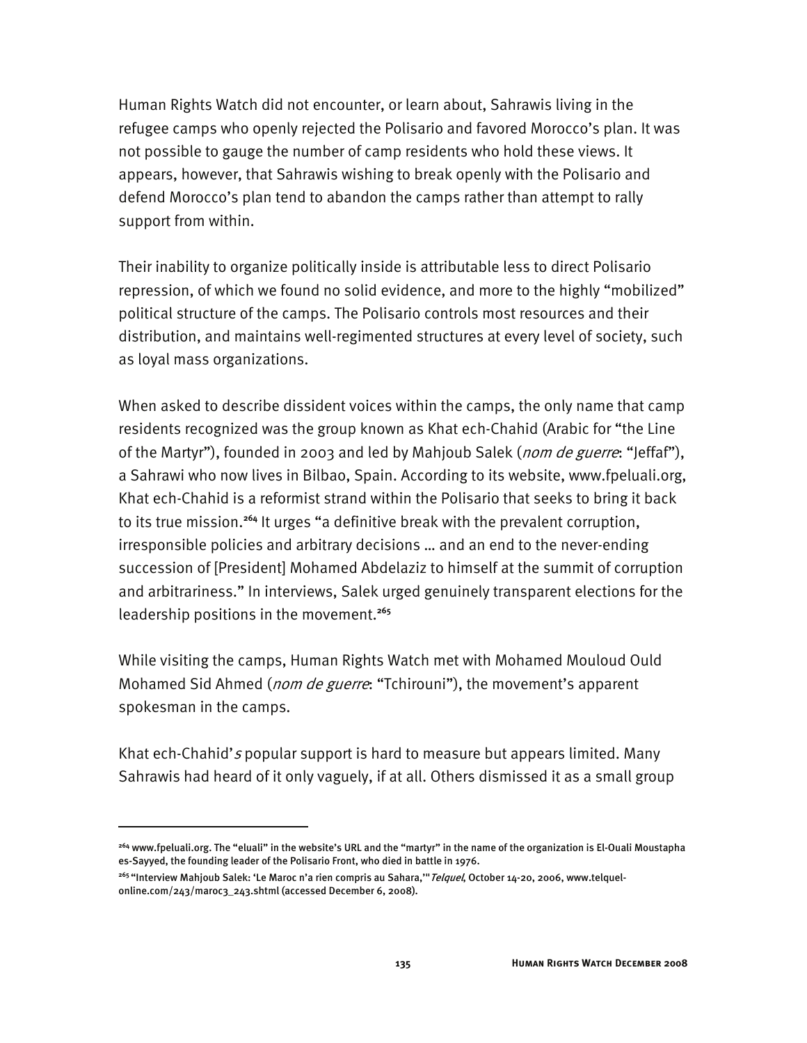Human Rights Watch did not encounter, or learn about, Sahrawis living in the refugee camps who openly rejected the Polisario and favored Morocco's plan. It was not possible to gauge the number of camp residents who hold these views. It appears, however, that Sahrawis wishing to break openly with the Polisario and defend Morocco's plan tend to abandon the camps rather than attempt to rally support from within.

Their inability to organize politically inside is attributable less to direct Polisario repression, of which we found no solid evidence, and more to the highly "mobilized" political structure of the camps. The Polisario controls most resources and their distribution, and maintains well-regimented structures at every level of society, such as loyal mass organizations.

When asked to describe dissident voices within the camps, the only name that camp residents recognized was the group known as Khat ech-Chahid (Arabic for "the Line of the Martyr"), founded in 2003 and led by Mahjoub Salek (*nom de guerre*: "Jeffaf"), a Sahrawi who now lives in Bilbao, Spain. According to its website, www.fpeluali.org, Khat ech-Chahid is a reformist strand within the Polisario that seeks to bring it back to its true mission.[264] It urges "a definitive break with the prevalent corruption, irresponsible policies and arbitrary decisions … and an end to the never-ending succession of [President] Mohamed Abdelaziz to himself at the summit of corruption and arbitrariness." In interviews, Salek urged genuinely transparent elections for the leadership positions in the movement.[265]

While visiting the camps, Human Rights Watch met with Mohamed Mouloud Ould Mohamed Sid Ahmed (*nom de guerre*: "Tchirouni"), the movement's apparent spokesman in the camps.

Khat ech-Chahid'*s* popular support is hard to measure but appears limited. Many Sahrawis had heard of it only vaguely, if at all. Others dismissed it as a small group

---

[264] www.fpeluali.org. The "eluali" in the website's URL and the "martyr" in the name of the organization is El-Ouali Moustapha es-Sayyed, the founding leader of the Polisario Front, who died in battle in 1976.

[265] "Interview Mahjoub Salek: 'Le Maroc n'a rien compris au Sahara,'" *Telquel*, October 14-20, 2006, www.telquel-online.com/243/maroc3_243.shtml (accessed December 6, 2008).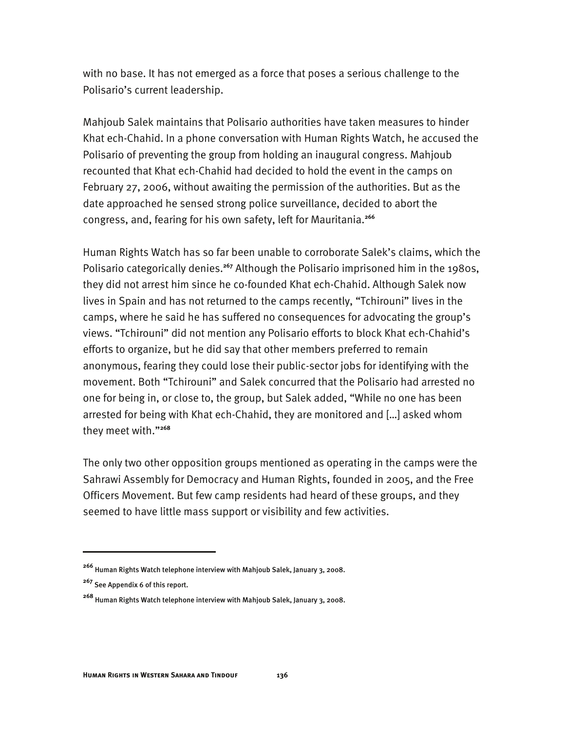with no base. It has not emerged as a force that poses a serious challenge to the Polisario's current leadership.

Mahjoub Salek maintains that Polisario authorities have taken measures to hinder Khat ech-Chahid. In a phone conversation with Human Rights Watch, he accused the Polisario of preventing the group from holding an inaugural congress. Mahjoub recounted that Khat ech-Chahid had decided to hold the event in the camps on February 27, 2006, without awaiting the permission of the authorities. But as the date approached he sensed strong police surveillance, decided to abort the congress, and, fearing for his own safety, left for Mauritania.[266]

Human Rights Watch has so far been unable to corroborate Salek's claims, which the Polisario categorically denies.[267] Although the Polisario imprisoned him in the 1980s, they did not arrest him since he co-founded Khat ech-Chahid. Although Salek now lives in Spain and has not returned to the camps recently, "Tchirouni" lives in the camps, where he said he has suffered no consequences for advocating the group's views. "Tchirouni" did not mention any Polisario efforts to block Khat ech-Chahid's efforts to organize, but he did say that other members preferred to remain anonymous, fearing they could lose their public-sector jobs for identifying with the movement. Both "Tchirouni" and Salek concurred that the Polisario had arrested no one for being in, or close to, the group, but Salek added, "While no one has been arrested for being with Khat ech-Chahid, they are monitored and […] asked whom they meet with."[268]

The only two other opposition groups mentioned as operating in the camps were the Sahrawi Assembly for Democracy and Human Rights, founded in 2005, and the Free Officers Movement. But few camp residents had heard of these groups, and they seemed to have little mass support or visibility and few activities.

---

[266] Human Rights Watch telephone interview with Mahjoub Salek, January 3, 2008.

[267] See Appendix 6 of this report.

[268] Human Rights Watch telephone interview with Mahjoub Salek, January 3, 2008.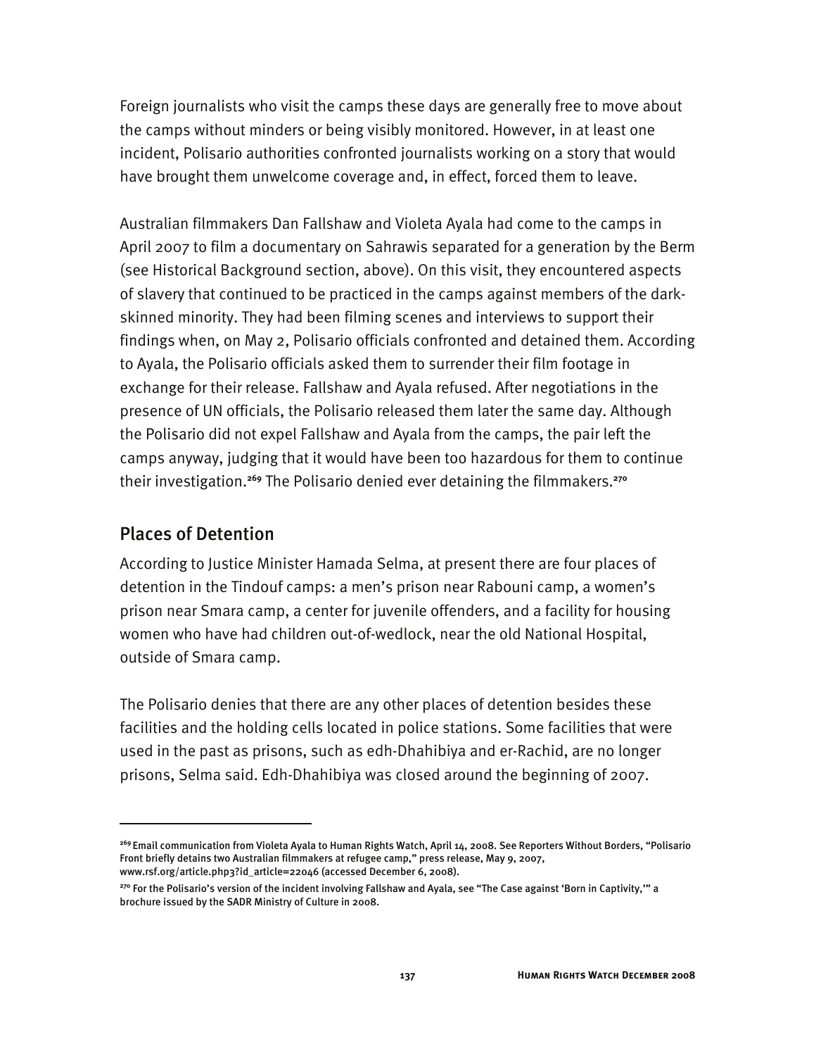Foreign journalists who visit the camps these days are generally free to move about the camps without minders or being visibly monitored. However, in at least one incident, Polisario authorities confronted journalists working on a story that would have brought them unwelcome coverage and, in effect, forced them to leave.

Australian filmmakers Dan Fallshaw and Violeta Ayala had come to the camps in April 2007 to film a documentary on Sahrawis separated for a generation by the Berm (see Historical Background section, above). On this visit, they encountered aspects of slavery that continued to be practiced in the camps against members of the dark-skinned minority. They had been filming scenes and interviews to support their findings when, on May 2, Polisario officials confronted and detained them. According to Ayala, the Polisario officials asked them to surrender their film footage in exchange for their release. Fallshaw and Ayala refused. After negotiations in the presence of UN officials, the Polisario released them later the same day. Although the Polisario did not expel Fallshaw and Ayala from the camps, the pair left the camps anyway, judging that it would have been too hazardous for them to continue their investigation.[269] The Polisario denied ever detaining the filmmakers.[270]

## Places of Detention

According to Justice Minister Hamada Selma, at present there are four places of detention in the Tindouf camps: a men's prison near Rabouni camp, a women's prison near Smara camp, a center for juvenile offenders, and a facility for housing women who have had children out-of-wedlock, near the old National Hospital, outside of Smara camp.

The Polisario denies that there are any other places of detention besides these facilities and the holding cells located in police stations. Some facilities that were used in the past as prisons, such as edh-Dhahibiya and er-Rachid, are no longer prisons, Selma said. Edh-Dhahibiya was closed around the beginning of 2007.

---

[269] Email communication from Violeta Ayala to Human Rights Watch, April 14, 2008. See Reporters Without Borders, "Polisario Front briefly detains two Australian filmmakers at refugee camp," press release, May 9, 2007, www.rsf.org/article.php3?id_article=22046 (accessed December 6, 2008).

[270] For the Polisario's version of the incident involving Fallshaw and Ayala, see "The Case against 'Born in Captivity,'" a brochure issued by the SADR Ministry of Culture in 2008.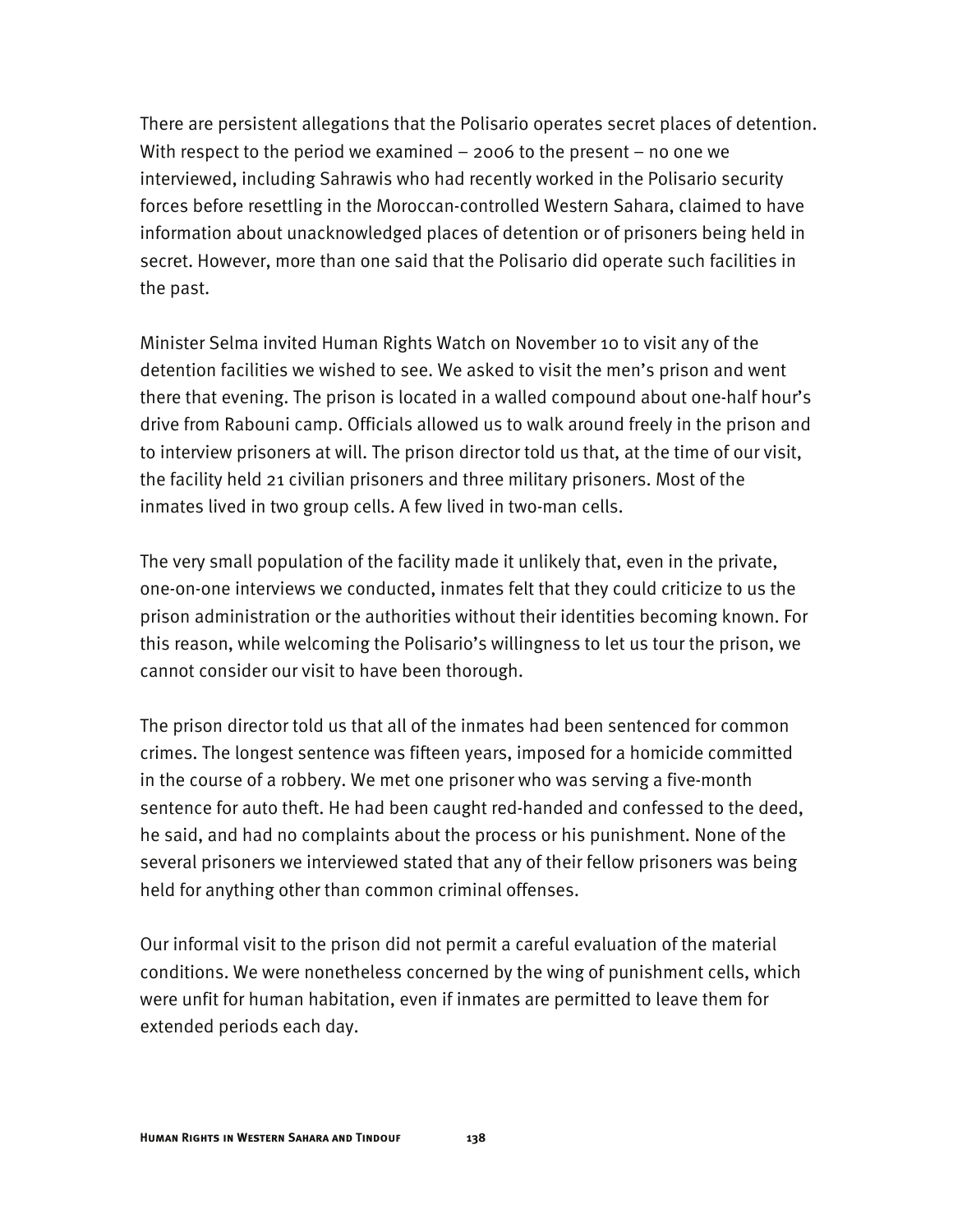There are persistent allegations that the Polisario operates secret places of detention. With respect to the period we examined – 2006 to the present – no one we interviewed, including Sahrawis who had recently worked in the Polisario security forces before resettling in the Moroccan-controlled Western Sahara, claimed to have information about unacknowledged places of detention or of prisoners being held in secret. However, more than one said that the Polisario did operate such facilities in the past.

Minister Selma invited Human Rights Watch on November 10 to visit any of the detention facilities we wished to see. We asked to visit the men's prison and went there that evening. The prison is located in a walled compound about one-half hour's drive from Rabouni camp. Officials allowed us to walk around freely in the prison and to interview prisoners at will. The prison director told us that, at the time of our visit, the facility held 21 civilian prisoners and three military prisoners. Most of the inmates lived in two group cells. A few lived in two-man cells.

The very small population of the facility made it unlikely that, even in the private, one-on-one interviews we conducted, inmates felt that they could criticize to us the prison administration or the authorities without their identities becoming known. For this reason, while welcoming the Polisario's willingness to let us tour the prison, we cannot consider our visit to have been thorough.

The prison director told us that all of the inmates had been sentenced for common crimes. The longest sentence was fifteen years, imposed for a homicide committed in the course of a robbery. We met one prisoner who was serving a five-month sentence for auto theft. He had been caught red-handed and confessed to the deed, he said, and had no complaints about the process or his punishment. None of the several prisoners we interviewed stated that any of their fellow prisoners was being held for anything other than common criminal offenses.

Our informal visit to the prison did not permit a careful evaluation of the material conditions. We were nonetheless concerned by the wing of punishment cells, which were unfit for human habitation, even if inmates are permitted to leave them for extended periods each day.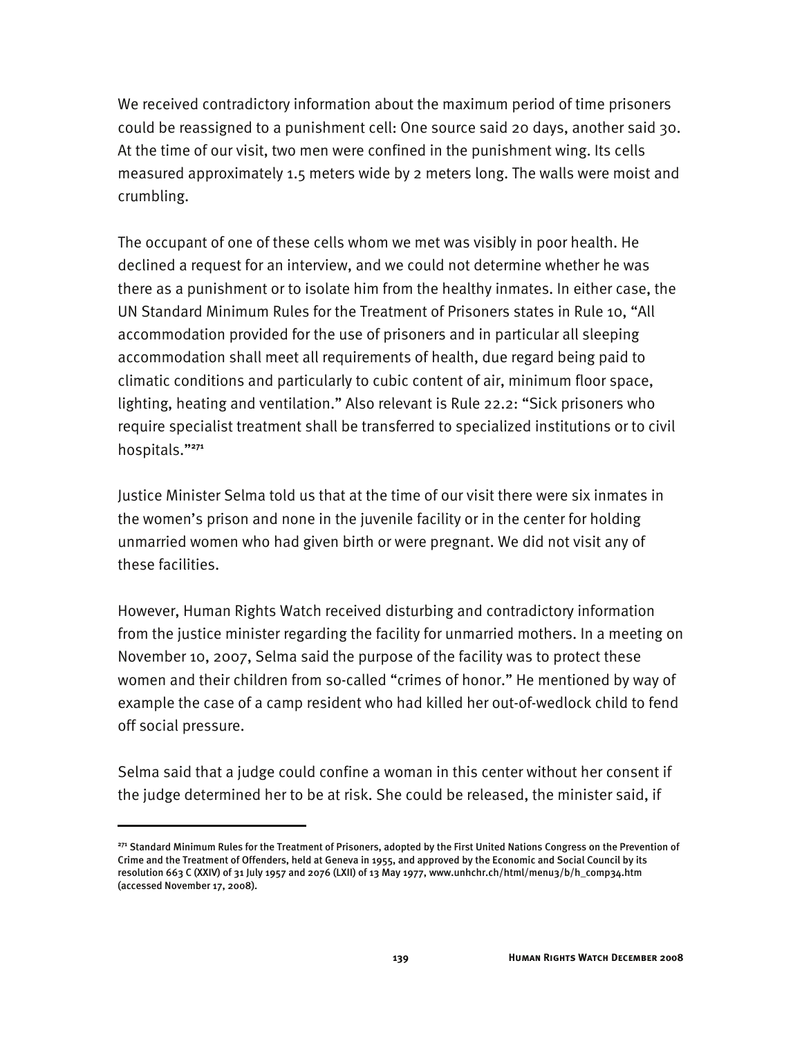We received contradictory information about the maximum period of time prisoners could be reassigned to a punishment cell: One source said 20 days, another said 30. At the time of our visit, two men were confined in the punishment wing. Its cells measured approximately 1.5 meters wide by 2 meters long. The walls were moist and crumbling.

The occupant of one of these cells whom we met was visibly in poor health. He declined a request for an interview, and we could not determine whether he was there as a punishment or to isolate him from the healthy inmates. In either case, the UN Standard Minimum Rules for the Treatment of Prisoners states in Rule 10, "All accommodation provided for the use of prisoners and in particular all sleeping accommodation shall meet all requirements of health, due regard being paid to climatic conditions and particularly to cubic content of air, minimum floor space, lighting, heating and ventilation." Also relevant is Rule 22.2: "Sick prisoners who require specialist treatment shall be transferred to specialized institutions or to civil hospitals."[271]

Justice Minister Selma told us that at the time of our visit there were six inmates in the women's prison and none in the juvenile facility or in the center for holding unmarried women who had given birth or were pregnant. We did not visit any of these facilities.

However, Human Rights Watch received disturbing and contradictory information from the justice minister regarding the facility for unmarried mothers. In a meeting on November 10, 2007, Selma said the purpose of the facility was to protect these women and their children from so-called "crimes of honor." He mentioned by way of example the case of a camp resident who had killed her out-of-wedlock child to fend off social pressure.

Selma said that a judge could confine a woman in this center without her consent if the judge determined her to be at risk. She could be released, the minister said, if

---

[271] Standard Minimum Rules for the Treatment of Prisoners, adopted by the First United Nations Congress on the Prevention of Crime and the Treatment of Offenders, held at Geneva in 1955, and approved by the Economic and Social Council by its resolution 663 C (XXIV) of 31 July 1957 and 2076 (LXII) of 13 May 1977, www.unhchr.ch/html/menu3/b/h_comp34.htm (accessed November 17, 2008).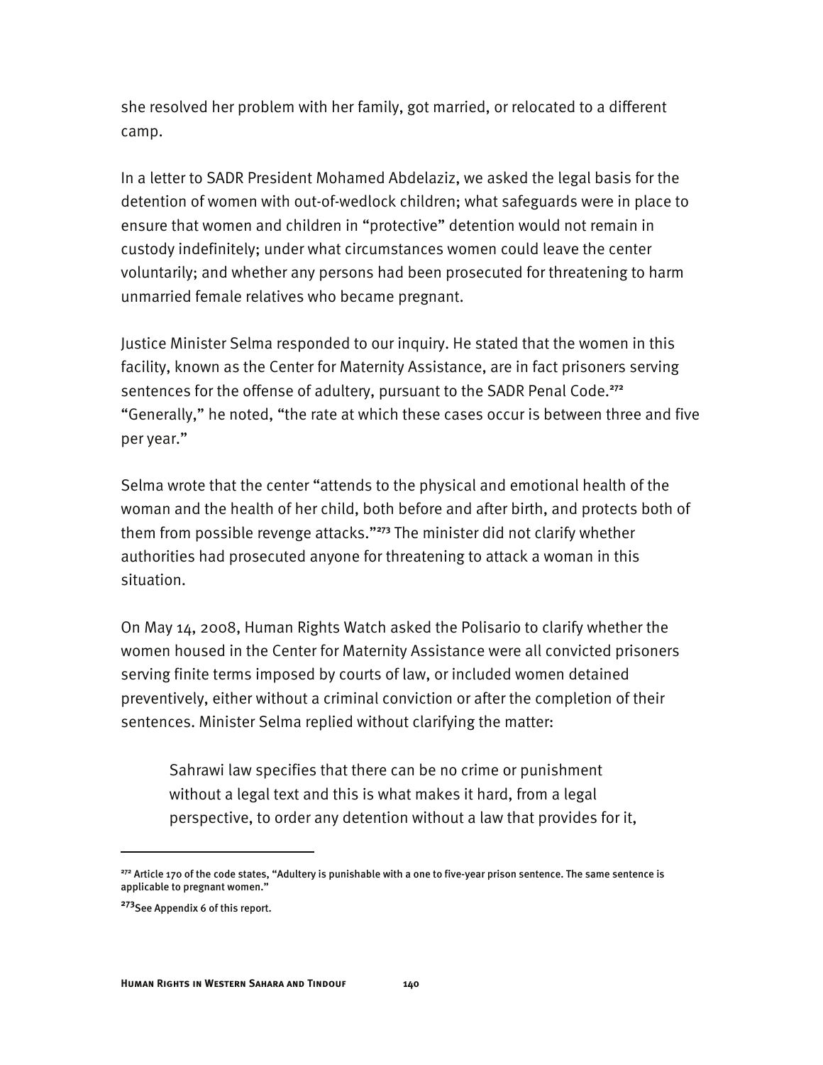she resolved her problem with her family, got married, or relocated to a different camp.

In a letter to SADR President Mohamed Abdelaziz, we asked the legal basis for the detention of women with out-of-wedlock children; what safeguards were in place to ensure that women and children in "protective" detention would not remain in custody indefinitely; under what circumstances women could leave the center voluntarily; and whether any persons had been prosecuted for threatening to harm unmarried female relatives who became pregnant.

Justice Minister Selma responded to our inquiry. He stated that the women in this facility, known as the Center for Maternity Assistance, are in fact prisoners serving sentences for the offense of adultery, pursuant to the SADR Penal Code.[272] "Generally," he noted, "the rate at which these cases occur is between three and five per year."

Selma wrote that the center "attends to the physical and emotional health of the woman and the health of her child, both before and after birth, and protects both of them from possible revenge attacks."[273] The minister did not clarify whether authorities had prosecuted anyone for threatening to attack a woman in this situation.

On May 14, 2008, Human Rights Watch asked the Polisario to clarify whether the women housed in the Center for Maternity Assistance were all convicted prisoners serving finite terms imposed by courts of law, or included women detained preventively, either without a criminal conviction or after the completion of their sentences. Minister Selma replied without clarifying the matter:

> Sahrawi law specifies that there can be no crime or punishment without a legal text and this is what makes it hard, from a legal perspective, to order any detention without a law that provides for it,

---

[272] Article 170 of the code states, "Adultery is punishable with a one to five-year prison sentence. The same sentence is applicable to pregnant women."

[273] See Appendix 6 of this report.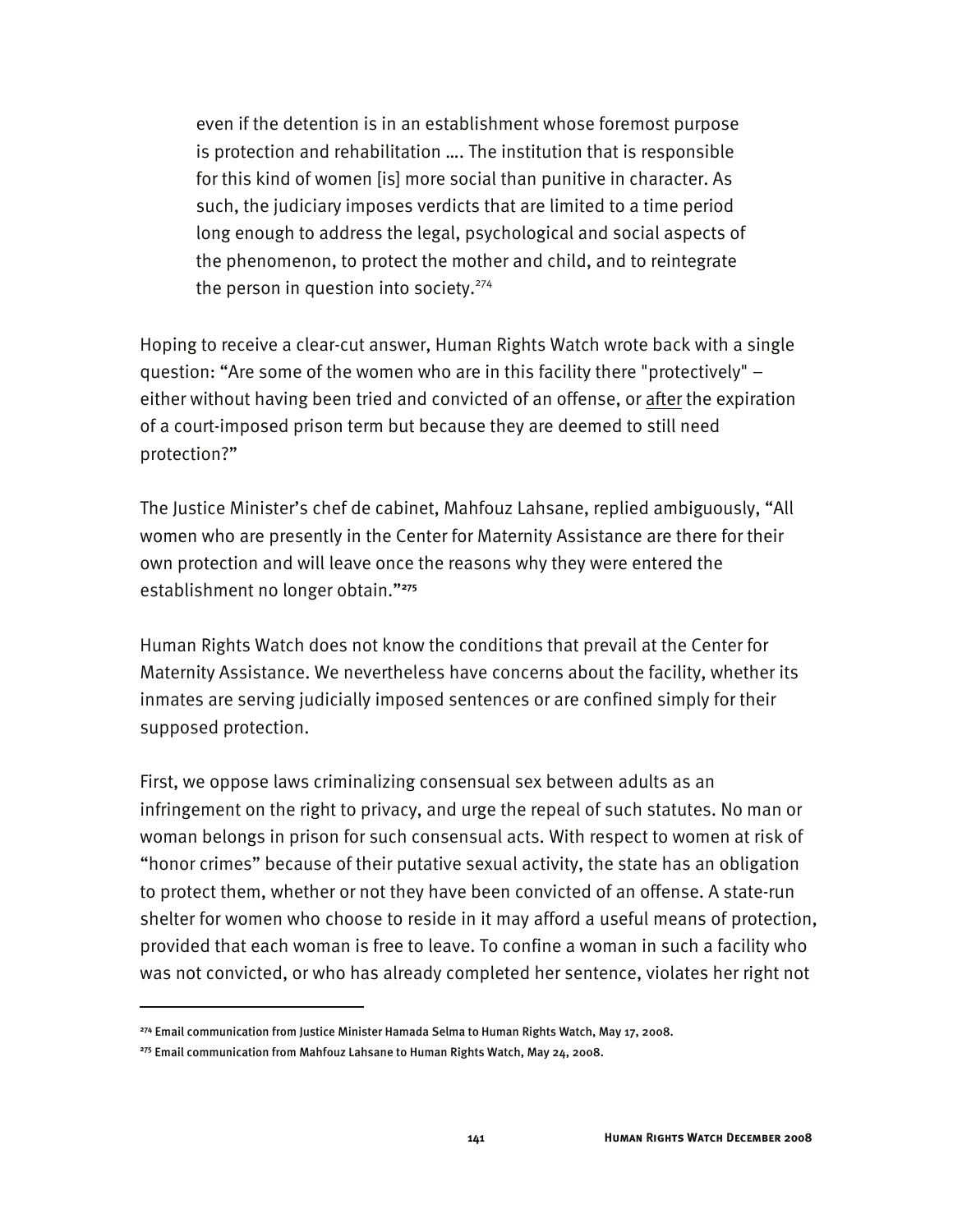> even if the detention is in an establishment whose foremost purpose is protection and rehabilitation …. The institution that is responsible for this kind of women [is] more social than punitive in character. As such, the judiciary imposes verdicts that are limited to a time period long enough to address the legal, psychological and social aspects of the phenomenon, to protect the mother and child, and to reintegrate the person in question into society.[274]

Hoping to receive a clear-cut answer, Human Rights Watch wrote back with a single question: "Are some of the women who are in this facility there "protectively" – either without having been tried and convicted of an offense, or <u>after</u> the expiration of a court-imposed prison term but because they are deemed to still need protection?"

The Justice Minister's chef de cabinet, Mahfouz Lahsane, replied ambiguously, "All women who are presently in the Center for Maternity Assistance are there for their own protection and will leave once the reasons why they were entered the establishment no longer obtain."[275]

Human Rights Watch does not know the conditions that prevail at the Center for Maternity Assistance. We nevertheless have concerns about the facility, whether its inmates are serving judicially imposed sentences or are confined simply for their supposed protection.

First, we oppose laws criminalizing consensual sex between adults as an infringement on the right to privacy, and urge the repeal of such statutes. No man or woman belongs in prison for such consensual acts. With respect to women at risk of "honor crimes" because of their putative sexual activity, the state has an obligation to protect them, whether or not they have been convicted of an offense. A state-run shelter for women who choose to reside in it may afford a useful means of protection, provided that each woman is free to leave. To confine a woman in such a facility who was not convicted, or who has already completed her sentence, violates her right not

---

[274] Email communication from Justice Minister Hamada Selma to Human Rights Watch, May 17, 2008.

[275] Email communication from Mahfouz Lahsane to Human Rights Watch, May 24, 2008.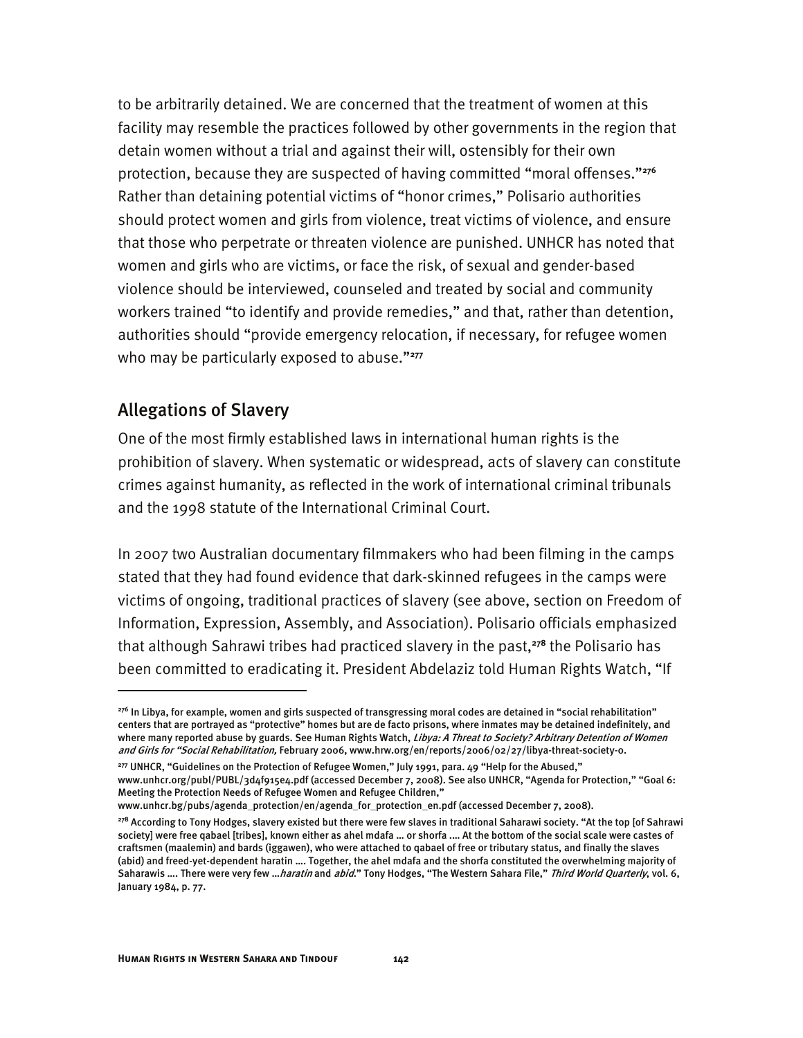to be arbitrarily detained. We are concerned that the treatment of women at this facility may resemble the practices followed by other governments in the region that detain women without a trial and against their will, ostensibly for their own protection, because they are suspected of having committed "moral offenses."[276] Rather than detaining potential victims of "honor crimes," Polisario authorities should protect women and girls from violence, treat victims of violence, and ensure that those who perpetrate or threaten violence are punished. UNHCR has noted that women and girls who are victims, or face the risk, of sexual and gender-based violence should be interviewed, counseled and treated by social and community workers trained "to identify and provide remedies," and that, rather than detention, authorities should "provide emergency relocation, if necessary, for refugee women who may be particularly exposed to abuse."[277]

## Allegations of Slavery

One of the most firmly established laws in international human rights is the prohibition of slavery. When systematic or widespread, acts of slavery can constitute crimes against humanity, as reflected in the work of international criminal tribunals and the 1998 statute of the International Criminal Court.

In 2007 two Australian documentary filmmakers who had been filming in the camps stated that they had found evidence that dark-skinned refugees in the camps were victims of ongoing, traditional practices of slavery (see above, section on Freedom of Information, Expression, Assembly, and Association). Polisario officials emphasized that although Sahrawi tribes had practiced slavery in the past,[278] the Polisario has been committed to eradicating it. President Abdelaziz told Human Rights Watch, "If

---

[276] In Libya, for example, women and girls suspected of transgressing moral codes are detained in "social rehabilitation" centers that are portrayed as "protective" homes but are de facto prisons, where inmates may be detained indefinitely, and where many reported abuse by guards. See Human Rights Watch, *Libya: A Threat to Society? Arbitrary Detention of Women and Girls for "Social Rehabilitation,"* February 2006, www.hrw.org/en/reports/2006/02/27/libya-threat-society-0.

[277] UNHCR, "Guidelines on the Protection of Refugee Women," July 1991, para. 49 "Help for the Abused," www.unhcr.org/publ/PUBL/3d4f915e4.pdf (accessed December 7, 2008). See also UNHCR, "Agenda for Protection," "Goal 6: Meeting the Protection Needs of Refugee Women and Refugee Children," www.unhcr.bg/pubs/agenda_protection/en/agenda_for_protection_en.pdf (accessed December 7, 2008).

[278] According to Tony Hodges, slavery existed but there were few slaves in traditional Saharawi society. "At the top [of Sahrawi society] were free qabael [tribes], known either as ahel mdafa … or shorfa …. At the bottom of the social scale were castes of craftsmen (maalemin) and bards (iggawen), who were attached to qabael of free or tributary status, and finally the slaves (abid) and freed-yet-dependent haratin …. Together, the ahel mdafa and the shorfa constituted the overwhelming majority of Saharawis …. There were very few …*haratin* and *abid*." Tony Hodges, "The Western Sahara File," *Third World Quarterly*, vol. 6, January 1984, p. 77.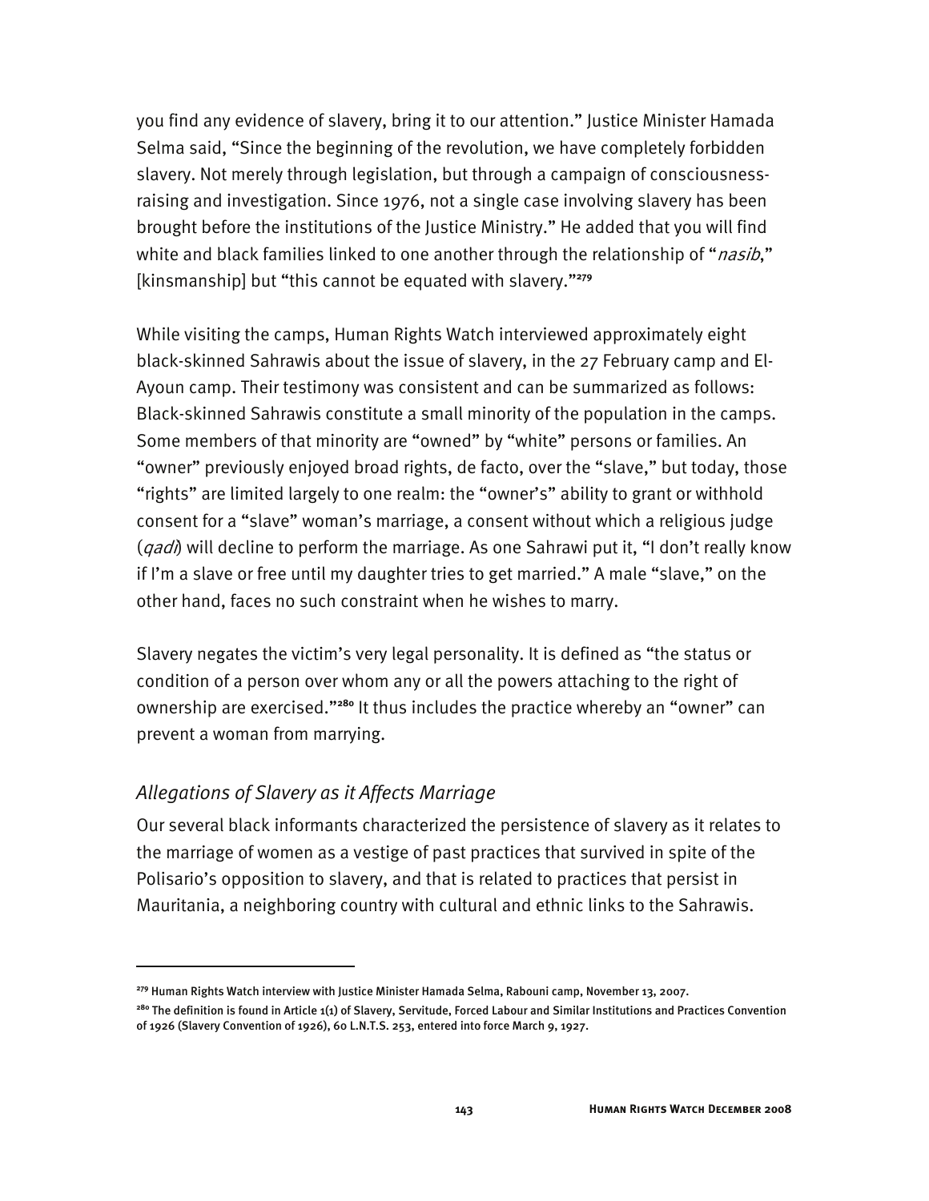you find any evidence of slavery, bring it to our attention." Justice Minister Hamada Selma said, "Since the beginning of the revolution, we have completely forbidden slavery. Not merely through legislation, but through a campaign of consciousness-raising and investigation. Since 1976, not a single case involving slavery has been brought before the institutions of the Justice Ministry." He added that you will find white and black families linked to one another through the relationship of "*nasib*," [kinsmanship] but "this cannot be equated with slavery."[279]

While visiting the camps, Human Rights Watch interviewed approximately eight black-skinned Sahrawis about the issue of slavery, in the 27 February camp and El-Ayoun camp. Their testimony was consistent and can be summarized as follows: Black-skinned Sahrawis constitute a small minority of the population in the camps. Some members of that minority are "owned" by "white" persons or families. An "owner" previously enjoyed broad rights, de facto, over the "slave," but today, those "rights" are limited largely to one realm: the "owner's" ability to grant or withhold consent for a "slave" woman's marriage, a consent without which a religious judge (*qadi*) will decline to perform the marriage. As one Sahrawi put it, "I don't really know if I'm a slave or free until my daughter tries to get married." A male "slave," on the other hand, faces no such constraint when he wishes to marry.

Slavery negates the victim's very legal personality. It is defined as "the status or condition of a person over whom any or all the powers attaching to the right of ownership are exercised."[280] It thus includes the practice whereby an "owner" can prevent a woman from marrying.

### *Allegations of Slavery as it Affects Marriage*

Our several black informants characterized the persistence of slavery as it relates to the marriage of women as a vestige of past practices that survived in spite of the Polisario's opposition to slavery, and that is related to practices that persist in Mauritania, a neighboring country with cultural and ethnic links to the Sahrawis.

---

[279] Human Rights Watch interview with Justice Minister Hamada Selma, Rabouni camp, November 13, 2007.

[280] The definition is found in Article 1(1) of Slavery, Servitude, Forced Labour and Similar Institutions and Practices Convention of 1926 (Slavery Convention of 1926), 60 L.N.T.S. 253, entered into force March 9, 1927.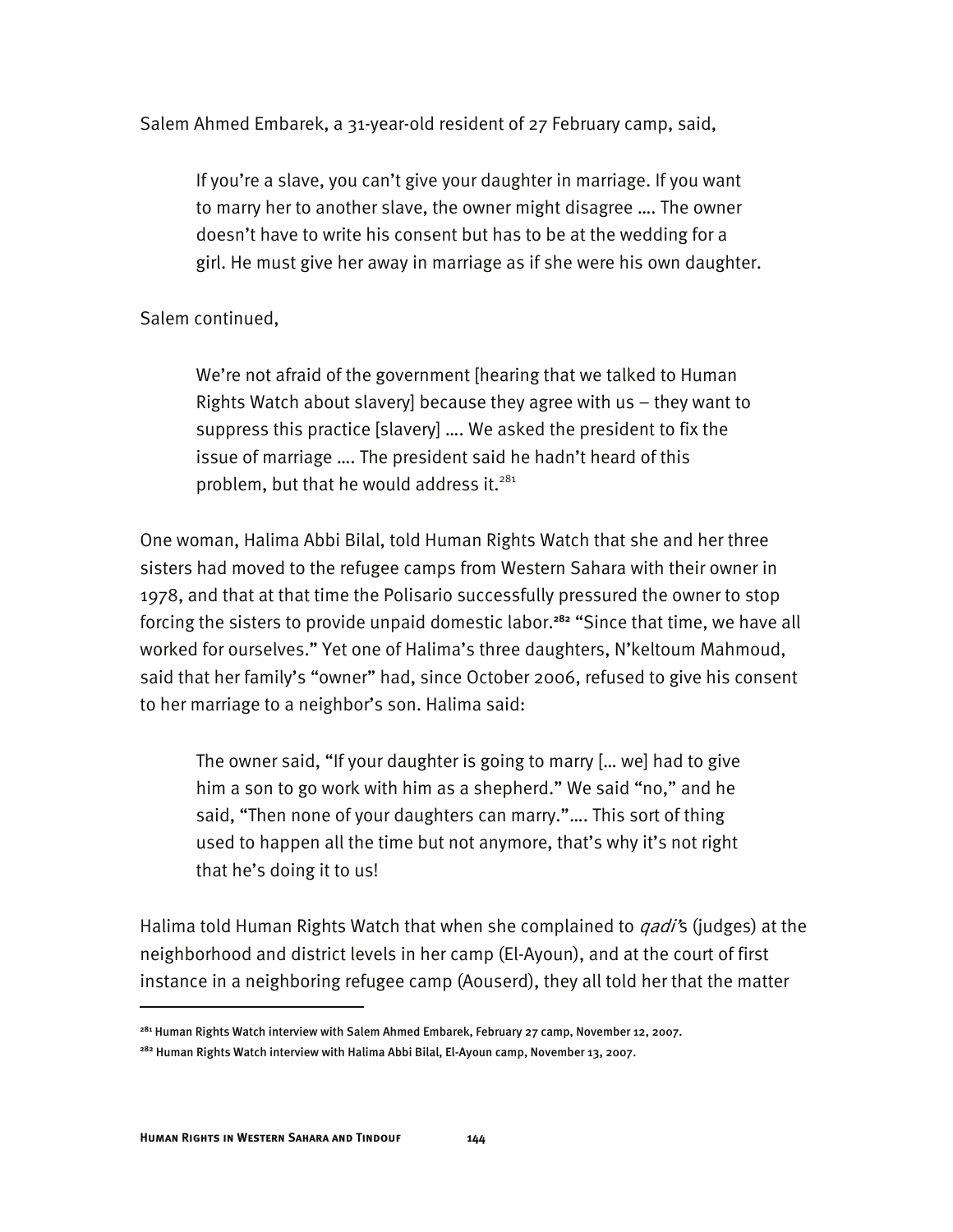Salem Ahmed Embarek, a 31-year-old resident of 27 February camp, said,

> If you're a slave, you can't give your daughter in marriage. If you want to marry her to another slave, the owner might disagree …. The owner doesn't have to write his consent but has to be at the wedding for a girl. He must give her away in marriage as if she were his own daughter.

Salem continued,

> We're not afraid of the government [hearing that we talked to Human Rights Watch about slavery] because they agree with us – they want to suppress this practice [slavery] …. We asked the president to fix the issue of marriage …. The president said he hadn't heard of this problem, but that he would address it.[281]

One woman, Halima Abbi Bilal, told Human Rights Watch that she and her three sisters had moved to the refugee camps from Western Sahara with their owner in 1978, and that at that time the Polisario successfully pressured the owner to stop forcing the sisters to provide unpaid domestic labor.[282] "Since that time, we have all worked for ourselves." Yet one of Halima's three daughters, N'keltoum Mahmoud, said that her family's "owner" had, since October 2006, refused to give his consent to her marriage to a neighbor's son. Halima said:

> The owner said, "If your daughter is going to marry [… we] had to give him a son to go work with him as a shepherd." We said "no," and he said, "Then none of your daughters can marry."…. This sort of thing used to happen all the time but not anymore, that's why it's not right that he's doing it to us!

Halima told Human Rights Watch that when she complained to *qadi*'s (judges) at the neighborhood and district levels in her camp (El-Ayoun), and at the court of first instance in a neighboring refugee camp (Aouserd), they all told her that the matter

---

[281] Human Rights Watch interview with Salem Ahmed Embarek, February 27 camp, November 12, 2007.

[282] Human Rights Watch interview with Halima Abbi Bilal, El-Ayoun camp, November 13, 2007.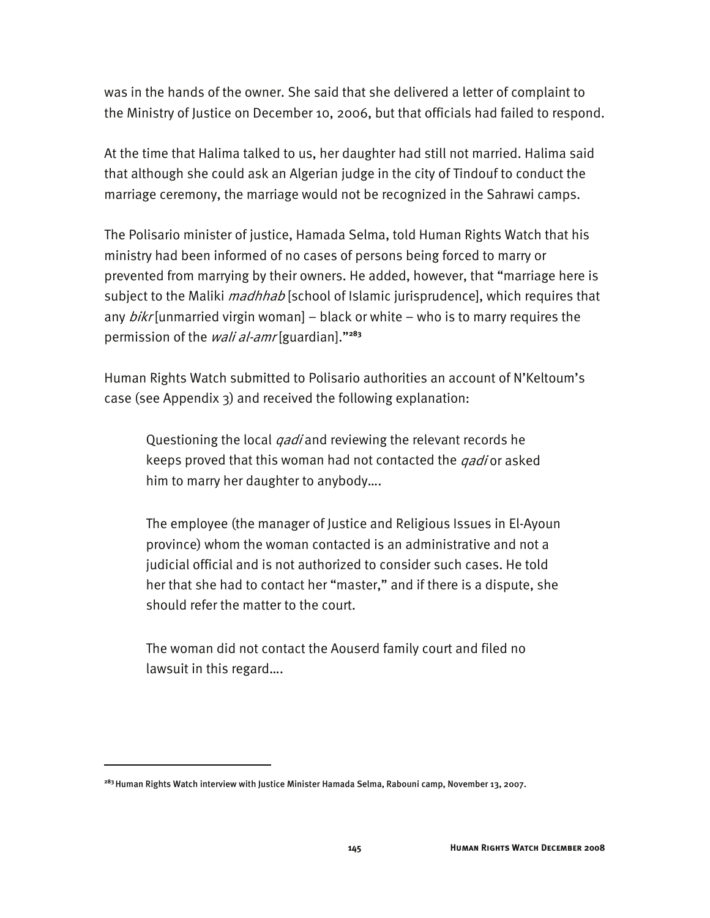was in the hands of the owner. She said that she delivered a letter of complaint to the Ministry of Justice on December 10, 2006, but that officials had failed to respond.

At the time that Halima talked to us, her daughter had still not married. Halima said that although she could ask an Algerian judge in the city of Tindouf to conduct the marriage ceremony, the marriage would not be recognized in the Sahrawi camps.

The Polisario minister of justice, Hamada Selma, told Human Rights Watch that his ministry had been informed of no cases of persons being forced to marry or prevented from marrying by their owners. He added, however, that "marriage here is subject to the Maliki *madhhab* [school of Islamic jurisprudence], which requires that any *bikr* [unmarried virgin woman] – black or white – who is to marry requires the permission of the *wali al-amr* [guardian]."[283]

Human Rights Watch submitted to Polisario authorities an account of N'Keltoum's case (see Appendix 3) and received the following explanation:

> Questioning the local *qadi* and reviewing the relevant records he keeps proved that this woman had not contacted the *qadi* or asked him to marry her daughter to anybody….
>
> The employee (the manager of Justice and Religious Issues in El-Ayoun province) whom the woman contacted is an administrative and not a judicial official and is not authorized to consider such cases. He told her that she had to contact her "master," and if there is a dispute, she should refer the matter to the court.
>
> The woman did not contact the Aouserd family court and filed no lawsuit in this regard….

---

[283] Human Rights Watch interview with Justice Minister Hamada Selma, Rabouni camp, November 13, 2007.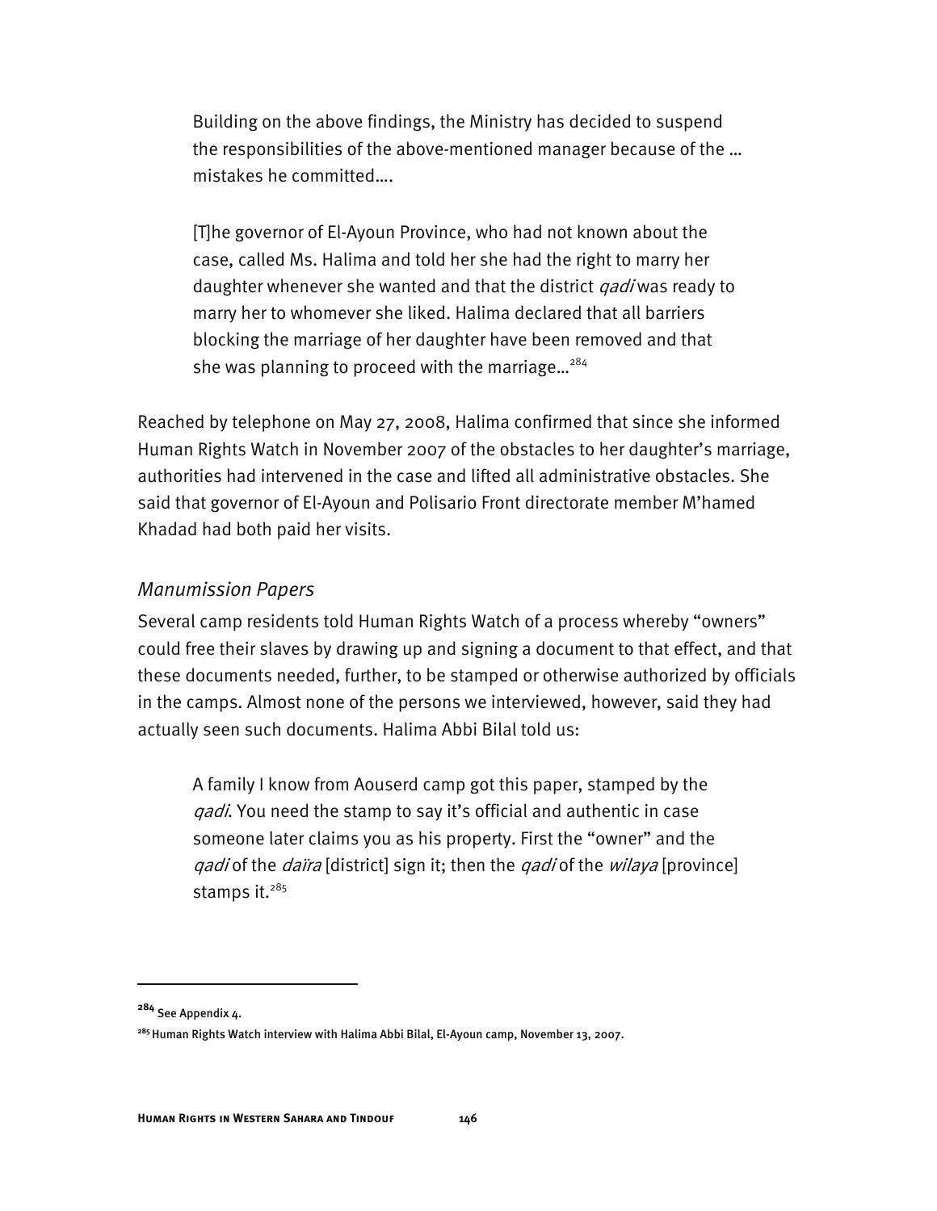> Building on the above findings, the Ministry has decided to suspend the responsibilities of the above-mentioned manager because of the … mistakes he committed….
>
> [T]he governor of El-Ayoun Province, who had not known about the case, called Ms. Halima and told her she had the right to marry her daughter whenever she wanted and that the district *qadi* was ready to marry her to whomever she liked. Halima declared that all barriers blocking the marriage of her daughter have been removed and that she was planning to proceed with the marriage…[284]

Reached by telephone on May 27, 2008, Halima confirmed that since she informed Human Rights Watch in November 2007 of the obstacles to her daughter's marriage, authorities had intervened in the case and lifted all administrative obstacles. She said that governor of El-Ayoun and Polisario Front directorate member M'hamed Khadad had both paid her visits.

### *Manumission Papers*

Several camp residents told Human Rights Watch of a process whereby "owners" could free their slaves by drawing up and signing a document to that effect, and that these documents needed, further, to be stamped or otherwise authorized by officials in the camps. Almost none of the persons we interviewed, however, said they had actually seen such documents. Halima Abbi Bilal told us:

> A family I know from Aouserd camp got this paper, stamped by the *qadi*. You need the stamp to say it's official and authentic in case someone later claims you as his property. First the "owner" and the *qadi* of the *daïra* [district] sign it; then the *qadi* of the *wilaya* [province] stamps it.[285]

---

[284] See Appendix 4.

[285] Human Rights Watch interview with Halima Abbi Bilal, El-Ayoun camp, November 13, 2007.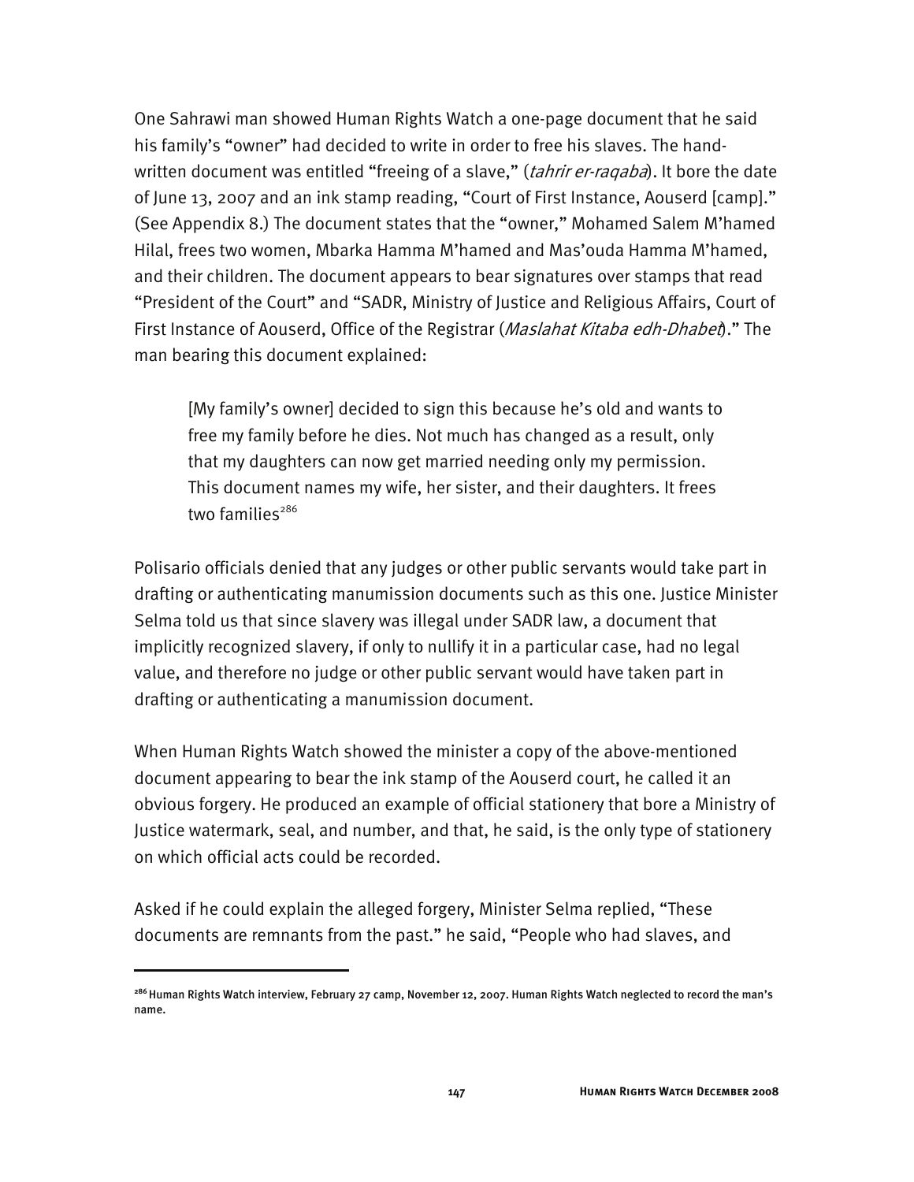One Sahrawi man showed Human Rights Watch a one-page document that he said his family's "owner" had decided to write in order to free his slaves. The hand-written document was entitled "freeing of a slave," (*tahrir er-raqaba*). It bore the date of June 13, 2007 and an ink stamp reading, "Court of First Instance, Aouserd [camp]." (See Appendix 8.) The document states that the "owner," Mohamed Salem M'hamed Hilal, frees two women, Mbarka Hamma M'hamed and Mas'ouda Hamma M'hamed, and their children. The document appears to bear signatures over stamps that read "President of the Court" and "SADR, Ministry of Justice and Religious Affairs, Court of First Instance of Aouserd, Office of the Registrar (*Maslahat Kitaba edh-Dhabet*)." The man bearing this document explained:

> [My family's owner] decided to sign this because he's old and wants to free my family before he dies. Not much has changed as a result, only that my daughters can now get married needing only my permission. This document names my wife, her sister, and their daughters. It frees two families[286]

Polisario officials denied that any judges or other public servants would take part in drafting or authenticating manumission documents such as this one. Justice Minister Selma told us that since slavery was illegal under SADR law, a document that implicitly recognized slavery, if only to nullify it in a particular case, had no legal value, and therefore no judge or other public servant would have taken part in drafting or authenticating a manumission document.

When Human Rights Watch showed the minister a copy of the above-mentioned document appearing to bear the ink stamp of the Aouserd court, he called it an obvious forgery. He produced an example of official stationery that bore a Ministry of Justice watermark, seal, and number, and that, he said, is the only type of stationery on which official acts could be recorded.

Asked if he could explain the alleged forgery, Minister Selma replied, "These documents are remnants from the past." he said, "People who had slaves, and

---

[286] Human Rights Watch interview, February 27 camp, November 12, 2007. Human Rights Watch neglected to record the man's name.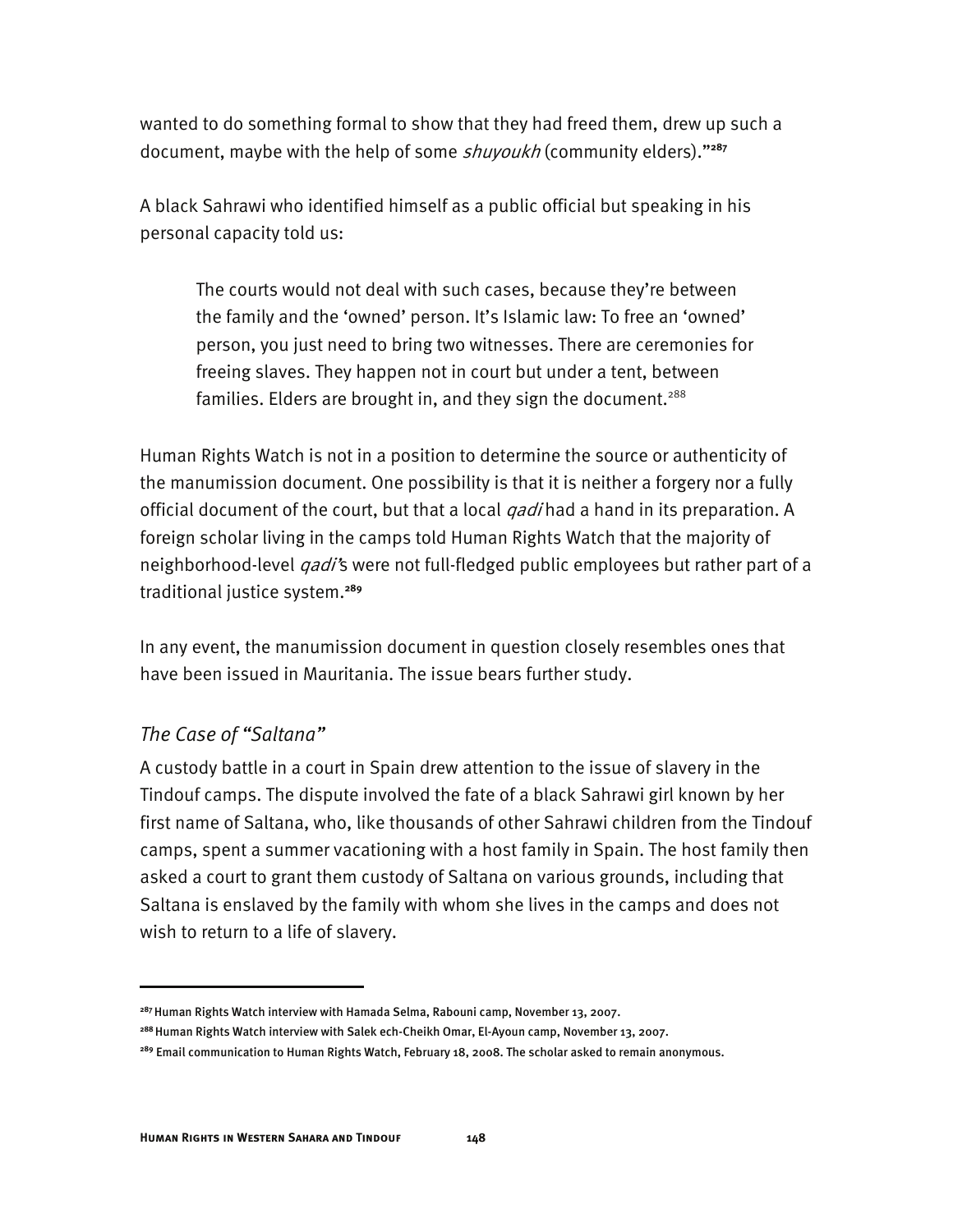wanted to do something formal to show that they had freed them, drew up such a document, maybe with the help of some *shuyoukh* (community elders)."[287]

A black Sahrawi who identified himself as a public official but speaking in his personal capacity told us:

> The courts would not deal with such cases, because they're between the family and the 'owned' person. It's Islamic law: To free an 'owned' person, you just need to bring two witnesses. There are ceremonies for freeing slaves. They happen not in court but under a tent, between families. Elders are brought in, and they sign the document.[288]

Human Rights Watch is not in a position to determine the source or authenticity of the manumission document. One possibility is that it is neither a forgery nor a fully official document of the court, but that a local *qadi* had a hand in its preparation. A foreign scholar living in the camps told Human Rights Watch that the majority of neighborhood-level *qadi*'s were not full-fledged public employees but rather part of a traditional justice system.[289]

In any event, the manumission document in question closely resembles ones that have been issued in Mauritania. The issue bears further study.

### *The Case of "Saltana"*

A custody battle in a court in Spain drew attention to the issue of slavery in the Tindouf camps. The dispute involved the fate of a black Sahrawi girl known by her first name of Saltana, who, like thousands of other Sahrawi children from the Tindouf camps, spent a summer vacationing with a host family in Spain. The host family then asked a court to grant them custody of Saltana on various grounds, including that Saltana is enslaved by the family with whom she lives in the camps and does not wish to return to a life of slavery.

---

[287] Human Rights Watch interview with Hamada Selma, Rabouni camp, November 13, 2007.

[288] Human Rights Watch interview with Salek ech-Cheikh Omar, El-Ayoun camp, November 13, 2007.

[289] Email communication to Human Rights Watch, February 18, 2008. The scholar asked to remain anonymous.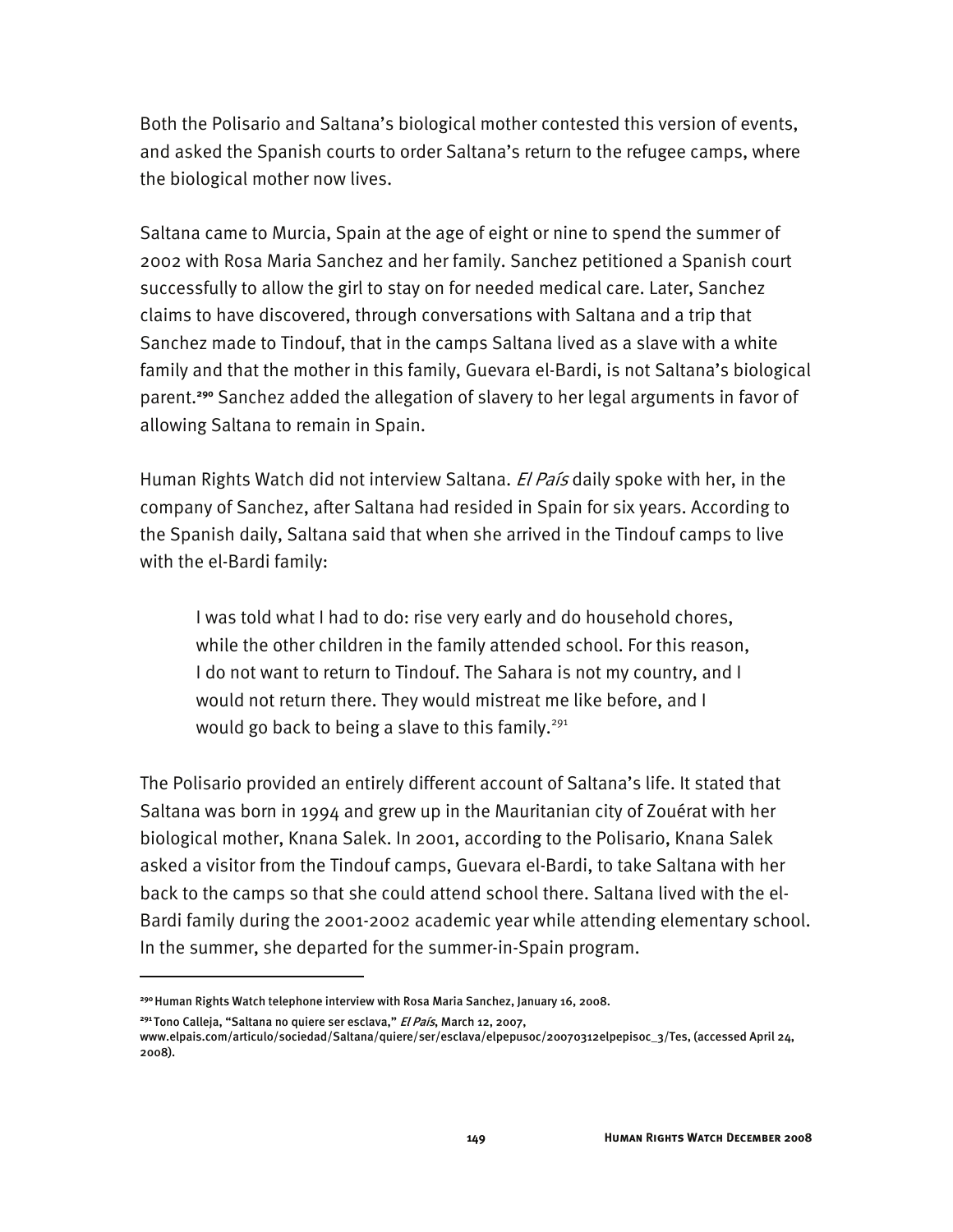Both the Polisario and Saltana's biological mother contested this version of events, and asked the Spanish courts to order Saltana's return to the refugee camps, where the biological mother now lives.

Saltana came to Murcia, Spain at the age of eight or nine to spend the summer of 2002 with Rosa Maria Sanchez and her family. Sanchez petitioned a Spanish court successfully to allow the girl to stay on for needed medical care. Later, Sanchez claims to have discovered, through conversations with Saltana and a trip that Sanchez made to Tindouf, that in the camps Saltana lived as a slave with a white family and that the mother in this family, Guevara el-Bardi, is not Saltana's biological parent.[290] Sanchez added the allegation of slavery to her legal arguments in favor of allowing Saltana to remain in Spain.

Human Rights Watch did not interview Saltana. *El País* daily spoke with her, in the company of Sanchez, after Saltana had resided in Spain for six years. According to the Spanish daily, Saltana said that when she arrived in the Tindouf camps to live with the el-Bardi family:

> I was told what I had to do: rise very early and do household chores, while the other children in the family attended school. For this reason, I do not want to return to Tindouf. The Sahara is not my country, and I would not return there. They would mistreat me like before, and I would go back to being a slave to this family.[291]

The Polisario provided an entirely different account of Saltana's life. It stated that Saltana was born in 1994 and grew up in the Mauritanian city of Zouérat with her biological mother, Knana Salek. In 2001, according to the Polisario, Knana Salek asked a visitor from the Tindouf camps, Guevara el-Bardi, to take Saltana with her back to the camps so that she could attend school there. Saltana lived with the el-Bardi family during the 2001-2002 academic year while attending elementary school. In the summer, she departed for the summer-in-Spain program.

---

[290] Human Rights Watch telephone interview with Rosa Maria Sanchez, January 16, 2008.

[291] Tono Calleja, "Saltana no quiere ser esclava," *El País*, March 12, 2007, www.elpais.com/articulo/sociedad/Saltana/quiere/ser/esclava/elpepusoc/20070312elpepisoc_3/Tes, (accessed April 24, 2008).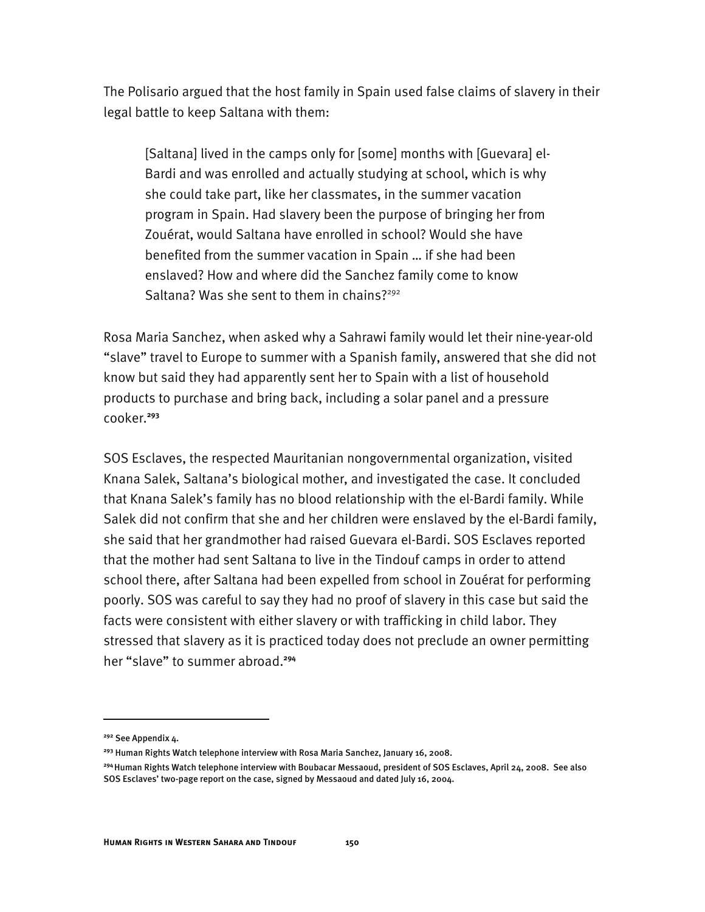The Polisario argued that the host family in Spain used false claims of slavery in their legal battle to keep Saltana with them:

> [Saltana] lived in the camps only for [some] months with [Guevara] el-Bardi and was enrolled and actually studying at school, which is why she could take part, like her classmates, in the summer vacation program in Spain. Had slavery been the purpose of bringing her from Zouérat, would Saltana have enrolled in school? Would she have benefited from the summer vacation in Spain … if she had been enslaved? How and where did the Sanchez family come to know Saltana? Was she sent to them in chains?[292]

Rosa Maria Sanchez, when asked why a Sahrawi family would let their nine-year-old "slave" travel to Europe to summer with a Spanish family, answered that she did not know but said they had apparently sent her to Spain with a list of household products to purchase and bring back, including a solar panel and a pressure cooker.[293]

SOS Esclaves, the respected Mauritanian nongovernmental organization, visited Knana Salek, Saltana's biological mother, and investigated the case. It concluded that Knana Salek's family has no blood relationship with the el-Bardi family. While Salek did not confirm that she and her children were enslaved by the el-Bardi family, she said that her grandmother had raised Guevara el-Bardi. SOS Esclaves reported that the mother had sent Saltana to live in the Tindouf camps in order to attend school there, after Saltana had been expelled from school in Zouérat for performing poorly. SOS was careful to say they had no proof of slavery in this case but said the facts were consistent with either slavery or with trafficking in child labor. They stressed that slavery as it is practiced today does not preclude an owner permitting her "slave" to summer abroad.[294]

---

[292] See Appendix 4.

[293] Human Rights Watch telephone interview with Rosa Maria Sanchez, January 16, 2008.

[294] Human Rights Watch telephone interview with Boubacar Messaoud, president of SOS Esclaves, April 24, 2008. See also SOS Esclaves' two-page report on the case, signed by Messaoud and dated July 16, 2004.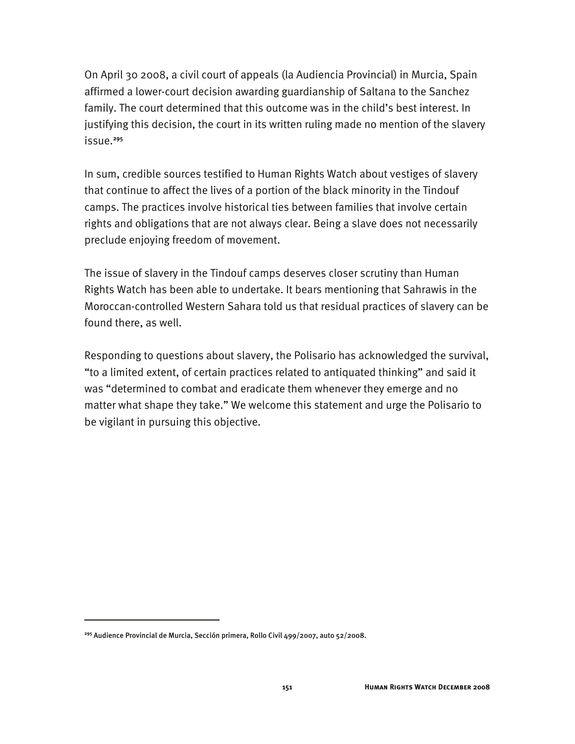On April 30 2008, a civil court of appeals (la Audiencia Provincial) in Murcia, Spain affirmed a lower-court decision awarding guardianship of Saltana to the Sanchez family. The court determined that this outcome was in the child's best interest. In justifying this decision, the court in its written ruling made no mention of the slavery issue.[295]

In sum, credible sources testified to Human Rights Watch about vestiges of slavery that continue to affect the lives of a portion of the black minority in the Tindouf camps. The practices involve historical ties between families that involve certain rights and obligations that are not always clear. Being a slave does not necessarily preclude enjoying freedom of movement.

The issue of slavery in the Tindouf camps deserves closer scrutiny than Human Rights Watch has been able to undertake. It bears mentioning that Sahrawis in the Moroccan-controlled Western Sahara told us that residual practices of slavery can be found there, as well.

Responding to questions about slavery, the Polisario has acknowledged the survival, "to a limited extent, of certain practices related to antiquated thinking" and said it was "determined to combat and eradicate them whenever they emerge and no matter what shape they take." We welcome this statement and urge the Polisario to be vigilant in pursuing this objective.

---

[295] Audience Provincial de Murcia, Sección primera, Rollo Civil 499/2007, auto 52/2008.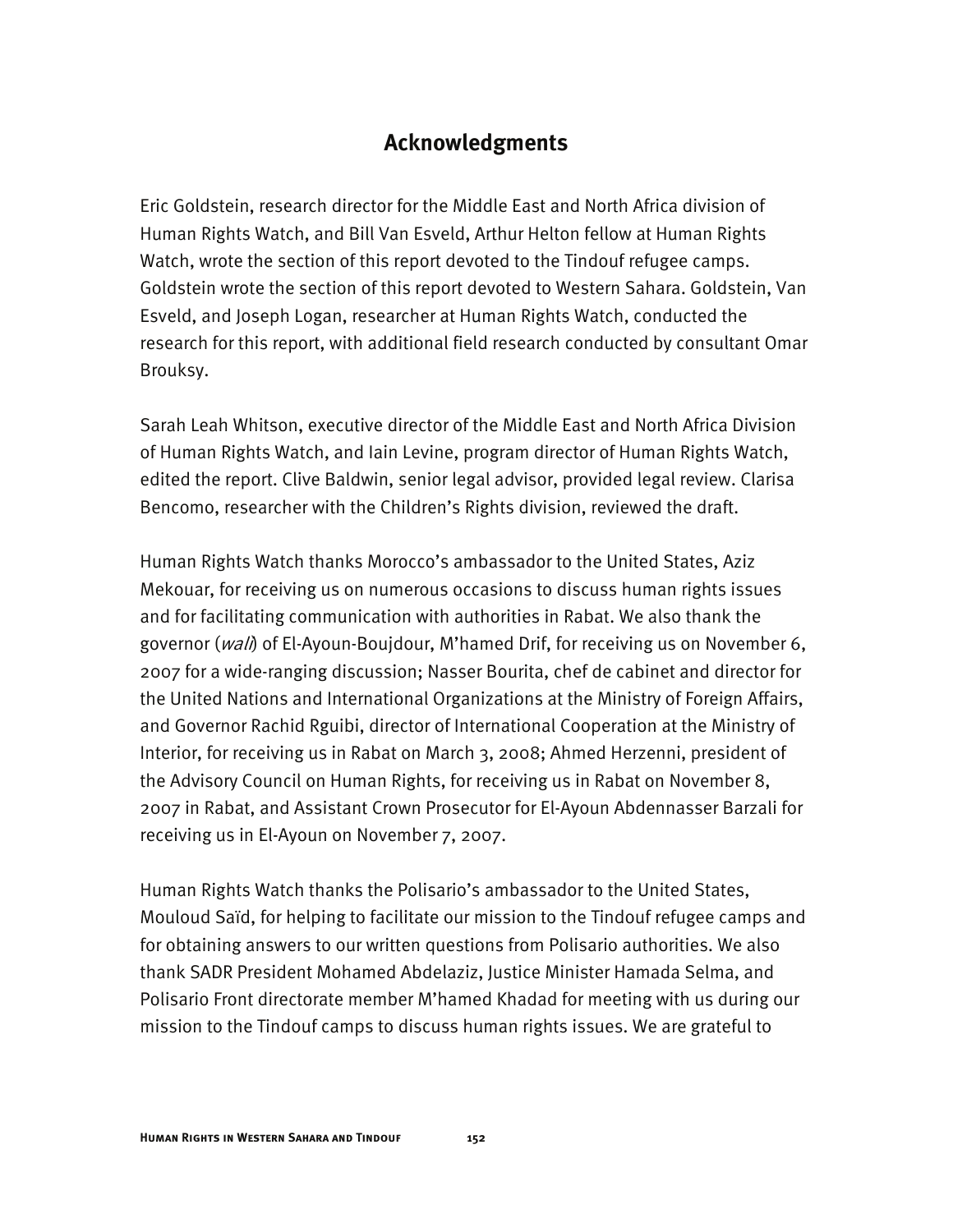## Acknowledgments

Eric Goldstein, research director for the Middle East and North Africa division of Human Rights Watch, and Bill Van Esveld, Arthur Helton fellow at Human Rights Watch, wrote the section of this report devoted to the Tindouf refugee camps. Goldstein wrote the section of this report devoted to Western Sahara. Goldstein, Van Esveld, and Joseph Logan, researcher at Human Rights Watch, conducted the research for this report, with additional field research conducted by consultant Omar Brouksy.

Sarah Leah Whitson, executive director of the Middle East and North Africa Division of Human Rights Watch, and Iain Levine, program director of Human Rights Watch, edited the report. Clive Baldwin, senior legal advisor, provided legal review. Clarisa Bencomo, researcher with the Children's Rights division, reviewed the draft.

Human Rights Watch thanks Morocco's ambassador to the United States, Aziz Mekouar, for receiving us on numerous occasions to discuss human rights issues and for facilitating communication with authorities in Rabat. We also thank the governor (*wali*) of El-Ayoun-Boujdour, M'hamed Drif, for receiving us on November 6, 2007 for a wide-ranging discussion; Nasser Bourita, chef de cabinet and director for the United Nations and International Organizations at the Ministry of Foreign Affairs, and Governor Rachid Rguibi, director of International Cooperation at the Ministry of Interior, for receiving us in Rabat on March 3, 2008; Ahmed Herzenni, president of the Advisory Council on Human Rights, for receiving us in Rabat on November 8, 2007 in Rabat, and Assistant Crown Prosecutor for El-Ayoun Abdennasser Barzali for receiving us in El-Ayoun on November 7, 2007.

Human Rights Watch thanks the Polisario's ambassador to the United States, Mouloud Saïd, for helping to facilitate our mission to the Tindouf refugee camps and for obtaining answers to our written questions from Polisario authorities. We also thank SADR President Mohamed Abdelaziz, Justice Minister Hamada Selma, and Polisario Front directorate member M'hamed Khadad for meeting with us during our mission to the Tindouf camps to discuss human rights issues. We are grateful to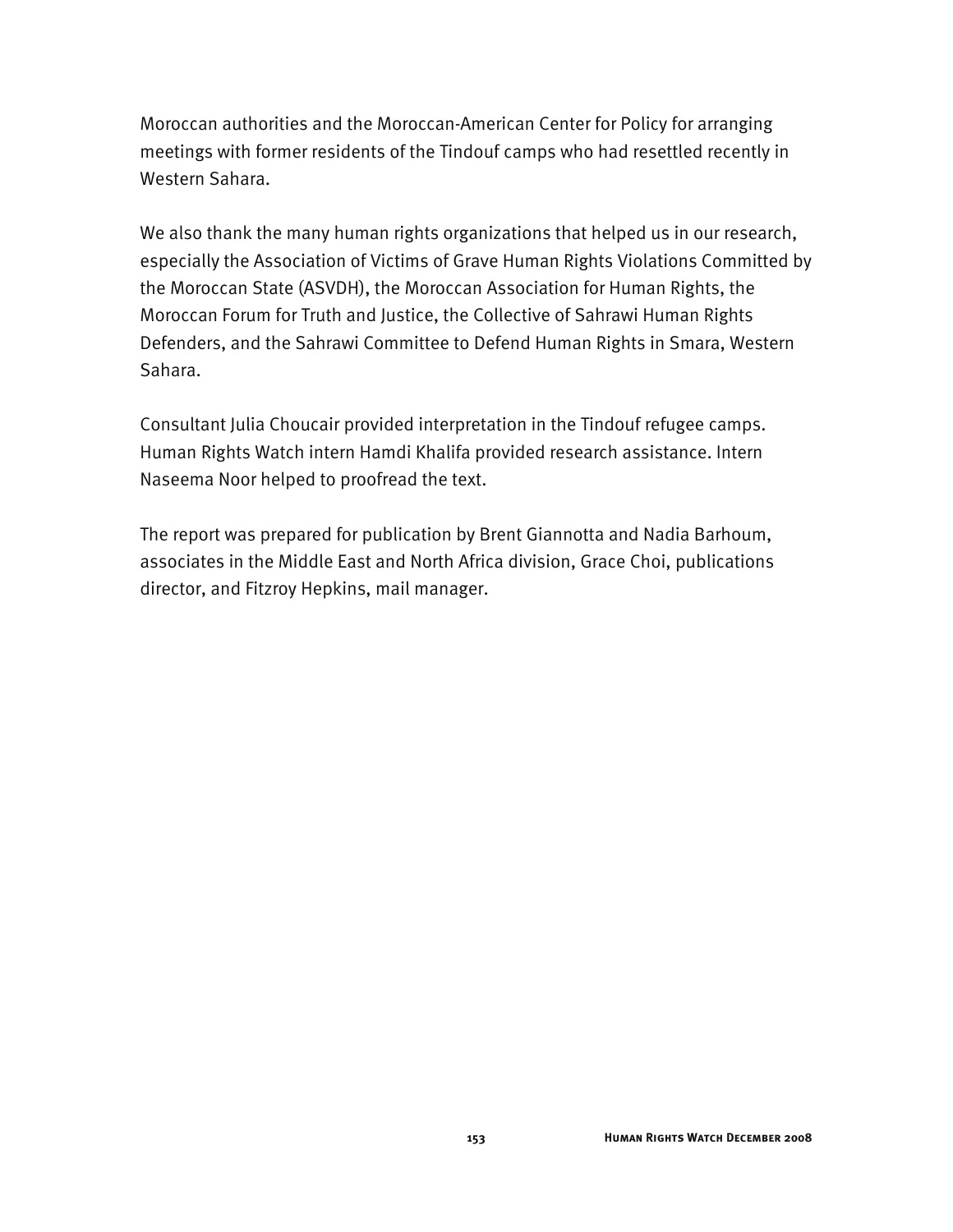Moroccan authorities and the Moroccan-American Center for Policy for arranging meetings with former residents of the Tindouf camps who had resettled recently in Western Sahara.

We also thank the many human rights organizations that helped us in our research, especially the Association of Victims of Grave Human Rights Violations Committed by the Moroccan State (ASVDH), the Moroccan Association for Human Rights, the Moroccan Forum for Truth and Justice, the Collective of Sahrawi Human Rights Defenders, and the Sahrawi Committee to Defend Human Rights in Smara, Western Sahara.

Consultant Julia Choucair provided interpretation in the Tindouf refugee camps. Human Rights Watch intern Hamdi Khalifa provided research assistance. Intern Naseema Noor helped to proofread the text.

The report was prepared for publication by Brent Giannotta and Nadia Barhoum, associates in the Middle East and North Africa division, Grace Choi, publications director, and Fitzroy Hepkins, mail manager.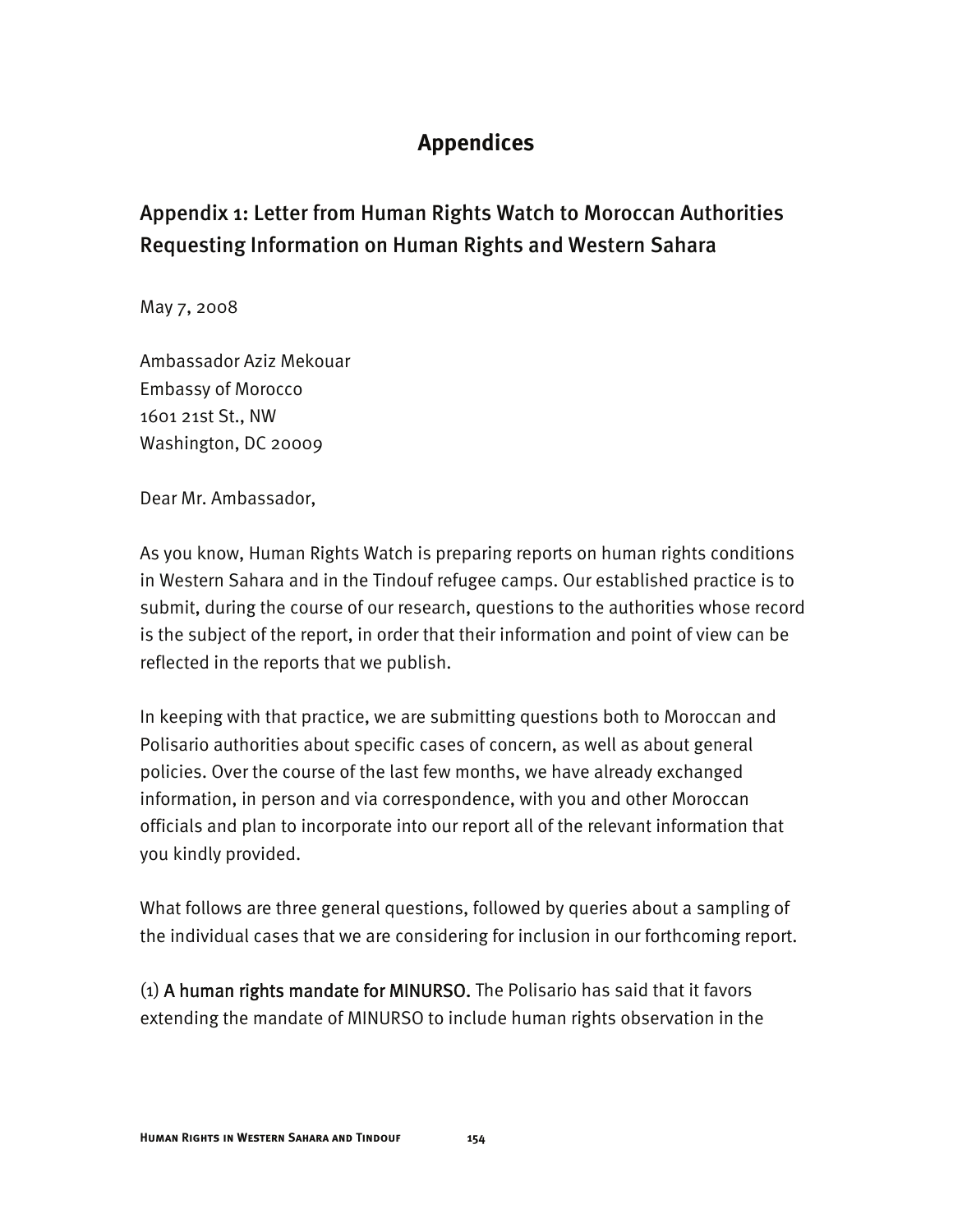# Appendices

## Appendix 1: Letter from Human Rights Watch to Moroccan Authorities Requesting Information on Human Rights and Western Sahara

May 7, 2008

Ambassador Aziz Mekouar
Embassy of Morocco
1601 21st St., NW
Washington, DC 20009

Dear Mr. Ambassador,

As you know, Human Rights Watch is preparing reports on human rights conditions in Western Sahara and in the Tindouf refugee camps. Our established practice is to submit, during the course of our research, questions to the authorities whose record is the subject of the report, in order that their information and point of view can be reflected in the reports that we publish.

In keeping with that practice, we are submitting questions both to Moroccan and Polisario authorities about specific cases of concern, as well as about general policies. Over the course of the last few months, we have already exchanged information, in person and via correspondence, with you and other Moroccan officials and plan to incorporate into our report all of the relevant information that you kindly provided.

What follows are three general questions, followed by queries about a sampling of the individual cases that we are considering for inclusion in our forthcoming report.

(1) **A human rights mandate for MINURSO.** The Polisario has said that it favors extending the mandate of MINURSO to include human rights observation in the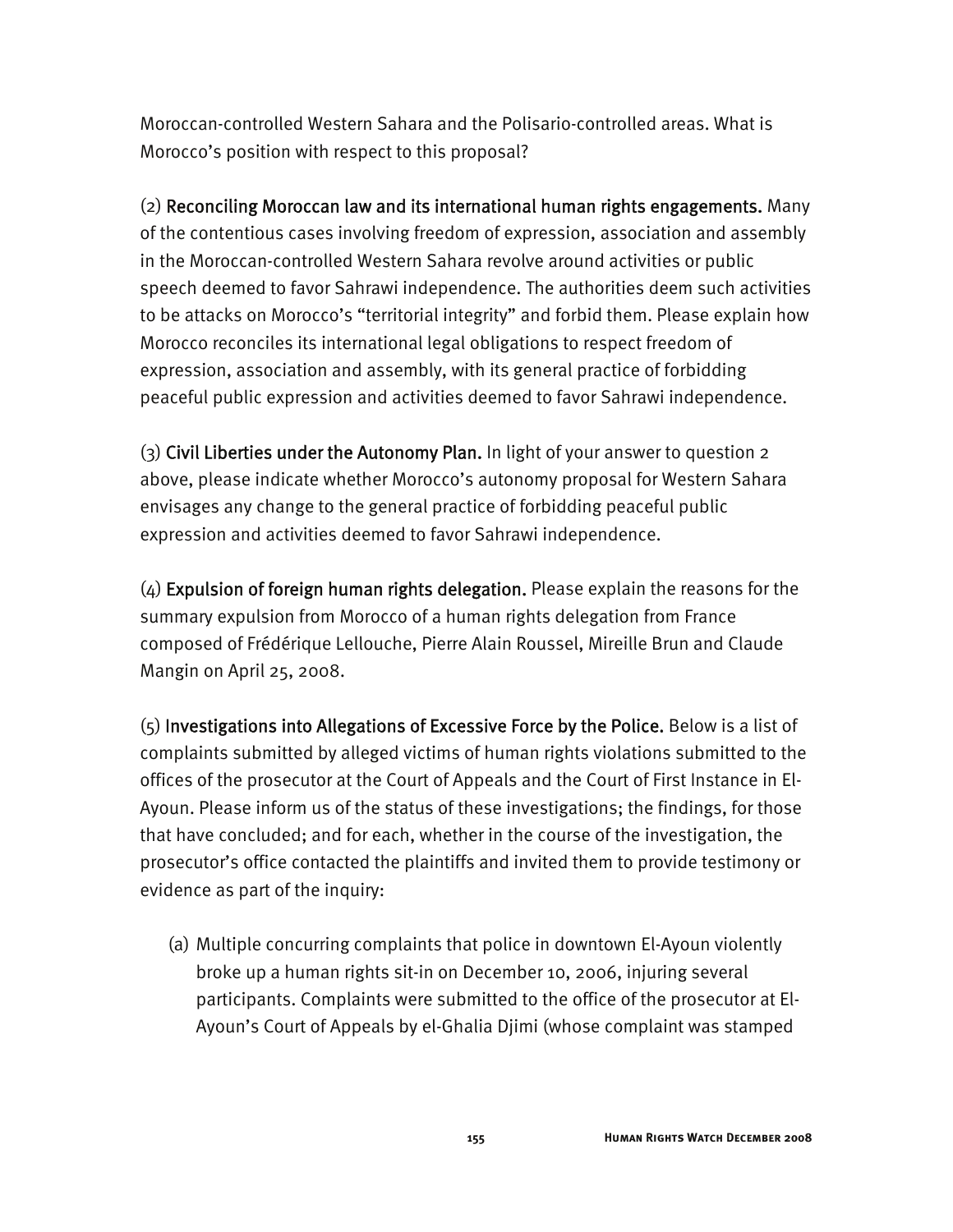Moroccan-controlled Western Sahara and the Polisario-controlled areas. What is Morocco's position with respect to this proposal?

(2) **Reconciling Moroccan law and its international human rights engagements.** Many of the contentious cases involving freedom of expression, association and assembly in the Moroccan-controlled Western Sahara revolve around activities or public speech deemed to favor Sahrawi independence. The authorities deem such activities to be attacks on Morocco's "territorial integrity" and forbid them. Please explain how Morocco reconciles its international legal obligations to respect freedom of expression, association and assembly, with its general practice of forbidding peaceful public expression and activities deemed to favor Sahrawi independence.

(3) **Civil Liberties under the Autonomy Plan.** In light of your answer to question 2 above, please indicate whether Morocco's autonomy proposal for Western Sahara envisages any change to the general practice of forbidding peaceful public expression and activities deemed to favor Sahrawi independence.

(4) **Expulsion of foreign human rights delegation.** Please explain the reasons for the summary expulsion from Morocco of a human rights delegation from France composed of Frédérique Lellouche, Pierre Alain Roussel, Mireille Brun and Claude Mangin on April 25, 2008.

(5) **Investigations into Allegations of Excessive Force by the Police.** Below is a list of complaints submitted by alleged victims of human rights violations submitted to the offices of the prosecutor at the Court of Appeals and the Court of First Instance in El-Ayoun. Please inform us of the status of these investigations; the findings, for those that have concluded; and for each, whether in the course of the investigation, the prosecutor's office contacted the plaintiffs and invited them to provide testimony or evidence as part of the inquiry:

(a) Multiple concurring complaints that police in downtown El-Ayoun violently broke up a human rights sit-in on December 10, 2006, injuring several participants. Complaints were submitted to the office of the prosecutor at El-Ayoun's Court of Appeals by el-Ghalia Djimi (whose complaint was stamped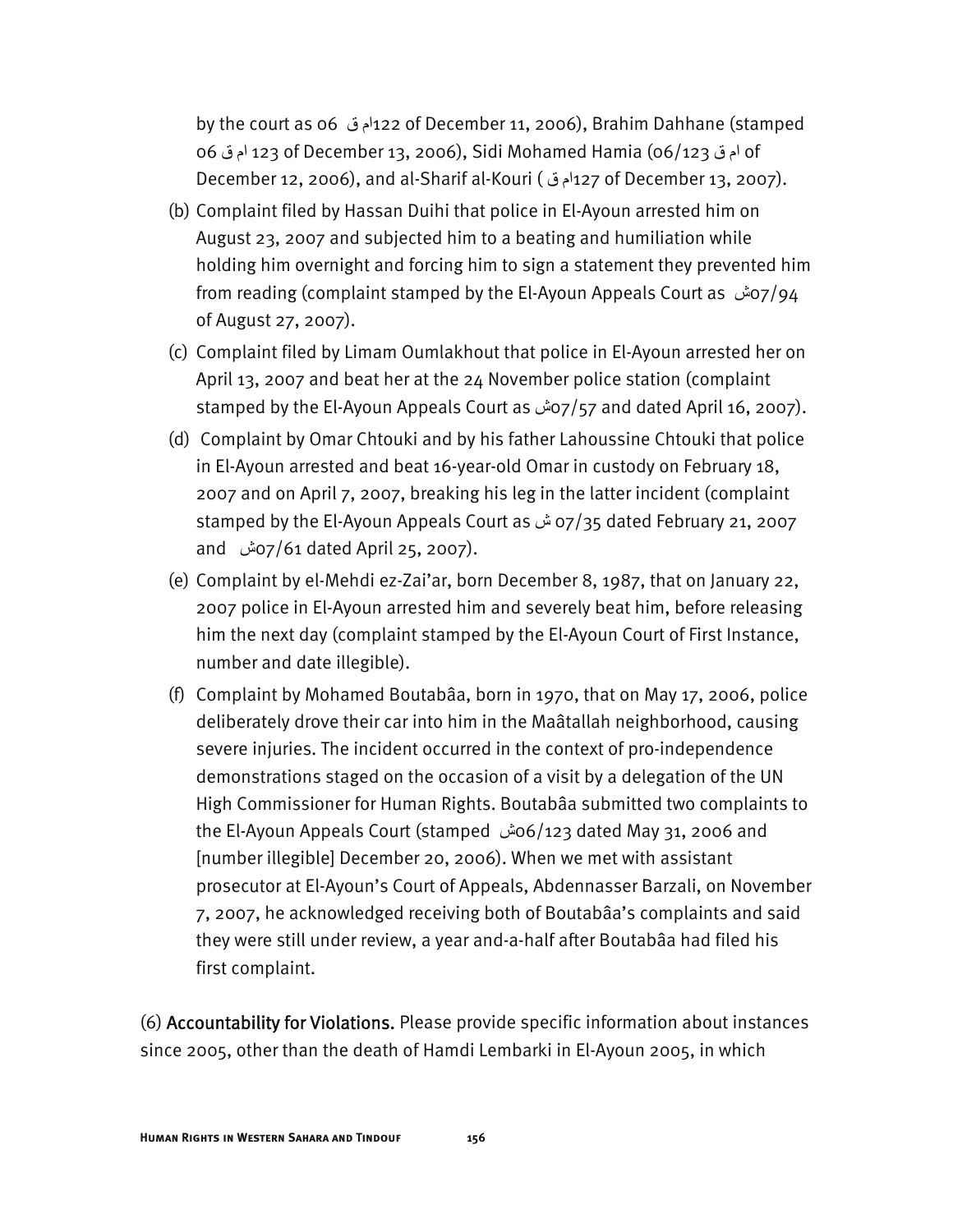by the court as 06 ام ق122 of December 11, 2006), Brahim Dahhane (stamped 06 ام ق 123 of December 13, 2006), Sidi Mohamed Hamia (06/123 ام ق of December 12, 2006), and al-Sharif al-Kouri ( ام ق127 of December 13, 2007).

(b) Complaint filed by Hassan Duihi that police in El-Ayoun arrested him on August 23, 2007 and subjected him to a beating and humiliation while holding him overnight and forcing him to sign a statement they prevented him from reading (complaint stamped by the El-Ayoun Appeals Court as ش07/94 of August 27, 2007).

(c) Complaint filed by Limam Oumlakhout that police in El-Ayoun arrested her on April 13, 2007 and beat her at the 24 November police station (complaint stamped by the El-Ayoun Appeals Court as ش07/57 and dated April 16, 2007).

(d) Complaint by Omar Chtouki and by his father Lahoussine Chtouki that police in El-Ayoun arrested and beat 16-year-old Omar in custody on February 18, 2007 and on April 7, 2007, breaking his leg in the latter incident (complaint stamped by the El-Ayoun Appeals Court as ش 07/35 dated February 21, 2007 and ش07/61 dated April 25, 2007).

(e) Complaint by el-Mehdi ez-Zai'ar, born December 8, 1987, that on January 22, 2007 police in El-Ayoun arrested him and severely beat him, before releasing him the next day (complaint stamped by the El-Ayoun Court of First Instance, number and date illegible).

(f) Complaint by Mohamed Boutabâa, born in 1970, that on May 17, 2006, police deliberately drove their car into him in the Maâtallah neighborhood, causing severe injuries. The incident occurred in the context of pro-independence demonstrations staged on the occasion of a visit by a delegation of the UN High Commissioner for Human Rights. Boutabâa submitted two complaints to the El-Ayoun Appeals Court (stamped ش06/123 dated May 31, 2006 and [number illegible] December 20, 2006). When we met with assistant prosecutor at El-Ayoun's Court of Appeals, Abdennasser Barzali, on November 7, 2007, he acknowledged receiving both of Boutabâa's complaints and said they were still under review, a year and-a-half after Boutabâa had filed his first complaint.

(6) **Accountability for Violations.** Please provide specific information about instances since 2005, other than the death of Hamdi Lembarki in El-Ayoun 2005, in which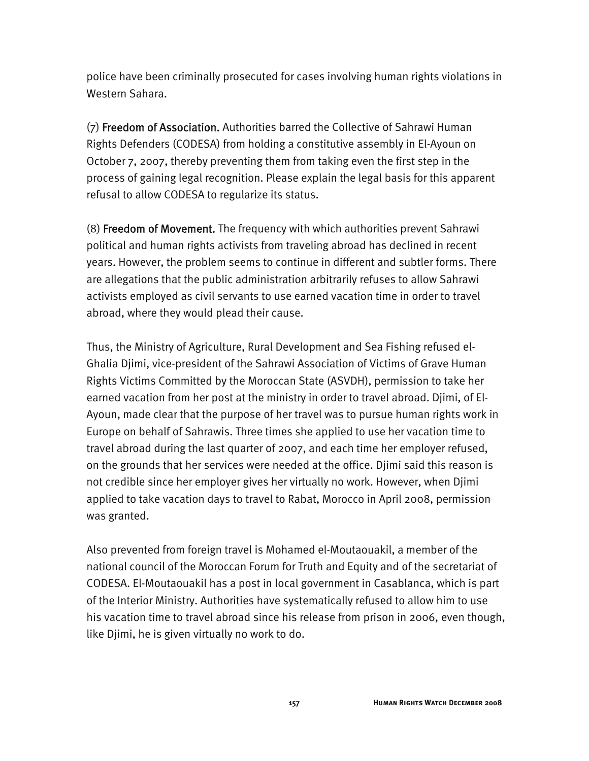police have been criminally prosecuted for cases involving human rights violations in Western Sahara.

(7) **Freedom of Association.** Authorities barred the Collective of Sahrawi Human Rights Defenders (CODESA) from holding a constitutive assembly in El-Ayoun on October 7, 2007, thereby preventing them from taking even the first step in the process of gaining legal recognition. Please explain the legal basis for this apparent refusal to allow CODESA to regularize its status.

(8) **Freedom of Movement.** The frequency with which authorities prevent Sahrawi political and human rights activists from traveling abroad has declined in recent years. However, the problem seems to continue in different and subtler forms. There are allegations that the public administration arbitrarily refuses to allow Sahrawi activists employed as civil servants to use earned vacation time in order to travel abroad, where they would plead their cause.

Thus, the Ministry of Agriculture, Rural Development and Sea Fishing refused el-Ghalia Djimi, vice-president of the Sahrawi Association of Victims of Grave Human Rights Victims Committed by the Moroccan State (ASVDH), permission to take her earned vacation from her post at the ministry in order to travel abroad. Djimi, of El-Ayoun, made clear that the purpose of her travel was to pursue human rights work in Europe on behalf of Sahrawis. Three times she applied to use her vacation time to travel abroad during the last quarter of 2007, and each time her employer refused, on the grounds that her services were needed at the office. Djimi said this reason is not credible since her employer gives her virtually no work. However, when Djimi applied to take vacation days to travel to Rabat, Morocco in April 2008, permission was granted.

Also prevented from foreign travel is Mohamed el-Moutaouakil, a member of the national council of the Moroccan Forum for Truth and Equity and of the secretariat of CODESA. El-Moutaouakil has a post in local government in Casablanca, which is part of the Interior Ministry. Authorities have systematically refused to allow him to use his vacation time to travel abroad since his release from prison in 2006, even though, like Djimi, he is given virtually no work to do.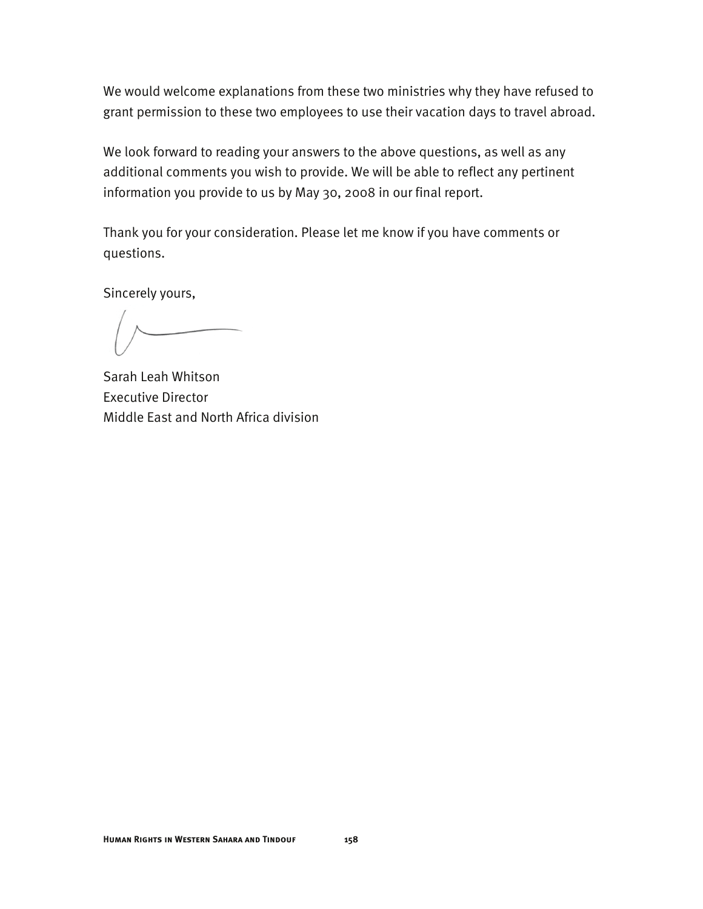We would welcome explanations from these two ministries why they have refused to grant permission to these two employees to use their vacation days to travel abroad.

We look forward to reading your answers to the above questions, as well as any additional comments you wish to provide. We will be able to reflect any pertinent information you provide to us by May 30, 2008 in our final report.

Thank you for your consideration. Please let me know if you have comments or questions.

Sincerely yours,

Sarah Leah Whitson  
Executive Director  
Middle East and North Africa division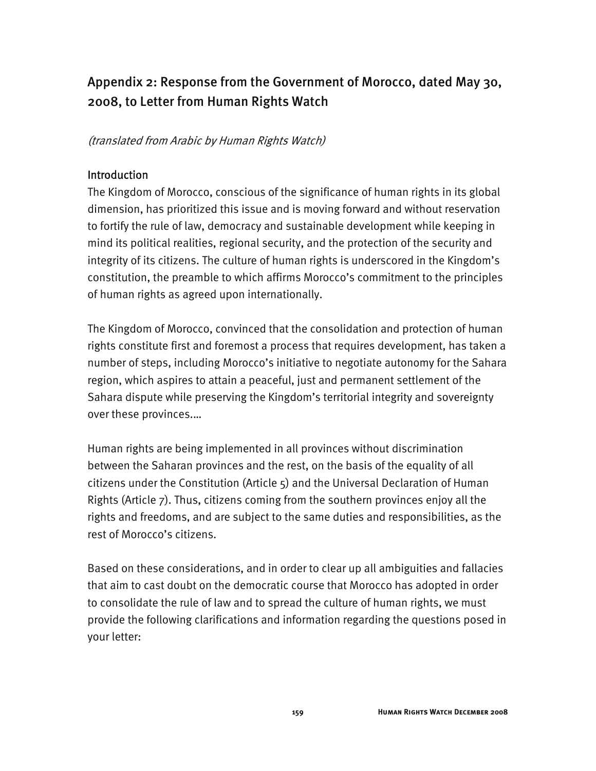## Appendix 2: Response from the Government of Morocco, dated May 30, 2008, to Letter from Human Rights Watch

*(translated from Arabic by Human Rights Watch)*

### Introduction

The Kingdom of Morocco, conscious of the significance of human rights in its global dimension, has prioritized this issue and is moving forward and without reservation to fortify the rule of law, democracy and sustainable development while keeping in mind its political realities, regional security, and the protection of the security and integrity of its citizens. The culture of human rights is underscored in the Kingdom's constitution, the preamble to which affirms Morocco's commitment to the principles of human rights as agreed upon internationally.

The Kingdom of Morocco, convinced that the consolidation and protection of human rights constitute first and foremost a process that requires development, has taken a number of steps, including Morocco's initiative to negotiate autonomy for the Sahara region, which aspires to attain a peaceful, just and permanent settlement of the Sahara dispute while preserving the Kingdom's territorial integrity and sovereignty over these provinces….

Human rights are being implemented in all provinces without discrimination between the Saharan provinces and the rest, on the basis of the equality of all citizens under the Constitution (Article 5) and the Universal Declaration of Human Rights (Article 7). Thus, citizens coming from the southern provinces enjoy all the rights and freedoms, and are subject to the same duties and responsibilities, as the rest of Morocco's citizens.

Based on these considerations, and in order to clear up all ambiguities and fallacies that aim to cast doubt on the democratic course that Morocco has adopted in order to consolidate the rule of law and to spread the culture of human rights, we must provide the following clarifications and information regarding the questions posed in your letter: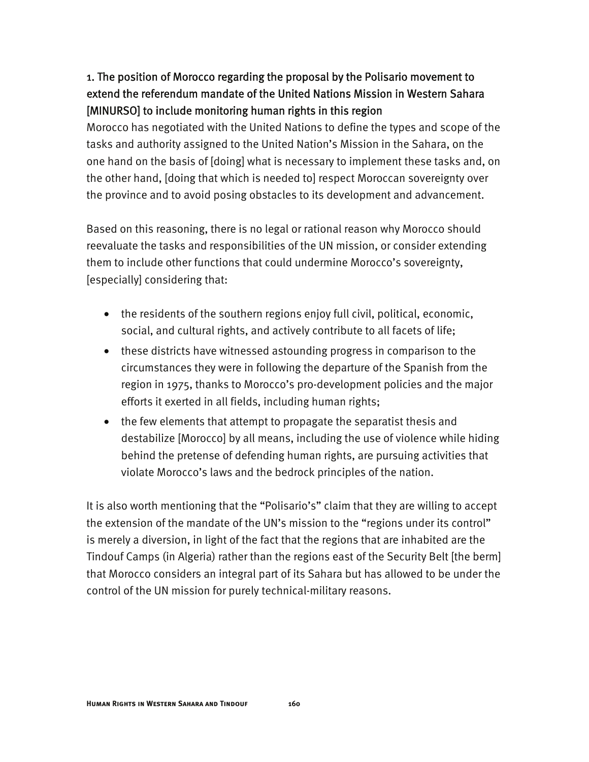## 1. The position of Morocco regarding the proposal by the Polisario movement to extend the referendum mandate of the United Nations Mission in Western Sahara [MINURSO] to include monitoring human rights in this region

Morocco has negotiated with the United Nations to define the types and scope of the tasks and authority assigned to the United Nation's Mission in the Sahara, on the one hand on the basis of [doing] what is necessary to implement these tasks and, on the other hand, [doing that which is needed to] respect Moroccan sovereignty over the province and to avoid posing obstacles to its development and advancement.

Based on this reasoning, there is no legal or rational reason why Morocco should reevaluate the tasks and responsibilities of the UN mission, or consider extending them to include other functions that could undermine Morocco's sovereignty, [especially] considering that:

- the residents of the southern regions enjoy full civil, political, economic, social, and cultural rights, and actively contribute to all facets of life;
- these districts have witnessed astounding progress in comparison to the circumstances they were in following the departure of the Spanish from the region in 1975, thanks to Morocco's pro-development policies and the major efforts it exerted in all fields, including human rights;
- the few elements that attempt to propagate the separatist thesis and destabilize [Morocco] by all means, including the use of violence while hiding behind the pretense of defending human rights, are pursuing activities that violate Morocco's laws and the bedrock principles of the nation.

It is also worth mentioning that the "Polisario's" claim that they are willing to accept the extension of the mandate of the UN's mission to the "regions under its control" is merely a diversion, in light of the fact that the regions that are inhabited are the Tindouf Camps (in Algeria) rather than the regions east of the Security Belt [the berm] that Morocco considers an integral part of its Sahara but has allowed to be under the control of the UN mission for purely technical-military reasons.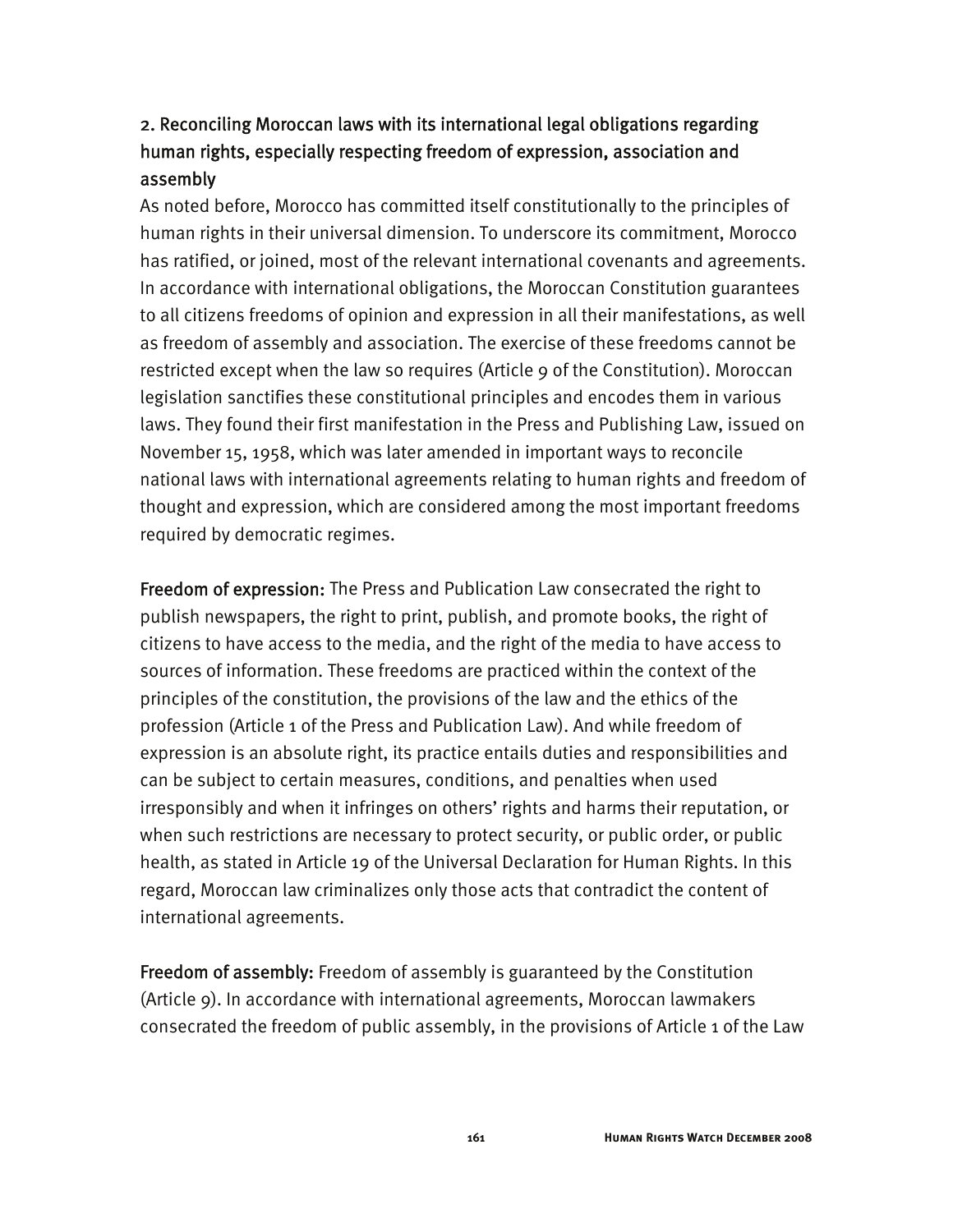## 2. Reconciling Moroccan laws with its international legal obligations regarding human rights, especially respecting freedom of expression, association and assembly

As noted before, Morocco has committed itself constitutionally to the principles of human rights in their universal dimension. To underscore its commitment, Morocco has ratified, or joined, most of the relevant international covenants and agreements. In accordance with international obligations, the Moroccan Constitution guarantees to all citizens freedoms of opinion and expression in all their manifestations, as well as freedom of assembly and association. The exercise of these freedoms cannot be restricted except when the law so requires (Article 9 of the Constitution). Moroccan legislation sanctifies these constitutional principles and encodes them in various laws. They found their first manifestation in the Press and Publishing Law, issued on November 15, 1958, which was later amended in important ways to reconcile national laws with international agreements relating to human rights and freedom of thought and expression, which are considered among the most important freedoms required by democratic regimes.

**Freedom of expression:** The Press and Publication Law consecrated the right to publish newspapers, the right to print, publish, and promote books, the right of citizens to have access to the media, and the right of the media to have access to sources of information. These freedoms are practiced within the context of the principles of the constitution, the provisions of the law and the ethics of the profession (Article 1 of the Press and Publication Law). And while freedom of expression is an absolute right, its practice entails duties and responsibilities and can be subject to certain measures, conditions, and penalties when used irresponsibly and when it infringes on others' rights and harms their reputation, or when such restrictions are necessary to protect security, or public order, or public health, as stated in Article 19 of the Universal Declaration for Human Rights. In this regard, Moroccan law criminalizes only those acts that contradict the content of international agreements.

**Freedom of assembly:** Freedom of assembly is guaranteed by the Constitution (Article 9). In accordance with international agreements, Moroccan lawmakers consecrated the freedom of public assembly, in the provisions of Article 1 of the Law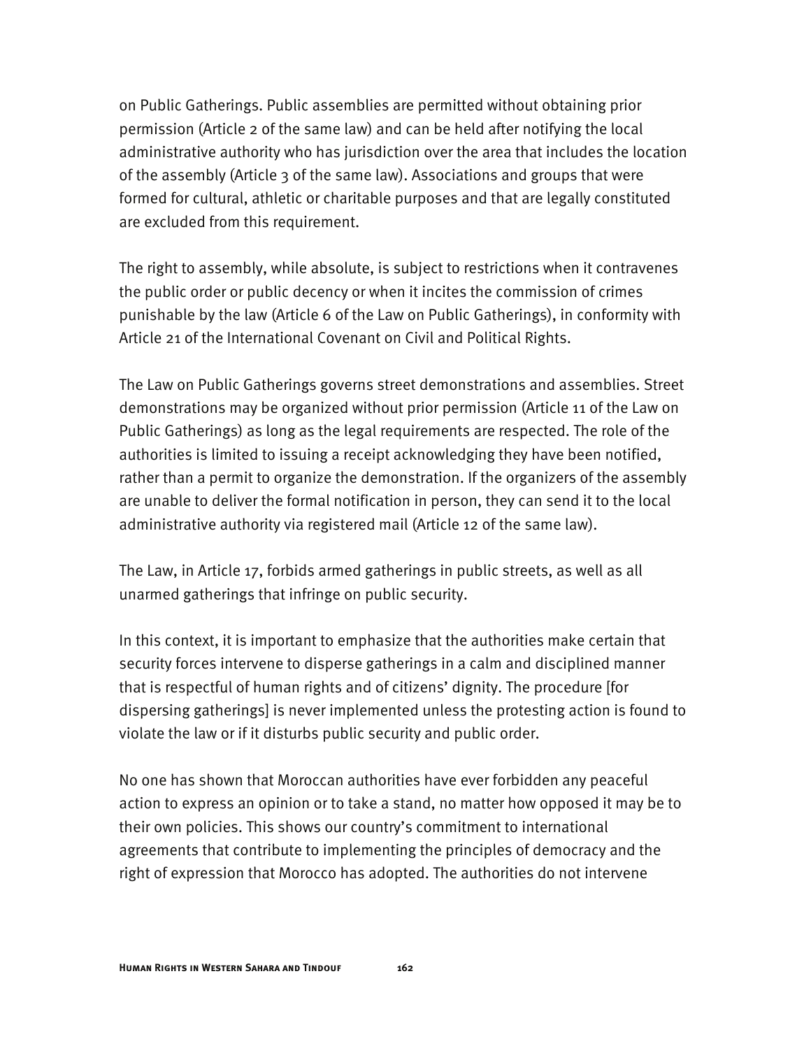on Public Gatherings. Public assemblies are permitted without obtaining prior permission (Article 2 of the same law) and can be held after notifying the local administrative authority who has jurisdiction over the area that includes the location of the assembly (Article 3 of the same law). Associations and groups that were formed for cultural, athletic or charitable purposes and that are legally constituted are excluded from this requirement.

The right to assembly, while absolute, is subject to restrictions when it contravenes the public order or public decency or when it incites the commission of crimes punishable by the law (Article 6 of the Law on Public Gatherings), in conformity with Article 21 of the International Covenant on Civil and Political Rights.

The Law on Public Gatherings governs street demonstrations and assemblies. Street demonstrations may be organized without prior permission (Article 11 of the Law on Public Gatherings) as long as the legal requirements are respected. The role of the authorities is limited to issuing a receipt acknowledging they have been notified, rather than a permit to organize the demonstration. If the organizers of the assembly are unable to deliver the formal notification in person, they can send it to the local administrative authority via registered mail (Article 12 of the same law).

The Law, in Article 17, forbids armed gatherings in public streets, as well as all unarmed gatherings that infringe on public security.

In this context, it is important to emphasize that the authorities make certain that security forces intervene to disperse gatherings in a calm and disciplined manner that is respectful of human rights and of citizens' dignity. The procedure [for dispersing gatherings] is never implemented unless the protesting action is found to violate the law or if it disturbs public security and public order.

No one has shown that Moroccan authorities have ever forbidden any peaceful action to express an opinion or to take a stand, no matter how opposed it may be to their own policies. This shows our country's commitment to international agreements that contribute to implementing the principles of democracy and the right of expression that Morocco has adopted. The authorities do not intervene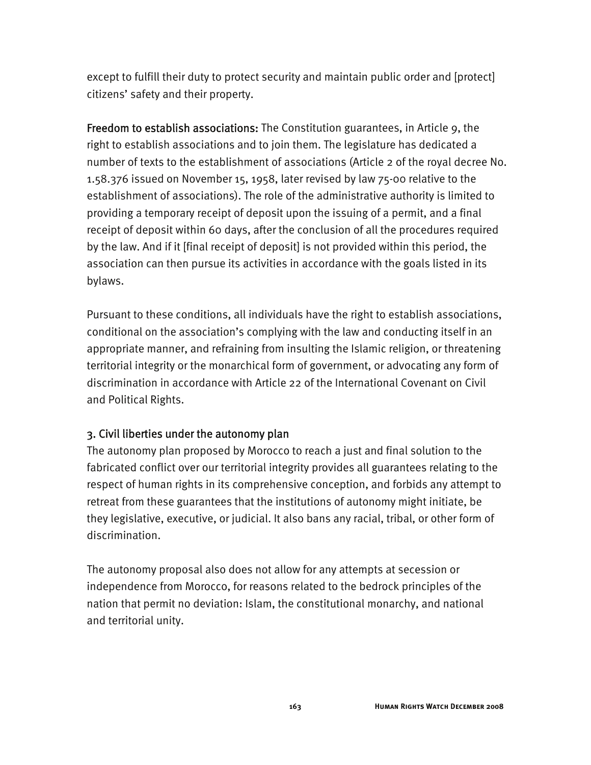except to fulfill their duty to protect security and maintain public order and [protect] citizens' safety and their property.

**Freedom to establish associations:** The Constitution guarantees, in Article 9, the right to establish associations and to join them. The legislature has dedicated a number of texts to the establishment of associations (Article 2 of the royal decree No. 1.58.376 issued on November 15, 1958, later revised by law 75-00 relative to the establishment of associations). The role of the administrative authority is limited to providing a temporary receipt of deposit upon the issuing of a permit, and a final receipt of deposit within 60 days, after the conclusion of all the procedures required by the law. And if it [final receipt of deposit] is not provided within this period, the association can then pursue its activities in accordance with the goals listed in its bylaws.

Pursuant to these conditions, all individuals have the right to establish associations, conditional on the association's complying with the law and conducting itself in an appropriate manner, and refraining from insulting the Islamic religion, or threatening territorial integrity or the monarchical form of government, or advocating any form of discrimination in accordance with Article 22 of the International Covenant on Civil and Political Rights.

### 3. Civil liberties under the autonomy plan

The autonomy plan proposed by Morocco to reach a just and final solution to the fabricated conflict over our territorial integrity provides all guarantees relating to the respect of human rights in its comprehensive conception, and forbids any attempt to retreat from these guarantees that the institutions of autonomy might initiate, be they legislative, executive, or judicial. It also bans any racial, tribal, or other form of discrimination.

The autonomy proposal also does not allow for any attempts at secession or independence from Morocco, for reasons related to the bedrock principles of the nation that permit no deviation: Islam, the constitutional monarchy, and national and territorial unity.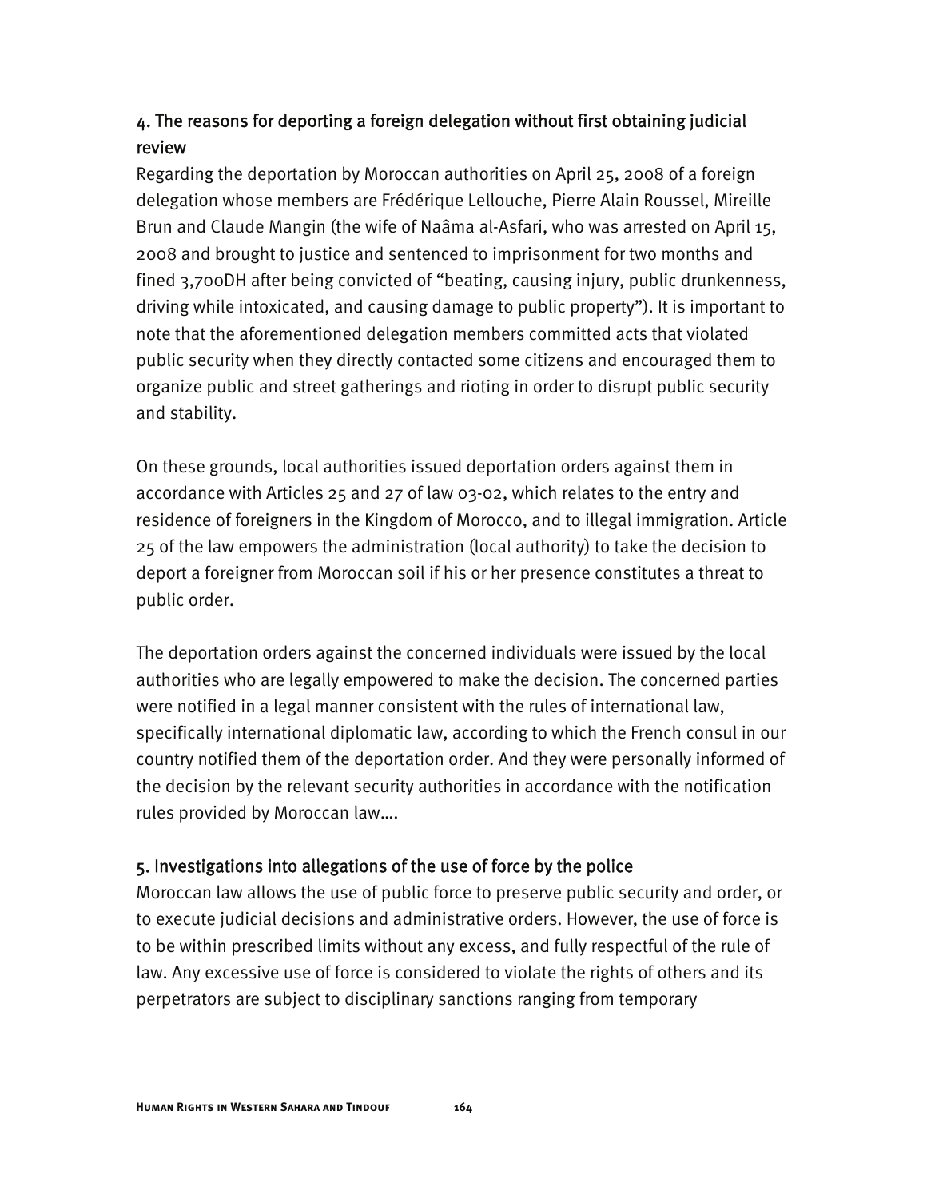### 4. The reasons for deporting a foreign delegation without first obtaining judicial review

Regarding the deportation by Moroccan authorities on April 25, 2008 of a foreign delegation whose members are Frédérique Lellouche, Pierre Alain Roussel, Mireille Brun and Claude Mangin (the wife of Naâma al-Asfari, who was arrested on April 15, 2008 and brought to justice and sentenced to imprisonment for two months and fined 3,700DH after being convicted of "beating, causing injury, public drunkenness, driving while intoxicated, and causing damage to public property"). It is important to note that the aforementioned delegation members committed acts that violated public security when they directly contacted some citizens and encouraged them to organize public and street gatherings and rioting in order to disrupt public security and stability.

On these grounds, local authorities issued deportation orders against them in accordance with Articles 25 and 27 of law 03-02, which relates to the entry and residence of foreigners in the Kingdom of Morocco, and to illegal immigration. Article 25 of the law empowers the administration (local authority) to take the decision to deport a foreigner from Moroccan soil if his or her presence constitutes a threat to public order.

The deportation orders against the concerned individuals were issued by the local authorities who are legally empowered to make the decision. The concerned parties were notified in a legal manner consistent with the rules of international law, specifically international diplomatic law, according to which the French consul in our country notified them of the deportation order. And they were personally informed of the decision by the relevant security authorities in accordance with the notification rules provided by Moroccan law….

### 5. Investigations into allegations of the use of force by the police

Moroccan law allows the use of public force to preserve public security and order, or to execute judicial decisions and administrative orders. However, the use of force is to be within prescribed limits without any excess, and fully respectful of the rule of law. Any excessive use of force is considered to violate the rights of others and its perpetrators are subject to disciplinary sanctions ranging from temporary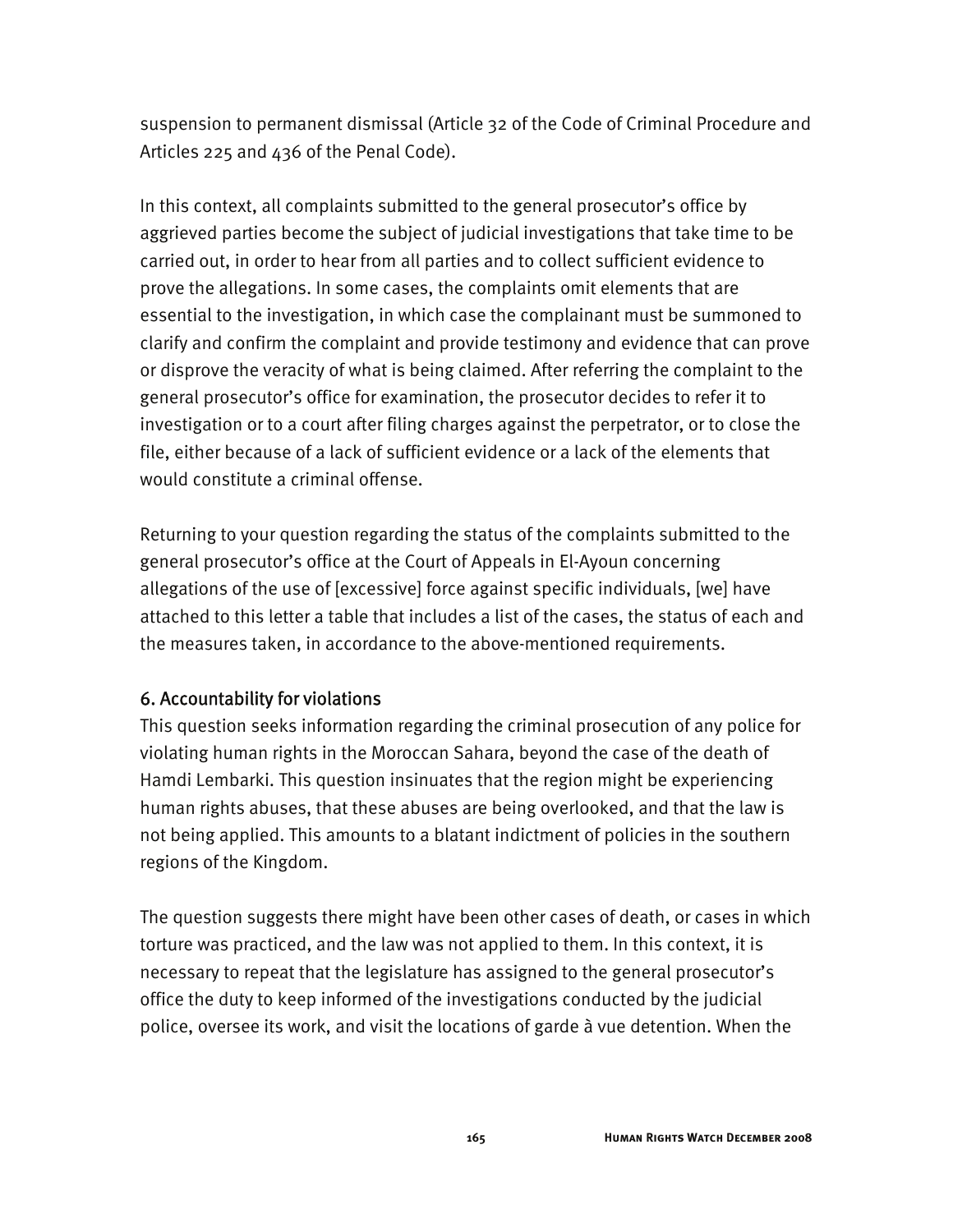suspension to permanent dismissal (Article 32 of the Code of Criminal Procedure and Articles 225 and 436 of the Penal Code).

In this context, all complaints submitted to the general prosecutor's office by aggrieved parties become the subject of judicial investigations that take time to be carried out, in order to hear from all parties and to collect sufficient evidence to prove the allegations. In some cases, the complaints omit elements that are essential to the investigation, in which case the complainant must be summoned to clarify and confirm the complaint and provide testimony and evidence that can prove or disprove the veracity of what is being claimed. After referring the complaint to the general prosecutor's office for examination, the prosecutor decides to refer it to investigation or to a court after filing charges against the perpetrator, or to close the file, either because of a lack of sufficient evidence or a lack of the elements that would constitute a criminal offense.

Returning to your question regarding the status of the complaints submitted to the general prosecutor's office at the Court of Appeals in El-Ayoun concerning allegations of the use of [excessive] force against specific individuals, [we] have attached to this letter a table that includes a list of the cases, the status of each and the measures taken, in accordance to the above-mentioned requirements.

### 6. Accountability for violations

This question seeks information regarding the criminal prosecution of any police for violating human rights in the Moroccan Sahara, beyond the case of the death of Hamdi Lembarki. This question insinuates that the region might be experiencing human rights abuses, that these abuses are being overlooked, and that the law is not being applied. This amounts to a blatant indictment of policies in the southern regions of the Kingdom.

The question suggests there might have been other cases of death, or cases in which torture was practiced, and the law was not applied to them. In this context, it is necessary to repeat that the legislature has assigned to the general prosecutor's office the duty to keep informed of the investigations conducted by the judicial police, oversee its work, and visit the locations of garde à vue detention. When the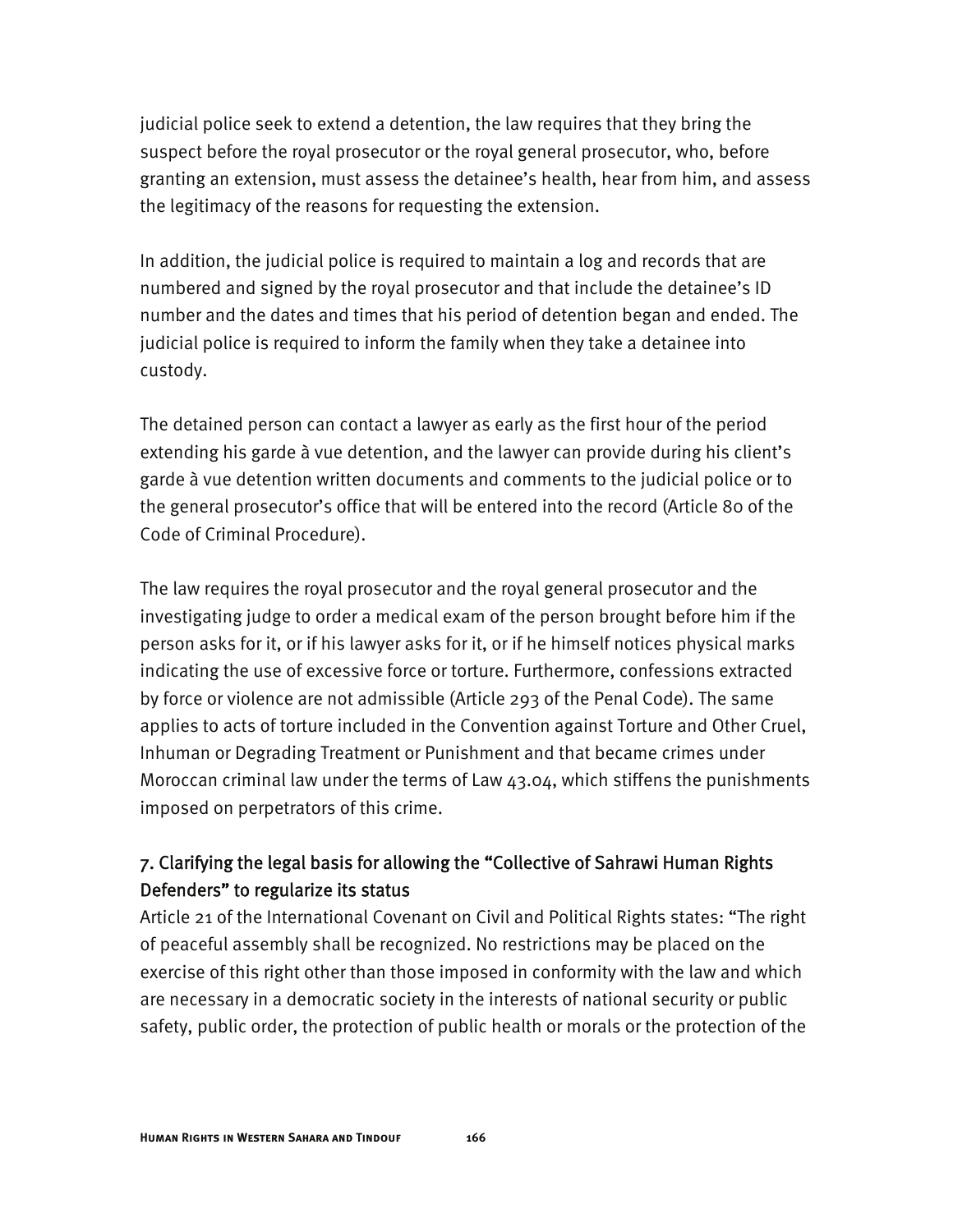judicial police seek to extend a detention, the law requires that they bring the suspect before the royal prosecutor or the royal general prosecutor, who, before granting an extension, must assess the detainee's health, hear from him, and assess the legitimacy of the reasons for requesting the extension.

In addition, the judicial police is required to maintain a log and records that are numbered and signed by the royal prosecutor and that include the detainee's ID number and the dates and times that his period of detention began and ended. The judicial police is required to inform the family when they take a detainee into custody.

The detained person can contact a lawyer as early as the first hour of the period extending his garde à vue detention, and the lawyer can provide during his client's garde à vue detention written documents and comments to the judicial police or to the general prosecutor's office that will be entered into the record (Article 80 of the Code of Criminal Procedure).

The law requires the royal prosecutor and the royal general prosecutor and the investigating judge to order a medical exam of the person brought before him if the person asks for it, or if his lawyer asks for it, or if he himself notices physical marks indicating the use of excessive force or torture. Furthermore, confessions extracted by force or violence are not admissible (Article 293 of the Penal Code). The same applies to acts of torture included in the Convention against Torture and Other Cruel, Inhuman or Degrading Treatment or Punishment and that became crimes under Moroccan criminal law under the terms of Law 43.04, which stiffens the punishments imposed on perpetrators of this crime.

### 7. Clarifying the legal basis for allowing the "Collective of Sahrawi Human Rights Defenders" to regularize its status

Article 21 of the International Covenant on Civil and Political Rights states: "The right of peaceful assembly shall be recognized. No restrictions may be placed on the exercise of this right other than those imposed in conformity with the law and which are necessary in a democratic society in the interests of national security or public safety, public order, the protection of public health or morals or the protection of the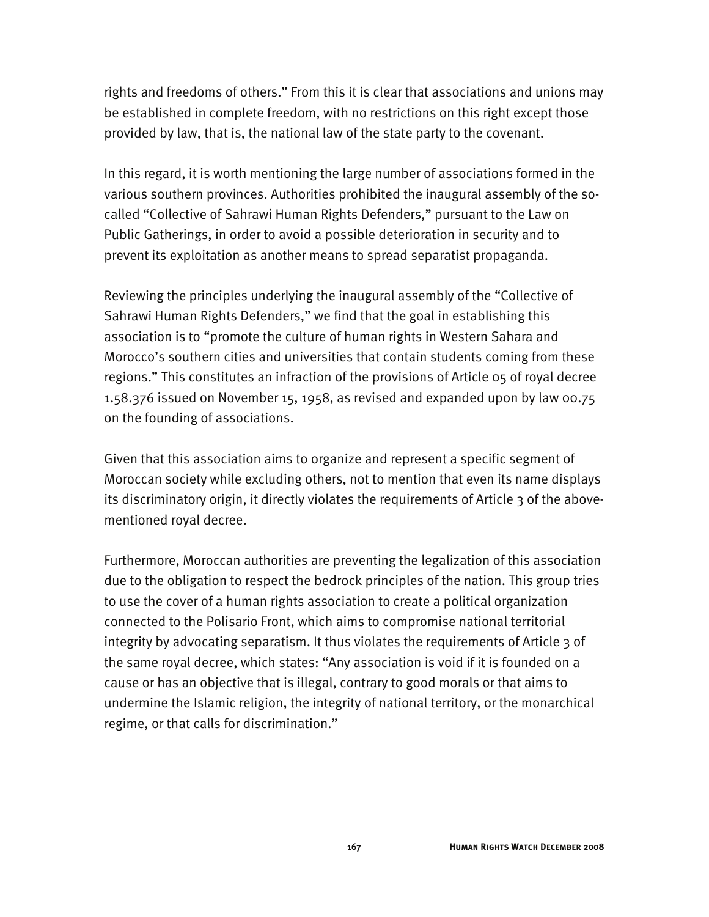rights and freedoms of others." From this it is clear that associations and unions may be established in complete freedom, with no restrictions on this right except those provided by law, that is, the national law of the state party to the covenant.

In this regard, it is worth mentioning the large number of associations formed in the various southern provinces. Authorities prohibited the inaugural assembly of the so-called "Collective of Sahrawi Human Rights Defenders," pursuant to the Law on Public Gatherings, in order to avoid a possible deterioration in security and to prevent its exploitation as another means to spread separatist propaganda.

Reviewing the principles underlying the inaugural assembly of the "Collective of Sahrawi Human Rights Defenders," we find that the goal in establishing this association is to "promote the culture of human rights in Western Sahara and Morocco's southern cities and universities that contain students coming from these regions." This constitutes an infraction of the provisions of Article 05 of royal decree 1.58.376 issued on November 15, 1958, as revised and expanded upon by law 00.75 on the founding of associations.

Given that this association aims to organize and represent a specific segment of Moroccan society while excluding others, not to mention that even its name displays its discriminatory origin, it directly violates the requirements of Article 3 of the above-mentioned royal decree.

Furthermore, Moroccan authorities are preventing the legalization of this association due to the obligation to respect the bedrock principles of the nation. This group tries to use the cover of a human rights association to create a political organization connected to the Polisario Front, which aims to compromise national territorial integrity by advocating separatism. It thus violates the requirements of Article 3 of the same royal decree, which states: "Any association is void if it is founded on a cause or has an objective that is illegal, contrary to good morals or that aims to undermine the Islamic religion, the integrity of national territory, or the monarchical regime, or that calls for discrimination."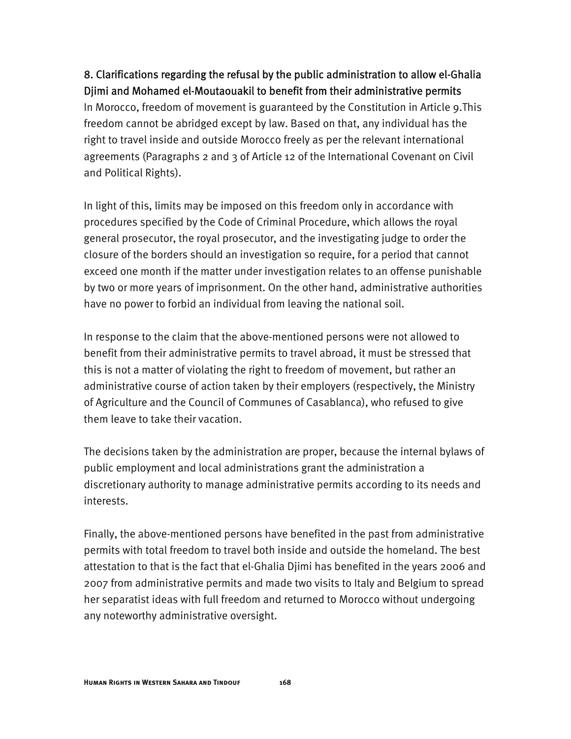### 8. Clarifications regarding the refusal by the public administration to allow el-Ghalia Djimi and Mohamed el-Moutaouakil to benefit from their administrative permits

In Morocco, freedom of movement is guaranteed by the Constitution in Article 9.This freedom cannot be abridged except by law. Based on that, any individual has the right to travel inside and outside Morocco freely as per the relevant international agreements (Paragraphs 2 and 3 of Article 12 of the International Covenant on Civil and Political Rights).

In light of this, limits may be imposed on this freedom only in accordance with procedures specified by the Code of Criminal Procedure, which allows the royal general prosecutor, the royal prosecutor, and the investigating judge to order the closure of the borders should an investigation so require, for a period that cannot exceed one month if the matter under investigation relates to an offense punishable by two or more years of imprisonment. On the other hand, administrative authorities have no power to forbid an individual from leaving the national soil.

In response to the claim that the above-mentioned persons were not allowed to benefit from their administrative permits to travel abroad, it must be stressed that this is not a matter of violating the right to freedom of movement, but rather an administrative course of action taken by their employers (respectively, the Ministry of Agriculture and the Council of Communes of Casablanca), who refused to give them leave to take their vacation.

The decisions taken by the administration are proper, because the internal bylaws of public employment and local administrations grant the administration a discretionary authority to manage administrative permits according to its needs and interests.

Finally, the above-mentioned persons have benefited in the past from administrative permits with total freedom to travel both inside and outside the homeland. The best attestation to that is the fact that el-Ghalia Djimi has benefited in the years 2006 and 2007 from administrative permits and made two visits to Italy and Belgium to spread her separatist ideas with full freedom and returned to Morocco without undergoing any noteworthy administrative oversight.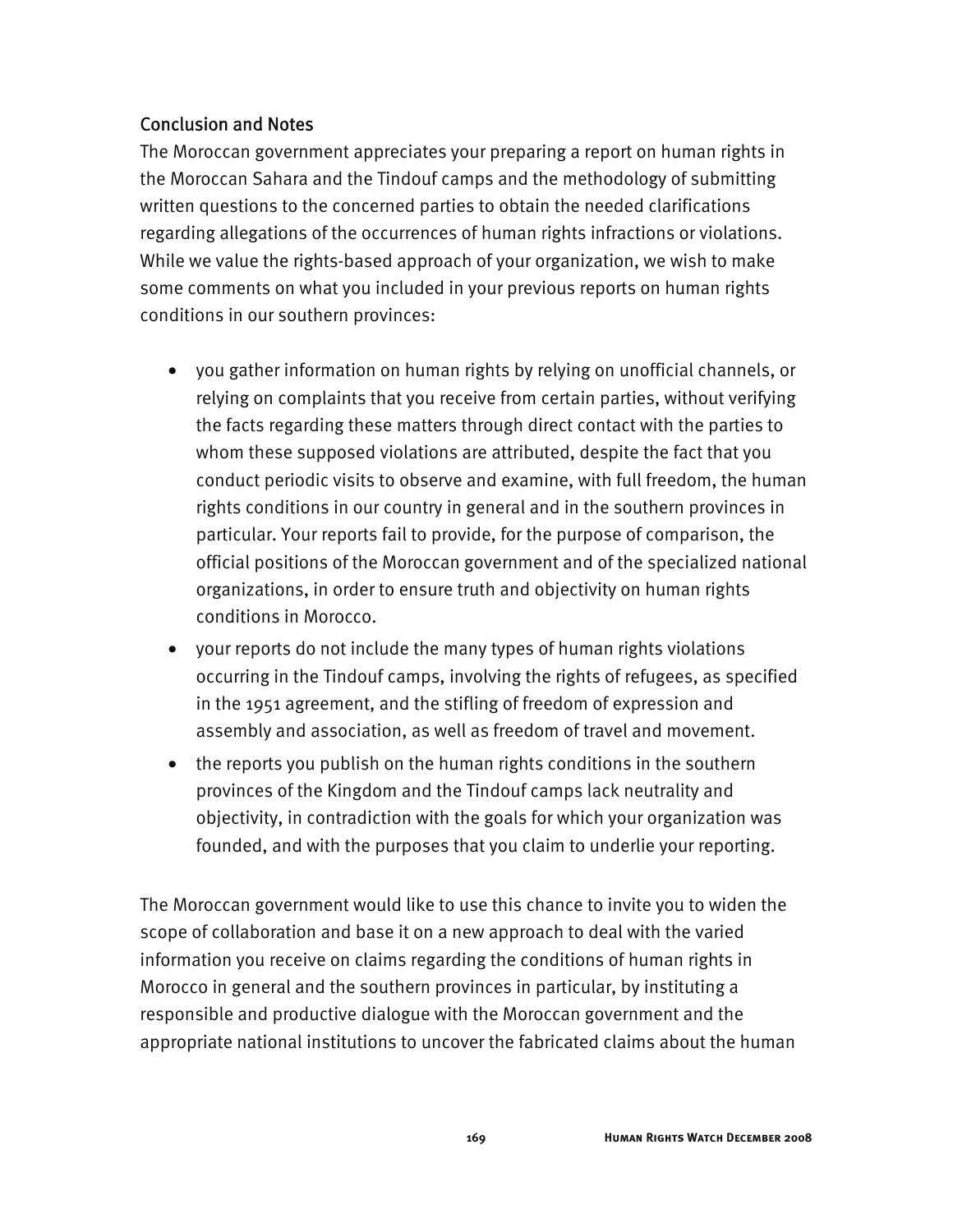## Conclusion and Notes

The Moroccan government appreciates your preparing a report on human rights in the Moroccan Sahara and the Tindouf camps and the methodology of submitting written questions to the concerned parties to obtain the needed clarifications regarding allegations of the occurrences of human rights infractions or violations. While we value the rights-based approach of your organization, we wish to make some comments on what you included in your previous reports on human rights conditions in our southern provinces:

- you gather information on human rights by relying on unofficial channels, or relying on complaints that you receive from certain parties, without verifying the facts regarding these matters through direct contact with the parties to whom these supposed violations are attributed, despite the fact that you conduct periodic visits to observe and examine, with full freedom, the human rights conditions in our country in general and in the southern provinces in particular. Your reports fail to provide, for the purpose of comparison, the official positions of the Moroccan government and of the specialized national organizations, in order to ensure truth and objectivity on human rights conditions in Morocco.
- your reports do not include the many types of human rights violations occurring in the Tindouf camps, involving the rights of refugees, as specified in the 1951 agreement, and the stifling of freedom of expression and assembly and association, as well as freedom of travel and movement.
- the reports you publish on the human rights conditions in the southern provinces of the Kingdom and the Tindouf camps lack neutrality and objectivity, in contradiction with the goals for which your organization was founded, and with the purposes that you claim to underlie your reporting.

The Moroccan government would like to use this chance to invite you to widen the scope of collaboration and base it on a new approach to deal with the varied information you receive on claims regarding the conditions of human rights in Morocco in general and the southern provinces in particular, by instituting a responsible and productive dialogue with the Moroccan government and the appropriate national institutions to uncover the fabricated claims about the human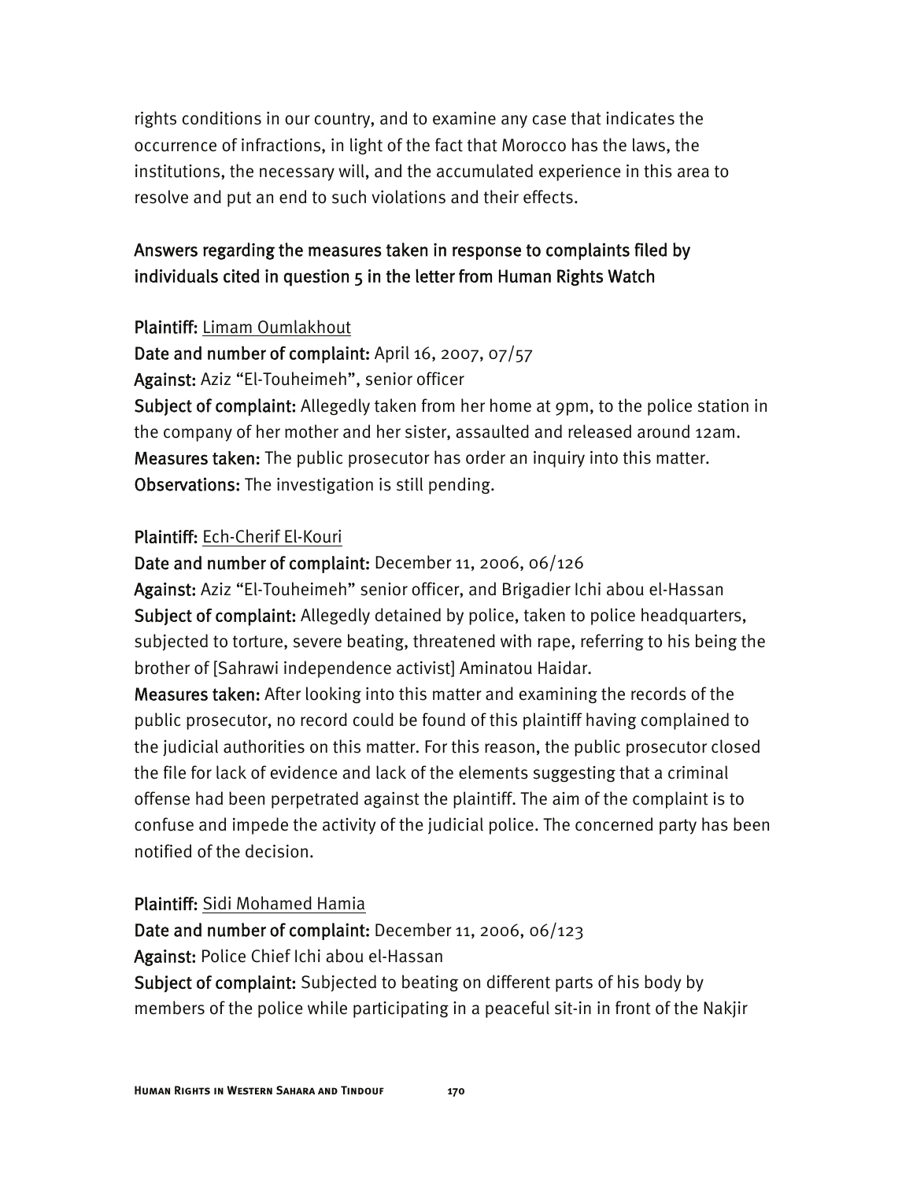rights conditions in our country, and to examine any case that indicates the occurrence of infractions, in light of the fact that Morocco has the laws, the institutions, the necessary will, and the accumulated experience in this area to resolve and put an end to such violations and their effects.

## Answers regarding the measures taken in response to complaints filed by individuals cited in question 5 in the letter from Human Rights Watch

**Plaintiff:** Limam Oumlakhout
**Date and number of complaint:** April 16, 2007, 07/57
**Against:** Aziz "El-Touheimeh", senior officer
**Subject of complaint:** Allegedly taken from her home at 9pm, to the police station in the company of her mother and her sister, assaulted and released around 12am.
**Measures taken:** The public prosecutor has order an inquiry into this matter.
**Observations:** The investigation is still pending.

**Plaintiff:** Ech-Cherif El-Kouri
**Date and number of complaint:** December 11, 2006, 06/126
**Against:** Aziz "El-Touheimeh" senior officer, and Brigadier Ichi abou el-Hassan
**Subject of complaint:** Allegedly detained by police, taken to police headquarters, subjected to torture, severe beating, threatened with rape, referring to his being the brother of [Sahrawi independence activist] Aminatou Haidar.
**Measures taken:** After looking into this matter and examining the records of the public prosecutor, no record could be found of this plaintiff having complained to the judicial authorities on this matter. For this reason, the public prosecutor closed the file for lack of evidence and lack of the elements suggesting that a criminal offense had been perpetrated against the plaintiff. The aim of the complaint is to confuse and impede the activity of the judicial police. The concerned party has been notified of the decision.

**Plaintiff:** Sidi Mohamed Hamia
**Date and number of complaint:** December 11, 2006, 06/123
**Against:** Police Chief Ichi abou el-Hassan
**Subject of complaint:** Subjected to beating on different parts of his body by members of the police while participating in a peaceful sit-in in front of the Nakjir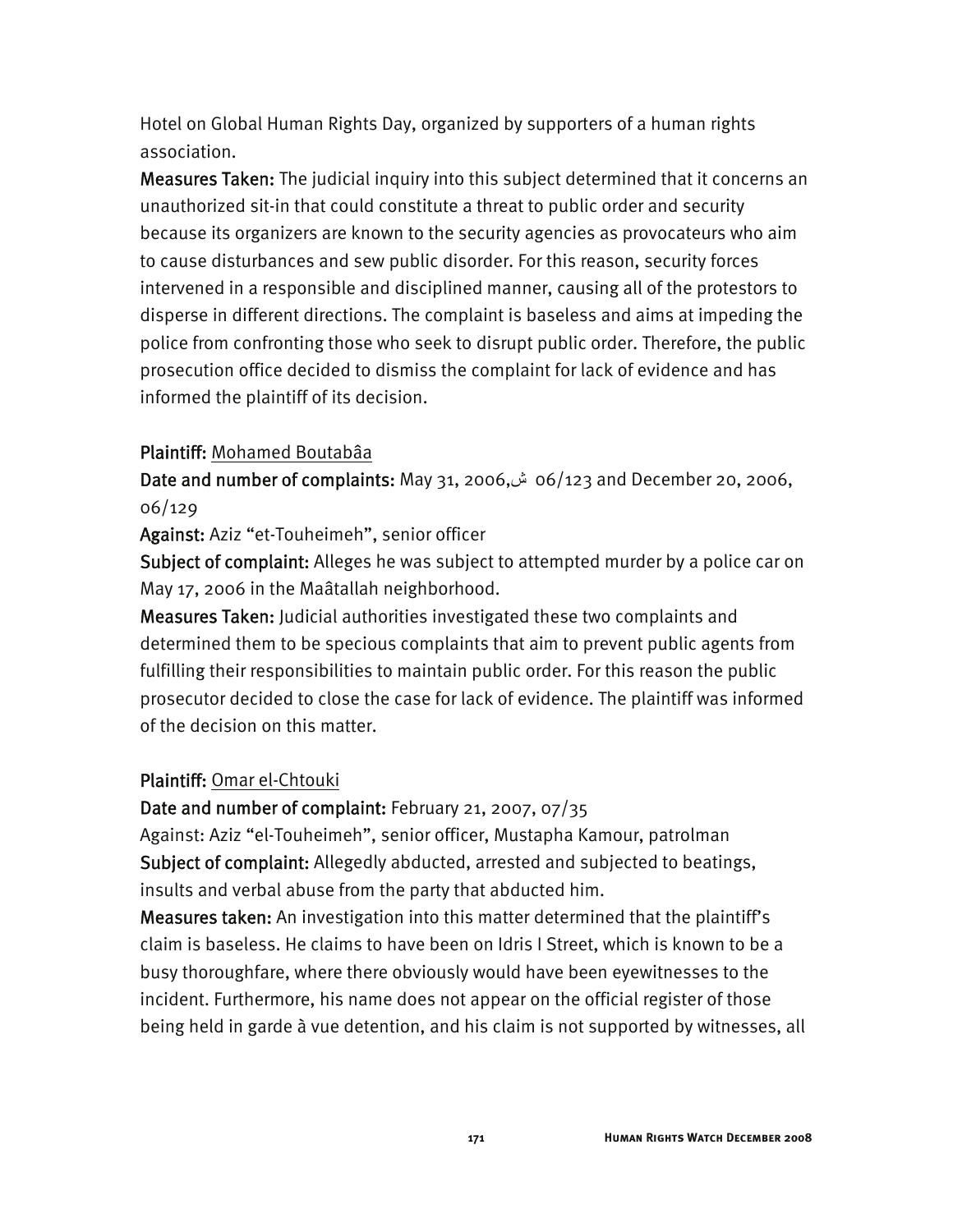Hotel on Global Human Rights Day, organized by supporters of a human rights association.

**Measures Taken:** The judicial inquiry into this subject determined that it concerns an unauthorized sit-in that could constitute a threat to public order and security because its organizers are known to the security agencies as provocateurs who aim to cause disturbances and sew public disorder. For this reason, security forces intervened in a responsible and disciplined manner, causing all of the protestors to disperse in different directions. The complaint is baseless and aims at impeding the police from confronting those who seek to disrupt public order. Therefore, the public prosecution office decided to dismiss the complaint for lack of evidence and has informed the plaintiff of its decision.

**Plaintiff:** Mohamed Boutabâa

**Date and number of complaints:** May 31, 2006,ش 06/123 and December 20, 2006, 06/129

**Against:** Aziz "et-Touheimeh", senior officer

**Subject of complaint:** Alleges he was subject to attempted murder by a police car on May 17, 2006 in the Maâtallah neighborhood.

**Measures Taken:** Judicial authorities investigated these two complaints and determined them to be specious complaints that aim to prevent public agents from fulfilling their responsibilities to maintain public order. For this reason the public prosecutor decided to close the case for lack of evidence. The plaintiff was informed of the decision on this matter.

**Plaintiff:** Omar el-Chtouki

**Date and number of complaint:** February 21, 2007, 07/35

Against: Aziz "el-Touheimeh", senior officer, Mustapha Kamour, patrolman

**Subject of complaint:** Allegedly abducted, arrested and subjected to beatings, insults and verbal abuse from the party that abducted him.

**Measures taken:** An investigation into this matter determined that the plaintiff's claim is baseless. He claims to have been on Idris I Street, which is known to be a busy thoroughfare, where there obviously would have been eyewitnesses to the incident. Furthermore, his name does not appear on the official register of those being held in garde à vue detention, and his claim is not supported by witnesses, all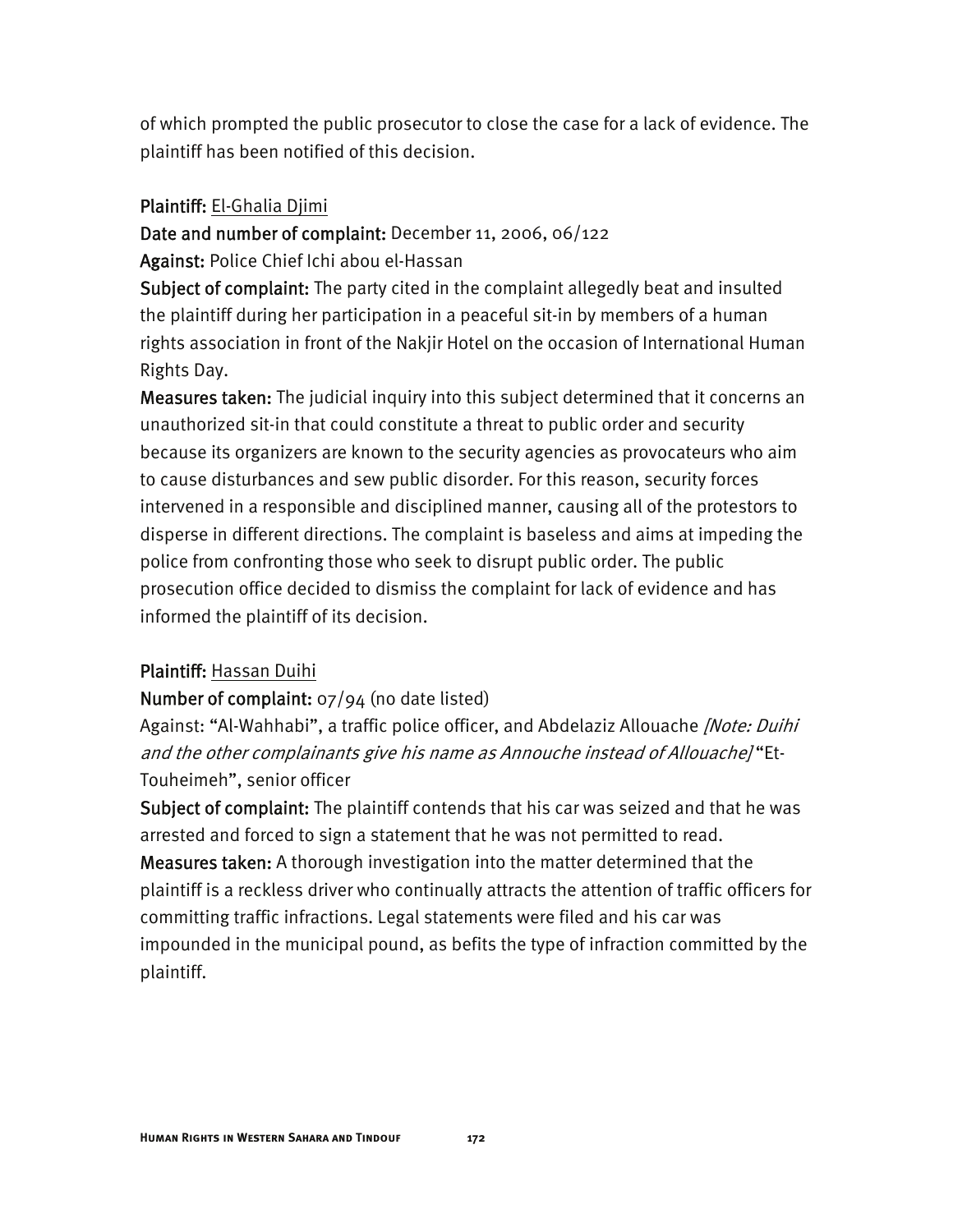of which prompted the public prosecutor to close the case for a lack of evidence. The plaintiff has been notified of this decision.

**Plaintiff:** El-Ghalia Djimi

**Date and number of complaint:** December 11, 2006, 06/122

**Against:** Police Chief Ichi abou el-Hassan

**Subject of complaint:** The party cited in the complaint allegedly beat and insulted the plaintiff during her participation in a peaceful sit-in by members of a human rights association in front of the Nakjir Hotel on the occasion of International Human Rights Day.

**Measures taken:** The judicial inquiry into this subject determined that it concerns an unauthorized sit-in that could constitute a threat to public order and security because its organizers are known to the security agencies as provocateurs who aim to cause disturbances and sew public disorder. For this reason, security forces intervened in a responsible and disciplined manner, causing all of the protestors to disperse in different directions. The complaint is baseless and aims at impeding the police from confronting those who seek to disrupt public order. The public prosecution office decided to dismiss the complaint for lack of evidence and has informed the plaintiff of its decision.

**Plaintiff:** Hassan Duihi

**Number of complaint:** 07/94 (no date listed)

Against: "Al-Wahhabi", a traffic police officer, and Abdelaziz Allouache *[Note: Duihi and the other complainants give his name as Annouche instead of Allouache]* "Et-Touheimeh", senior officer

**Subject of complaint:** The plaintiff contends that his car was seized and that he was arrested and forced to sign a statement that he was not permitted to read.

**Measures taken:** A thorough investigation into the matter determined that the plaintiff is a reckless driver who continually attracts the attention of traffic officers for committing traffic infractions. Legal statements were filed and his car was impounded in the municipal pound, as befits the type of infraction committed by the plaintiff.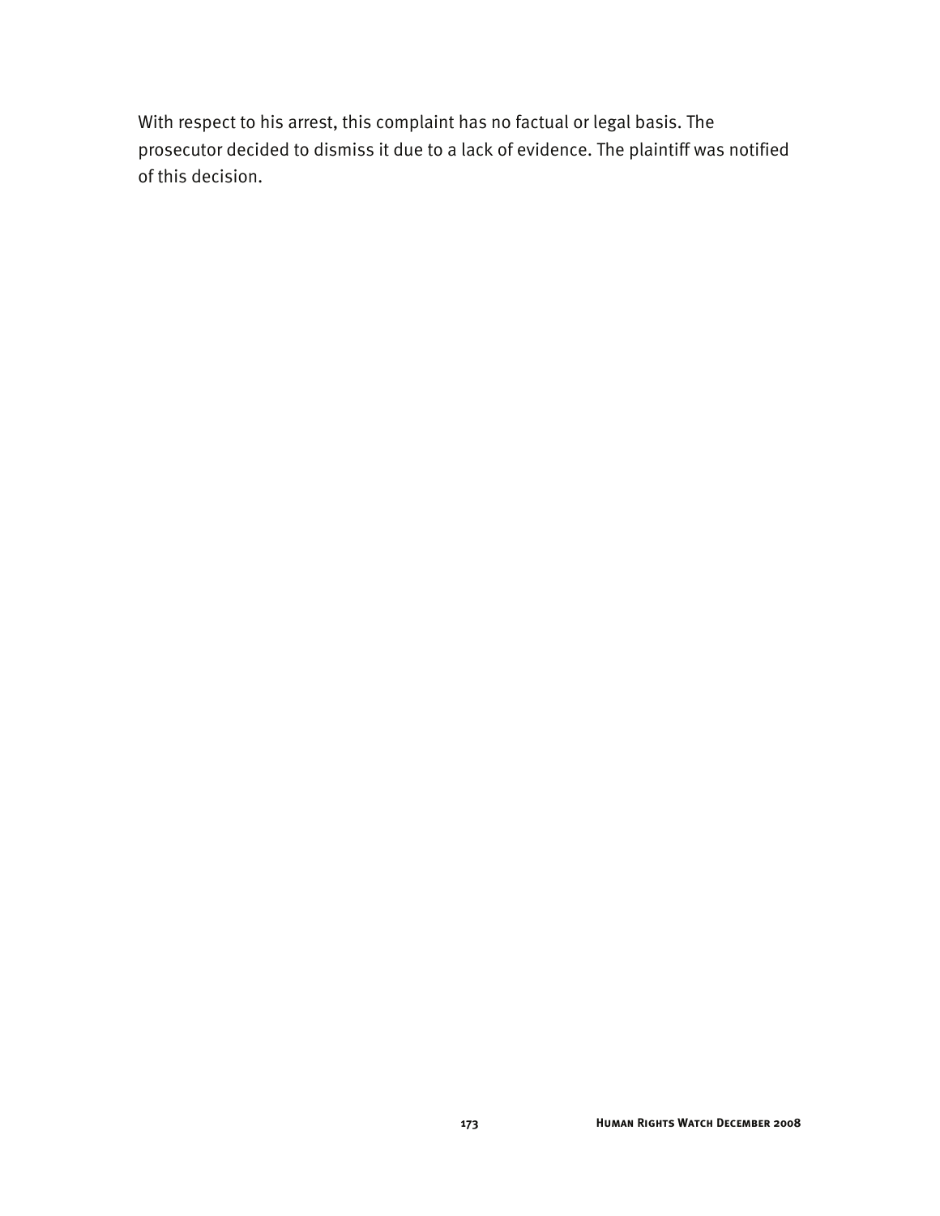With respect to his arrest, this complaint has no factual or legal basis. The prosecutor decided to dismiss it due to a lack of evidence. The plaintiff was notified of this decision.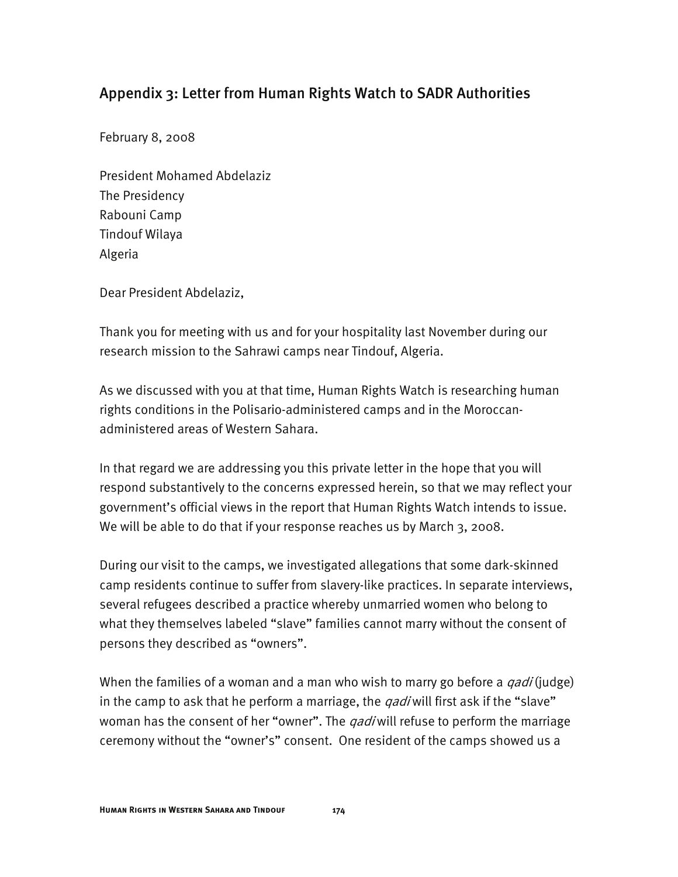## Appendix 3: Letter from Human Rights Watch to SADR Authorities

February 8, 2008

President Mohamed Abdelaziz
The Presidency
Rabouni Camp
Tindouf Wilaya
Algeria

Dear President Abdelaziz,

Thank you for meeting with us and for your hospitality last November during our research mission to the Sahrawi camps near Tindouf, Algeria.

As we discussed with you at that time, Human Rights Watch is researching human rights conditions in the Polisario-administered camps and in the Moroccan-administered areas of Western Sahara.

In that regard we are addressing you this private letter in the hope that you will respond substantively to the concerns expressed herein, so that we may reflect your government's official views in the report that Human Rights Watch intends to issue. We will be able to do that if your response reaches us by March 3, 2008.

During our visit to the camps, we investigated allegations that some dark-skinned camp residents continue to suffer from slavery-like practices. In separate interviews, several refugees described a practice whereby unmarried women who belong to what they themselves labeled "slave" families cannot marry without the consent of persons they described as "owners".

When the families of a woman and a man who wish to marry go before a *qadi* (judge) in the camp to ask that he perform a marriage, the *qadi* will first ask if the "slave" woman has the consent of her "owner". The *qadi* will refuse to perform the marriage ceremony without the "owner's" consent. One resident of the camps showed us a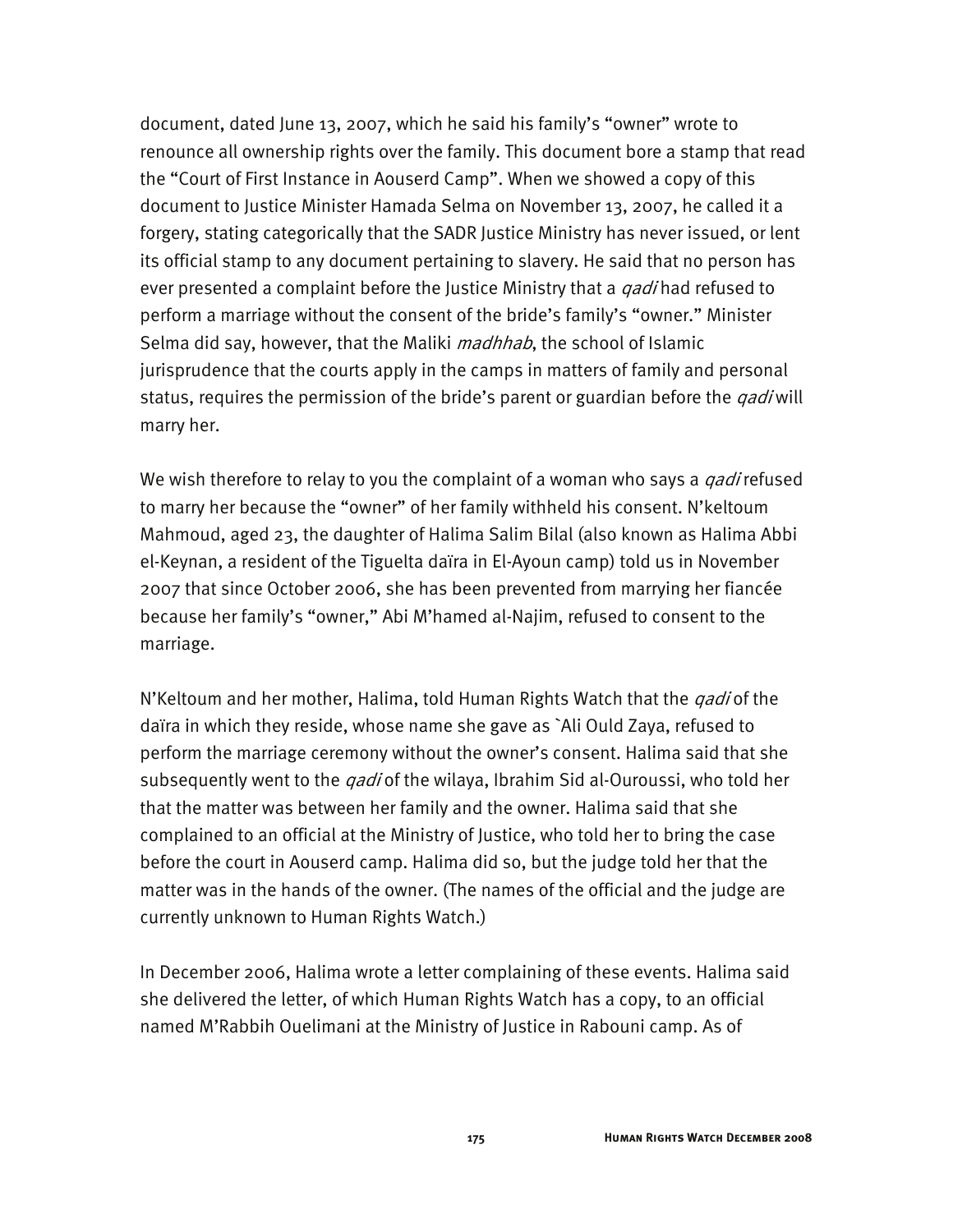document, dated June 13, 2007, which he said his family's "owner" wrote to renounce all ownership rights over the family. This document bore a stamp that read the "Court of First Instance in Aouserd Camp". When we showed a copy of this document to Justice Minister Hamada Selma on November 13, 2007, he called it a forgery, stating categorically that the SADR Justice Ministry has never issued, or lent its official stamp to any document pertaining to slavery. He said that no person has ever presented a complaint before the Justice Ministry that a *qadi* had refused to perform a marriage without the consent of the bride's family's "owner." Minister Selma did say, however, that the Maliki *madhhab*, the school of Islamic jurisprudence that the courts apply in the camps in matters of family and personal status, requires the permission of the bride's parent or guardian before the *qadi* will marry her.

We wish therefore to relay to you the complaint of a woman who says a *qadi* refused to marry her because the "owner" of her family withheld his consent. N'keltoum Mahmoud, aged 23, the daughter of Halima Salim Bilal (also known as Halima Abbi el-Keynan, a resident of the Tiguelta daïra in El-Ayoun camp) told us in November 2007 that since October 2006, she has been prevented from marrying her fiancée because her family's "owner," Abi M'hamed al-Najim, refused to consent to the marriage.

N'Keltoum and her mother, Halima, told Human Rights Watch that the *qadi* of the daïra in which they reside, whose name she gave as `Ali Ould Zaya, refused to perform the marriage ceremony without the owner's consent. Halima said that she subsequently went to the *qadi* of the wilaya, Ibrahim Sid al-Ouroussi, who told her that the matter was between her family and the owner. Halima said that she complained to an official at the Ministry of Justice, who told her to bring the case before the court in Aouserd camp. Halima did so, but the judge told her that the matter was in the hands of the owner. (The names of the official and the judge are currently unknown to Human Rights Watch.)

In December 2006, Halima wrote a letter complaining of these events. Halima said she delivered the letter, of which Human Rights Watch has a copy, to an official named M'Rabbih Ouelimani at the Ministry of Justice in Rabouni camp. As of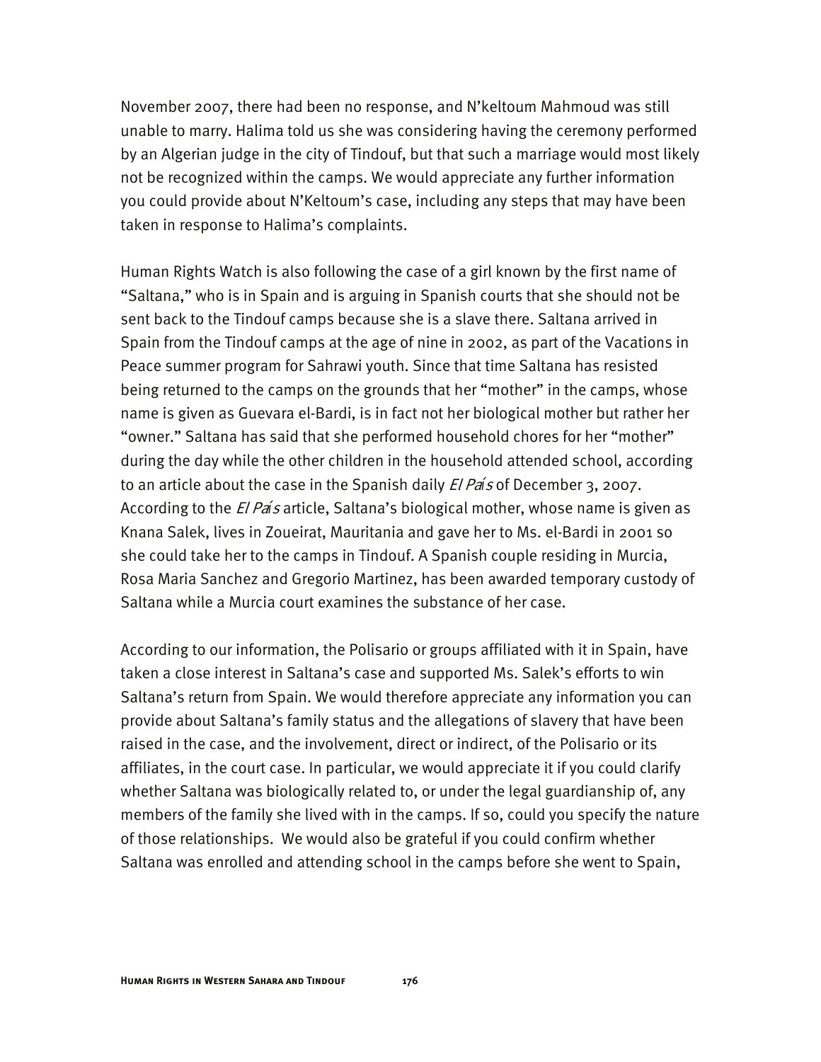November 2007, there had been no response, and N'keltoum Mahmoud was still unable to marry. Halima told us she was considering having the ceremony performed by an Algerian judge in the city of Tindouf, but that such a marriage would most likely not be recognized within the camps. We would appreciate any further information you could provide about N'Keltoum's case, including any steps that may have been taken in response to Halima's complaints.

Human Rights Watch is also following the case of a girl known by the first name of "Saltana," who is in Spain and is arguing in Spanish courts that she should not be sent back to the Tindouf camps because she is a slave there. Saltana arrived in Spain from the Tindouf camps at the age of nine in 2002, as part of the Vacations in Peace summer program for Sahrawi youth. Since that time Saltana has resisted being returned to the camps on the grounds that her "mother" in the camps, whose name is given as Guevara el-Bardi, is in fact not her biological mother but rather her "owner." Saltana has said that she performed household chores for her "mother" during the day while the other children in the household attended school, according to an article about the case in the Spanish daily *El País* of December 3, 2007. According to the *El País* article, Saltana's biological mother, whose name is given as Knana Salek, lives in Zoueirat, Mauritania and gave her to Ms. el-Bardi in 2001 so she could take her to the camps in Tindouf. A Spanish couple residing in Murcia, Rosa Maria Sanchez and Gregorio Martinez, has been awarded temporary custody of Saltana while a Murcia court examines the substance of her case.

According to our information, the Polisario or groups affiliated with it in Spain, have taken a close interest in Saltana's case and supported Ms. Salek's efforts to win Saltana's return from Spain. We would therefore appreciate any information you can provide about Saltana's family status and the allegations of slavery that have been raised in the case, and the involvement, direct or indirect, of the Polisario or its affiliates, in the court case. In particular, we would appreciate it if you could clarify whether Saltana was biologically related to, or under the legal guardianship of, any members of the family she lived with in the camps. If so, could you specify the nature of those relationships. We would also be grateful if you could confirm whether Saltana was enrolled and attending school in the camps before she went to Spain,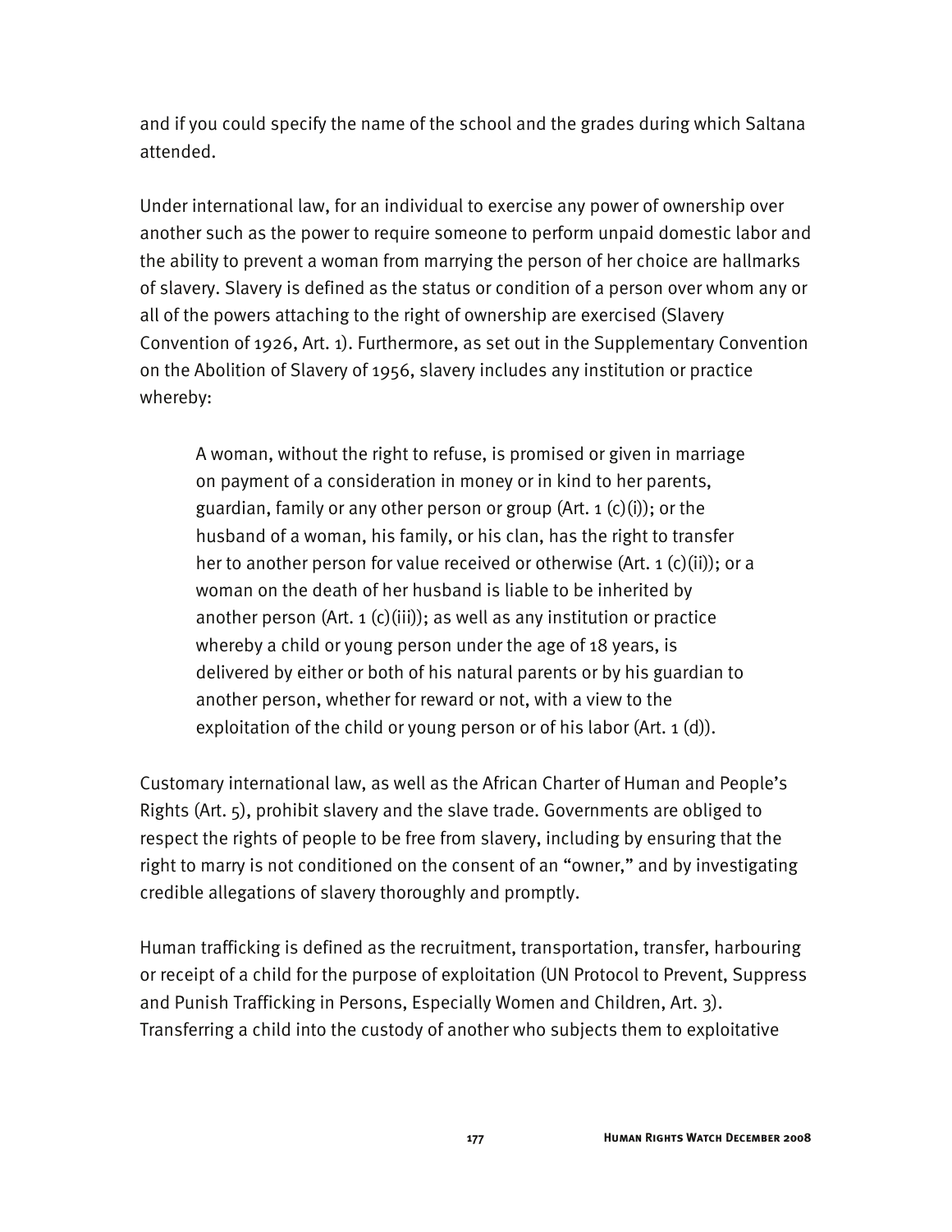and if you could specify the name of the school and the grades during which Saltana attended.

Under international law, for an individual to exercise any power of ownership over another such as the power to require someone to perform unpaid domestic labor and the ability to prevent a woman from marrying the person of her choice are hallmarks of slavery. Slavery is defined as the status or condition of a person over whom any or all of the powers attaching to the right of ownership are exercised (Slavery Convention of 1926, Art. 1). Furthermore, as set out in the Supplementary Convention on the Abolition of Slavery of 1956, slavery includes any institution or practice whereby:

> A woman, without the right to refuse, is promised or given in marriage on payment of a consideration in money or in kind to her parents, guardian, family or any other person or group (Art. 1 (c)(i)); or the husband of a woman, his family, or his clan, has the right to transfer her to another person for value received or otherwise (Art. 1 (c)(ii)); or a woman on the death of her husband is liable to be inherited by another person (Art. 1 (c)(iii)); as well as any institution or practice whereby a child or young person under the age of 18 years, is delivered by either or both of his natural parents or by his guardian to another person, whether for reward or not, with a view to the exploitation of the child or young person or of his labor (Art. 1 (d)).

Customary international law, as well as the African Charter of Human and People's Rights (Art. 5), prohibit slavery and the slave trade. Governments are obliged to respect the rights of people to be free from slavery, including by ensuring that the right to marry is not conditioned on the consent of an "owner," and by investigating credible allegations of slavery thoroughly and promptly.

Human trafficking is defined as the recruitment, transportation, transfer, harbouring or receipt of a child for the purpose of exploitation (UN Protocol to Prevent, Suppress and Punish Trafficking in Persons, Especially Women and Children, Art. 3). Transferring a child into the custody of another who subjects them to exploitative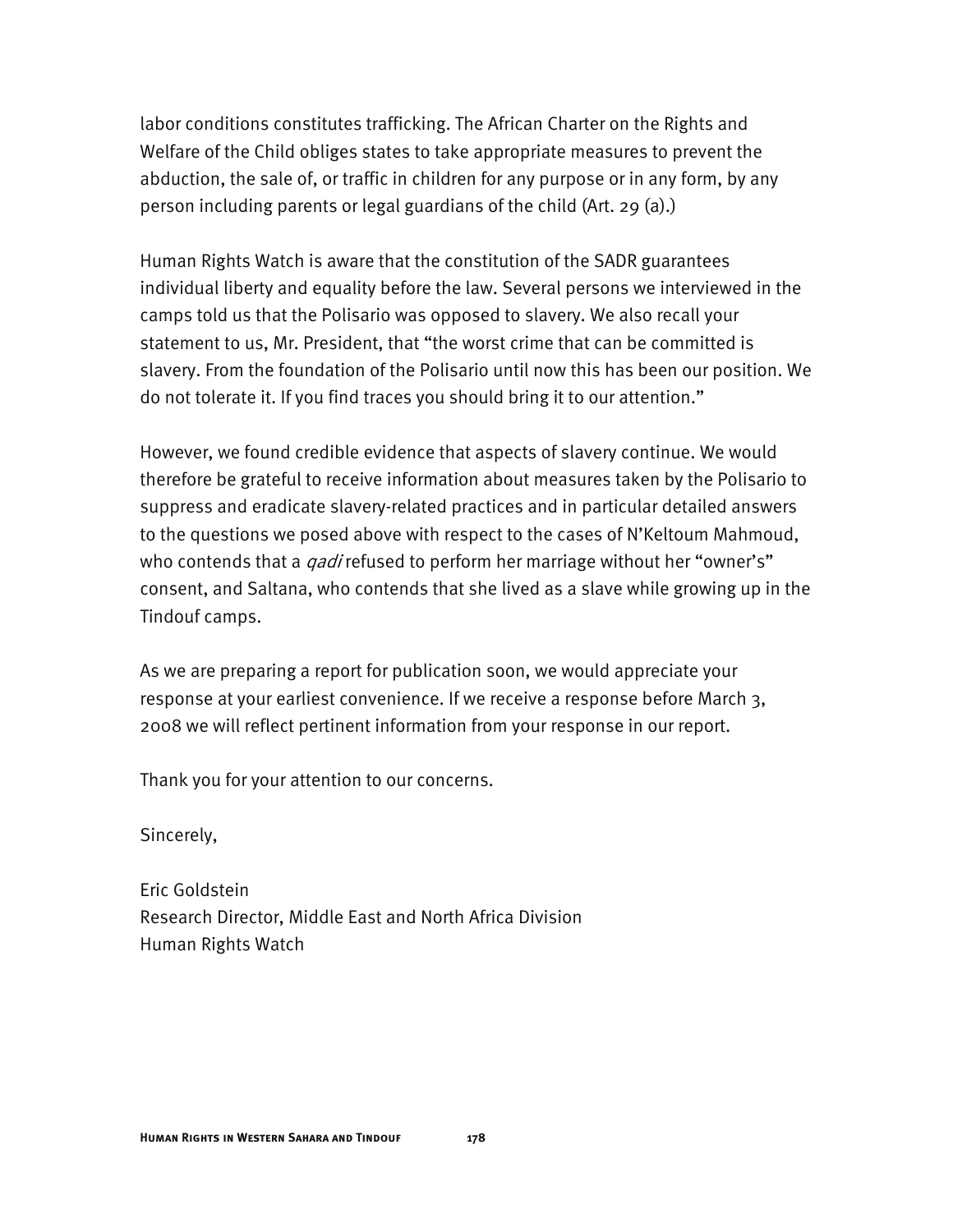labor conditions constitutes trafficking. The African Charter on the Rights and Welfare of the Child obliges states to take appropriate measures to prevent the abduction, the sale of, or traffic in children for any purpose or in any form, by any person including parents or legal guardians of the child (Art. 29 (a).)

Human Rights Watch is aware that the constitution of the SADR guarantees individual liberty and equality before the law. Several persons we interviewed in the camps told us that the Polisario was opposed to slavery. We also recall your statement to us, Mr. President, that "the worst crime that can be committed is slavery. From the foundation of the Polisario until now this has been our position. We do not tolerate it. If you find traces you should bring it to our attention."

However, we found credible evidence that aspects of slavery continue. We would therefore be grateful to receive information about measures taken by the Polisario to suppress and eradicate slavery-related practices and in particular detailed answers to the questions we posed above with respect to the cases of N'Keltoum Mahmoud, who contends that a *qadi* refused to perform her marriage without her "owner's" consent, and Saltana, who contends that she lived as a slave while growing up in the Tindouf camps.

As we are preparing a report for publication soon, we would appreciate your response at your earliest convenience. If we receive a response before March 3, 2008 we will reflect pertinent information from your response in our report.

Thank you for your attention to our concerns.

Sincerely,

Eric Goldstein
Research Director, Middle East and North Africa Division
Human Rights Watch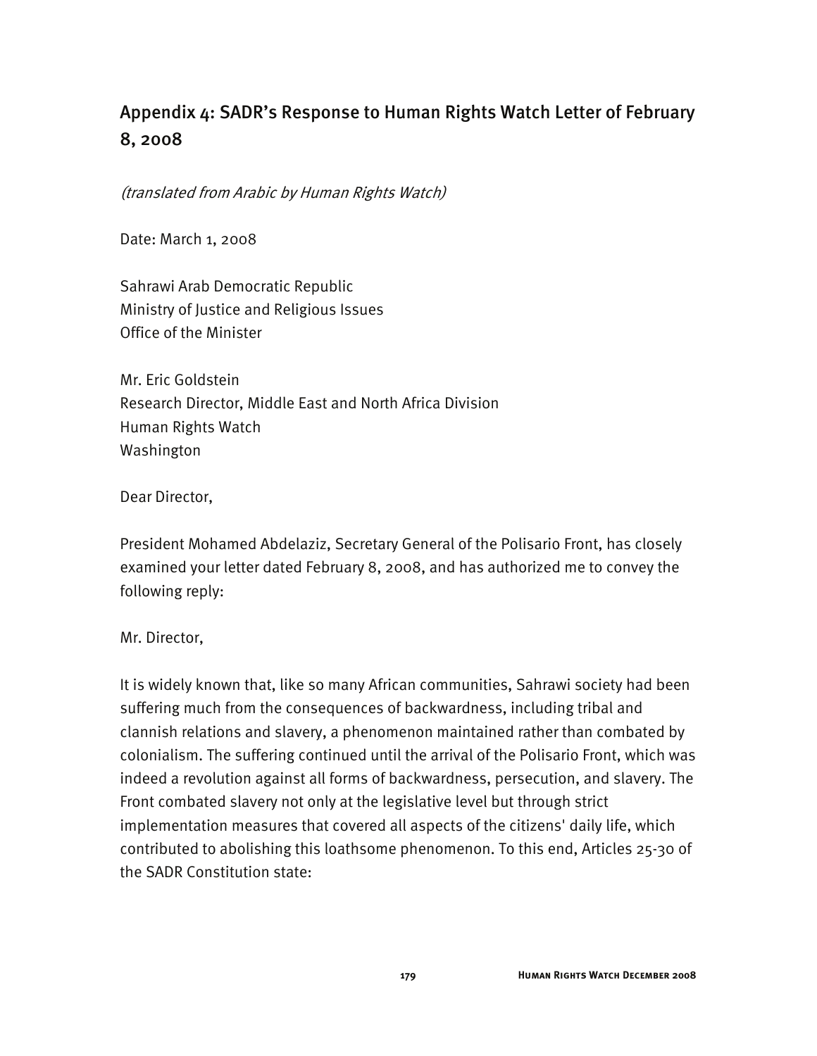## Appendix 4: SADR's Response to Human Rights Watch Letter of February 8, 2008

*(translated from Arabic by Human Rights Watch)*

Date: March 1, 2008

Sahrawi Arab Democratic Republic
Ministry of Justice and Religious Issues
Office of the Minister

Mr. Eric Goldstein
Research Director, Middle East and North Africa Division
Human Rights Watch
Washington

Dear Director,

President Mohamed Abdelaziz, Secretary General of the Polisario Front, has closely examined your letter dated February 8, 2008, and has authorized me to convey the following reply:

Mr. Director,

It is widely known that, like so many African communities, Sahrawi society had been suffering much from the consequences of backwardness, including tribal and clannish relations and slavery, a phenomenon maintained rather than combated by colonialism. The suffering continued until the arrival of the Polisario Front, which was indeed a revolution against all forms of backwardness, persecution, and slavery. The Front combated slavery not only at the legislative level but through strict implementation measures that covered all aspects of the citizens' daily life, which contributed to abolishing this loathsome phenomenon. To this end, Articles 25-30 of the SADR Constitution state: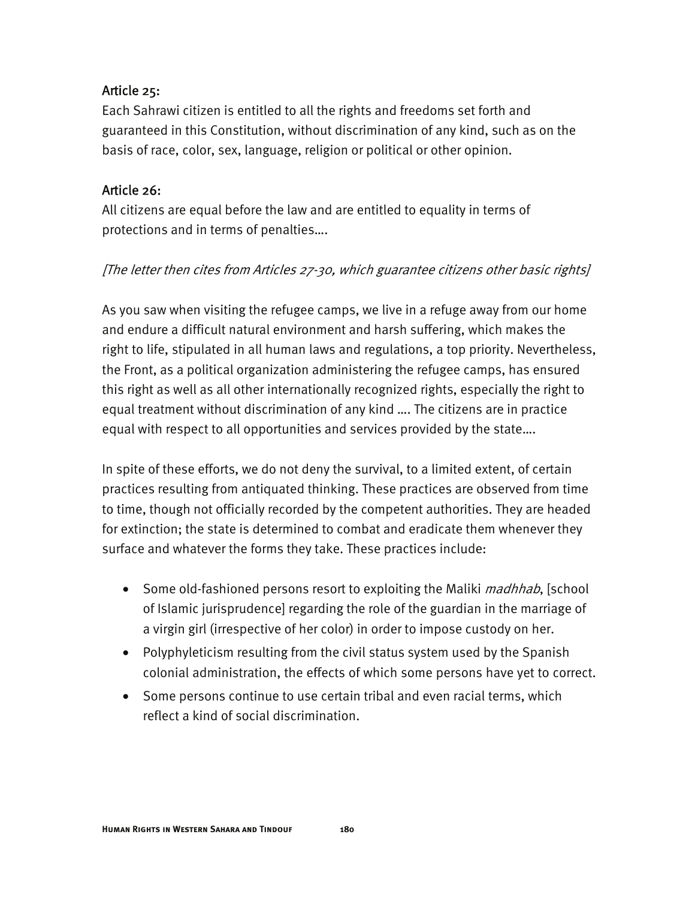Article 25:
Each Sahrawi citizen is entitled to all the rights and freedoms set forth and guaranteed in this Constitution, without discrimination of any kind, such as on the basis of race, color, sex, language, religion or political or other opinion.

Article 26:
All citizens are equal before the law and are entitled to equality in terms of protections and in terms of penalties….

*[The letter then cites from Articles 27-30, which guarantee citizens other basic rights]*

As you saw when visiting the refugee camps, we live in a refuge away from our home and endure a difficult natural environment and harsh suffering, which makes the right to life, stipulated in all human laws and regulations, a top priority. Nevertheless, the Front, as a political organization administering the refugee camps, has ensured this right as well as all other internationally recognized rights, especially the right to equal treatment without discrimination of any kind …. The citizens are in practice equal with respect to all opportunities and services provided by the state….

In spite of these efforts, we do not deny the survival, to a limited extent, of certain practices resulting from antiquated thinking. These practices are observed from time to time, though not officially recorded by the competent authorities. They are headed for extinction; the state is determined to combat and eradicate them whenever they surface and whatever the forms they take. These practices include:

- Some old-fashioned persons resort to exploiting the Maliki *madhhab*, [school of Islamic jurisprudence] regarding the role of the guardian in the marriage of a virgin girl (irrespective of her color) in order to impose custody on her.
- Polyphyleticism resulting from the civil status system used by the Spanish colonial administration, the effects of which some persons have yet to correct.
- Some persons continue to use certain tribal and even racial terms, which reflect a kind of social discrimination.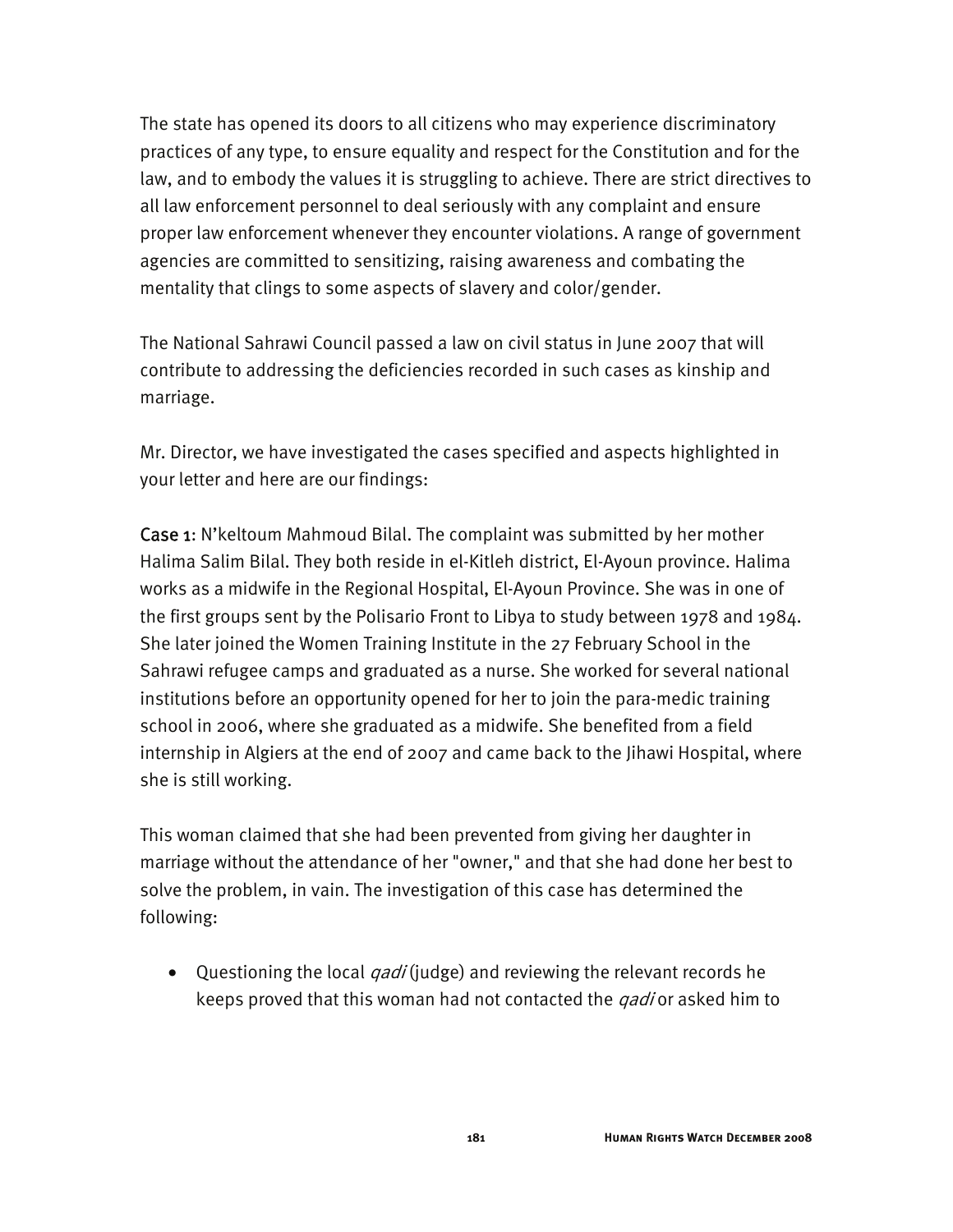The state has opened its doors to all citizens who may experience discriminatory practices of any type, to ensure equality and respect for the Constitution and for the law, and to embody the values it is struggling to achieve. There are strict directives to all law enforcement personnel to deal seriously with any complaint and ensure proper law enforcement whenever they encounter violations. A range of government agencies are committed to sensitizing, raising awareness and combating the mentality that clings to some aspects of slavery and color/gender.

The National Sahrawi Council passed a law on civil status in June 2007 that will contribute to addressing the deficiencies recorded in such cases as kinship and marriage.

Mr. Director, we have investigated the cases specified and aspects highlighted in your letter and here are our findings:

**Case 1**: N'keltoum Mahmoud Bilal. The complaint was submitted by her mother Halima Salim Bilal. They both reside in el-Kitleh district, El-Ayoun province. Halima works as a midwife in the Regional Hospital, El-Ayoun Province. She was in one of the first groups sent by the Polisario Front to Libya to study between 1978 and 1984. She later joined the Women Training Institute in the 27 February School in the Sahrawi refugee camps and graduated as a nurse. She worked for several national institutions before an opportunity opened for her to join the para-medic training school in 2006, where she graduated as a midwife. She benefited from a field internship in Algiers at the end of 2007 and came back to the Jihawi Hospital, where she is still working.

This woman claimed that she had been prevented from giving her daughter in marriage without the attendance of her "owner," and that she had done her best to solve the problem, in vain. The investigation of this case has determined the following:

- Questioning the local *qadi* (judge) and reviewing the relevant records he keeps proved that this woman had not contacted the *qadi* or asked him to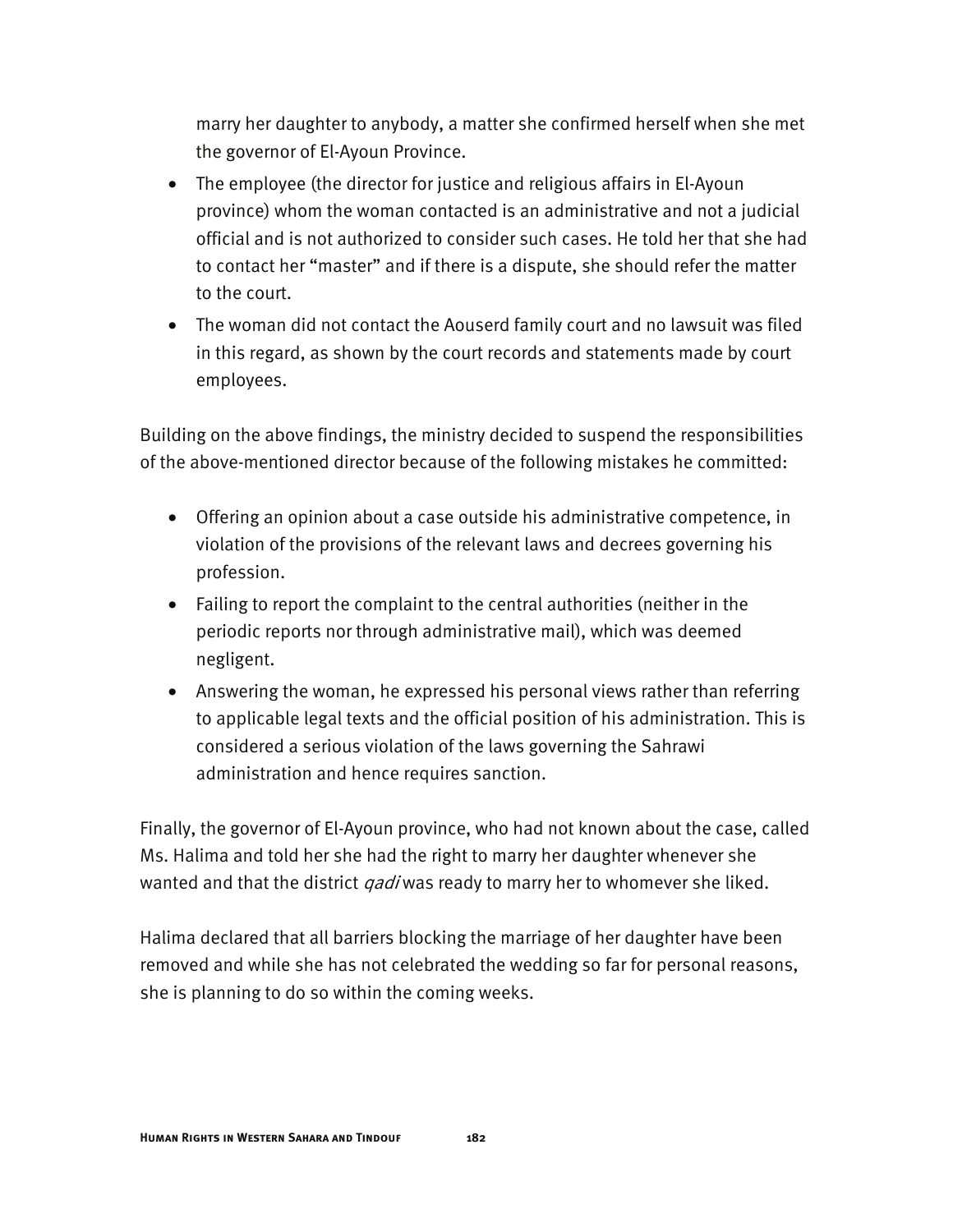marry her daughter to anybody, a matter she confirmed herself when she met the governor of El-Ayoun Province.

- The employee (the director for justice and religious affairs in El-Ayoun province) whom the woman contacted is an administrative and not a judicial official and is not authorized to consider such cases. He told her that she had to contact her "master" and if there is a dispute, she should refer the matter to the court.
- The woman did not contact the Aouserd family court and no lawsuit was filed in this regard, as shown by the court records and statements made by court employees.

Building on the above findings, the ministry decided to suspend the responsibilities of the above-mentioned director because of the following mistakes he committed:

- Offering an opinion about a case outside his administrative competence, in violation of the provisions of the relevant laws and decrees governing his profession.
- Failing to report the complaint to the central authorities (neither in the periodic reports nor through administrative mail), which was deemed negligent.
- Answering the woman, he expressed his personal views rather than referring to applicable legal texts and the official position of his administration. This is considered a serious violation of the laws governing the Sahrawi administration and hence requires sanction.

Finally, the governor of El-Ayoun province, who had not known about the case, called Ms. Halima and told her she had the right to marry her daughter whenever she wanted and that the district *qadi* was ready to marry her to whomever she liked.

Halima declared that all barriers blocking the marriage of her daughter have been removed and while she has not celebrated the wedding so far for personal reasons, she is planning to do so within the coming weeks.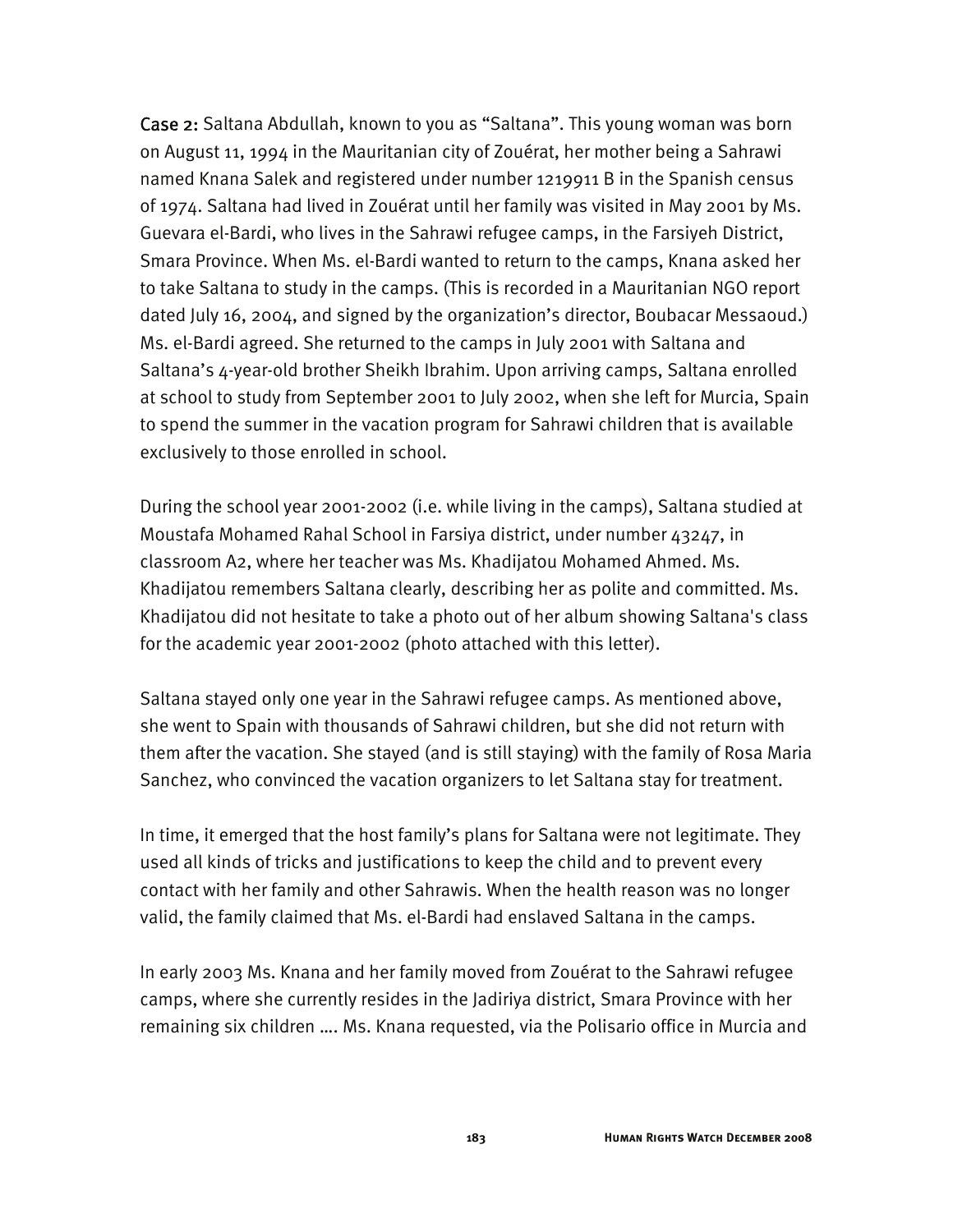**Case 2:** Saltana Abdullah, known to you as "Saltana". This young woman was born on August 11, 1994 in the Mauritanian city of Zouérat, her mother being a Sahrawi named Knana Salek and registered under number 1219911 B in the Spanish census of 1974. Saltana had lived in Zouérat until her family was visited in May 2001 by Ms. Guevara el-Bardi, who lives in the Sahrawi refugee camps, in the Farsiyeh District, Smara Province. When Ms. el-Bardi wanted to return to the camps, Knana asked her to take Saltana to study in the camps. (This is recorded in a Mauritanian NGO report dated July 16, 2004, and signed by the organization's director, Boubacar Messaoud.) Ms. el-Bardi agreed. She returned to the camps in July 2001 with Saltana and Saltana's 4-year-old brother Sheikh Ibrahim. Upon arriving camps, Saltana enrolled at school to study from September 2001 to July 2002, when she left for Murcia, Spain to spend the summer in the vacation program for Sahrawi children that is available exclusively to those enrolled in school.

During the school year 2001-2002 (i.e. while living in the camps), Saltana studied at Moustafa Mohamed Rahal School in Farsiya district, under number 43247, in classroom A2, where her teacher was Ms. Khadijatou Mohamed Ahmed. Ms. Khadijatou remembers Saltana clearly, describing her as polite and committed. Ms. Khadijatou did not hesitate to take a photo out of her album showing Saltana's class for the academic year 2001-2002 (photo attached with this letter).

Saltana stayed only one year in the Sahrawi refugee camps. As mentioned above, she went to Spain with thousands of Sahrawi children, but she did not return with them after the vacation. She stayed (and is still staying) with the family of Rosa Maria Sanchez, who convinced the vacation organizers to let Saltana stay for treatment.

In time, it emerged that the host family's plans for Saltana were not legitimate. They used all kinds of tricks and justifications to keep the child and to prevent every contact with her family and other Sahrawis. When the health reason was no longer valid, the family claimed that Ms. el-Bardi had enslaved Saltana in the camps.

In early 2003 Ms. Knana and her family moved from Zouérat to the Sahrawi refugee camps, where she currently resides in the Jadiriya district, Smara Province with her remaining six children …. Ms. Knana requested, via the Polisario office in Murcia and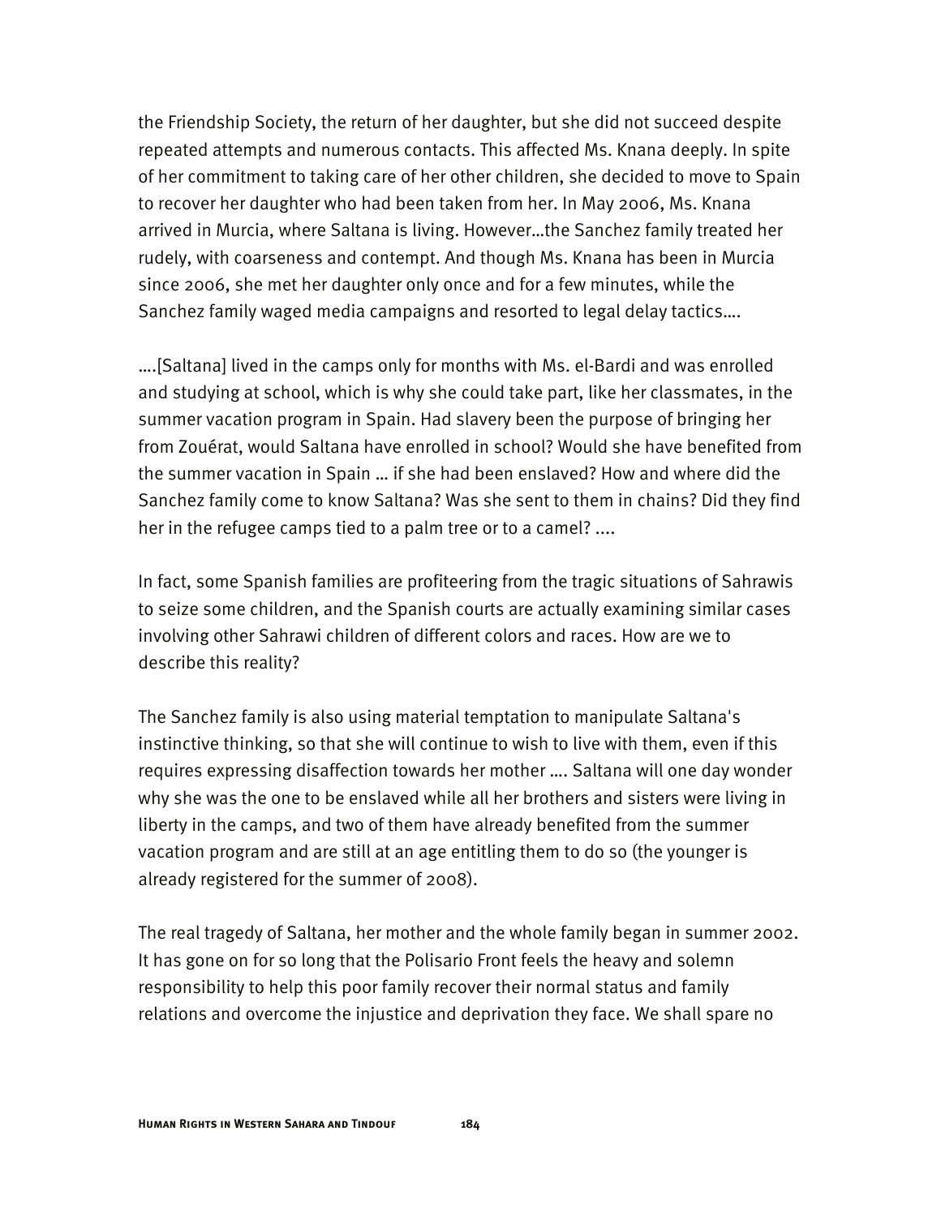the Friendship Society, the return of her daughter, but she did not succeed despite repeated attempts and numerous contacts. This affected Ms. Knana deeply. In spite of her commitment to taking care of her other children, she decided to move to Spain to recover her daughter who had been taken from her. In May 2006, Ms. Knana arrived in Murcia, where Saltana is living. However…the Sanchez family treated her rudely, with coarseness and contempt. And though Ms. Knana has been in Murcia since 2006, she met her daughter only once and for a few minutes, while the Sanchez family waged media campaigns and resorted to legal delay tactics….

….[Saltana] lived in the camps only for months with Ms. el-Bardi and was enrolled and studying at school, which is why she could take part, like her classmates, in the summer vacation program in Spain. Had slavery been the purpose of bringing her from Zouérat, would Saltana have enrolled in school? Would she have benefited from the summer vacation in Spain … if she had been enslaved? How and where did the Sanchez family come to know Saltana? Was she sent to them in chains? Did they find her in the refugee camps tied to a palm tree or to a camel? ….

In fact, some Spanish families are profiteering from the tragic situations of Sahrawis to seize some children, and the Spanish courts are actually examining similar cases involving other Sahrawi children of different colors and races. How are we to describe this reality?

The Sanchez family is also using material temptation to manipulate Saltana's instinctive thinking, so that she will continue to wish to live with them, even if this requires expressing disaffection towards her mother …. Saltana will one day wonder why she was the one to be enslaved while all her brothers and sisters were living in liberty in the camps, and two of them have already benefited from the summer vacation program and are still at an age entitling them to do so (the younger is already registered for the summer of 2008).

The real tragedy of Saltana, her mother and the whole family began in summer 2002. It has gone on for so long that the Polisario Front feels the heavy and solemn responsibility to help this poor family recover their normal status and family relations and overcome the injustice and deprivation they face. We shall spare no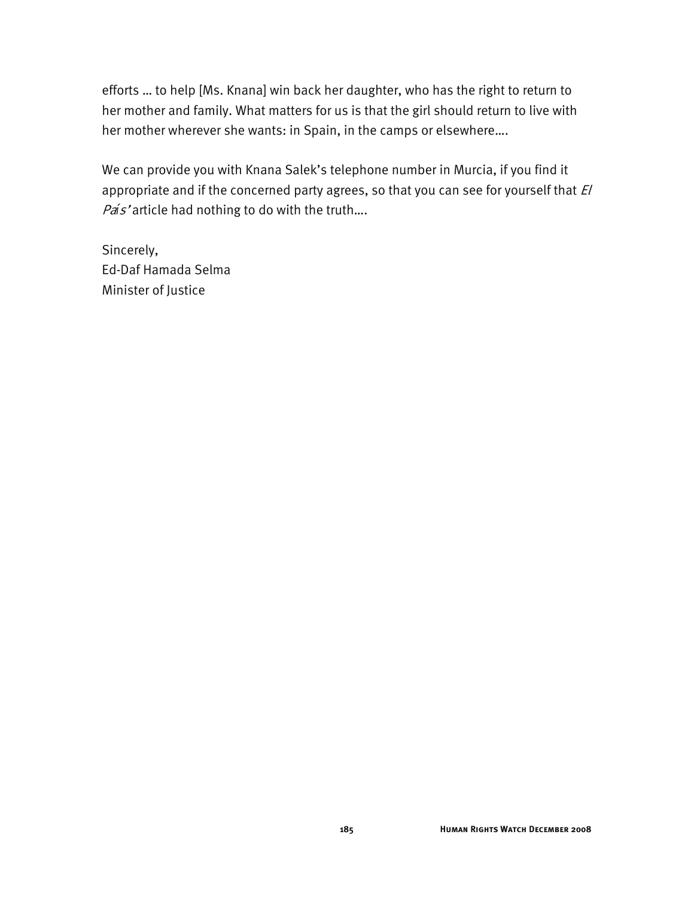efforts … to help [Ms. Knana] win back her daughter, who has the right to return to her mother and family. What matters for us is that the girl should return to live with her mother wherever she wants: in Spain, in the camps or elsewhere….

We can provide you with Knana Salek's telephone number in Murcia, if you find it appropriate and if the concerned party agrees, so that you can see for yourself that *El País'* article had nothing to do with the truth….

Sincerely,
Ed-Daf Hamada Selma
Minister of Justice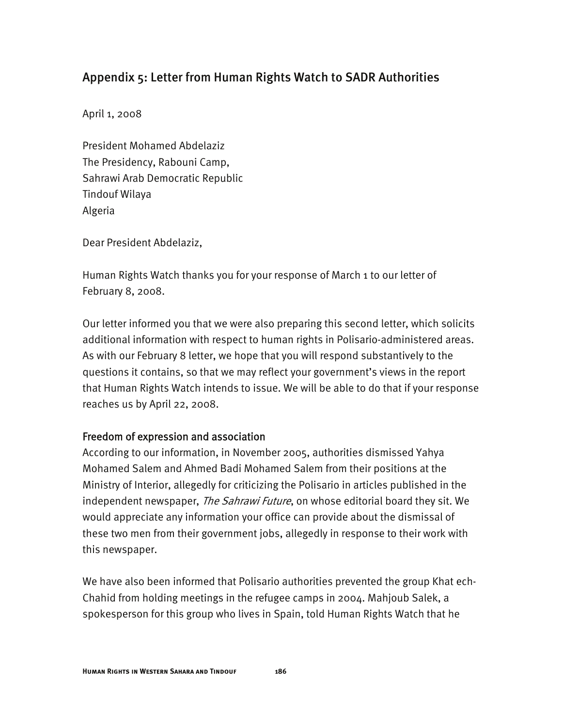## Appendix 5: Letter from Human Rights Watch to SADR Authorities

April 1, 2008

President Mohamed Abdelaziz  
The Presidency, Rabouni Camp,  
Sahrawi Arab Democratic Republic  
Tindouf Wilaya  
Algeria

Dear President Abdelaziz,

Human Rights Watch thanks you for your response of March 1 to our letter of February 8, 2008.

Our letter informed you that we were also preparing this second letter, which solicits additional information with respect to human rights in Polisario-administered areas. As with our February 8 letter, we hope that you will respond substantively to the questions it contains, so that we may reflect your government's views in the report that Human Rights Watch intends to issue. We will be able to do that if your response reaches us by April 22, 2008.

### Freedom of expression and association

According to our information, in November 2005, authorities dismissed Yahya Mohamed Salem and Ahmed Badi Mohamed Salem from their positions at the Ministry of Interior, allegedly for criticizing the Polisario in articles published in the independent newspaper, *The Sahrawi Future*, on whose editorial board they sit. We would appreciate any information your office can provide about the dismissal of these two men from their government jobs, allegedly in response to their work with this newspaper.

We have also been informed that Polisario authorities prevented the group Khat ech-Chahid from holding meetings in the refugee camps in 2004. Mahjoub Salek, a spokesperson for this group who lives in Spain, told Human Rights Watch that he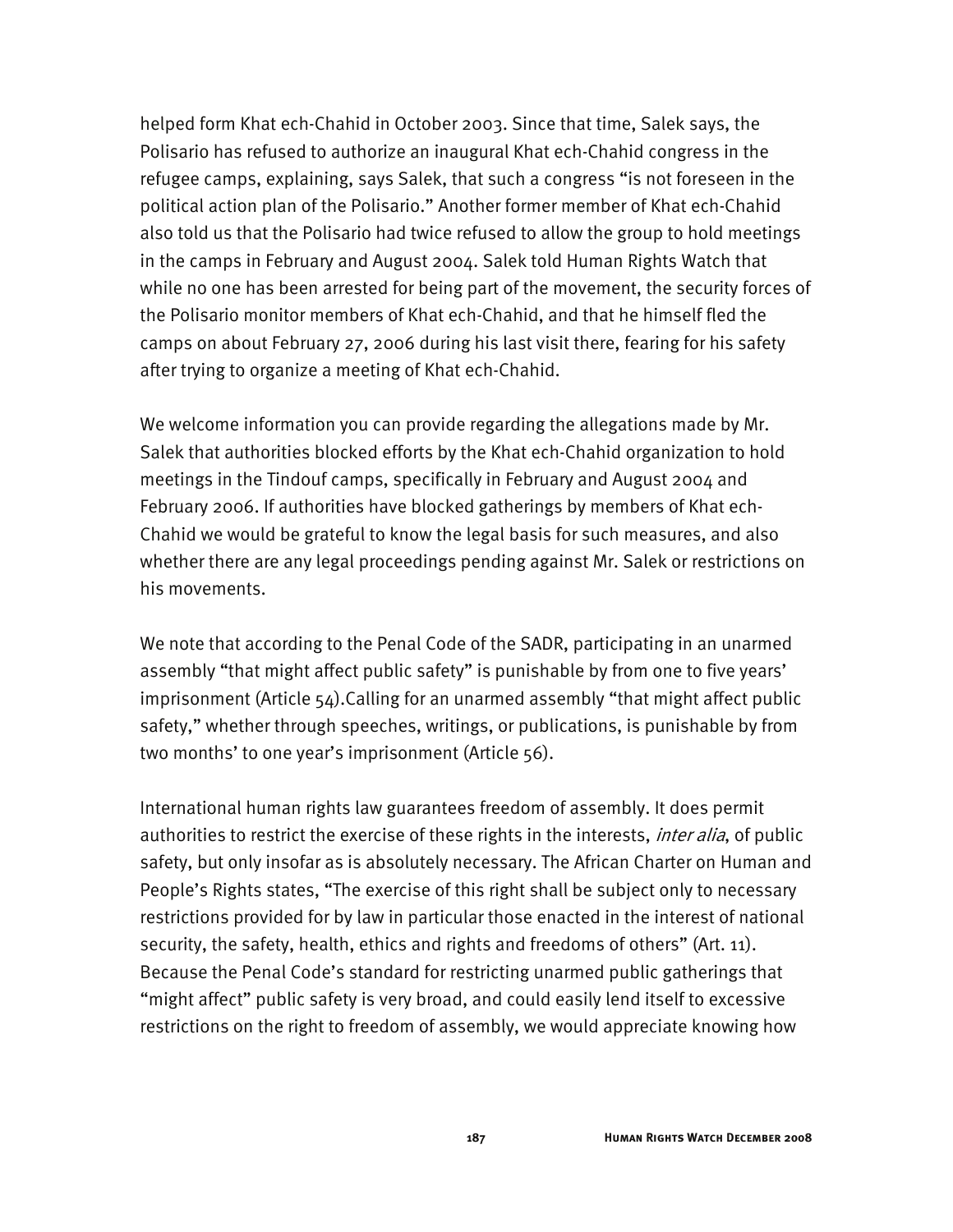helped form Khat ech-Chahid in October 2003. Since that time, Salek says, the Polisario has refused to authorize an inaugural Khat ech-Chahid congress in the refugee camps, explaining, says Salek, that such a congress "is not foreseen in the political action plan of the Polisario." Another former member of Khat ech-Chahid also told us that the Polisario had twice refused to allow the group to hold meetings in the camps in February and August 2004. Salek told Human Rights Watch that while no one has been arrested for being part of the movement, the security forces of the Polisario monitor members of Khat ech-Chahid, and that he himself fled the camps on about February 27, 2006 during his last visit there, fearing for his safety after trying to organize a meeting of Khat ech-Chahid.

We welcome information you can provide regarding the allegations made by Mr. Salek that authorities blocked efforts by the Khat ech-Chahid organization to hold meetings in the Tindouf camps, specifically in February and August 2004 and February 2006. If authorities have blocked gatherings by members of Khat ech-Chahid we would be grateful to know the legal basis for such measures, and also whether there are any legal proceedings pending against Mr. Salek or restrictions on his movements.

We note that according to the Penal Code of the SADR, participating in an unarmed assembly "that might affect public safety" is punishable by from one to five years' imprisonment (Article 54).Calling for an unarmed assembly "that might affect public safety," whether through speeches, writings, or publications, is punishable by from two months' to one year's imprisonment (Article 56).

International human rights law guarantees freedom of assembly. It does permit authorities to restrict the exercise of these rights in the interests, *inter alia*, of public safety, but only insofar as is absolutely necessary. The African Charter on Human and People's Rights states, "The exercise of this right shall be subject only to necessary restrictions provided for by law in particular those enacted in the interest of national security, the safety, health, ethics and rights and freedoms of others" (Art. 11). Because the Penal Code's standard for restricting unarmed public gatherings that "might affect" public safety is very broad, and could easily lend itself to excessive restrictions on the right to freedom of assembly, we would appreciate knowing how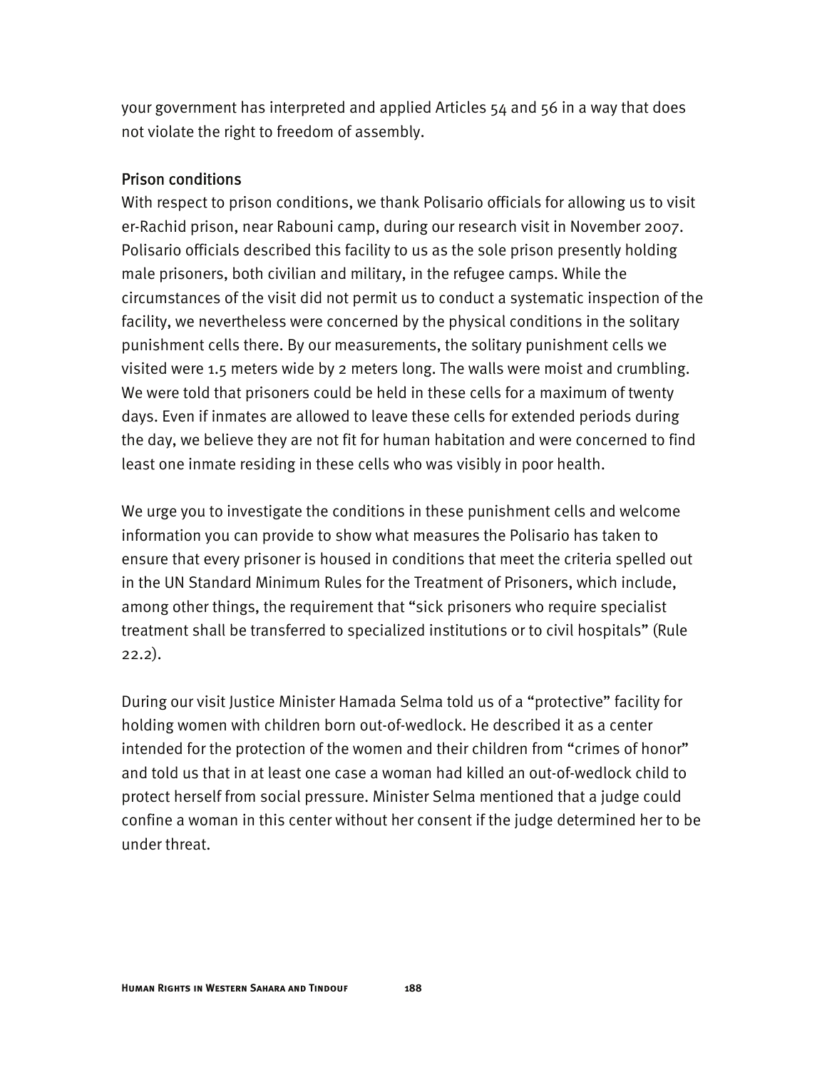your government has interpreted and applied Articles 54 and 56 in a way that does not violate the right to freedom of assembly.

### Prison conditions

With respect to prison conditions, we thank Polisario officials for allowing us to visit er-Rachid prison, near Rabouni camp, during our research visit in November 2007. Polisario officials described this facility to us as the sole prison presently holding male prisoners, both civilian and military, in the refugee camps. While the circumstances of the visit did not permit us to conduct a systematic inspection of the facility, we nevertheless were concerned by the physical conditions in the solitary punishment cells there. By our measurements, the solitary punishment cells we visited were 1.5 meters wide by 2 meters long. The walls were moist and crumbling. We were told that prisoners could be held in these cells for a maximum of twenty days. Even if inmates are allowed to leave these cells for extended periods during the day, we believe they are not fit for human habitation and were concerned to find least one inmate residing in these cells who was visibly in poor health.

We urge you to investigate the conditions in these punishment cells and welcome information you can provide to show what measures the Polisario has taken to ensure that every prisoner is housed in conditions that meet the criteria spelled out in the UN Standard Minimum Rules for the Treatment of Prisoners, which include, among other things, the requirement that "sick prisoners who require specialist treatment shall be transferred to specialized institutions or to civil hospitals" (Rule 22.2).

During our visit Justice Minister Hamada Selma told us of a "protective" facility for holding women with children born out-of-wedlock. He described it as a center intended for the protection of the women and their children from "crimes of honor" and told us that in at least one case a woman had killed an out-of-wedlock child to protect herself from social pressure. Minister Selma mentioned that a judge could confine a woman in this center without her consent if the judge determined her to be under threat.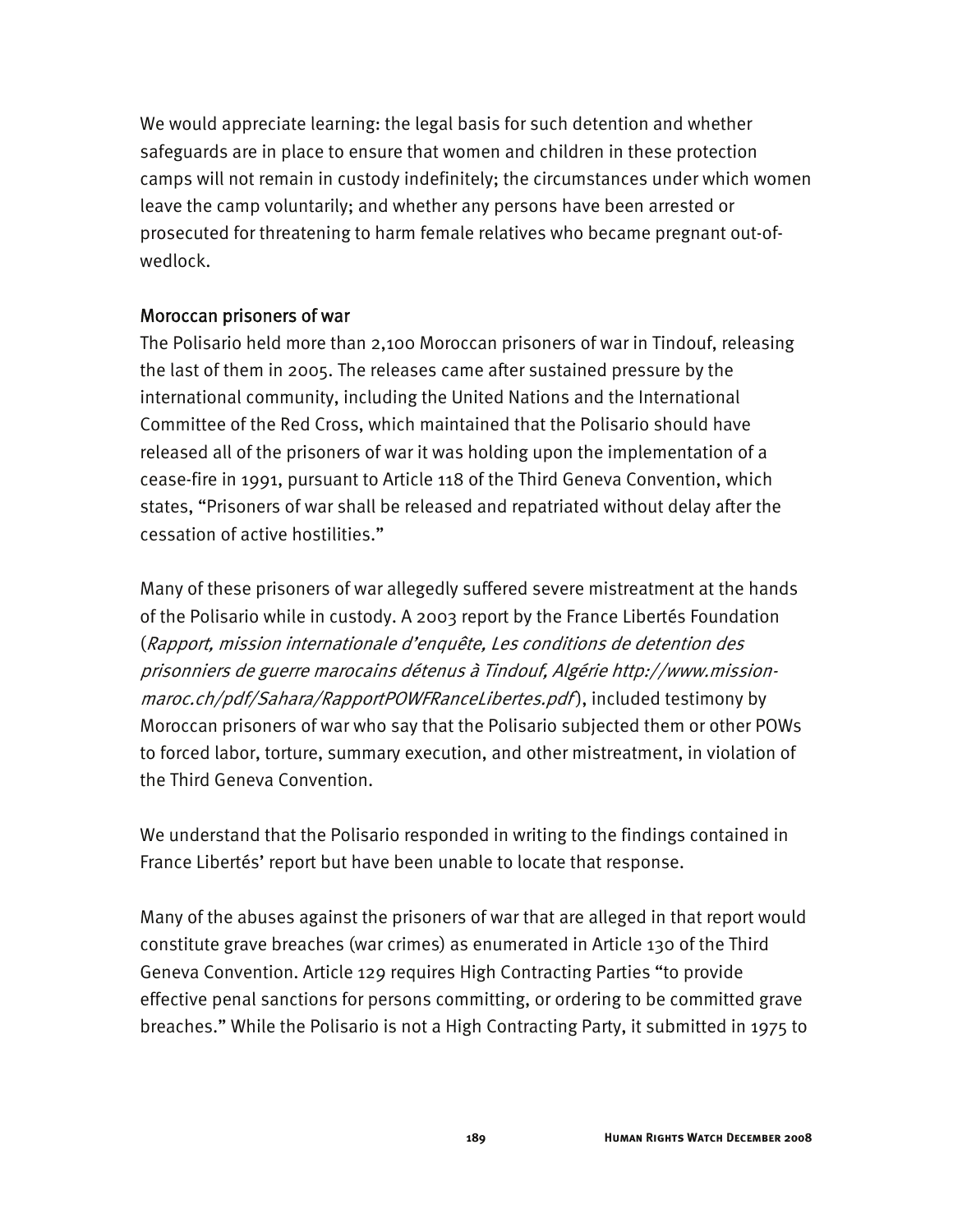We would appreciate learning: the legal basis for such detention and whether safeguards are in place to ensure that women and children in these protection camps will not remain in custody indefinitely; the circumstances under which women leave the camp voluntarily; and whether any persons have been arrested or prosecuted for threatening to harm female relatives who became pregnant out-of-wedlock.

### Moroccan prisoners of war

The Polisario held more than 2,100 Moroccan prisoners of war in Tindouf, releasing the last of them in 2005. The releases came after sustained pressure by the international community, including the United Nations and the International Committee of the Red Cross, which maintained that the Polisario should have released all of the prisoners of war it was holding upon the implementation of a cease-fire in 1991, pursuant to Article 118 of the Third Geneva Convention, which states, "Prisoners of war shall be released and repatriated without delay after the cessation of active hostilities."

Many of these prisoners of war allegedly suffered severe mistreatment at the hands of the Polisario while in custody. A 2003 report by the France Libertés Foundation (*Rapport, mission internationale d'enquête, Les conditions de detention des prisonniers de guerre marocains détenus à Tindouf, Algérie http://www.mission-maroc.ch/pdf/Sahara/RapportPOWFRanceLibertes.pdf*), included testimony by Moroccan prisoners of war who say that the Polisario subjected them or other POWs to forced labor, torture, summary execution, and other mistreatment, in violation of the Third Geneva Convention.

We understand that the Polisario responded in writing to the findings contained in France Libertés' report but have been unable to locate that response.

Many of the abuses against the prisoners of war that are alleged in that report would constitute grave breaches (war crimes) as enumerated in Article 130 of the Third Geneva Convention. Article 129 requires High Contracting Parties "to provide effective penal sanctions for persons committing, or ordering to be committed grave breaches." While the Polisario is not a High Contracting Party, it submitted in 1975 to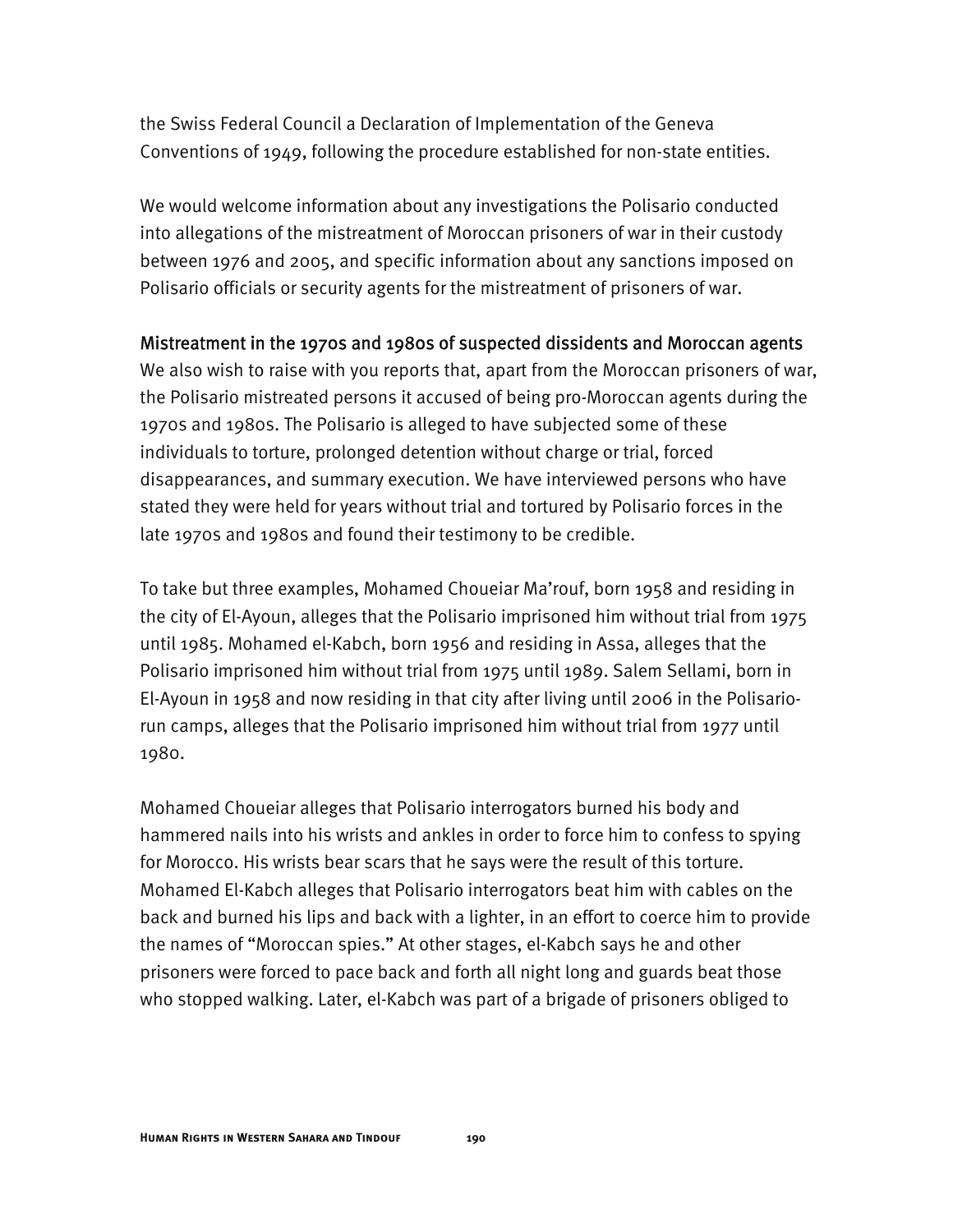the Swiss Federal Council a Declaration of Implementation of the Geneva Conventions of 1949, following the procedure established for non-state entities.

We would welcome information about any investigations the Polisario conducted into allegations of the mistreatment of Moroccan prisoners of war in their custody between 1976 and 2005, and specific information about any sanctions imposed on Polisario officials or security agents for the mistreatment of prisoners of war.

### Mistreatment in the 1970s and 1980s of suspected dissidents and Moroccan agents

We also wish to raise with you reports that, apart from the Moroccan prisoners of war, the Polisario mistreated persons it accused of being pro-Moroccan agents during the 1970s and 1980s. The Polisario is alleged to have subjected some of these individuals to torture, prolonged detention without charge or trial, forced disappearances, and summary execution. We have interviewed persons who have stated they were held for years without trial and tortured by Polisario forces in the late 1970s and 1980s and found their testimony to be credible.

To take but three examples, Mohamed Choueiar Ma'rouf, born 1958 and residing in the city of El-Ayoun, alleges that the Polisario imprisoned him without trial from 1975 until 1985. Mohamed el-Kabch, born 1956 and residing in Assa, alleges that the Polisario imprisoned him without trial from 1975 until 1989. Salem Sellami, born in El-Ayoun in 1958 and now residing in that city after living until 2006 in the Polisario-run camps, alleges that the Polisario imprisoned him without trial from 1977 until 1980.

Mohamed Choueiar alleges that Polisario interrogators burned his body and hammered nails into his wrists and ankles in order to force him to confess to spying for Morocco. His wrists bear scars that he says were the result of this torture. Mohamed El-Kabch alleges that Polisario interrogators beat him with cables on the back and burned his lips and back with a lighter, in an effort to coerce him to provide the names of "Moroccan spies." At other stages, el-Kabch says he and other prisoners were forced to pace back and forth all night long and guards beat those who stopped walking. Later, el-Kabch was part of a brigade of prisoners obliged to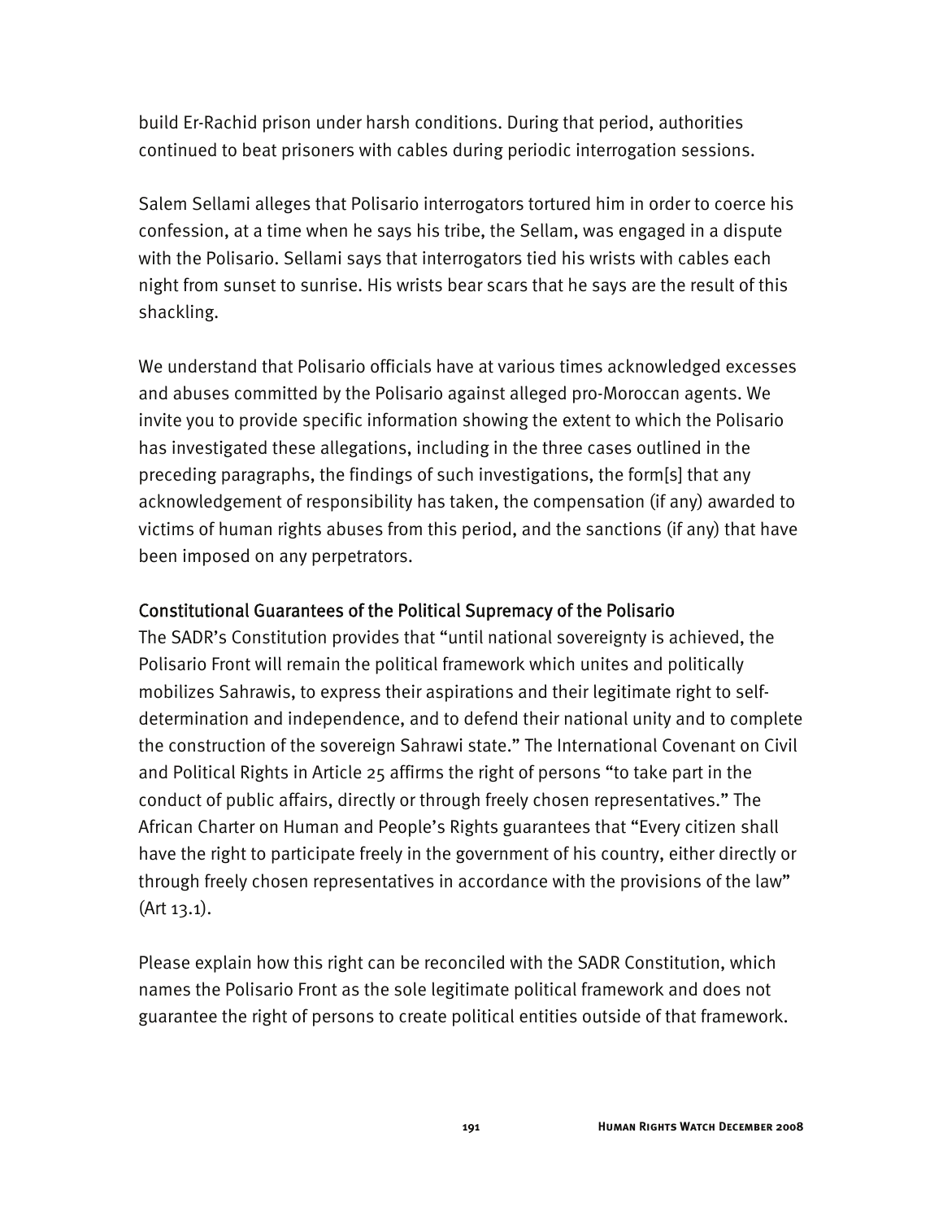build Er-Rachid prison under harsh conditions. During that period, authorities continued to beat prisoners with cables during periodic interrogation sessions.

Salem Sellami alleges that Polisario interrogators tortured him in order to coerce his confession, at a time when he says his tribe, the Sellam, was engaged in a dispute with the Polisario. Sellami says that interrogators tied his wrists with cables each night from sunset to sunrise. His wrists bear scars that he says are the result of this shackling.

We understand that Polisario officials have at various times acknowledged excesses and abuses committed by the Polisario against alleged pro-Moroccan agents. We invite you to provide specific information showing the extent to which the Polisario has investigated these allegations, including in the three cases outlined in the preceding paragraphs, the findings of such investigations, the form[s] that any acknowledgement of responsibility has taken, the compensation (if any) awarded to victims of human rights abuses from this period, and the sanctions (if any) that have been imposed on any perpetrators.

### Constitutional Guarantees of the Political Supremacy of the Polisario

The SADR's Constitution provides that "until national sovereignty is achieved, the Polisario Front will remain the political framework which unites and politically mobilizes Sahrawis, to express their aspirations and their legitimate right to self-determination and independence, and to defend their national unity and to complete the construction of the sovereign Sahrawi state." The International Covenant on Civil and Political Rights in Article 25 affirms the right of persons "to take part in the conduct of public affairs, directly or through freely chosen representatives." The African Charter on Human and People's Rights guarantees that "Every citizen shall have the right to participate freely in the government of his country, either directly or through freely chosen representatives in accordance with the provisions of the law" (Art 13.1).

Please explain how this right can be reconciled with the SADR Constitution, which names the Polisario Front as the sole legitimate political framework and does not guarantee the right of persons to create political entities outside of that framework.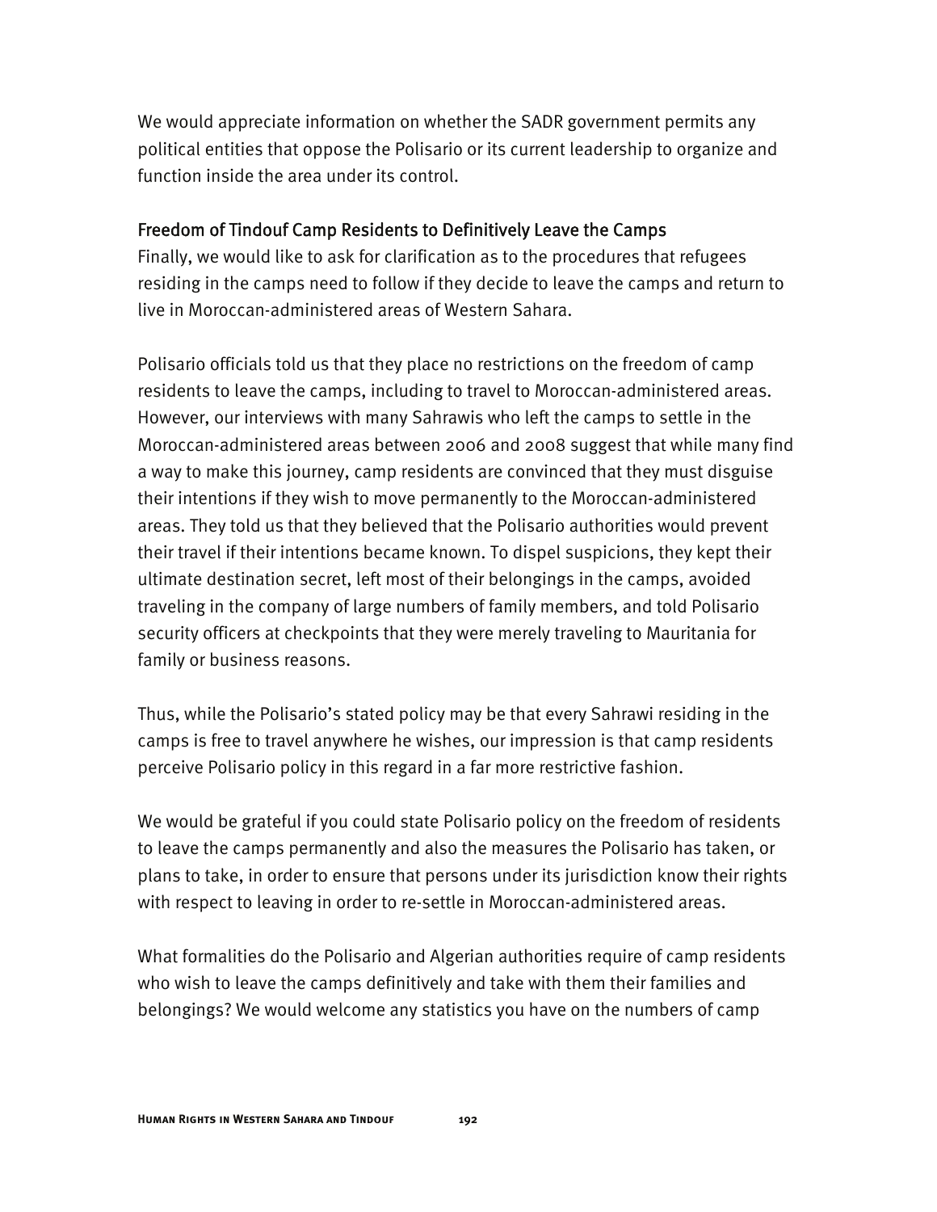We would appreciate information on whether the SADR government permits any political entities that oppose the Polisario or its current leadership to organize and function inside the area under its control.

### Freedom of Tindouf Camp Residents to Definitively Leave the Camps

Finally, we would like to ask for clarification as to the procedures that refugees residing in the camps need to follow if they decide to leave the camps and return to live in Moroccan-administered areas of Western Sahara.

Polisario officials told us that they place no restrictions on the freedom of camp residents to leave the camps, including to travel to Moroccan-administered areas. However, our interviews with many Sahrawis who left the camps to settle in the Moroccan-administered areas between 2006 and 2008 suggest that while many find a way to make this journey, camp residents are convinced that they must disguise their intentions if they wish to move permanently to the Moroccan-administered areas. They told us that they believed that the Polisario authorities would prevent their travel if their intentions became known. To dispel suspicions, they kept their ultimate destination secret, left most of their belongings in the camps, avoided traveling in the company of large numbers of family members, and told Polisario security officers at checkpoints that they were merely traveling to Mauritania for family or business reasons.

Thus, while the Polisario's stated policy may be that every Sahrawi residing in the camps is free to travel anywhere he wishes, our impression is that camp residents perceive Polisario policy in this regard in a far more restrictive fashion.

We would be grateful if you could state Polisario policy on the freedom of residents to leave the camps permanently and also the measures the Polisario has taken, or plans to take, in order to ensure that persons under its jurisdiction know their rights with respect to leaving in order to re-settle in Moroccan-administered areas.

What formalities do the Polisario and Algerian authorities require of camp residents who wish to leave the camps definitively and take with them their families and belongings? We would welcome any statistics you have on the numbers of camp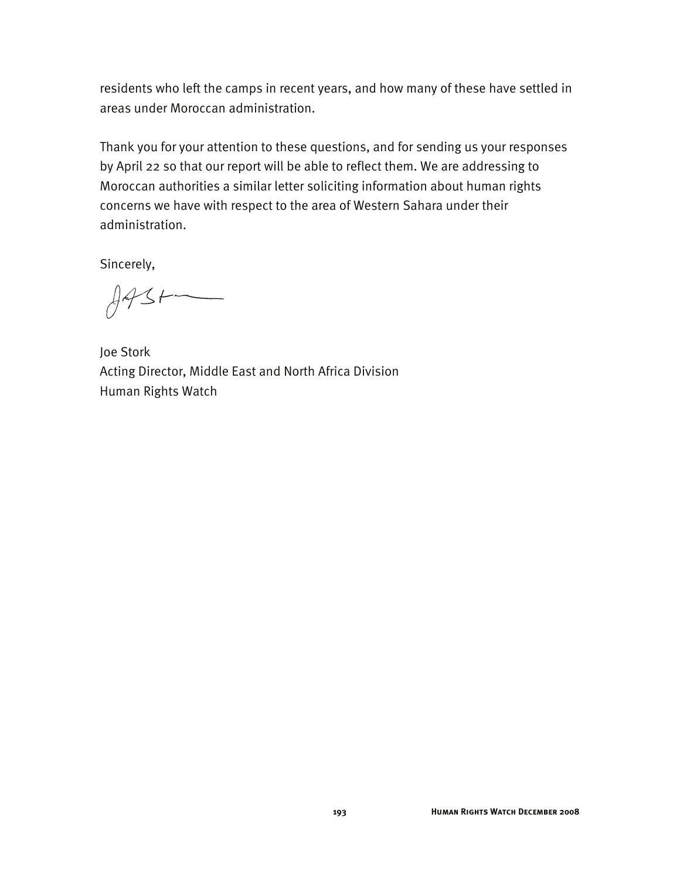residents who left the camps in recent years, and how many of these have settled in areas under Moroccan administration.

Thank you for your attention to these questions, and for sending us your responses by April 22 so that our report will be able to reflect them. We are addressing to Moroccan authorities a similar letter soliciting information about human rights concerns we have with respect to the area of Western Sahara under their administration.

Sincerely,

Joe Stork
Acting Director, Middle East and North Africa Division
Human Rights Watch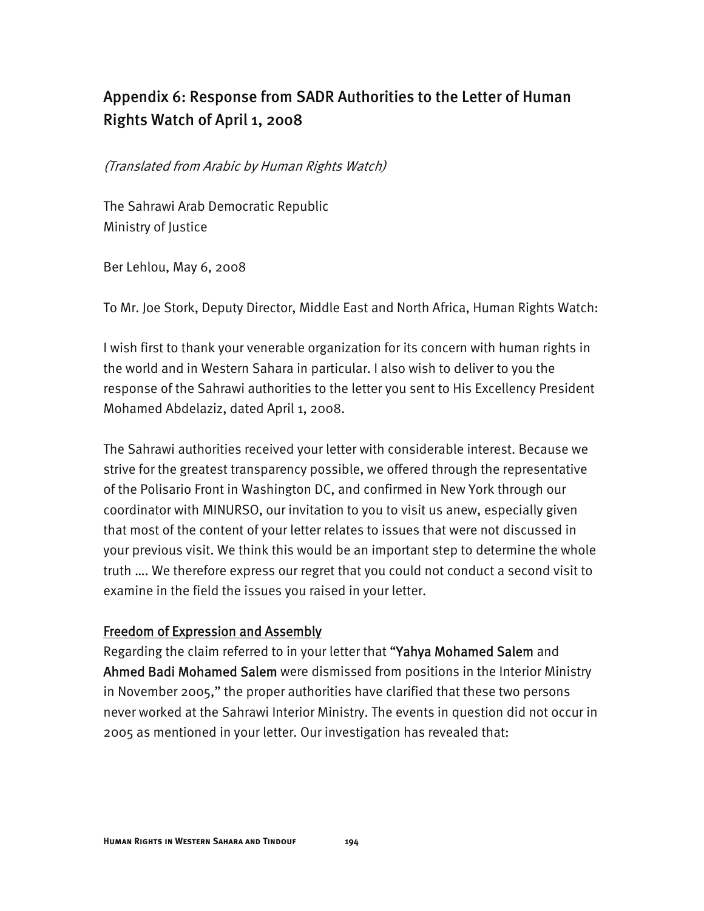## Appendix 6: Response from SADR Authorities to the Letter of Human Rights Watch of April 1, 2008

*(Translated from Arabic by Human Rights Watch)*

The Sahrawi Arab Democratic Republic
Ministry of Justice

Ber Lehlou, May 6, 2008

To Mr. Joe Stork, Deputy Director, Middle East and North Africa, Human Rights Watch:

I wish first to thank your venerable organization for its concern with human rights in the world and in Western Sahara in particular. I also wish to deliver to you the response of the Sahrawi authorities to the letter you sent to His Excellency President Mohamed Abdelaziz, dated April 1, 2008.

The Sahrawi authorities received your letter with considerable interest. Because we strive for the greatest transparency possible, we offered through the representative of the Polisario Front in Washington DC, and confirmed in New York through our coordinator with MINURSO, our invitation to you to visit us anew, especially given that most of the content of your letter relates to issues that were not discussed in your previous visit. We think this would be an important step to determine the whole truth …. We therefore express our regret that you could not conduct a second visit to examine in the field the issues you raised in your letter.

<u>Freedom of Expression and Assembly</u>

Regarding the claim referred to in your letter that "**Yahya Mohamed Salem** and **Ahmed Badi Mohamed Salem** were dismissed from positions in the Interior Ministry in November 2005," the proper authorities have clarified that these two persons never worked at the Sahrawi Interior Ministry. The events in question did not occur in 2005 as mentioned in your letter. Our investigation has revealed that: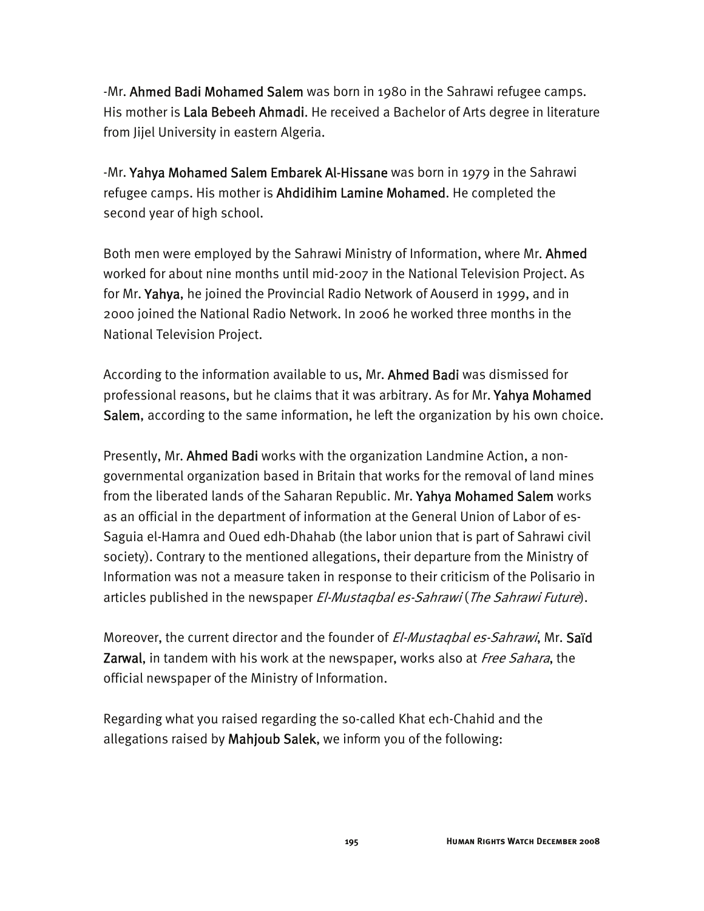-Mr. Ahmed Badi Mohamed Salem was born in 1980 in the Sahrawi refugee camps. His mother is Lala Bebeeh Ahmadi. He received a Bachelor of Arts degree in literature from Jijel University in eastern Algeria.

-Mr. Yahya Mohamed Salem Embarek Al-Hissane was born in 1979 in the Sahrawi refugee camps. His mother is Ahdidihim Lamine Mohamed. He completed the second year of high school.

Both men were employed by the Sahrawi Ministry of Information, where Mr. Ahmed worked for about nine months until mid-2007 in the National Television Project. As for Mr. Yahya, he joined the Provincial Radio Network of Aouserd in 1999, and in 2000 joined the National Radio Network. In 2006 he worked three months in the National Television Project.

According to the information available to us, Mr. Ahmed Badi was dismissed for professional reasons, but he claims that it was arbitrary. As for Mr. Yahya Mohamed Salem, according to the same information, he left the organization by his own choice.

Presently, Mr. Ahmed Badi works with the organization Landmine Action, a non-governmental organization based in Britain that works for the removal of land mines from the liberated lands of the Saharan Republic. Mr. Yahya Mohamed Salem works as an official in the department of information at the General Union of Labor of es-Saguia el-Hamra and Oued edh-Dhahab (the labor union that is part of Sahrawi civil society). Contrary to the mentioned allegations, their departure from the Ministry of Information was not a measure taken in response to their criticism of the Polisario in articles published in the newspaper *El-Mustaqbal es-Sahrawi* (*The Sahrawi Future*).

Moreover, the current director and the founder of *El-Mustaqbal es-Sahrawi*, Mr. Saïd Zarwal, in tandem with his work at the newspaper, works also at *Free Sahara*, the official newspaper of the Ministry of Information.

Regarding what you raised regarding the so-called Khat ech-Chahid and the allegations raised by Mahjoub Salek, we inform you of the following: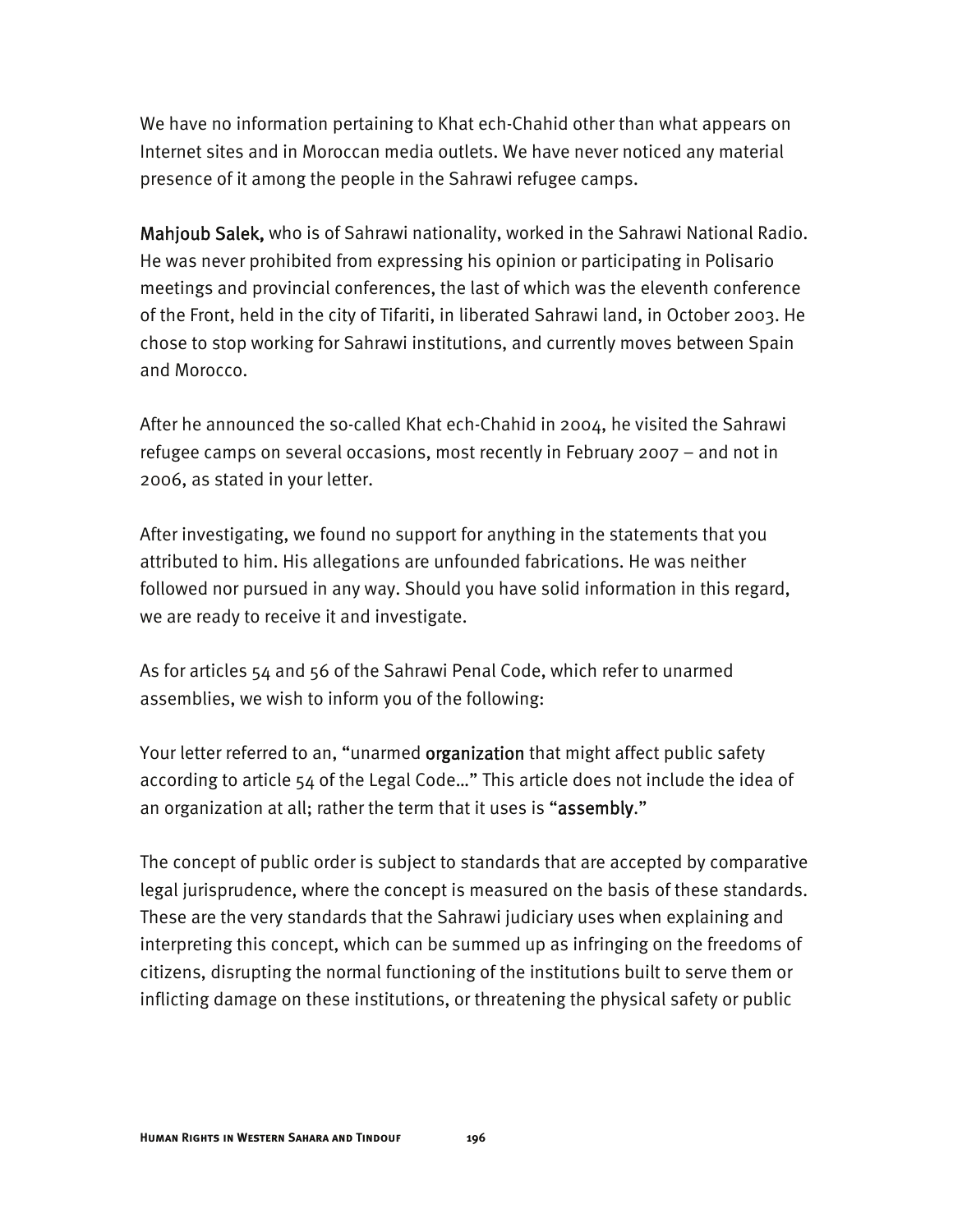We have no information pertaining to Khat ech-Chahid other than what appears on Internet sites and in Moroccan media outlets. We have never noticed any material presence of it among the people in the Sahrawi refugee camps.

Mahjoub Salek, who is of Sahrawi nationality, worked in the Sahrawi National Radio. He was never prohibited from expressing his opinion or participating in Polisario meetings and provincial conferences, the last of which was the eleventh conference of the Front, held in the city of Tifariti, in liberated Sahrawi land, in October 2003. He chose to stop working for Sahrawi institutions, and currently moves between Spain and Morocco.

After he announced the so-called Khat ech-Chahid in 2004, he visited the Sahrawi refugee camps on several occasions, most recently in February 2007 – and not in 2006, as stated in your letter.

After investigating, we found no support for anything in the statements that you attributed to him. His allegations are unfounded fabrications. He was neither followed nor pursued in any way. Should you have solid information in this regard, we are ready to receive it and investigate.

As for articles 54 and 56 of the Sahrawi Penal Code, which refer to unarmed assemblies, we wish to inform you of the following:

Your letter referred to an, "unarmed organization that might affect public safety according to article 54 of the Legal Code…" This article does not include the idea of an organization at all; rather the term that it uses is "assembly."

The concept of public order is subject to standards that are accepted by comparative legal jurisprudence, where the concept is measured on the basis of these standards. These are the very standards that the Sahrawi judiciary uses when explaining and interpreting this concept, which can be summed up as infringing on the freedoms of citizens, disrupting the normal functioning of the institutions built to serve them or inflicting damage on these institutions, or threatening the physical safety or public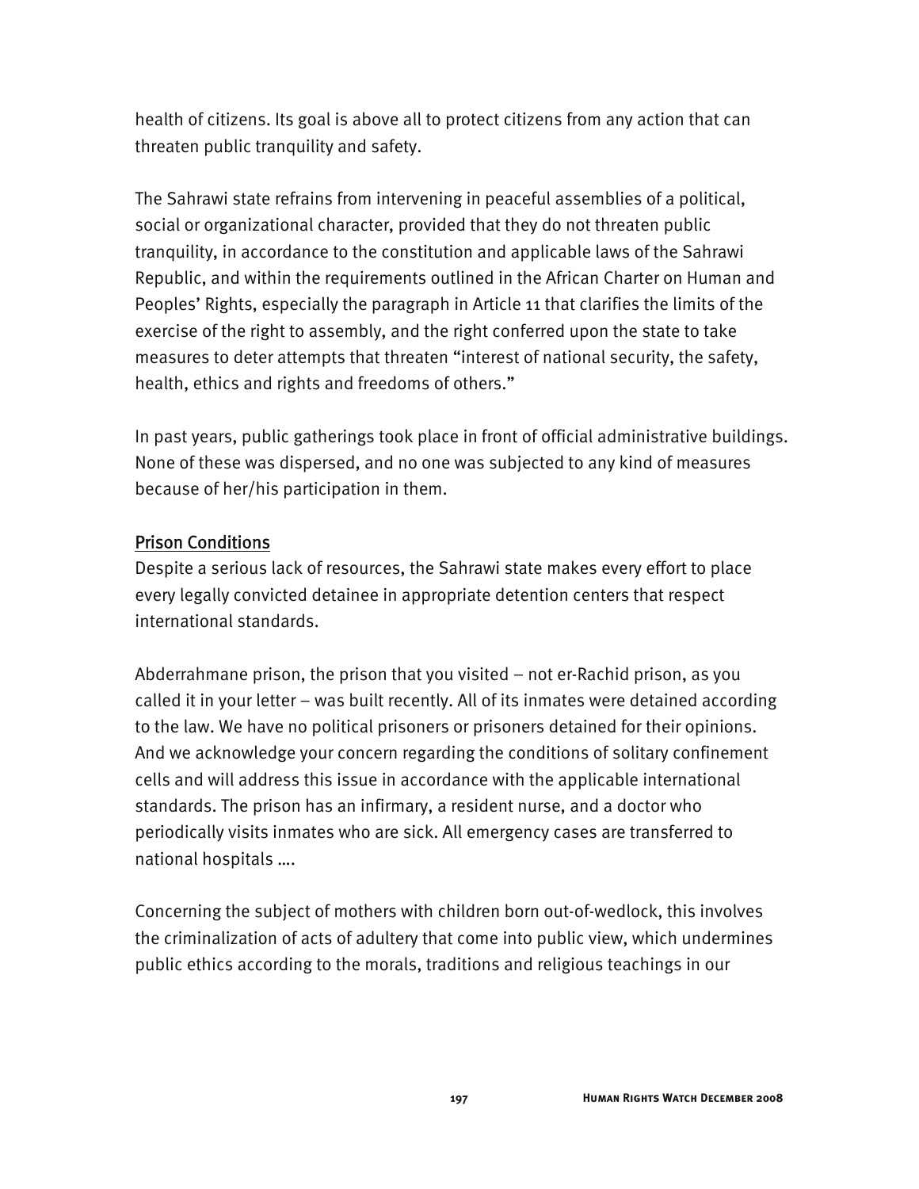health of citizens. Its goal is above all to protect citizens from any action that can threaten public tranquility and safety.

The Sahrawi state refrains from intervening in peaceful assemblies of a political, social or organizational character, provided that they do not threaten public tranquility, in accordance to the constitution and applicable laws of the Sahrawi Republic, and within the requirements outlined in the African Charter on Human and Peoples' Rights, especially the paragraph in Article 11 that clarifies the limits of the exercise of the right to assembly, and the right conferred upon the state to take measures to deter attempts that threaten "interest of national security, the safety, health, ethics and rights and freedoms of others."

In past years, public gatherings took place in front of official administrative buildings. None of these was dispersed, and no one was subjected to any kind of measures because of her/his participation in them.

<u>Prison Conditions</u>

Despite a serious lack of resources, the Sahrawi state makes every effort to place every legally convicted detainee in appropriate detention centers that respect international standards.

Abderrahmane prison, the prison that you visited – not er-Rachid prison, as you called it in your letter – was built recently. All of its inmates were detained according to the law. We have no political prisoners or prisoners detained for their opinions. And we acknowledge your concern regarding the conditions of solitary confinement cells and will address this issue in accordance with the applicable international standards. The prison has an infirmary, a resident nurse, and a doctor who periodically visits inmates who are sick. All emergency cases are transferred to national hospitals ….

Concerning the subject of mothers with children born out-of-wedlock, this involves the criminalization of acts of adultery that come into public view, which undermines public ethics according to the morals, traditions and religious teachings in our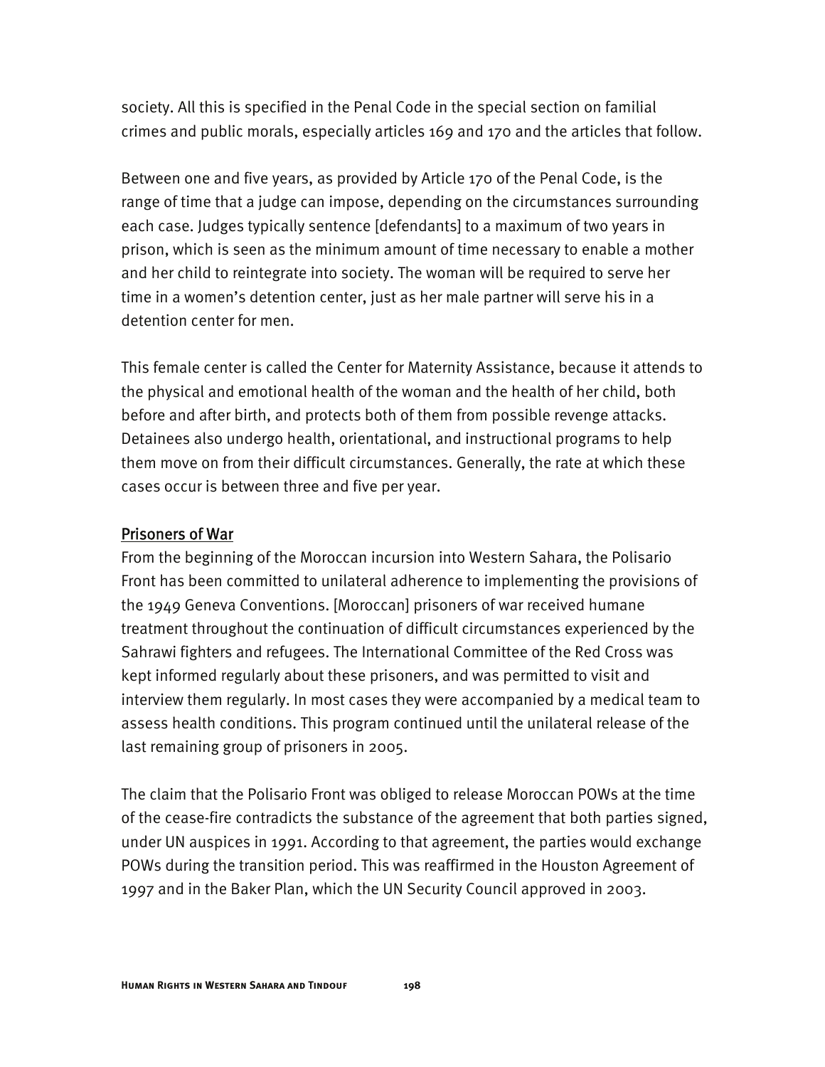society. All this is specified in the Penal Code in the special section on familial crimes and public morals, especially articles 169 and 170 and the articles that follow.

Between one and five years, as provided by Article 170 of the Penal Code, is the range of time that a judge can impose, depending on the circumstances surrounding each case. Judges typically sentence [defendants] to a maximum of two years in prison, which is seen as the minimum amount of time necessary to enable a mother and her child to reintegrate into society. The woman will be required to serve her time in a women's detention center, just as her male partner will serve his in a detention center for men.

This female center is called the Center for Maternity Assistance, because it attends to the physical and emotional health of the woman and the health of her child, both before and after birth, and protects both of them from possible revenge attacks. Detainees also undergo health, orientational, and instructional programs to help them move on from their difficult circumstances. Generally, the rate at which these cases occur is between three and five per year.

## Prisoners of War

From the beginning of the Moroccan incursion into Western Sahara, the Polisario Front has been committed to unilateral adherence to implementing the provisions of the 1949 Geneva Conventions. [Moroccan] prisoners of war received humane treatment throughout the continuation of difficult circumstances experienced by the Sahrawi fighters and refugees. The International Committee of the Red Cross was kept informed regularly about these prisoners, and was permitted to visit and interview them regularly. In most cases they were accompanied by a medical team to assess health conditions. This program continued until the unilateral release of the last remaining group of prisoners in 2005.

The claim that the Polisario Front was obliged to release Moroccan POWs at the time of the cease-fire contradicts the substance of the agreement that both parties signed, under UN auspices in 1991. According to that agreement, the parties would exchange POWs during the transition period. This was reaffirmed in the Houston Agreement of 1997 and in the Baker Plan, which the UN Security Council approved in 2003.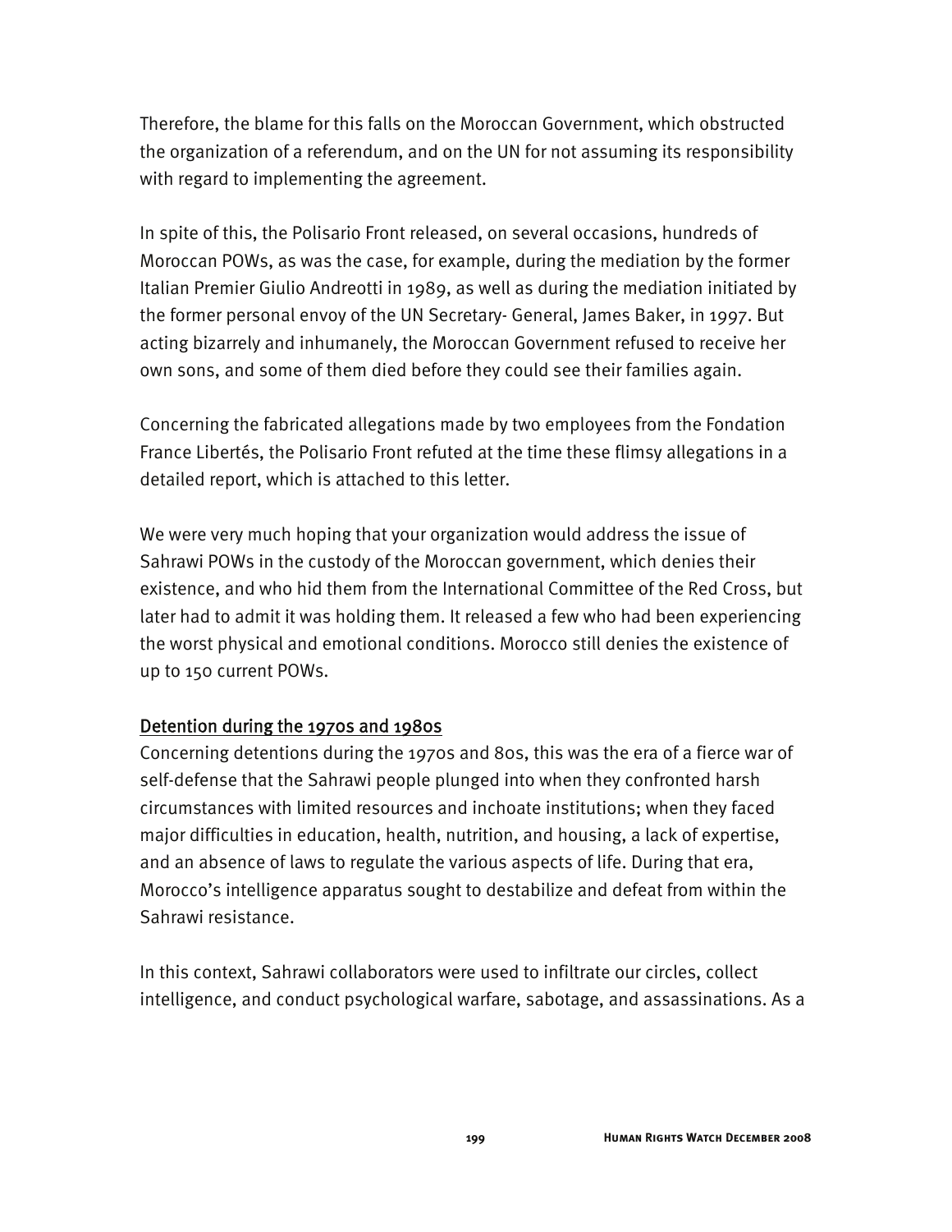Therefore, the blame for this falls on the Moroccan Government, which obstructed the organization of a referendum, and on the UN for not assuming its responsibility with regard to implementing the agreement.

In spite of this, the Polisario Front released, on several occasions, hundreds of Moroccan POWs, as was the case, for example, during the mediation by the former Italian Premier Giulio Andreotti in 1989, as well as during the mediation initiated by the former personal envoy of the UN Secretary- General, James Baker, in 1997. But acting bizarrely and inhumanely, the Moroccan Government refused to receive her own sons, and some of them died before they could see their families again.

Concerning the fabricated allegations made by two employees from the Fondation France Libertés, the Polisario Front refuted at the time these flimsy allegations in a detailed report, which is attached to this letter.

We were very much hoping that your organization would address the issue of Sahrawi POWs in the custody of the Moroccan government, which denies their existence, and who hid them from the International Committee of the Red Cross, but later had to admit it was holding them. It released a few who had been experiencing the worst physical and emotional conditions. Morocco still denies the existence of up to 150 current POWs.

## Detention during the 1970s and 1980s

Concerning detentions during the 1970s and 80s, this was the era of a fierce war of self-defense that the Sahrawi people plunged into when they confronted harsh circumstances with limited resources and inchoate institutions; when they faced major difficulties in education, health, nutrition, and housing, a lack of expertise, and an absence of laws to regulate the various aspects of life. During that era, Morocco's intelligence apparatus sought to destabilize and defeat from within the Sahrawi resistance.

In this context, Sahrawi collaborators were used to infiltrate our circles, collect intelligence, and conduct psychological warfare, sabotage, and assassinations. As a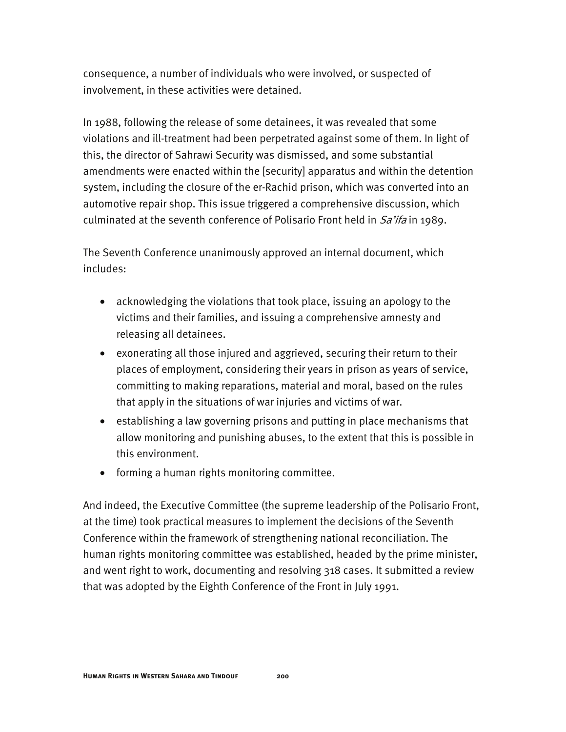consequence, a number of individuals who were involved, or suspected of involvement, in these activities were detained.

In 1988, following the release of some detainees, it was revealed that some violations and ill-treatment had been perpetrated against some of them. In light of this, the director of Sahrawi Security was dismissed, and some substantial amendments were enacted within the [security] apparatus and within the detention system, including the closure of the er-Rachid prison, which was converted into an automotive repair shop. This issue triggered a comprehensive discussion, which culminated at the seventh conference of Polisario Front held in *Sa'ifa* in 1989.

The Seventh Conference unanimously approved an internal document, which includes:

- acknowledging the violations that took place, issuing an apology to the victims and their families, and issuing a comprehensive amnesty and releasing all detainees.
- exonerating all those injured and aggrieved, securing their return to their places of employment, considering their years in prison as years of service, committing to making reparations, material and moral, based on the rules that apply in the situations of war injuries and victims of war.
- establishing a law governing prisons and putting in place mechanisms that allow monitoring and punishing abuses, to the extent that this is possible in this environment.
- forming a human rights monitoring committee.

And indeed, the Executive Committee (the supreme leadership of the Polisario Front, at the time) took practical measures to implement the decisions of the Seventh Conference within the framework of strengthening national reconciliation. The human rights monitoring committee was established, headed by the prime minister, and went right to work, documenting and resolving 318 cases. It submitted a review that was adopted by the Eighth Conference of the Front in July 1991.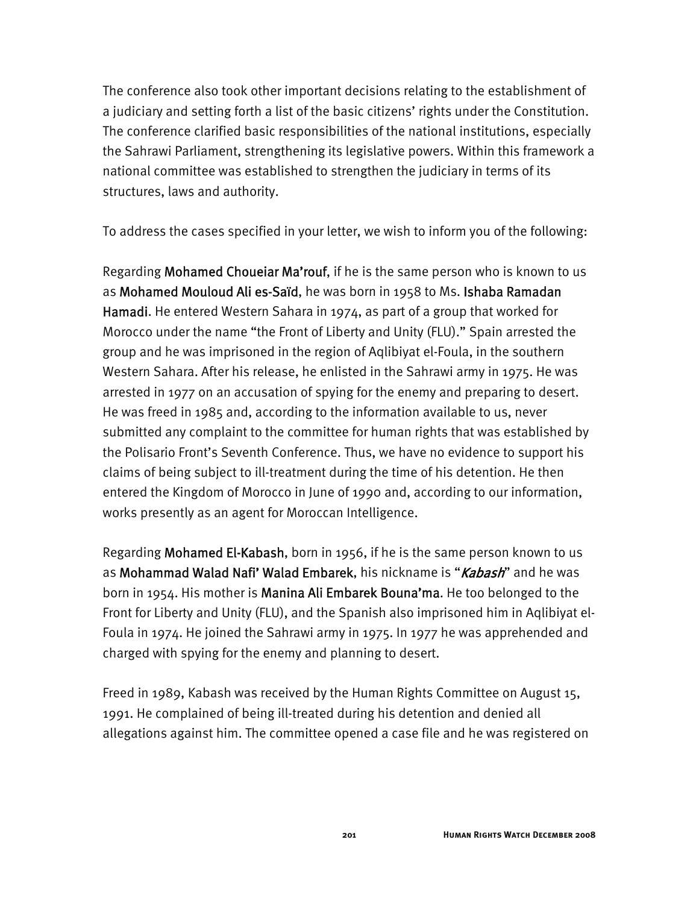The conference also took other important decisions relating to the establishment of a judiciary and setting forth a list of the basic citizens' rights under the Constitution. The conference clarified basic responsibilities of the national institutions, especially the Sahrawi Parliament, strengthening its legislative powers. Within this framework a national committee was established to strengthen the judiciary in terms of its structures, laws and authority.

To address the cases specified in your letter, we wish to inform you of the following:

Regarding **Mohamed Choueiar Ma'rouf**, if he is the same person who is known to us as **Mohamed Mouloud Ali es-Saïd**, he was born in 1958 to Ms. **Ishaba Ramadan Hamadi**. He entered Western Sahara in 1974, as part of a group that worked for Morocco under the name "the Front of Liberty and Unity (FLU)." Spain arrested the group and he was imprisoned in the region of Aqlibiyat el-Foula, in the southern Western Sahara. After his release, he enlisted in the Sahrawi army in 1975. He was arrested in 1977 on an accusation of spying for the enemy and preparing to desert. He was freed in 1985 and, according to the information available to us, never submitted any complaint to the committee for human rights that was established by the Polisario Front's Seventh Conference. Thus, we have no evidence to support his claims of being subject to ill-treatment during the time of his detention. He then entered the Kingdom of Morocco in June of 1990 and, according to our information, works presently as an agent for Moroccan Intelligence.

Regarding **Mohamed El-Kabash**, born in 1956, if he is the same person known to us as **Mohammad Walad Nafi' Walad Embarek**, his nickname is "*Kabash*" and he was born in 1954. His mother is **Manina Ali Embarek Bouna'ma**. He too belonged to the Front for Liberty and Unity (FLU), and the Spanish also imprisoned him in Aqlibiyat el-Foula in 1974. He joined the Sahrawi army in 1975. In 1977 he was apprehended and charged with spying for the enemy and planning to desert.

Freed in 1989, Kabash was received by the Human Rights Committee on August 15, 1991. He complained of being ill-treated during his detention and denied all allegations against him. The committee opened a case file and he was registered on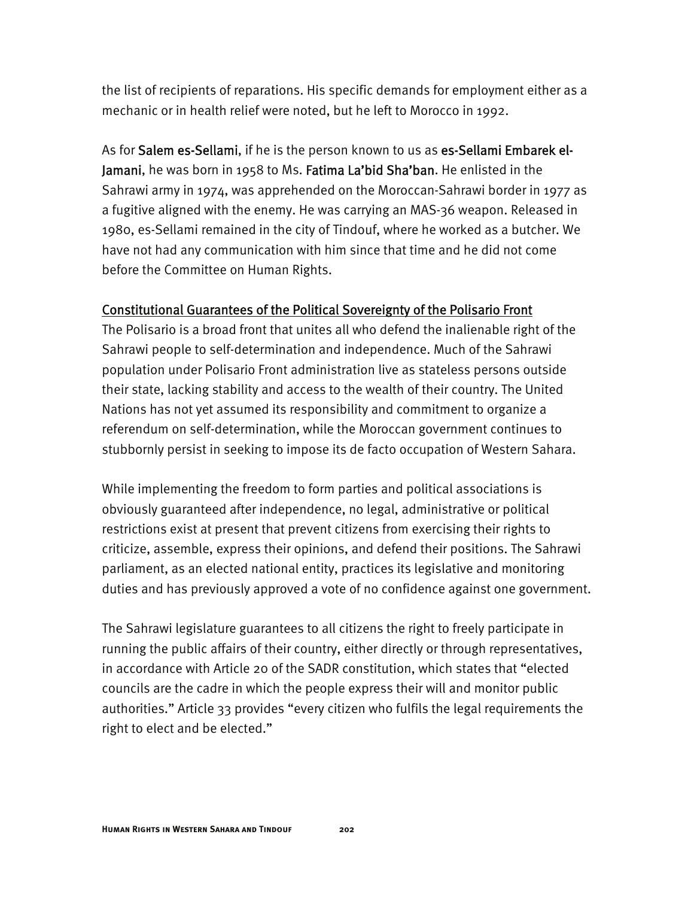the list of recipients of reparations. His specific demands for employment either as a mechanic or in health relief were noted, but he left to Morocco in 1992.

As for **Salem es-Sellami**, if he is the person known to us as **es-Sellami Embarek el-Jamani**, he was born in 1958 to Ms. **Fatima La'bid Sha'ban**. He enlisted in the Sahrawi army in 1974, was apprehended on the Moroccan-Sahrawi border in 1977 as a fugitive aligned with the enemy. He was carrying an MAS-36 weapon. Released in 1980, es-Sellami remained in the city of Tindouf, where he worked as a butcher. We have not had any communication with him since that time and he did not come before the Committee on Human Rights.

<u>Constitutional Guarantees of the Political Sovereignty of the Polisario Front</u>

The Polisario is a broad front that unites all who defend the inalienable right of the Sahrawi people to self-determination and independence. Much of the Sahrawi population under Polisario Front administration live as stateless persons outside their state, lacking stability and access to the wealth of their country. The United Nations has not yet assumed its responsibility and commitment to organize a referendum on self-determination, while the Moroccan government continues to stubbornly persist in seeking to impose its de facto occupation of Western Sahara.

While implementing the freedom to form parties and political associations is obviously guaranteed after independence, no legal, administrative or political restrictions exist at present that prevent citizens from exercising their rights to criticize, assemble, express their opinions, and defend their positions. The Sahrawi parliament, as an elected national entity, practices its legislative and monitoring duties and has previously approved a vote of no confidence against one government.

The Sahrawi legislature guarantees to all citizens the right to freely participate in running the public affairs of their country, either directly or through representatives, in accordance with Article 20 of the SADR constitution, which states that "elected councils are the cadre in which the people express their will and monitor public authorities." Article 33 provides "every citizen who fulfils the legal requirements the right to elect and be elected."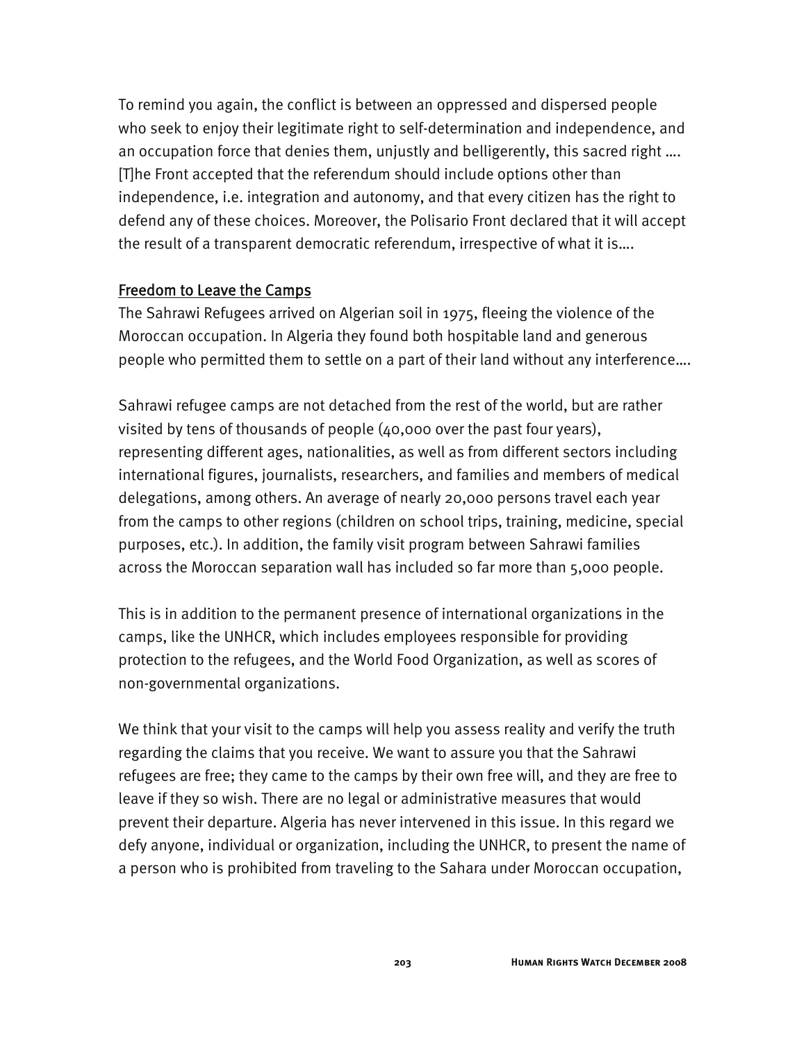To remind you again, the conflict is between an oppressed and dispersed people who seek to enjoy their legitimate right to self-determination and independence, and an occupation force that denies them, unjustly and belligerently, this sacred right …. [T]he Front accepted that the referendum should include options other than independence, i.e. integration and autonomy, and that every citizen has the right to defend any of these choices. Moreover, the Polisario Front declared that it will accept the result of a transparent democratic referendum, irrespective of what it is….

<u>Freedom to Leave the Camps</u>

The Sahrawi Refugees arrived on Algerian soil in 1975, fleeing the violence of the Moroccan occupation. In Algeria they found both hospitable land and generous people who permitted them to settle on a part of their land without any interference….

Sahrawi refugee camps are not detached from the rest of the world, but are rather visited by tens of thousands of people (40,000 over the past four years), representing different ages, nationalities, as well as from different sectors including international figures, journalists, researchers, and families and members of medical delegations, among others. An average of nearly 20,000 persons travel each year from the camps to other regions (children on school trips, training, medicine, special purposes, etc.). In addition, the family visit program between Sahrawi families across the Moroccan separation wall has included so far more than 5,000 people.

This is in addition to the permanent presence of international organizations in the camps, like the UNHCR, which includes employees responsible for providing protection to the refugees, and the World Food Organization, as well as scores of non-governmental organizations.

We think that your visit to the camps will help you assess reality and verify the truth regarding the claims that you receive. We want to assure you that the Sahrawi refugees are free; they came to the camps by their own free will, and they are free to leave if they so wish. There are no legal or administrative measures that would prevent their departure. Algeria has never intervened in this issue. In this regard we defy anyone, individual or organization, including the UNHCR, to present the name of a person who is prohibited from traveling to the Sahara under Moroccan occupation,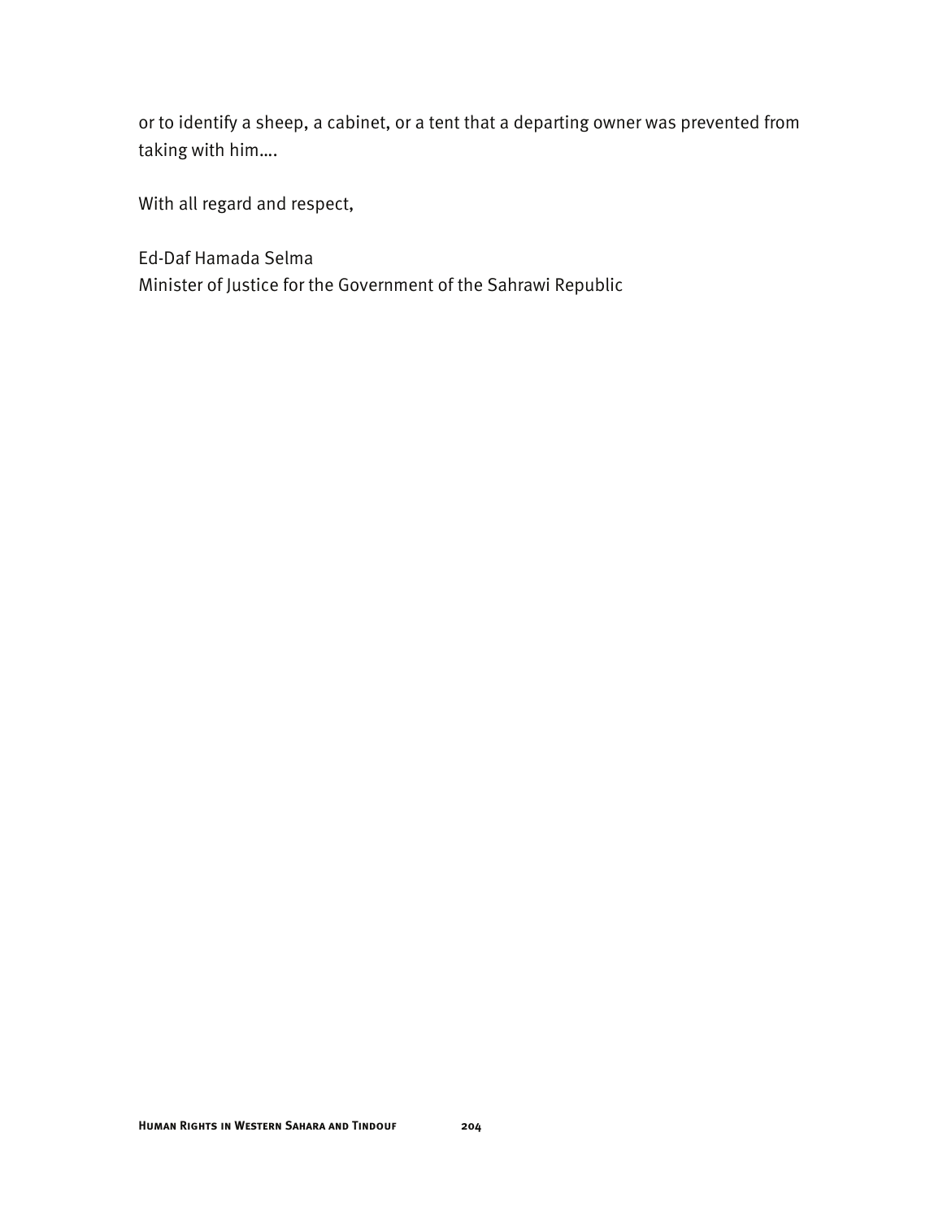or to identify a sheep, a cabinet, or a tent that a departing owner was prevented from taking with him….

With all regard and respect,

Ed-Daf Hamada Selma
Minister of Justice for the Government of the Sahrawi Republic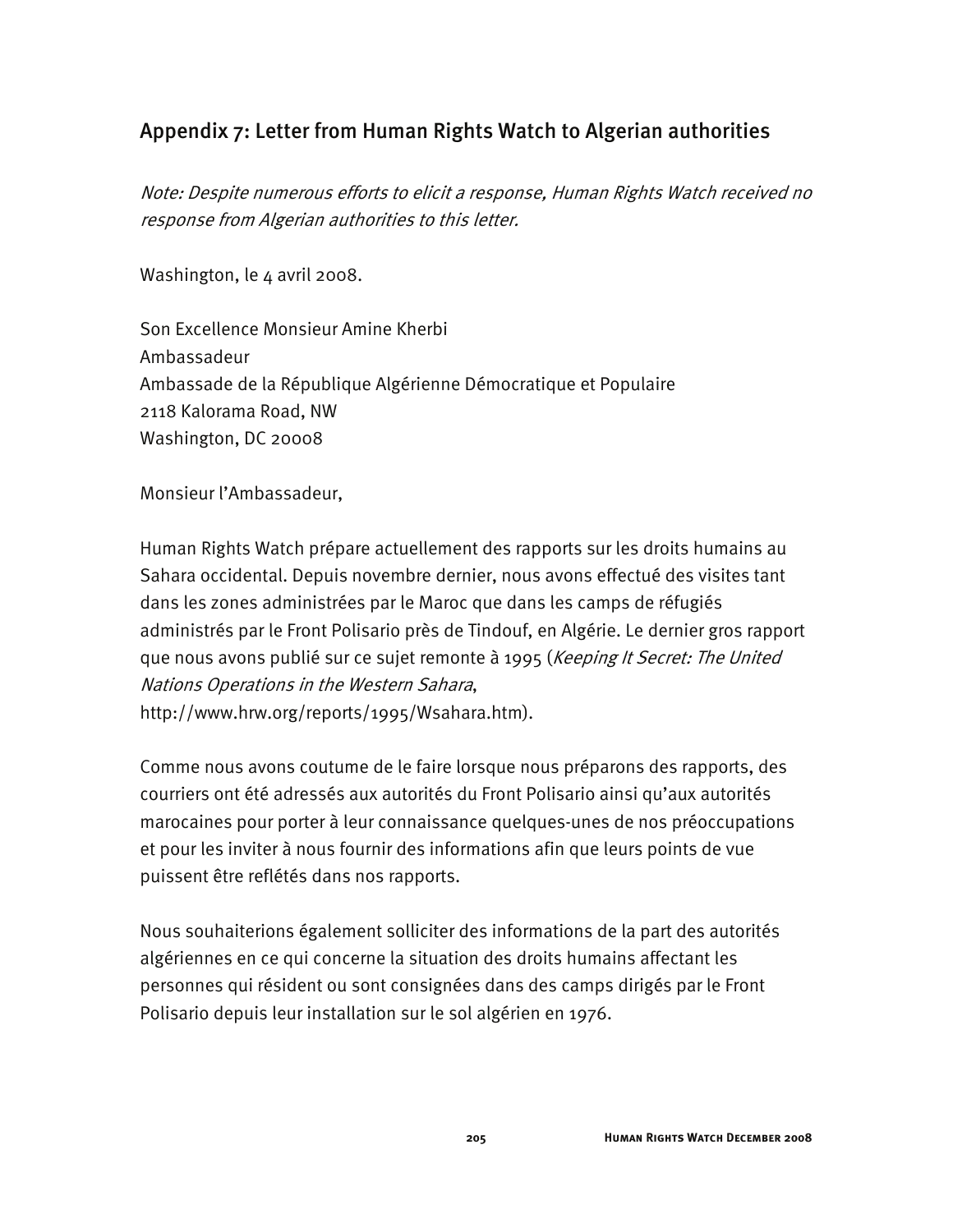## Appendix 7: Letter from Human Rights Watch to Algerian authorities

*Note: Despite numerous efforts to elicit a response, Human Rights Watch received no response from Algerian authorities to this letter.*

Washington, le 4 avril 2008.

Son Excellence Monsieur Amine Kherbi  
Ambassadeur  
Ambassade de la République Algérienne Démocratique et Populaire  
2118 Kalorama Road, NW  
Washington, DC 20008

Monsieur l'Ambassadeur,

Human Rights Watch prépare actuellement des rapports sur les droits humains au Sahara occidental. Depuis novembre dernier, nous avons effectué des visites tant dans les zones administrées par le Maroc que dans les camps de réfugiés administrés par le Front Polisario près de Tindouf, en Algérie. Le dernier gros rapport que nous avons publié sur ce sujet remonte à 1995 (*Keeping It Secret: The United Nations Operations in the Western Sahara*, http://www.hrw.org/reports/1995/Wsahara.htm).

Comme nous avons coutume de le faire lorsque nous préparons des rapports, des courriers ont été adressés aux autorités du Front Polisario ainsi qu'aux autorités marocaines pour porter à leur connaissance quelques-unes de nos préoccupations et pour les inviter à nous fournir des informations afin que leurs points de vue puissent être reflétés dans nos rapports.

Nous souhaiterions également solliciter des informations de la part des autorités algériennes en ce qui concerne la situation des droits humains affectant les personnes qui résident ou sont consignées dans des camps dirigés par le Front Polisario depuis leur installation sur le sol algérien en 1976.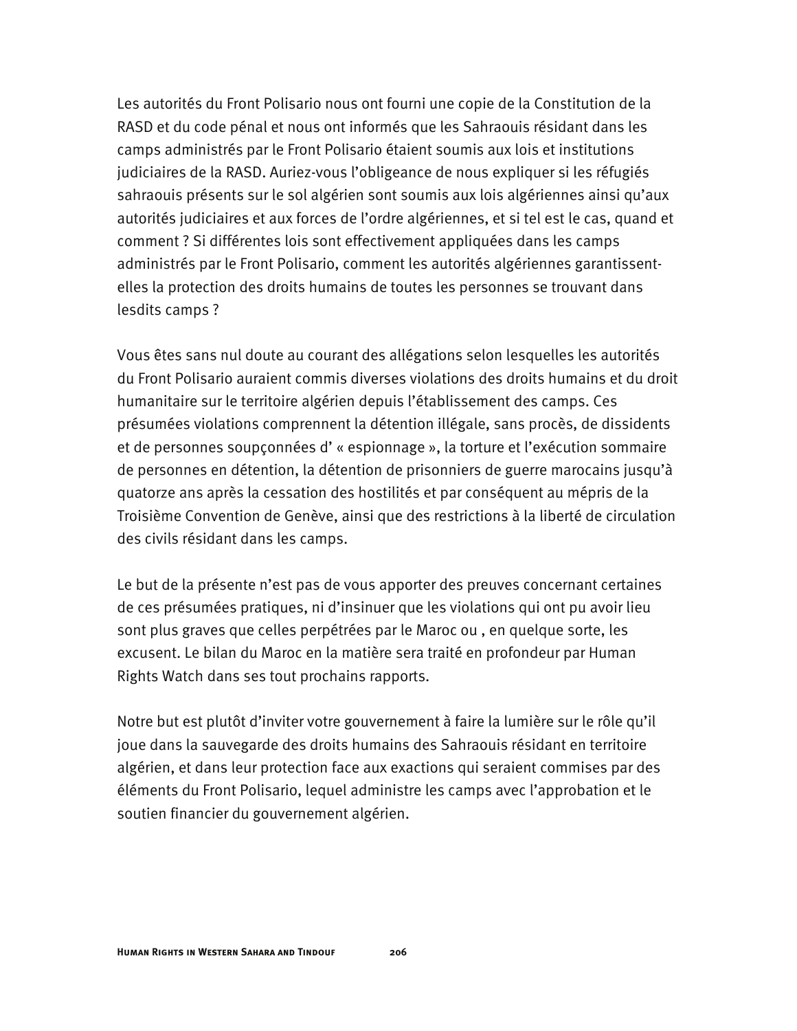Les autorités du Front Polisario nous ont fourni une copie de la Constitution de la RASD et du code pénal et nous ont informés que les Sahraouis résidant dans les camps administrés par le Front Polisario étaient soumis aux lois et institutions judiciaires de la RASD. Auriez-vous l'obligeance de nous expliquer si les réfugiés sahraouis présents sur le sol algérien sont soumis aux lois algériennes ainsi qu'aux autorités judiciaires et aux forces de l'ordre algériennes, et si tel est le cas, quand et comment ? Si différentes lois sont effectivement appliquées dans les camps administrés par le Front Polisario, comment les autorités algériennes garantissent-elles la protection des droits humains de toutes les personnes se trouvant dans lesdits camps ?

Vous êtes sans nul doute au courant des allégations selon lesquelles les autorités du Front Polisario auraient commis diverses violations des droits humains et du droit humanitaire sur le territoire algérien depuis l'établissement des camps. Ces présumées violations comprennent la détention illégale, sans procès, de dissidents et de personnes soupçonnées d' « espionnage », la torture et l'exécution sommaire de personnes en détention, la détention de prisonniers de guerre marocains jusqu'à quatorze ans après la cessation des hostilités et par conséquent au mépris de la Troisième Convention de Genève, ainsi que des restrictions à la liberté de circulation des civils résidant dans les camps.

Le but de la présente n'est pas de vous apporter des preuves concernant certaines de ces présumées pratiques, ni d'insinuer que les violations qui ont pu avoir lieu sont plus graves que celles perpétrées par le Maroc ou , en quelque sorte, les excusent. Le bilan du Maroc en la matière sera traité en profondeur par Human Rights Watch dans ses tout prochains rapports.

Notre but est plutôt d'inviter votre gouvernement à faire la lumière sur le rôle qu'il joue dans la sauvegarde des droits humains des Sahraouis résidant en territoire algérien, et dans leur protection face aux exactions qui seraient commises par des éléments du Front Polisario, lequel administre les camps avec l'approbation et le soutien financier du gouvernement algérien.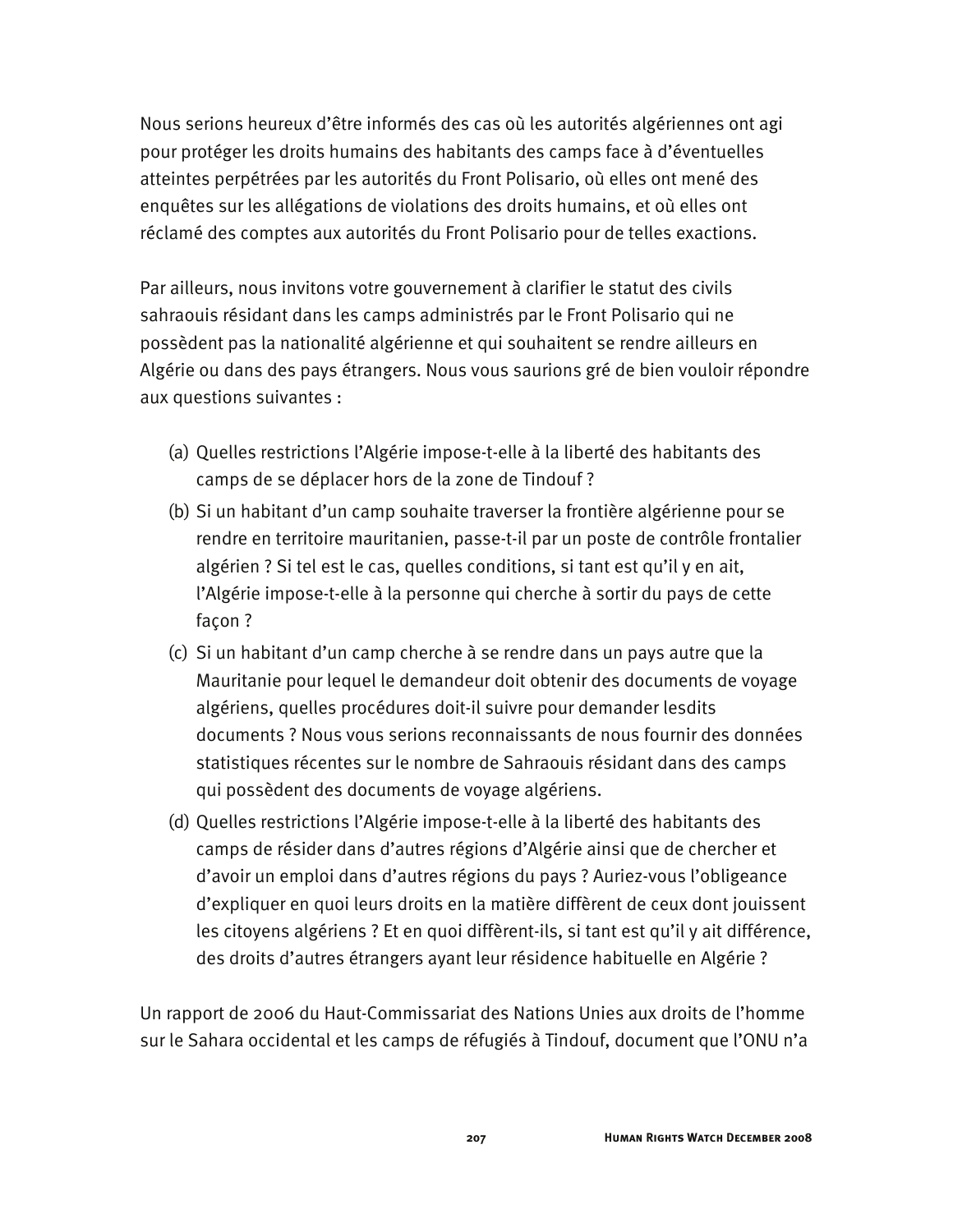Nous serions heureux d'être informés des cas où les autorités algériennes ont agi pour protéger les droits humains des habitants des camps face à d'éventuelles atteintes perpétrées par les autorités du Front Polisario, où elles ont mené des enquêtes sur les allégations de violations des droits humains, et où elles ont réclamé des comptes aux autorités du Front Polisario pour de telles exactions.

Par ailleurs, nous invitons votre gouvernement à clarifier le statut des civils sahraouis résidant dans les camps administrés par le Front Polisario qui ne possèdent pas la nationalité algérienne et qui souhaitent se rendre ailleurs en Algérie ou dans des pays étrangers. Nous vous saurions gré de bien vouloir répondre aux questions suivantes :

(a) Quelles restrictions l'Algérie impose-t-elle à la liberté des habitants des camps de se déplacer hors de la zone de Tindouf ?

(b) Si un habitant d'un camp souhaite traverser la frontière algérienne pour se rendre en territoire mauritanien, passe-t-il par un poste de contrôle frontalier algérien ? Si tel est le cas, quelles conditions, si tant est qu'il y en ait, l'Algérie impose-t-elle à la personne qui cherche à sortir du pays de cette façon ?

(c) Si un habitant d'un camp cherche à se rendre dans un pays autre que la Mauritanie pour lequel le demandeur doit obtenir des documents de voyage algériens, quelles procédures doit-il suivre pour demander lesdits documents ? Nous vous serions reconnaissants de nous fournir des données statistiques récentes sur le nombre de Sahraouis résidant dans des camps qui possèdent des documents de voyage algériens.

(d) Quelles restrictions l'Algérie impose-t-elle à la liberté des habitants des camps de résider dans d'autres régions d'Algérie ainsi que de chercher et d'avoir un emploi dans d'autres régions du pays ? Auriez-vous l'obligeance d'expliquer en quoi leurs droits en la matière diffèrent de ceux dont jouissent les citoyens algériens ? Et en quoi diffèrent-ils, si tant est qu'il y ait différence, des droits d'autres étrangers ayant leur résidence habituelle en Algérie ?

Un rapport de 2006 du Haut-Commissariat des Nations Unies aux droits de l'homme sur le Sahara occidental et les camps de réfugiés à Tindouf, document que l'ONU n'a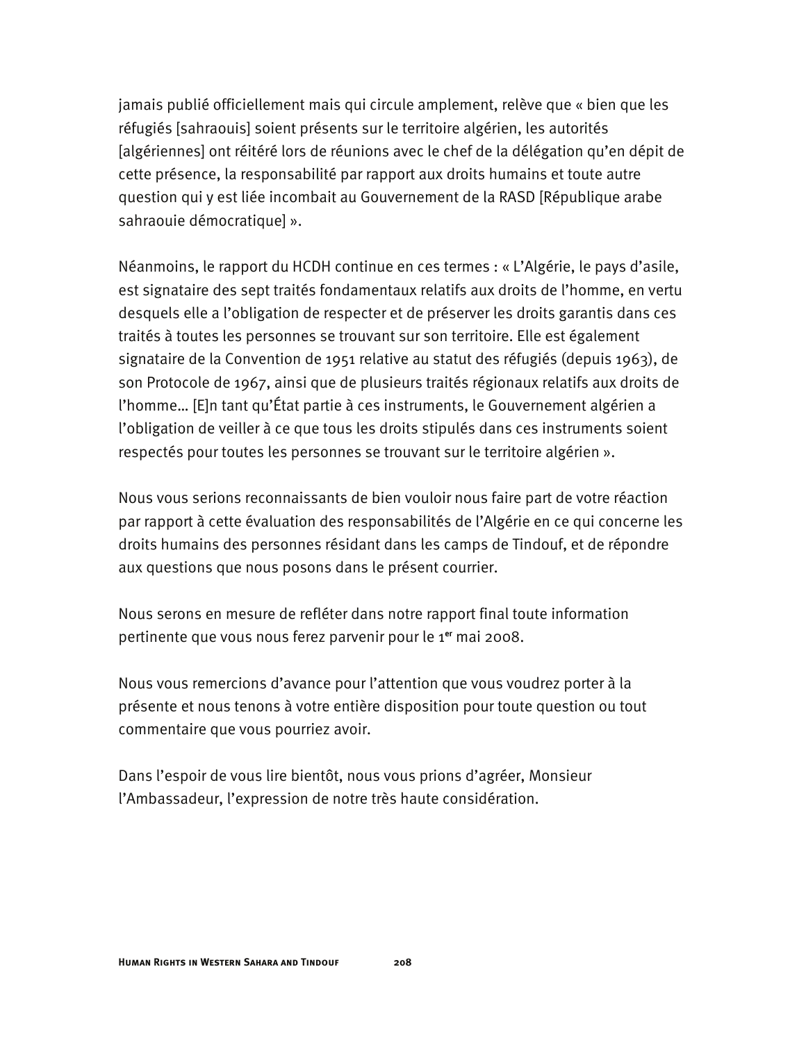jamais publié officiellement mais qui circule amplement, relève que « bien que les réfugiés [sahraouis] soient présents sur le territoire algérien, les autorités [algériennes] ont réitéré lors de réunions avec le chef de la délégation qu'en dépit de cette présence, la responsabilité par rapport aux droits humains et toute autre question qui y est liée incombait au Gouvernement de la RASD [République arabe sahraouie démocratique] ».

Néanmoins, le rapport du HCDH continue en ces termes : « L'Algérie, le pays d'asile, est signataire des sept traités fondamentaux relatifs aux droits de l'homme, en vertu desquels elle a l'obligation de respecter et de préserver les droits garantis dans ces traités à toutes les personnes se trouvant sur son territoire. Elle est également signataire de la Convention de 1951 relative au statut des réfugiés (depuis 1963), de son Protocole de 1967, ainsi que de plusieurs traités régionaux relatifs aux droits de l'homme… [E]n tant qu'État partie à ces instruments, le Gouvernement algérien a l'obligation de veiller à ce que tous les droits stipulés dans ces instruments soient respectés pour toutes les personnes se trouvant sur le territoire algérien ».

Nous vous serions reconnaissants de bien vouloir nous faire part de votre réaction par rapport à cette évaluation des responsabilités de l'Algérie en ce qui concerne les droits humains des personnes résidant dans les camps de Tindouf, et de répondre aux questions que nous posons dans le présent courrier.

Nous serons en mesure de refléter dans notre rapport final toute information pertinente que vous nous ferez parvenir pour le 1er mai 2008.

Nous vous remercions d'avance pour l'attention que vous voudrez porter à la présente et nous tenons à votre entière disposition pour toute question ou tout commentaire que vous pourriez avoir.

Dans l'espoir de vous lire bientôt, nous vous prions d'agréer, Monsieur l'Ambassadeur, l'expression de notre très haute considération.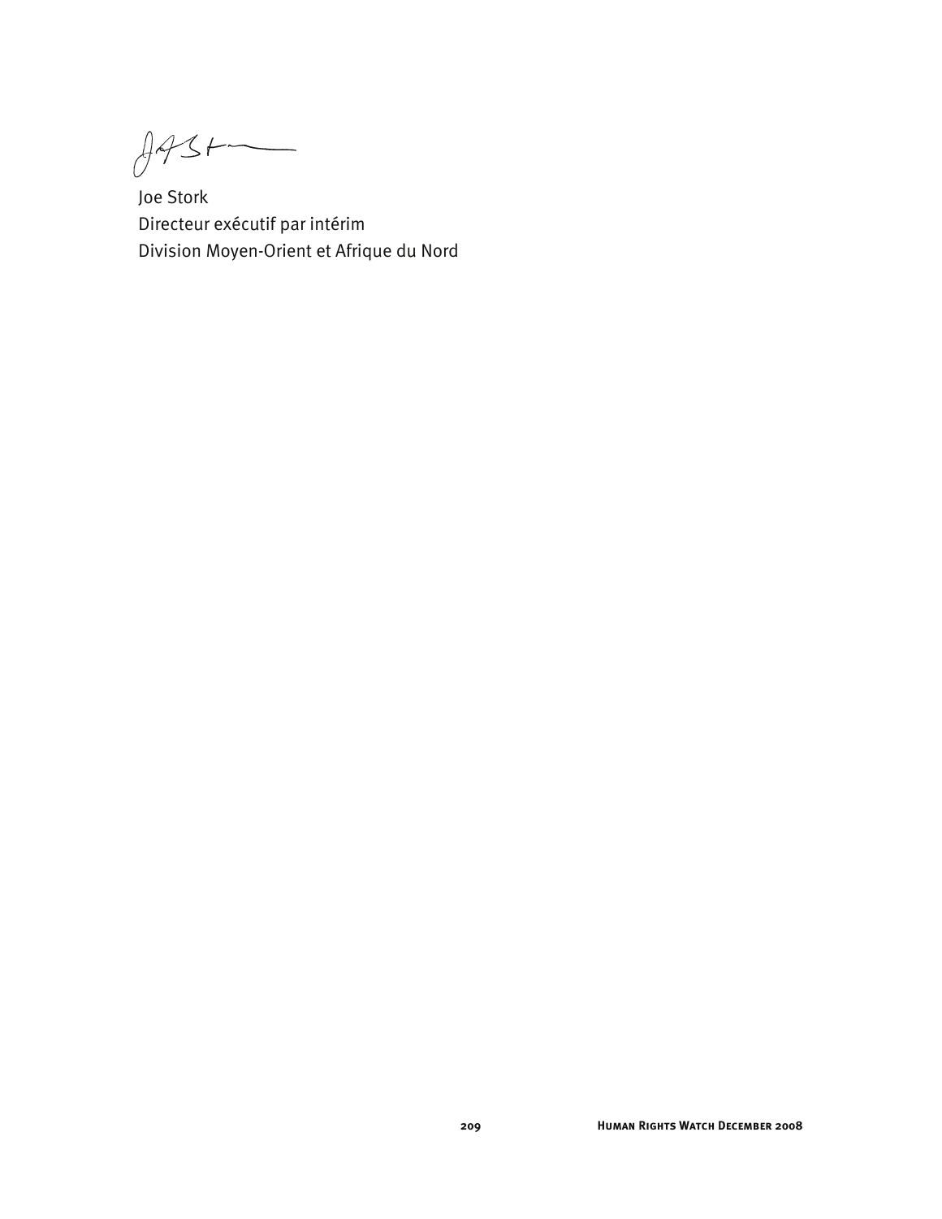Joe Stork
Directeur exécutif par intérim
Division Moyen-Orient et Afrique du Nord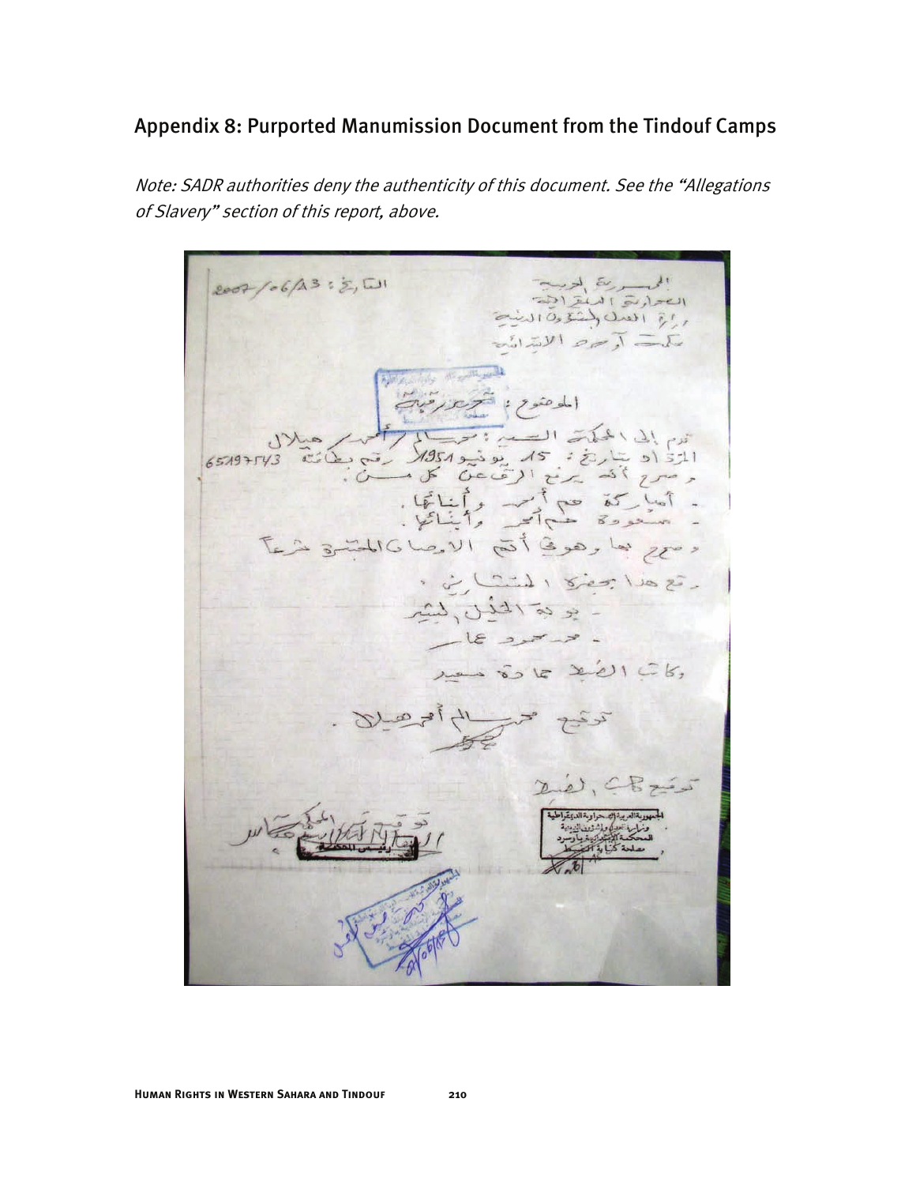## Appendix 8: Purported Manumission Document from the Tindouf Camps

*Note: SADR authorities deny the authenticity of this document. See the "Allegations of Slavery" section of this report, above.*

التاريخ: 2007/06/13

الجمهورية العربية
الصحراوية الديمقراطية
وزارة العدل والشؤون الدينية
محكمة أوسرد الابتدائية

الموضوع: تحرير رقبة

تقدم إلى المحكمة السيد: محمد سالم أحمد هيلال
المزداد بتاريخ: 15 يونيو 1951 رقم بطاقة 65197543
وصرح أنه يرفع الرق عن كل من:
- امباركة منت أحمد وأبنائها.
- مسعودة منت أحمد وأبنائها.

وصرح بها وهو في أتم الأوصاف المعتبرة شرعا
وتم هذا بحضرة الشاهدين:
- بوبة الخليل البشير
- محمد محمود عالي

وكاتب الضبط حمادة سعيد

توقيع محمد سالم أحمد هيلال.

توقيع كاتب الضبط

توقيع رئيس المحكمة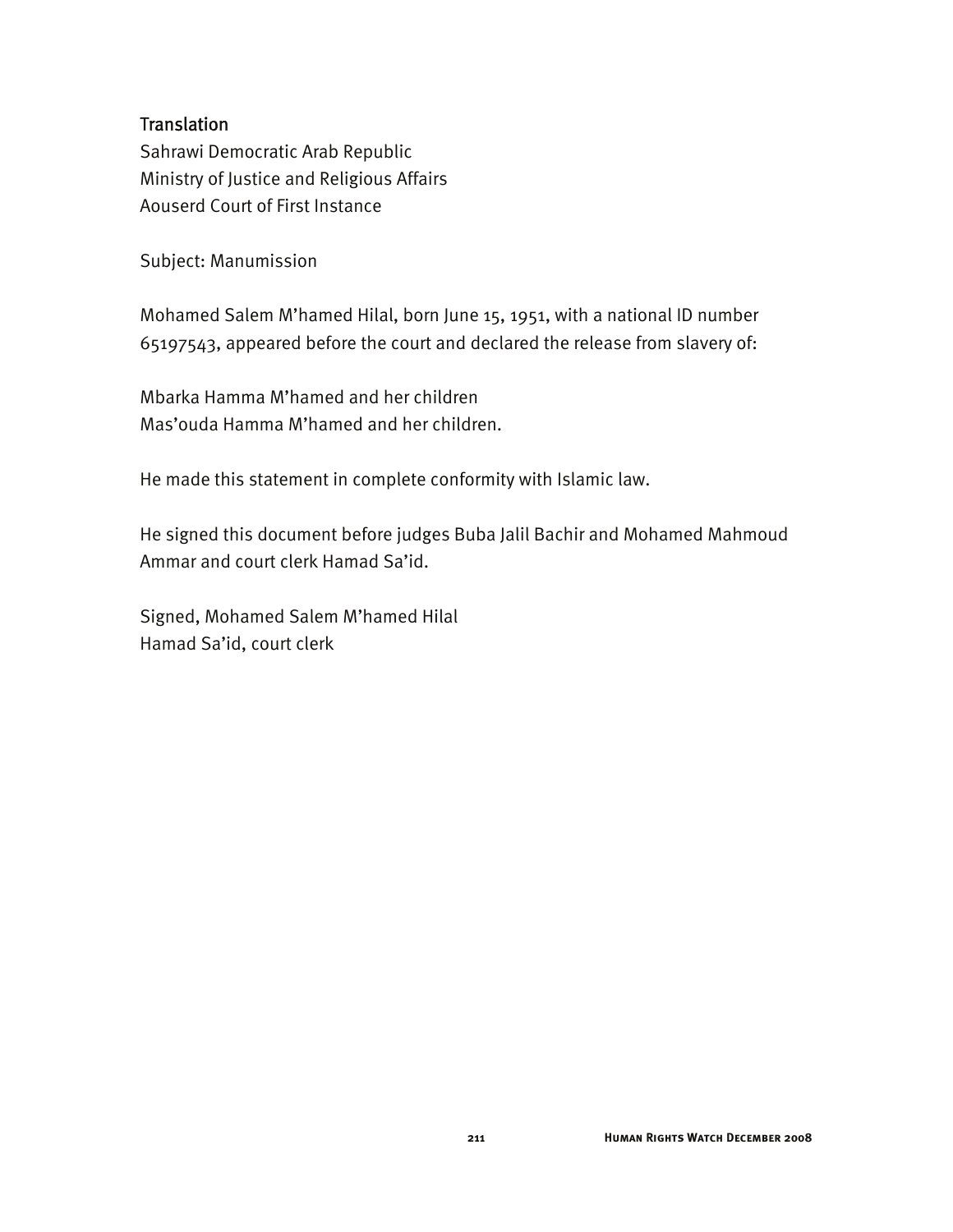## Translation

Sahrawi Democratic Arab Republic
Ministry of Justice and Religious Affairs
Aouserd Court of First Instance

Subject: Manumission

Mohamed Salem M'hamed Hilal, born June 15, 1951, with a national ID number 65197543, appeared before the court and declared the release from slavery of:

Mbarka Hamma M'hamed and her children
Mas'ouda Hamma M'hamed and her children.

He made this statement in complete conformity with Islamic law.

He signed this document before judges Buba Jalil Bachir and Mohamed Mahmoud Ammar and court clerk Hamad Sa'id.

Signed, Mohamed Salem M'hamed Hilal
Hamad Sa'id, court clerk